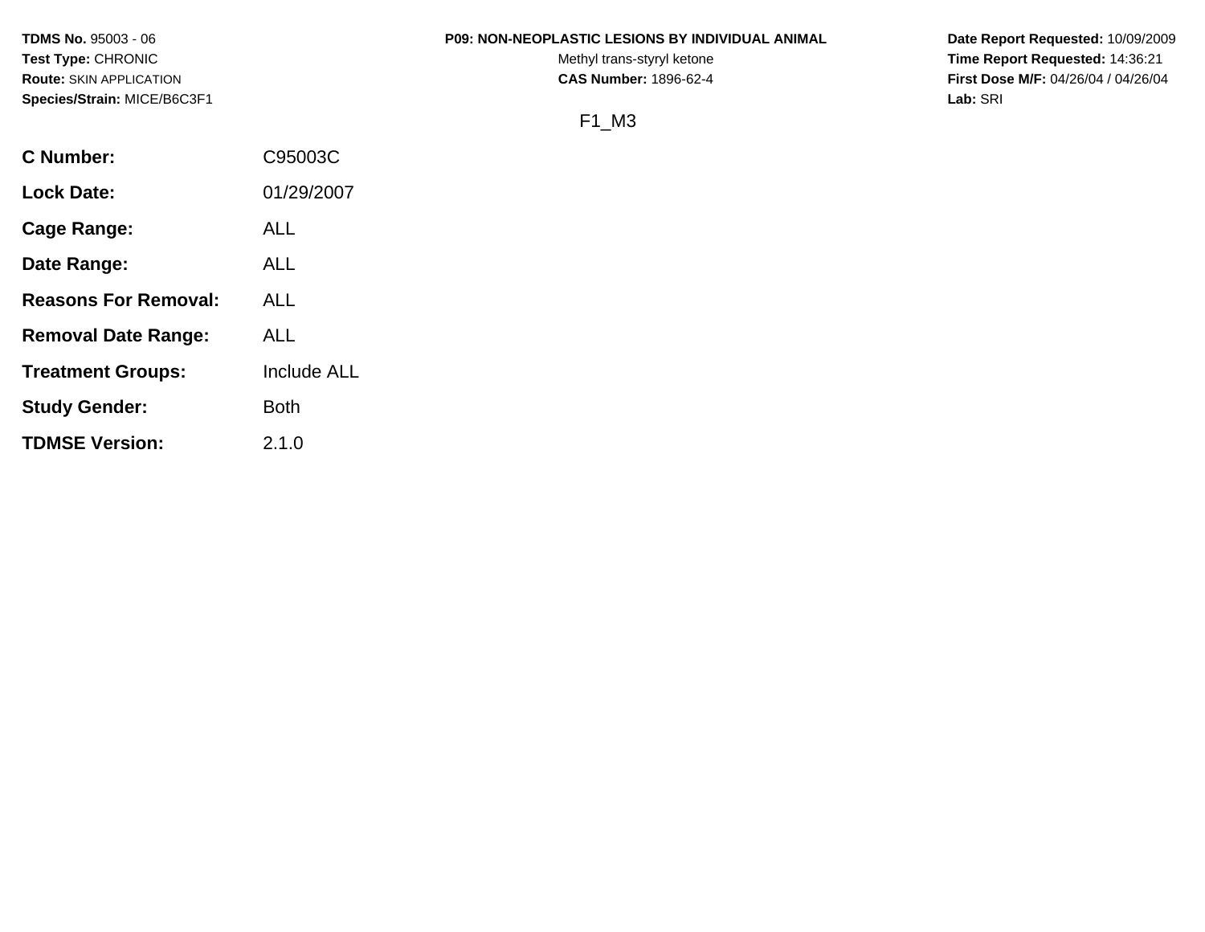**TDMS No.** 95003 - 06
**Test Type:** CHRONIC
**Route:** SKIN APPLICATION
**Species/Strain:** MICE/B6C3F1

**P09: NON-NEOPLASTIC LESIONS BY INDIVIDUAL ANIMAL**
Methyl trans-styryl ketone
**CAS Number:** 1896-62-4

**Date Report Requested:** 10/09/2009
**Time Report Requested:** 14:36:21
**First Dose M/F:** 04/26/04 / 04/26/04
**Lab:** SRI

F1_M3

| | |
|---|---|
| **C Number:** | C95003C |
| **Lock Date:** | 01/29/2007 |
| **Cage Range:** | ALL |
| **Date Range:** | ALL |
| **Reasons For Removal:** | ALL |
| **Removal Date Range:** | ALL |
| **Treatment Groups:** | Include ALL |
| **Study Gender:** | Both |
| **TDMSE Version:** | 2.1.0 |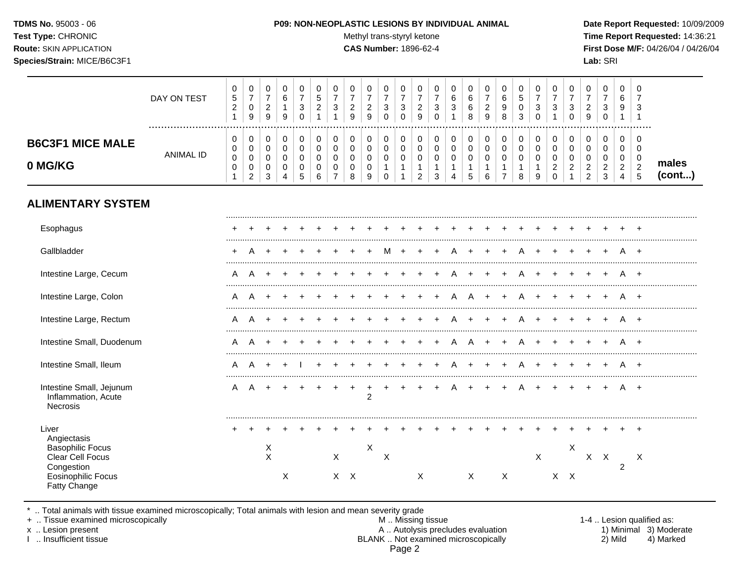**TDMS No.** 95003 - 06
**Test Type:** CHRONIC
**Route:** SKIN APPLICATION
**Species/Strain:** MICE/B6C3F1

**P09: NON-NEOPLASTIC LESIONS BY INDIVIDUAL ANIMAL**
Methyl trans-styryl ketone
**CAS Number:** 1896-62-4

**Date Report Requested:** 10/09/2009
**Time Report Requested:** 14:36:21
**First Dose M/F:** 04/26/04 / 04/26/04
**Lab:** SRI

## B6C3F1 MICE MALE 0 MG/KG — males (cont...)

| DAY ON TEST | 0521 | 0709 | 0729 | 0619 | 0730 | 0521 | 0731 | 0729 | 0729 | 0730 | 0730 | 0729 | 0730 | 0631 | 0668 | 0729 | 0698 | 0503 | 0730 | 0731 | 0730 | 0729 | 0730 | 0691 | 0731 |
|---|---|---|---|---|---|---|---|---|---|---|---|---|---|---|---|---|---|---|---|---|---|---|---|---|---|
| **ANIMAL ID** | 00001 | 00002 | 00003 | 00004 | 00005 | 00006 | 00007 | 00008 | 00009 | 00010 | 00011 | 00012 | 00013 | 00014 | 00015 | 00016 | 00017 | 00018 | 00019 | 00020 | 00021 | 00022 | 00023 | 00024 | 00025 |
| **ALIMENTARY SYSTEM** | | | | | | | | | | | | | | | | | | | | | | | | | |
| Esophagus | + | + | + | + | + | + | + | + | + | + | + | + | + | + | + | + | + | + | + | + | + | + | + | + | + |
| Gallbladder | + | A | + | + | + | + | + | + | + | M | + | + | + | A | + | + | + | A | + | + | + | + | + | A | + |
| Intestine Large, Cecum | A | A | + | + | + | + | + | + | + | + | + | + | + | A | + | + | + | A | + | + | + | + | + | A | + |
| Intestine Large, Colon | A | A | + | + | + | + | + | + | + | + | + | + | + | A | A | + | + | A | + | + | + | + | + | A | + |
| Intestine Large, Rectum | A | A | + | + | + | + | + | + | + | + | + | + | + | A | + | + | + | A | + | + | + | + | + | A | + |
| Intestine Small, Duodenum | A | A | + | + | + | + | + | + | + | + | + | + | + | A | A | + | + | A | + | + | + | + | + | A | + |
| Intestine Small, Ileum | A | A | + | + | I | + | + | + | + | + | + | + | + | A | + | + | + | A | + | + | + | + | + | A | + |
| Intestine Small, Jejunum | A | A | + | + | + | + | + | + | + | + | + | + | + | A | + | + | + | A | + | + | + | + | + | A | + |
| Inflammation, Acute | | | | | | | | | 2 | | | | | | | | | | | | | | | | |
| Necrosis | | | | | | | | | | | | | | | | | | | | | | | | | |
| Liver | + | + | + | + | + | + | + | + | + | + | + | + | + | + | + | + | + | + | + | + | + | + | + | + | + |
| Angiectasis | | | | | | | | | | | | | | | | | | | | | | | | | |
| Basophilic Focus | | | X | | | | | | X | | | | | | | | | | | | X | | | | |
| Clear Cell Focus | | | X | | | | X | | | X | | | | | | | | | X | | | X | X | | X |
| Congestion | | | | | | | | | | | | | | | | | | | | | | | | 2 | |
| Eosinophilic Focus | | | | X | | | X | X | | | | X | | | X | | X | | | X | X | | | | |
| Fatty Change | | | | | | | | | | | | | | | | | | | | | | | | | |

\* .. Total animals with tissue examined microscopically; Total animals with lesion and mean severity grade
+ .. Tissue examined microscopically
x .. Lesion present
I .. Insufficient tissue
M .. Missing tissue
A .. Autolysis precludes evaluation
BLANK .. Not examined microscopically
1-4 .. Lesion qualified as: 1) Minimal 2) Mild 3) Moderate 4) Marked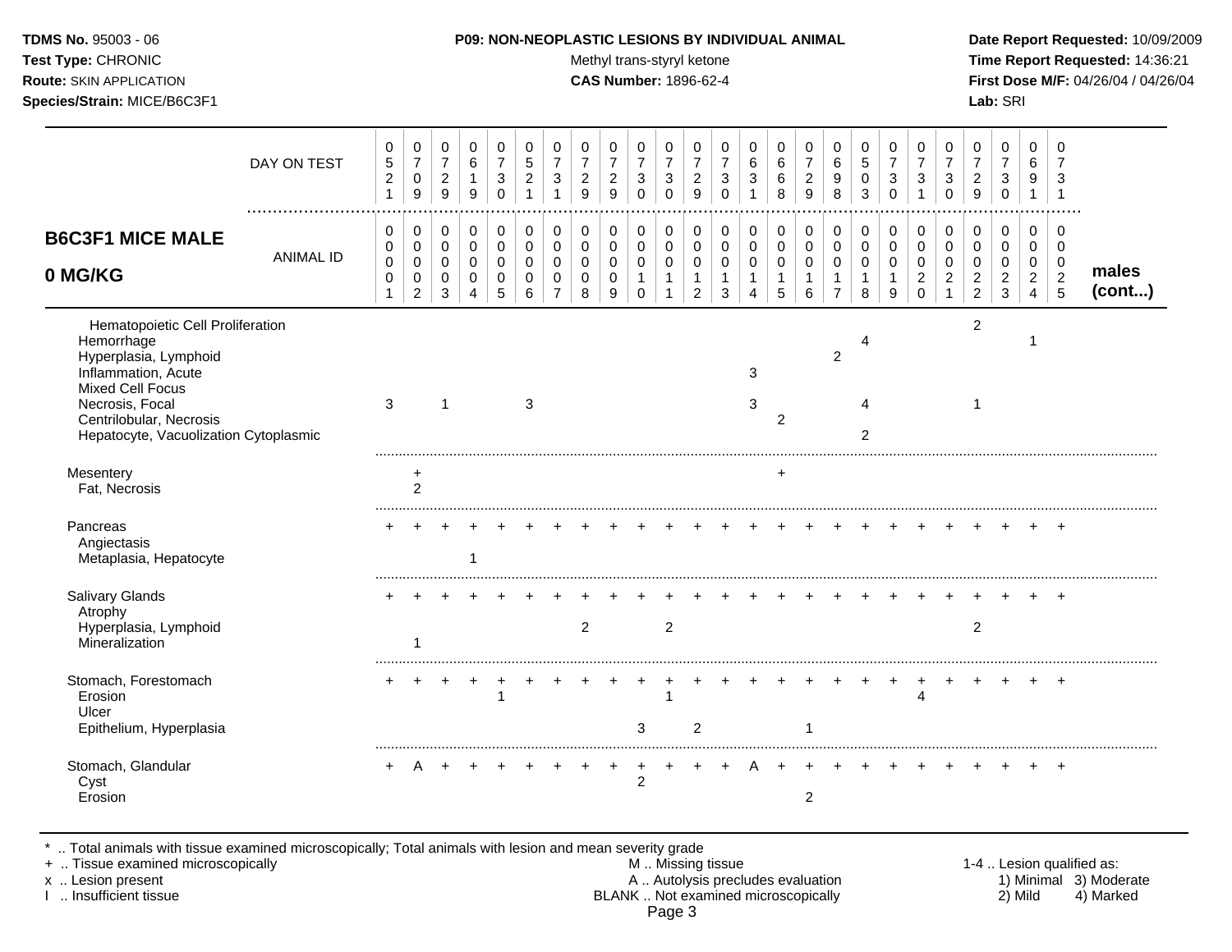**TDMS No.** 95003 - 06
**Test Type:** CHRONIC
**Route:** SKIN APPLICATION
**Species/Strain:** MICE/B6C3F1

**P09: NON-NEOPLASTIC LESIONS BY INDIVIDUAL ANIMAL**
Methyl trans-styryl ketone
**CAS Number:** 1896-62-4

**Date Report Requested:** 10/09/2009
**Time Report Requested:** 14:36:21
**First Dose M/F:** 04/26/04 / 04/26/04
**Lab:** SRI

## B6C3F1 MICE MALE 0 MG/KG

| ANIMAL ID | 0001 | 0002 | 0003 | 0004 | 0005 | 0006 | 0007 | 0008 | 0009 | 0010 | 0011 | 0012 | 0013 | 0014 | 0015 | 0016 | 0017 | 0018 | 0019 | 0020 | 0021 | 0022 | 0023 | 0024 | 0025 | males (cont...) |
|---|---|---|---|---|---|---|---|---|---|---|---|---|---|---|---|---|---|---|---|---|---|---|---|---|---|---|
| DAY ON TEST | 0521 | 0709 | 0729 | 0619 | 0730 | 0521 | 0731 | 0729 | 0729 | 0730 | 0730 | 0729 | 0730 | 0631 | 0668 | 0729 | 0698 | 0503 | 0730 | 0731 | 0730 | 0729 | 0730 | 0691 | 0731 | |
| Hematopoietic Cell Proliferation | | | | | | | | | | | | | | | | | | | | | | 2 | | | | |
| Hemorrhage | | | | | | | | | | | | | | | | | | 4 | | | | | | 1 | | |
| Hyperplasia, Lymphoid | | | | | | | | | | | | | | | | | 2 | | | | | | | | | |
| Inflammation, Acute | | | | | | | | | | | | | | 3 | | | | | | | | | | | | |
| Mixed Cell Focus | | | | | | | | | | | | | | | | | | | | | | | | | | |
| Necrosis, Focal | 3 | | 1 | | | 3 | | | | | | | | 3 | | | | 4 | | | | 1 | | | | |
| Centrilobular, Necrosis | | | | | | | | | | | | | | | 2 | | | | | | | | | | | |
| Hepatocyte, Vacuolization Cytoplasmic | | | | | | | | | | | | | | | | | | 2 | | | | | | | | |
| Mesentery | | + | | | | | | | | | | | | | + | | | | | | | | | | | |
| Fat, Necrosis | | 2 | | | | | | | | | | | | | | | | | | | | | | | | |
| Pancreas | + | + | + | + | + | + | + | + | + | + | + | + | + | + | + | + | + | + | + | + | + | + | + | + | + | |
| Angiectasis | | | | | | | | | | | | | | | | | | | | | | | | | | |
| Metaplasia, Hepatocyte | | | | 1 | | | | | | | | | | | | | | | | | | | | | | |
| Salivary Glands | + | + | + | + | + | + | + | + | + | + | + | + | + | + | + | + | + | + | + | + | + | + | + | + | + | |
| Atrophy | | | | | | | | | | | | | | | | | | | | | | | | | | |
| Hyperplasia, Lymphoid | | | | | | | | 2 | | | 2 | | | | | | | | | | | 2 | | | | |
| Mineralization | | 1 | | | | | | | | | | | | | | | | | | | | | | | | |
| Stomach, Forestomach | + | + | + | + | + | + | + | + | + | + | + | + | + | + | + | + | + | + | + | + | + | + | + | + | + | |
| Erosion | | | | | 1 | | | | | | 1 | | | | | | | | | 4 | | | | | | |
| Ulcer | | | | | | | | | | | | | | | | | | | | | | | | | | |
| Epithelium, Hyperplasia | | | | | | | | | | 3 | | 2 | | | | 1 | | | | | | | | | | |
| Stomach, Glandular | + | A | + | + | + | + | + | + | + | + | + | + | + | A | + | + | + | + | + | + | + | + | + | + | + | |
| Cyst | | | | | | | | | | 2 | | | | | | | | | | | | | | | | |
| Erosion | | | | | | | | | | | | | | | | 2 | | | | | | | | | | |

\* .. Total animals with tissue examined microscopically; Total animals with lesion and mean severity grade
+ .. Tissue examined microscopically
x .. Lesion present
I .. Insufficient tissue

M .. Missing tissue
A .. Autolysis precludes evaluation
BLANK .. Not examined microscopically

1-4 .. Lesion qualified as:
1) Minimal 2) Mild 3) Moderate 4) Marked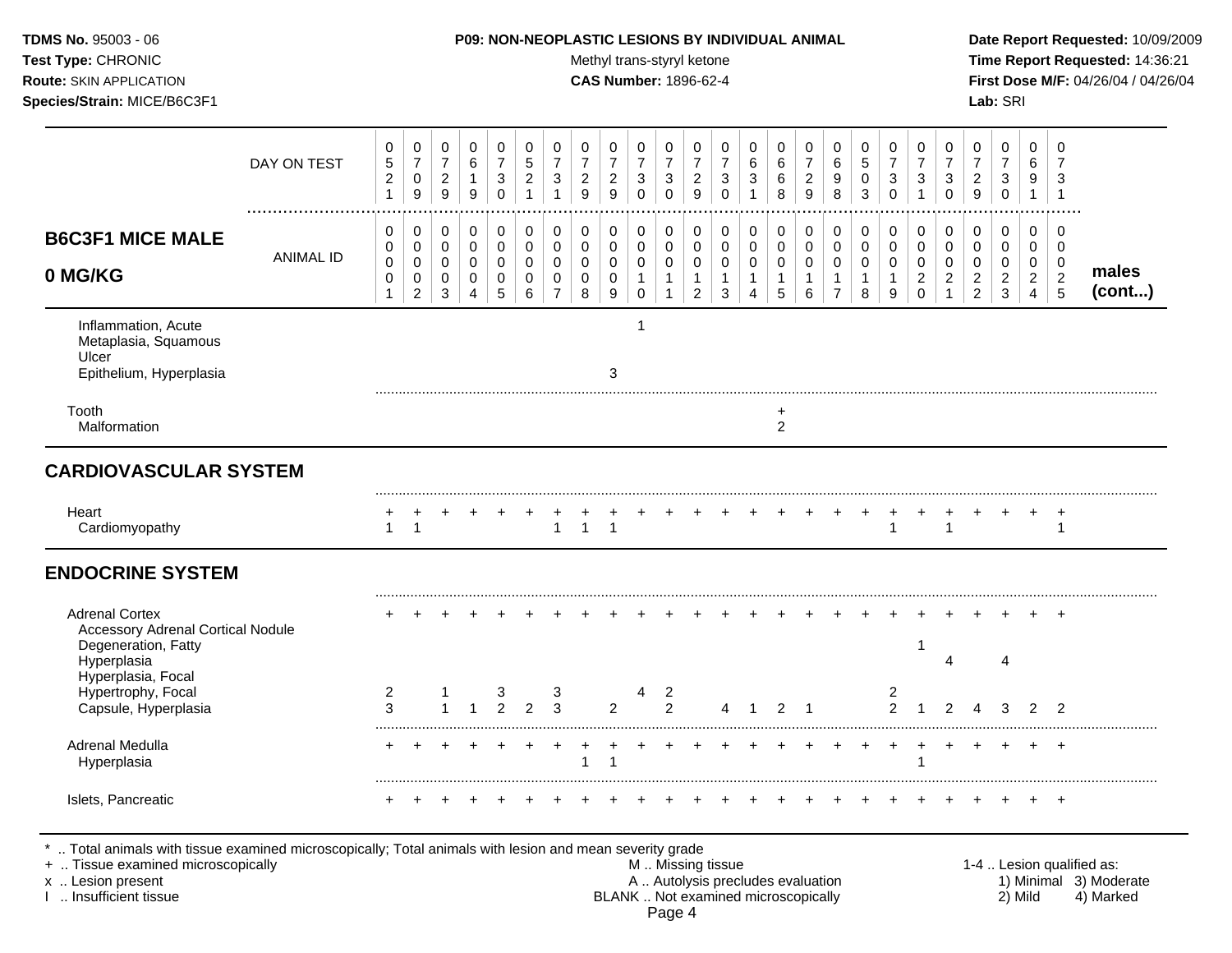**TDMS No.** 95003 - 06
**Test Type:** CHRONIC
**Route:** SKIN APPLICATION
**Species/Strain:** MICE/B6C3F1

**P09: NON-NEOPLASTIC LESIONS BY INDIVIDUAL ANIMAL**
Methyl trans-styryl ketone
**CAS Number:** 1896-62-4

**Date Report Requested:** 10/09/2009
**Time Report Requested:** 14:36:21
**First Dose M/F:** 04/26/04 / 04/26/04
**Lab:** SRI

## B6C3F1 MICE MALE 0 MG/KG — males (cont...)

| | | | | | | | | | | | | | | | | | | | | | | | | | |
|---|---|---|---|---|---|---|---|---|---|---|---|---|---|---|---|---|---|---|---|---|---|---|---|---|---|
| DAY ON TEST | 0521 | 0709 | 0729 | 0619 | 0730 | 0521 | 0731 | 0729 | 0729 | 0730 | 0730 | 0729 | 0730 | 0631 | 0668 | 0729 | 0698 | 0503 | 0730 | 0731 | 0730 | 0729 | 0730 | 0691 | 0731 |
| ANIMAL ID | 0001 | 0002 | 0003 | 0004 | 0005 | 0006 | 0007 | 0008 | 0009 | 0010 | 0011 | 0012 | 0013 | 0014 | 0015 | 0016 | 0017 | 0018 | 0019 | 0020 | 0021 | 0022 | 0023 | 0024 | 0025 |
| Inflammation, Acute | | | | | | | | | | 1 | | | | | | | | | | | | | | | |
| Metaplasia, Squamous | | | | | | | | | | | | | | | | | | | | | | | | | |
| Ulcer | | | | | | | | | | | | | | | | | | | | | | | | | |
| Epithelium, Hyperplasia | | | | | | | | | 3 | | | | | | | | | | | | | | | | |
| Tooth | | | | | | | | | | | | | | | + | | | | | | | | | | |
| Malformation | | | | | | | | | | | | | | | 2 | | | | | | | | | | |
| **CARDIOVASCULAR SYSTEM** | | | | | | | | | | | | | | | | | | | | | | | | | |
| Heart | + | + | + | + | + | + | + | + | + | + | + | + | + | + | + | + | + | + | + | + | + | + | + | + | + |
| Cardiomyopathy | 1 | 1 | | | | | 1 | 1 | 1 | | | | | | | | | | 1 | | 1 | | | | 1 |
| **ENDOCRINE SYSTEM** | | | | | | | | | | | | | | | | | | | | | | | | | |
| Adrenal Cortex | + | + | + | + | + | + | + | + | + | + | + | + | + | + | + | + | + | + | + | + | + | + | + | + | + |
| Accessory Adrenal Cortical Nodule | | | | | | | | | | | | | | | | | | | | | | | | | |
| Degeneration, Fatty | | | | | | | | | | | | | | | | | | | | 1 | | | | | |
| Hyperplasia | | | | | | | | | | | | | | | | | | | | | 4 | | 4 | | |
| Hyperplasia, Focal | | | | | | | | | | | | | | | | | | | | | | | | | |
| Hypertrophy, Focal | 2 | | 1 | | 3 | | 3 | | | 4 | 2 | | | | | | | | 2 | | | | | | |
| Capsule, Hyperplasia | 3 | | 1 | 1 | 2 | 2 | 3 | | 2 | | 2 | | 4 | 1 | 2 | 1 | | | 2 | 1 | 2 | 4 | 3 | 2 | 2 |
| Adrenal Medulla | + | + | + | + | + | + | + | + | + | + | + | + | + | + | + | + | + | + | + | + | + | + | + | + | + |
| Hyperplasia | | | | | | | | 1 | 1 | | | | | | | | | | | 1 | | | | | |
| Islets, Pancreatic | + | + | + | + | + | + | + | + | + | + | + | + | + | + | + | + | + | + | + | + | + | + | + | + | + |

\* .. Total animals with tissue examined microscopically; Total animals with lesion and mean severity grade
\+ .. Tissue examined microscopically
x .. Lesion present
I .. Insufficient tissue

M .. Missing tissue
A .. Autolysis precludes evaluation
BLANK .. Not examined microscopically

1-4 .. Lesion qualified as:
1) Minimal 2) Mild 3) Moderate 4) Marked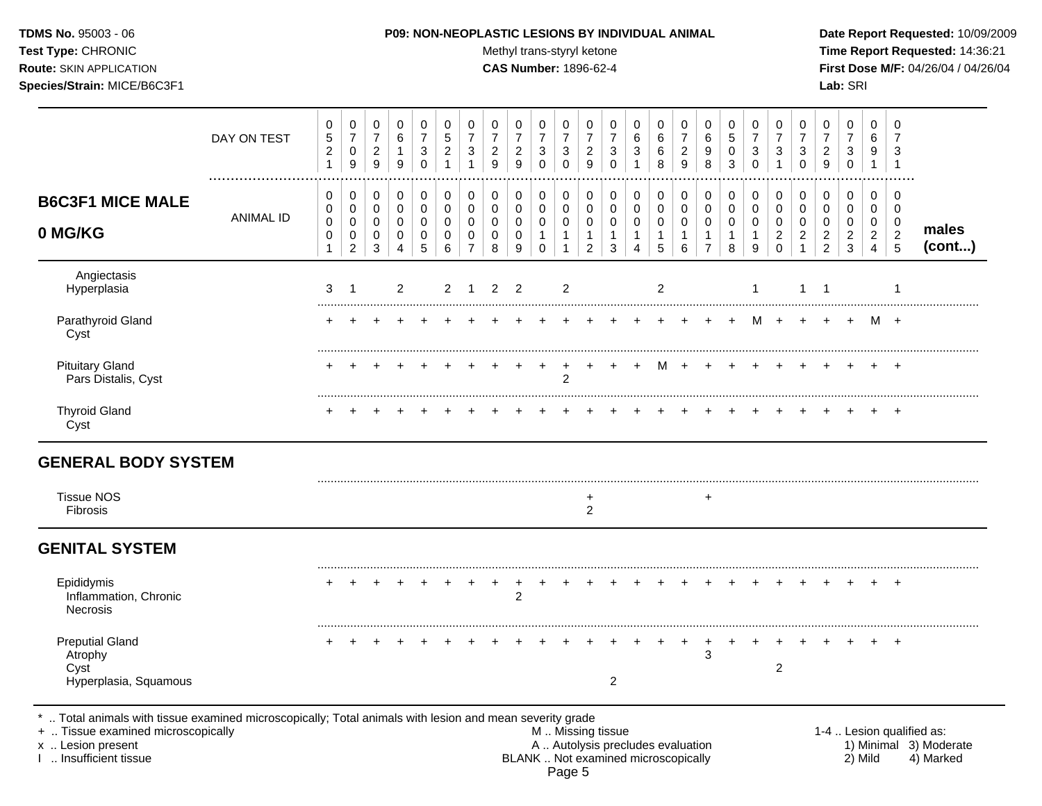**TDMS No.** 95003 - 06
**Test Type:** CHRONIC
**Route:** SKIN APPLICATION
**Species/Strain:** MICE/B6C3F1

**P09: NON-NEOPLASTIC LESIONS BY INDIVIDUAL ANIMAL**
Methyl trans-styryl ketone
**CAS Number:** 1896-62-4

**Date Report Requested:** 10/09/2009
**Time Report Requested:** 14:36:21
**First Dose M/F:** 04/26/04 / 04/26/04
**Lab:** SRI

## B6C3F1 MICE MALE 0 MG/KG

| DAY ON TEST | 0521 | 0709 | 0729 | 0619 | 0730 | 0521 | 0731 | 0729 | 0729 | 0730 | 0730 | 0729 | 0730 | 0631 | 0668 | 0729 | 0698 | 0503 | 0730 | 0731 | 0730 | 0729 | 0730 | 0691 | 0731 | |
|---|---|---|---|---|---|---|---|---|---|---|---|---|---|---|---|---|---|---|---|---|---|---|---|---|---|---|
| **ANIMAL ID** | 00001 | 00002 | 00003 | 00004 | 00005 | 00006 | 00007 | 00008 | 00009 | 00010 | 00011 | 00012 | 00013 | 00014 | 00015 | 00016 | 00017 | 00018 | 00019 | 00020 | 00021 | 00022 | 00023 | 00024 | 00025 | **males (cont...)** |
| Angiectasis | | | | | | | | | | | | | | | | | | | | | | | | | | |
| Hyperplasia | 3 | 1 | | 2 | | 2 | 1 | 2 | 2 | | 2 | | | | 2 | | | | 1 | | 1 | 1 | | | 1 | |
| Parathyroid Gland | + | + | + | + | + | + | + | + | + | + | + | + | + | + | + | + | + | + | M | + | + | + | + | M | + | |
| Cyst | | | | | | | | | | | | | | | | | | | | | | | | | | |
| Pituitary Gland | + | + | + | + | + | + | + | + | + | + | + | + | + | + | M | + | + | + | + | + | + | + | + | + | + | |
| Pars Distalis, Cyst | | | | | | | | | | | 2 | | | | | | | | | | | | | | | |
| Thyroid Gland | + | + | + | + | + | + | + | + | + | + | + | + | + | + | + | + | + | + | + | + | + | + | + | + | + | |
| Cyst | | | | | | | | | | | | | | | | | | | | | | | | | | |
| **GENERAL BODY SYSTEM** | | | | | | | | | | | | | | | | | | | | | | | | | | |
| Tissue NOS | | | | | | | | | | | | + | | | | | + | | | | | | | | | |
| Fibrosis | | | | | | | | | | | | 2 | | | | | | | | | | | | | | |
| **GENITAL SYSTEM** | | | | | | | | | | | | | | | | | | | | | | | | | | |
| Epididymis | + | + | + | + | + | + | + | + | + | + | + | + | + | + | + | + | + | + | + | + | + | + | + | + | + | |
| Inflammation, Chronic | | | | | | | | | 2 | | | | | | | | | | | | | | | | | |
| Necrosis | | | | | | | | | | | | | | | | | | | | | | | | | | |
| Preputial Gland | + | + | + | + | + | + | + | + | + | + | + | + | + | + | + | + | + | + | + | + | + | + | + | + | + | |
| Atrophy | | | | | | | | | | | | | | | | | 3 | | | | | | | | | |
| Cyst | | | | | | | | | | | | | | | | | | | | 2 | | | | | | |
| Hyperplasia, Squamous | | | | | | | | | | | | | 2 | | | | | | | | | | | | | |

\* .. Total animals with tissue examined microscopically; Total animals with lesion and mean severity grade
\+ .. Tissue examined microscopically
x .. Lesion present
I .. Insufficient tissue

M .. Missing tissue
A .. Autolysis precludes evaluation
BLANK .. Not examined microscopically

1-4 .. Lesion qualified as:
1) Minimal 2) Mild 3) Moderate 4) Marked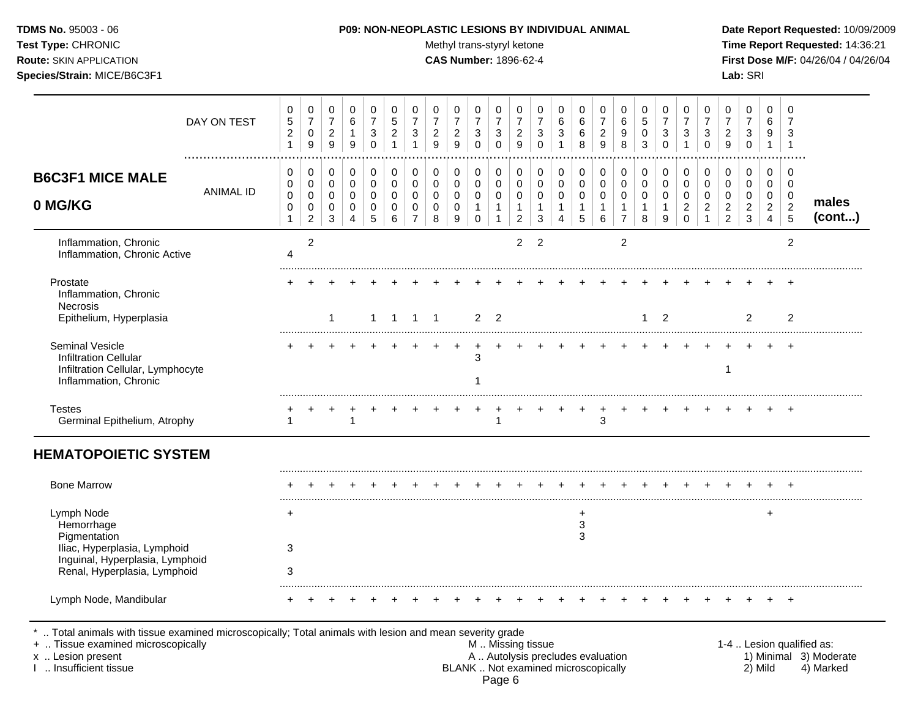**TDMS No.** 95003 - 06
**Test Type:** CHRONIC
**Route:** SKIN APPLICATION
**Species/Strain:** MICE/B6C3F1

**P09: NON-NEOPLASTIC LESIONS BY INDIVIDUAL ANIMAL**
Methyl trans-styryl ketone
**CAS Number:** 1896-62-4

**Date Report Requested:** 10/09/2009
**Time Report Requested:** 14:36:21
**First Dose M/F:** 04/26/04 / 04/26/04
**Lab:** SRI

## B6C3F1 MICE MALE 0 MG/KG

| | | | | | | | | | | | | | | | | | | | | | | | | | |
|---|---|---|---|---|---|---|---|---|---|---|---|---|---|---|---|---|---|---|---|---|---|---|---|---|---|
| DAY ON TEST | 0521 | 0709 | 0729 | 0619 | 0730 | 0521 | 0731 | 0729 | 0729 | 0730 | 0730 | 0729 | 0730 | 0631 | 0668 | 0729 | 0698 | 0503 | 0730 | 0731 | 0730 | 0729 | 0730 | 0691 | 0731 |
| ANIMAL ID | 0001 | 0002 | 0003 | 0004 | 0005 | 0006 | 0007 | 0008 | 0009 | 0010 | 0011 | 0012 | 0013 | 0014 | 0015 | 0016 | 0017 | 0018 | 0019 | 0020 | 0021 | 0022 | 0023 | 0024 | 0025 |
| **males (cont...)** | | | | | | | | | | | | | | | | | | | | | | | | | |
| Inflammation, Chronic | | 2 | | | | | | | | | | 2 | 2 | | | | 2 | | | | | | | | 2 |
| Inflammation, Chronic Active | 4 | | | | | | | | | | | | | | | | | | | | | | | | |
| Prostate | + | + | + | + | + | + | + | + | + | + | + | + | + | + | + | + | + | + | + | + | + | + | + | + | + |
| Inflammation, Chronic | | | | | | | | | | | | | | | | | | | | | | | | | |
| Necrosis | | | | | | | | | | | | | | | | | | | | | | | | | |
| Epithelium, Hyperplasia | | | 1 | | 1 | 1 | 1 | 1 | | 2 | 2 | | | | | | | 1 | 2 | | | | 2 | | 2 |
| Seminal Vesicle | + | + | + | + | + | + | + | + | + | + | + | + | + | + | + | + | + | + | + | + | + | + | + | + | + |
| Infiltration Cellular | | | | | | | | | | 3 | | | | | | | | | | | | | | | |
| Infiltration Cellular, Lymphocyte | | | | | | | | | | | | | | | | | | | | | | 1 | | | |
| Inflammation, Chronic | | | | | | | | | | 1 | | | | | | | | | | | | | | | |
| Testes | + | + | + | + | + | + | + | + | + | + | + | + | + | + | + | + | + | + | + | + | + | + | + | + | + |
| Germinal Epithelium, Atrophy | 1 | | | 1 | | | | | | | 1 | | | | | 3 | | | | | | | | | |
| **HEMATOPOIETIC SYSTEM** | | | | | | | | | | | | | | | | | | | | | | | | | |
| Bone Marrow | + | + | + | + | + | + | + | + | + | + | + | + | + | + | + | + | + | + | + | + | + | + | + | + | + |
| Lymph Node | + | | | | | | | | | | | | | | + | | | | | | | | | + | |
| Hemorrhage | | | | | | | | | | | | | | | 3 | | | | | | | | | | |
| Pigmentation | | | | | | | | | | | | | | | 3 | | | | | | | | | | |
| Iliac, Hyperplasia, Lymphoid | 3 | | | | | | | | | | | | | | | | | | | | | | | | |
| Inguinal, Hyperplasia, Lymphoid | | | | | | | | | | | | | | | | | | | | | | | | | |
| Renal, Hyperplasia, Lymphoid | 3 | | | | | | | | | | | | | | | | | | | | | | | | |
| Lymph Node, Mandibular | + | + | + | + | + | + | + | + | + | + | + | + | + | + | + | + | + | + | + | + | + | + | + | + | + |

\* .. Total animals with tissue examined microscopically; Total animals with lesion and mean severity grade
\+ .. Tissue examined microscopically
x .. Lesion present
I .. Insufficient tissue

M .. Missing tissue
A .. Autolysis precludes evaluation
BLANK .. Not examined microscopically

1-4 .. Lesion qualified as: 1) Minimal 2) Mild 3) Moderate 4) Marked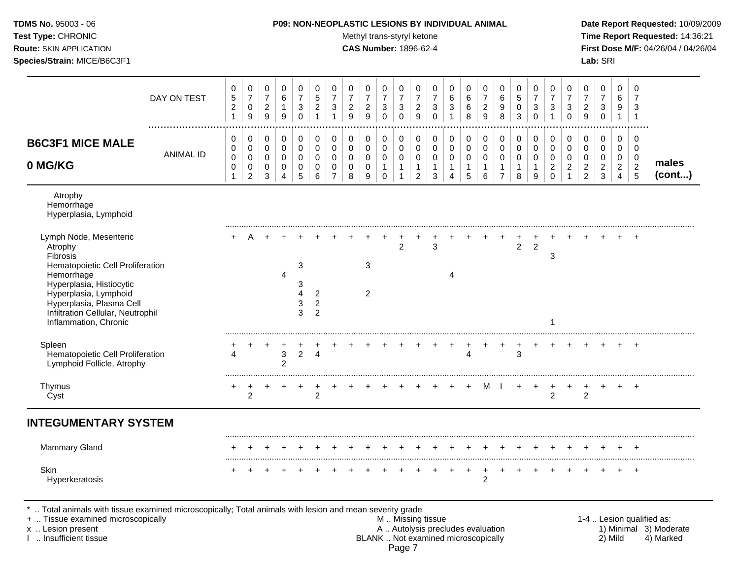**TDMS No.** 95003 - 06
**Test Type:** CHRONIC
**Route:** SKIN APPLICATION
**Species/Strain:** MICE/B6C3F1

**P09: NON-NEOPLASTIC LESIONS BY INDIVIDUAL ANIMAL**
Methyl trans-styryl ketone
**CAS Number:** 1896-62-4

**Date Report Requested:** 10/09/2009
**Time Report Requested:** 14:36:21
**First Dose M/F:** 04/26/04 / 04/26/04
**Lab:** SRI

| DAY ON TEST | 0521 | 0709 | 0729 | 0619 | 0730 | 0521 | 0731 | 0729 | 0729 | 0730 | 0730 | 0729 | 0730 | 0631 | 0668 | 0729 | 0698 | 0503 | 0730 | 0731 | 0730 | 0729 | 0730 | 0691 | 0731 | |
|---|---|---|---|---|---|---|---|---|---|---|---|---|---|---|---|---|---|---|---|---|---|---|---|---|---|---|
| **B6C3F1 MICE MALE 0 MG/KG** ANIMAL ID | 0001 | 0002 | 0003 | 0004 | 0005 | 0006 | 0007 | 0008 | 0009 | 0010 | 0011 | 0012 | 0013 | 0014 | 0015 | 0016 | 0017 | 0018 | 0019 | 0020 | 0021 | 0022 | 0023 | 0024 | 0025 | **males (cont...)** |
| Atrophy | | | | | | | | | | | | | | | | | | | | | | | | | | |
| Hemorrhage | | | | | | | | | | | | | | | | | | | | | | | | | | |
| Hyperplasia, Lymphoid | | | | | | | | | | | | | | | | | | | | | | | | | | |
| Lymph Node, Mesenteric | + | A | + | + | + | + | + | + | + | + | + | + | + | + | + | + | + | + | + | + | + | + | + | + | + | |
| Atrophy | | | | | | | | | | | 2 | | 3 | | | | | 2 | 2 | | | | | | | |
| Fibrosis | | | | | | | | | | | | | | | | | | | | 3 | | | | | | |
| Hematopoietic Cell Proliferation | | | | | 3 | | | | 3 | | | | | | | | | | | | | | | | | |
| Hemorrhage | | | | 4 | | | | | | | | | | 4 | | | | | | | | | | | | |
| Hyperplasia, Histiocytic | | | | | 3 | | | | | | | | | | | | | | | | | | | | | |
| Hyperplasia, Lymphoid | | | | | 4 | 2 | | | 2 | | | | | | | | | | | | | | | | | |
| Hyperplasia, Plasma Cell | | | | | 3 | 2 | | | | | | | | | | | | | | | | | | | | |
| Infiltration Cellular, Neutrophil | | | | | 3 | 2 | | | | | | | | | | | | | | | | | | | | |
| Inflammation, Chronic | | | | | | | | | | | | | | | | | | | | 1 | | | | | | |
| Spleen | + | + | + | + | + | + | + | + | + | + | + | + | + | + | + | + | + | + | + | + | + | + | + | + | + | |
| Hematopoietic Cell Proliferation | 4 | | | 3 | 2 | 4 | | | | | | | | | 4 | | | 3 | | | | | | | | |
| Lymphoid Follicle, Atrophy | | | | 2 | | | | | | | | | | | | | | | | | | | | | | |
| Thymus | + | + | + | + | + | + | + | + | + | + | + | + | + | + | + | M | I | + | + | + | + | + | + | + | + | |
| Cyst | | 2 | | | | 2 | | | | | | | | | | | | | | 2 | | 2 | | | | |
| **INTEGUMENTARY SYSTEM** | | | | | | | | | | | | | | | | | | | | | | | | | | |
| Mammary Gland | + | + | + | + | + | + | + | + | + | + | + | + | + | + | + | + | + | + | + | + | + | + | + | + | + | |
| Skin | + | + | + | + | + | + | + | + | + | + | + | + | + | + | + | + | + | + | + | + | + | + | + | + | + | |
| Hyperkeratosis | | | | | | | | | | | | | | | | 2 | | | | | | | | | | |

\* .. Total animals with tissue examined microscopically; Total animals with lesion and mean severity grade
\+ .. Tissue examined microscopically
x .. Lesion present
I .. Insufficient tissue

M .. Missing tissue
A .. Autolysis precludes evaluation
BLANK .. Not examined microscopically

1-4 .. Lesion qualified as:
1) Minimal 3) Moderate
2) Mild 4) Marked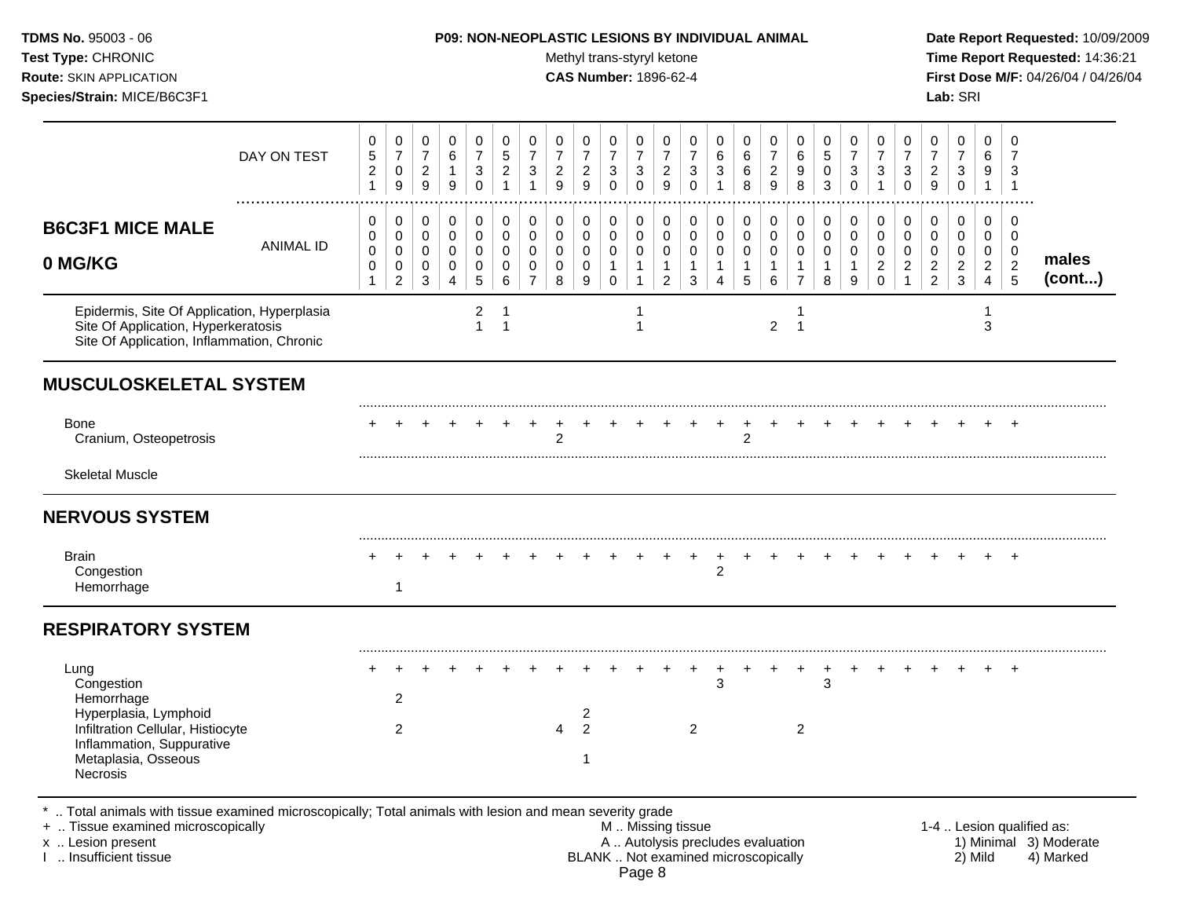**TDMS No.** 95003 - 06
**Test Type:** CHRONIC
**Route:** SKIN APPLICATION
**Species/Strain:** MICE/B6C3F1

**P09: NON-NEOPLASTIC LESIONS BY INDIVIDUAL ANIMAL**
Methyl trans-styryl ketone
**CAS Number:** 1896-62-4

**Date Report Requested:** 10/09/2009
**Time Report Requested:** 14:36:21
**First Dose M/F:** 04/26/04 / 04/26/04
**Lab:** SRI

## B6C3F1 MICE MALE 0 MG/KG

| DAY ON TEST | 0521 | 0709 | 0729 | 0619 | 0730 | 0521 | 0731 | 0729 | 0729 | 0730 | 0730 | 0729 | 0730 | 0631 | 0668 | 0729 | 0698 | 0503 | 0730 | 0731 | 0730 | 0729 | 0730 | 0691 | 0731 | |
|---|---|---|---|---|---|---|---|---|---|---|---|---|---|---|---|---|---|---|---|---|---|---|---|---|---|---|
| **ANIMAL ID** | 0001 | 0002 | 0003 | 0004 | 0005 | 0006 | 0007 | 0008 | 0009 | 0010 | 0011 | 0012 | 0013 | 0014 | 0015 | 0016 | 0017 | 0018 | 0019 | 0020 | 0021 | 0022 | 0023 | 0024 | 0025 | **males (cont...)** |
| Epidermis, Site Of Application, Hyperplasia | | | | | 2 | 1 | | | | | 1 | | | | | | 1 | | | | | | | 1 | | |
| Site Of Application, Hyperkeratosis | | | | | 1 | 1 | | | | | 1 | | | | | 2 | 1 | | | | | | | 3 | | |
| Site Of Application, Inflammation, Chronic | | | | | | | | | | | | | | | | | | | | | | | | | | |
| **MUSCULOSKELETAL SYSTEM** | | | | | | | | | | | | | | | | | | | | | | | | | | |
| Bone | + | + | + | + | + | + | + | + | + | + | + | + | + | + | + | + | + | + | + | + | + | + | + | + | + | |
| Cranium, Osteopetrosis | | | | | | | | 2 | | | | | | | 2 | | | | | | | | | | | |
| Skeletal Muscle | | | | | | | | | | | | | | | | | | | | | | | | | | |
| **NERVOUS SYSTEM** | | | | | | | | | | | | | | | | | | | | | | | | | | |
| Brain | + | + | + | + | + | + | + | + | + | + | + | + | + | + | + | + | + | + | + | + | + | + | + | + | + | |
| Congestion | | | | | | | | | | | | | | 2 | | | | | | | | | | | | |
| Hemorrhage | | 1 | | | | | | | | | | | | | | | | | | | | | | | | |
| **RESPIRATORY SYSTEM** | | | | | | | | | | | | | | | | | | | | | | | | | | |
| Lung | + | + | + | + | + | + | + | + | + | + | + | + | + | + | + | + | + | + | + | + | + | + | + | + | + | |
| Congestion | | | | | | | | | | | | | | 3 | | | | 3 | | | | | | | | |
| Hemorrhage | | 2 | | | | | | | | | | | | | | | | | | | | | | | | |
| Hyperplasia, Lymphoid | | | | | | | | | 2 | | | | | | | | | | | | | | | | | |
| Infiltration Cellular, Histiocyte | | 2 | | | | | | 4 | 2 | | | | 2 | | | | 2 | | | | | | | | | |
| Inflammation, Suppurative | | | | | | | | | | | | | | | | | | | | | | | | | | |
| Metaplasia, Osseous | | | | | | | | | 1 | | | | | | | | | | | | | | | | | |
| Necrosis | | | | | | | | | | | | | | | | | | | | | | | | | | |

\* .. Total animals with tissue examined microscopically; Total animals with lesion and mean severity grade
+ .. Tissue examined microscopically
x .. Lesion present
I .. Insufficient tissue

M .. Missing tissue
A .. Autolysis precludes evaluation
BLANK .. Not examined microscopically

1-4 .. Lesion qualified as:
1) Minimal 2) Mild 3) Moderate 4) Marked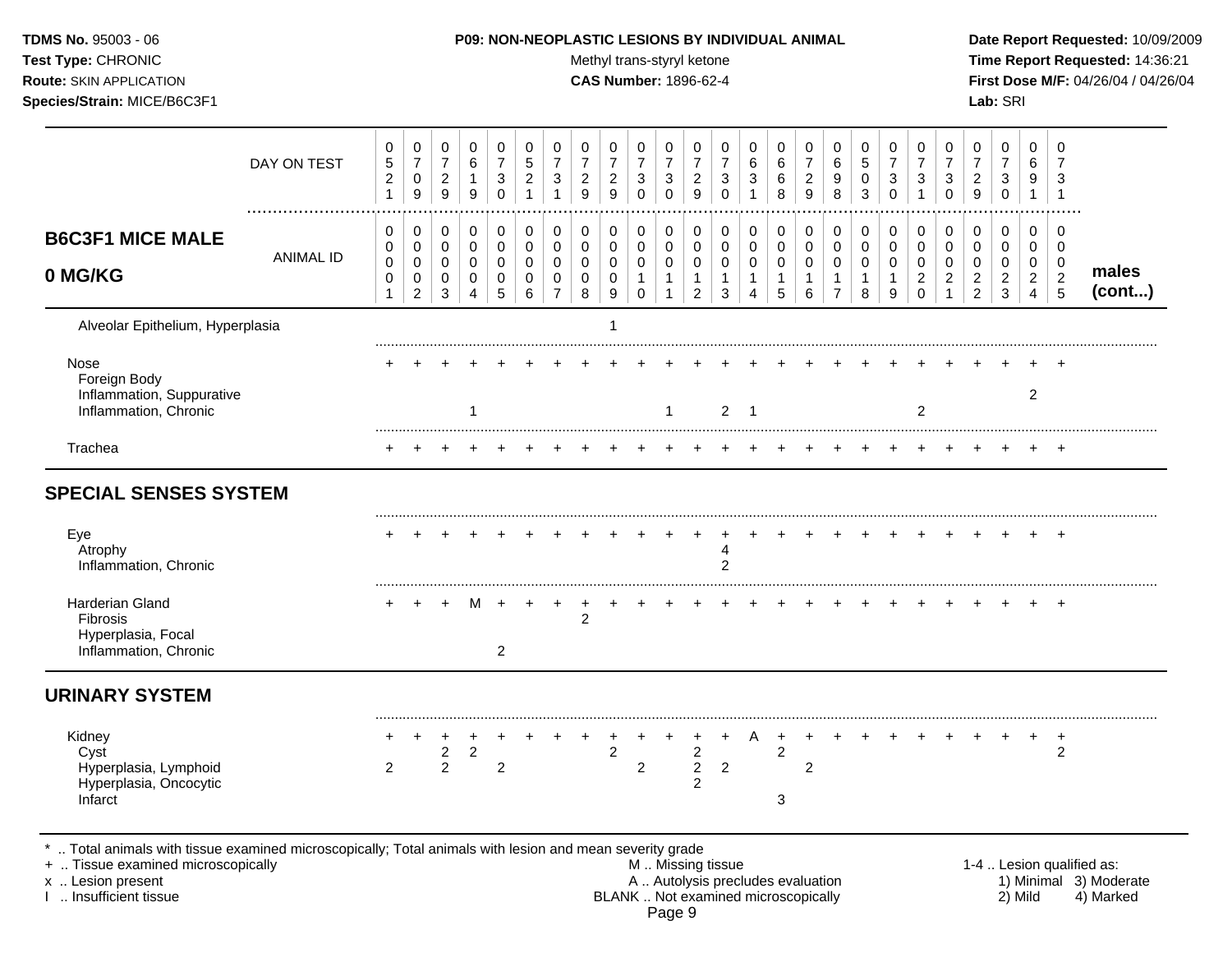**TDMS No.** 95003 - 06
**Test Type:** CHRONIC
**Route:** SKIN APPLICATION
**Species/Strain:** MICE/B6C3F1

**P09: NON-NEOPLASTIC LESIONS BY INDIVIDUAL ANIMAL**
Methyl trans-styryl ketone
**CAS Number:** 1896-62-4

**Date Report Requested:** 10/09/2009
**Time Report Requested:** 14:36:21
**First Dose M/F:** 04/26/04 / 04/26/04
**Lab:** SRI

| B6C3F1 MICE MALE 0 MG/KG | | | | | | | | | | | | | | | | | | | | | | | | | | males (cont...) |
|---|---|---|---|---|---|---|---|---|---|---|---|---|---|---|---|---|---|---|---|---|---|---|---|---|---|---|
| DAY ON TEST | 0521 | 0709 | 0729 | 0619 | 0730 | 0521 | 0731 | 0729 | 0729 | 0730 | 0730 | 0729 | 0730 | 0631 | 0668 | 0729 | 0698 | 0503 | 0730 | 0731 | 0730 | 0729 | 0730 | 0691 | 0731 | |
| ANIMAL ID | 00001 | 00002 | 00003 | 00004 | 00005 | 00006 | 00007 | 00008 | 00009 | 00010 | 00011 | 00012 | 00013 | 00014 | 00015 | 00016 | 00017 | 00018 | 00019 | 00020 | 00021 | 00022 | 00023 | 00024 | 00025 | |
| Alveolar Epithelium, Hyperplasia | | | | | | | | | 1 | | | | | | | | | | | | | | | | | |
| Nose | + | + | + | + | + | + | + | + | + | + | + | + | + | + | + | + | + | + | + | + | + | + | + | + | + | |
| Foreign Body | | | | | | | | | | | | | | | | | | | | | | | | | | |
| Inflammation, Suppurative | | | | | | | | | | | | | | | | | | | | | | | | 2 | | |
| Inflammation, Chronic | | | | 1 | | | | | | | 1 | | 2 | 1 | | | | | | 2 | | | | | | |
| Trachea | + | + | + | + | + | + | + | + | + | + | + | + | + | + | + | + | + | + | + | + | + | + | + | + | + | |
| **SPECIAL SENSES SYSTEM** | | | | | | | | | | | | | | | | | | | | | | | | | | |
| Eye | + | + | + | + | + | + | + | + | + | + | + | + | + | + | + | + | + | + | + | + | + | + | + | + | + | |
| Atrophy | | | | | | | | | | | | | 4 | | | | | | | | | | | | | |
| Inflammation, Chronic | | | | | | | | | | | | | 2 | | | | | | | | | | | | | |
| Harderian Gland | + | + | + | M | + | + | + | + | + | + | + | + | + | + | + | + | + | + | + | + | + | + | + | + | + | |
| Fibrosis | | | | | | | | 2 | | | | | | | | | | | | | | | | | | |
| Hyperplasia, Focal | | | | | | | | | | | | | | | | | | | | | | | | | | |
| Inflammation, Chronic | | | | | 2 | | | | | | | | | | | | | | | | | | | | | |
| **URINARY SYSTEM** | | | | | | | | | | | | | | | | | | | | | | | | | | |
| Kidney | + | + | + | + | + | + | + | + | + | + | + | + | + | A | + | + | + | + | + | + | + | + | + | + | + | |
| Cyst | | | 2 | 2 | | | | | 2 | | | 2 | | | 2 | | | | | | | | | | 2 | |
| Hyperplasia, Lymphoid | 2 | | 2 | | 2 | | | | | 2 | | 2 | 2 | | | 2 | | | | | | | | | | |
| Hyperplasia, Oncocytic | | | | | | | | | | | | 2 | | | | | | | | | | | | | | |
| Infarct | | | | | | | | | | | | | | | 3 | | | | | | | | | | | |

\* .. Total animals with tissue examined microscopically; Total animals with lesion and mean severity grade
+ .. Tissue examined microscopically
x .. Lesion present
I .. Insufficient tissue

M .. Missing tissue
A .. Autolysis precludes evaluation
BLANK .. Not examined microscopically

1-4 .. Lesion qualified as:
1) Minimal 3) Moderate
2) Mild 4) Marked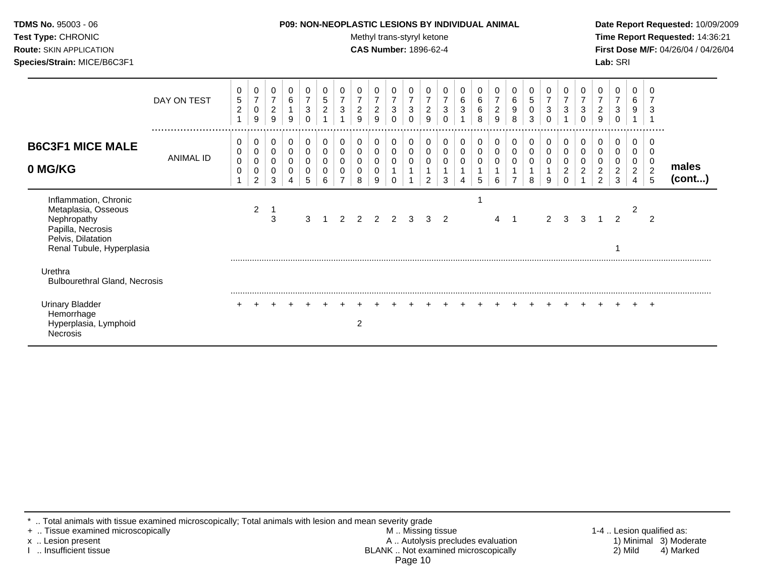**TDMS No.** 95003 - 06
**Test Type:** CHRONIC
**Route:** SKIN APPLICATION
**Species/Strain:** MICE/B6C3F1

**P09: NON-NEOPLASTIC LESIONS BY INDIVIDUAL ANIMAL**
Methyl trans-styryl ketone
**CAS Number:** 1896-62-4

**Date Report Requested:** 10/09/2009
**Time Report Requested:** 14:36:21
**First Dose M/F:** 04/26/04 / 04/26/04
**Lab:** SRI

## B6C3F1 MICE MALE 0 MG/KG

| DAY ON TEST | 0521 | 0709 | 0729 | 0619 | 0730 | 0521 | 0731 | 0729 | 0729 | 0730 | 0730 | 0729 | 0730 | 0631 | 0668 | 0729 | 0698 | 0503 | 0730 | 0731 | 0730 | 0729 | 0730 | 0691 | 0731 | |
|---|---|---|---|---|---|---|---|---|---|---|---|---|---|---|---|---|---|---|---|---|---|---|---|---|---|---|
| **ANIMAL ID** | 0001 | 0002 | 0003 | 0004 | 0005 | 0006 | 0007 | 0008 | 0009 | 0010 | 0011 | 0012 | 0013 | 0014 | 0015 | 0016 | 0017 | 0018 | 0019 | 0020 | 0021 | 0022 | 0023 | 0024 | 0025 | **males (cont...)** |
| Inflammation, Chronic | | | | | | | | | | | | | | | 1 | | | | | | | | | | | |
| Metaplasia, Osseous | | 2 | 1 | | | | | | | | | | | | | | | | | | | | | 2 | | |
| Nephropathy | | | 3 | | 3 | 1 | 2 | 2 | 2 | 2 | 3 | 3 | 2 | | | 4 | 1 | | 2 | 3 | 3 | 1 | 2 | | 2 | |
| Papilla, Necrosis | | | | | | | | | | | | | | | | | | | | | | | | | | |
| Pelvis, Dilatation | | | | | | | | | | | | | | | | | | | | | | | | | | |
| Renal Tubule, Hyperplasia | | | | | | | | | | | | | | | | | | | | | | | 1 | | | |
| Urethra | | | | | | | | | | | | | | | | | | | | | | | | | | |
| Bulbourethral Gland, Necrosis | | | | | | | | | | | | | | | | | | | | | | | | | | |
| Urinary Bladder | + | + | + | + | + | + | + | + | + | + | + | + | + | + | + | + | + | + | + | + | + | + | + | + | + | |
| Hemorrhage | | | | | | | | | | | | | | | | | | | | | | | | | | |
| Hyperplasia, Lymphoid | | | | | | | | 2 | | | | | | | | | | | | | | | | | | |
| Necrosis | | | | | | | | | | | | | | | | | | | | | | | | | | |

\* .. Total animals with tissue examined microscopically; Total animals with lesion and mean severity grade
+ .. Tissue examined microscopically
x .. Lesion present
I .. Insufficient tissue

M .. Missing tissue
A .. Autolysis precludes evaluation
BLANK .. Not examined microscopically

1-4 .. Lesion qualified as:
1) Minimal 3) Moderate
2) Mild 4) Marked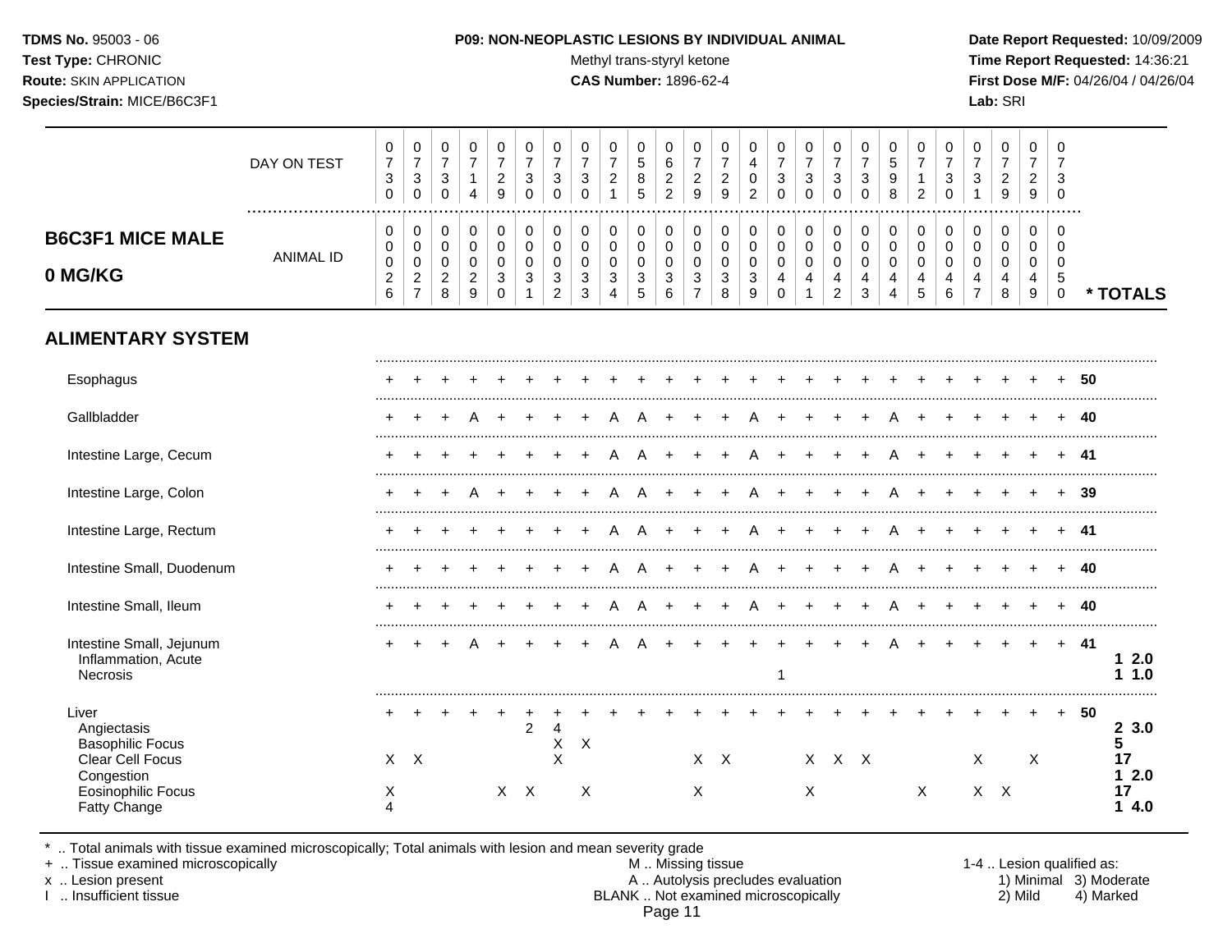**TDMS No.** 95003 - 06
**Test Type:** CHRONIC
**Route:** SKIN APPLICATION
**Species/Strain:** MICE/B6C3F1

**P09: NON-NEOPLASTIC LESIONS BY INDIVIDUAL ANIMAL**
Methyl trans-styryl ketone
**CAS Number:** 1896-62-4

**Date Report Requested:** 10/09/2009
**Time Report Requested:** 14:36:21
**First Dose M/F:** 04/26/04 / 04/26/04
**Lab:** SRI

## B6C3F1 MICE MALE 0 MG/KG

| | | | | | | | | | | | | | | | | | | | | | | | | | | |
|---|---|---|---|---|---|---|---|---|---|---|---|---|---|---|---|---|---|---|---|---|---|---|---|---|---|---|
| DAY ON TEST | 0730 | 0730 | 0730 | 0714 | 0729 | 0730 | 0730 | 0730 | 0721 | 0585 | 0622 | 0729 | 0729 | 0402 | 0730 | 0730 | 0730 | 0730 | 0598 | 0712 | 0730 | 0731 | 0729 | 0729 | 0730 | |
| ANIMAL ID | 0026 | 0027 | 0028 | 0029 | 0030 | 0031 | 0032 | 0033 | 0034 | 0035 | 0036 | 0037 | 0038 | 0039 | 0040 | 0041 | 0042 | 0043 | 0044 | 0045 | 0046 | 0047 | 0048 | 0049 | 0050 | * TOTALS |
| **ALIMENTARY SYSTEM** | | | | | | | | | | | | | | | | | | | | | | | | | | |
| Esophagus | + | + | + | + | + | + | + | + | + | + | + | + | + | + | + | + | + | + | + | + | + | + | + | + | + | 50 |
| Gallbladder | + | + | + | A | + | + | + | + | A | A | + | + | + | A | + | + | + | + | A | + | + | + | + | + | + | 40 |
| Intestine Large, Cecum | + | + | + | + | + | + | + | + | A | A | + | + | + | A | + | + | + | + | A | + | + | + | + | + | + | 41 |
| Intestine Large, Colon | + | + | + | A | + | + | + | + | A | A | + | + | + | A | + | + | + | + | A | + | + | + | + | + | + | 39 |
| Intestine Large, Rectum | + | + | + | + | + | + | + | + | A | A | + | + | + | A | + | + | + | + | A | + | + | + | + | + | + | 41 |
| Intestine Small, Duodenum | + | + | + | + | + | + | + | + | A | A | + | + | + | A | + | + | + | + | A | + | + | + | + | + | + | 40 |
| Intestine Small, Ileum | + | + | + | + | + | + | + | + | A | A | + | + | + | A | + | + | + | + | A | + | + | + | + | + | + | 40 |
| Intestine Small, Jejunum | + | + | + | A | + | + | + | + | A | A | + | + | + | + | + | + | + | + | A | + | + | + | + | + | + | 41 |
| Inflammation, Acute | | | | | | | | | | | | | | | | | | | | | | | | | | 1 2.0 |
| Necrosis | | | | | | | | | | | | | | | 1 | | | | | | | | | | | 1 1.0 |
| Liver | + | + | + | + | + | + | + | + | + | + | + | + | + | + | + | + | + | + | + | + | + | + | + | + | + | 50 |
| Angiectasis | | | | | | 2 | 4 | | | | | | | | | | | | | | | | | | | 2 3.0 |
| Basophilic Focus | | | | | | | X | X | | | | | | | | | | | | | | | | | | 5 |
| Clear Cell Focus | X | X | | | | | X | | | | | X | X | | | X | X | X | | | | X | | X | | 17 |
| Congestion | | | | | | | | | | | | | | | | | | | | | | | | | | 1 2.0 |
| Eosinophilic Focus | X | | | | X | X | | X | | | | X | | | | X | | | | X | | X | X | | | 17 |
| Fatty Change | 4 | | | | | | | | | | | | | | | | | | | | | | | | | 1 4.0 |

\* .. Total animals with tissue examined microscopically; Total animals with lesion and mean severity grade
\+ .. Tissue examined microscopically
x .. Lesion present
I .. Insufficient tissue

M .. Missing tissue
A .. Autolysis precludes evaluation
BLANK .. Not examined microscopically

1-4 .. Lesion qualified as:
1) Minimal 2) Mild 3) Moderate 4) Marked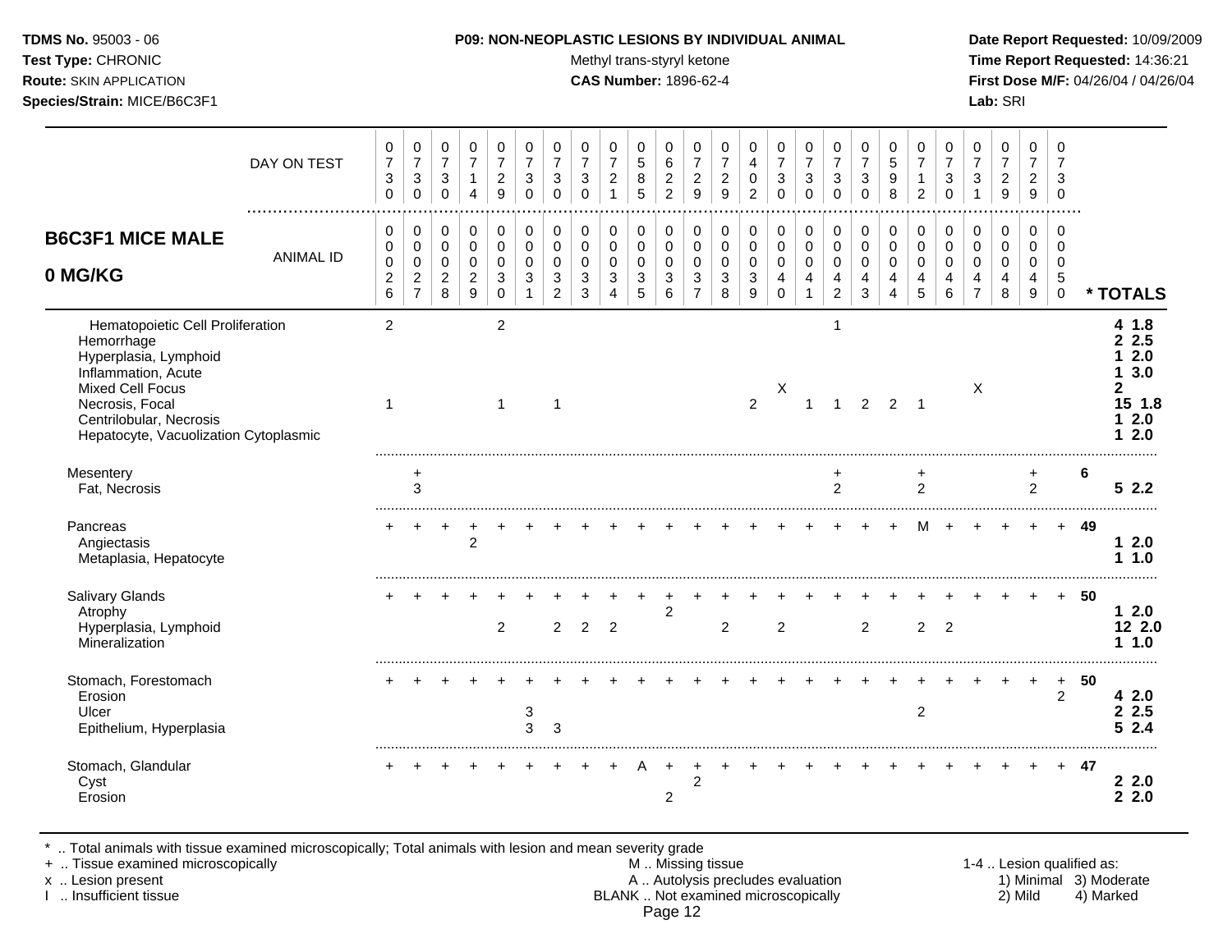**TDMS No.** 95003 - 06
**Test Type:** CHRONIC
**Route:** SKIN APPLICATION
**Species/Strain:** MICE/B6C3F1

**P09: NON-NEOPLASTIC LESIONS BY INDIVIDUAL ANIMAL**
Methyl trans-styryl ketone
**CAS Number:** 1896-62-4

**Date Report Requested:** 10/09/2009
**Time Report Requested:** 14:36:21
**First Dose M/F:** 04/26/04 / 04/26/04
**Lab:** SRI

## B6C3F1 MICE MALE 0 MG/KG

| DAY ON TEST | 0730 | 0730 | 0730 | 0714 | 0729 | 0730 | 0730 | 0730 | 0721 | 0585 | 0622 | 0729 | 0729 | 0402 | 0730 | 0730 | 0730 | 0730 | 0598 | 0712 | 0730 | 0731 | 0729 | 0729 | 0730 | |
|---|---|---|---|---|---|---|---|---|---|---|---|---|---|---|---|---|---|---|---|---|---|---|---|---|---|---|
| **ANIMAL ID** | 0026 | 0027 | 0028 | 0029 | 0030 | 0031 | 0032 | 0033 | 0034 | 0035 | 0036 | 0037 | 0038 | 0039 | 0040 | 0041 | 0042 | 0043 | 0044 | 0045 | 0046 | 0047 | 0048 | 0049 | 0050 | **\* TOTALS** |
| Hematopoietic Cell Proliferation | 2 | | | | 2 | | | | | | | | | | | | 1 | | | | | | | | | 4 1.8 |
| Hemorrhage | | | | | | | | | | | | | | | | | | | | | | | | | | 2 2.5 |
| Hyperplasia, Lymphoid | | | | | | | | | | | | | | | | | | | | | | | | | | 1 2.0 |
| Inflammation, Acute | | | | | | | | | | | | | | | | | | | | | | | | | | 1 3.0 |
| Mixed Cell Focus | | | | | | | | | | | | | | | X | | | | | | | X | | | | 2 |
| Necrosis, Focal | 1 | | | | 1 | | 1 | | | | | | | 2 | | 1 | 1 | 2 | 2 | 1 | | | | | | 15 1.8 |
| Centrilobular, Necrosis | | | | | | | | | | | | | | | | | | | | | | | | | | 1 2.0 |
| Hepatocyte, Vacuolization Cytoplasmic | | | | | | | | | | | | | | | | | | | | | | | | | | 1 2.0 |
| Mesentery | | + | | | | | | | | | | | | | | | + | | | + | | | | + | | 6 |
| Fat, Necrosis | | 3 | | | | | | | | | | | | | | | 2 | | | 2 | | | | 2 | | 5 2.2 |
| Pancreas | + | + | + | + | + | + | + | + | + | + | + | + | + | + | + | + | + | + | + | M | + | + | + | + | + | 49 |
| Angiectasis | | | | 2 | | | | | | | | | | | | | | | | | | | | | | 1 2.0 |
| Metaplasia, Hepatocyte | | | | | | | | | | | | | | | | | | | | | | | | | | 1 1.0 |
| Salivary Glands | + | + | + | + | + | + | + | + | + | + | + | + | + | + | + | + | + | + | + | + | + | + | + | + | + | 50 |
| Atrophy | | | | | | | | | | | 2 | | | | | | | | | | | | | | | 1 2.0 |
| Hyperplasia, Lymphoid | | | | | 2 | | 2 | 2 | 2 | | | | 2 | | 2 | | | 2 | | 2 | 2 | | | | | 12 2.0 |
| Mineralization | | | | | | | | | | | | | | | | | | | | | | | | | | 1 1.0 |
| Stomach, Forestomach | + | + | + | + | + | + | + | + | + | + | + | + | + | + | + | + | + | + | + | + | + | + | + | + | + | 50 |
| Erosion | | | | | | | | | | | | | | | | | | | | | | | | | 2 | 4 2.0 |
| Ulcer | | | | | | 3 | | | | | | | | | | | | | | 2 | | | | | | 2 2.5 |
| Epithelium, Hyperplasia | | | | | | 3 | 3 | | | | | | | | | | | | | | | | | | | 5 2.4 |
| Stomach, Glandular | + | + | + | + | + | + | + | + | + | A | + | + | + | + | + | + | + | + | + | + | + | + | + | + | + | 47 |
| Cyst | | | | | | | | | | | | 2 | | | | | | | | | | | | | | 2 2.0 |
| Erosion | | | | | | | | | | | 2 | | | | | | | | | | | | | | | 2 2.0 |

\* .. Total animals with tissue examined microscopically; Total animals with lesion and mean severity grade
\+ .. Tissue examined microscopically
x .. Lesion present
I .. Insufficient tissue

M .. Missing tissue
A .. Autolysis precludes evaluation
BLANK .. Not examined microscopically

1-4 .. Lesion qualified as:
1) Minimal 3) Moderate
2) Mild 4) Marked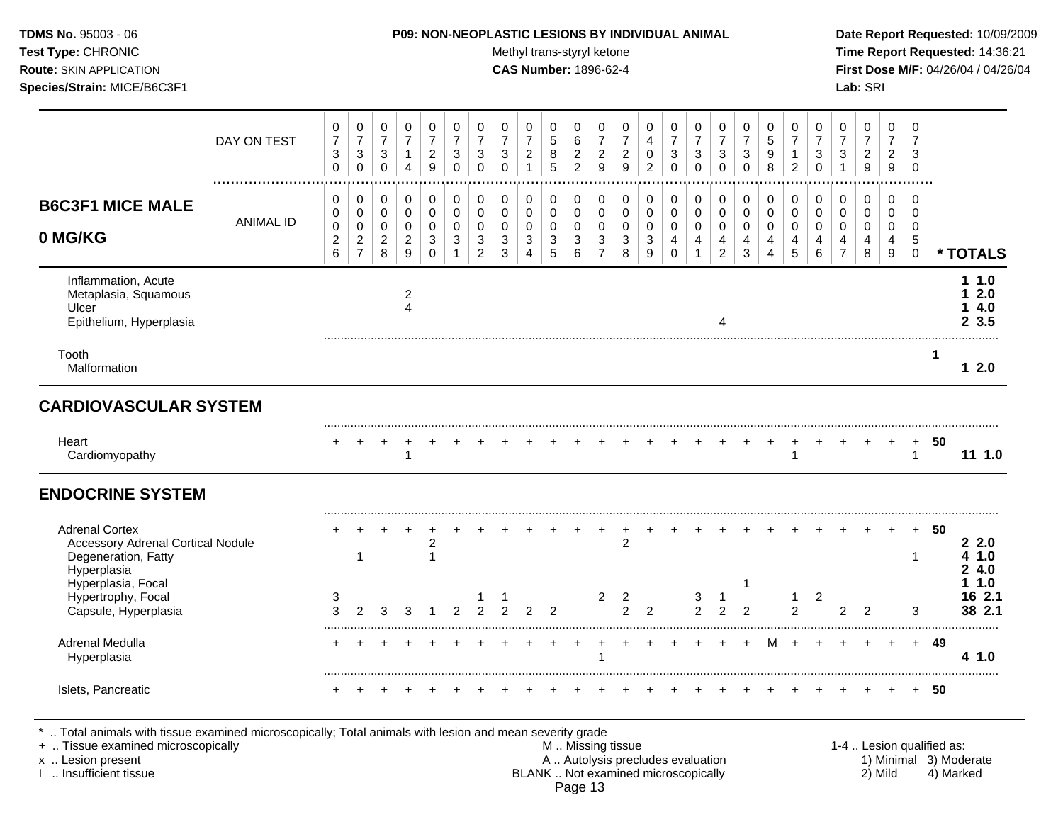# P09: NON-NEOPLASTIC LESIONS BY INDIVIDUAL ANIMAL

**TDMS No.** 95003 - 06
**Test Type:** CHRONIC
**Route:** SKIN APPLICATION
**Species/Strain:** MICE/B6C3F1

Methyl trans-styryl ketone
**CAS Number:** 1896-62-4

**Date Report Requested:** 10/09/2009
**Time Report Requested:** 14:36:21
**First Dose M/F:** 04/26/04 / 04/26/04
**Lab:** SRI

## B6C3F1 MICE MALE 0 MG/KG

| DAY ON TEST | 0730 | 0730 | 0730 | 0714 | 0729 | 0730 | 0730 | 0730 | 0721 | 0585 | 0622 | 0729 | 0729 | 0402 | 0730 | 0730 | 0730 | 0730 | 0598 | 0712 | 0730 | 0731 | 0729 | 0729 | 0730 | |
|---|---|---|---|---|---|---|---|---|---|---|---|---|---|---|---|---|---|---|---|---|---|---|---|---|---|---|
| **ANIMAL ID** | 0026 | 0027 | 0028 | 0029 | 0030 | 0031 | 0032 | 0033 | 0034 | 0035 | 0036 | 0037 | 0038 | 0039 | 0040 | 0041 | 0042 | 0043 | 0044 | 0045 | 0046 | 0047 | 0048 | 0049 | 0050 | *** TOTALS** |
| Inflammation, Acute | | | | | | | | | | | | | | | | | | | | | | | | | | **1 1.0** |
| Metaplasia, Squamous | | | | 2 | | | | | | | | | | | | | | | | | | | | | | **1 2.0** |
| Ulcer | | | | 4 | | | | | | | | | | | | | | | | | | | | | | **1 4.0** |
| Epithelium, Hyperplasia | | | | | | | | | | | | | | | | | 4 | | | | | | | | | **2 3.5** |
| Tooth | | | | | | | | | | | | | | | | | | | | | | | | | | **1** |
| Malformation | | | | | | | | | | | | | | | | | | | | | | | | | | **1 2.0** |
| **CARDIOVASCULAR SYSTEM** | | | | | | | | | | | | | | | | | | | | | | | | | | |
| Heart | + | + | + | + | + | + | + | + | + | + | + | + | + | + | + | + | + | + | + | + | + | + | + | + | + | **50** |
| Cardiomyopathy | | | | 1 | | | | | | | | | | | | | | | | 1 | | | | | 1 | **11 1.0** |
| **ENDOCRINE SYSTEM** | | | | | | | | | | | | | | | | | | | | | | | | | | |
| Adrenal Cortex | + | + | + | + | + | + | + | + | + | + | + | + | + | + | + | + | + | + | + | + | + | + | + | + | + | **50** |
| Accessory Adrenal Cortical Nodule | | | | | 2 | | | | | | | | 2 | | | | | | | | | | | | | **2 2.0** |
| Degeneration, Fatty | | 1 | | | 1 | | | | | | | | | | | | | | | | | | | | 1 | **4 1.0** |
| Hyperplasia | | | | | | | | | | | | | | | | | | | | | | | | | | **2 4.0** |
| Hyperplasia, Focal | | | | | | | | | | | | | | | | | | 1 | | | | | | | | **1 1.0** |
| Hypertrophy, Focal | 3 | | | | | | 1 | 1 | | | | 2 | 2 | | | 3 | 1 | | | 1 | 2 | | | | | **16 2.1** |
| Capsule, Hyperplasia | 3 | 2 | 3 | 3 | 1 | 2 | 2 | 2 | 2 | 2 | | | 2 | 2 | | 2 | 2 | 2 | | 2 | | 2 | 2 | | 3 | **38 2.1** |
| Adrenal Medulla | + | + | + | + | + | + | + | + | + | + | + | + | + | + | + | + | + | + | M | + | + | + | + | + | + | **49** |
| Hyperplasia | | | | | | | | | | | | 1 | | | | | | | | | | | | | | **4 1.0** |
| Islets, Pancreatic | + | + | + | + | + | + | + | + | + | + | + | + | + | + | + | + | + | + | + | + | + | + | + | + | + | **50** |

\* .. Total animals with tissue examined microscopically; Total animals with lesion and mean severity grade
\+ .. Tissue examined microscopically
x .. Lesion present
I .. Insufficient tissue

M .. Missing tissue
A .. Autolysis precludes evaluation
BLANK .. Not examined microscopically

1-4 .. Lesion qualified as: 1) Minimal 2) Mild 3) Moderate 4) Marked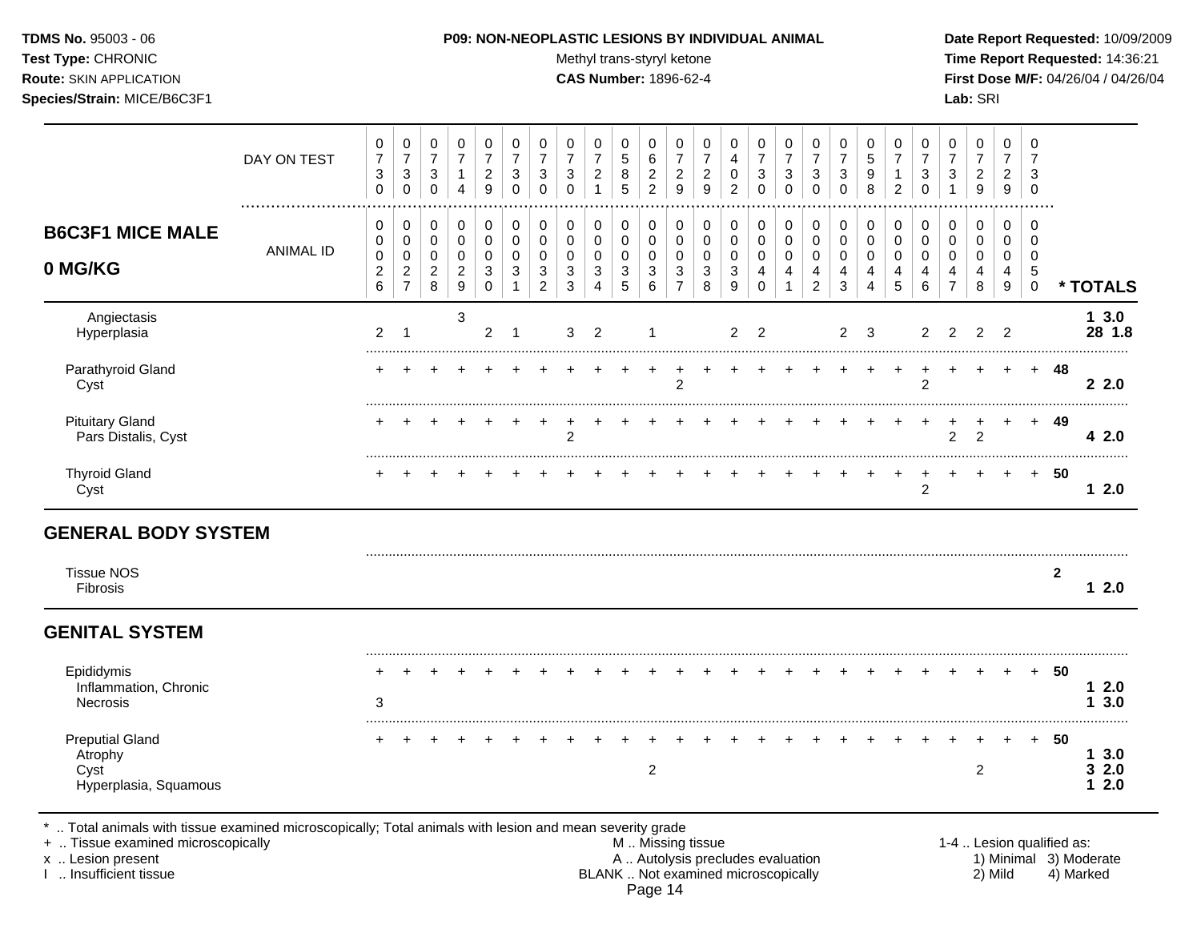# B6C3F1 MICE MALE 0 MG/KG

| | 1 | 2 | 3 | 4 | 5 | 6 | 7 | 8 | 9 | 10 | 11 | 12 | 13 | 14 | 15 | 16 | 17 | 18 | 19 | 20 | 21 | 22 | 23 | 24 | 25 | * TOTALS |
|---|---|---|---|---|---|---|---|---|---|---|---|---|---|---|---|---|---|---|---|---|---|---|---|---|---|---|
| DAY ON TEST | 0730 | 0730 | 0730 | 0714 | 0729 | 0730 | 0730 | 0730 | 0721 | 0585 | 0622 | 0729 | 0729 | 0402 | 0730 | 0730 | 0730 | 0730 | 0598 | 0712 | 0730 | 0731 | 0729 | 0729 | 0730 | |
| ANIMAL ID | 0026 | 0027 | 0028 | 0029 | 0030 | 0031 | 0032 | 0033 | 0034 | 0035 | 0036 | 0037 | 0038 | 0039 | 0040 | 0041 | 0042 | 0043 | 0044 | 0045 | 0046 | 0047 | 0048 | 0049 | 0050 | |
| Angiectasis | | | | 3 | | | | | | | | | | | | | | | | | | | | | | 1 3.0 |
| Hyperplasia | 2 | 1 | | | 2 | 1 | | 3 | 2 | | 1 | | | 2 | 2 | | | 2 | 3 | | 2 | 2 | 2 | 2 | | 28 1.8 |
| Parathyroid Gland | + | + | + | + | + | + | + | + | + | + | + | + | + | + | + | + | + | + | + | + | + | + | + | + | + | 48 |
| Cyst | | | | | | | | | | | | 2 | | | | | | | | | 2 | | | | | 2 2.0 |
| Pituitary Gland | + | + | + | + | + | + | + | + | + | + | + | + | + | + | + | + | + | + | + | + | + | + | + | + | + | 49 |
| Pars Distalis, Cyst | | | | | | | | 2 | | | | | | | | | | | | | | 2 | 2 | | | 4 2.0 |
| Thyroid Gland | + | + | + | + | + | + | + | + | + | + | + | + | + | + | + | + | + | + | + | + | + | + | + | + | + | 50 |
| Cyst | | | | | | | | | | | | | | | | | | | | | 2 | | | | | 1 2.0 |
| **GENERAL BODY SYSTEM** | | | | | | | | | | | | | | | | | | | | | | | | | | |
| Tissue NOS | | | | | | | | | | | | | | | | | | | | | | | | | | 2 |
| Fibrosis | | | | | | | | | | | | | | | | | | | | | | | | | | 1 2.0 |
| **GENITAL SYSTEM** | | | | | | | | | | | | | | | | | | | | | | | | | | |
| Epididymis | + | + | + | + | + | + | + | + | + | + | + | + | + | + | + | + | + | + | + | + | + | + | + | + | + | 50 |
| Inflammation, Chronic | | | | | | | | | | | | | | | | | | | | | | | | | | 1 2.0 |
| Necrosis | 3 | | | | | | | | | | | | | | | | | | | | | | | | | 1 3.0 |
| Preputial Gland | + | + | + | + | + | + | + | + | + | + | + | + | + | + | + | + | + | + | + | + | + | + | + | + | + | 50 |
| Atrophy | | | | | | | | | | | | | | | | | | | | | | | | | | 1 3.0 |
| Cyst | | | | | | | | | | | 2 | | | | | | | | | | | | 2 | | | 3 2.0 |
| Hyperplasia, Squamous | | | | | | | | | | | | | | | | | | | | | | | | | | 1 2.0 |

\* .. Total animals with tissue examined microscopically; Total animals with lesion and mean severity grade
+ .. Tissue examined microscopically
x .. Lesion present
I .. Insufficient tissue

M .. Missing tissue
A .. Autolysis precludes evaluation
BLANK .. Not examined microscopically

1-4 .. Lesion qualified as: 1) Minimal 2) Mild 3) Moderate 4) Marked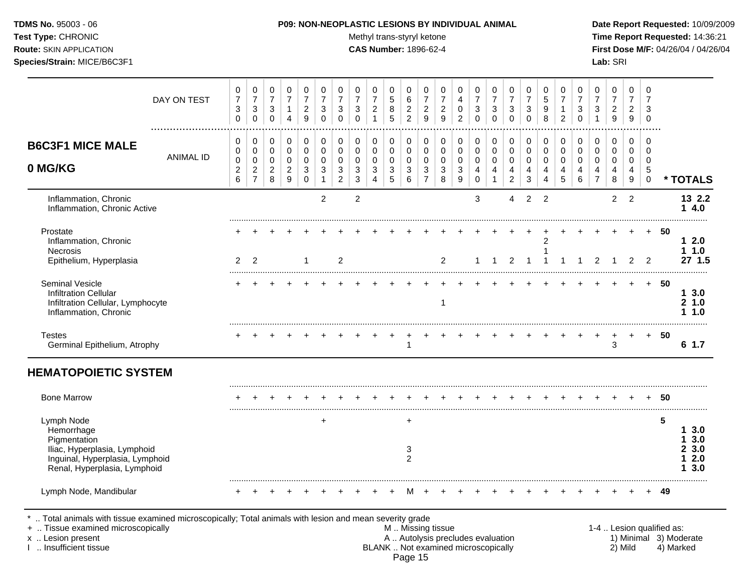**P09: NON-NEOPLASTIC LESIONS BY INDIVIDUAL ANIMAL**

Methyl trans-styryl ketone

**CAS Number:** 1896-62-4

## B6C3F1 MICE MALE 0 MG/KG

| | | | | | | | | | | | | | | | | | | | | | | | | | | |
|---|---|---|---|---|---|---|---|---|---|---|---|---|---|---|---|---|---|---|---|---|---|---|---|---|---|---|
| DAY ON TEST | 0730 | 0730 | 0730 | 0714 | 0729 | 0730 | 0730 | 0730 | 0721 | 0585 | 0622 | 0729 | 0729 | 0402 | 0730 | 0730 | 0730 | 0730 | 0598 | 0712 | 0730 | 0731 | 0729 | 0729 | 0730 | |
| ANIMAL ID | 0026 | 0027 | 0028 | 0029 | 0030 | 0031 | 0032 | 0033 | 0034 | 0035 | 0036 | 0037 | 0038 | 0039 | 0040 | 0041 | 0042 | 0043 | 0044 | 0045 | 0046 | 0047 | 0048 | 0049 | 0050 | * TOTALS |
| Inflammation, Chronic | | | | | | 2 | | 2 | | | | | | | 3 | | 4 | 2 | 2 | | | | 2 | 2 | | 13 2.2 |
| Inflammation, Chronic Active | | | | | | | | | | | | | | | | | | | | | | | | | | 1 4.0 |
| Prostate | + | + | + | + | + | + | + | + | + | + | + | + | + | + | + | + | + | + | + | + | + | + | + | + | + | 50 |
| Inflammation, Chronic | | | | | | | | | | | | | | | | | | | 2 | | | | | | | 1 2.0 |
| Necrosis | | | | | | | | | | | | | | | | | | | 1 | | | | | | | 1 1.0 |
| Epithelium, Hyperplasia | 2 | 2 | | | 1 | | 2 | | | | | | 2 | | 1 | 1 | 2 | 1 | 1 | 1 | 1 | 2 | 1 | 2 | 2 | 27 1.5 |
| Seminal Vesicle | + | + | + | + | + | + | + | + | + | + | + | + | + | + | + | + | + | + | + | + | + | + | + | + | + | 50 |
| Infiltration Cellular | | | | | | | | | | | | | | | | | | | | | | | | | | 1 3.0 |
| Infiltration Cellular, Lymphocyte | | | | | | | | | | | | | 1 | | | | | | | | | | | | | 2 1.0 |
| Inflammation, Chronic | | | | | | | | | | | | | | | | | | | | | | | | | | 1 1.0 |
| Testes | + | + | + | + | + | + | + | + | + | + | + | + | + | + | + | + | + | + | + | + | + | + | + | + | + | 50 |
| Germinal Epithelium, Atrophy | | | | | | | | | | | 1 | | | | | | | | | | | | 3 | | | 6 1.7 |

## HEMATOPOIETIC SYSTEM

| | | | | | | | | | | | | | | | | | | | | | | | | | | |
|---|---|---|---|---|---|---|---|---|---|---|---|---|---|---|---|---|---|---|---|---|---|---|---|---|---|---|
| ANIMAL ID | 0026 | 0027 | 0028 | 0029 | 0030 | 0031 | 0032 | 0033 | 0034 | 0035 | 0036 | 0037 | 0038 | 0039 | 0040 | 0041 | 0042 | 0043 | 0044 | 0045 | 0046 | 0047 | 0048 | 0049 | 0050 | * TOTALS |
| Bone Marrow | + | + | + | + | + | + | + | + | + | + | + | + | + | + | + | + | + | + | + | + | + | + | + | + | + | 50 |
| Lymph Node | | | | | | + | | | | | + | | | | | | | | | | | | | | | 5 |
| Hemorrhage | | | | | | | | | | | | | | | | | | | | | | | | | | 1 3.0 |
| Pigmentation | | | | | | | | | | | | | | | | | | | | | | | | | | 1 3.0 |
| Iliac, Hyperplasia, Lymphoid | | | | | | | | | | | 3 | | | | | | | | | | | | | | | 2 3.0 |
| Inguinal, Hyperplasia, Lymphoid | | | | | | | | | | | 2 | | | | | | | | | | | | | | | 1 2.0 |
| Renal, Hyperplasia, Lymphoid | | | | | | | | | | | | | | | | | | | | | | | | | | 1 3.0 |
| Lymph Node, Mandibular | + | + | + | + | + | + | + | + | + | + | M | + | + | + | + | + | + | + | + | + | + | + | + | + | + | 49 |

\* .. Total animals with tissue examined microscopically; Total animals with lesion and mean severity grade

+ .. Tissue examined microscopically
x .. Lesion present
I .. Insufficient tissue

M .. Missing tissue
A .. Autolysis precludes evaluation
BLANK .. Not examined microscopically

1-4 .. Lesion qualified as: 1) Minimal 2) Mild 3) Moderate 4) Marked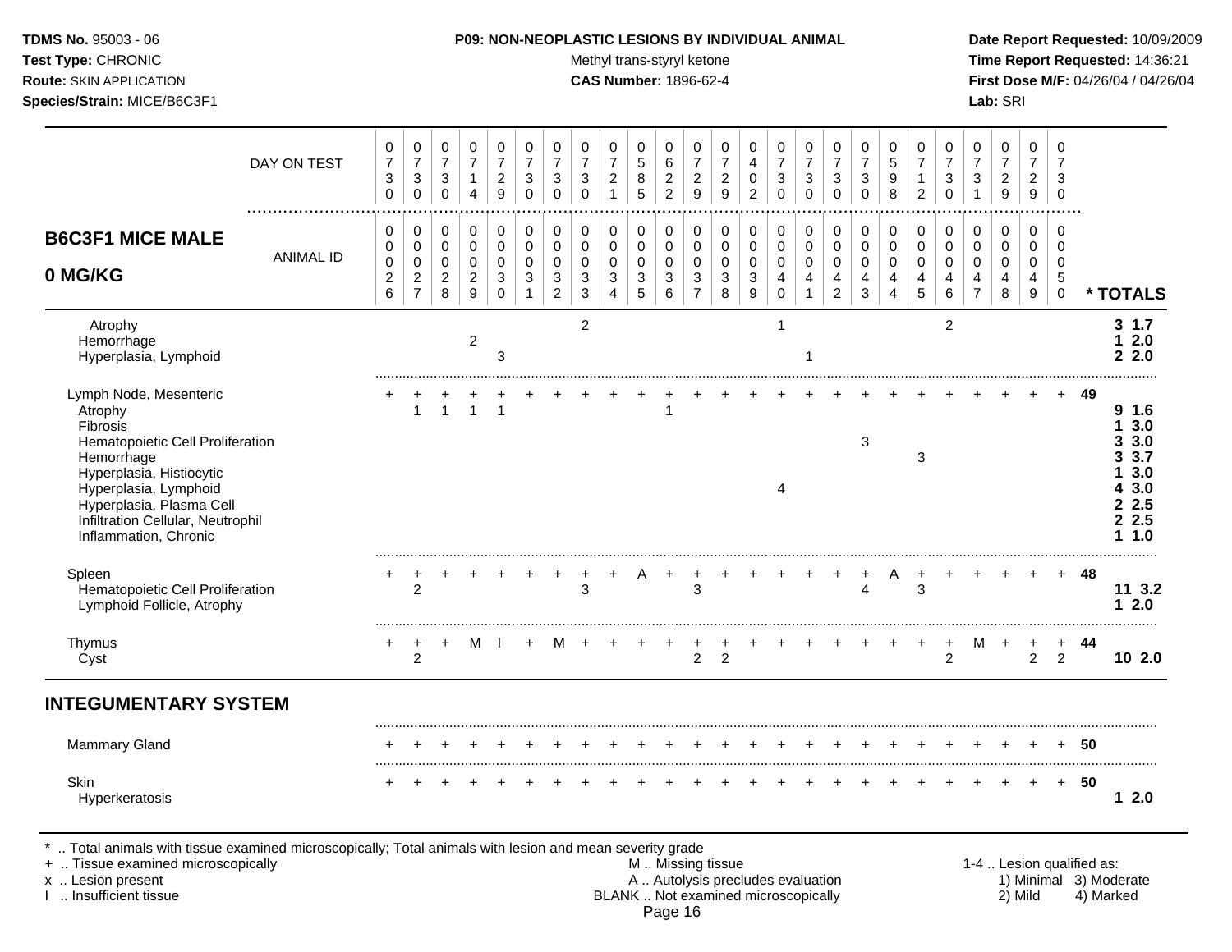**TDMS No.** 95003 - 06
**Test Type:** CHRONIC
**Route:** SKIN APPLICATION
**Species/Strain:** MICE/B6C3F1

**P09: NON-NEOPLASTIC LESIONS BY INDIVIDUAL ANIMAL**
Methyl trans-styryl ketone
**CAS Number:** 1896-62-4

**Date Report Requested:** 10/09/2009
**Time Report Requested:** 14:36:21
**First Dose M/F:** 04/26/04 / 04/26/04
**Lab:** SRI

## B6C3F1 MICE MALE 0 MG/KG

| DAY ON TEST | 0730 | 0730 | 0730 | 0714 | 0729 | 0730 | 0730 | 0730 | 0721 | 0585 | 0622 | 0729 | 0729 | 0402 | 0730 | 0730 | 0730 | 0730 | 0598 | 0712 | 0730 | 0731 | 0729 | 0729 | 0730 | |
|---|---|---|---|---|---|---|---|---|---|---|---|---|---|---|---|---|---|---|---|---|---|---|---|---|---|---|
| **ANIMAL ID** | 0026 | 0027 | 0028 | 0029 | 0030 | 0031 | 0032 | 0033 | 0034 | 0035 | 0036 | 0037 | 0038 | 0039 | 0040 | 0041 | 0042 | 0043 | 0044 | 0045 | 0046 | 0047 | 0048 | 0049 | 0050 | *** TOTALS** |
| Atrophy | | | | | | | | 2 | | | | | | | 1 | | | | | | 2 | | | | | 3 1.7 |
| Hemorrhage | | | | 2 | | | | | | | | | | | | | | | | | | | | | | 1 2.0 |
| Hyperplasia, Lymphoid | | | | | 3 | | | | | | | | | | | 1 | | | | | | | | | | 2 2.0 |
| Lymph Node, Mesenteric | + | + | + | + | + | + | + | + | + | + | + | + | + | + | + | + | + | + | + | + | + | + | + | + | + | 49 |
| Atrophy | | 1 | 1 | 1 | 1 | | | | | | 1 | | | | | | | | | | | | | | | 9 1.6 |
| Fibrosis | | | | | | | | | | | | | | | | | | | | | | | | | | 1 3.0 |
| Hematopoietic Cell Proliferation | | | | | | | | | | | | | | | | | | 3 | | | | | | | | 3 3.0 |
| Hemorrhage | | | | | | | | | | | | | | | | | | | | 3 | | | | | | 3 3.7 |
| Hyperplasia, Histiocytic | | | | | | | | | | | | | | | | | | | | | | | | | | 1 3.0 |
| Hyperplasia, Lymphoid | | | | | | | | | | | | | | | 4 | | | | | | | | | | | 4 3.0 |
| Hyperplasia, Plasma Cell | | | | | | | | | | | | | | | | | | | | | | | | | | 2 2.5 |
| Infiltration Cellular, Neutrophil | | | | | | | | | | | | | | | | | | | | | | | | | | 2 2.5 |
| Inflammation, Chronic | | | | | | | | | | | | | | | | | | | | | | | | | | 1 1.0 |
| Spleen | + | + | + | + | + | + | + | + | + | A | + | + | + | + | + | + | + | + | A | + | + | + | + | + | + | 48 |
| Hematopoietic Cell Proliferation | | 2 | | | | | | 3 | | | | 3 | | | | | | 4 | | 3 | | | | | | 11 3.2 |
| Lymphoid Follicle, Atrophy | | | | | | | | | | | | | | | | | | | | | | | | | | 1 2.0 |
| Thymus | + | + | + | M | I | + | M | + | + | + | + | + | + | + | + | + | + | + | + | + | + | M | + | + | + | 44 |
| Cyst | | 2 | | | | | | | | | | 2 | 2 | | | | | | | | 2 | | | 2 | 2 | 10 2.0 |
| **INTEGUMENTARY SYSTEM** | | | | | | | | | | | | | | | | | | | | | | | | | | |
| Mammary Gland | + | + | + | + | + | + | + | + | + | + | + | + | + | + | + | + | + | + | + | + | + | + | + | + | + | 50 |
| Skin | + | + | + | + | + | + | + | + | + | + | + | + | + | + | + | + | + | + | + | + | + | + | + | + | + | 50 |
| Hyperkeratosis | | | | | | | | | | | | | | | | | | | | | | | | | | 1 2.0 |

\* .. Total animals with tissue examined microscopically; Total animals with lesion and mean severity grade
\+ .. Tissue examined microscopically
x .. Lesion present
I .. Insufficient tissue

M .. Missing tissue
A .. Autolysis precludes evaluation
BLANK .. Not examined microscopically

1-4 .. Lesion qualified as:
1) Minimal 2) Mild 3) Moderate 4) Marked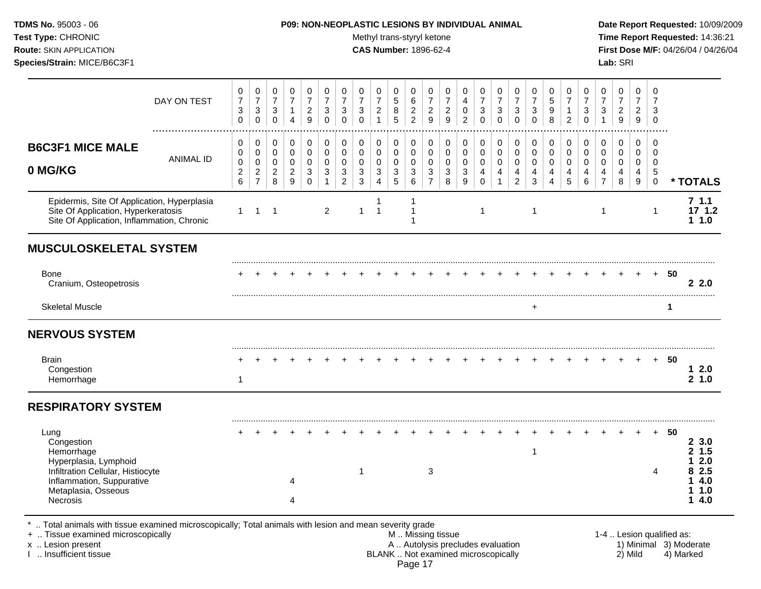**TDMS No.** 95003 - 06
**Test Type:** CHRONIC
**Route:** SKIN APPLICATION
**Species/Strain:** MICE/B6C3F1

**P09: NON-NEOPLASTIC LESIONS BY INDIVIDUAL ANIMAL**
Methyl trans-styryl ketone
**CAS Number:** 1896-62-4

**Date Report Requested:** 10/09/2009
**Time Report Requested:** 14:36:21
**First Dose M/F:** 04/26/04 / 04/26/04
**Lab:** SRI

## B6C3F1 MICE MALE 0 MG/KG

| DAY ON TEST | 730 | 730 | 730 | 714 | 729 | 730 | 730 | 730 | 721 | 585 | 622 | 729 | 729 | 402 | 730 | 730 | 730 | 730 | 598 | 712 | 730 | 731 | 729 | 729 | 730 | |
|---|---|---|---|---|---|---|---|---|---|---|---|---|---|---|---|---|---|---|---|---|---|---|---|---|---|---|
| ANIMAL ID | 00026 | 00027 | 00028 | 00029 | 00030 | 00031 | 00032 | 00033 | 00034 | 00035 | 00036 | 00037 | 00038 | 00039 | 00040 | 00041 | 00042 | 00043 | 00044 | 00045 | 00046 | 00047 | 00048 | 00049 | 00050 | * TOTALS |
| Epidermis, Site Of Application, Hyperplasia | | | | | | | | | 1 | | 1 | | | | | | | | | | | | | | | 7 1.1 |
| Site Of Application, Hyperkeratosis | 1 | 1 | 1 | | | 2 | | 1 | 1 | | 1 | | | | 1 | | | 1 | | | | 1 | | | 1 | 17 1.2 |
| Site Of Application, Inflammation, Chronic | | | | | | | | | | | 1 | | | | | | | | | | | | | | | 1 1.0 |
| **MUSCULOSKELETAL SYSTEM** | | | | | | | | | | | | | | | | | | | | | | | | | | |
| Bone | + | + | + | + | + | + | + | + | + | + | + | + | + | + | + | + | + | + | + | + | + | + | + | + | + | 50 |
| Cranium, Osteopetrosis | | | | | | | | | | | | | | | | | | | | | | | | | | 2 2.0 |
| Skeletal Muscle | | | | | | | | | | | | | | | | | | + | | | | | | | | 1 |
| **NERVOUS SYSTEM** | | | | | | | | | | | | | | | | | | | | | | | | | | |
| Brain | + | + | + | + | + | + | + | + | + | + | + | + | + | + | + | + | + | + | + | + | + | + | + | + | + | 50 |
| Congestion | | | | | | | | | | | | | | | | | | | | | | | | | | 1 2.0 |
| Hemorrhage | 1 | | | | | | | | | | | | | | | | | | | | | | | | | 2 1.0 |
| **RESPIRATORY SYSTEM** | | | | | | | | | | | | | | | | | | | | | | | | | | |
| Lung | + | + | + | + | + | + | + | + | + | + | + | + | + | + | + | + | + | + | + | + | + | + | + | + | + | 50 |
| Congestion | | | | | | | | | | | | | | | | | | | | | | | | | | 2 3.0 |
| Hemorrhage | | | | | | | | | | | | | | | | | | 1 | | | | | | | | 2 1.5 |
| Hyperplasia, Lymphoid | | | | | | | | | | | | | | | | | | | | | | | | | | 1 2.0 |
| Infiltration Cellular, Histiocyte | | | | | | | | 1 | | | | 3 | | | | | | | | | | | | | 4 | 8 2.5 |
| Inflammation, Suppurative | | | | 4 | | | | | | | | | | | | | | | | | | | | | | 1 4.0 |
| Metaplasia, Osseous | | | | | | | | | | | | | | | | | | | | | | | | | | 1 1.0 |
| Necrosis | | | | 4 | | | | | | | | | | | | | | | | | | | | | | 1 4.0 |

\* .. Total animals with tissue examined microscopically; Total animals with lesion and mean severity grade
\+ .. Tissue examined microscopically
x .. Lesion present
I .. Insufficient tissue

M .. Missing tissue
A .. Autolysis precludes evaluation
BLANK .. Not examined microscopically

1-4 .. Lesion qualified as:
1) Minimal 2) Mild 3) Moderate 4) Marked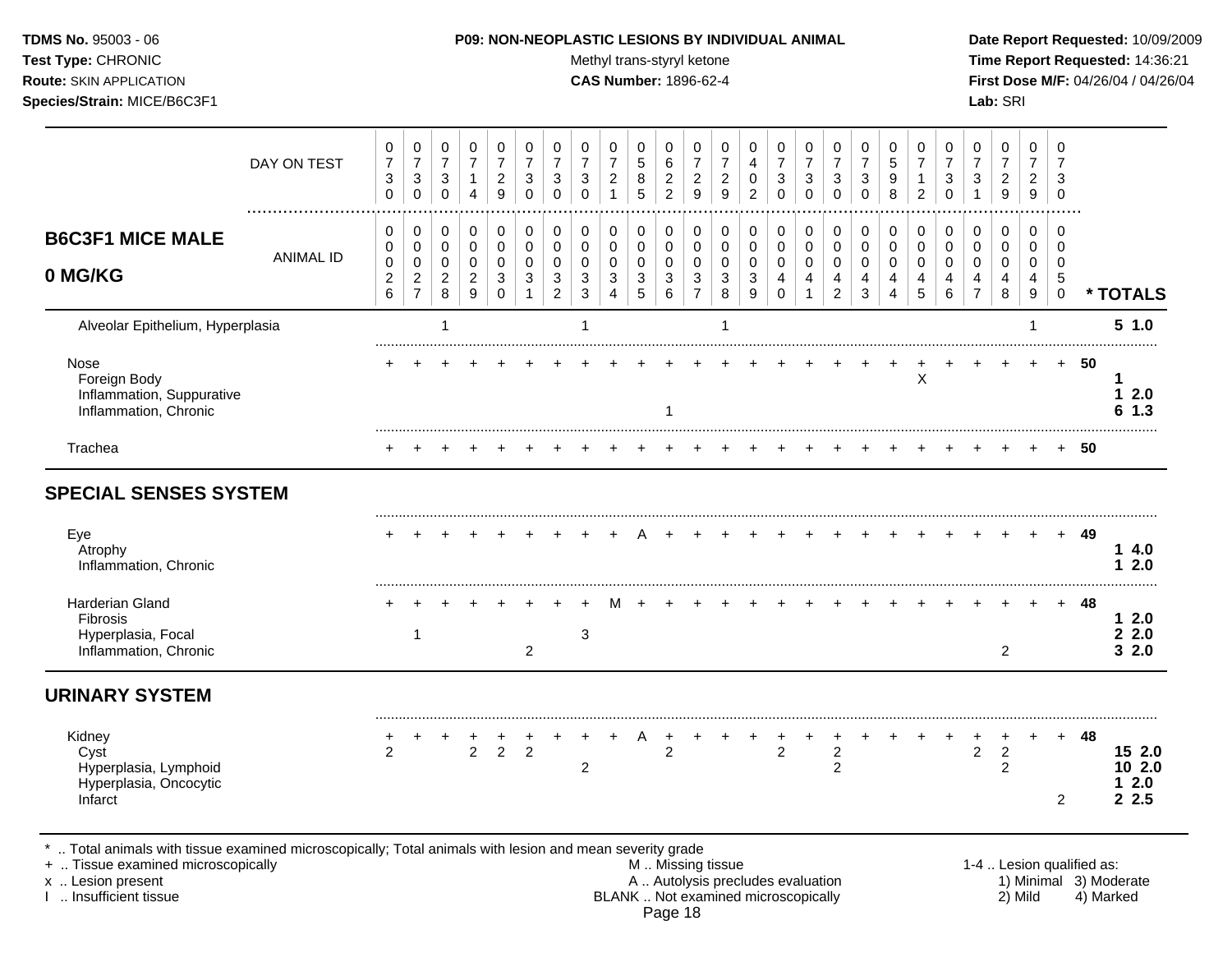**TDMS No.** 95003 - 06
**Test Type:** CHRONIC
**Route:** SKIN APPLICATION
**Species/Strain:** MICE/B6C3F1

**P09: NON-NEOPLASTIC LESIONS BY INDIVIDUAL ANIMAL**
Methyl trans-styryl ketone
**CAS Number:** 1896-62-4

**Date Report Requested:** 10/09/2009
**Time Report Requested:** 14:36:21
**First Dose M/F:** 04/26/04 / 04/26/04
**Lab:** SRI

## B6C3F1 MICE MALE 0 MG/KG

| DAY ON TEST | 0730 | 0730 | 0730 | 0714 | 0729 | 0730 | 0730 | 0730 | 0721 | 0585 | 0622 | 0729 | 0729 | 0402 | 0730 | 0730 | 0730 | 0730 | 0598 | 0712 | 0730 | 0731 | 0729 | 0729 | 0730 | |
|---|---|---|---|---|---|---|---|---|---|---|---|---|---|---|---|---|---|---|---|---|---|---|---|---|---|---|
| **ANIMAL ID** | 0026 | 0027 | 0028 | 0029 | 0030 | 0031 | 0032 | 0033 | 0034 | 0035 | 0036 | 0037 | 0038 | 0039 | 0040 | 0041 | 0042 | 0043 | 0044 | 0045 | 0046 | 0047 | 0048 | 0049 | 0050 | *** TOTALS** |
| Alveolar Epithelium, Hyperplasia | | | 1 | | | | | 1 | | | | | 1 | | | | | | | | | | | 1 | | **5 1.0** |
| Nose | + | + | + | + | + | + | + | + | + | + | + | + | + | + | + | + | + | + | + | + | + | + | + | + | + | **50** |
| Foreign Body | | | | | | | | | | | | | | | | | | | | X | | | | | | **1** |
| Inflammation, Suppurative | | | | | | | | | | | | | | | | | | | | | | | | | | **1 2.0** |
| Inflammation, Chronic | | | | | | | | | | | 1 | | | | | | | | | | | | | | | **6 1.3** |
| Trachea | + | + | + | + | + | + | + | + | + | + | + | + | + | + | + | + | + | + | + | + | + | + | + | + | + | **50** |
| **SPECIAL SENSES SYSTEM** | | | | | | | | | | | | | | | | | | | | | | | | | | |
| Eye | + | + | + | + | + | + | + | + | + | A | + | + | + | + | + | + | + | + | + | + | + | + | + | + | + | **49** |
| Atrophy | | | | | | | | | | | | | | | | | | | | | | | | | | **1 4.0** |
| Inflammation, Chronic | | | | | | | | | | | | | | | | | | | | | | | | | | **1 2.0** |
| Harderian Gland | + | + | + | + | + | + | + | + | M | + | + | + | + | + | + | + | + | + | + | + | + | + | + | + | + | **48** |
| Fibrosis | | | | | | | | | | | | | | | | | | | | | | | | | | **1 2.0** |
| Hyperplasia, Focal | | 1 | | | | | | 3 | | | | | | | | | | | | | | | | | | **2 2.0** |
| Inflammation, Chronic | | | | | | 2 | | | | | | | | | | | | | | | | | 2 | | | **3 2.0** |
| **URINARY SYSTEM** | | | | | | | | | | | | | | | | | | | | | | | | | | |
| Kidney | + | + | + | + | + | + | + | + | + | A | + | + | + | + | + | + | + | + | + | + | + | + | + | + | + | **48** |
| Cyst | 2 | | | 2 | 2 | 2 | | | | | 2 | | | | 2 | | 2 | | | | | 2 | 2 | | | **15 2.0** |
| Hyperplasia, Lymphoid | | | | | | | | 2 | | | | | | | | | 2 | | | | | | 2 | | | **10 2.0** |
| Hyperplasia, Oncocytic | | | | | | | | | | | | | | | | | | | | | | | | | | **1 2.0** |
| Infarct | | | | | | | | | | | | | | | | | | | | | | | | | 2 | **2 2.5** |

\* .. Total animals with tissue examined microscopically; Total animals with lesion and mean severity grade
\+ .. Tissue examined microscopically
x .. Lesion present
I .. Insufficient tissue

M .. Missing tissue
A .. Autolysis precludes evaluation
BLANK .. Not examined microscopically

1-4 .. Lesion qualified as:
1) Minimal 2) Mild 3) Moderate 4) Marked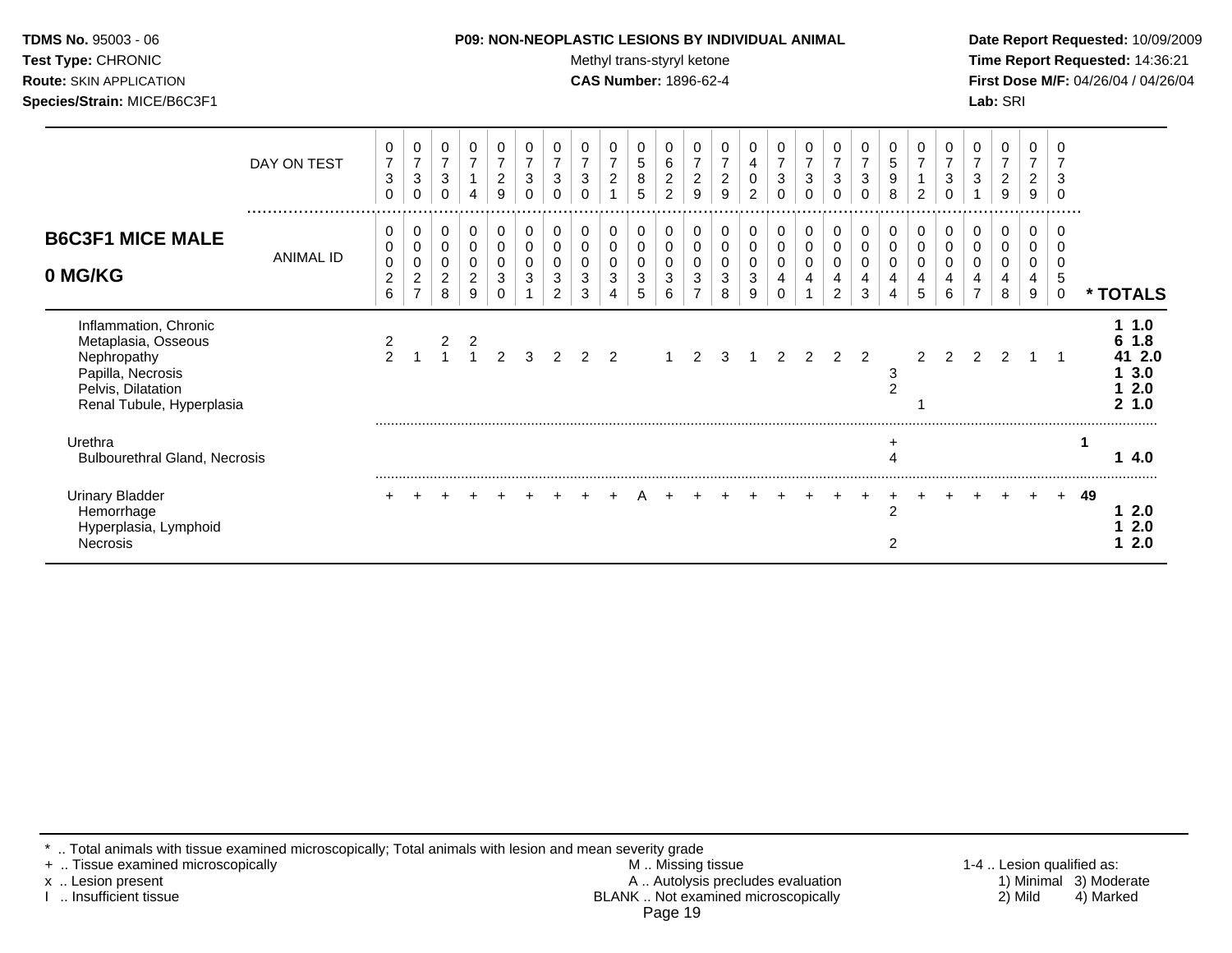**TDMS No.** 95003 - 06
**Test Type:** CHRONIC
**Route:** SKIN APPLICATION
**Species/Strain:** MICE/B6C3F1

**P09: NON-NEOPLASTIC LESIONS BY INDIVIDUAL ANIMAL**
Methyl trans-styryl ketone
**CAS Number:** 1896-62-4

**Date Report Requested:** 10/09/2009
**Time Report Requested:** 14:36:21
**First Dose M/F:** 04/26/04 / 04/26/04
**Lab:** SRI

## B6C3F1 MICE MALE 0 MG/KG

| | | | | | | | | | | | | | | | | | | | | | | | | | | |
|---|---|---|---|---|---|---|---|---|---|---|---|---|---|---|---|---|---|---|---|---|---|---|---|---|---|---|
| DAY ON TEST | 0730 | 0730 | 0730 | 0714 | 0729 | 0730 | 0730 | 0730 | 0721 | 0585 | 0622 | 0729 | 0729 | 0402 | 0730 | 0730 | 0730 | 0730 | 0598 | 0712 | 0730 | 0731 | 0729 | 0729 | 0730 | |
| ANIMAL ID | 0026 | 0027 | 0028 | 0029 | 0030 | 0031 | 0032 | 0033 | 0034 | 0035 | 0036 | 0037 | 0038 | 0039 | 0040 | 0041 | 0042 | 0043 | 0044 | 0045 | 0046 | 0047 | 0048 | 0049 | 0050 | * TOTALS |
| Inflammation, Chronic | | | | | | | | | | | | | | | | | | | | | | | | | | 1 1.0 |
| Metaplasia, Osseous | 2 | | 2 | 2 | | | | | | | | | | | | | | | | | | | | | | 6 1.8 |
| Nephropathy | 2 | 1 | 1 | 1 | 2 | 3 | 2 | 2 | 2 | | 1 | 2 | 3 | 1 | 2 | 2 | 2 | 2 | | 2 | 2 | 2 | 2 | 1 | 1 | 41 2.0 |
| Papilla, Necrosis | | | | | | | | | | | | | | | | | | | 3 | | | | | | | 1 3.0 |
| Pelvis, Dilatation | | | | | | | | | | | | | | | | | | | 2 | | | | | | | 1 2.0 |
| Renal Tubule, Hyperplasia | | | | | | | | | | | | | | | | | | | | 1 | | | | | | 2 1.0 |
| Urethra | | | | | | | | | | | | | | | | | | | + | | | | | | | 1 |
| Bulbourethral Gland, Necrosis | | | | | | | | | | | | | | | | | | | 4 | | | | | | | 1 4.0 |
| Urinary Bladder | + | + | + | + | + | + | + | + | + | A | + | + | + | + | + | + | + | + | + | + | + | + | + | + | + | 49 |
| Hemorrhage | | | | | | | | | | | | | | | | | | | 2 | | | | | | | 1 2.0 |
| Hyperplasia, Lymphoid | | | | | | | | | | | | | | | | | | | | | | | | | | 1 2.0 |
| Necrosis | | | | | | | | | | | | | | | | | | | 2 | | | | | | | 1 2.0 |

* .. Total animals with tissue examined microscopically; Total animals with lesion and mean severity grade
+ .. Tissue examined microscopically
x .. Lesion present
I .. Insufficient tissue

M .. Missing tissue
A .. Autolysis precludes evaluation
BLANK .. Not examined microscopically

1-4 .. Lesion qualified as:
1) Minimal 3) Moderate
2) Mild 4) Marked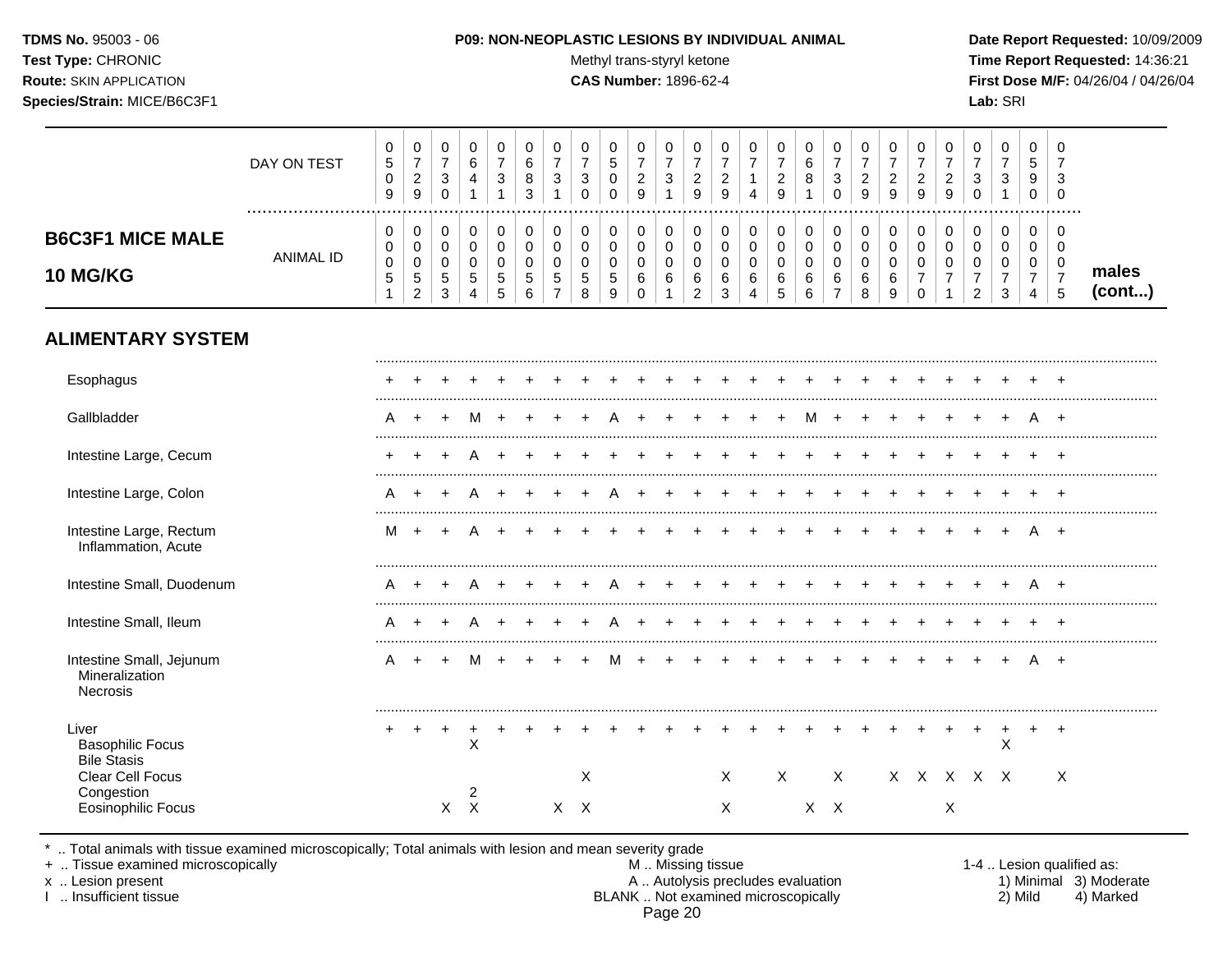**TDMS No.** 95003 - 06
**Test Type:** CHRONIC
**Route:** SKIN APPLICATION
**Species/Strain:** MICE/B6C3F1

**P09: NON-NEOPLASTIC LESIONS BY INDIVIDUAL ANIMAL**
Methyl trans-styryl ketone
**CAS Number:** 1896-62-4

**Date Report Requested:** 10/09/2009
**Time Report Requested:** 14:36:21
**First Dose M/F:** 04/26/04 / 04/26/04
**Lab:** SRI

## B6C3F1 MICE MALE 10 MG/KG — males (cont...)

| DAY ON TEST | 0509 | 0729 | 0730 | 0641 | 0731 | 0683 | 0731 | 0730 | 0500 | 0729 | 0731 | 0729 | 0729 | 0714 | 0729 | 0681 | 0730 | 0729 | 0729 | 0729 | 0729 | 0730 | 0731 | 0590 | 0730 |
|---|---|---|---|---|---|---|---|---|---|---|---|---|---|---|---|---|---|---|---|---|---|---|---|---|---|
| **ANIMAL ID** | 0051 | 0052 | 0053 | 0054 | 0055 | 0056 | 0057 | 0058 | 0059 | 0060 | 0061 | 0062 | 0063 | 0064 | 0065 | 0066 | 0067 | 0068 | 0069 | 0070 | 0071 | 0072 | 0073 | 0074 | 0075 |
| **ALIMENTARY SYSTEM** | | | | | | | | | | | | | | | | | | | | | | | | | |
| Esophagus | + | + | + | + | + | + | + | + | + | + | + | + | + | + | + | + | + | + | + | + | + | + | + | + | + |
| Gallbladder | A | + | + | M | + | + | + | + | A | + | + | + | + | + | + | M | + | + | + | + | + | + | + | A | + |
| Intestine Large, Cecum | + | + | + | A | + | + | + | + | + | + | + | + | + | + | + | + | + | + | + | + | + | + | + | + | + |
| Intestine Large, Colon | A | + | + | A | + | + | + | + | A | + | + | + | + | + | + | + | + | + | + | + | + | + | + | + | + |
| Intestine Large, Rectum | M | + | + | A | + | + | + | + | + | + | + | + | + | + | + | + | + | + | + | + | + | + | + | A | + |
| Inflammation, Acute | | | | | | | | | | | | | | | | | | | | | | | | | |
| Intestine Small, Duodenum | A | + | + | A | + | + | + | + | A | + | + | + | + | + | + | + | + | + | + | + | + | + | + | A | + |
| Intestine Small, Ileum | A | + | + | A | + | + | + | + | A | + | + | + | + | + | + | + | + | + | + | + | + | + | + | + | + |
| Intestine Small, Jejunum | A | + | + | M | + | + | + | + | M | + | + | + | + | + | + | + | + | + | + | + | + | + | + | A | + |
| Mineralization | | | | | | | | | | | | | | | | | | | | | | | | | |
| Necrosis | | | | | | | | | | | | | | | | | | | | | | | | | |
| Liver | + | + | + | + | + | + | + | + | + | + | + | + | + | + | + | + | + | + | + | + | + | + | + | + | + |
| Basophilic Focus | | | | X | | | | | | | | | | | | | | | | | | | X | | |
| Bile Stasis | | | | | | | | | | | | | | | | | | | | | | | | | |
| Clear Cell Focus | | | | | | | | X | | | | | X | | X | | X | | X | X | X | X | X | | X |
| Congestion | | | | 2 | | | | | | | | | | | | | | | | | | | | | |
| Eosinophilic Focus | | | X | X | | | X | X | | | | | X | | | X | X | | | | X | | | | |

\* .. Total animals with tissue examined microscopically; Total animals with lesion and mean severity grade
+ .. Tissue examined microscopically
x .. Lesion present
I .. Insufficient tissue

M .. Missing tissue
A .. Autolysis precludes evaluation
BLANK .. Not examined microscopically

1-4 .. Lesion qualified as:
1) Minimal 2) Mild 3) Moderate 4) Marked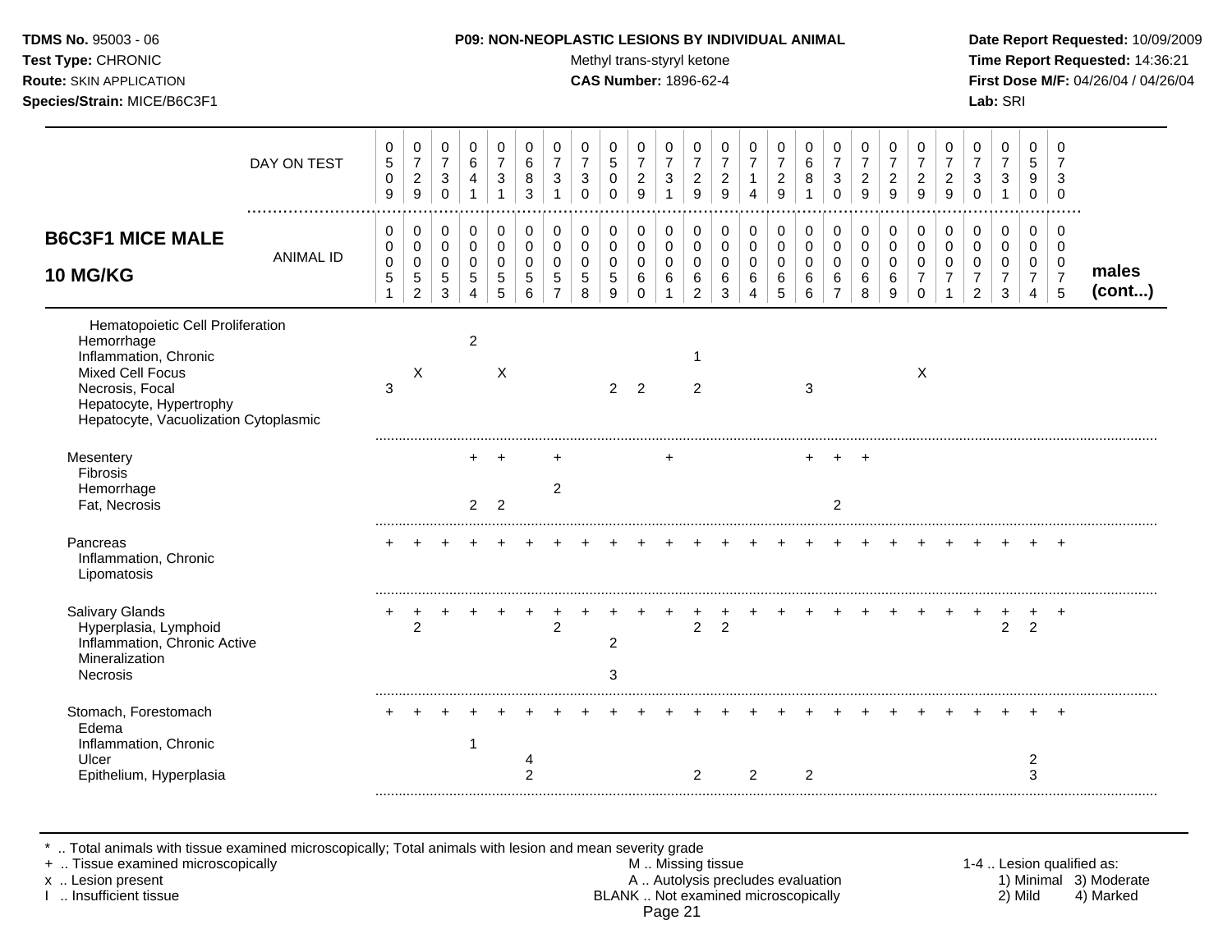**TDMS No.** 95003 - 06
**Test Type:** CHRONIC
**Route:** SKIN APPLICATION
**Species/Strain:** MICE/B6C3F1

**P09: NON-NEOPLASTIC LESIONS BY INDIVIDUAL ANIMAL**
Methyl trans-styryl ketone
**CAS Number:** 1896-62-4

**Date Report Requested:** 10/09/2009
**Time Report Requested:** 14:36:21
**First Dose M/F:** 04/26/04 / 04/26/04
**Lab:** SRI

## B6C3F1 MICE MALE 10 MG/KG

| DAY ON TEST | 0509 | 0729 | 0730 | 0641 | 0731 | 0683 | 0731 | 0730 | 0500 | 0729 | 0731 | 0729 | 0729 | 0714 | 0729 | 0681 | 0730 | 0729 | 0729 | 0729 | 0729 | 0730 | 0731 | 0590 | 0730 | |
|---|---|---|---|---|---|---|---|---|---|---|---|---|---|---|---|---|---|---|---|---|---|---|---|---|---|---|
| **ANIMAL ID** | 00051 | 00052 | 00053 | 00054 | 00055 | 00056 | 00057 | 00058 | 00059 | 00060 | 00061 | 00062 | 00063 | 00064 | 00065 | 00066 | 00067 | 00068 | 00069 | 00070 | 00071 | 00072 | 00073 | 00074 | 00075 | **males (cont...)** |
| Hematopoietic Cell Proliferation | | | | | | | | | | | | | | | | | | | | | | | | | | |
| Hemorrhage | | | | 2 | | | | | | | | | | | | | | | | | | | | | | |
| Inflammation, Chronic | | | | | | | | | | | | 1 | | | | | | | | | | | | | | |
| Mixed Cell Focus | | X | | | X | | | | | | | | | | | | | | | X | | | | | | |
| Necrosis, Focal | 3 | | | | | | | | 2 | 2 | | 2 | | | | 3 | | | | | | | | | | |
| Hepatocyte, Hypertrophy | | | | | | | | | | | | | | | | | | | | | | | | | | |
| Hepatocyte, Vacuolization Cytoplasmic | | | | | | | | | | | | | | | | | | | | | | | | | | |
| Mesentery | | | | + | + | | + | | | | + | | | | | + | + | + | | | | | | | | |
| Fibrosis | | | | | | | | | | | | | | | | | | | | | | | | | | |
| Hemorrhage | | | | | | | 2 | | | | | | | | | | | | | | | | | | | |
| Fat, Necrosis | | | | 2 | 2 | | | | | | | | | | | | 2 | | | | | | | | | |
| Pancreas | + | + | + | + | + | + | + | + | + | + | + | + | + | + | + | + | + | + | + | + | + | + | + | + | + | |
| Inflammation, Chronic | | | | | | | | | | | | | | | | | | | | | | | | | | |
| Lipomatosis | | | | | | | | | | | | | | | | | | | | | | | | | | |
| Salivary Glands | + | + | + | + | + | + | + | + | + | + | + | + | + | + | + | + | + | + | + | + | + | + | + | + | + | |
| Hyperplasia, Lymphoid | | 2 | | | | | 2 | | | | | 2 | 2 | | | | | | | | | | 2 | 2 | | |
| Inflammation, Chronic Active | | | | | | | | | 2 | | | | | | | | | | | | | | | | | |
| Mineralization | | | | | | | | | | | | | | | | | | | | | | | | | | |
| Necrosis | | | | | | | | | 3 | | | | | | | | | | | | | | | | | |
| Stomach, Forestomach | + | + | + | + | + | + | + | + | + | + | + | + | + | + | + | + | + | + | + | + | + | + | + | + | + | |
| Edema | | | | | | | | | | | | | | | | | | | | | | | | | | |
| Inflammation, Chronic | | | | 1 | | | | | | | | | | | | | | | | | | | | | | |
| Ulcer | | | | | | 4 | | | | | | | | | | | | | | | | | | 2 | | |
| Epithelium, Hyperplasia | | | | | | 2 | | | | | | 2 | | 2 | | 2 | | | | | | | | 3 | | |

\* .. Total animals with tissue examined microscopically; Total animals with lesion and mean severity grade
\+ .. Tissue examined microscopically
x .. Lesion present
I .. Insufficient tissue

M .. Missing tissue
A .. Autolysis precludes evaluation
BLANK .. Not examined microscopically

1-4 .. Lesion qualified as:
1) Minimal 2) Mild 3) Moderate 4) Marked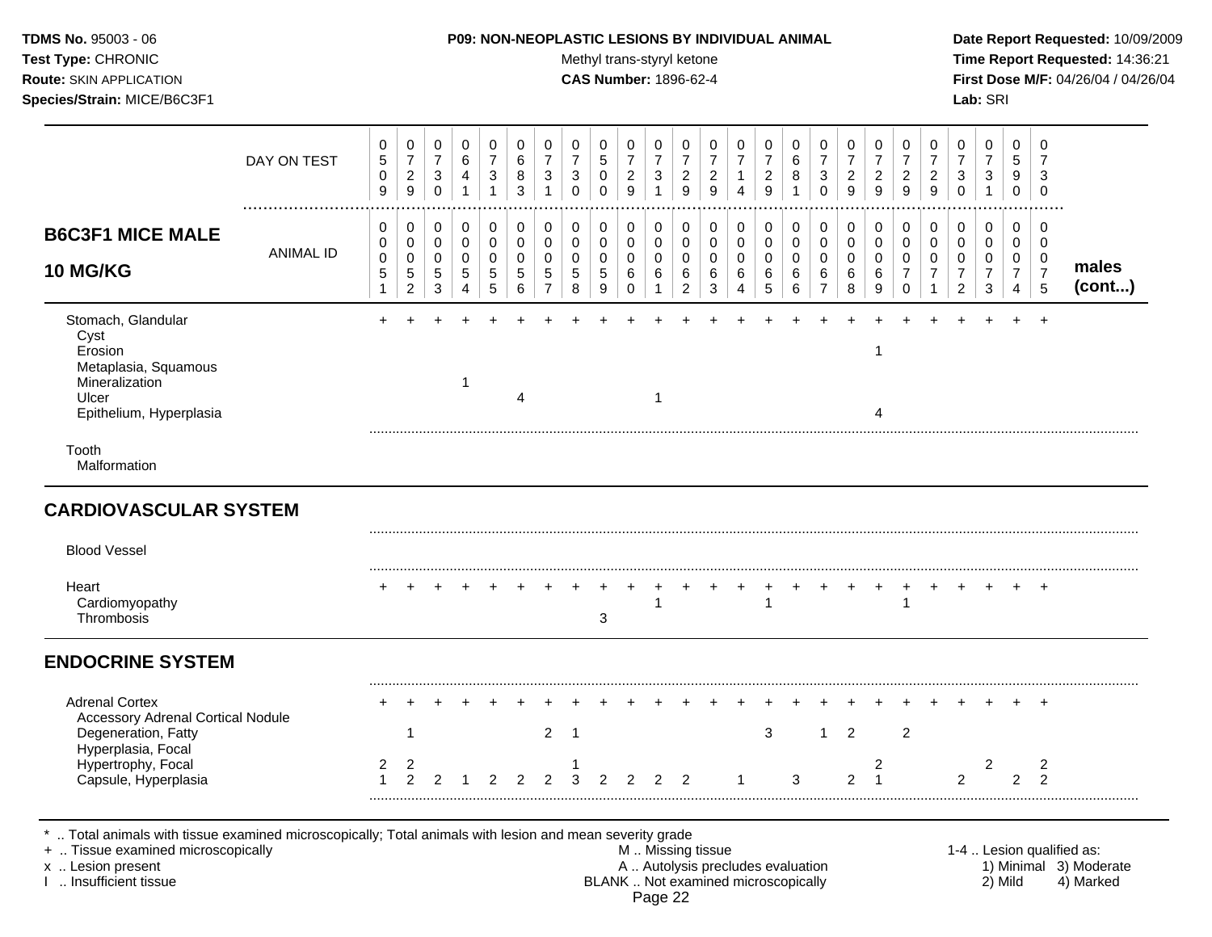**TDMS No.** 95003 - 06
**Test Type:** CHRONIC
**Route:** SKIN APPLICATION
**Species/Strain:** MICE/B6C3F1

**P09: NON-NEOPLASTIC LESIONS BY INDIVIDUAL ANIMAL**
Methyl trans-styryl ketone
**CAS Number:** 1896-62-4

**Date Report Requested:** 10/09/2009
**Time Report Requested:** 14:36:21
**First Dose M/F:** 04/26/04 / 04/26/04
**Lab:** SRI

## B6C3F1 MICE MALE 10 MG/KG — males (cont...)

| | | | | | | | | | | | | | | | | | | | | | | | | | |
|---|---|---|---|---|---|---|---|---|---|---|---|---|---|---|---|---|---|---|---|---|---|---|---|---|---|
| DAY ON TEST | 0509 | 0729 | 0730 | 0641 | 0731 | 0683 | 0731 | 0730 | 0500 | 0729 | 0731 | 0729 | 0729 | 0714 | 0729 | 0681 | 0730 | 0729 | 0729 | 0729 | 0729 | 0730 | 0731 | 0590 | 0730 |
| ANIMAL ID | 0051 | 0052 | 0053 | 0054 | 0055 | 0056 | 0057 | 0058 | 0059 | 0060 | 0061 | 0062 | 0063 | 0064 | 0065 | 0066 | 0067 | 0068 | 0069 | 0070 | 0071 | 0072 | 0073 | 0074 | 0075 |
| Stomach, Glandular | + | + | + | + | + | + | + | + | + | + | + | + | + | + | + | + | + | + | + | + | + | + | + | + | + |
| Cyst | | | | | | | | | | | | | | | | | | | | | | | | | |
| Erosion | | | | | | | | | | | | | | | | | | | 1 | | | | | | |
| Metaplasia, Squamous | | | | | | | | | | | | | | | | | | | | | | | | | |
| Mineralization | | | | 1 | | | | | | | | | | | | | | | | | | | | | |
| Ulcer | | | | | | 4 | | | | | 1 | | | | | | | | | | | | | | |
| Epithelium, Hyperplasia | | | | | | | | | | | | | | | | | | | 4 | | | | | | |
| Tooth | | | | | | | | | | | | | | | | | | | | | | | | | |
| Malformation | | | | | | | | | | | | | | | | | | | | | | | | | |
| **CARDIOVASCULAR SYSTEM** | | | | | | | | | | | | | | | | | | | | | | | | | |
| Blood Vessel | | | | | | | | | | | | | | | | | | | | | | | | | |
| Heart | + | + | + | + | + | + | + | + | + | + | + | + | + | + | + | + | + | + | + | + | + | + | + | + | + |
| Cardiomyopathy | | | | | | | | | | | 1 | | | | 1 | | | | | 1 | | | | | |
| Thrombosis | | | | | | | | | 3 | | | | | | | | | | | | | | | | |
| **ENDOCRINE SYSTEM** | | | | | | | | | | | | | | | | | | | | | | | | | |
| Adrenal Cortex | + | + | + | + | + | + | + | + | + | + | + | + | + | + | + | + | + | + | + | + | + | + | + | + | + |
| Accessory Adrenal Cortical Nodule | | | | | | | | | | | | | | | | | | | | | | | | | |
| Degeneration, Fatty | | 1 | | | | | 2 | 1 | | | | | | | 3 | | 1 | 2 | | 2 | | | | | |
| Hyperplasia, Focal | | | | | | | | | | | | | | | | | | | | | | | | | |
| Hypertrophy, Focal | 2 | 2 | | | | | | 1 | | | | | | | | | | | 2 | | | | 2 | | 2 |
| Capsule, Hyperplasia | 1 | 2 | 2 | 1 | 2 | 2 | 2 | 3 | 2 | 2 | 2 | 2 | | 1 | | 3 | | 2 | 1 | | | 2 | | 2 | 2 |

\* .. Total animals with tissue examined microscopically; Total animals with lesion and mean severity grade
\+ .. Tissue examined microscopically
x .. Lesion present
I .. Insufficient tissue

M .. Missing tissue
A .. Autolysis precludes evaluation
BLANK .. Not examined microscopically

1-4 .. Lesion qualified as: 1) Minimal 2) Mild 3) Moderate 4) Marked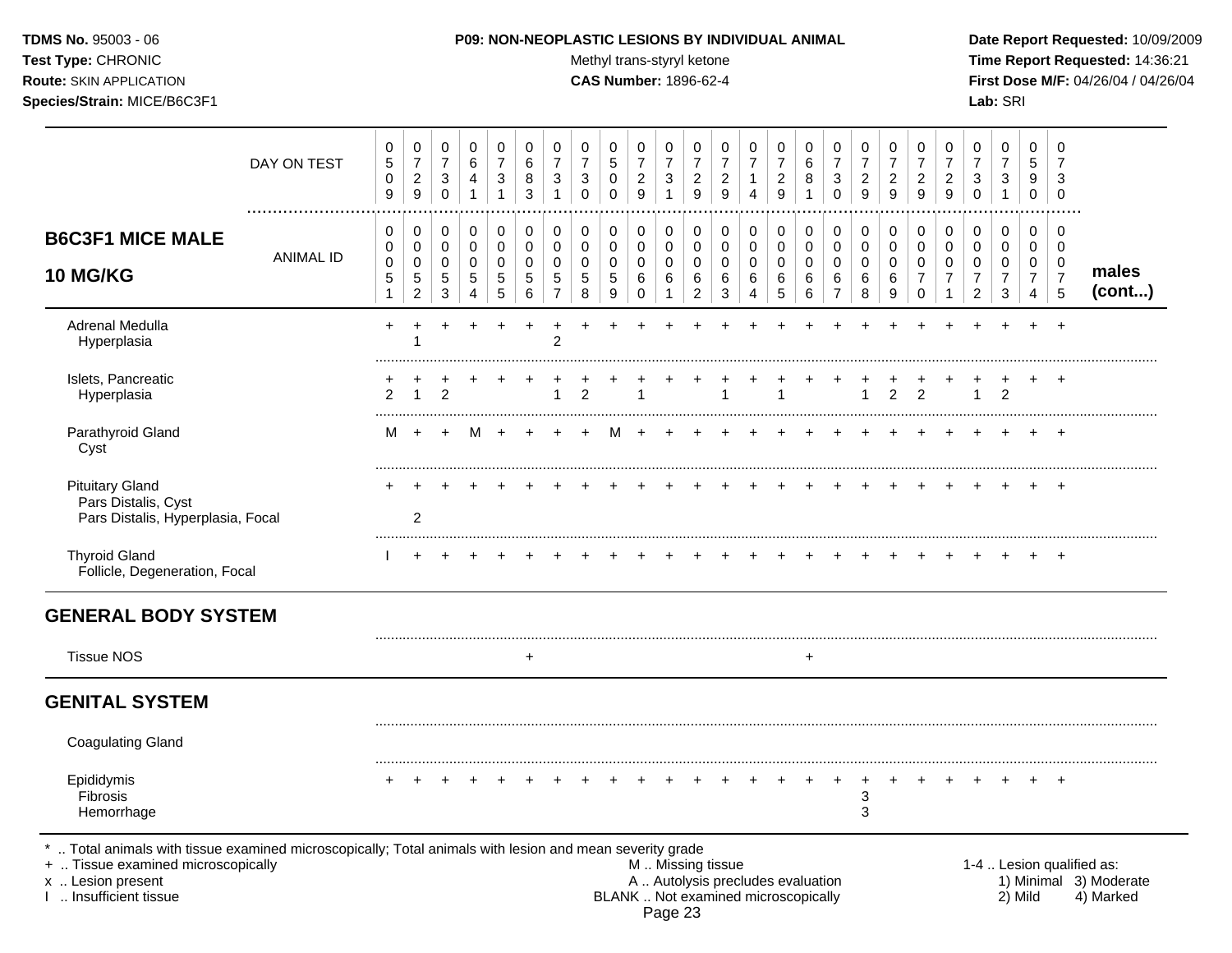**TDMS No.** 95003 - 06
**Test Type:** CHRONIC
**Route:** SKIN APPLICATION
**Species/Strain:** MICE/B6C3F1

**P09: NON-NEOPLASTIC LESIONS BY INDIVIDUAL ANIMAL**
Methyl trans-styryl ketone
**CAS Number:** 1896-62-4

**Date Report Requested:** 10/09/2009
**Time Report Requested:** 14:36:21
**First Dose M/F:** 04/26/04 / 04/26/04
**Lab:** SRI

| **B6C3F1 MICE MALE 10 MG/KG** | | | | | | | | | | | | | | | | | | | | | | | | | | |
|---|---|---|---|---|---|---|---|---|---|---|---|---|---|---|---|---|---|---|---|---|---|---|---|---|---|---|
| DAY ON TEST | 0509 | 0729 | 0730 | 0641 | 0731 | 0683 | 0731 | 0730 | 0500 | 0729 | 0731 | 0729 | 0729 | 0714 | 0729 | 0681 | 0730 | 0729 | 0729 | 0729 | 0729 | 0730 | 0731 | 0590 | 0730 | |
| ANIMAL ID | 0005 1 | 0005 2 | 0005 3 | 0005 4 | 0005 5 | 0005 6 | 0005 7 | 0005 8 | 0005 9 | 0006 0 | 0006 1 | 0006 2 | 0006 3 | 0006 4 | 0006 5 | 0006 6 | 0006 7 | 0006 8 | 0006 9 | 0007 0 | 0007 1 | 0007 2 | 0007 3 | 0007 4 | 0007 5 | **males (cont...)** |
| Adrenal Medulla | + | + | + | + | + | + | + | + | + | + | + | + | + | + | + | + | + | + | + | + | + | + | + | + | + | |
| Hyperplasia | | 1 | | | | | 2 | | | | | | | | | | | | | | | | | | | |
| Islets, Pancreatic | + | + | + | + | + | + | + | + | + | + | + | + | + | + | + | + | + | + | + | + | + | + | + | + | + | |
| Hyperplasia | 2 | 1 | 2 | | | | 1 | 2 | | 1 | | | 1 | | 1 | | | 1 | 2 | 2 | | 1 | 2 | | | |
| Parathyroid Gland | M | + | + | M | + | + | + | + | M | + | + | + | + | + | + | + | + | + | + | + | + | + | + | + | + | |
| Cyst | | | | | | | | | | | | | | | | | | | | | | | | | | |
| Pituitary Gland | + | + | + | + | + | + | + | + | + | + | + | + | + | + | + | + | + | + | + | + | + | + | + | + | + | |
| Pars Distalis, Cyst | | | | | | | | | | | | | | | | | | | | | | | | | | |
| Pars Distalis, Hyperplasia, Focal | | 2 | | | | | | | | | | | | | | | | | | | | | | | | |
| Thyroid Gland | I | + | + | + | + | + | + | + | + | + | + | + | + | + | + | + | + | + | + | + | + | + | + | + | + | |
| Follicle, Degeneration, Focal | | | | | | | | | | | | | | | | | | | | | | | | | | |
| **GENERAL BODY SYSTEM** | | | | | | | | | | | | | | | | | | | | | | | | | | |
| Tissue NOS | | | | | | + | | | | | | | | | | + | | | | | | | | | | |
| **GENITAL SYSTEM** | | | | | | | | | | | | | | | | | | | | | | | | | | |
| Coagulating Gland | | | | | | | | | | | | | | | | | | | | | | | | | | |
| Epididymis | + | + | + | + | + | + | + | + | + | + | + | + | + | + | + | + | + | + | + | + | + | + | + | + | + | |
| Fibrosis | | | | | | | | | | | | | | | | | | 3 | | | | | | | | |
| Hemorrhage | | | | | | | | | | | | | | | | | | 3 | | | | | | | | |

\* .. Total animals with tissue examined microscopically; Total animals with lesion and mean severity grade
+ .. Tissue examined microscopically
x .. Lesion present
I .. Insufficient tissue

M .. Missing tissue
A .. Autolysis precludes evaluation
BLANK .. Not examined microscopically

1-4 .. Lesion qualified as: 1) Minimal 2) Mild 3) Moderate 4) Marked

Page 23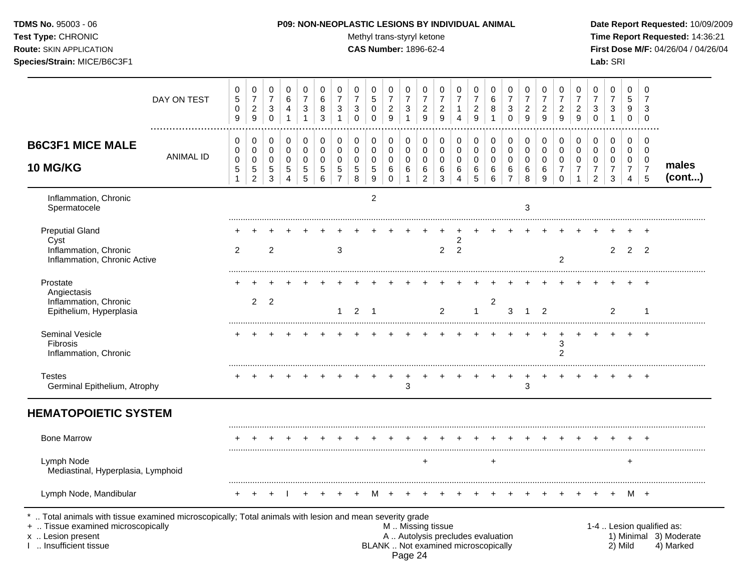**TDMS No.** 95003 - 06
**Test Type:** CHRONIC
**Route:** SKIN APPLICATION
**Species/Strain:** MICE/B6C3F1

**P09: NON-NEOPLASTIC LESIONS BY INDIVIDUAL ANIMAL**
Methyl trans-styryl ketone
**CAS Number:** 1896-62-4

**Date Report Requested:** 10/09/2009
**Time Report Requested:** 14:36:21
**First Dose M/F:** 04/26/04 / 04/26/04
**Lab:** SRI

## B6C3F1 MICE MALE 10 MG/KG

| DAY ON TEST | 0509 | 0729 | 0730 | 0641 | 0731 | 0683 | 0731 | 0730 | 0500 | 0729 | 0731 | 0729 | 0729 | 0714 | 0729 | 0681 | 0730 | 0729 | 0729 | 0729 | 0729 | 0730 | 0731 | 0590 | 0730 | |
|---|---|---|---|---|---|---|---|---|---|---|---|---|---|---|---|---|---|---|---|---|---|---|---|---|---|---|
| **ANIMAL ID** | 000051 | 000052 | 000053 | 000054 | 000055 | 000056 | 000057 | 000058 | 000059 | 000060 | 000061 | 000062 | 000063 | 000064 | 000065 | 000066 | 000067 | 000068 | 000069 | 000070 | 000071 | 000072 | 000073 | 000074 | 000075 | **males (cont...)** |
| Inflammation, Chronic | | | | | | | | | 2 | | | | | | | | | | | | | | | | | |
| Spermatocele | | | | | | | | | | | | | | | | | | 3 | | | | | | | | |
| Preputial Gland | + | + | + | + | + | + | + | + | + | + | + | + | + | + | + | + | + | + | + | + | + | + | + | + | + | |
| Cyst | | | | | | | | | | | | | | 2 | | | | | | | | | | | | |
| Inflammation, Chronic | 2 | | 2 | | | | 3 | | | | | | 2 | 2 | | | | | | | | | 2 | 2 | 2 | |
| Inflammation, Chronic Active | | | | | | | | | | | | | | | | | | | | 2 | | | | | | |
| Prostate | + | + | + | + | + | + | + | + | + | + | + | + | + | + | + | + | + | + | + | + | + | + | + | + | + | |
| Angiectasis | | | | | | | | | | | | | | | | | | | | | | | | | | |
| Inflammation, Chronic | | 2 | 2 | | | | | | | | | | | | | 2 | | | | | | | | | | |
| Epithelium, Hyperplasia | | | | | | | 1 | 2 | 1 | | | | 2 | | 1 | | 3 | 1 | 2 | | | | 2 | | 1 | |
| Seminal Vesicle | + | + | + | + | + | + | + | + | + | + | + | + | + | + | + | + | + | + | + | + | + | + | + | + | + | |
| Fibrosis | | | | | | | | | | | | | | | | | | | | 3 | | | | | | |
| Inflammation, Chronic | | | | | | | | | | | | | | | | | | | | 2 | | | | | | |
| Testes | + | + | + | + | + | + | + | + | + | + | + | + | + | + | + | + | + | + | + | + | + | + | + | + | + | |
| Germinal Epithelium, Atrophy | | | | | | | | | | | 3 | | | | | | | 3 | | | | | | | | |
| **HEMATOPOIETIC SYSTEM** | | | | | | | | | | | | | | | | | | | | | | | | | | |
| Bone Marrow | + | + | + | + | + | + | + | + | + | + | + | + | + | + | + | + | + | + | + | + | + | + | + | + | + | |
| Lymph Node | | | | | | | | | | | | + | | | | + | | | | | | | | + | | |
| Mediastinal, Hyperplasia, Lymphoid | | | | | | | | | | | | | | | | | | | | | | | | | | |
| Lymph Node, Mandibular | + | + | + | I | + | + | + | + | M | + | + | + | + | + | + | + | + | + | + | + | + | + | + | M | + | |

\* .. Total animals with tissue examined microscopically; Total animals with lesion and mean severity grade
\+ .. Tissue examined microscopically
x .. Lesion present
I .. Insufficient tissue

M .. Missing tissue
A .. Autolysis precludes evaluation
BLANK .. Not examined microscopically

1-4 .. Lesion qualified as: 1) Minimal 2) Mild 3) Moderate 4) Marked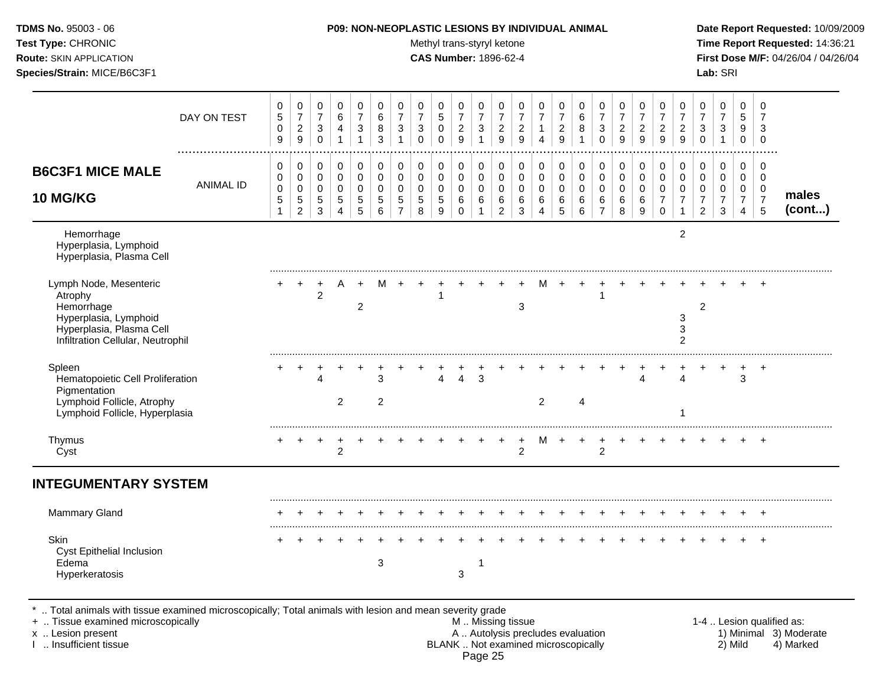**TDMS No.** 95003 - 06
**Test Type:** CHRONIC
**Route:** SKIN APPLICATION
**Species/Strain:** MICE/B6C3F1

**P09: NON-NEOPLASTIC LESIONS BY INDIVIDUAL ANIMAL**
Methyl trans-styryl ketone
**CAS Number:** 1896-62-4

**Date Report Requested:** 10/09/2009
**Time Report Requested:** 14:36:21
**First Dose M/F:** 04/26/04 / 04/26/04
**Lab:** SRI

## B6C3F1 MICE MALE 10 MG/KG

| | | | | | | | | | | | | | | | | | | | | | | | | | | |
|---|---|---|---|---|---|---|---|---|---|---|---|---|---|---|---|---|---|---|---|---|---|---|---|---|---|---|
| DAY ON TEST | 0509 | 0729 | 0730 | 0641 | 0731 | 0683 | 0731 | 0730 | 0500 | 0729 | 0731 | 0729 | 0729 | 0714 | 0729 | 0681 | 0730 | 0729 | 0729 | 0729 | 0729 | 0730 | 0731 | 0590 | 0730 | |
| ANIMAL ID | 00051 | 00052 | 00053 | 00054 | 00055 | 00056 | 00057 | 00058 | 00059 | 00060 | 00061 | 00062 | 00063 | 00064 | 00065 | 00066 | 00067 | 00068 | 00069 | 00070 | 00071 | 00072 | 00073 | 00074 | 00075 | **males (cont...)** |
| Hemorrhage | | | | | | | | | | | | | | | | | | | | | 2 | | | | | |
| Hyperplasia, Lymphoid | | | | | | | | | | | | | | | | | | | | | | | | | | |
| Hyperplasia, Plasma Cell | | | | | | | | | | | | | | | | | | | | | | | | | | |
| Lymph Node, Mesenteric | + | + | + | A | + | M | + | + | + | + | + | + | + | M | + | + | + | + | + | + | + | + | + | + | + | |
| Atrophy | | | 2 | | | | | | 1 | | | | | | | | 1 | | | | | | | | | |
| Hemorrhage | | | | | 2 | | | | | | | | 3 | | | | | | | | | 2 | | | | |
| Hyperplasia, Lymphoid | | | | | | | | | | | | | | | | | | | | | 3 | | | | | |
| Hyperplasia, Plasma Cell | | | | | | | | | | | | | | | | | | | | | 3 | | | | | |
| Infiltration Cellular, Neutrophil | | | | | | | | | | | | | | | | | | | | | 2 | | | | | |
| Spleen | + | + | + | + | + | + | + | + | + | + | + | + | + | + | + | + | + | + | + | + | + | + | + | + | + | |
| Hematopoietic Cell Proliferation | | | 4 | | | 3 | | | 4 | 4 | 3 | | | | | | | | 4 | | 4 | | | 3 | | |
| Pigmentation | | | | | | | | | | | | | | | | | | | | | | | | | | |
| Lymphoid Follicle, Atrophy | | | | 2 | | 2 | | | | | | | | 2 | | 4 | | | | | | | | | | |
| Lymphoid Follicle, Hyperplasia | | | | | | | | | | | | | | | | | | | | | 1 | | | | | |
| Thymus | + | + | + | + | + | + | + | + | + | + | + | + | + | M | + | + | + | + | + | + | + | + | + | + | + | |
| Cyst | | | | 2 | | | | | | | | | 2 | | | | 2 | | | | | | | | | |

## INTEGUMENTARY SYSTEM

| | | | | | | | | | | | | | | | | | | | | | | | | | |
|---|---|---|---|---|---|---|---|---|---|---|---|---|---|---|---|---|---|---|---|---|---|---|---|---|---|
| Mammary Gland | + | + | + | + | + | + | + | + | + | + | + | + | + | + | + | + | + | + | + | + | + | + | + | + | + |
| Skin | + | + | + | + | + | + | + | + | + | + | + | + | + | + | + | + | + | + | + | + | + | + | + | + | + |
| Cyst Epithelial Inclusion | | | | | | | | | | | | | | | | | | | | | | | | | |
| Edema | | | | | | 3 | | | | | 1 | | | | | | | | | | | | | | |
| Hyperkeratosis | | | | | | | | | | 3 | | | | | | | | | | | | | | | |

\* .. Total animals with tissue examined microscopically; Total animals with lesion and mean severity grade
\+ .. Tissue examined microscopically
x .. Lesion present
I .. Insufficient tissue

M .. Missing tissue
A .. Autolysis precludes evaluation
BLANK .. Not examined microscopically

1-4 .. Lesion qualified as: 1) Minimal 2) Mild 3) Moderate 4) Marked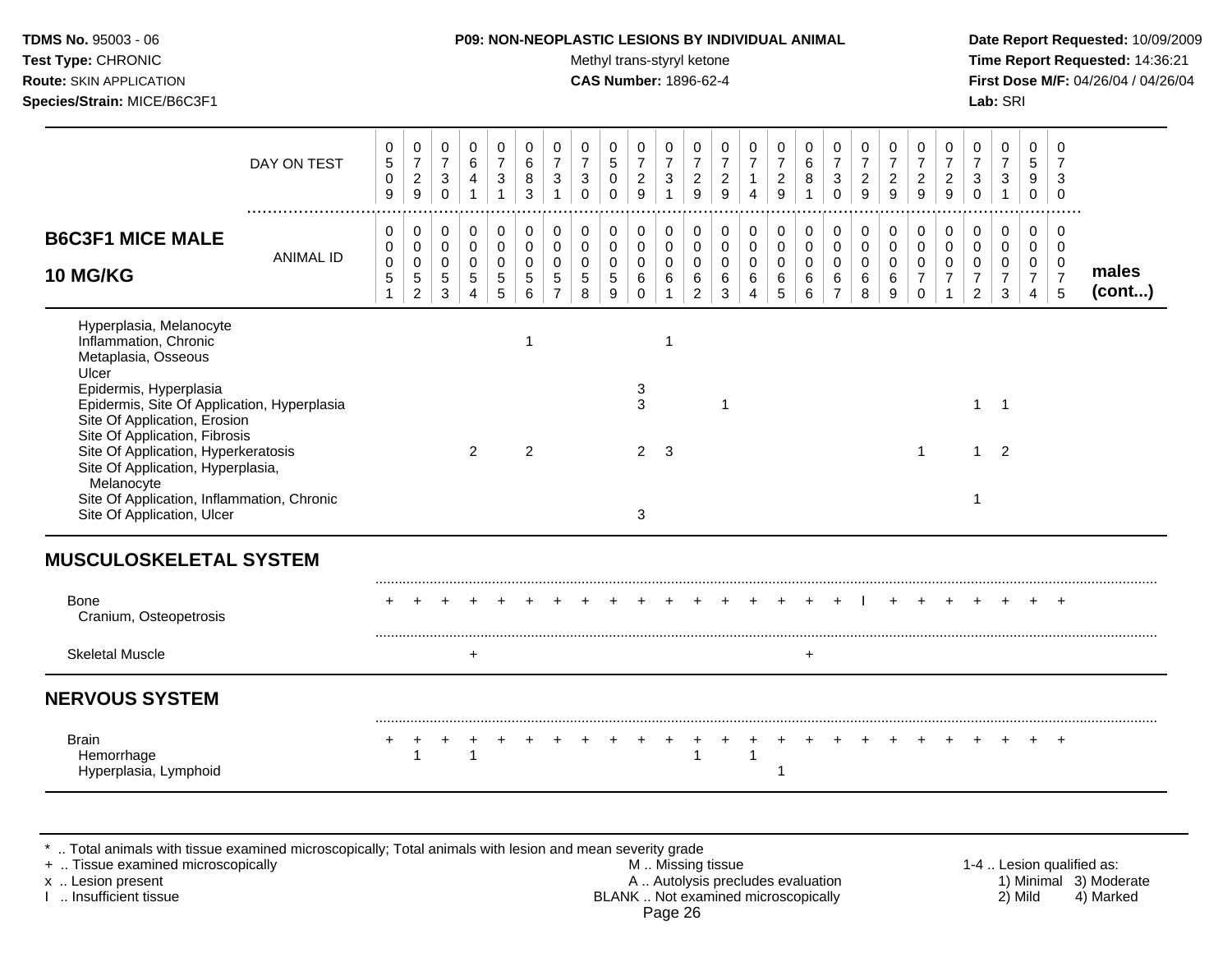**TDMS No.** 95003 - 06
**Test Type:** CHRONIC
**Route:** SKIN APPLICATION
**Species/Strain:** MICE/B6C3F1

**P09: NON-NEOPLASTIC LESIONS BY INDIVIDUAL ANIMAL**
Methyl trans-styryl ketone
**CAS Number:** 1896-62-4

**Date Report Requested:** 10/09/2009
**Time Report Requested:** 14:36:21
**First Dose M/F:** 04/26/04 / 04/26/04
**Lab:** SRI

## B6C3F1 MICE MALE 10 MG/KG (males cont...)

| DAY ON TEST | 0509 | 0729 | 0730 | 0641 | 0731 | 0683 | 0731 | 0730 | 0500 | 0729 | 0731 | 0729 | 0729 | 0714 | 0729 | 0681 | 0730 | 0729 | 0729 | 0729 | 0729 | 0730 | 0731 | 0590 | 0730 |
|---|---|---|---|---|---|---|---|---|---|---|---|---|---|---|---|---|---|---|---|---|---|---|---|---|---|
| **ANIMAL ID** | 0051 | 0052 | 0053 | 0054 | 0055 | 0056 | 0057 | 0058 | 0059 | 0060 | 0061 | 0062 | 0063 | 0064 | 0065 | 0066 | 0067 | 0068 | 0069 | 0070 | 0071 | 0072 | 0073 | 0074 | 0075 |
| Hyperplasia, Melanocyte | | | | | | | | | | | | | | | | | | | | | | | | | |
| Inflammation, Chronic | | | | | | 1 | | | | | 1 | | | | | | | | | | | | | | |
| Metaplasia, Osseous | | | | | | | | | | | | | | | | | | | | | | | | | |
| Ulcer | | | | | | | | | | | | | | | | | | | | | | | | | |
| Epidermis, Hyperplasia | | | | | | | | | | 3 | | | | | | | | | | | | | | | |
| Epidermis, Site Of Application, Hyperplasia | | | | | | | | | | 3 | | | 1 | | | | | | | | | 1 | 1 | | |
| Site Of Application, Erosion | | | | | | | | | | | | | | | | | | | | | | | | | |
| Site Of Application, Fibrosis | | | | | | | | | | | | | | | | | | | | | | | | | |
| Site Of Application, Hyperkeratosis | | | | 2 | | 2 | | | | 2 | 3 | | | | | | | | | 1 | | 1 | 2 | | |
| Site Of Application, Hyperplasia, Melanocyte | | | | | | | | | | | | | | | | | | | | | | | | | |
| Site Of Application, Inflammation, Chronic | | | | | | | | | | | | | | | | | | | | | | 1 | | | |
| Site Of Application, Ulcer | | | | | | | | | | 3 | | | | | | | | | | | | | | | |
| **MUSCULOSKELETAL SYSTEM** | | | | | | | | | | | | | | | | | | | | | | | | | |
| Bone | + | + | + | + | + | + | + | + | + | + | + | + | + | + | + | + | + | I | + | + | + | + | + | + | + |
| Cranium, Osteopetrosis | | | | | | | | | | | | | | | | | | | | | | | | | |
| Skeletal Muscle | | | | + | | | | | | | | | | | | + | | | | | | | | | |
| **NERVOUS SYSTEM** | | | | | | | | | | | | | | | | | | | | | | | | | |
| Brain | + | + | + | + | + | + | + | + | + | + | + | + | + | + | + | + | + | + | + | + | + | + | + | + | + |
| Hemorrhage | | 1 | | 1 | | | | | | | | 1 | | 1 | | | | | | | | | | | |
| Hyperplasia, Lymphoid | | | | | | | | | | | | | | | 1 | | | | | | | | | | |

\* .. Total animals with tissue examined microscopically; Total animals with lesion and mean severity grade
+ .. Tissue examined microscopically
x .. Lesion present
I .. Insufficient tissue

M .. Missing tissue
A .. Autolysis precludes evaluation
BLANK .. Not examined microscopically

1-4 .. Lesion qualified as:
1) Minimal 2) Mild 3) Moderate 4) Marked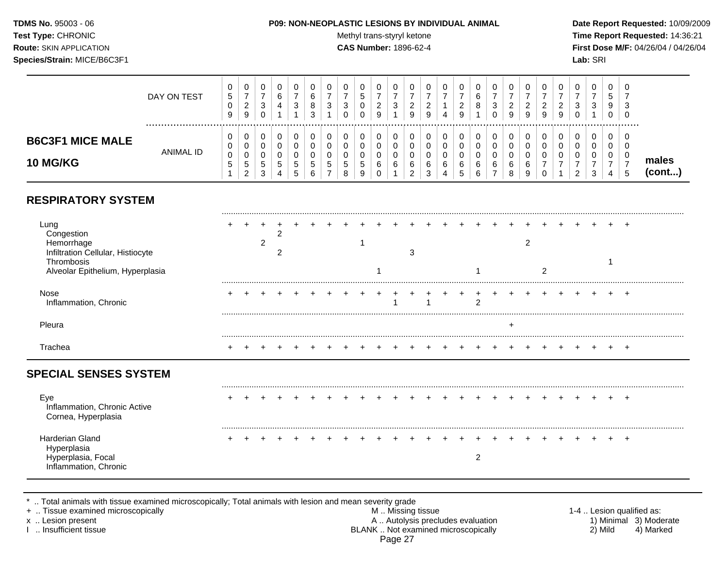**TDMS No.** 95003 - 06
**Test Type:** CHRONIC
**Route:** SKIN APPLICATION
**Species/Strain:** MICE/B6C3F1

**P09: NON-NEOPLASTIC LESIONS BY INDIVIDUAL ANIMAL**
Methyl trans-styryl ketone
**CAS Number:** 1896-62-4

**Date Report Requested:** 10/09/2009
**Time Report Requested:** 14:36:21
**First Dose M/F:** 04/26/04 / 04/26/04
**Lab:** SRI

## B6C3F1 MICE MALE 10 MG/KG (males cont...)

| DAY ON TEST | 509 | 729 | 730 | 641 | 731 | 683 | 731 | 730 | 500 | 729 | 731 | 729 | 729 | 714 | 729 | 681 | 730 | 729 | 729 | 729 | 729 | 730 | 731 | 590 | 730 |
|---|---|---|---|---|---|---|---|---|---|---|---|---|---|---|---|---|---|---|---|---|---|---|---|---|---|
| ANIMAL ID | 0051 | 0052 | 0053 | 0054 | 0055 | 0056 | 0057 | 0058 | 0059 | 0060 | 0061 | 0062 | 0063 | 0064 | 0065 | 0066 | 0067 | 0068 | 0069 | 0070 | 0071 | 0072 | 0073 | 0074 | 0075 |
| **RESPIRATORY SYSTEM** | | | | | | | | | | | | | | | | | | | | | | | | | |
| Lung | + | + | + | + | + | + | + | + | + | + | + | + | + | + | + | + | + | + | + | + | + | + | + | + | + |
| Congestion | | | | 2 | | | | | | | | | | | | | | | | | | | | | |
| Hemorrhage | | | 2 | | | | | | 1 | | | | | | | | | | 2 | | | | | | |
| Infiltration Cellular, Histiocyte | | | | 2 | | | | | | | | 3 | | | | | | | | | | | | | |
| Thrombosis | | | | | | | | | | | | | | | | | | | | | | | | 1 | |
| Alveolar Epithelium, Hyperplasia | | | | | | | | | | 1 | | | | | | 1 | | | | 2 | | | | | |
| Nose | + | + | + | + | + | + | + | + | + | + | + | + | + | + | + | + | + | + | + | + | + | + | + | + | + |
| Inflammation, Chronic | | | | | | | | | | | 1 | | 1 | | | 2 | | | | | | | | | |
| Pleura | | | | | | | | | | | | | | | | | | + | | | | | | | |
| Trachea | + | + | + | + | + | + | + | + | + | + | + | + | + | + | + | + | + | + | + | + | + | + | + | + | + |
| **SPECIAL SENSES SYSTEM** | | | | | | | | | | | | | | | | | | | | | | | | | |
| Eye | + | + | + | + | + | + | + | + | + | + | + | + | + | + | + | + | + | + | + | + | + | + | + | + | + |
| Inflammation, Chronic Active | | | | | | | | | | | | | | | | | | | | | | | | | |
| Cornea, Hyperplasia | | | | | | | | | | | | | | | | | | | | | | | | | |
| Harderian Gland | + | + | + | + | + | + | + | + | + | + | + | + | + | + | + | + | + | + | + | + | + | + | + | + | + |
| Hyperplasia | | | | | | | | | | | | | | | | | | | | | | | | | |
| Hyperplasia, Focal | | | | | | | | | | | | | | | | 2 | | | | | | | | | |
| Inflammation, Chronic | | | | | | | | | | | | | | | | | | | | | | | | | |

\* .. Total animals with tissue examined microscopically; Total animals with lesion and mean severity grade
\+ .. Tissue examined microscopically
x .. Lesion present
I .. Insufficient tissue

M .. Missing tissue
A .. Autolysis precludes evaluation
BLANK .. Not examined microscopically

1-4 .. Lesion qualified as:
1) Minimal 2) Mild 3) Moderate 4) Marked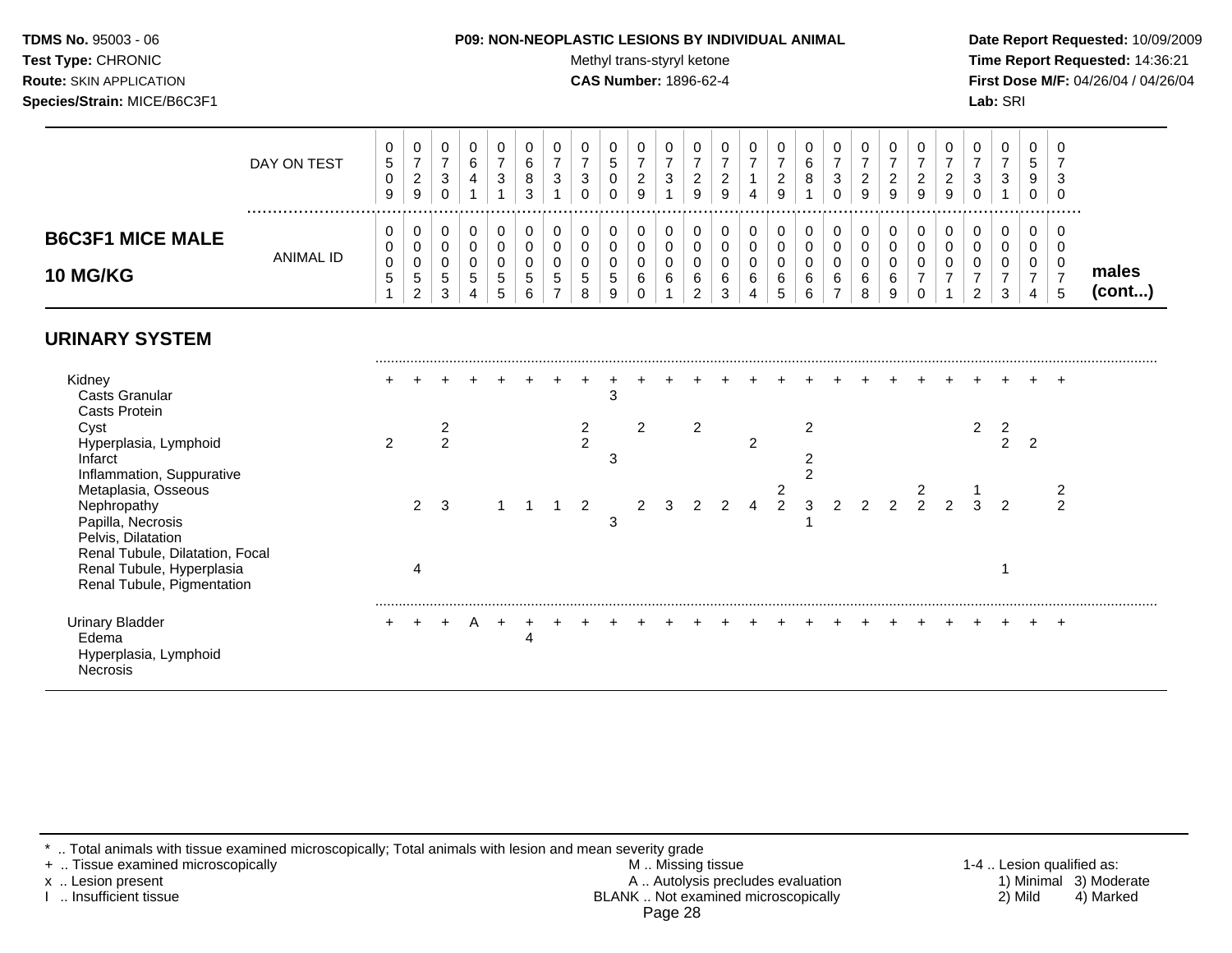**TDMS No.** 95003 - 06
**Test Type:** CHRONIC
**Route:** SKIN APPLICATION
**Species/Strain:** MICE/B6C3F1

**P09: NON-NEOPLASTIC LESIONS BY INDIVIDUAL ANIMAL**
Methyl trans-styryl ketone
**CAS Number:** 1896-62-4

**Date Report Requested:** 10/09/2009
**Time Report Requested:** 14:36:21
**First Dose M/F:** 04/26/04 / 04/26/04
**Lab:** SRI

## B6C3F1 MICE MALE 10 MG/KG

| DAY ON TEST | 0509 | 0729 | 0730 | 0641 | 0731 | 0683 | 0731 | 0730 | 0500 | 0729 | 0731 | 0729 | 0729 | 0714 | 0729 | 0681 | 0730 | 0729 | 0729 | 0729 | 0729 | 0730 | 0731 | 0590 | 0730 | |
|---|---|---|---|---|---|---|---|---|---|---|---|---|---|---|---|---|---|---|---|---|---|---|---|---|---|---|
| **ANIMAL ID** | 0051 | 0052 | 0053 | 0054 | 0055 | 0056 | 0057 | 0058 | 0059 | 0060 | 0061 | 0062 | 0063 | 0064 | 0065 | 0066 | 0067 | 0068 | 0069 | 0070 | 0071 | 0072 | 0073 | 0074 | 0075 | **males (cont...)** |
| **URINARY SYSTEM** | | | | | | | | | | | | | | | | | | | | | | | | | | |
| Kidney | + | + | + | + | + | + | + | + | + | + | + | + | + | + | + | + | + | + | + | + | + | + | + | + | + | |
| Casts Granular | | | | | | | | | 3 | | | | | | | | | | | | | | | | | |
| Casts Protein | | | | | | | | | | | | | | | | | | | | | | | | | | |
| Cyst | | | 2 | | | | | 2 | | 2 | | 2 | | | | 2 | | | | | | 2 | 2 | | | |
| Hyperplasia, Lymphoid | 2 | | 2 | | | | | 2 | | | | | | 2 | | | | | | | | | 2 | 2 | | |
| Infarct | | | | | | | | | 3 | | | | | | | 2 | | | | | | | | | | |
| Inflammation, Suppurative | | | | | | | | | | | | | | | | 2 | | | | | | | | | | |
| Metaplasia, Osseous | | | | | | | | | | | | | | | 2 | | | | | 2 | | 1 | | | 2 | |
| Nephropathy | | 2 | 3 | | 1 | 1 | 1 | 2 | | 2 | 3 | 2 | 2 | 4 | 2 | 3 | 2 | 2 | 2 | 2 | 2 | 3 | 2 | | 2 | |
| Papilla, Necrosis | | | | | | | | | 3 | | | | | | | 1 | | | | | | | | | | |
| Pelvis, Dilatation | | | | | | | | | | | | | | | | | | | | | | | | | | |
| Renal Tubule, Dilatation, Focal | | | | | | | | | | | | | | | | | | | | | | | | | | |
| Renal Tubule, Hyperplasia | | 4 | | | | | | | | | | | | | | | | | | | | | 1 | | | |
| Renal Tubule, Pigmentation | | | | | | | | | | | | | | | | | | | | | | | | | | |
| Urinary Bladder | + | + | + | A | + | + | + | + | + | + | + | + | + | + | + | + | + | + | + | + | + | + | + | + | + | |
| Edema | | | | | | 4 | | | | | | | | | | | | | | | | | | | | |
| Hyperplasia, Lymphoid | | | | | | | | | | | | | | | | | | | | | | | | | | |
| Necrosis | | | | | | | | | | | | | | | | | | | | | | | | | | |

\* .. Total animals with tissue examined microscopically; Total animals with lesion and mean severity grade
\+ .. Tissue examined microscopically
x .. Lesion present
I .. Insufficient tissue

M .. Missing tissue
A .. Autolysis precludes evaluation
BLANK .. Not examined microscopically

1-4 .. Lesion qualified as:
1) Minimal 2) Mild 3) Moderate 4) Marked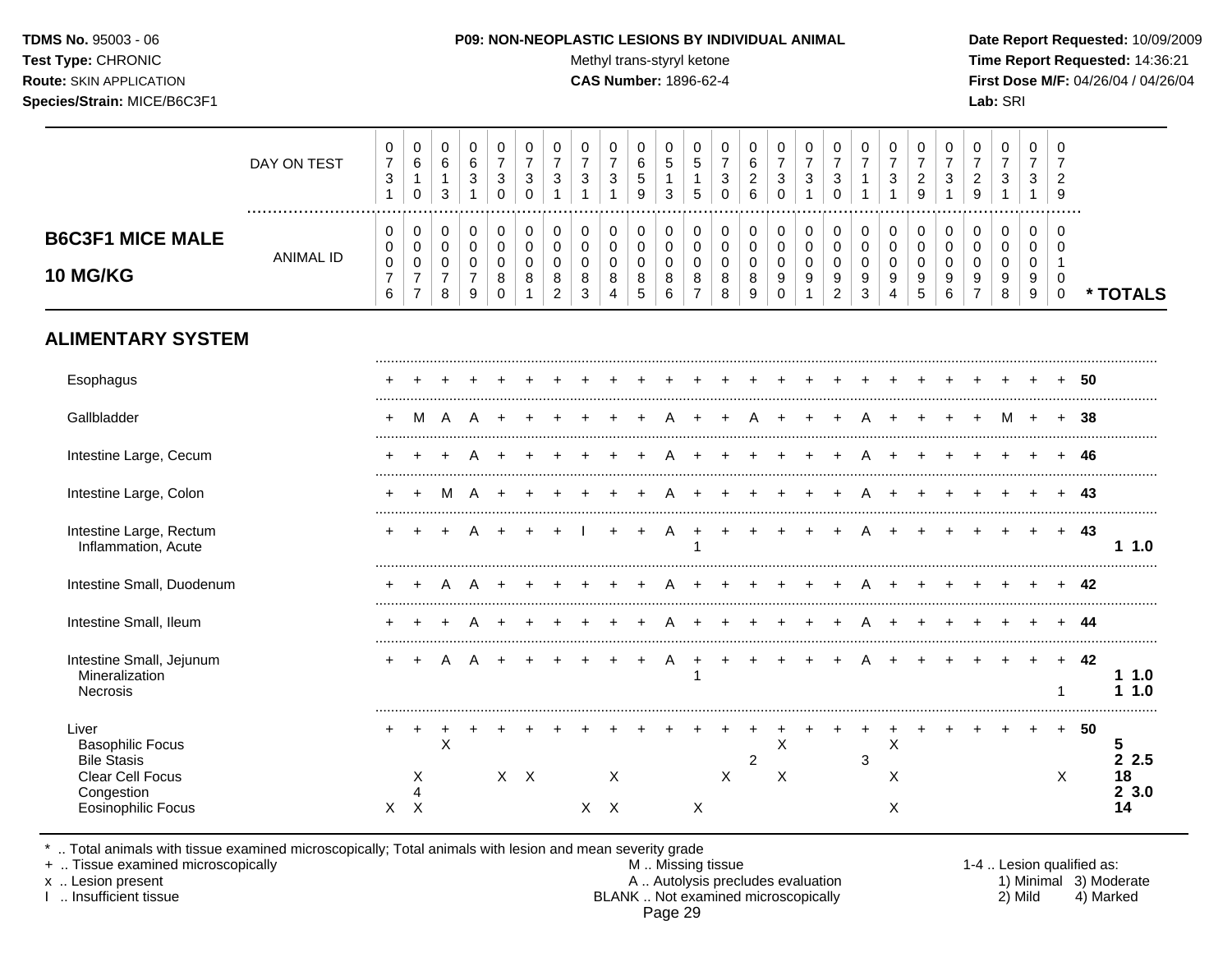**P09: NON-NEOPLASTIC LESIONS BY INDIVIDUAL ANIMAL**

Methyl trans-styryl ketone

**CAS Number:** 1896-62-4

**TDMS No.** 95003 - 06 | **Test Type:** CHRONIC | **Route:** SKIN APPLICATION | **Species/Strain:** MICE/B6C3F1 | **Lab:** SRI

## B6C3F1 MICE MALE 10 MG/KG

| DAY ON TEST | 0731 | 0610 | 0613 | 0631 | 0730 | 0730 | 0731 | 0731 | 0731 | 0659 | 0513 | 0515 | 0730 | 0626 | 0730 | 0731 | 0730 | 0711 | 0731 | 0729 | 0731 | 0729 | 0731 | 0731 | 0729 | | |
|---|---|---|---|---|---|---|---|---|---|---|---|---|---|---|---|---|---|---|---|---|---|---|---|---|---|---|---|
| **ANIMAL ID** | 0076 | 0077 | 0078 | 0079 | 0080 | 0081 | 0082 | 0083 | 0084 | 0085 | 0086 | 0087 | 0088 | 0089 | 0090 | 0091 | 0092 | 0093 | 0094 | 0095 | 0096 | 0097 | 0098 | 0099 | 0100 | | *** TOTALS** |
| **ALIMENTARY SYSTEM** | | | | | | | | | | | | | | | | | | | | | | | | | | | |
| Esophagus | + | + | + | + | + | + | + | + | + | + | + | + | + | + | + | + | + | + | + | + | + | + | + | + | + | 50 | |
| Gallbladder | + | M | A | A | + | + | + | + | + | + | A | + | + | A | + | + | + | A | + | + | + | + | M | + | + | 38 | |
| Intestine Large, Cecum | + | + | + | A | + | + | + | + | + | + | A | + | + | + | + | + | + | A | + | + | + | + | + | + | + | 46 | |
| Intestine Large, Colon | + | + | M | A | + | + | + | + | + | + | A | + | + | + | + | + | + | A | + | + | + | + | + | + | + | 43 | |
| Intestine Large, Rectum | + | + | + | A | + | + | + | I | + | + | A | + | + | + | + | + | + | A | + | + | + | + | + | + | + | 43 | |
| Inflammation, Acute | | | | | | | | | | | | 1 | | | | | | | | | | | | | | | 1 1.0 |
| Intestine Small, Duodenum | + | + | A | A | + | + | + | + | + | + | A | + | + | + | + | + | + | A | + | + | + | + | + | + | + | 42 | |
| Intestine Small, Ileum | + | + | + | A | + | + | + | + | + | + | A | + | + | + | + | + | + | A | + | + | + | + | + | + | + | 44 | |
| Intestine Small, Jejunum | + | + | A | A | + | + | + | + | + | + | A | + | + | + | + | + | + | A | + | + | + | + | + | + | + | 42 | |
| Mineralization | | | | | | | | | | | | 1 | | | | | | | | | | | | | | | 1 1.0 |
| Necrosis | | | | | | | | | | | | | | | | | | | | | | | | | 1 | | 1 1.0 |
| Liver | + | + | + | + | + | + | + | + | + | + | + | + | + | + | + | + | + | + | + | + | + | + | + | + | + | 50 | |
| Basophilic Focus | | | X | | | | | | | | | | | | X | | | | X | | | | | | | | 5 |
| Bile Stasis | | | | | | | | | | | | | | 2 | | | | 3 | | | | | | | | | 2 2.5 |
| Clear Cell Focus | | X | | | X | X | | | X | | | | X | | X | | | | X | | | | | | X | | 18 |
| Congestion | | 4 | | | | | | | | | | | | | | | | | | | | | | | | | 2 3.0 |
| Eosinophilic Focus | X | X | | | | | | X | X | | | X | | | | | | | X | | | | | | | | 14 |

\* .. Total animals with tissue examined microscopically; Total animals with lesion and mean severity grade
\+ .. Tissue examined microscopically
x .. Lesion present
I .. Insufficient tissue
M .. Missing tissue
A .. Autolysis precludes evaluation
BLANK .. Not examined microscopically

1-4 .. Lesion qualified as: 1) Minimal 2) Mild 3) Moderate 4) Marked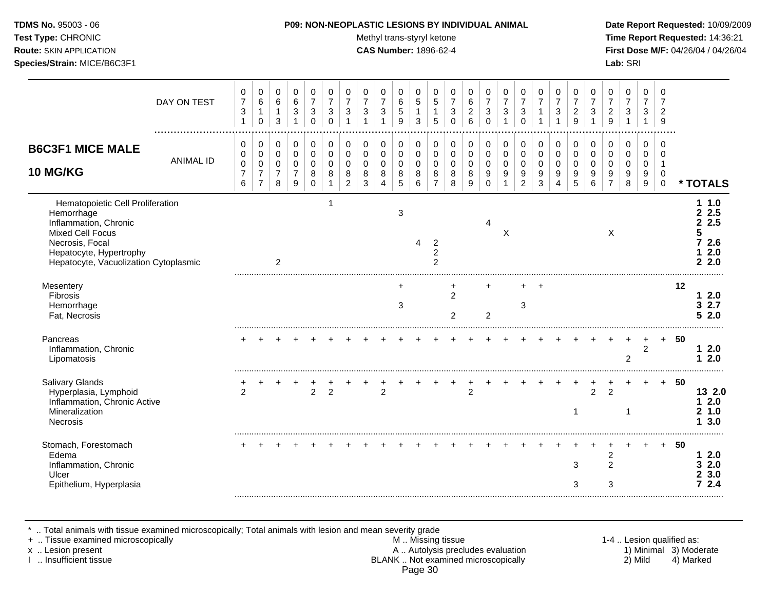**TDMS No.** 95003 - 06
**Test Type:** CHRONIC
**Route:** SKIN APPLICATION
**Species/Strain:** MICE/B6C3F1

**P09: NON-NEOPLASTIC LESIONS BY INDIVIDUAL ANIMAL**
Methyl trans-styryl ketone
**CAS Number:** 1896-62-4

**Date Report Requested:** 10/09/2009
**Time Report Requested:** 14:36:21
**First Dose M/F:** 04/26/04 / 04/26/04
**Lab:** SRI

## B6C3F1 MICE MALE 10 MG/KG

| DAY ON TEST | 0731 | 0610 | 0613 | 0631 | 0730 | 0730 | 0731 | 0731 | 0731 | 0659 | 0513 | 0515 | 0730 | 0626 | 0730 | 0731 | 0730 | 0711 | 0731 | 0729 | 0731 | 0729 | 0731 | 0731 | 0729 | |
|---|---|---|---|---|---|---|---|---|---|---|---|---|---|---|---|---|---|---|---|---|---|---|---|---|---|---|
| **ANIMAL ID** | 0076 | 0077 | 0078 | 0079 | 0080 | 0081 | 0082 | 0083 | 0084 | 0085 | 0086 | 0087 | 0088 | 0089 | 0090 | 0091 | 0092 | 0093 | 0094 | 0095 | 0096 | 0097 | 0098 | 0099 | 0100 | *** TOTALS** |
| Hematopoietic Cell Proliferation | | | | | | 1 | | | | | | | | | | | | | | | | | | | | **1 1.0** |
| Hemorrhage | | | | | | | | | | 3 | | | | | | | | | | | | | | | | **2 2.5** |
| Inflammation, Chronic | | | | | | | | | | | | | | | 4 | | | | | | | | | | | **2 2.5** |
| Mixed Cell Focus | | | | | | | | | | | | | | | | X | | | | | | X | | | | **5** |
| Necrosis, Focal | | | | | | | | | | | 4 | 2 | | | | | | | | | | | | | | **7 2.6** |
| Hepatocyte, Hypertrophy | | | | | | | | | | | | 2 | | | | | | | | | | | | | | **1 2.0** |
| Hepatocyte, Vacuolization Cytoplasmic | | | 2 | | | | | | | | | 2 | | | | | | | | | | | | | | **2 2.0** |
| Mesentery | | | | | | | | | | + | | | + | | + | | + | + | | | | | | | | **12** |
| Fibrosis | | | | | | | | | | | | | 2 | | | | | | | | | | | | | **1 2.0** |
| Hemorrhage | | | | | | | | | | 3 | | | | | | | 3 | | | | | | | | | **3 2.7** |
| Fat, Necrosis | | | | | | | | | | | | | 2 | | 2 | | | | | | | | | | | **5 2.0** |
| Pancreas | + | + | + | + | + | + | + | + | + | + | + | + | + | + | + | + | + | + | + | + | + | + | + | + | + | **50** |
| Inflammation, Chronic | | | | | | | | | | | | | | | | | | | | | | | | 2 | | **1 2.0** |
| Lipomatosis | | | | | | | | | | | | | | | | | | | | | | | 2 | | | **1 2.0** |
| Salivary Glands | + | + | + | + | + | + | + | + | + | + | + | + | + | + | + | + | + | + | + | + | + | + | + | + | + | **50** |
| Hyperplasia, Lymphoid | 2 | | | | 2 | 2 | | | 2 | | | | | 2 | | | | | | | 2 | 2 | | | | **13 2.0** |
| Inflammation, Chronic Active | | | | | | | | | | | | | | | | | | | | | | | | | | **1 2.0** |
| Mineralization | | | | | | | | | | | | | | | | | | | | 1 | | | 1 | | | **2 1.0** |
| Necrosis | | | | | | | | | | | | | | | | | | | | | | | | | | **1 3.0** |
| Stomach, Forestomach | + | + | + | + | + | + | + | + | + | + | + | + | + | + | + | + | + | + | + | + | + | + | + | + | + | **50** |
| Edema | | | | | | | | | | | | | | | | | | | | | | 2 | | | | **1 2.0** |
| Inflammation, Chronic | | | | | | | | | | | | | | | | | | | | 3 | | 2 | | | | **3 2.0** |
| Ulcer | | | | | | | | | | | | | | | | | | | | | | | | | | **2 3.0** |
| Epithelium, Hyperplasia | | | | | | | | | | | | | | | | | | | | 3 | | 3 | | | | **7 2.4** |

\* .. Total animals with tissue examined microscopically; Total animals with lesion and mean severity grade
\+ .. Tissue examined microscopically
x .. Lesion present
I .. Insufficient tissue

M .. Missing tissue
A .. Autolysis precludes evaluation
BLANK .. Not examined microscopically

1-4 .. Lesion qualified as:
1) Minimal 2) Mild 3) Moderate 4) Marked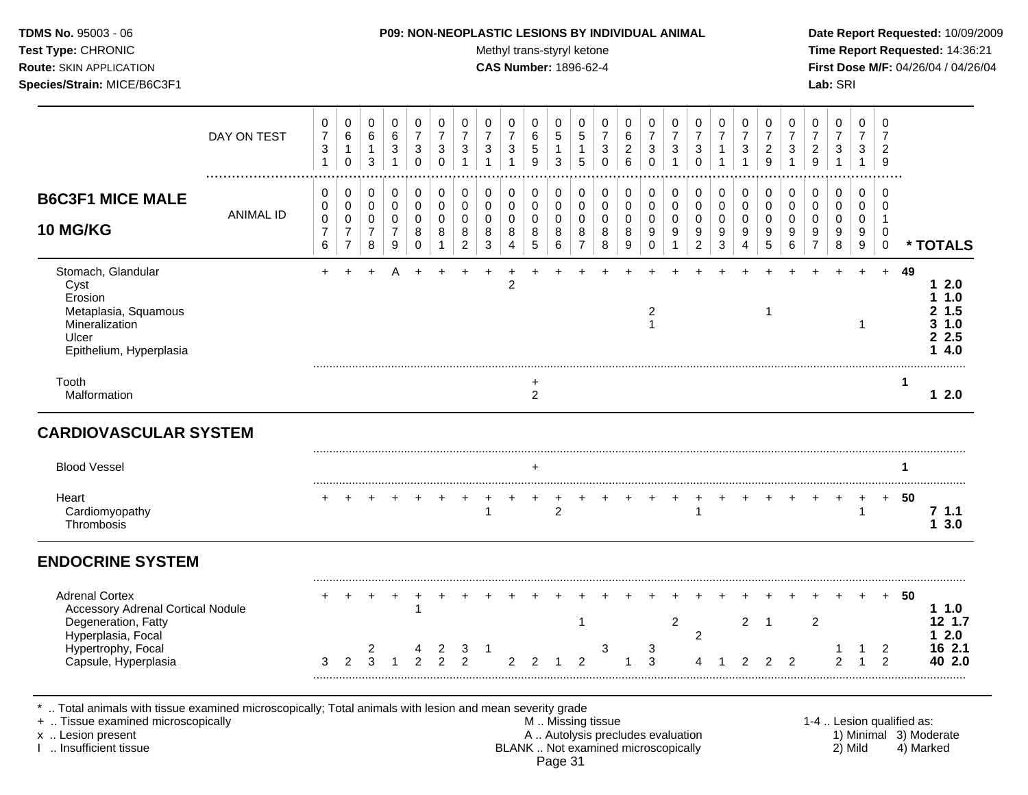**TDMS No.** 95003 - 06
**Test Type:** CHRONIC
**Route:** SKIN APPLICATION
**Species/Strain:** MICE/B6C3F1

**P09: NON-NEOPLASTIC LESIONS BY INDIVIDUAL ANIMAL**
Methyl trans-styryl ketone
**CAS Number:** 1896-62-4

**Date Report Requested:** 10/09/2009
**Time Report Requested:** 14:36:21
**First Dose M/F:** 04/26/04 / 04/26/04
**Lab:** SRI

## B6C3F1 MICE MALE 10 MG/KG

| DAY ON TEST | 0731 | 0610 | 0613 | 0631 | 0730 | 0730 | 0731 | 0731 | 0731 | 0659 | 0513 | 0515 | 0730 | 0626 | 0730 | 0731 | 0730 | 0711 | 0731 | 0729 | 0731 | 0729 | 0731 | 0731 | 0729 | |
|---|---|---|---|---|---|---|---|---|---|---|---|---|---|---|---|---|---|---|---|---|---|---|---|---|---|---|
| **ANIMAL ID** | 0076 | 0077 | 0078 | 0079 | 0080 | 0081 | 0082 | 0083 | 0084 | 0085 | 0086 | 0087 | 0088 | 0089 | 0090 | 0091 | 0092 | 0093 | 0094 | 0095 | 0096 | 0097 | 0098 | 0099 | 0100 | *** TOTALS** |
| Stomach, Glandular | + | + | + | A | + | + | + | + | + | + | + | + | + | + | + | + | + | + | + | + | + | + | + | + | + | 49 |
| Cyst | | | | | | | | | 2 | | | | | | | | | | | | | | | | | **1 2.0** |
| Erosion | | | | | | | | | | | | | | | | | | | | | | | | | | **1 1.0** |
| Metaplasia, Squamous | | | | | | | | | | | | | | | 2 | | | | | 1 | | | | | | **2 1.5** |
| Mineralization | | | | | | | | | | | | | | | 1 | | | | | | | | | 1 | | **3 1.0** |
| Ulcer | | | | | | | | | | | | | | | | | | | | | | | | | | **2 2.5** |
| Epithelium, Hyperplasia | | | | | | | | | | | | | | | | | | | | | | | | | | **1 4.0** |
| Tooth | | | | | | | | | | + | | | | | | | | | | | | | | | | 1 |
| Malformation | | | | | | | | | | 2 | | | | | | | | | | | | | | | | **1 2.0** |
| **CARDIOVASCULAR SYSTEM** | | | | | | | | | | | | | | | | | | | | | | | | | | |
| Blood Vessel | | | | | | | | | | + | | | | | | | | | | | | | | | | 1 |
| Heart | + | + | + | + | + | + | + | + | + | + | + | + | + | + | + | + | + | + | + | + | + | + | + | + | + | 50 |
| Cardiomyopathy | | | | | | | | 1 | | | 2 | | | | | | 1 | | | | | | | 1 | | **7 1.1** |
| Thrombosis | | | | | | | | | | | | | | | | | | | | | | | | | | **1 3.0** |
| **ENDOCRINE SYSTEM** | | | | | | | | | | | | | | | | | | | | | | | | | | |
| Adrenal Cortex | + | + | + | + | + | + | + | + | + | + | + | + | + | + | + | + | + | + | + | + | + | + | + | + | + | 50 |
| Accessory Adrenal Cortical Nodule | | | | | 1 | | | | | | | | | | | | | | | | | | | | | **1 1.0** |
| Degeneration, Fatty | | | | | | | | | | | | 1 | | | | 2 | | | 2 | 1 | | 2 | | | | **12 1.7** |
| Hyperplasia, Focal | | | | | | | | | | | | | | | | | 2 | | | | | | | | | **1 2.0** |
| Hypertrophy, Focal | | | 2 | | 4 | 2 | 3 | 1 | | | | | 3 | | 3 | | | | | | | | 1 | 1 | 2 | **16 2.1** |
| Capsule, Hyperplasia | 3 | 2 | 3 | 1 | 2 | 2 | 2 | | 2 | 2 | 1 | 2 | | 1 | 3 | | 4 | 1 | 2 | 2 | 2 | | 2 | 1 | 2 | **40 2.0** |

\* .. Total animals with tissue examined microscopically; Total animals with lesion and mean severity grade
\+ .. Tissue examined microscopically
x .. Lesion present
I .. Insufficient tissue

M .. Missing tissue
A .. Autolysis precludes evaluation
BLANK .. Not examined microscopically

1-4 .. Lesion qualified as:
1) Minimal 3) Moderate
2) Mild 4) Marked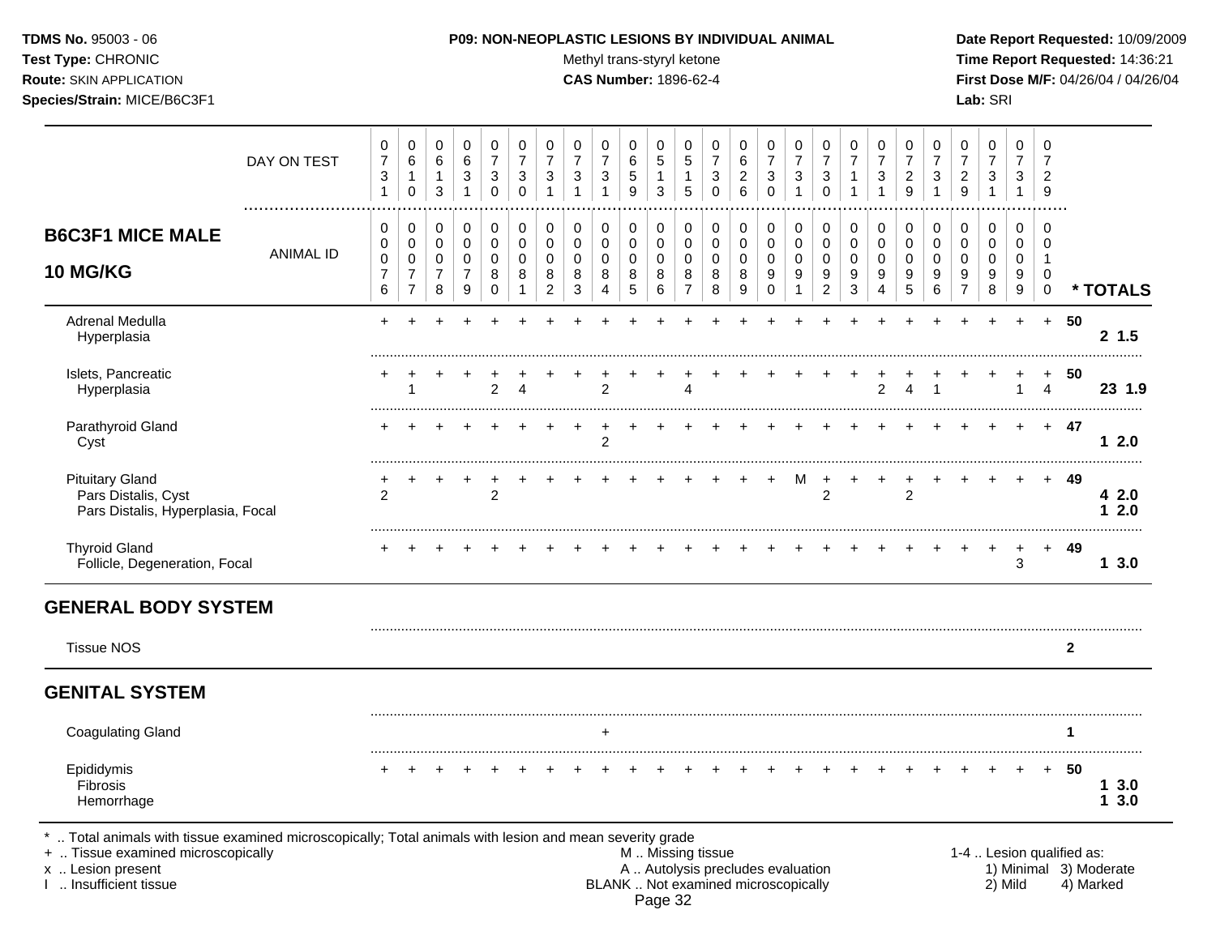**TDMS No.** 95003 - 06
**Test Type:** CHRONIC
**Route:** SKIN APPLICATION
**Species/Strain:** MICE/B6C3F1

**P09: NON-NEOPLASTIC LESIONS BY INDIVIDUAL ANIMAL**
Methyl trans-styryl ketone
**CAS Number:** 1896-62-4

**Date Report Requested:** 10/09/2009
**Time Report Requested:** 14:36:21
**First Dose M/F:** 04/26/04 / 04/26/04
**Lab:** SRI

## B6C3F1 MICE MALE 10 MG/KG

| DAY ON TEST | 0731 | 0610 | 0613 | 0631 | 0730 | 0730 | 0731 | 0731 | 0731 | 0659 | 0513 | 0515 | 0730 | 0626 | 0730 | 0731 | 0730 | 0711 | 0731 | 0729 | 0731 | 0729 | 0731 | 0731 | 0729 | | |
|---|---|---|---|---|---|---|---|---|---|---|---|---|---|---|---|---|---|---|---|---|---|---|---|---|---|---|---|
| ANIMAL ID | 0000076 | 0000077 | 0000078 | 0000079 | 0000080 | 0000081 | 0000082 | 0000083 | 0000084 | 0000085 | 0000086 | 0000087 | 0000088 | 0000089 | 0000090 | 0000091 | 0000092 | 0000093 | 0000094 | 0000095 | 0000096 | 0000097 | 0000098 | 0000099 | 0000100 | | * TOTALS |
| Adrenal Medulla | + | + | + | + | + | + | + | + | + | + | + | + | + | + | + | + | + | + | + | + | + | + | + | + | + | 50 | |
| Hyperplasia | | | | | | | | | | | | | | | | | | | | | | | | | | | 2 1.5 |
| Islets, Pancreatic | + | + | + | + | + | + | + | + | + | + | + | + | + | + | + | + | + | + | + | + | + | + | + | + | + | 50 | |
| Hyperplasia | | 1 | | | 2 | 4 | | | 2 | | | 4 | | | | | | | 2 | 4 | 1 | | | 1 | 4 | | 23 1.9 |
| Parathyroid Gland | + | + | + | + | + | + | + | + | + | + | + | + | + | + | + | + | + | + | + | + | + | + | + | + | + | 47 | |
| Cyst | | | | | | | | | 2 | | | | | | | | | | | | | | | | | | 1 2.0 |
| Pituitary Gland | + | + | + | + | + | + | + | + | + | + | + | + | + | + | + | M | + | + | + | + | + | + | + | + | + | 49 | |
| Pars Distalis, Cyst | 2 | | | | 2 | | | | | | | | | | | | 2 | | | 2 | | | | | | | 4 2.0 |
| Pars Distalis, Hyperplasia, Focal | | | | | | | | | | | | | | | | | | | | | | | | | | | 1 2.0 |
| Thyroid Gland | + | + | + | + | + | + | + | + | + | + | + | + | + | + | + | + | + | + | + | + | + | + | + | + | + | 49 | |
| Follicle, Degeneration, Focal | | | | | | | | | | | | | | | | | | | | | | | | 3 | | | 1 3.0 |
| **GENERAL BODY SYSTEM** | | | | | | | | | | | | | | | | | | | | | | | | | | | |
| Tissue NOS | | | | | | | | | | | | | | | | | | | | | | | | | | 2 | |
| **GENITAL SYSTEM** | | | | | | | | | | | | | | | | | | | | | | | | | | | |
| Coagulating Gland | | | | | | | | | + | | | | | | | | | | | | | | | | | 1 | |
| Epididymis | + | + | + | + | + | + | + | + | + | + | + | + | + | + | + | + | + | + | + | + | + | + | + | + | + | 50 | |
| Fibrosis | | | | | | | | | | | | | | | | | | | | | | | | | | | 1 3.0 |
| Hemorrhage | | | | | | | | | | | | | | | | | | | | | | | | | | | 1 3.0 |

\* .. Total animals with tissue examined microscopically; Total animals with lesion and mean severity grade
\+ .. Tissue examined microscopically
x .. Lesion present
I .. Insufficient tissue

M .. Missing tissue
A .. Autolysis precludes evaluation
BLANK .. Not examined microscopically

1-4 .. Lesion qualified as:
1) Minimal 2) Mild 3) Moderate 4) Marked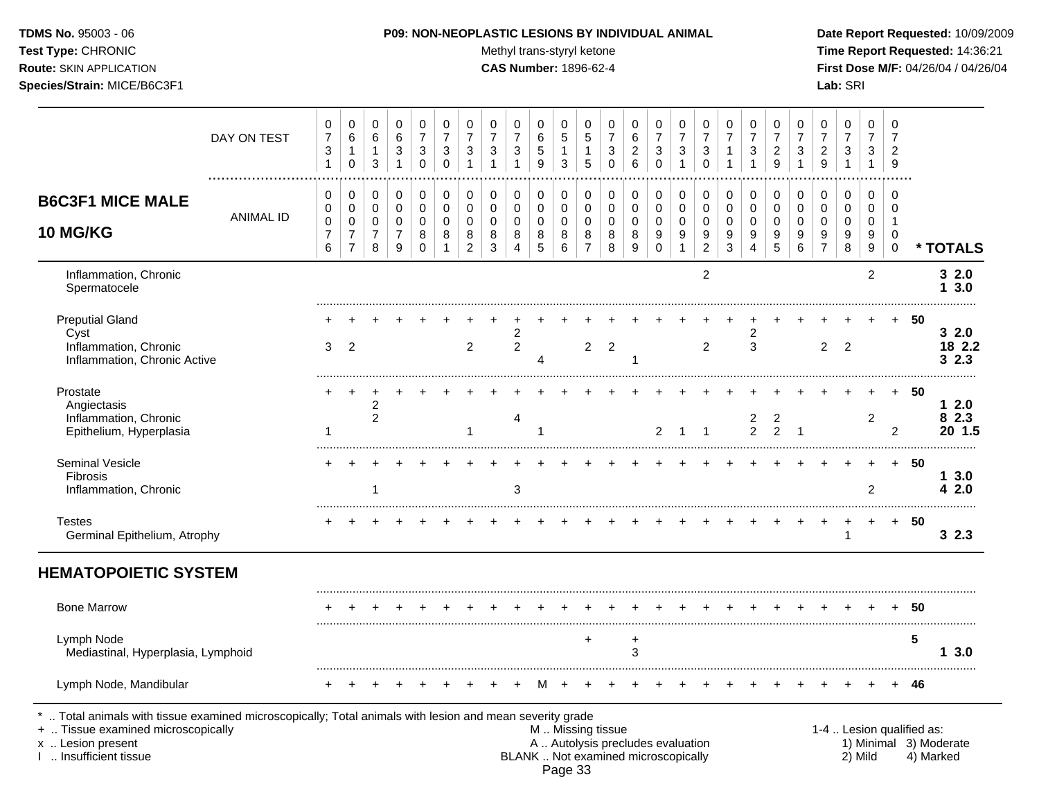**TDMS No.** 95003 - 06
**Test Type:** CHRONIC
**Route:** SKIN APPLICATION
**Species/Strain:** MICE/B6C3F1

**P09: NON-NEOPLASTIC LESIONS BY INDIVIDUAL ANIMAL**
Methyl trans-styryl ketone
**CAS Number:** 1896-62-4

**Date Report Requested:** 10/09/2009
**Time Report Requested:** 14:36:21
**First Dose M/F:** 04/26/04 / 04/26/04
**Lab:** SRI

## B6C3F1 MICE MALE 10 MG/KG

| DAY ON TEST | 0731 | 0610 | 0613 | 0631 | 0730 | 0730 | 0731 | 0731 | 0731 | 0659 | 0513 | 0515 | 0730 | 0626 | 0730 | 0731 | 0730 | 0711 | 0731 | 0729 | 0731 | 0729 | 0731 | 0731 | 0729 | |
|---|---|---|---|---|---|---|---|---|---|---|---|---|---|---|---|---|---|---|---|---|---|---|---|---|---|---|
| **ANIMAL ID** | 0076 | 0077 | 0078 | 0079 | 0080 | 0081 | 0082 | 0083 | 0084 | 0085 | 0086 | 0087 | 0088 | 0089 | 0090 | 0091 | 0092 | 0093 | 0094 | 0095 | 0096 | 0097 | 0098 | 0099 | 0100 | *** TOTALS** |
| Inflammation, Chronic | | | | | | | | | | | | | | | | | 2 | | | | | | | 2 | | **3 2.0** |
| Spermatocele | | | | | | | | | | | | | | | | | | | | | | | | | | **1 3.0** |
| Preputial Gland | + | + | + | + | + | + | + | + | + | + | + | + | + | + | + | + | + | + | + | + | + | + | + | + | + | **50** |
| Cyst | | | | | | | | | 2 | | | | | | | | | | 2 | | | | | | | **3 2.0** |
| Inflammation, Chronic | 3 | 2 | | | | | 2 | | 2 | | | 2 | 2 | | | | 2 | | 3 | | | 2 | 2 | | | **18 2.2** |
| Inflammation, Chronic Active | | | | | | | | | | 4 | | | | 1 | | | | | | | | | | | | **3 2.3** |
| Prostate | + | + | + | + | + | + | + | + | + | + | + | + | + | + | + | + | + | + | + | + | + | + | + | + | + | **50** |
| Angiectasis | | | 2 | | | | | | | | | | | | | | | | | | | | | | | **1 2.0** |
| Inflammation, Chronic | | | 2 | | | | | | 4 | | | | | | | | | | 2 | 2 | | | | 2 | | **8 2.3** |
| Epithelium, Hyperplasia | 1 | | | | | | 1 | | | 1 | | | | | 2 | 1 | 1 | | 2 | 2 | 1 | | | | 2 | **20 1.5** |
| Seminal Vesicle | + | + | + | + | + | + | + | + | + | + | + | + | + | + | + | + | + | + | + | + | + | + | + | + | + | **50** |
| Fibrosis | | | | | | | | | | | | | | | | | | | | | | | | | | **1 3.0** |
| Inflammation, Chronic | | | 1 | | | | | | 3 | | | | | | | | | | | | | | | 2 | | **4 2.0** |
| Testes | + | + | + | + | + | + | + | + | + | + | + | + | + | + | + | + | + | + | + | + | + | + | + | + | + | **50** |
| Germinal Epithelium, Atrophy | | | | | | | | | | | | | | | | | | | | | | | 1 | | | **3 2.3** |
| **HEMATOPOIETIC SYSTEM** | | | | | | | | | | | | | | | | | | | | | | | | | | |
| Bone Marrow | + | + | + | + | + | + | + | + | + | + | + | + | + | + | + | + | + | + | + | + | + | + | + | + | + | **50** |
| Lymph Node | | | | | | | | | | | | + | | + | | | | | | | | | | | | **5** |
| Mediastinal, Hyperplasia, Lymphoid | | | | | | | | | | | | | | 3 | | | | | | | | | | | | **1 3.0** |
| Lymph Node, Mandibular | + | + | + | + | + | + | + | + | + | M | + | + | + | + | + | + | + | + | + | + | + | + | + | + | + | **46** |

\* .. Total animals with tissue examined microscopically; Total animals with lesion and mean severity grade
\+ .. Tissue examined microscopically
x .. Lesion present
I .. Insufficient tissue

M .. Missing tissue
A .. Autolysis precludes evaluation
BLANK .. Not examined microscopically

1-4 .. Lesion qualified as:
1) Minimal 2) Mild 3) Moderate 4) Marked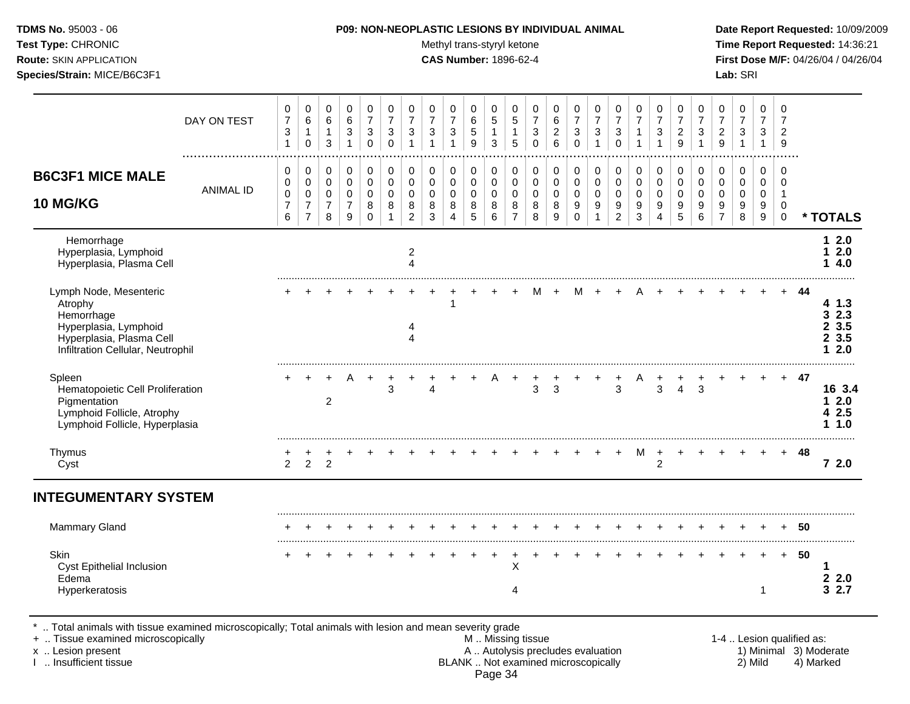**TDMS No.** 95003 - 06
**Test Type:** CHRONIC
**Route:** SKIN APPLICATION
**Species/Strain:** MICE/B6C3F1

**P09: NON-NEOPLASTIC LESIONS BY INDIVIDUAL ANIMAL**
Methyl trans-styryl ketone
**CAS Number:** 1896-62-4

**Date Report Requested:** 10/09/2009
**Time Report Requested:** 14:36:21
**First Dose M/F:** 04/26/04 / 04/26/04
**Lab:** SRI

## B6C3F1 MICE MALE 10 MG/KG

| DAY ON TEST | 0731 | 0610 | 0613 | 0631 | 0730 | 0730 | 0731 | 0731 | 0731 | 0659 | 0513 | 0515 | 0730 | 0626 | 0730 | 0731 | 0730 | 0711 | 0731 | 0729 | 0731 | 0729 | 0731 | 0731 | 0729 | |
|---|---|---|---|---|---|---|---|---|---|---|---|---|---|---|---|---|---|---|---|---|---|---|---|---|---|---|
| **ANIMAL ID** | 0000076 | 0000077 | 0000078 | 0000079 | 0000080 | 0000081 | 0000082 | 0000083 | 0000084 | 0000085 | 0000086 | 0000087 | 0000088 | 0000089 | 0000090 | 0000091 | 0000092 | 0000093 | 0000094 | 0000095 | 0000096 | 0000097 | 0000098 | 0000099 | 0000100 | *** TOTALS** |
| Hemorrhage | | | | | | | | | | | | | | | | | | | | | | | | | | 1 2.0 |
| Hyperplasia, Lymphoid | | | | | | | 2 | | | | | | | | | | | | | | | | | | | 1 2.0 |
| Hyperplasia, Plasma Cell | | | | | | | 4 | | | | | | | | | | | | | | | | | | | 1 4.0 |
| Lymph Node, Mesenteric | + | + | + | + | + | + | + | + | + | + | + | + | M | + | M | + | + | A | + | + | + | + | + | + | + | 44 |
| Atrophy | | | | | | | | | 1 | | | | | | | | | | | | | | | | | 4 1.3 |
| Hemorrhage | | | | | | | | | | | | | | | | | | | | | | | | | | 3 2.3 |
| Hyperplasia, Lymphoid | | | | | | | 4 | | | | | | | | | | | | | | | | | | | 2 3.5 |
| Hyperplasia, Plasma Cell | | | | | | | 4 | | | | | | | | | | | | | | | | | | | 2 3.5 |
| Infiltration Cellular, Neutrophil | | | | | | | | | | | | | | | | | | | | | | | | | | 1 2.0 |
| Spleen | + | + | + | A | + | + | + | + | + | + | A | + | + | + | + | + | + | A | + | + | + | + | + | + | + | 47 |
| Hematopoietic Cell Proliferation | | | | | | 3 | | 4 | | | | | 3 | 3 | | | 3 | | 3 | 4 | 3 | | | | | 16 3.4 |
| Pigmentation | | | 2 | | | | | | | | | | | | | | | | | | | | | | | 1 2.0 |
| Lymphoid Follicle, Atrophy | | | | | | | | | | | | | | | | | | | | | | | | | | 4 2.5 |
| Lymphoid Follicle, Hyperplasia | | | | | | | | | | | | | | | | | | | | | | | | | | 1 1.0 |
| Thymus | + | + | + | + | + | + | + | + | + | + | + | + | + | + | + | + | + | M | + | + | + | + | + | + | + | 48 |
| Cyst | 2 | 2 | 2 | | | | | | | | | | | | | | | | 2 | | | | | | | 7 2.0 |

## INTEGUMENTARY SYSTEM

| | 0076 | 0077 | 0078 | 0079 | 0080 | 0081 | 0082 | 0083 | 0084 | 0085 | 0086 | 0087 | 0088 | 0089 | 0090 | 0091 | 0092 | 0093 | 0094 | 0095 | 0096 | 0097 | 0098 | 0099 | 0100 | *** TOTALS** |
|---|---|---|---|---|---|---|---|---|---|---|---|---|---|---|---|---|---|---|---|---|---|---|---|---|---|---|
| Mammary Gland | + | + | + | + | + | + | + | + | + | + | + | + | + | + | + | + | + | + | + | + | + | + | + | + | + | 50 |
| Skin | + | + | + | + | + | + | + | + | + | + | + | + | + | + | + | + | + | + | + | + | + | + | + | + | + | 50 |
| Cyst Epithelial Inclusion | | | | | | | | | | | | X | | | | | | | | | | | | | | 1 |
| Edema | | | | | | | | | | | | | | | | | | | | | | | | | | 2 2.0 |
| Hyperkeratosis | | | | | | | | | | | | 4 | | | | | | | | | | | | 1 | | 3 2.7 |

\* .. Total animals with tissue examined microscopically; Total animals with lesion and mean severity grade
\+ .. Tissue examined microscopically
x .. Lesion present
I .. Insufficient tissue

M .. Missing tissue
A .. Autolysis precludes evaluation
BLANK .. Not examined microscopically

1-4 .. Lesion qualified as: 1) Minimal 2) Mild 3) Moderate 4) Marked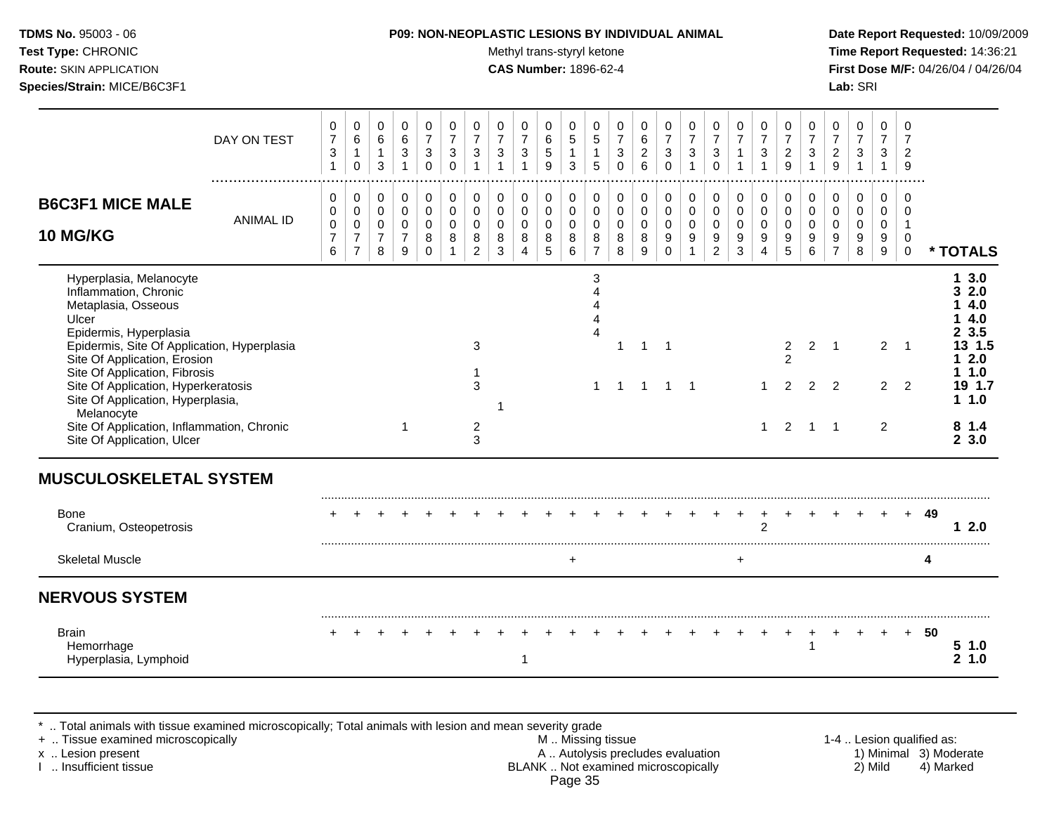## B6C3F1 MICE MALE 10 MG/KG

| | 0076 | 0077 | 0078 | 0079 | 0080 | 0081 | 0082 | 0083 | 0084 | 0085 | 0086 | 0087 | 0088 | 0089 | 0090 | 0091 | 0092 | 0093 | 0094 | 0095 | 0096 | 0097 | 0098 | 0099 | 0100 | * TOTALS |
|---|---|---|---|---|---|---|---|---|---|---|---|---|---|---|---|---|---|---|---|---|---|---|---|---|---|---|
| DAY ON TEST | 0731 | 0610 | 0613 | 0631 | 0730 | 0730 | 0731 | 0731 | 0731 | 0659 | 0513 | 0515 | 0730 | 0626 | 0730 | 0731 | 0730 | 0711 | 0731 | 0729 | 0731 | 0729 | 0731 | 0731 | 0729 | |
| Hyperplasia, Melanocyte | | | | | | | | | | | | 3 | | | | | | | | | | | | | | 1 3.0 |
| Inflammation, Chronic | | | | | | | | | | | | 4 | | | | | | | | | | | | | | 3 2.0 |
| Metaplasia, Osseous | | | | | | | | | | | | 4 | | | | | | | | | | | | | | 1 4.0 |
| Ulcer | | | | | | | | | | | | 4 | | | | | | | | | | | | | | 1 4.0 |
| Epidermis, Hyperplasia | | | | | | | | | | | | 4 | | | | | | | | | | | | | | 2 3.5 |
| Epidermis, Site Of Application, Hyperplasia | | | | | | | 3 | | | | | | 1 | 1 | 1 | | | | | 2 | 2 | 1 | | 2 | 1 | 13 1.5 |
| Site Of Application, Erosion | | | | | | | | | | | | | | | | | | | | 2 | | | | | | 1 2.0 |
| Site Of Application, Fibrosis | | | | | | | 1 | | | | | | | | | | | | | | | | | | | 1 1.0 |
| Site Of Application, Hyperkeratosis | | | | | | | 3 | | | | | 1 | 1 | 1 | 1 | 1 | | | 1 | 2 | 2 | 2 | | 2 | 2 | 19 1.7 |
| Site Of Application, Hyperplasia, Melanocyte | | | | | | | | 1 | | | | | | | | | | | | | | | | | | 1 1.0 |
| Site Of Application, Inflammation, Chronic | | | | 1 | | | 2 | | | | | | | | | | | | 1 | 2 | 1 | 1 | | 2 | | 8 1.4 |
| Site Of Application, Ulcer | | | | | | | 3 | | | | | | | | | | | | | | | | | | | 2 3.0 |
| **MUSCULOSKELETAL SYSTEM** | | | | | | | | | | | | | | | | | | | | | | | | | | |
| Bone | + | + | + | + | + | + | + | + | + | + | + | + | + | + | + | + | + | + | + | + | + | + | + | + | + | 49 |
| Cranium, Osteopetrosis | | | | | | | | | | | | | | | | | | | 2 | | | | | | | 1 2.0 |
| Skeletal Muscle | | | | | | | | | | | + | | | | | | | + | | | | | | | | 4 |
| **NERVOUS SYSTEM** | | | | | | | | | | | | | | | | | | | | | | | | | | |
| Brain | + | + | + | + | + | + | + | + | + | + | + | + | + | + | + | + | + | + | + | + | + | + | + | + | + | 50 |
| Hemorrhage | | | | | | | | | | | | | | | | | | | | | 1 | | | | | 5 1.0 |
| Hyperplasia, Lymphoid | | | | | | | | | 1 | | | | | | | | | | | | | | | | | 2 1.0 |

\* .. Total animals with tissue examined microscopically; Total animals with lesion and mean severity grade
+ .. Tissue examined microscopically
x .. Lesion present
I .. Insufficient tissue
M .. Missing tissue
A .. Autolysis precludes evaluation
BLANK .. Not examined microscopically
1-4 .. Lesion qualified as: 1) Minimal 2) Mild 3) Moderate 4) Marked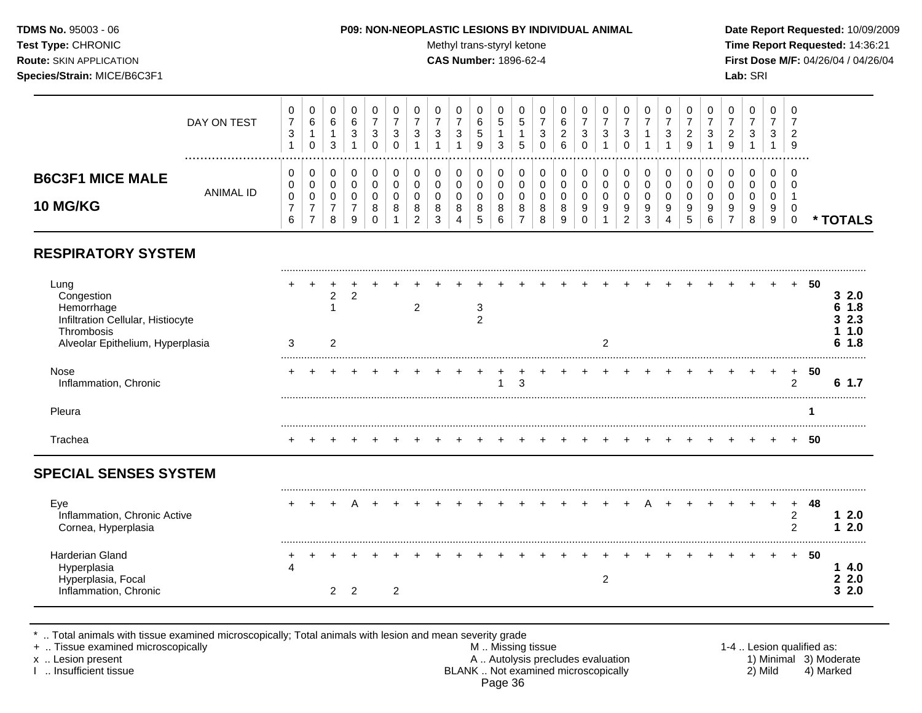**TDMS No.** 95003 - 06
**Test Type:** CHRONIC
**Route:** SKIN APPLICATION
**Species/Strain:** MICE/B6C3F1

**P09: NON-NEOPLASTIC LESIONS BY INDIVIDUAL ANIMAL**
Methyl trans-styryl ketone
**CAS Number:** 1896-62-4

**Date Report Requested:** 10/09/2009
**Time Report Requested:** 14:36:21
**First Dose M/F:** 04/26/04 / 04/26/04
**Lab:** SRI

## B6C3F1 MICE MALE 10 MG/KG

| DAY ON TEST | 0731 | 0610 | 0613 | 0631 | 0730 | 0730 | 0731 | 0731 | 0731 | 0659 | 0513 | 0515 | 0730 | 0626 | 0730 | 0731 | 0730 | 0711 | 0731 | 0729 | 0731 | 0729 | 0731 | 0731 | 0729 | | |
|---|---|---|---|---|---|---|---|---|---|---|---|---|---|---|---|---|---|---|---|---|---|---|---|---|---|---|---|
| **ANIMAL ID** | 0000076 | 0000077 | 0000078 | 0000079 | 0000080 | 0000081 | 0000082 | 0000083 | 0000084 | 0000085 | 0000086 | 0000087 | 0000088 | 0000089 | 0000090 | 0000091 | 0000092 | 0000093 | 0000094 | 0000095 | 0000096 | 0000097 | 0000098 | 0000099 | 0000100 | | *** TOTALS** |
| **RESPIRATORY SYSTEM** | | | | | | | | | | | | | | | | | | | | | | | | | | | |
| Lung | + | + | + | + | + | + | + | + | + | + | + | + | + | + | + | + | + | + | + | + | + | + | + | + | + | 50 | |
| Congestion | | | 2 | 2 | | | | | | | | | | | | | | | | | | | | | | | 3 2.0 |
| Hemorrhage | | | 1 | | | | 2 | | | 3 | | | | | | | | | | | | | | | | | 6 1.8 |
| Infiltration Cellular, Histiocyte | | | | | | | | | | 2 | | | | | | | | | | | | | | | | | 3 2.3 |
| Thrombosis | | | | | | | | | | | | | | | | | | | | | | | | | | | 1 1.0 |
| Alveolar Epithelium, Hyperplasia | 3 | | 2 | | | | | | | | | | | | | 2 | | | | | | | | | | | 6 1.8 |
| Nose | + | + | + | + | + | + | + | + | + | + | + | + | + | + | + | + | + | + | + | + | + | + | + | + | + | 50 | |
| Inflammation, Chronic | | | | | | | | | | | 1 | 3 | | | | | | | | | | | | | 2 | | 6 1.7 |
| Pleura | | | | | | | | | | | | | | | | | | | | | | | | | | 1 | |
| Trachea | + | + | + | + | + | + | + | + | + | + | + | + | + | + | + | + | + | + | + | + | + | + | + | + | + | 50 | |
| **SPECIAL SENSES SYSTEM** | | | | | | | | | | | | | | | | | | | | | | | | | | | |
| Eye | + | + | + | A | + | + | + | + | + | + | + | + | + | + | + | + | + | A | + | + | + | + | + | + | + | 48 | |
| Inflammation, Chronic Active | | | | | | | | | | | | | | | | | | | | | | | | | 2 | | 1 2.0 |
| Cornea, Hyperplasia | | | | | | | | | | | | | | | | | | | | | | | | | 2 | | 1 2.0 |
| Harderian Gland | + | + | + | + | + | + | + | + | + | + | + | + | + | + | + | + | + | + | + | + | + | + | + | + | + | 50 | |
| Hyperplasia | 4 | | | | | | | | | | | | | | | | | | | | | | | | | | 1 4.0 |
| Hyperplasia, Focal | | | | | | | | | | | | | | | | 2 | | | | | | | | | | | 2 2.0 |
| Inflammation, Chronic | | | 2 | 2 | | 2 | | | | | | | | | | | | | | | | | | | | | 3 2.0 |

\* .. Total animals with tissue examined microscopically; Total animals with lesion and mean severity grade
\+ .. Tissue examined microscopically
x .. Lesion present
I .. Insufficient tissue

M .. Missing tissue
A .. Autolysis precludes evaluation
BLANK .. Not examined microscopically

1-4 .. Lesion qualified as:
1) Minimal 3) Moderate
2) Mild 4) Marked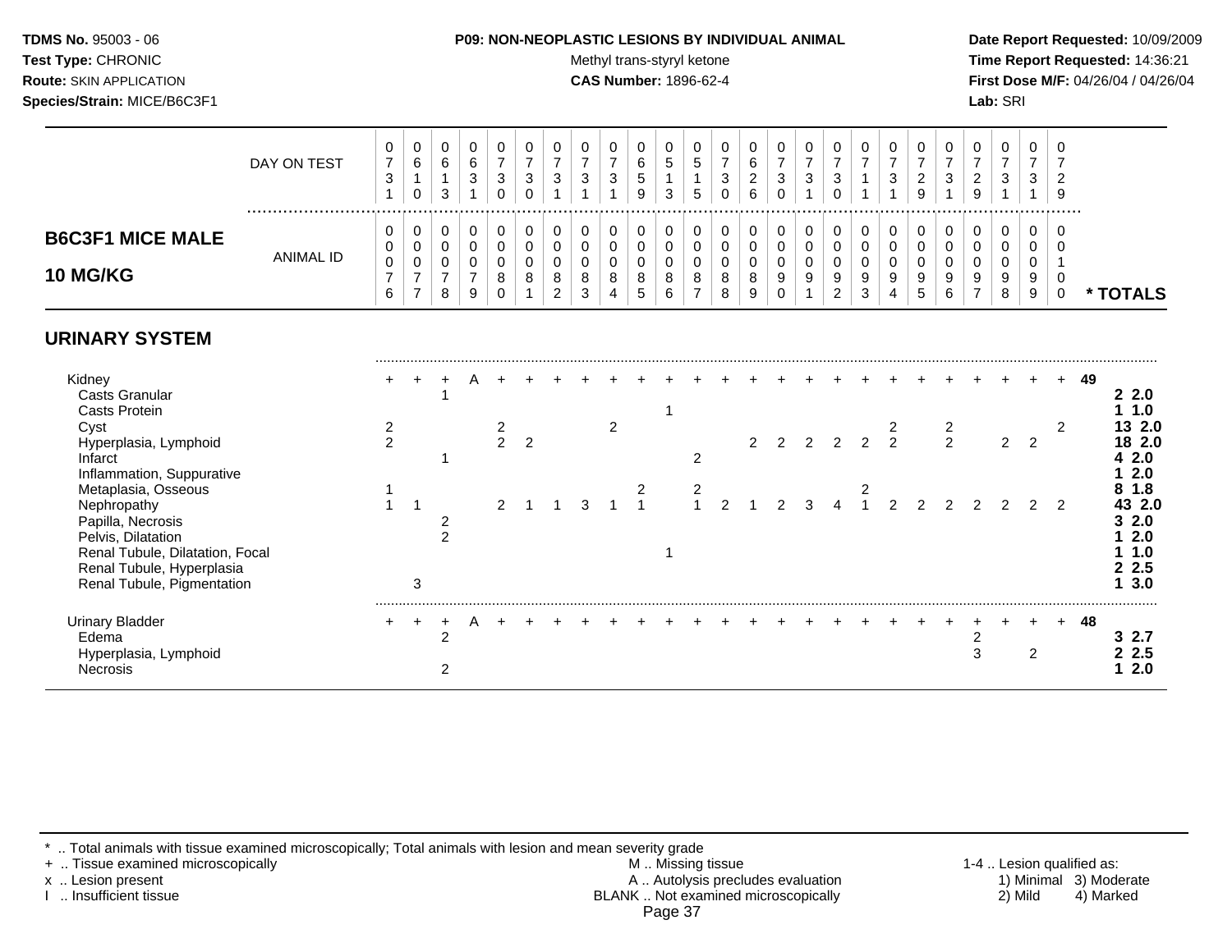**TDMS No.** 95003 - 06
**Test Type:** CHRONIC
**Route:** SKIN APPLICATION
**Species/Strain:** MICE/B6C3F1

**P09: NON-NEOPLASTIC LESIONS BY INDIVIDUAL ANIMAL**
Methyl trans-styryl ketone
**CAS Number:** 1896-62-4

**Date Report Requested:** 10/09/2009
**Time Report Requested:** 14:36:21
**First Dose M/F:** 04/26/04 / 04/26/04
**Lab:** SRI

## B6C3F1 MICE MALE 10 MG/KG

| DAY ON TEST | 0731 | 0610 | 0613 | 0631 | 0730 | 0730 | 0731 | 0731 | 0731 | 0659 | 0513 | 0515 | 0730 | 0626 | 0730 | 0731 | 0730 | 0711 | 0731 | 0729 | 0731 | 0729 | 0731 | 0731 | 0729 | |
|---|---|---|---|---|---|---|---|---|---|---|---|---|---|---|---|---|---|---|---|---|---|---|---|---|---|---|
| **ANIMAL ID** | 0076 | 0077 | 0078 | 0079 | 0080 | 0081 | 0082 | 0083 | 0084 | 0085 | 0086 | 0087 | 0088 | 0089 | 0090 | 0091 | 0092 | 0093 | 0094 | 0095 | 0096 | 0097 | 0098 | 0099 | 0100 | *** TOTALS** |
| **URINARY SYSTEM** | | | | | | | | | | | | | | | | | | | | | | | | | | |
| Kidney | + | + | + | A | + | + | + | + | + | + | + | + | + | + | + | + | + | + | + | + | + | + | + | + | + | 49 |
| Casts Granular | | | 1 | | | | | | | | | | | | | | | | | | | | | | | 2 2.0 |
| Casts Protein | | | | | | | | | | | 1 | | | | | | | | | | | | | | | 1 1.0 |
| Cyst | 2 | | | | 2 | | | | 2 | | | | | | | | | | 2 | | 2 | | | | 2 | 13 2.0 |
| Hyperplasia, Lymphoid | 2 | | | | 2 | 2 | | | | | | | | 2 | 2 | 2 | 2 | 2 | 2 | | 2 | | 2 | 2 | | 18 2.0 |
| Infarct | | | 1 | | | | | | | | | 2 | | | | | | | | | | | | | | 4 2.0 |
| Inflammation, Suppurative | | | | | | | | | | | | | | | | | | | | | | | | | | 1 2.0 |
| Metaplasia, Osseous | 1 | | | | | | | | | 2 | | 2 | | | | | | 2 | | | | | | | | 8 1.8 |
| Nephropathy | 1 | 1 | | | 2 | 1 | 1 | 3 | 1 | 1 | | 1 | 2 | 1 | 2 | 3 | 4 | 1 | 2 | 2 | 2 | 2 | 2 | 2 | 2 | 43 2.0 |
| Papilla, Necrosis | | | 2 | | | | | | | | | | | | | | | | | | | | | | | 3 2.0 |
| Pelvis, Dilatation | | | 2 | | | | | | | | | | | | | | | | | | | | | | | 1 2.0 |
| Renal Tubule, Dilatation, Focal | | | | | | | | | | | 1 | | | | | | | | | | | | | | | 1 1.0 |
| Renal Tubule, Hyperplasia | | | | | | | | | | | | | | | | | | | | | | | | | | 2 2.5 |
| Renal Tubule, Pigmentation | | 3 | | | | | | | | | | | | | | | | | | | | | | | | 1 3.0 |
| Urinary Bladder | + | + | + | A | + | + | + | + | + | + | + | + | + | + | + | + | + | + | + | + | + | + | + | + | + | 48 |
| Edema | | | 2 | | | | | | | | | | | | | | | | | | | 2 | | | | 3 2.7 |
| Hyperplasia, Lymphoid | | | | | | | | | | | | | | | | | | | | | | 3 | | 2 | | 2 2.5 |
| Necrosis | | | 2 | | | | | | | | | | | | | | | | | | | | | | | 1 2.0 |

* .. Total animals with tissue examined microscopically; Total animals with lesion and mean severity grade
+ .. Tissue examined microscopically
x .. Lesion present
I .. Insufficient tissue

M .. Missing tissue
A .. Autolysis precludes evaluation
BLANK .. Not examined microscopically

1-4 .. Lesion qualified as:
1) Minimal 2) Mild 3) Moderate 4) Marked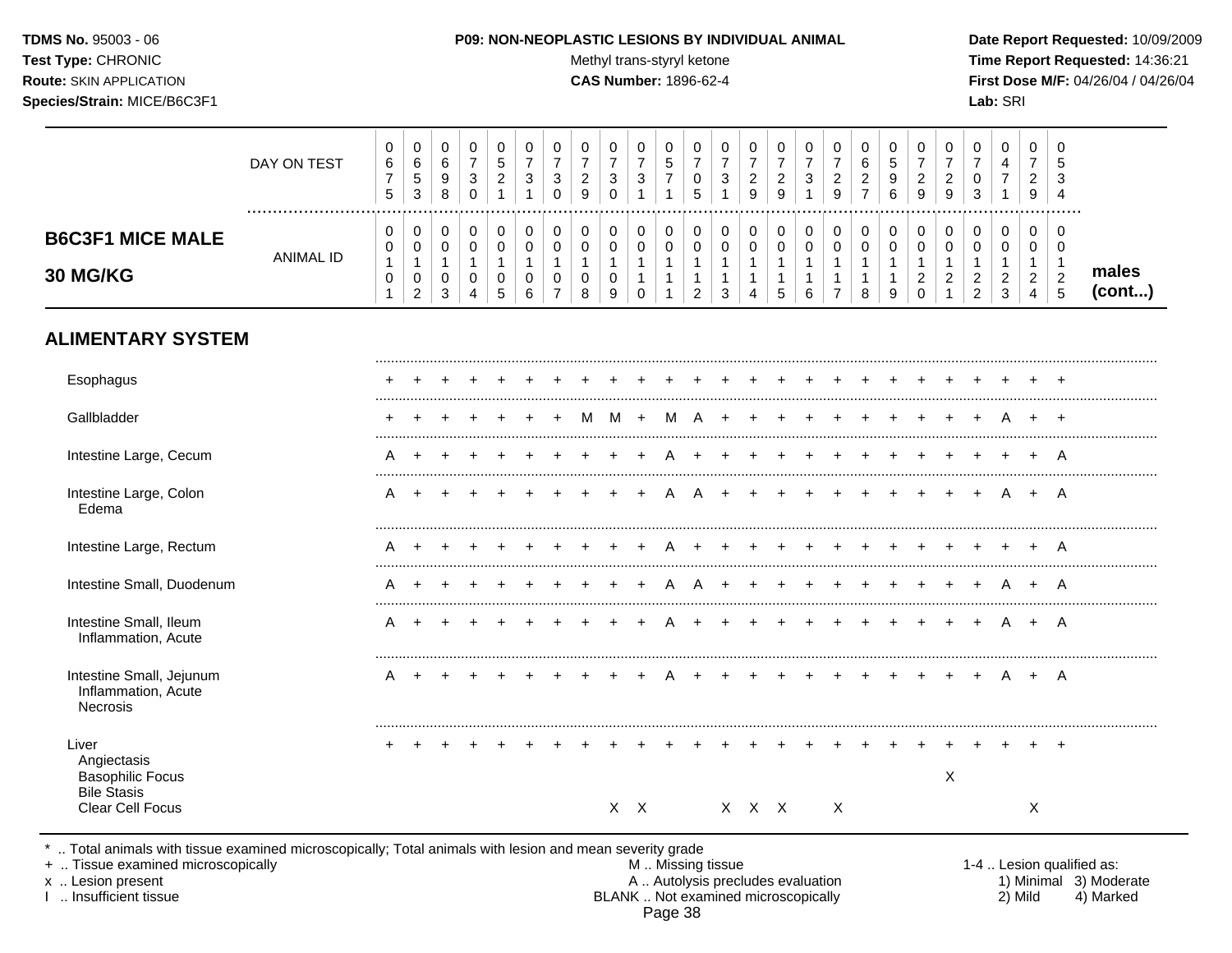**TDMS No.** 95003 - 06
**Test Type:** CHRONIC
**Route:** SKIN APPLICATION
**Species/Strain:** MICE/B6C3F1

**P09: NON-NEOPLASTIC LESIONS BY INDIVIDUAL ANIMAL**
Methyl trans-styryl ketone
**CAS Number:** 1896-62-4

**Date Report Requested:** 10/09/2009
**Time Report Requested:** 14:36:21
**First Dose M/F:** 04/26/04 / 04/26/04
**Lab:** SRI

## B6C3F1 MICE MALE 30 MG/KG

| DAY ON TEST | 0675 | 0653 | 0698 | 0730 | 0521 | 0731 | 0730 | 0729 | 0730 | 0731 | 0571 | 0705 | 0731 | 0729 | 0729 | 0731 | 0729 | 0627 | 0596 | 0729 | 0729 | 0703 | 0471 | 0729 | 0534 | |
|---|---|---|---|---|---|---|---|---|---|---|---|---|---|---|---|---|---|---|---|---|---|---|---|---|---|---|
| ANIMAL ID | 0010101 | 0010102 | 0010103 | 0010104 | 0010105 | 0010106 | 0010107 | 0010108 | 0010109 | 0010110 | 0010111 | 0010112 | 0010113 | 0010114 | 0010115 | 0010116 | 0010117 | 0010118 | 0010119 | 0010120 | 0010121 | 0010122 | 0010123 | 0010124 | 0010125 | males (cont...) |
| **ALIMENTARY SYSTEM** | | | | | | | | | | | | | | | | | | | | | | | | | | |
| Esophagus | + | + | + | + | + | + | + | + | + | + | + | + | + | + | + | + | + | + | + | + | + | + | + | + | + | |
| Gallbladder | + | + | + | + | + | + | + | M | M | + | M | A | + | + | + | + | + | + | + | + | + | + | A | + | + | |
| Intestine Large, Cecum | A | + | + | + | + | + | + | + | + | + | A | + | + | + | + | + | + | + | + | + | + | + | + | + | A | |
| Intestine Large, Colon | A | + | + | + | + | + | + | + | + | + | A | A | + | + | + | + | + | + | + | + | + | + | A | + | A | |
| Edema | | | | | | | | | | | | | | | | | | | | | | | | | | |
| Intestine Large, Rectum | A | + | + | + | + | + | + | + | + | + | A | + | + | + | + | + | + | + | + | + | + | + | + | + | A | |
| Intestine Small, Duodenum | A | + | + | + | + | + | + | + | + | + | A | A | + | + | + | + | + | + | + | + | + | + | A | + | A | |
| Intestine Small, Ileum | A | + | + | + | + | + | + | + | + | + | A | + | + | + | + | + | + | + | + | + | + | + | A | + | A | |
| Inflammation, Acute | | | | | | | | | | | | | | | | | | | | | | | | | | |
| Intestine Small, Jejunum | A | + | + | + | + | + | + | + | + | + | A | + | + | + | + | + | + | + | + | + | + | + | A | + | A | |
| Inflammation, Acute | | | | | | | | | | | | | | | | | | | | | | | | | | |
| Necrosis | | | | | | | | | | | | | | | | | | | | | | | | | | |
| Liver | + | + | + | + | + | + | + | + | + | + | + | + | + | + | + | + | + | + | + | + | + | + | + | + | + | |
| Angiectasis | | | | | | | | | | | | | | | | | | | | | | | | | | |
| Basophilic Focus | | | | | | | | | | | | | | | | | | | | | X | | | | | |
| Bile Stasis | | | | | | | | | | | | | | | | | | | | | | | | | | |
| Clear Cell Focus | | | | | | | | | X | X | | | X | X | X | | X | | | | | | | X | | |

\* .. Total animals with tissue examined microscopically; Total animals with lesion and mean severity grade
\+ .. Tissue examined microscopically
x .. Lesion present
I .. Insufficient tissue

M .. Missing tissue
A .. Autolysis precludes evaluation
BLANK .. Not examined microscopically

1-4 .. Lesion qualified as:
1) Minimal 2) Mild 3) Moderate 4) Marked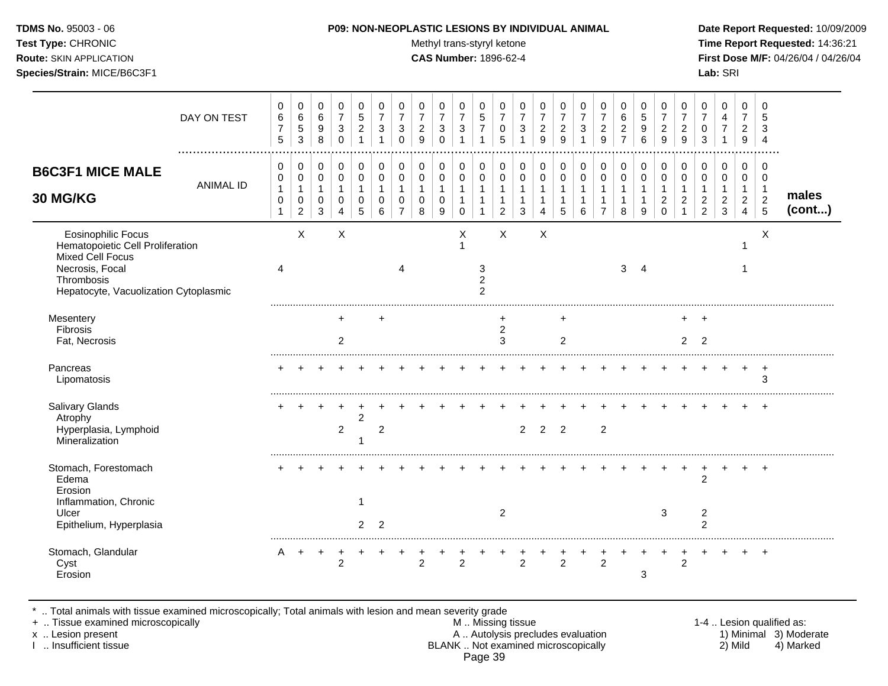**TDMS No.** 95003 - 06
**Test Type:** CHRONIC
**Route:** SKIN APPLICATION
**Species/Strain:** MICE/B6C3F1

**P09: NON-NEOPLASTIC LESIONS BY INDIVIDUAL ANIMAL**
Methyl trans-styryl ketone
**CAS Number:** 1896-62-4

**Date Report Requested:** 10/09/2009
**Time Report Requested:** 14:36:21
**First Dose M/F:** 04/26/04 / 04/26/04
**Lab:** SRI

## B6C3F1 MICE MALE 30 MG/KG

| DAY ON TEST | 675 | 653 | 698 | 730 | 521 | 731 | 730 | 729 | 730 | 731 | 571 | 705 | 731 | 729 | 729 | 731 | 729 | 627 | 596 | 729 | 729 | 703 | 471 | 729 | 534 | |
|---|---|---|---|---|---|---|---|---|---|---|---|---|---|---|---|---|---|---|---|---|---|---|---|---|---|---|
| **ANIMAL ID** | 00101 | 00102 | 00103 | 00104 | 00105 | 00106 | 00107 | 00108 | 00109 | 00110 | 00111 | 00112 | 00113 | 00114 | 00115 | 00116 | 00117 | 00118 | 00119 | 00120 | 00121 | 00122 | 00123 | 00124 | 00125 | **males (cont...)** |
| Eosinophilic Focus | | X | | X | | | | | | X | | X | | X | | | | | | | | | | | X | |
| Hematopoietic Cell Proliferation | | | | | | | | | | 1 | | | | | | | | | | | | | | 1 | | |
| Mixed Cell Focus | | | | | | | | | | | | | | | | | | | | | | | | | | |
| Necrosis, Focal | 4 | | | | | | 4 | | | | 3 | | | | | | | 3 | 4 | | | | | 1 | | |
| Thrombosis | | | | | | | | | | | 2 | | | | | | | | | | | | | | | |
| Hepatocyte, Vacuolization Cytoplasmic | | | | | | | | | | | 2 | | | | | | | | | | | | | | | |
| Mesentery | | | | + | | + | | | | | | + | | | + | | | | | | + | + | | | | |
| Fibrosis | | | | | | | | | | | | 2 | | | | | | | | | | | | | | |
| Fat, Necrosis | | | | 2 | | | | | | | | 3 | | | 2 | | | | | | 2 | 2 | | | | |
| Pancreas | + | + | + | + | + | + | + | + | + | + | + | + | + | + | + | + | + | + | + | + | + | + | + | + | + | |
| Lipomatosis | | | | | | | | | | | | | | | | | | | | | | | | | 3 | |
| Salivary Glands | + | + | + | + | + | + | + | + | + | + | + | + | + | + | + | + | + | + | + | + | + | + | + | + | + | |
| Atrophy | | | | | 2 | | | | | | | | | | | | | | | | | | | | | |
| Hyperplasia, Lymphoid | | | | 2 | | 2 | | | | | | | 2 | 2 | 2 | | 2 | | | | | | | | | |
| Mineralization | | | | | 1 | | | | | | | | | | | | | | | | | | | | | |
| Stomach, Forestomach | + | + | + | + | + | + | + | + | + | + | + | + | + | + | + | + | + | + | + | + | + | + | + | + | + | |
| Edema | | | | | | | | | | | | | | | | | | | | | | 2 | | | | |
| Erosion | | | | | | | | | | | | | | | | | | | | | | | | | | |
| Inflammation, Chronic | | | | | 1 | | | | | | | | | | | | | | | | | | | | | |
| Ulcer | | | | | | | | | | | | 2 | | | | | | | | 3 | | 2 | | | | |
| Epithelium, Hyperplasia | | | | | 2 | 2 | | | | | | | | | | | | | | | | 2 | | | | |
| Stomach, Glandular | A | + | + | + | + | + | + | + | + | + | + | + | + | + | + | + | + | + | + | + | + | + | + | + | + | |
| Cyst | | | | 2 | | | | 2 | | 2 | | | 2 | | 2 | | 2 | | | | 2 | | | | | |
| Erosion | | | | | | | | | | | | | | | | | | | 3 | | | | | | | |

\* .. Total animals with tissue examined microscopically; Total animals with lesion and mean severity grade
\+ .. Tissue examined microscopically
x .. Lesion present
I .. Insufficient tissue

M .. Missing tissue
A .. Autolysis precludes evaluation
BLANK .. Not examined microscopically

1-4 .. Lesion qualified as:
1) Minimal 2) Mild 3) Moderate 4) Marked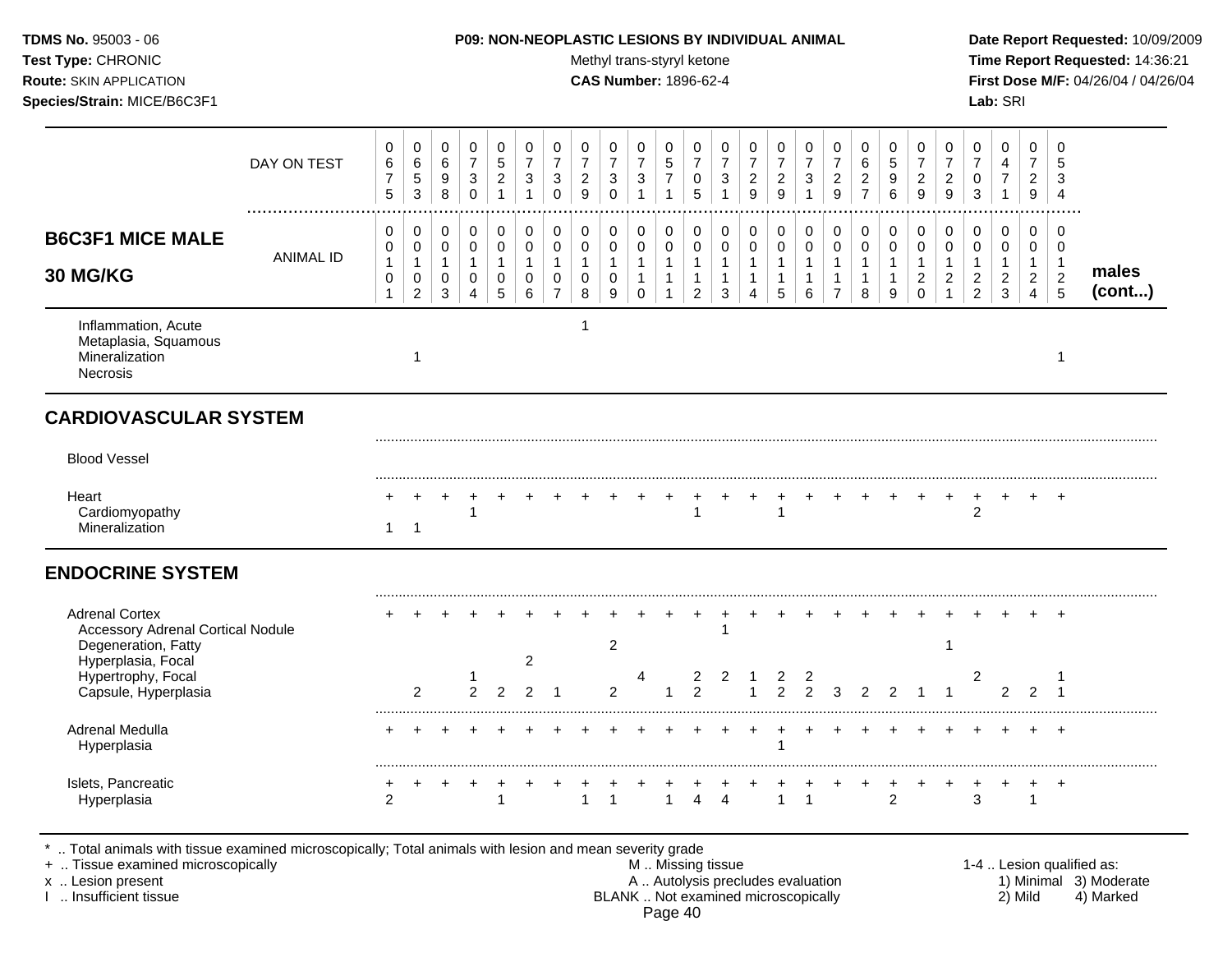**TDMS No.** 95003 - 06
**Test Type:** CHRONIC
**Route:** SKIN APPLICATION
**Species/Strain:** MICE/B6C3F1

**P09: NON-NEOPLASTIC LESIONS BY INDIVIDUAL ANIMAL**
Methyl trans-styryl ketone
**CAS Number:** 1896-62-4

**Date Report Requested:** 10/09/2009
**Time Report Requested:** 14:36:21
**First Dose M/F:** 04/26/04 / 04/26/04
**Lab:** SRI

## B6C3F1 MICE MALE 30 MG/KG — males (cont...)

| DAY ON TEST | 0675 | 0653 | 0698 | 0730 | 0521 | 0731 | 0730 | 0729 | 0730 | 0731 | 0571 | 0705 | 0731 | 0729 | 0729 | 0731 | 0729 | 0627 | 0596 | 0729 | 0729 | 0703 | 0471 | 0729 | 0534 |
|---|---|---|---|---|---|---|---|---|---|---|---|---|---|---|---|---|---|---|---|---|---|---|---|---|---|
| **ANIMAL ID** | 00101 | 00102 | 00103 | 00104 | 00105 | 00106 | 00107 | 00108 | 00109 | 00110 | 00111 | 00112 | 00113 | 00114 | 00115 | 00116 | 00117 | 00118 | 00119 | 00120 | 00121 | 00122 | 00123 | 00124 | 00125 |
| Inflammation, Acute | | | | | | | | 1 | | | | | | | | | | | | | | | | | |
| Metaplasia, Squamous | | | | | | | | | | | | | | | | | | | | | | | | | |
| Mineralization | | 1 | | | | | | | | | | | | | | | | | | | | | | | 1 |
| Necrosis | | | | | | | | | | | | | | | | | | | | | | | | | |
| **CARDIOVASCULAR SYSTEM** | | | | | | | | | | | | | | | | | | | | | | | | | |
| Blood Vessel | | | | | | | | | | | | | | | | | | | | | | | | | |
| Heart | + | + | + | + | + | + | + | + | + | + | + | + | + | + | + | + | + | + | + | + | + | + | + | + | + |
| Cardiomyopathy | | | | 1 | | | | | | | | 1 | | | 1 | | | | | | | 2 | | | |
| Mineralization | 1 | 1 | | | | | | | | | | | | | | | | | | | | | | | |
| **ENDOCRINE SYSTEM** | | | | | | | | | | | | | | | | | | | | | | | | | |
| Adrenal Cortex | + | + | + | + | + | + | + | + | + | + | + | + | + | + | + | + | + | + | + | + | + | + | + | + | + |
| Accessory Adrenal Cortical Nodule | | | | | | | | | | | | | 1 | | | | | | | | | | | | |
| Degeneration, Fatty | | | | | | | | | 2 | | | | | | | | | | | | 1 | | | | |
| Hyperplasia, Focal | | | | | | 2 | | | | | | | | | | | | | | | | | | | |
| Hypertrophy, Focal | | | | 1 | | | | | | 4 | | 2 | 2 | 1 | 2 | 2 | | | | | | 2 | | | 1 |
| Capsule, Hyperplasia | | 2 | | 2 | 2 | 2 | 1 | | 2 | | 1 | 2 | | 1 | 2 | 2 | 3 | 2 | 2 | 1 | 1 | | 2 | 2 | 1 |
| Adrenal Medulla | + | + | + | + | + | + | + | + | + | + | + | + | + | + | + | + | + | + | + | + | + | + | + | + | + |
| Hyperplasia | | | | | | | | | | | | | | | 1 | | | | | | | | | | |
| Islets, Pancreatic | + | + | + | + | + | + | + | + | + | + | + | + | + | + | + | + | + | + | + | + | + | + | + | + | + |
| Hyperplasia | 2 | | | | 1 | | | 1 | 1 | | 1 | 4 | 4 | | 1 | 1 | | | 2 | | | 3 | | 1 | |

\* .. Total animals with tissue examined microscopically; Total animals with lesion and mean severity grade
+ .. Tissue examined microscopically
x .. Lesion present
I .. Insufficient tissue

M .. Missing tissue
A .. Autolysis precludes evaluation
BLANK .. Not examined microscopically

1-4 .. Lesion qualified as:
1) Minimal 3) Moderate
2) Mild 4) Marked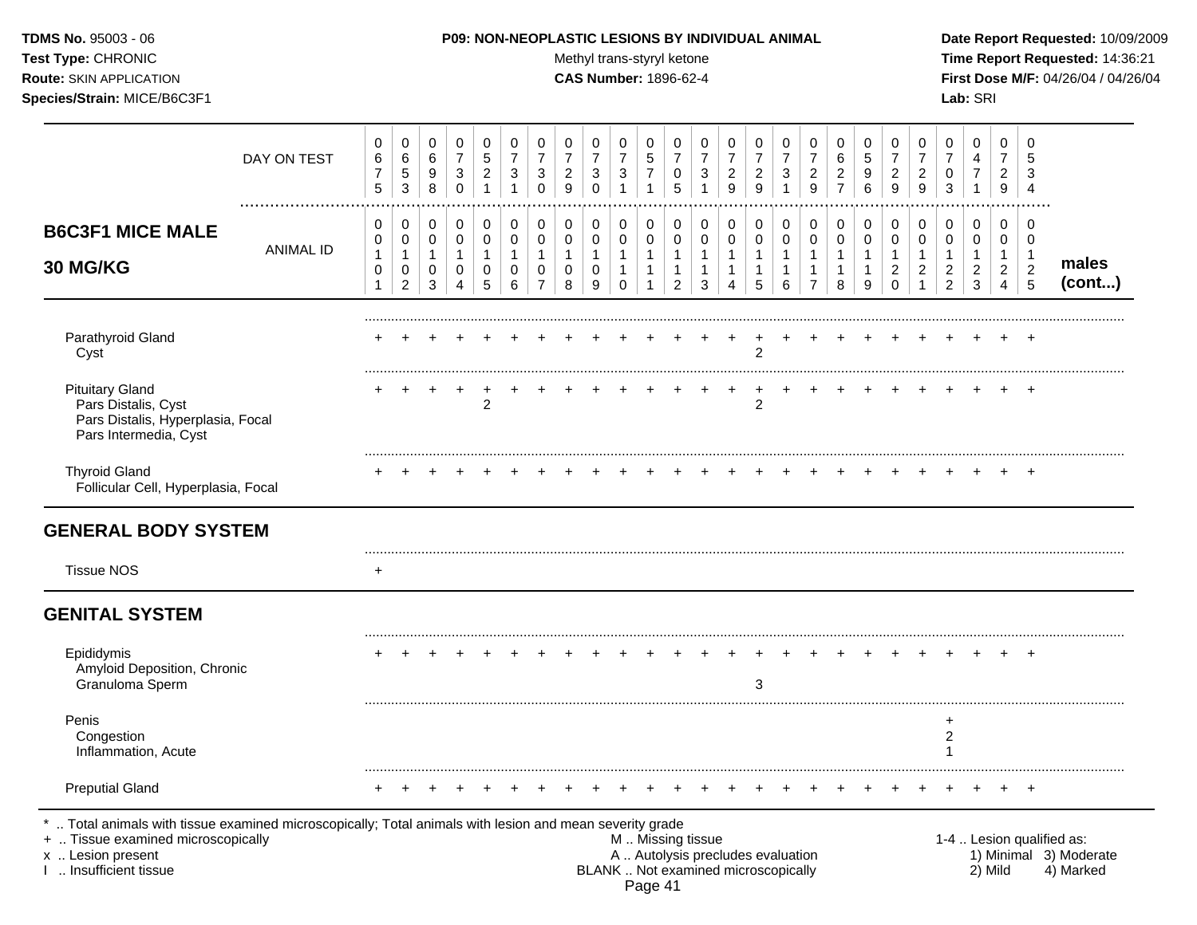**TDMS No.** 95003 - 06
**Test Type:** CHRONIC
**Route:** SKIN APPLICATION
**Species/Strain:** MICE/B6C3F1

**P09: NON-NEOPLASTIC LESIONS BY INDIVIDUAL ANIMAL**
Methyl trans-styryl ketone
**CAS Number:** 1896-62-4

**Date Report Requested:** 10/09/2009
**Time Report Requested:** 14:36:21
**First Dose M/F:** 04/26/04 / 04/26/04
**Lab:** SRI

## B6C3F1 MICE MALE 30 MG/KG — males (cont...)

| | 0101 | 0102 | 0103 | 0104 | 0105 | 0106 | 0107 | 0108 | 0109 | 0110 | 0111 | 0112 | 0113 | 0114 | 0115 | 0116 | 0117 | 0118 | 0119 | 0120 | 0121 | 0122 | 0123 | 0124 | 0125 |
|---|---|---|---|---|---|---|---|---|---|---|---|---|---|---|---|---|---|---|---|---|---|---|---|---|---|
| DAY ON TEST | 0675 | 0653 | 0698 | 0730 | 0521 | 0731 | 0730 | 0729 | 0730 | 0731 | 0571 | 0705 | 0731 | 0729 | 0729 | 0731 | 0729 | 0627 | 0596 | 0729 | 0729 | 0703 | 0471 | 0729 | 0534 |
| Parathyroid Gland | + | + | + | + | + | + | + | + | + | + | + | + | + | + | + | + | + | + | + | + | + | + | + | + | + |
| Cyst | | | | | | | | | | | | | | | 2 | | | | | | | | | | |
| Pituitary Gland | + | + | + | + | + | + | + | + | + | + | + | + | + | + | + | + | + | + | + | + | + | + | + | + | + |
| Pars Distalis, Cyst | | | | | 2 | | | | | | | | | | 2 | | | | | | | | | | |
| Pars Distalis, Hyperplasia, Focal | | | | | | | | | | | | | | | | | | | | | | | | | |
| Pars Intermedia, Cyst | | | | | | | | | | | | | | | | | | | | | | | | | |
| Thyroid Gland | + | + | + | + | + | + | + | + | + | + | + | + | + | + | + | + | + | + | + | + | + | + | + | + | + |
| Follicular Cell, Hyperplasia, Focal | | | | | | | | | | | | | | | | | | | | | | | | | |
| **GENERAL BODY SYSTEM** | | | | | | | | | | | | | | | | | | | | | | | | | |
| Tissue NOS | + | | | | | | | | | | | | | | | | | | | | | | | | |
| **GENITAL SYSTEM** | | | | | | | | | | | | | | | | | | | | | | | | | |
| Epididymis | + | + | + | + | + | + | + | + | + | + | + | + | + | + | + | + | + | + | + | + | + | + | + | + | + |
| Amyloid Deposition, Chronic | | | | | | | | | | | | | | | | | | | | | | | | | |
| Granuloma Sperm | | | | | | | | | | | | | | | 3 | | | | | | | | | | |
| Penis | | | | | | | | | | | | | | | | | | | | | | + | | | |
| Congestion | | | | | | | | | | | | | | | | | | | | | | 2 | | | |
| Inflammation, Acute | | | | | | | | | | | | | | | | | | | | | | 1 | | | |
| Preputial Gland | + | + | + | + | + | + | + | + | + | + | + | + | + | + | + | + | + | + | + | + | + | + | + | + | + |

\* .. Total animals with tissue examined microscopically; Total animals with lesion and mean severity grade
\+ .. Tissue examined microscopically
x .. Lesion present
I .. Insufficient tissue

M .. Missing tissue
A .. Autolysis precludes evaluation
BLANK .. Not examined microscopically

1-4 .. Lesion qualified as: 1) Minimal 2) Mild 3) Moderate 4) Marked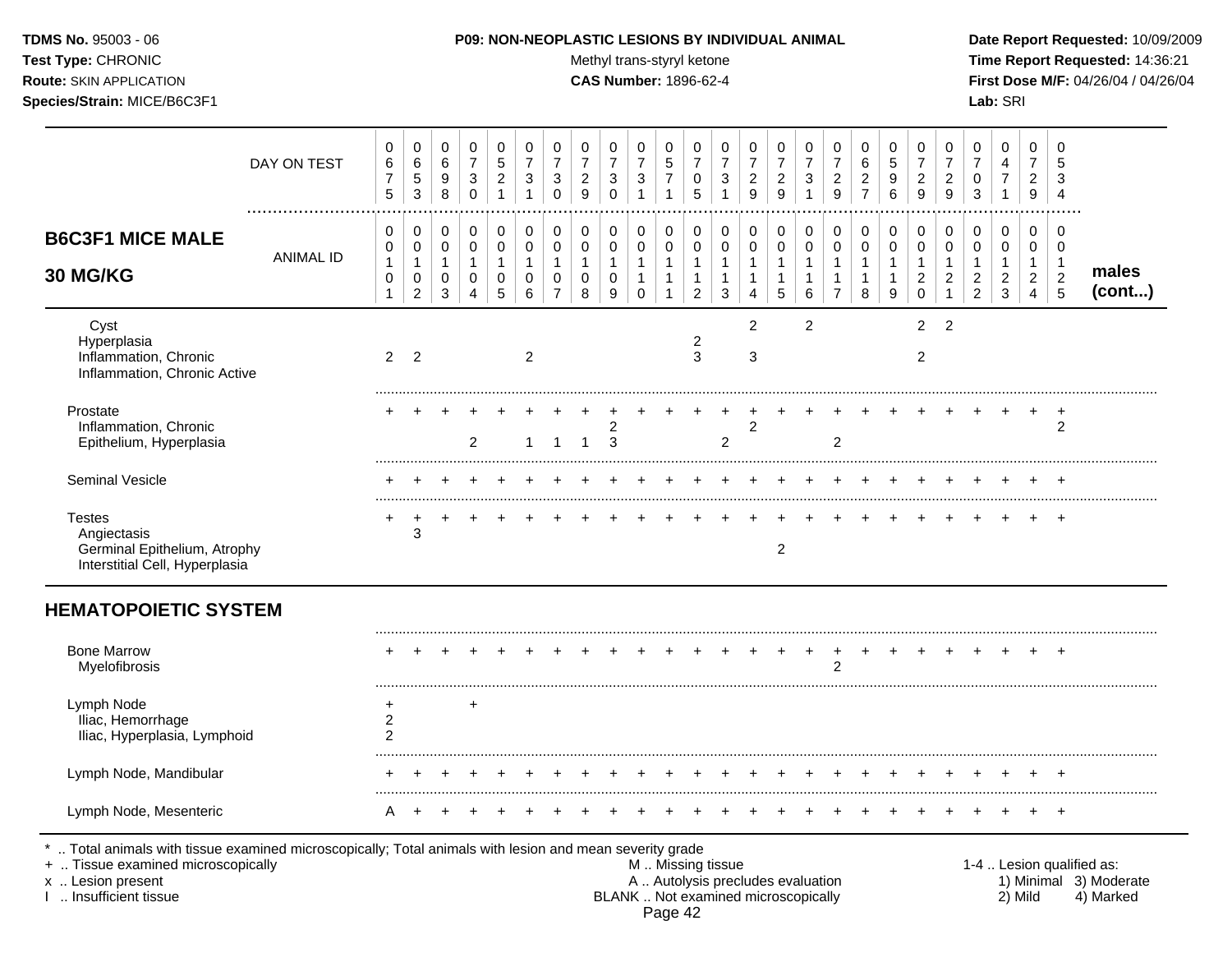**TDMS No.** 95003 - 06
**Test Type:** CHRONIC
**Route:** SKIN APPLICATION
**Species/Strain:** MICE/B6C3F1

**P09: NON-NEOPLASTIC LESIONS BY INDIVIDUAL ANIMAL**
Methyl trans-styryl ketone
**CAS Number:** 1896-62-4

**Date Report Requested:** 10/09/2009
**Time Report Requested:** 14:36:21
**First Dose M/F:** 04/26/04 / 04/26/04
**Lab:** SRI

## B6C3F1 MICE MALE 30 MG/KG

| DAY ON TEST | 0675 | 0653 | 0698 | 0730 | 0521 | 0731 | 0730 | 0729 | 0730 | 0731 | 0571 | 0705 | 0731 | 0729 | 0729 | 0731 | 0729 | 0627 | 0596 | 0729 | 0729 | 0703 | 0471 | 0729 | 0534 | |
|---|---|---|---|---|---|---|---|---|---|---|---|---|---|---|---|---|---|---|---|---|---|---|---|---|---|---|
| **ANIMAL ID** | 00101 | 00102 | 00103 | 00104 | 00105 | 00106 | 00107 | 00108 | 00109 | 00110 | 00111 | 00112 | 00113 | 00114 | 00115 | 00116 | 00117 | 00118 | 00119 | 00120 | 00121 | 00122 | 00123 | 00124 | 00125 | **males (cont...)** |
| Cyst | | | | | | | | | | | | | | 2 | | 2 | | | | 2 | 2 | | | | | |
| Hyperplasia | | | | | | | | | | | | 2 | | | | | | | | | | | | | | |
| Inflammation, Chronic | 2 | 2 | | | | 2 | | | | | | 3 | | 3 | | | | | | 2 | | | | | | |
| Inflammation, Chronic Active | | | | | | | | | | | | | | | | | | | | | | | | | | |
| Prostate | + | + | + | + | + | + | + | + | + | + | + | + | + | + | + | + | + | + | + | + | + | + | + | + | + | |
| Inflammation, Chronic | | | | | | | | | 2 | | | | | 2 | | | | | | | | | | | 2 | |
| Epithelium, Hyperplasia | | | | 2 | | 1 | 1 | 1 | 3 | | | | 2 | | | | 2 | | | | | | | | | |
| Seminal Vesicle | + | + | + | + | + | + | + | + | + | + | + | + | + | + | + | + | + | + | + | + | + | + | + | + | + | |
| Testes | + | + | + | + | + | + | + | + | + | + | + | + | + | + | + | + | + | + | + | + | + | + | + | + | + | |
| Angiectasis | | 3 | | | | | | | | | | | | | | | | | | | | | | | | |
| Germinal Epithelium, Atrophy | | | | | | | | | | | | | | | 2 | | | | | | | | | | | |
| Interstitial Cell, Hyperplasia | | | | | | | | | | | | | | | | | | | | | | | | | | |
| **HEMATOPOIETIC SYSTEM** | | | | | | | | | | | | | | | | | | | | | | | | | | |
| Bone Marrow | + | + | + | + | + | + | + | + | + | + | + | + | + | + | + | + | + | + | + | + | + | + | + | + | + | |
| Myelofibrosis | | | | | | | | | | | | | | | | | 2 | | | | | | | | | |
| Lymph Node | + | | | + | | | | | | | | | | | | | | | | | | | | | | |
| Iliac, Hemorrhage | 2 | | | | | | | | | | | | | | | | | | | | | | | | | |
| Iliac, Hyperplasia, Lymphoid | 2 | | | | | | | | | | | | | | | | | | | | | | | | | |
| Lymph Node, Mandibular | + | + | + | + | + | + | + | + | + | + | + | + | + | + | + | + | + | + | + | + | + | + | + | + | + | |
| Lymph Node, Mesenteric | A | + | + | + | + | + | + | + | + | + | + | + | + | + | + | + | + | + | + | + | + | + | + | + | + | |

\* .. Total animals with tissue examined microscopically; Total animals with lesion and mean severity grade
\+ .. Tissue examined microscopically
x .. Lesion present
I .. Insufficient tissue

M .. Missing tissue
A .. Autolysis precludes evaluation
BLANK .. Not examined microscopically

1-4 .. Lesion qualified as:
1) Minimal 2) Mild 3) Moderate 4) Marked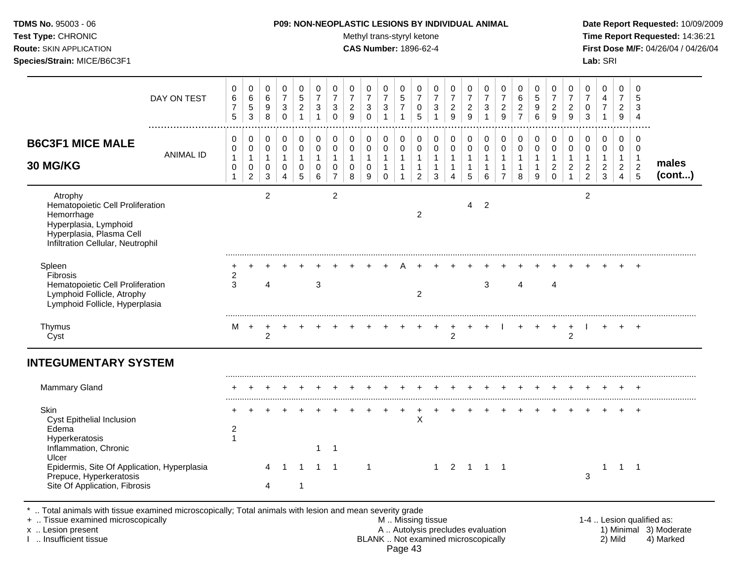**TDMS No.** 95003 - 06
**Test Type:** CHRONIC
**Route:** SKIN APPLICATION
**Species/Strain:** MICE/B6C3F1

**P09: NON-NEOPLASTIC LESIONS BY INDIVIDUAL ANIMAL**
Methyl trans-styryl ketone
**CAS Number:** 1896-62-4

**Date Report Requested:** 10/09/2009
**Time Report Requested:** 14:36:21
**First Dose M/F:** 04/26/04 / 04/26/04
**Lab:** SRI

| DAY ON TEST | 0675 | 0653 | 0698 | 0730 | 0521 | 0731 | 0730 | 0729 | 0730 | 0731 | 0571 | 0705 | 0731 | 0729 | 0729 | 0731 | 0729 | 0627 | 0596 | 0729 | 0729 | 0703 | 0471 | 0729 | 0534 | |
|---|---|---|---|---|---|---|---|---|---|---|---|---|---|---|---|---|---|---|---|---|---|---|---|---|---|---|
| **B6C3F1 MICE MALE 30 MG/KG** — ANIMAL ID | 00101 | 00102 | 00103 | 00104 | 00105 | 00106 | 00107 | 00108 | 00109 | 00110 | 00111 | 00112 | 00113 | 00114 | 00115 | 00116 | 00117 | 00118 | 00119 | 00120 | 00121 | 00122 | 00123 | 00124 | 00125 | **males (cont...)** |
| Atrophy | | | 2 | | | | 2 | | | | | | | | | | | | | | | 2 | | | | |
| Hematopoietic Cell Proliferation | | | | | | | | | | | | | | | 4 | 2 | | | | | | | | | | |
| Hemorrhage | | | | | | | | | | | | 2 | | | | | | | | | | | | | | |
| Hyperplasia, Lymphoid | | | | | | | | | | | | | | | | | | | | | | | | | | |
| Hyperplasia, Plasma Cell | | | | | | | | | | | | | | | | | | | | | | | | | | |
| Infiltration Cellular, Neutrophil | | | | | | | | | | | | | | | | | | | | | | | | | | |
| Spleen | + | + | + | + | + | + | + | + | + | + | A | + | + | + | + | + | + | + | + | + | + | + | + | + | + | |
| Fibrosis | 2 | | | | | | | | | | | | | | | | | | | | | | | | | |
| Hematopoietic Cell Proliferation | 3 | | 4 | | | 3 | | | | | | | | | | 3 | | 4 | | 4 | | | | | | |
| Lymphoid Follicle, Atrophy | | | | | | | | | | | | 2 | | | | | | | | | | | | | | |
| Lymphoid Follicle, Hyperplasia | | | | | | | | | | | | | | | | | | | | | | | | | | |
| Thymus | M | + | + | + | + | + | + | + | + | + | + | + | + | + | + | + | I | + | + | + | + | I | + | + | + | |
| Cyst | | | 2 | | | | | | | | | | | 2 | | | | | | | 2 | | | | | |
| **INTEGUMENTARY SYSTEM** | | | | | | | | | | | | | | | | | | | | | | | | | | |
| Mammary Gland | + | + | + | + | + | + | + | + | + | + | + | + | + | + | + | + | + | + | + | + | + | + | + | + | + | |
| Skin | + | + | + | + | + | + | + | + | + | + | + | + | + | + | + | + | + | + | + | + | + | + | + | + | + | |
| Cyst Epithelial Inclusion | | | | | | | | | | | | X | | | | | | | | | | | | | | |
| Edema | 2 | | | | | | | | | | | | | | | | | | | | | | | | | |
| Hyperkeratosis | 1 | | | | | | | | | | | | | | | | | | | | | | | | | |
| Inflammation, Chronic | | | | | | 1 | 1 | | | | | | | | | | | | | | | | | | | |
| Ulcer | | | | | | | | | | | | | | | | | | | | | | | | | | |
| Epidermis, Site Of Application, Hyperplasia | | | 4 | 1 | 1 | 1 | 1 | | 1 | | | | 1 | 2 | 1 | 1 | 1 | | | | | | 1 | 1 | 1 | |
| Prepuce, Hyperkeratosis | | | | | | | | | | | | | | | | | | | | | | 3 | | | | |
| Site Of Application, Fibrosis | | | 4 | | 1 | | | | | | | | | | | | | | | | | | | | | |

\* .. Total animals with tissue examined microscopically; Total animals with lesion and mean severity grade
\+ .. Tissue examined microscopically
x .. Lesion present
I .. Insufficient tissue

M .. Missing tissue
A .. Autolysis precludes evaluation
BLANK .. Not examined microscopically

1-4 .. Lesion qualified as: 1) Minimal 2) Mild 3) Moderate 4) Marked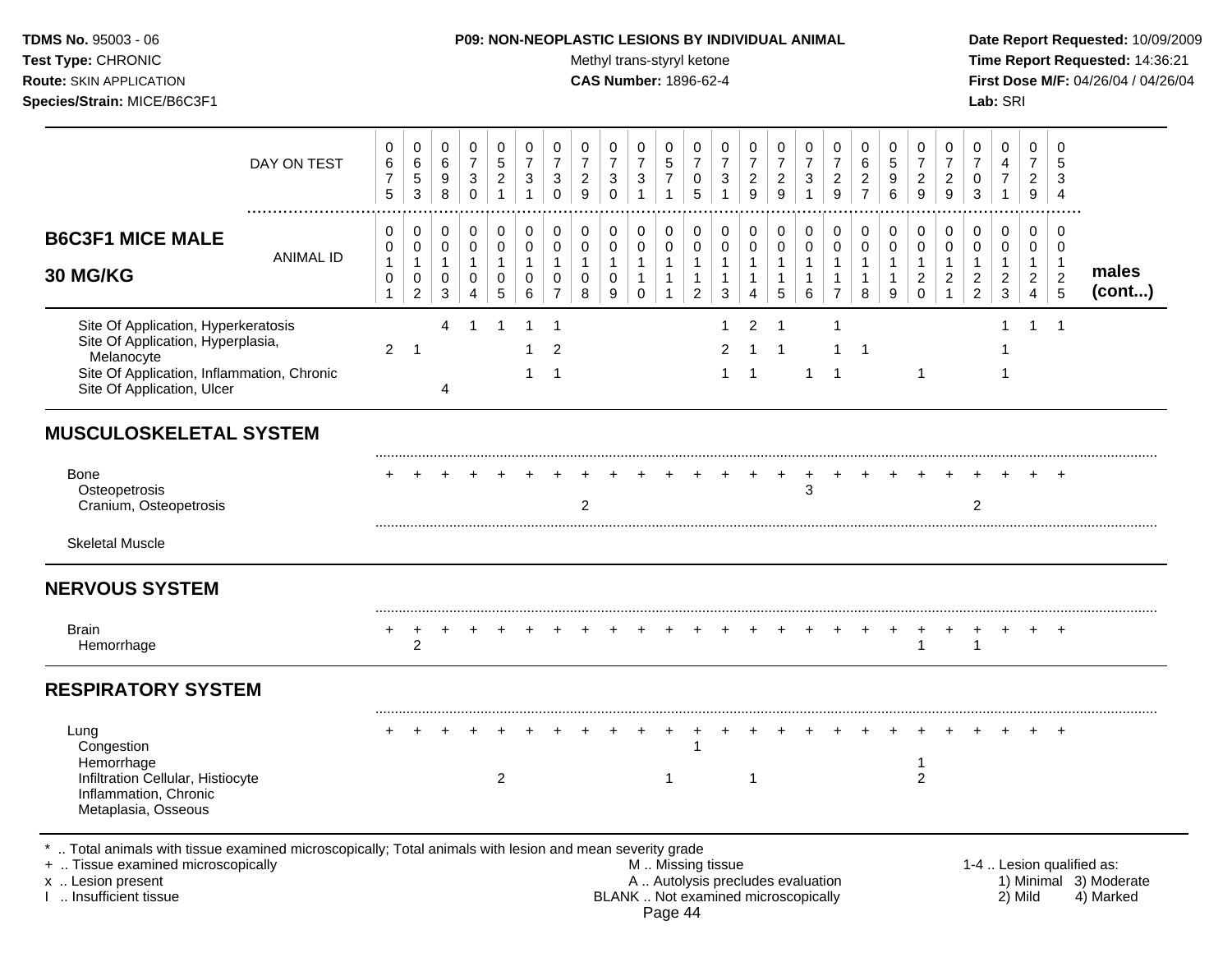**TDMS No.** 95003 - 06
**Test Type:** CHRONIC
**Route:** SKIN APPLICATION
**Species/Strain:** MICE/B6C3F1

**P09: NON-NEOPLASTIC LESIONS BY INDIVIDUAL ANIMAL**
Methyl trans-styryl ketone
**CAS Number:** 1896-62-4

**Date Report Requested:** 10/09/2009
**Time Report Requested:** 14:36:21
**First Dose M/F:** 04/26/04 / 04/26/04
**Lab:** SRI

| B6C3F1 MICE MALE 30 MG/KG | | | | | | | | | | | | | | | | | | | | | | | | | | |
|---|---|---|---|---|---|---|---|---|---|---|---|---|---|---|---|---|---|---|---|---|---|---|---|---|---|---|
| DAY ON TEST | 0675 | 0653 | 0698 | 0730 | 0521 | 0731 | 0730 | 0729 | 0730 | 0731 | 0571 | 0705 | 0731 | 0729 | 0729 | 0731 | 0729 | 0627 | 0596 | 0729 | 0729 | 0703 | 0471 | 0729 | 0534 | |
| ANIMAL ID | 00101 | 00102 | 00103 | 00104 | 00105 | 00106 | 00107 | 00108 | 00109 | 00110 | 00111 | 00112 | 00113 | 00114 | 00115 | 00116 | 00117 | 00118 | 00119 | 00120 | 00121 | 00122 | 00123 | 00124 | 00125 | males (cont...) |
| Site Of Application, Hyperkeratosis | | | 4 | 1 | 1 | 1 | 1 | | | | | | 1 | 2 | 1 | | 1 | | | | | | 1 | 1 | 1 | |
| Site Of Application, Hyperplasia, Melanocyte | 2 | 1 | | | | 1 | 2 | | | | | | 2 | 1 | 1 | | 1 | 1 | | | | | 1 | | | |
| Site Of Application, Inflammation, Chronic | | | | | | 1 | 1 | | | | | | 1 | 1 | | 1 | 1 | | | 1 | | | 1 | | | |
| Site Of Application, Ulcer | | | 4 | | | | | | | | | | | | | | | | | | | | | | | |
| **MUSCULOSKELETAL SYSTEM** | | | | | | | | | | | | | | | | | | | | | | | | | | |
| Bone | + | + | + | + | + | + | + | + | + | + | + | + | + | + | + | + | + | + | + | + | + | + | + | + | + | |
| Osteopetrosis | | | | | | | | | | | | | | | | 3 | | | | | | | | | | |
| Cranium, Osteopetrosis | | | | | | | | 2 | | | | | | | | | | | | | | 2 | | | | |
| Skeletal Muscle | | | | | | | | | | | | | | | | | | | | | | | | | | |
| **NERVOUS SYSTEM** | | | | | | | | | | | | | | | | | | | | | | | | | | |
| Brain | + | + | + | + | + | + | + | + | + | + | + | + | + | + | + | + | + | + | + | + | + | + | + | + | + | |
| Hemorrhage | | 2 | | | | | | | | | | | | | | | | | | 1 | | 1 | | | | |
| **RESPIRATORY SYSTEM** | | | | | | | | | | | | | | | | | | | | | | | | | | |
| Lung | + | + | + | + | + | + | + | + | + | + | + | + | + | + | + | + | + | + | + | + | + | + | + | + | + | |
| Congestion | | | | | | | | | | | | 1 | | | | | | | | | | | | | | |
| Hemorrhage | | | | | | | | | | | | | | | | | | | | 1 | | | | | | |
| Infiltration Cellular, Histiocyte | | | | | 2 | | | | | | 1 | | | 1 | | | | | | 2 | | | | | | |
| Inflammation, Chronic | | | | | | | | | | | | | | | | | | | | | | | | | | |
| Metaplasia, Osseous | | | | | | | | | | | | | | | | | | | | | | | | | | |

\* .. Total animals with tissue examined microscopically; Total animals with lesion and mean severity grade
\+ .. Tissue examined microscopically
x .. Lesion present
I .. Insufficient tissue

M .. Missing tissue
A .. Autolysis precludes evaluation
BLANK .. Not examined microscopically

1-4 .. Lesion qualified as:
1) Minimal 2) Mild 3) Moderate 4) Marked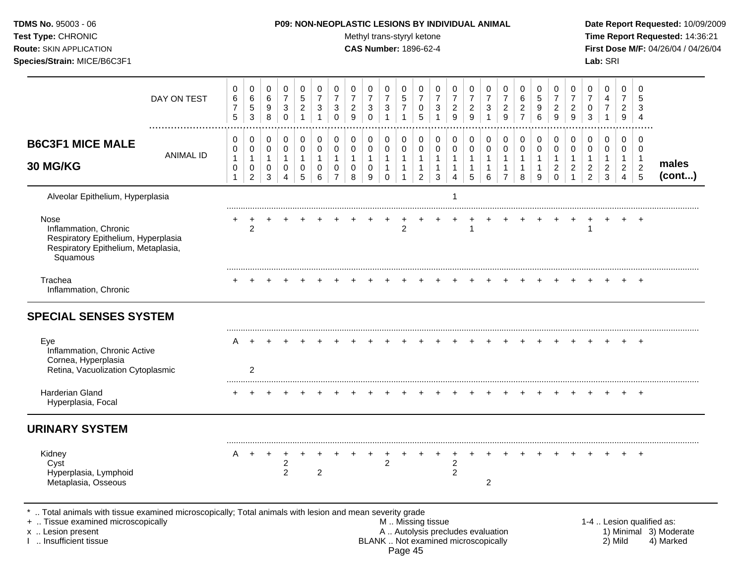**B6C3F1 MICE MALE 30 MG/KG** (males cont...)

| | 1 | 2 | 3 | 4 | 5 | 6 | 7 | 8 | 9 | 10 | 11 | 12 | 13 | 14 | 15 | 16 | 17 | 18 | 19 | 20 | 21 | 22 | 23 | 24 | 25 |
|---|---|---|---|---|---|---|---|---|---|---|---|---|---|---|---|---|---|---|---|---|---|---|---|---|---|
| DAY ON TEST | 0675 | 0653 | 0698 | 0730 | 0521 | 0731 | 0730 | 0729 | 0730 | 0731 | 0571 | 0705 | 0731 | 0729 | 0729 | 0731 | 0729 | 0627 | 0596 | 0729 | 0729 | 0703 | 0471 | 0729 | 0534 |
| ANIMAL ID | 00101 | 00102 | 00103 | 00104 | 00105 | 00106 | 00107 | 00108 | 00109 | 00110 | 00111 | 00112 | 00113 | 00114 | 00115 | 00116 | 00117 | 00118 | 00119 | 00120 | 00121 | 00122 | 00123 | 00124 | 00125 |
| Alveolar Epithelium, Hyperplasia | | | | | | | | | | | | | | 1 | | | | | | | | | | | |
| Nose | + | + | + | + | + | + | + | + | + | + | + | + | + | + | + | + | + | + | + | + | + | + | + | + | + |
| Inflammation, Chronic | | 2 | | | | | | | | | 2 | | | | 1 | | | | | | | 1 | | | |
| Respiratory Epithelium, Hyperplasia | | | | | | | | | | | | | | | | | | | | | | | | | |
| Respiratory Epithelium, Metaplasia, Squamous | | | | | | | | | | | | | | | | | | | | | | | | | |
| Trachea | + | + | + | + | + | + | + | + | + | + | + | + | + | + | + | + | + | + | + | + | + | + | + | + | + |
| Inflammation, Chronic | | | | | | | | | | | | | | | | | | | | | | | | | |
| **SPECIAL SENSES SYSTEM** | | | | | | | | | | | | | | | | | | | | | | | | | |
| Eye | A | + | + | + | + | + | + | + | + | + | + | + | + | + | + | + | + | + | + | + | + | + | + | + | + |
| Inflammation, Chronic Active | | | | | | | | | | | | | | | | | | | | | | | | | |
| Cornea, Hyperplasia | | | | | | | | | | | | | | | | | | | | | | | | | |
| Retina, Vacuolization Cytoplasmic | | 2 | | | | | | | | | | | | | | | | | | | | | | | |
| Harderian Gland | + | + | + | + | + | + | + | + | + | + | + | + | + | + | + | + | + | + | + | + | + | + | + | + | + |
| Hyperplasia, Focal | | | | | | | | | | | | | | | | | | | | | | | | | |
| **URINARY SYSTEM** | | | | | | | | | | | | | | | | | | | | | | | | | |
| Kidney | A | + | + | + | + | + | + | + | + | + | + | + | + | + | + | + | + | + | + | + | + | + | + | + | + |
| Cyst | | | | 2 | | | | | | 2 | | | | 2 | | | | | | | | | | | |
| Hyperplasia, Lymphoid | | | | 2 | | 2 | | | | | | | | 2 | | | | | | | | | | | |
| Metaplasia, Osseous | | | | | | | | | | | | | | | | 2 | | | | | | | | | |

* .. Total animals with tissue examined microscopically; Total animals with lesion and mean severity grade
+ .. Tissue examined microscopically
x .. Lesion present
I .. Insufficient tissue

M .. Missing tissue
A .. Autolysis precludes evaluation
BLANK .. Not examined microscopically

1-4 .. Lesion qualified as: 1) Minimal 2) Mild 3) Moderate 4) Marked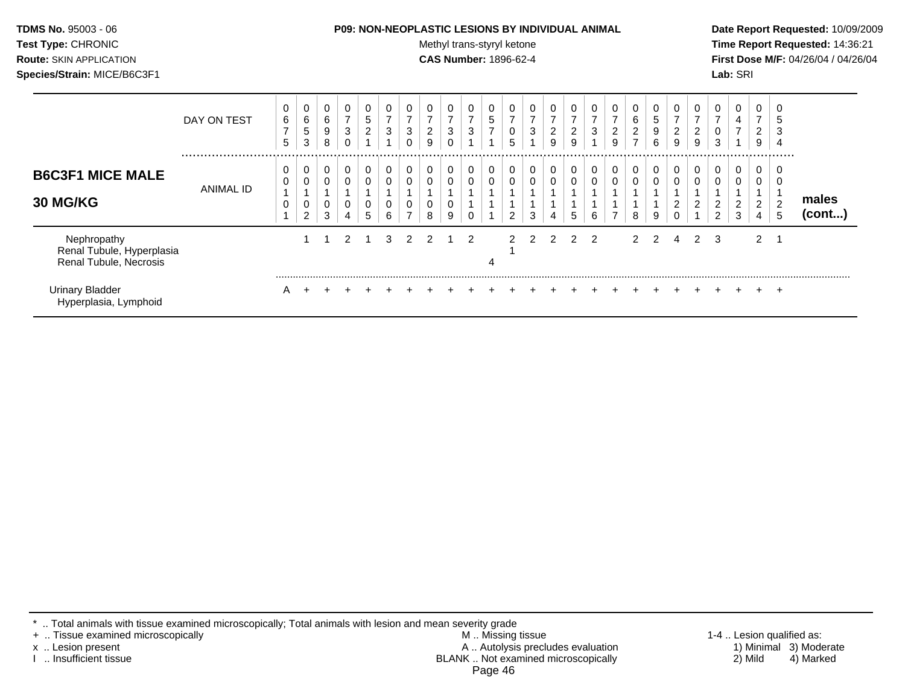**TDMS No.** 95003 - 06
**Test Type:** CHRONIC
**Route:** SKIN APPLICATION
**Species/Strain:** MICE/B6C3F1

**P09: NON-NEOPLASTIC LESIONS BY INDIVIDUAL ANIMAL**
Methyl trans-styryl ketone
**CAS Number:** 1896-62-4

**Date Report Requested:** 10/09/2009
**Time Report Requested:** 14:36:21
**First Dose M/F:** 04/26/04 / 04/26/04
**Lab:** SRI

| DAY ON TEST | 0675 | 0653 | 0698 | 0730 | 0521 | 0731 | 0730 | 0729 | 0730 | 0731 | 0571 | 0705 | 0731 | 0729 | 0729 | 0731 | 0729 | 0627 | 0596 | 0729 | 0729 | 0703 | 0471 | 0729 | 0534 | |
|---|---|---|---|---|---|---|---|---|---|---|---|---|---|---|---|---|---|---|---|---|---|---|---|---|---|---|
| **B6C3F1 MICE MALE 30 MG/KG** — ANIMAL ID | 00101 | 00102 | 00103 | 00104 | 00105 | 00106 | 00107 | 00108 | 00109 | 00110 | 00111 | 00112 | 00113 | 00114 | 00115 | 00116 | 00117 | 00118 | 00119 | 00120 | 00121 | 00122 | 00123 | 00124 | 00125 | **males (cont...)** |
| Nephropathy | | 1 | 1 | 2 | 1 | 3 | 2 | 2 | 1 | 2 | | 2 | 2 | 2 | 2 | 2 | | 2 | 2 | 4 | 2 | 3 | | 2 | 1 | |
| Renal Tubule, Hyperplasia | | | | | | | | | | | | 1 | | | | | | | | | | | | | | |
| Renal Tubule, Necrosis | | | | | | | | | | | 4 | | | | | | | | | | | | | | | |
| Urinary Bladder | A | + | + | + | + | + | + | + | + | + | + | + | + | + | + | + | + | + | + | + | + | + | + | + | + | |
| Hyperplasia, Lymphoid | | | | | | | | | | | | | | | | | | | | | | | | | | |

\* .. Total animals with tissue examined microscopically; Total animals with lesion and mean severity grade
+ .. Tissue examined microscopically
x .. Lesion present
I .. Insufficient tissue
M .. Missing tissue
A .. Autolysis precludes evaluation
BLANK .. Not examined microscopically
1-4 .. Lesion qualified as: 1) Minimal 2) Mild 3) Moderate 4) Marked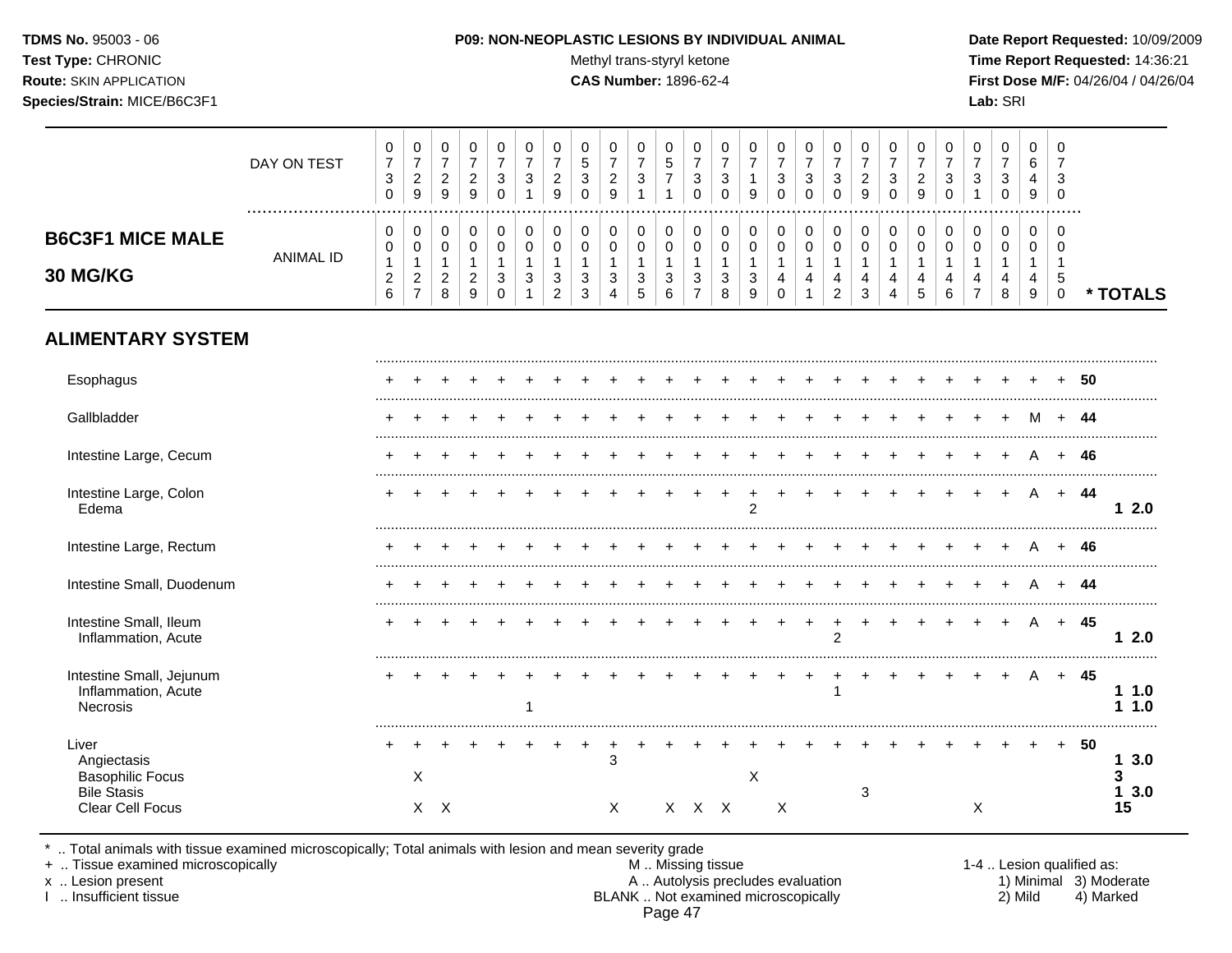**TDMS No.** 95003 - 06
**Test Type:** CHRONIC
**Route:** SKIN APPLICATION
**Species/Strain:** MICE/B6C3F1

**P09: NON-NEOPLASTIC LESIONS BY INDIVIDUAL ANIMAL**
Methyl trans-styryl ketone
**CAS Number:** 1896-62-4

**Date Report Requested:** 10/09/2009
**Time Report Requested:** 14:36:21
**First Dose M/F:** 04/26/04 / 04/26/04
**Lab:** SRI

## B6C3F1 MICE MALE 30 MG/KG

| DAY ON TEST | 730 | 729 | 729 | 729 | 730 | 731 | 729 | 530 | 729 | 731 | 571 | 730 | 730 | 719 | 730 | 730 | 730 | 729 | 730 | 729 | 730 | 731 | 730 | 649 | 730 | |
|---|---|---|---|---|---|---|---|---|---|---|---|---|---|---|---|---|---|---|---|---|---|---|---|---|---|---|
| **ANIMAL ID** | 0126 | 0127 | 0128 | 0129 | 0130 | 0131 | 0132 | 0133 | 0134 | 0135 | 0136 | 0137 | 0138 | 0139 | 0140 | 0141 | 0142 | 0143 | 0144 | 0145 | 0146 | 0147 | 0148 | 0149 | 0150 | *** TOTALS** |
| **ALIMENTARY SYSTEM** | | | | | | | | | | | | | | | | | | | | | | | | | | |
| Esophagus | + | + | + | + | + | + | + | + | + | + | + | + | + | + | + | + | + | + | + | + | + | + | + | + | + | 50 |
| Gallbladder | + | + | + | + | + | + | + | + | + | + | + | + | + | + | + | + | + | + | + | + | + | + | + | M | + | 44 |
| Intestine Large, Cecum | + | + | + | + | + | + | + | + | + | + | + | + | + | + | + | + | + | + | + | + | + | + | + | A | + | 46 |
| Intestine Large, Colon | + | + | + | + | + | + | + | + | + | + | + | + | + | + | + | + | + | + | + | + | + | + | + | A | + | 44 |
| Edema | | | | | | | | | | | | | | 2 | | | | | | | | | | | | 1 2.0 |
| Intestine Large, Rectum | + | + | + | + | + | + | + | + | + | + | + | + | + | + | + | + | + | + | + | + | + | + | + | A | + | 46 |
| Intestine Small, Duodenum | + | + | + | + | + | + | + | + | + | + | + | + | + | + | + | + | + | + | + | + | + | + | + | A | + | 44 |
| Intestine Small, Ileum | + | + | + | + | + | + | + | + | + | + | + | + | + | + | + | + | + | + | + | + | + | + | + | A | + | 45 |
| Inflammation, Acute | | | | | | | | | | | | | | | | | 2 | | | | | | | | | 1 2.0 |
| Intestine Small, Jejunum | + | + | + | + | + | + | + | + | + | + | + | + | + | + | + | + | + | + | + | + | + | + | + | A | + | 45 |
| Inflammation, Acute | | | | | | | | | | | | | | | | | 1 | | | | | | | | | 1 1.0 |
| Necrosis | | | | | | 1 | | | | | | | | | | | | | | | | | | | | 1 1.0 |
| Liver | + | + | + | + | + | + | + | + | + | + | + | + | + | + | + | + | + | + | + | + | + | + | + | + | + | 50 |
| Angiectasis | | | | | | | | | 3 | | | | | | | | | | | | | | | | | 1 3.0 |
| Basophilic Focus | | X | | | | | | | | | | | | X | | | | | | | | | | | | 3 |
| Bile Stasis | | | | | | | | | | | | | | | | | | 3 | | | | | | | | 1 3.0 |
| Clear Cell Focus | | X | X | | | | | | X | | X | X | X | | X | | | | | | | X | | | | 15 |

\* .. Total animals with tissue examined microscopically; Total animals with lesion and mean severity grade
\+ .. Tissue examined microscopically
x .. Lesion present
I .. Insufficient tissue

M .. Missing tissue
A .. Autolysis precludes evaluation
BLANK .. Not examined microscopically

1-4 .. Lesion qualified as: 1) Minimal 2) Mild 3) Moderate 4) Marked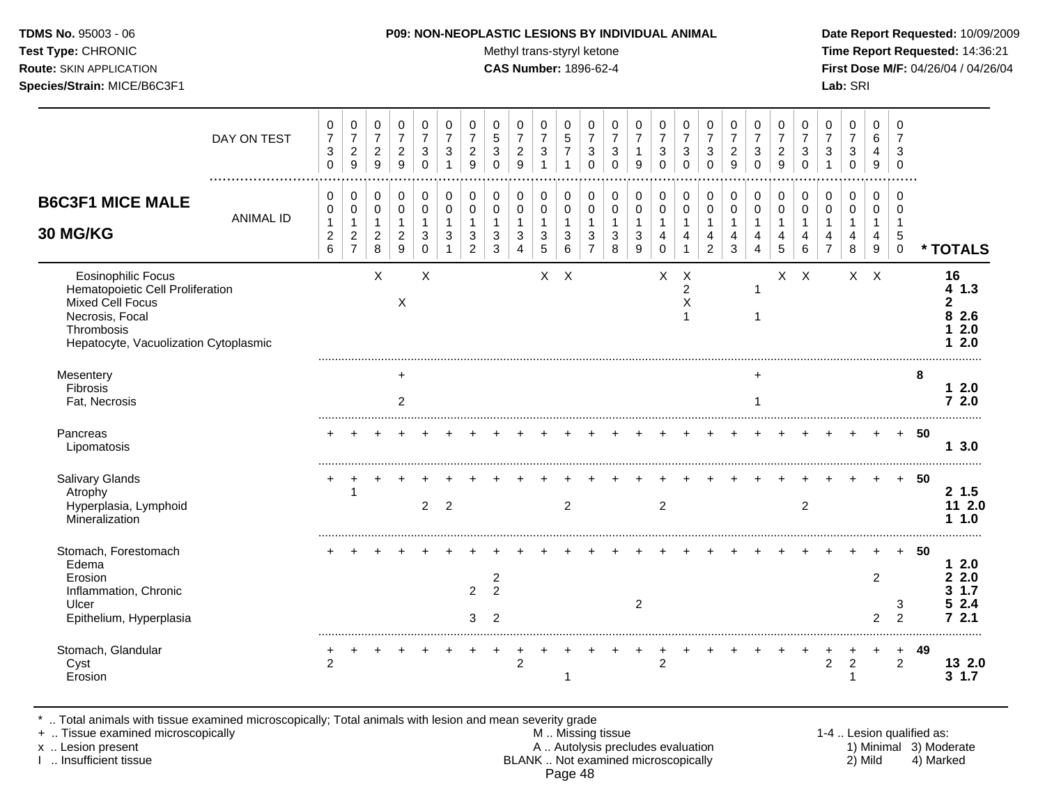**TDMS No.** 95003 - 06
**Test Type:** CHRONIC
**Route:** SKIN APPLICATION
**Species/Strain:** MICE/B6C3F1

**P09: NON-NEOPLASTIC LESIONS BY INDIVIDUAL ANIMAL**
Methyl trans-styryl ketone
**CAS Number:** 1896-62-4

**Date Report Requested:** 10/09/2009
**Time Report Requested:** 14:36:21
**First Dose M/F:** 04/26/04 / 04/26/04
**Lab:** SRI

## B6C3F1 MICE MALE 30 MG/KG

| | | | | | | | | | | | | | | | | | | | | | | | | | | |
|---|---|---|---|---|---|---|---|---|---|---|---|---|---|---|---|---|---|---|---|---|---|---|---|---|---|---|
| DAY ON TEST | 0730 | 0729 | 0729 | 0729 | 0730 | 0731 | 0729 | 0530 | 0729 | 0731 | 0571 | 0730 | 0730 | 0719 | 0730 | 0730 | 0730 | 0729 | 0730 | 0729 | 0730 | 0731 | 0730 | 0649 | 0730 | |
| ANIMAL ID | 0126 | 0127 | 0128 | 0129 | 0130 | 0131 | 0132 | 0133 | 0134 | 0135 | 0136 | 0137 | 0138 | 0139 | 0140 | 0141 | 0142 | 0143 | 0144 | 0145 | 0146 | 0147 | 0148 | 0149 | 0150 | * TOTALS |
| Eosinophilic Focus | | | X | | X | | | | | X | X | | | | X | X | | | | X | X | | X | X | | **16** |
| Hematopoietic Cell Proliferation | | | | | | | | | | | | | | | | 2 | | | 1 | | | | | | | **4 1.3** |
| Mixed Cell Focus | | | | X | | | | | | | | | | | | X | | | | | | | | | | **2** |
| Necrosis, Focal | | | | | | | | | | | | | | | | 1 | | | 1 | | | | | | | **8 2.6** |
| Thrombosis | | | | | | | | | | | | | | | | | | | | | | | | | | **1 2.0** |
| Hepatocyte, Vacuolization Cytoplasmic | | | | | | | | | | | | | | | | | | | | | | | | | | **1 2.0** |
| Mesentery | | | | + | | | | | | | | | | | | | | | + | | | | | | | **8** |
| Fibrosis | | | | | | | | | | | | | | | | | | | | | | | | | | **1 2.0** |
| Fat, Necrosis | | | | 2 | | | | | | | | | | | | | | | 1 | | | | | | | **7 2.0** |
| Pancreas | + | + | + | + | + | + | + | + | + | + | + | + | + | + | + | + | + | + | + | + | + | + | + | + | + | **50** |
| Lipomatosis | | | | | | | | | | | | | | | | | | | | | | | | | | **1 3.0** |
| Salivary Glands | + | + | + | + | + | + | + | + | + | + | + | + | + | + | + | + | + | + | + | + | + | + | + | + | + | **50** |
| Atrophy | | 1 | | | | | | | | | | | | | | | | | | | | | | | | **2 1.5** |
| Hyperplasia, Lymphoid | | | | | 2 | 2 | | | | | 2 | | | | 2 | | | | | | 2 | | | | | **11 2.0** |
| Mineralization | | | | | | | | | | | | | | | | | | | | | | | | | | **1 1.0** |
| Stomach, Forestomach | + | + | + | + | + | + | + | + | + | + | + | + | + | + | + | + | + | + | + | + | + | + | + | + | + | **50** |
| Edema | | | | | | | | | | | | | | | | | | | | | | | | | | **1 2.0** |
| Erosion | | | | | | | | 2 | | | | | | | | | | | | | | | | 2 | | **2 2.0** |
| Inflammation, Chronic | | | | | | | 2 | 2 | | | | | | | | | | | | | | | | | | **3 1.7** |
| Ulcer | | | | | | | | | | | | | | 2 | | | | | | | | | | | 3 | **5 2.4** |
| Epithelium, Hyperplasia | | | | | | | 3 | 2 | | | | | | | | | | | | | | | | 2 | 2 | **7 2.1** |
| Stomach, Glandular | + | + | + | + | + | + | + | + | + | + | + | + | + | + | + | + | + | + | + | + | + | + | + | + | + | **49** |
| Cyst | 2 | | | | | | | | 2 | | | | | | 2 | | | | | | | 2 | 2 | | 2 | **13 2.0** |
| Erosion | | | | | | | | | | | 1 | | | | | | | | | | | | 1 | | | **3 1.7** |

\* .. Total animals with tissue examined microscopically; Total animals with lesion and mean severity grade
\+ .. Tissue examined microscopically
x .. Lesion present
I .. Insufficient tissue

M .. Missing tissue
A .. Autolysis precludes evaluation
BLANK .. Not examined microscopically

1-4 .. Lesion qualified as:
1) Minimal 2) Mild 3) Moderate 4) Marked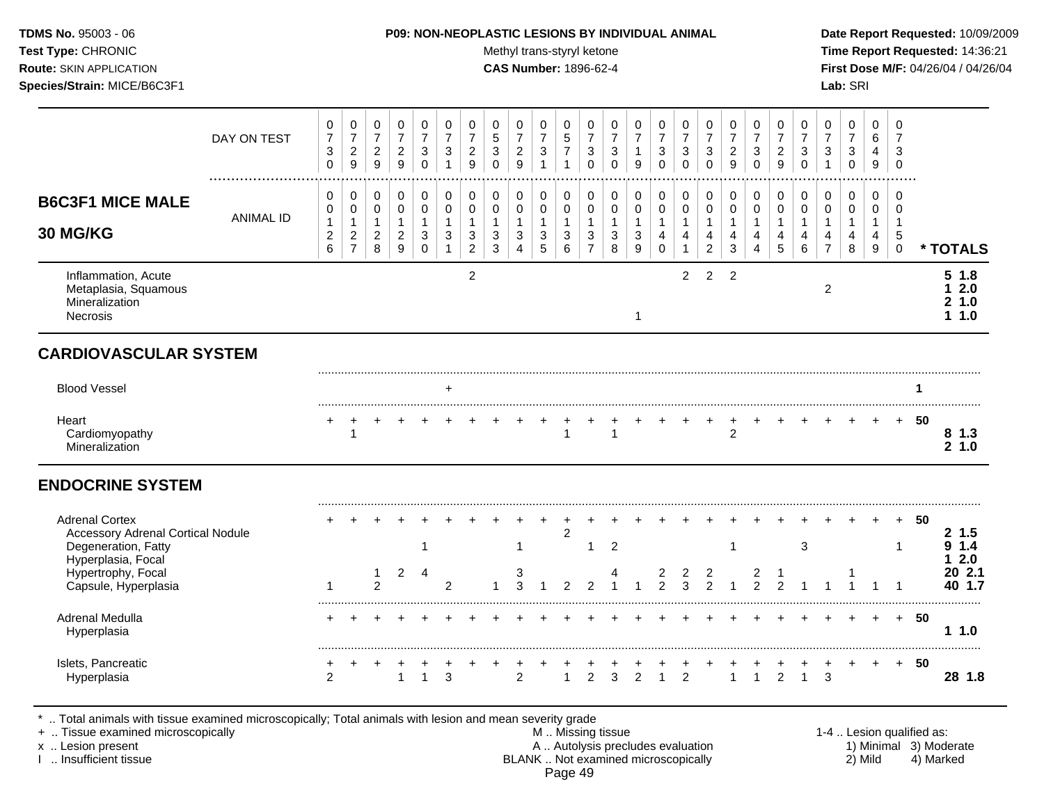**TDMS No.** 95003 - 06
**Test Type:** CHRONIC
**Route:** SKIN APPLICATION
**Species/Strain:** MICE/B6C3F1

**P09: NON-NEOPLASTIC LESIONS BY INDIVIDUAL ANIMAL**
Methyl trans-styryl ketone
**CAS Number:** 1896-62-4

**Date Report Requested:** 10/09/2009
**Time Report Requested:** 14:36:21
**First Dose M/F:** 04/26/04 / 04/26/04
**Lab:** SRI

## B6C3F1 MICE MALE 30 MG/KG

| | | | | | | | | | | | | | | | | | | | | | | | | | | | |
|---|---|---|---|---|---|---|---|---|---|---|---|---|---|---|---|---|---|---|---|---|---|---|---|---|---|---|---|
| DAY ON TEST | 0730 | 0729 | 0729 | 0729 | 0730 | 0731 | 0729 | 0530 | 0729 | 0731 | 0571 | 0730 | 0730 | 0719 | 0730 | 0730 | 0730 | 0729 | 0730 | 0729 | 0730 | 0731 | 0730 | 0649 | 0730 | | |
| ANIMAL ID | 0126 | 0127 | 0128 | 0129 | 0130 | 0131 | 0132 | 0133 | 0134 | 0135 | 0136 | 0137 | 0138 | 0139 | 0140 | 0141 | 0142 | 0143 | 0144 | 0145 | 0146 | 0147 | 0148 | 0149 | 0150 | | * TOTALS |
| Inflammation, Acute | | | | | | | 2 | | | | | | | | | 2 | 2 | 2 | | | | | | | | | 5 1.8 |
| Metaplasia, Squamous | | | | | | | | | | | | | | | | | | | | | | 2 | | | | | 1 2.0 |
| Mineralization | | | | | | | | | | | | | | | | | | | | | | | | | | | 2 1.0 |
| Necrosis | | | | | | | | | | | | | | 1 | | | | | | | | | | | | | 1 1.0 |
| **CARDIOVASCULAR SYSTEM** | | | | | | | | | | | | | | | | | | | | | | | | | | | |
| Blood Vessel | | | | | | + | | | | | | | | | | | | | | | | | | | | 1 | |
| Heart | + | + | + | + | + | + | + | + | + | + | + | + | + | + | + | + | + | + | + | + | + | + | + | + | + | 50 | |
| Cardiomyopathy | | 1 | | | | | | | | | 1 | | 1 | | | | | 2 | | | | | | | | | 8 1.3 |
| Mineralization | | | | | | | | | | | | | | | | | | | | | | | | | | | 2 1.0 |
| **ENDOCRINE SYSTEM** | | | | | | | | | | | | | | | | | | | | | | | | | | | |
| Adrenal Cortex | + | + | + | + | + | + | + | + | + | + | + | + | + | + | + | + | + | + | + | + | + | + | + | + | + | 50 | |
| Accessory Adrenal Cortical Nodule | | | | | | | | | | | 2 | | | | | | | | | | | | | | | | 2 1.5 |
| Degeneration, Fatty | | | | | 1 | | | | 1 | | | 1 | 2 | | | | | 1 | | | 3 | | | | 1 | | 9 1.4 |
| Hyperplasia, Focal | | | | | | | | | | | | | | | | | | | | | | | | | | | 1 2.0 |
| Hypertrophy, Focal | | | 1 | 2 | 4 | | | | 3 | | | | 4 | | 2 | 2 | 2 | | 2 | 1 | | | 1 | | | | 20 2.1 |
| Capsule, Hyperplasia | 1 | | 2 | | | 2 | | 1 | 3 | 1 | 2 | 2 | 1 | 1 | 2 | 3 | 2 | 1 | 2 | 2 | 1 | 1 | 1 | 1 | 1 | | 40 1.7 |
| Adrenal Medulla | + | + | + | + | + | + | + | + | + | + | + | + | + | + | + | + | + | + | + | + | + | + | + | + | + | 50 | |
| Hyperplasia | | | | | | | | | | | | | | | | | | | | | | | | | | | 1 1.0 |
| Islets, Pancreatic | + | + | + | + | + | + | + | + | + | + | + | + | + | + | + | + | + | + | + | + | + | + | + | + | + | 50 | |
| Hyperplasia | 2 | | | 1 | 1 | 3 | | | 2 | | 1 | 2 | 3 | 2 | 1 | 2 | | 1 | 1 | 2 | 1 | 3 | | | | | 28 1.8 |

\* .. Total animals with tissue examined microscopically; Total animals with lesion and mean severity grade
\+ .. Tissue examined microscopically
x .. Lesion present
I .. Insufficient tissue

M .. Missing tissue
A .. Autolysis precludes evaluation
BLANK .. Not examined microscopically

1-4 .. Lesion qualified as:
1) Minimal 2) Mild 3) Moderate 4) Marked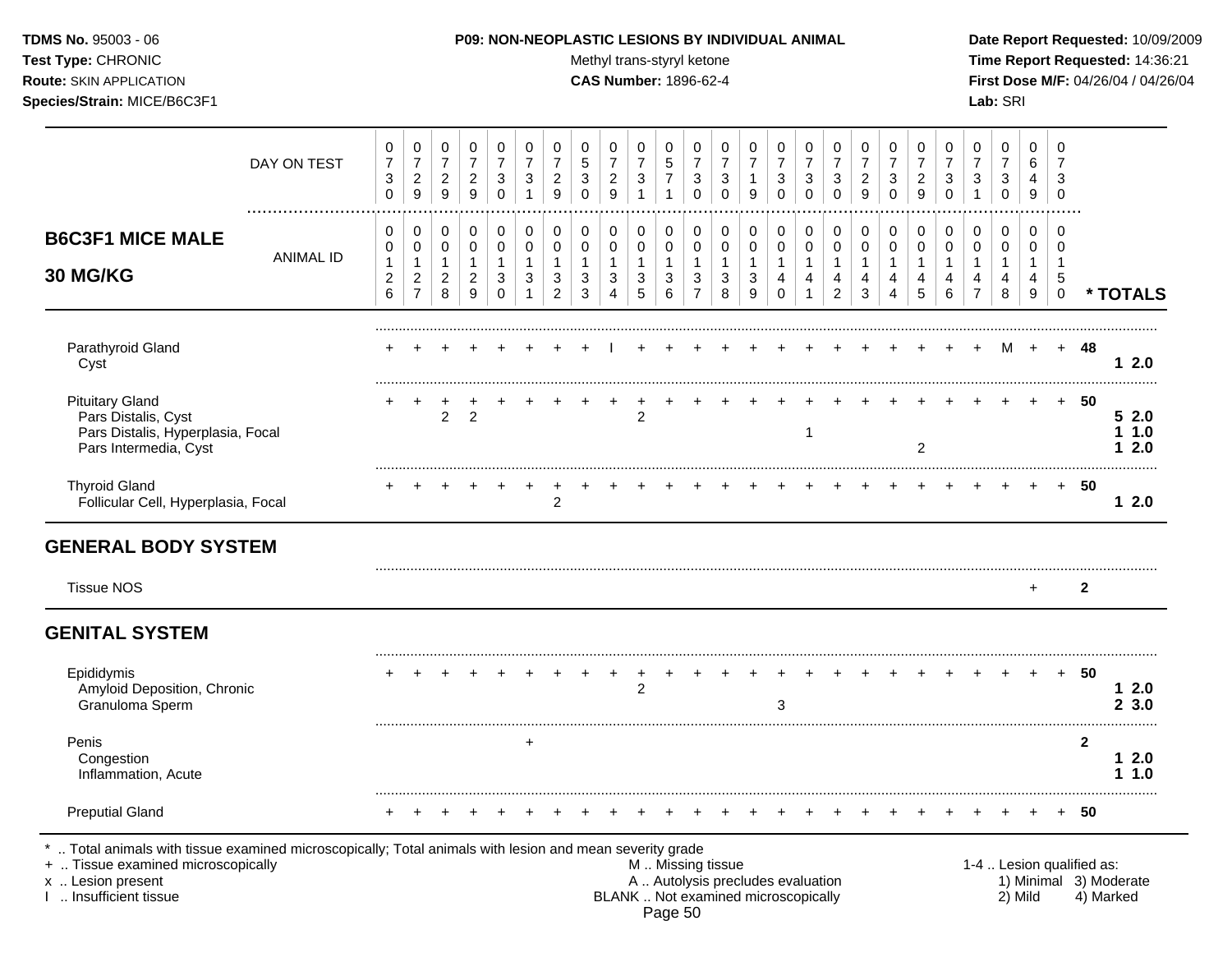**TDMS No.** 95003 - 06
**Test Type:** CHRONIC
**Route:** SKIN APPLICATION
**Species/Strain:** MICE/B6C3F1

**P09: NON-NEOPLASTIC LESIONS BY INDIVIDUAL ANIMAL**
Methyl trans-styryl ketone
**CAS Number:** 1896-62-4

**Date Report Requested:** 10/09/2009
**Time Report Requested:** 14:36:21
**First Dose M/F:** 04/26/04 / 04/26/04
**Lab:** SRI

## B6C3F1 MICE MALE 30 MG/KG

| DAY ON TEST | 0730 | 0729 | 0729 | 0729 | 0730 | 0731 | 0729 | 0530 | 0729 | 0731 | 0571 | 0730 | 0730 | 0719 | 0730 | 0730 | 0730 | 0729 | 0730 | 0729 | 0730 | 0731 | 0730 | 0649 | 0730 | |
|---|---|---|---|---|---|---|---|---|---|---|---|---|---|---|---|---|---|---|---|---|---|---|---|---|---|---|
| ANIMAL ID | 00126 | 00127 | 00128 | 00129 | 00130 | 00131 | 00132 | 00133 | 00134 | 00135 | 00136 | 00137 | 00138 | 00139 | 00140 | 00141 | 00142 | 00143 | 00144 | 00145 | 00146 | 00147 | 00148 | 00149 | 00150 | * TOTALS |
| Parathyroid Gland | + | + | + | + | + | + | + | + | I | + | + | + | + | + | + | + | + | + | + | + | + | + | M | + | + | 48 |
| Cyst | | | | | | | | | | | | | | | | | | | | | | | | | | 1 2.0 |
| Pituitary Gland | + | + | + | + | + | + | + | + | + | + | + | + | + | + | + | + | + | + | + | + | + | + | + | + | + | 50 |
| Pars Distalis, Cyst | | | 2 | 2 | | | | | | 2 | | | | | | | | | | | | | | | | 5 2.0 |
| Pars Distalis, Hyperplasia, Focal | | | | | | | | | | | | | | | | 1 | | | | | | | | | | 1 1.0 |
| Pars Intermedia, Cyst | | | | | | | | | | | | | | | | | | | | 2 | | | | | | 1 2.0 |
| Thyroid Gland | + | + | + | + | + | + | + | + | + | + | + | + | + | + | + | + | + | + | + | + | + | + | + | + | + | 50 |
| Follicular Cell, Hyperplasia, Focal | | | | | | | 2 | | | | | | | | | | | | | | | | | | | 1 2.0 |
| **GENERAL BODY SYSTEM** | | | | | | | | | | | | | | | | | | | | | | | | | | |
| Tissue NOS | | | | | | | | | | | | | | | | | | | | | | | | + | | 2 |
| **GENITAL SYSTEM** | | | | | | | | | | | | | | | | | | | | | | | | | | |
| Epididymis | + | + | + | + | + | + | + | + | + | + | + | + | + | + | + | + | + | + | + | + | + | + | + | + | + | 50 |
| Amyloid Deposition, Chronic | | | | | | | | | | 2 | | | | | | | | | | | | | | | | 1 2.0 |
| Granuloma Sperm | | | | | | | | | | | | | | | 3 | | | | | | | | | | | 2 3.0 |
| Penis | | | | | | + | | | | | | | | | | | | | | | | | | | | 2 |
| Congestion | | | | | | | | | | | | | | | | | | | | | | | | | | 1 2.0 |
| Inflammation, Acute | | | | | | | | | | | | | | | | | | | | | | | | | | 1 1.0 |
| Preputial Gland | + | + | + | + | + | + | + | + | + | + | + | + | + | + | + | + | + | + | + | + | + | + | + | + | + | 50 |

\* .. Total animals with tissue examined microscopically; Total animals with lesion and mean severity grade
\+ .. Tissue examined microscopically
x .. Lesion present
I .. Insufficient tissue

M .. Missing tissue
A .. Autolysis precludes evaluation
BLANK .. Not examined microscopically

1-4 .. Lesion qualified as:
1) Minimal 2) Mild 3) Moderate 4) Marked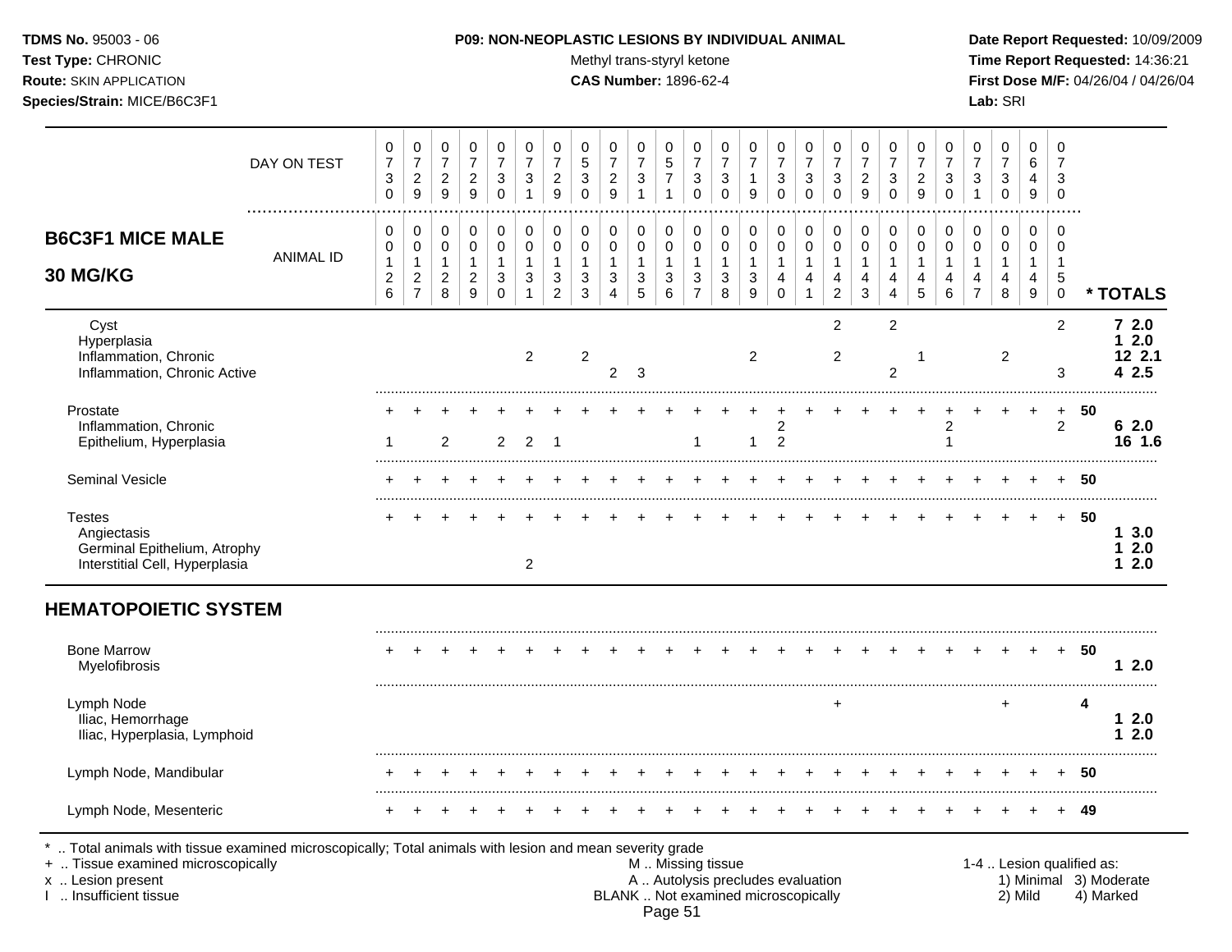**TDMS No.** 95003 - 06
**Test Type:** CHRONIC
**Route:** SKIN APPLICATION
**Species/Strain:** MICE/B6C3F1

**P09: NON-NEOPLASTIC LESIONS BY INDIVIDUAL ANIMAL**
Methyl trans-styryl ketone
**CAS Number:** 1896-62-4

**Date Report Requested:** 10/09/2009
**Time Report Requested:** 14:36:21
**First Dose M/F:** 04/26/04 / 04/26/04
**Lab:** SRI

## B6C3F1 MICE MALE 30 MG/KG

| DAY ON TEST | 0730 | 0729 | 0729 | 0729 | 0730 | 0731 | 0729 | 0530 | 0729 | 0731 | 0571 | 0730 | 0730 | 0719 | 0730 | 0730 | 0730 | 0729 | 0730 | 0729 | 0730 | 0731 | 0730 | 0649 | 0730 | | |
|---|---|---|---|---|---|---|---|---|---|---|---|---|---|---|---|---|---|---|---|---|---|---|---|---|---|---|---|
| **ANIMAL ID** | 0126 | 0127 | 0128 | 0129 | 0130 | 0131 | 0132 | 0133 | 0134 | 0135 | 0136 | 0137 | 0138 | 0139 | 0140 | 0141 | 0142 | 0143 | 0144 | 0145 | 0146 | 0147 | 0148 | 0149 | 0150 | | *** TOTALS** |
| Cyst | | | | | | | | | | | | | | | | | 2 | | 2 | | | | | | 2 | | **7 2.0** |
| Hyperplasia | | | | | | | | | | | | | | | | | | | | | | | | | | | **1 2.0** |
| Inflammation, Chronic | | | | | | 2 | | 2 | | | | | | 2 | | | 2 | | | 1 | | | 2 | | | | **12 2.1** |
| Inflammation, Chronic Active | | | | | | | | | 2 | 3 | | | | | | | | | 2 | | | | | | 3 | | **4 2.5** |
| Prostate | + | + | + | + | + | + | + | + | + | + | + | + | + | + | + | + | + | + | + | + | + | + | + | + | + | **50** | |
| Inflammation, Chronic | | | | | | | | | | | | | | | 2 | | | | | | 2 | | | | 2 | | **6 2.0** |
| Epithelium, Hyperplasia | 1 | | 2 | | 2 | 2 | 1 | | | | | 1 | | 1 | 2 | | | | | | 1 | | | | | | **16 1.6** |
| Seminal Vesicle | + | + | + | + | + | + | + | + | + | + | + | + | + | + | + | + | + | + | + | + | + | + | + | + | + | **50** | |
| Testes | + | + | + | + | + | + | + | + | + | + | + | + | + | + | + | + | + | + | + | + | + | + | + | + | + | **50** | |
| Angiectasis | | | | | | | | | | | | | | | | | | | | | | | | | | | **1 3.0** |
| Germinal Epithelium, Atrophy | | | | | | | | | | | | | | | | | | | | | | | | | | | **1 2.0** |
| Interstitial Cell, Hyperplasia | | | | | | 2 | | | | | | | | | | | | | | | | | | | | | **1 2.0** |
| **HEMATOPOIETIC SYSTEM** | | | | | | | | | | | | | | | | | | | | | | | | | | | |
| Bone Marrow | + | + | + | + | + | + | + | + | + | + | + | + | + | + | + | + | + | + | + | + | + | + | + | + | + | **50** | |
| Myelofibrosis | | | | | | | | | | | | | | | | | | | | | | | | | | | **1 2.0** |
| Lymph Node | | | | | | | | | | | | | | | | | + | | | | | | + | | | **4** | |
| Iliac, Hemorrhage | | | | | | | | | | | | | | | | | | | | | | | | | | | **1 2.0** |
| Iliac, Hyperplasia, Lymphoid | | | | | | | | | | | | | | | | | | | | | | | | | | | **1 2.0** |
| Lymph Node, Mandibular | + | + | + | + | + | + | + | + | + | + | + | + | + | + | + | + | + | + | + | + | + | + | + | + | + | **50** | |
| Lymph Node, Mesenteric | + | + | + | + | + | + | + | + | + | + | + | + | + | + | + | + | + | + | + | + | + | + | + | + | + | **49** | |

\* .. Total animals with tissue examined microscopically; Total animals with lesion and mean severity grade
\+ .. Tissue examined microscopically
x .. Lesion present
I .. Insufficient tissue

M .. Missing tissue
A .. Autolysis precludes evaluation
BLANK .. Not examined microscopically

1-4 .. Lesion qualified as:
1) Minimal 3) Moderate
2) Mild 4) Marked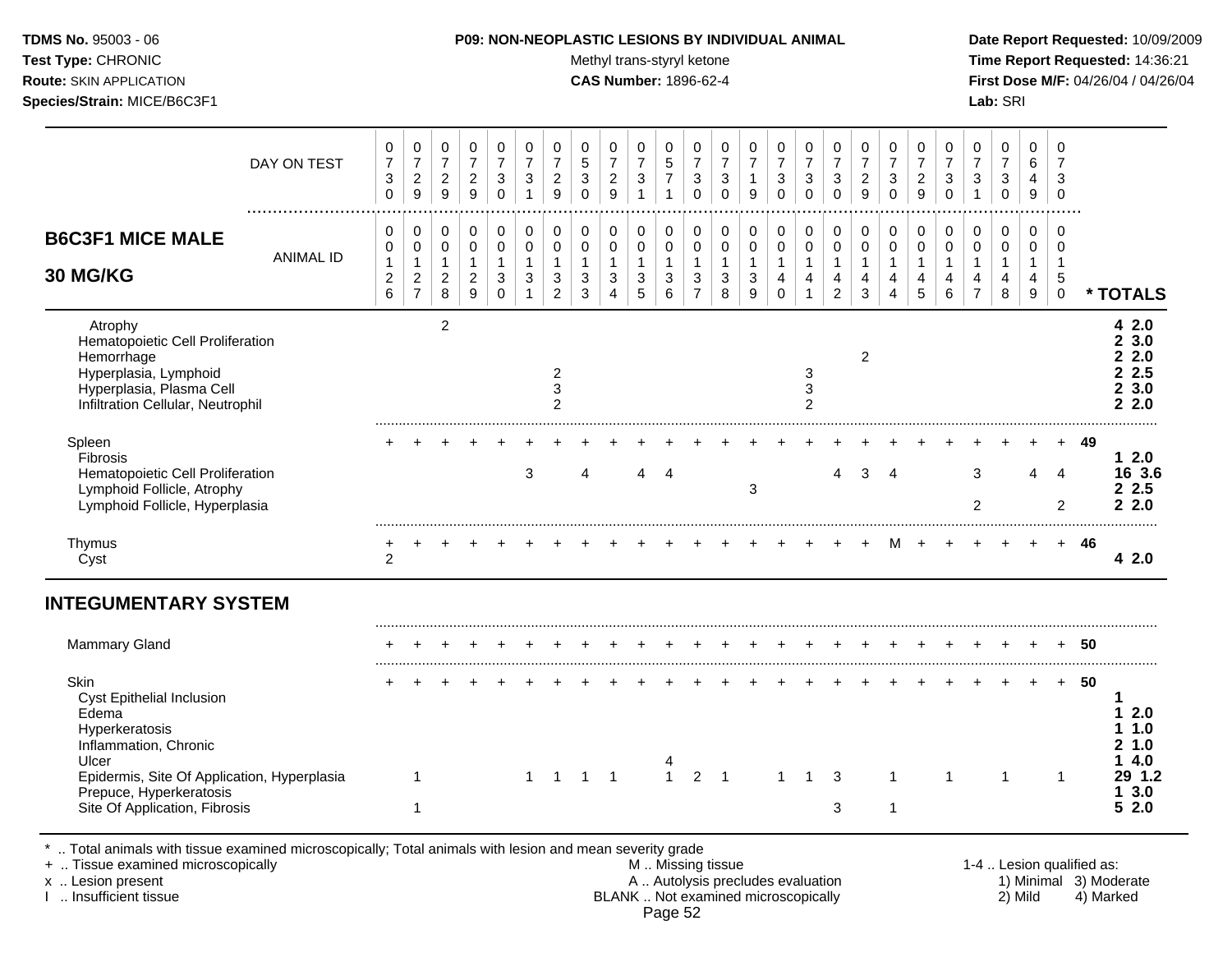**TDMS No.** 95003 - 06
**Test Type:** CHRONIC
**Route:** SKIN APPLICATION
**Species/Strain:** MICE/B6C3F1

**P09: NON-NEOPLASTIC LESIONS BY INDIVIDUAL ANIMAL**
Methyl trans-styryl ketone
**CAS Number:** 1896-62-4

**Date Report Requested:** 10/09/2009
**Time Report Requested:** 14:36:21
**First Dose M/F:** 04/26/04 / 04/26/04
**Lab:** SRI

## B6C3F1 MICE MALE 30 MG/KG

| DAY ON TEST | 0730 | 0729 | 0729 | 0729 | 0730 | 0731 | 0729 | 0530 | 0729 | 0731 | 0571 | 0730 | 0730 | 0719 | 0730 | 0730 | 0730 | 0729 | 0730 | 0729 | 0730 | 0731 | 0730 | 0649 | 0730 | |
|---|---|---|---|---|---|---|---|---|---|---|---|---|---|---|---|---|---|---|---|---|---|---|---|---|---|---|
| **ANIMAL ID** | 00126 | 00127 | 00128 | 00129 | 00130 | 00131 | 00132 | 00133 | 00134 | 00135 | 00136 | 00137 | 00138 | 00139 | 00140 | 00141 | 00142 | 00143 | 00144 | 00145 | 00146 | 00147 | 00148 | 00149 | 00150 | *** TOTALS** |
| Atrophy | | | 2 | | | | | | | | | | | | | | | | | | | | | | | **4 2.0** |
| Hematopoietic Cell Proliferation | | | | | | | | | | | | | | | | | | | | | | | | | | **2 3.0** |
| Hemorrhage | | | | | | | | | | | | | | | | | | 2 | | | | | | | | **2 2.0** |
| Hyperplasia, Lymphoid | | | | | | | 2 | | | | | | | | | 3 | | | | | | | | | | **2 2.5** |
| Hyperplasia, Plasma Cell | | | | | | | 3 | | | | | | | | | 3 | | | | | | | | | | **2 3.0** |
| Infiltration Cellular, Neutrophil | | | | | | | 2 | | | | | | | | | 2 | | | | | | | | | | **2 2.0** |
| Spleen | + | + | + | + | + | + | + | + | + | + | + | + | + | + | + | + | + | + | + | + | + | + | + | + | + | **49** |
| Fibrosis | | | | | | | | | | | | | | | | | | | | | | | | | | **1 2.0** |
| Hematopoietic Cell Proliferation | | | | | | 3 | | 4 | | 4 | 4 | | | | | | 4 | 3 | 4 | | | 3 | | 4 | 4 | **16 3.6** |
| Lymphoid Follicle, Atrophy | | | | | | | | | | | | | | 3 | | | | | | | | | | | | **2 2.5** |
| Lymphoid Follicle, Hyperplasia | | | | | | | | | | | | | | | | | | | | | | 2 | | | 2 | **2 2.0** |
| Thymus | + | + | + | + | + | + | + | + | + | + | + | + | + | + | + | + | + | + | M | + | + | + | + | + | + | **46** |
| Cyst | 2 | | | | | | | | | | | | | | | | | | | | | | | | | **4 2.0** |
| **INTEGUMENTARY SYSTEM** | | | | | | | | | | | | | | | | | | | | | | | | | | |
| Mammary Gland | + | + | + | + | + | + | + | + | + | + | + | + | + | + | + | + | + | + | + | + | + | + | + | + | + | **50** |
| Skin | + | + | + | + | + | + | + | + | + | + | + | + | + | + | + | + | + | + | + | + | + | + | + | + | + | **50** |
| Cyst Epithelial Inclusion | | | | | | | | | | | | | | | | | | | | | | | | | | **1** |
| Edema | | | | | | | | | | | | | | | | | | | | | | | | | | **1 2.0** |
| Hyperkeratosis | | | | | | | | | | | | | | | | | | | | | | | | | | **1 1.0** |
| Inflammation, Chronic | | | | | | | | | | | | | | | | | | | | | | | | | | **2 1.0** |
| Ulcer | | | | | | | | | | | 4 | | | | | | | | | | | | | | | **1 4.0** |
| Epidermis, Site Of Application, Hyperplasia | | 1 | | | | 1 | 1 | 1 | 1 | | 1 | 2 | 1 | | 1 | 1 | 3 | | 1 | | 1 | | 1 | | 1 | **29 1.2** |
| Prepuce, Hyperkeratosis | | | | | | | | | | | | | | | | | | | | | | | | | | **1 3.0** |
| Site Of Application, Fibrosis | | 1 | | | | | | | | | | | | | | | 3 | | 1 | | | | | | | **5 2.0** |

\* .. Total animals with tissue examined microscopically; Total animals with lesion and mean severity grade
\+ .. Tissue examined microscopically
x .. Lesion present
I .. Insufficient tissue

M .. Missing tissue
A .. Autolysis precludes evaluation
BLANK .. Not examined microscopically

1-4 .. Lesion qualified as: 1) Minimal 2) Mild 3) Moderate 4) Marked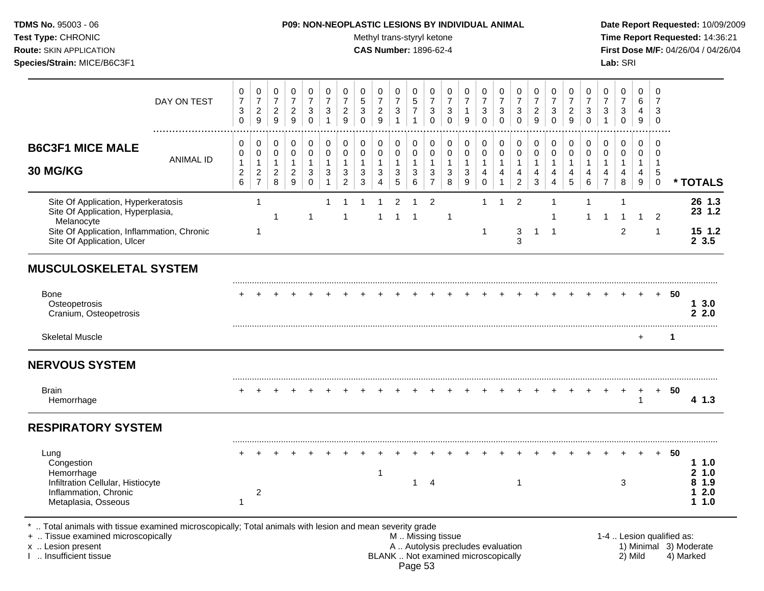**TDMS No.** 95003 - 06
**Test Type:** CHRONIC
**Route:** SKIN APPLICATION
**Species/Strain:** MICE/B6C3F1

**P09: NON-NEOPLASTIC LESIONS BY INDIVIDUAL ANIMAL**
Methyl trans-styryl ketone
**CAS Number:** 1896-62-4

**Date Report Requested:** 10/09/2009
**Time Report Requested:** 14:36:21
**First Dose M/F:** 04/26/04 / 04/26/04
**Lab:** SRI

| B6C3F1 MICE MALE 30 MG/KG | | | | | | | | | | | | | | | | | | | | | | | | | | | |
|---|---|---|---|---|---|---|---|---|---|---|---|---|---|---|---|---|---|---|---|---|---|---|---|---|---|---|---|
| DAY ON TEST | 0730 | 0729 | 0729 | 0729 | 0730 | 0731 | 0729 | 0530 | 0729 | 0731 | 0571 | 0730 | 0730 | 0719 | 0730 | 0730 | 0730 | 0729 | 0730 | 0729 | 0730 | 0731 | 0730 | 0649 | 0730 | | |
| ANIMAL ID | 0126 | 0127 | 0128 | 0129 | 0130 | 0131 | 0132 | 0133 | 0134 | 0135 | 0136 | 0137 | 0138 | 0139 | 0140 | 0141 | 0142 | 0143 | 0144 | 0145 | 0146 | 0147 | 0148 | 0149 | 0150 | | * TOTALS |
| Site Of Application, Hyperkeratosis | | 1 | | | | 1 | 1 | 1 | 1 | 2 | 1 | 2 | | | 1 | 1 | 2 | | 1 | | 1 | | 1 | | | | 26 1.3 |
| Site Of Application, Hyperplasia, Melanocyte | | | 1 | | 1 | | 1 | | 1 | 1 | 1 | | 1 | | | | | | 1 | | 1 | 1 | 1 | 1 | 2 | | 23 1.2 |
| Site Of Application, Inflammation, Chronic | | 1 | | | | | | | | | | | | | 1 | | 3 | 1 | 1 | | | | 2 | | 1 | | 15 1.2 |
| Site Of Application, Ulcer | | | | | | | | | | | | | | | | | 3 | | | | | | | | | | 2 3.5 |
| **MUSCULOSKELETAL SYSTEM** | | | | | | | | | | | | | | | | | | | | | | | | | | | |
| Bone | + | + | + | + | + | + | + | + | + | + | + | + | + | + | + | + | + | + | + | + | + | + | + | + | + | 50 | |
| Osteopetrosis | | | | | | | | | | | | | | | | | | | | | | | | | | | 1 3.0 |
| Cranium, Osteopetrosis | | | | | | | | | | | | | | | | | | | | | | | | | | | 2 2.0 |
| Skeletal Muscle | | | | | | | | | | | | | | | | | | | | | | | | + | | 1 | |
| **NERVOUS SYSTEM** | | | | | | | | | | | | | | | | | | | | | | | | | | | |
| Brain | + | + | + | + | + | + | + | + | + | + | + | + | + | + | + | + | + | + | + | + | + | + | + | + | + | 50 | |
| Hemorrhage | | | | | | | | | | | | | | | | | | | | | | | | 1 | | | 4 1.3 |
| **RESPIRATORY SYSTEM** | | | | | | | | | | | | | | | | | | | | | | | | | | | |
| Lung | + | + | + | + | + | + | + | + | + | + | + | + | + | + | + | + | + | + | + | + | + | + | + | + | + | 50 | |
| Congestion | | | | | | | | | | | | | | | | | | | | | | | | | | | 1 1.0 |
| Hemorrhage | | | | | | | | | 1 | | | | | | | | | | | | | | | | | | 2 1.0 |
| Infiltration Cellular, Histiocyte | | | | | | | | | | | 1 | 4 | | | | | 1 | | | | | | 3 | | | | 8 1.9 |
| Inflammation, Chronic | | 2 | | | | | | | | | | | | | | | | | | | | | | | | | 1 2.0 |
| Metaplasia, Osseous | 1 | | | | | | | | | | | | | | | | | | | | | | | | | | 1 1.0 |

\* .. Total animals with tissue examined microscopically; Total animals with lesion and mean severity grade
\+ .. Tissue examined microscopically
x .. Lesion present
I .. Insufficient tissue

M .. Missing tissue
A .. Autolysis precludes evaluation
BLANK .. Not examined microscopically

1-4 .. Lesion qualified as: 1) Minimal 2) Mild 3) Moderate 4) Marked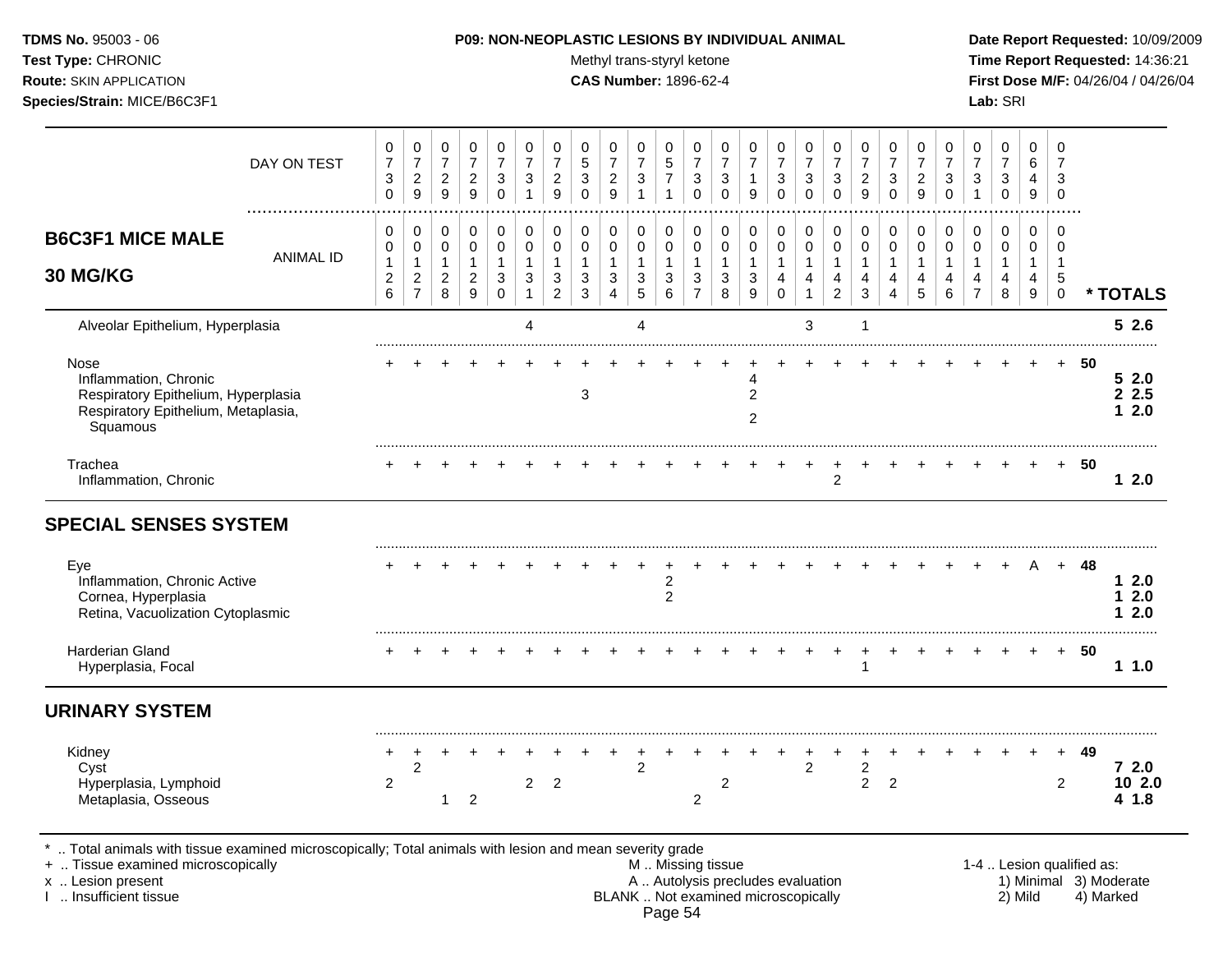**P09: NON-NEOPLASTIC LESIONS BY INDIVIDUAL ANIMAL**

Methyl trans-styryl ketone

**CAS Number:** 1896-62-4

| DAY ON TEST | 0730 | 0729 | 0729 | 0729 | 0730 | 0731 | 0729 | 0530 | 0729 | 0731 | 0571 | 0730 | 0730 | 0719 | 0730 | 0730 | 0730 | 0729 | 0730 | 0729 | 0730 | 0731 | 0730 | 0649 | 0730 | |
|---|---|---|---|---|---|---|---|---|---|---|---|---|---|---|---|---|---|---|---|---|---|---|---|---|---|---|
| **B6C3F1 MICE MALE 30 MG/KG** — ANIMAL ID | 0126 | 0127 | 0128 | 0129 | 0130 | 0131 | 0132 | 0133 | 0134 | 0135 | 0136 | 0137 | 0138 | 0139 | 0140 | 0141 | 0142 | 0143 | 0144 | 0145 | 0146 | 0147 | 0148 | 0149 | 0150 | *** TOTALS** |
| Alveolar Epithelium, Hyperplasia | | | | | | 4 | | | | 4 | | | | | | 3 | | 1 | | | | | | | | **5 2.6** |
| Nose | + | + | + | + | + | + | + | + | + | + | + | + | + | + | + | + | + | + | + | + | + | + | + | + | + | **50** |
| Inflammation, Chronic | | | | | | | | | | | | | | 4 | | | | | | | | | | | | **5 2.0** |
| Respiratory Epithelium, Hyperplasia | | | | | | | | 3 | | | | | | 2 | | | | | | | | | | | | **2 2.5** |
| Respiratory Epithelium, Metaplasia, Squamous | | | | | | | | | | | | | | 2 | | | | | | | | | | | | **1 2.0** |
| Trachea | + | + | + | + | + | + | + | + | + | + | + | + | + | + | + | + | + | + | + | + | + | + | + | + | + | **50** |
| Inflammation, Chronic | | | | | | | | | | | | | | | | | 2 | | | | | | | | | **1 2.0** |
| **SPECIAL SENSES SYSTEM** | | | | | | | | | | | | | | | | | | | | | | | | | | |
| Eye | + | + | + | + | + | + | + | + | + | + | + | + | + | + | + | + | + | + | + | + | + | + | + | A | + | **48** |
| Inflammation, Chronic Active | | | | | | | | | | | 2 | | | | | | | | | | | | | | | **1 2.0** |
| Cornea, Hyperplasia | | | | | | | | | | | 2 | | | | | | | | | | | | | | | **1 2.0** |
| Retina, Vacuolization Cytoplasmic | | | | | | | | | | | | | | | | | | | | | | | | | | **1 2.0** |
| Harderian Gland | + | + | + | + | + | + | + | + | + | + | + | + | + | + | + | + | + | + | + | + | + | + | + | + | + | **50** |
| Hyperplasia, Focal | | | | | | | | | | | | | | | | | | 1 | | | | | | | | **1 1.0** |
| **URINARY SYSTEM** | | | | | | | | | | | | | | | | | | | | | | | | | | |
| Kidney | + | + | + | + | + | + | + | + | + | + | + | + | + | + | + | + | + | + | + | + | + | + | + | + | + | **49** |
| Cyst | | 2 | | | | | | | | 2 | | | | | | 2 | | 2 | | | | | | | | **7 2.0** |
| Hyperplasia, Lymphoid | 2 | | | | | 2 | 2 | | | | | | 2 | | | | | 2 | 2 | | | | | | 2 | **10 2.0** |
| Metaplasia, Osseous | | | 1 | 2 | | | | | | | | 2 | | | | | | | | | | | | | | **4 1.8** |

* .. Total animals with tissue examined microscopically; Total animals with lesion and mean severity grade
+ .. Tissue examined microscopically
x .. Lesion present
I .. Insufficient tissue
M .. Missing tissue
A .. Autolysis precludes evaluation
BLANK .. Not examined microscopically
1-4 .. Lesion qualified as: 1) Minimal 2) Mild 3) Moderate 4) Marked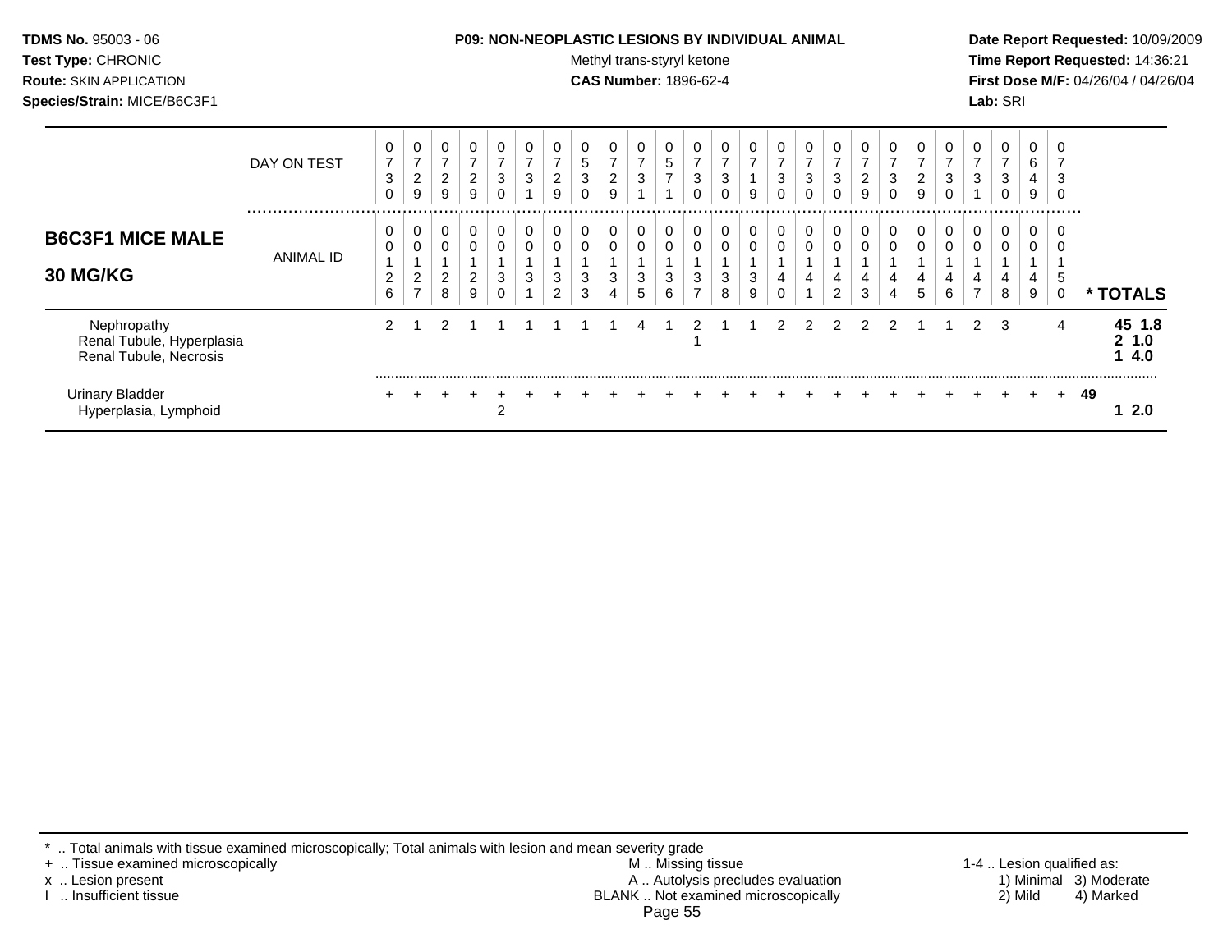**TDMS No.** 95003 - 06
**Test Type:** CHRONIC
**Route:** SKIN APPLICATION
**Species/Strain:** MICE/B6C3F1

**P09: NON-NEOPLASTIC LESIONS BY INDIVIDUAL ANIMAL**
Methyl trans-styryl ketone
**CAS Number:** 1896-62-4

**Date Report Requested:** 10/09/2009
**Time Report Requested:** 14:36:21
**First Dose M/F:** 04/26/04 / 04/26/04
**Lab:** SRI

## B6C3F1 MICE MALE 30 MG/KG

| DAY ON TEST | 0730 | 0729 | 0729 | 0729 | 0730 | 0731 | 0729 | 0530 | 0729 | 0731 | 0571 | 0730 | 0730 | 0719 | 0730 | 0730 | 0730 | 0729 | 0730 | 0729 | 0730 | 0731 | 0730 | 0649 | 0730 | |
|---|---|---|---|---|---|---|---|---|---|---|---|---|---|---|---|---|---|---|---|---|---|---|---|---|---|---|
| **ANIMAL ID** | 00126 | 00127 | 00128 | 00129 | 00130 | 00131 | 00132 | 00133 | 00134 | 00135 | 00136 | 00137 | 00138 | 00139 | 00140 | 00141 | 00142 | 00143 | 00144 | 00145 | 00146 | 00147 | 00148 | 00149 | 00150 | *** TOTALS** |
| Nephropathy | 2 | 1 | 2 | 1 | 1 | 1 | 1 | 1 | 1 | 4 | 1 | 2 | 1 | 1 | 2 | 2 | 2 | 2 | 2 | 1 | 1 | 2 | 3 | | 4 | **45 1.8** |
| Renal Tubule, Hyperplasia | | | | | | | | | | | | 1 | | | | | | | | | | | | | | **2 1.0** |
| Renal Tubule, Necrosis | | | | | | | | | | | | | | | | | | | | | | | | | | **1 4.0** |
| Urinary Bladder | + | + | + | + | + | + | + | + | + | + | + | + | + | + | + | + | + | + | + | + | + | + | + | + | + | **49** |
| Hyperplasia, Lymphoid | | | | | 2 | | | | | | | | | | | | | | | | | | | | | **1 2.0** |

\* .. Total animals with tissue examined microscopically; Total animals with lesion and mean severity grade
\+ .. Tissue examined microscopically
x .. Lesion present
I .. Insufficient tissue

M .. Missing tissue
A .. Autolysis precludes evaluation
BLANK .. Not examined microscopically

1-4 .. Lesion qualified as:
1) Minimal 2) Mild 3) Moderate 4) Marked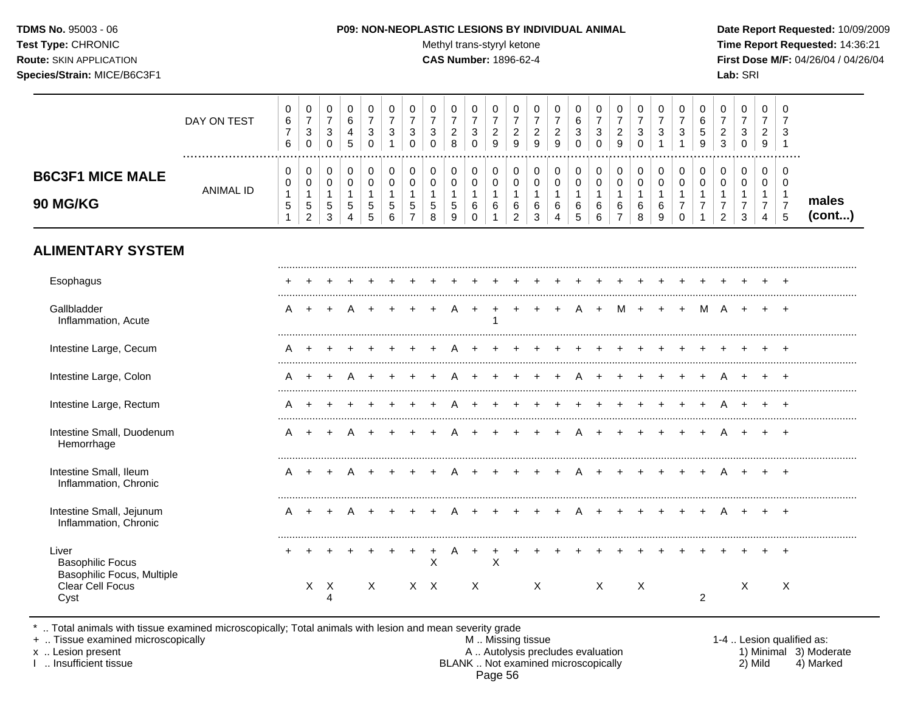**TDMS No.** 95003 - 06
**Test Type:** CHRONIC
**Route:** SKIN APPLICATION
**Species/Strain:** MICE/B6C3F1

**P09: NON-NEOPLASTIC LESIONS BY INDIVIDUAL ANIMAL**
Methyl trans-styryl ketone
**CAS Number:** 1896-62-4

**Date Report Requested:** 10/09/2009
**Time Report Requested:** 14:36:21
**First Dose M/F:** 04/26/04 / 04/26/04
**Lab:** SRI

## B6C3F1 MICE MALE 90 MG/KG — males (cont...)

| ANIMAL ID | 0151 | 0152 | 0153 | 0154 | 0155 | 0156 | 0157 | 0158 | 0159 | 0160 | 0161 | 0162 | 0163 | 0164 | 0165 | 0166 | 0167 | 0168 | 0169 | 0170 | 0171 | 0172 | 0173 | 0174 | 0175 |
|---|---|---|---|---|---|---|---|---|---|---|---|---|---|---|---|---|---|---|---|---|---|---|---|---|---|
| DAY ON TEST | 0676 | 0730 | 0730 | 0645 | 0730 | 0731 | 0730 | 0730 | 0728 | 0730 | 0729 | 0729 | 0729 | 0729 | 0630 | 0730 | 0729 | 0730 | 0731 | 0731 | 0659 | 0723 | 0730 | 0729 | 0731 |
| **ALIMENTARY SYSTEM** | | | | | | | | | | | | | | | | | | | | | | | | | |
| Esophagus | + | + | + | + | + | + | + | + | + | + | + | + | + | + | + | + | + | + | + | + | + | + | + | + | + |
| Gallbladder | A | + | + | A | + | + | + | + | A | + | + | + | + | + | A | + | M | + | + | + | M | A | + | + | + |
| Inflammation, Acute | | | | | | | | | | | 1 | | | | | | | | | | | | | | |
| Intestine Large, Cecum | A | + | + | + | + | + | + | + | A | + | + | + | + | + | + | + | + | + | + | + | + | + | + | + | + |
| Intestine Large, Colon | A | + | + | A | + | + | + | + | A | + | + | + | + | + | A | + | + | + | + | + | + | A | + | + | + |
| Intestine Large, Rectum | A | + | + | + | + | + | + | + | A | + | + | + | + | + | + | + | + | + | + | + | + | A | + | + | + |
| Intestine Small, Duodenum | A | + | + | A | + | + | + | + | A | + | + | + | + | + | A | + | + | + | + | + | + | A | + | + | + |
| Hemorrhage | | | | | | | | | | | | | | | | | | | | | | | | | |
| Intestine Small, Ileum | A | + | + | A | + | + | + | + | A | + | + | + | + | + | A | + | + | + | + | + | + | A | + | + | + |
| Inflammation, Chronic | | | | | | | | | | | | | | | | | | | | | | | | | |
| Intestine Small, Jejunum | A | + | + | A | + | + | + | + | A | + | + | + | + | + | A | + | + | + | + | + | + | A | + | + | + |
| Inflammation, Chronic | | | | | | | | | | | | | | | | | | | | | | | | | |
| Liver | + | + | + | + | + | + | + | + | A | + | + | + | + | + | + | + | + | + | + | + | + | + | + | + | + |
| Basophilic Focus | | | | | | | | X | | | X | | | | | | | | | | | | | | |
| Basophilic Focus, Multiple | | | | | | | | | | | | | | | | | | | | | | | | | |
| Clear Cell Focus | | X | X | | X | | X | X | | X | | | X | | | X | | X | | | | | | X | X |
| Cyst | | | 4 | | | | | | | | | | | | | | | | | | 2 | | | | |

\* .. Total animals with tissue examined microscopically; Total animals with lesion and mean severity grade
\+ .. Tissue examined microscopically
x .. Lesion present
I .. Insufficient tissue

M .. Missing tissue
A .. Autolysis precludes evaluation
BLANK .. Not examined microscopically

1-4 .. Lesion qualified as: 1) Minimal 2) Mild 3) Moderate 4) Marked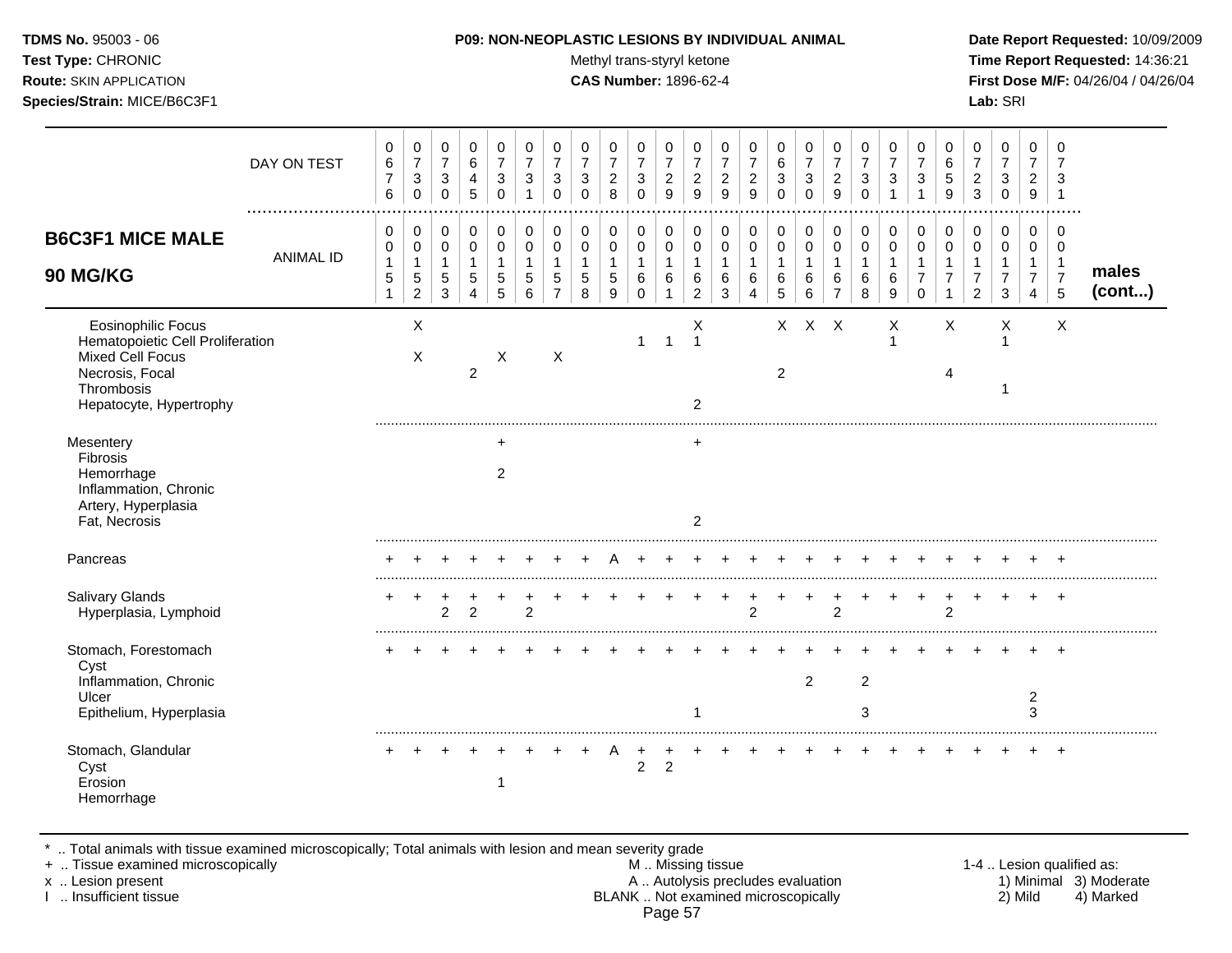**TDMS No.** 95003 - 06
**Test Type:** CHRONIC
**Route:** SKIN APPLICATION
**Species/Strain:** MICE/B6C3F1

**P09: NON-NEOPLASTIC LESIONS BY INDIVIDUAL ANIMAL**
Methyl trans-styryl ketone
**CAS Number:** 1896-62-4

**Date Report Requested:** 10/09/2009
**Time Report Requested:** 14:36:21
**First Dose M/F:** 04/26/04 / 04/26/04
**Lab:** SRI

## B6C3F1 MICE MALE 90 MG/KG

| DAY ON TEST | 0676 | 0730 | 0730 | 0645 | 0730 | 0731 | 0730 | 0730 | 0728 | 0730 | 0729 | 0729 | 0729 | 0729 | 0630 | 0730 | 0729 | 0730 | 0731 | 0731 | 0659 | 0723 | 0730 | 0729 | 0731 | |
|---|---|---|---|---|---|---|---|---|---|---|---|---|---|---|---|---|---|---|---|---|---|---|---|---|---|---|
| **ANIMAL ID** | 0151 | 0152 | 0153 | 0154 | 0155 | 0156 | 0157 | 0158 | 0159 | 0160 | 0161 | 0162 | 0163 | 0164 | 0165 | 0166 | 0167 | 0168 | 0169 | 0170 | 0171 | 0172 | 0173 | 0174 | 0175 | **males (cont...)** |
| Eosinophilic Focus | | X | | | | | | | | | | X | | | X | X | X | | X | | X | | X | | X | |
| Hematopoietic Cell Proliferation | | | | | | | | | | 1 | 1 | 1 | | | | | | | 1 | | | | 1 | | | |
| Mixed Cell Focus | | X | | | X | | X | | | | | | | | | | | | | | | | | | | |
| Necrosis, Focal | | | | 2 | | | | | | | | | | | 2 | | | | | | 4 | | | | | |
| Thrombosis | | | | | | | | | | | | | | | | | | | | | | | 1 | | | |
| Hepatocyte, Hypertrophy | | | | | | | | | | | | 2 | | | | | | | | | | | | | | |
| Mesentery | | | | | + | | | | | | | + | | | | | | | | | | | | | | |
| Fibrosis | | | | | | | | | | | | | | | | | | | | | | | | | | |
| Hemorrhage | | | | | 2 | | | | | | | | | | | | | | | | | | | | | |
| Inflammation, Chronic | | | | | | | | | | | | | | | | | | | | | | | | | | |
| Artery, Hyperplasia | | | | | | | | | | | | | | | | | | | | | | | | | | |
| Fat, Necrosis | | | | | | | | | | | | 2 | | | | | | | | | | | | | | |
| Pancreas | + | + | + | + | + | + | + | + | A | + | + | + | + | + | + | + | + | + | + | + | + | + | + | + | + | |
| Salivary Glands | + | + | + | + | + | + | + | + | + | + | + | + | + | + | + | + | + | + | + | + | + | + | + | + | + | |
| Hyperplasia, Lymphoid | | | 2 | 2 | | 2 | | | | | | | | 2 | | | 2 | | | | 2 | | | | | |
| Stomach, Forestomach | + | + | + | + | + | + | + | + | + | + | + | + | + | + | + | + | + | + | + | + | + | + | + | + | + | |
| Cyst | | | | | | | | | | | | | | | | | | | | | | | | | | |
| Inflammation, Chronic | | | | | | | | | | | | | | | | 2 | | 2 | | | | | | | | |
| Ulcer | | | | | | | | | | | | | | | | | | | | | | | | 2 | | |
| Epithelium, Hyperplasia | | | | | | | | | | | | 1 | | | | | | 3 | | | | | | 3 | | |
| Stomach, Glandular | + | + | + | + | + | + | + | + | A | + | + | + | + | + | + | + | + | + | + | + | + | + | + | + | + | |
| Cyst | | | | | | | | | | 2 | 2 | | | | | | | | | | | | | | | |
| Erosion | | | | | 1 | | | | | | | | | | | | | | | | | | | | | |
| Hemorrhage | | | | | | | | | | | | | | | | | | | | | | | | | | |

\* .. Total animals with tissue examined microscopically; Total animals with lesion and mean severity grade
+ .. Tissue examined microscopically
x .. Lesion present
I .. Insufficient tissue

M .. Missing tissue
A .. Autolysis precludes evaluation
BLANK .. Not examined microscopically

1-4 .. Lesion qualified as:
1) Minimal 2) Mild 3) Moderate 4) Marked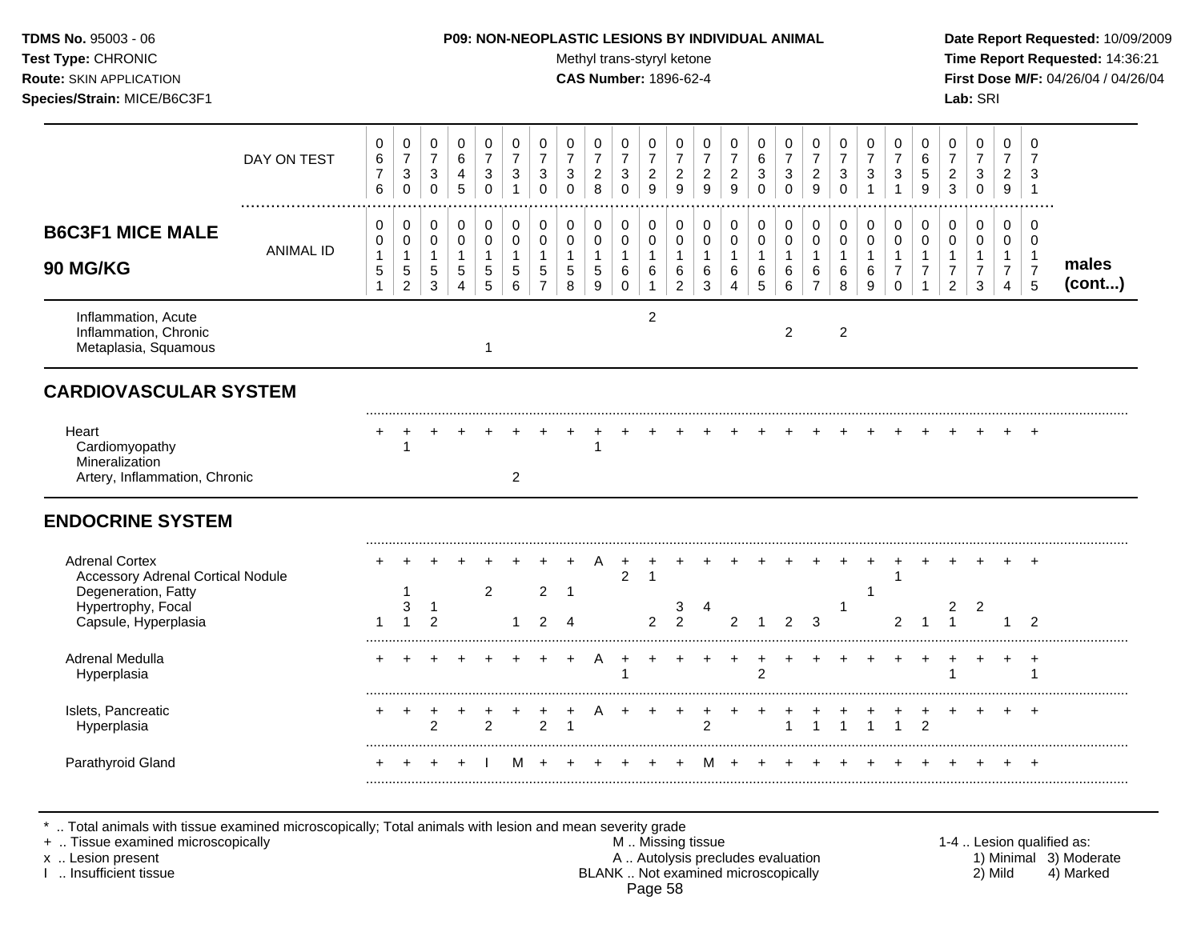**TDMS No.** 95003 - 06
**Test Type:** CHRONIC
**Route:** SKIN APPLICATION
**Species/Strain:** MICE/B6C3F1

**P09: NON-NEOPLASTIC LESIONS BY INDIVIDUAL ANIMAL**
Methyl trans-styryl ketone
**CAS Number:** 1896-62-4

**Date Report Requested:** 10/09/2009
**Time Report Requested:** 14:36:21
**First Dose M/F:** 04/26/04 / 04/26/04
**Lab:** SRI

## B6C3F1 MICE MALE 90 MG/KG

| DAY ON TEST | 676 | 730 | 730 | 645 | 730 | 731 | 730 | 730 | 728 | 730 | 729 | 729 | 729 | 729 | 630 | 730 | 729 | 730 | 731 | 731 | 659 | 723 | 730 | 729 | 731 | |
|---|---|---|---|---|---|---|---|---|---|---|---|---|---|---|---|---|---|---|---|---|---|---|---|---|---|---|
| **ANIMAL ID** | 0151 | 0152 | 0153 | 0154 | 0155 | 0156 | 0157 | 0158 | 0159 | 0160 | 0161 | 0162 | 0163 | 0164 | 0165 | 0166 | 0167 | 0168 | 0169 | 0170 | 0171 | 0172 | 0173 | 0174 | 0175 | **males (cont...)** |
| Inflammation, Acute | | | | | | | | | | | 2 | | | | | | | | | | | | | | | |
| Inflammation, Chronic | | | | | | | | | | | | | | | | 2 | | 2 | | | | | | | | |
| Metaplasia, Squamous | | | | | 1 | | | | | | | | | | | | | | | | | | | | | |
| **CARDIOVASCULAR SYSTEM** | | | | | | | | | | | | | | | | | | | | | | | | | | |
| Heart | + | + | + | + | + | + | + | + | + | + | + | + | + | + | + | + | + | + | + | + | + | + | + | + | + | |
| Cardiomyopathy | | 1 | | | | | | | 1 | | | | | | | | | | | | | | | | | |
| Mineralization | | | | | | | | | | | | | | | | | | | | | | | | | | |
| Artery, Inflammation, Chronic | | | | | | 2 | | | | | | | | | | | | | | | | | | | | |
| **ENDOCRINE SYSTEM** | | | | | | | | | | | | | | | | | | | | | | | | | | |
| Adrenal Cortex | + | + | + | + | + | + | + | + | A | + | + | + | + | + | + | + | + | + | + | + | + | + | + | + | + | |
| Accessory Adrenal Cortical Nodule | | | | | | | | | | 2 | 1 | | | | | | | | | 1 | | | | | | |
| Degeneration, Fatty | | 1 | | | 2 | | 2 | 1 | | | | | | | | | | | 1 | | | | | | | |
| Hypertrophy, Focal | | 3 | 1 | | | | | | | | | 3 | 4 | | | | | 1 | | | | 2 | 2 | | | |
| Capsule, Hyperplasia | 1 | 1 | 2 | | | 1 | 2 | 4 | | | 2 | 2 | | 2 | 1 | 2 | 3 | | | 2 | 1 | 1 | | 1 | 2 | |
| Adrenal Medulla | + | + | + | + | + | + | + | + | A | + | + | + | + | + | + | + | + | + | + | + | + | + | + | + | + | |
| Hyperplasia | | | | | | | | | | 1 | | | | | 2 | | | | | | | 1 | | | 1 | |
| Islets, Pancreatic | + | + | + | + | + | + | + | + | A | + | + | + | + | + | + | + | + | + | + | + | + | + | + | + | + | |
| Hyperplasia | | | 2 | | 2 | | 2 | 1 | | | | | 2 | | | 1 | 1 | 1 | 1 | 1 | 2 | | | | | |
| Parathyroid Gland | + | + | + | + | I | M | + | + | + | + | + | + | M | + | + | + | + | + | + | + | + | + | + | + | + | |

\* .. Total animals with tissue examined microscopically; Total animals with lesion and mean severity grade
\+ .. Tissue examined microscopically
x .. Lesion present
I .. Insufficient tissue

M .. Missing tissue
A .. Autolysis precludes evaluation
BLANK .. Not examined microscopically

1-4 .. Lesion qualified as:
1) Minimal 3) Moderate
2) Mild 4) Marked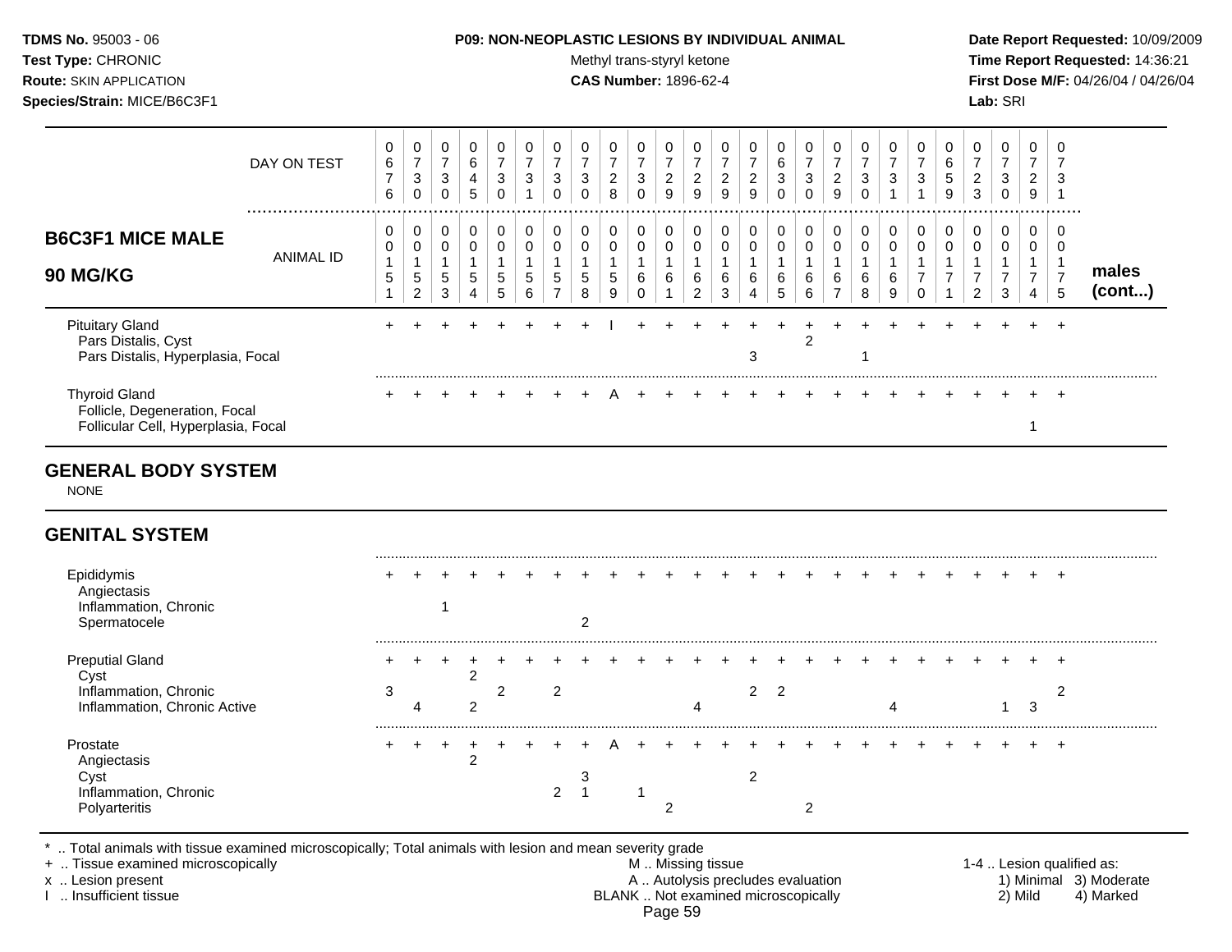**TDMS No.** 95003 - 06
**Test Type:** CHRONIC
**Route:** SKIN APPLICATION
**Species/Strain:** MICE/B6C3F1

**P09: NON-NEOPLASTIC LESIONS BY INDIVIDUAL ANIMAL**
Methyl trans-styryl ketone
**CAS Number:** 1896-62-4

**Date Report Requested:** 10/09/2009
**Time Report Requested:** 14:36:21
**First Dose M/F:** 04/26/04 / 04/26/04
**Lab:** SRI

| DAY ON TEST | 0676 | 0730 | 0730 | 0645 | 0730 | 0731 | 0730 | 0730 | 0728 | 0730 | 0729 | 0729 | 0729 | 0729 | 0630 | 0730 | 0729 | 0730 | 0731 | 0731 | 0659 | 0723 | 0730 | 0729 | 0731 | |
|---|---|---|---|---|---|---|---|---|---|---|---|---|---|---|---|---|---|---|---|---|---|---|---|---|---|---|
| **B6C3F1 MICE MALE 90 MG/KG** — ANIMAL ID | 00151 | 00152 | 00153 | 00154 | 00155 | 00156 | 00157 | 00158 | 00159 | 00160 | 00161 | 00162 | 00163 | 00164 | 00165 | 00166 | 00167 | 00168 | 00169 | 00170 | 00171 | 00172 | 00173 | 00174 | 00175 | **males (cont...)** |
| Pituitary Gland | + | + | + | + | + | + | + | + | I | + | + | + | + | + | + | + | + | + | + | + | + | + | + | + | + | |
| Pars Distalis, Cyst | | | | | | | | | | | | | | | | 2 | | | | | | | | | | |
| Pars Distalis, Hyperplasia, Focal | | | | | | | | | | | | | | 3 | | | | 1 | | | | | | | | |
| Thyroid Gland | + | + | + | + | + | + | + | + | A | + | + | + | + | + | + | + | + | + | + | + | + | + | + | + | + | |
| Follicle, Degeneration, Focal | | | | | | | | | | | | | | | | | | | | | | | | | | |
| Follicular Cell, Hyperplasia, Focal | | | | | | | | | | | | | | | | | | | | | | | | 1 | | |
| **GENERAL BODY SYSTEM** | | | | | | | | | | | | | | | | | | | | | | | | | | |
| NONE | | | | | | | | | | | | | | | | | | | | | | | | | | |
| **GENITAL SYSTEM** | | | | | | | | | | | | | | | | | | | | | | | | | | |
| Epididymis | + | + | + | + | + | + | + | + | + | + | + | + | + | + | + | + | + | + | + | + | + | + | + | + | + | |
| Angiectasis | | | | | | | | | | | | | | | | | | | | | | | | | | |
| Inflammation, Chronic | | | 1 | | | | | | | | | | | | | | | | | | | | | | | |
| Spermatocele | | | | | | | | 2 | | | | | | | | | | | | | | | | | | |
| Preputial Gland | + | + | + | + | + | + | + | + | + | + | + | + | + | + | + | + | + | + | + | + | + | + | + | + | + | |
| Cyst | | | | 2 | | | | | | | | | | | | | | | | | | | | | | |
| Inflammation, Chronic | 3 | | | | 2 | | 2 | | | | | | | 2 | 2 | | | | | | | | | | 2 | |
| Inflammation, Chronic Active | | 4 | | 2 | | | | | | | | 4 | | | | | | | 4 | | | | 1 | 3 | | |
| Prostate | + | + | + | + | + | + | + | + | A | + | + | + | + | + | + | + | + | + | + | + | + | + | + | + | + | |
| Angiectasis | | | | 2 | | | | | | | | | | | | | | | | | | | | | | |
| Cyst | | | | | | | | 3 | | | | | | 2 | | | | | | | | | | | | |
| Inflammation, Chronic | | | | | | | 2 | 1 | | 1 | | | | | | | | | | | | | | | | |
| Polyarteritis | | | | | | | | | | | 2 | | | | | 2 | | | | | | | | | | |

\* .. Total animals with tissue examined microscopically; Total animals with lesion and mean severity grade
+ .. Tissue examined microscopically
x .. Lesion present
I .. Insufficient tissue

M .. Missing tissue
A .. Autolysis precludes evaluation
BLANK .. Not examined microscopically

1-4 .. Lesion qualified as:
1) Minimal 3) Moderate
2) Mild 4) Marked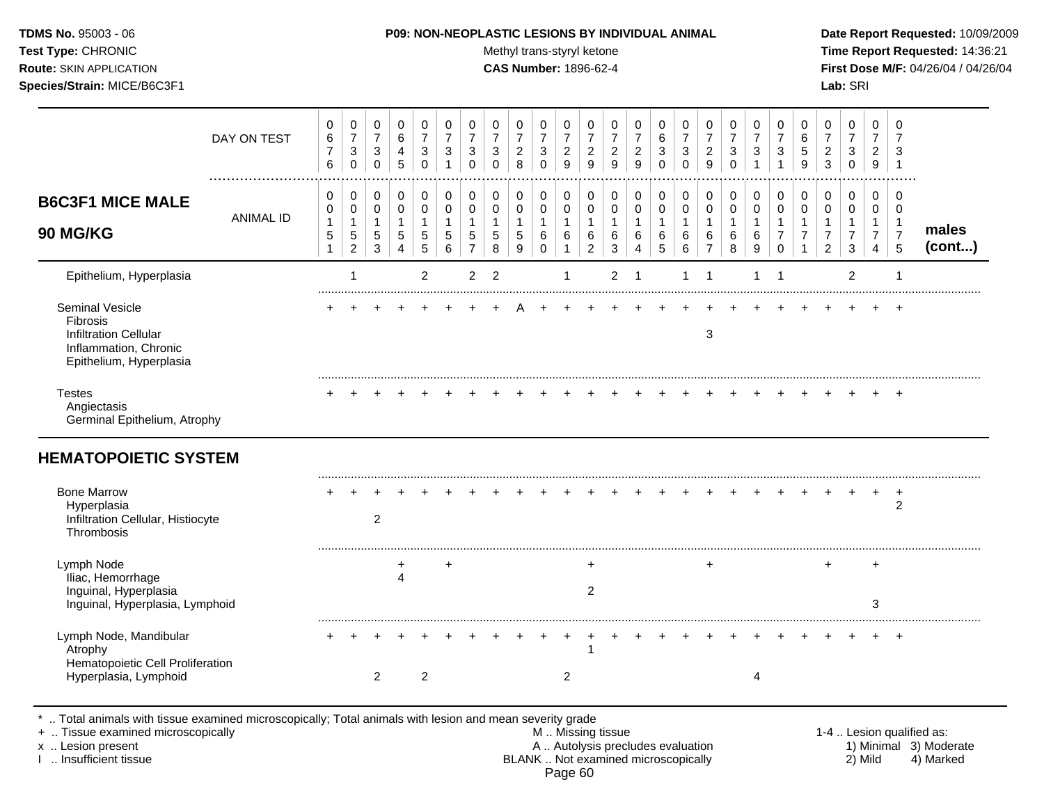**TDMS No.** 95003 - 06
**Test Type:** CHRONIC
**Route:** SKIN APPLICATION
**Species/Strain:** MICE/B6C3F1

**P09: NON-NEOPLASTIC LESIONS BY INDIVIDUAL ANIMAL**
Methyl trans-styryl ketone
**CAS Number:** 1896-62-4

**Date Report Requested:** 10/09/2009
**Time Report Requested:** 14:36:21
**First Dose M/F:** 04/26/04 / 04/26/04
**Lab:** SRI

## B6C3F1 MICE MALE 90 MG/KG

| | 1 | 2 | 3 | 4 | 5 | 6 | 7 | 8 | 9 | 10 | 11 | 12 | 13 | 14 | 15 | 16 | 17 | 18 | 19 | 20 | 21 | 22 | 23 | 24 | 25 | |
|---|---|---|---|---|---|---|---|---|---|---|---|---|---|---|---|---|---|---|---|---|---|---|---|---|---|---|
| DAY ON TEST | 0676 | 0730 | 0730 | 0645 | 0730 | 0731 | 0730 | 0730 | 0728 | 0730 | 0729 | 0729 | 0729 | 0729 | 0630 | 0730 | 0729 | 0730 | 0731 | 0731 | 0659 | 0723 | 0730 | 0729 | 0731 | |
| ANIMAL ID | 00151 | 00152 | 00153 | 00154 | 00155 | 00156 | 00157 | 00158 | 00159 | 00160 | 00161 | 00162 | 00163 | 00164 | 00165 | 00166 | 00167 | 00168 | 00169 | 00170 | 00171 | 00172 | 00173 | 00174 | 00175 | males (cont...) |
| Epithelium, Hyperplasia | | 1 | | | 2 | | 2 | 2 | | | 1 | | 2 | 1 | | 1 | 1 | | 1 | 1 | | | 2 | | 1 | |
| Seminal Vesicle | + | + | + | + | + | + | + | + | A | + | + | + | + | + | + | + | + | + | + | + | + | + | + | + | + | |
| Fibrosis | | | | | | | | | | | | | | | | | | | | | | | | | | |
| Infiltration Cellular | | | | | | | | | | | | | | | | | 3 | | | | | | | | | |
| Inflammation, Chronic | | | | | | | | | | | | | | | | | | | | | | | | | | |
| Epithelium, Hyperplasia | | | | | | | | | | | | | | | | | | | | | | | | | | |
| Testes | + | + | + | + | + | + | + | + | + | + | + | + | + | + | + | + | + | + | + | + | + | + | + | + | + | |
| Angiectasis | | | | | | | | | | | | | | | | | | | | | | | | | | |
| Germinal Epithelium, Atrophy | | | | | | | | | | | | | | | | | | | | | | | | | | |
| **HEMATOPOIETIC SYSTEM** | | | | | | | | | | | | | | | | | | | | | | | | | | |
| Bone Marrow | + | + | + | + | + | + | + | + | + | + | + | + | + | + | + | + | + | + | + | + | + | + | + | + | + | |
| Hyperplasia | | | | | | | | | | | | | | | | | | | | | | | | | 2 | |
| Infiltration Cellular, Histiocyte | | | 2 | | | | | | | | | | | | | | | | | | | | | | | |
| Thrombosis | | | | | | | | | | | | | | | | | | | | | | | | | | |
| Lymph Node | | | | + | | + | | | | | | + | | | | | + | | | | | + | | + | | |
| Iliac, Hemorrhage | | | | 4 | | | | | | | | | | | | | | | | | | | | | | |
| Inguinal, Hyperplasia | | | | | | | | | | | | 2 | | | | | | | | | | | | | | |
| Inguinal, Hyperplasia, Lymphoid | | | | | | | | | | | | | | | | | | | | | | | | 3 | | |
| Lymph Node, Mandibular | + | + | + | + | + | + | + | + | + | + | + | + | + | + | + | + | + | + | + | + | + | + | + | + | + | |
| Atrophy | | | | | | | | | | | | 1 | | | | | | | | | | | | | | |
| Hematopoietic Cell Proliferation | | | | | | | | | | | | | | | | | | | | | | | | | | |
| Hyperplasia, Lymphoid | | | 2 | | 2 | | | | | | 2 | | | | | | | | 4 | | | | | | | |

* .. Total animals with tissue examined microscopically; Total animals with lesion and mean severity grade
+ .. Tissue examined microscopically
x .. Lesion present
I .. Insufficient tissue

M .. Missing tissue
A .. Autolysis precludes evaluation
BLANK .. Not examined microscopically

1-4 .. Lesion qualified as: 1) Minimal 2) Mild 3) Moderate 4) Marked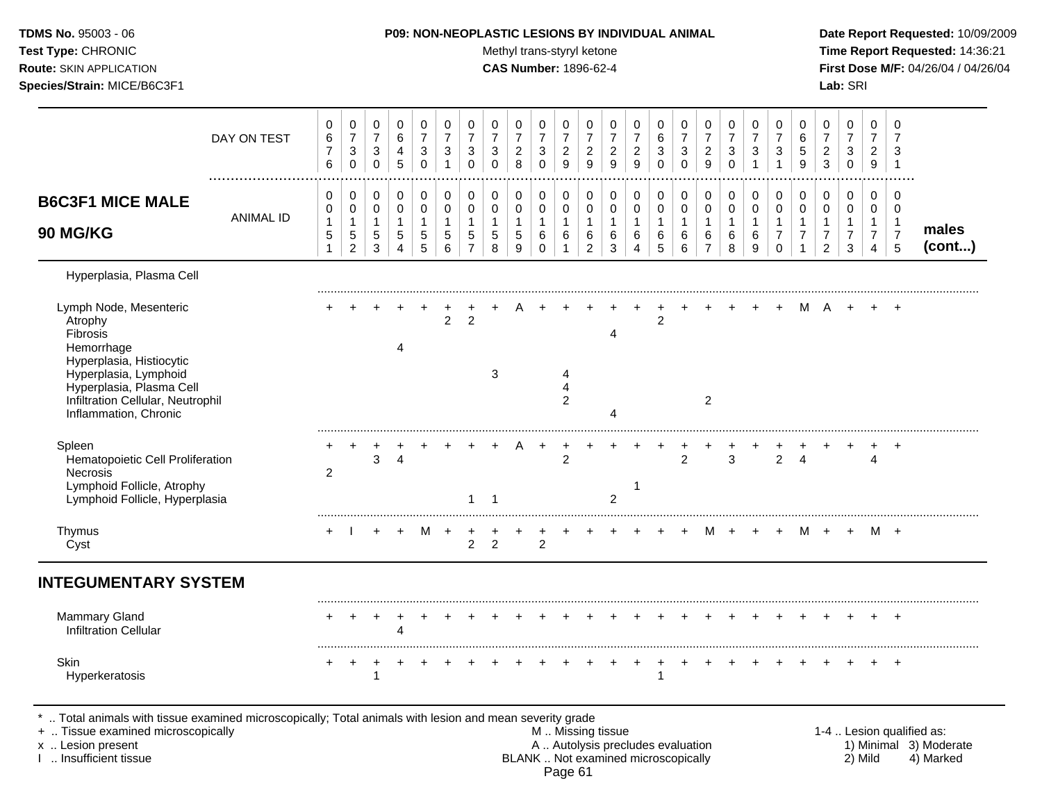**TDMS No.** 95003 - 06
**Test Type:** CHRONIC
**Route:** SKIN APPLICATION
**Species/Strain:** MICE/B6C3F1

**P09: NON-NEOPLASTIC LESIONS BY INDIVIDUAL ANIMAL**
Methyl trans-styryl ketone
**CAS Number:** 1896-62-4

**Date Report Requested:** 10/09/2009
**Time Report Requested:** 14:36:21
**First Dose M/F:** 04/26/04 / 04/26/04
**Lab:** SRI

| B6C3F1 MICE MALE 90 MG/KG | 0151 | 0152 | 0153 | 0154 | 0155 | 0156 | 0157 | 0158 | 0159 | 0160 | 0161 | 0162 | 0163 | 0164 | 0165 | 0166 | 0167 | 0168 | 0169 | 0170 | 0171 | 0172 | 0173 | 0174 | 0175 | males (cont...) |
|---|---|---|---|---|---|---|---|---|---|---|---|---|---|---|---|---|---|---|---|---|---|---|---|---|---|---|
| DAY ON TEST | 0676 | 0730 | 0730 | 0645 | 0730 | 0731 | 0730 | 0730 | 0728 | 0730 | 0729 | 0729 | 0729 | 0729 | 0630 | 0730 | 0729 | 0730 | 0731 | 0731 | 0659 | 0723 | 0730 | 0729 | 0731 | |
| Hyperplasia, Plasma Cell | | | | | | | | | | | | | | | | | | | | | | | | | | |
| Lymph Node, Mesenteric | + | + | + | + | + | + | + | + | A | + | + | + | + | + | + | + | + | + | + | + | M | A | + | + | + | |
| Atrophy | | | | | | 2 | 2 | | | | | | | | 2 | | | | | | | | | | | |
| Fibrosis | | | | | | | | | | | | | 4 | | | | | | | | | | | | | |
| Hemorrhage | | | | 4 | | | | | | | | | | | | | | | | | | | | | | |
| Hyperplasia, Histiocytic | | | | | | | | | | | | | | | | | | | | | | | | | | |
| Hyperplasia, Lymphoid | | | | | | | | 3 | | | 4 | | | | | | | | | | | | | | | |
| Hyperplasia, Plasma Cell | | | | | | | | | | | 4 | | | | | | | | | | | | | | | |
| Infiltration Cellular, Neutrophil | | | | | | | | | | | 2 | | | | | | 2 | | | | | | | | | |
| Inflammation, Chronic | | | | | | | | | | | | | 4 | | | | | | | | | | | | | |
| Spleen | + | + | + | + | + | + | + | + | A | + | + | + | + | + | + | + | + | + | + | + | + | + | + | + | + | |
| Hematopoietic Cell Proliferation | | | 3 | 4 | | | | | | | 2 | | | | | 2 | | 3 | | 2 | 4 | | | 4 | | |
| Necrosis | 2 | | | | | | | | | | | | | | | | | | | | | | | | | |
| Lymphoid Follicle, Atrophy | | | | | | | | | | | | | | 1 | | | | | | | | | | | | |
| Lymphoid Follicle, Hyperplasia | | | | | | | 1 | 1 | | | | | 2 | | | | | | | | | | | | | |
| Thymus | + | I | + | + | M | + | + | + | + | + | + | + | + | + | + | + | M | + | + | + | M | + | + | M | + | |
| Cyst | | | | | | | 2 | 2 | | 2 | | | | | | | | | | | | | | | | |
| **INTEGUMENTARY SYSTEM** | | | | | | | | | | | | | | | | | | | | | | | | | | |
| Mammary Gland | + | + | + | + | + | + | + | + | + | + | + | + | + | + | + | + | + | + | + | + | + | + | + | + | + | |
| Infiltration Cellular | | | | 4 | | | | | | | | | | | | | | | | | | | | | | |
| Skin | + | + | + | + | + | + | + | + | + | + | + | + | + | + | + | + | + | + | + | + | + | + | + | + | + | |
| Hyperkeratosis | | | 1 | | | | | | | | | | | | 1 | | | | | | | | | | | |

\* .. Total animals with tissue examined microscopically; Total animals with lesion and mean severity grade
\+ .. Tissue examined microscopically
x .. Lesion present
I .. Insufficient tissue

M .. Missing tissue
A .. Autolysis precludes evaluation
BLANK .. Not examined microscopically

1-4 .. Lesion qualified as: 1) Minimal 2) Mild 3) Moderate 4) Marked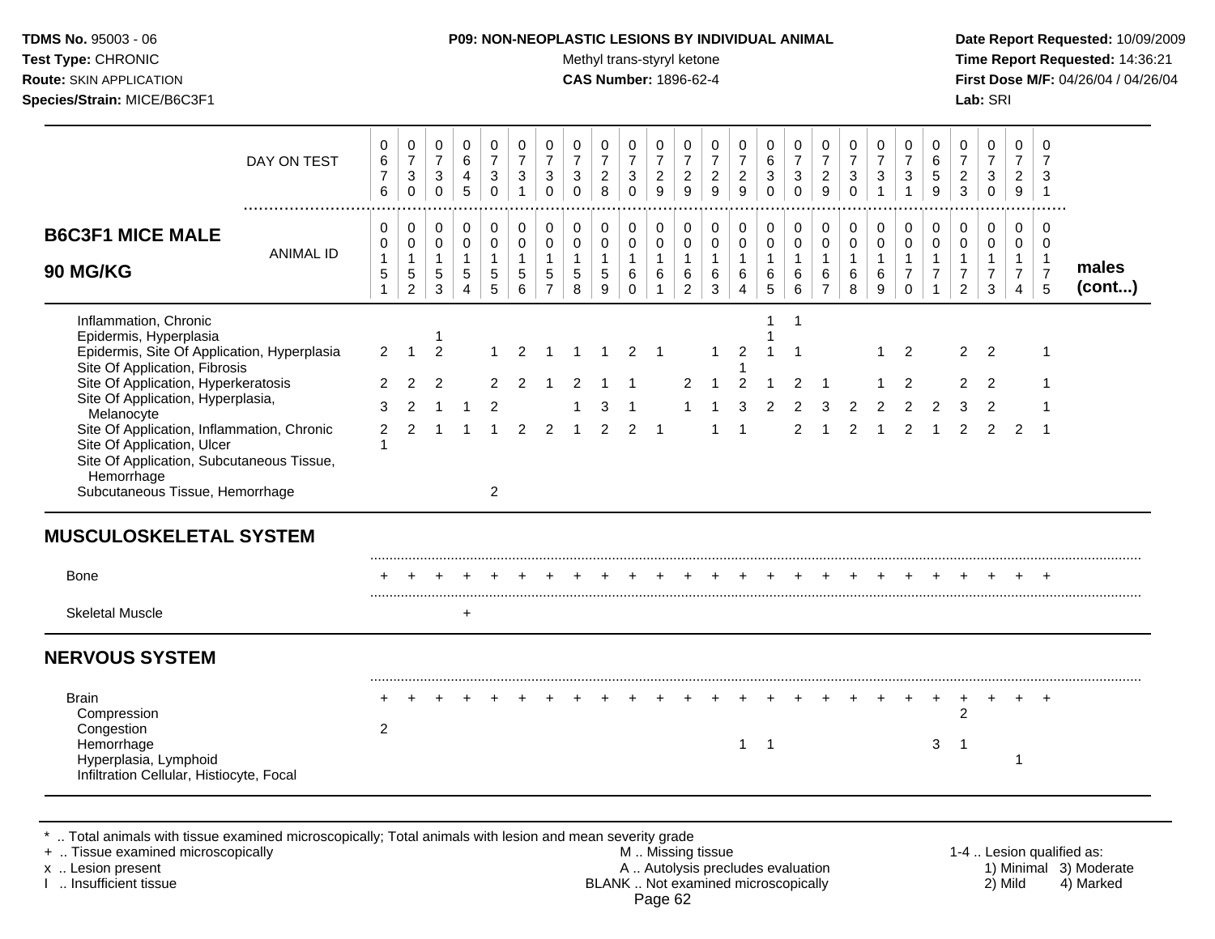**TDMS No.** 95003 - 06
**Test Type:** CHRONIC
**Route:** SKIN APPLICATION
**Species/Strain:** MICE/B6C3F1

**P09: NON-NEOPLASTIC LESIONS BY INDIVIDUAL ANIMAL**
Methyl trans-styryl ketone
**CAS Number:** 1896-62-4

**Date Report Requested:** 10/09/2009
**Time Report Requested:** 14:36:21
**First Dose M/F:** 04/26/04 / 04/26/04
**Lab:** SRI

| DAY ON TEST | 0676 | 0730 | 0730 | 0645 | 0730 | 0731 | 0730 | 0730 | 0728 | 0730 | 0729 | 0729 | 0729 | 0729 | 0630 | 0730 | 0729 | 0730 | 0731 | 0731 | 0659 | 0723 | 0730 | 0729 | 0731 | |
|---|---|---|---|---|---|---|---|---|---|---|---|---|---|---|---|---|---|---|---|---|---|---|---|---|---|---|
| **B6C3F1 MICE MALE 90 MG/KG** — ANIMAL ID | 0151 | 0152 | 0153 | 0154 | 0155 | 0156 | 0157 | 0158 | 0159 | 0160 | 0161 | 0162 | 0163 | 0164 | 0165 | 0166 | 0167 | 0168 | 0169 | 0170 | 0171 | 0172 | 0173 | 0174 | 0175 | **males (cont...)** |
| Inflammation, Chronic | | | | | | | | | | | | | | | 1 | 1 | | | | | | | | | | |
| Epidermis, Hyperplasia | | | 1 | | | | | | | | | | | | 1 | | | | | | | | | | | |
| Epidermis, Site Of Application, Hyperplasia | 2 | 1 | 2 | | 1 | 2 | 1 | 1 | 1 | 2 | 1 | | 1 | 2 | 1 | 1 | | | 1 | 2 | | 2 | 2 | | 1 | |
| Site Of Application, Fibrosis | | | | | | | | | | | | | | 1 | | | | | | | | | | | | |
| Site Of Application, Hyperkeratosis | 2 | 2 | 2 | | 2 | 2 | 1 | 2 | 1 | 1 | | 2 | 1 | 2 | 1 | 2 | 1 | | 1 | 2 | | 2 | 2 | | 1 | |
| Site Of Application, Hyperplasia, Melanocyte | 3 | 2 | 1 | 1 | 2 | | | 1 | 3 | 1 | | 1 | 1 | 3 | 2 | 2 | 3 | 2 | 2 | 2 | 2 | 3 | 2 | | 1 | |
| Site Of Application, Inflammation, Chronic | 2 | 2 | 1 | 1 | 1 | 2 | 2 | 1 | 2 | 2 | 1 | | 1 | 1 | | 2 | 1 | 2 | 1 | 2 | 1 | 2 | 2 | 2 | 1 | |
| Site Of Application, Ulcer | 1 | | | | | | | | | | | | | | | | | | | | | | | | | |
| Site Of Application, Subcutaneous Tissue, Hemorrhage | | | | | | | | | | | | | | | | | | | | | | | | | | |
| Subcutaneous Tissue, Hemorrhage | | | | | 2 | | | | | | | | | | | | | | | | | | | | | |
| **MUSCULOSKELETAL SYSTEM** | | | | | | | | | | | | | | | | | | | | | | | | | | |
| Bone | + | + | + | + | + | + | + | + | + | + | + | + | + | + | + | + | + | + | + | + | + | + | + | + | + | |
| Skeletal Muscle | | | | + | | | | | | | | | | | | | | | | | | | | | | |
| **NERVOUS SYSTEM** | | | | | | | | | | | | | | | | | | | | | | | | | | |
| Brain | + | + | + | + | + | + | + | + | + | + | + | + | + | + | + | + | + | + | + | + | + | + | + | + | + | |
| Compression | | | | | | | | | | | | | | | | | | | | | | 2 | | | | |
| Congestion | 2 | | | | | | | | | | | | | | | | | | | | | | | | | |
| Hemorrhage | | | | | | | | | | | | | | 1 | 1 | | | | | | 3 | 1 | | | | |
| Hyperplasia, Lymphoid | | | | | | | | | | | | | | | | | | | | | | | | 1 | | |
| Infiltration Cellular, Histiocyte, Focal | | | | | | | | | | | | | | | | | | | | | | | | | | |

\* .. Total animals with tissue examined microscopically; Total animals with lesion and mean severity grade
\+ .. Tissue examined microscopically
x .. Lesion present
I .. Insufficient tissue

M .. Missing tissue
A .. Autolysis precludes evaluation
BLANK .. Not examined microscopically

1-4 .. Lesion qualified as:
1) Minimal 3) Moderate
2) Mild 4) Marked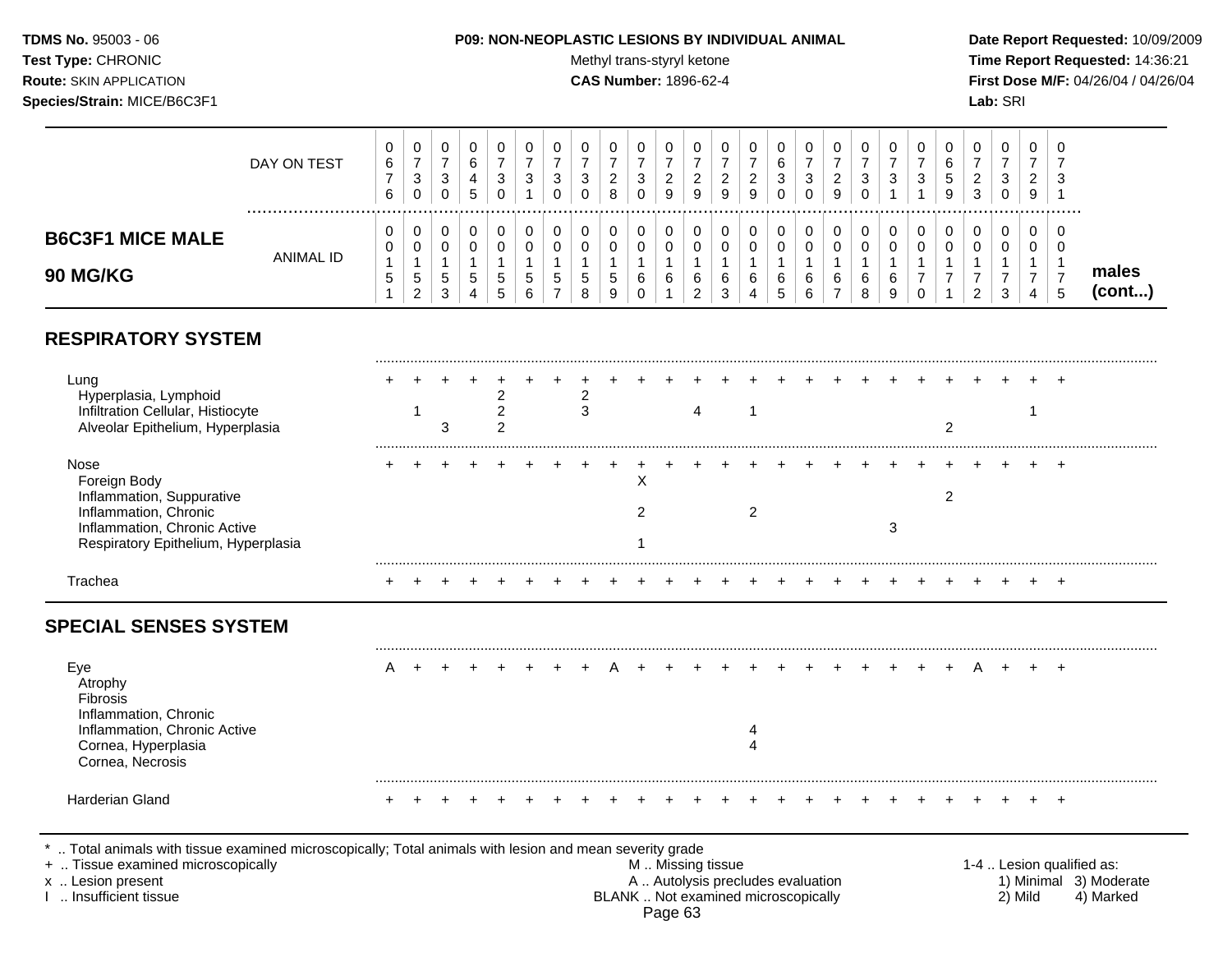## B6C3F1 MICE MALE 90 MG/KG

| DAY ON TEST | 676 | 730 | 730 | 645 | 730 | 731 | 730 | 730 | 728 | 730 | 729 | 729 | 729 | 729 | 630 | 730 | 729 | 730 | 731 | 731 | 659 | 723 | 730 | 729 | 731 | |
|---|---|---|---|---|---|---|---|---|---|---|---|---|---|---|---|---|---|---|---|---|---|---|---|---|---|---|
| **ANIMAL ID** | 0151 | 0152 | 0153 | 0154 | 0155 | 0156 | 0157 | 0158 | 0159 | 0160 | 0161 | 0162 | 0163 | 0164 | 0165 | 0166 | 0167 | 0168 | 0169 | 0170 | 0171 | 0172 | 0173 | 0174 | 0175 | **males (cont...)** |
| **RESPIRATORY SYSTEM** | | | | | | | | | | | | | | | | | | | | | | | | | | |
| Lung | + | + | + | + | + | + | + | + | + | + | + | + | + | + | + | + | + | + | + | + | + | + | + | + | + | |
| Hyperplasia, Lymphoid | | | | | 2 | | | 2 | | | | | | | | | | | | | | | | | | |
| Infiltration Cellular, Histiocyte | | 1 | | | 2 | | | 3 | | | | 4 | | 1 | | | | | | | | | | 1 | | |
| Alveolar Epithelium, Hyperplasia | | | 3 | | 2 | | | | | | | | | | | | | | | | 2 | | | | | |
| Nose | + | + | + | + | + | + | + | + | + | + | + | + | + | + | + | + | + | + | + | + | + | + | + | + | + | |
| Foreign Body | | | | | | | | | | X | | | | | | | | | | | | | | | | |
| Inflammation, Suppurative | | | | | | | | | | | | | | | | | | | | | 2 | | | | | |
| Inflammation, Chronic | | | | | | | | | | 2 | | | | 2 | | | | | | | | | | | | |
| Inflammation, Chronic Active | | | | | | | | | | | | | | | | | | | 3 | | | | | | | |
| Respiratory Epithelium, Hyperplasia | | | | | | | | | | 1 | | | | | | | | | | | | | | | | |
| Trachea | + | + | + | + | + | + | + | + | + | + | + | + | + | + | + | + | + | + | + | + | + | + | + | + | + | |
| **SPECIAL SENSES SYSTEM** | | | | | | | | | | | | | | | | | | | | | | | | | | |
| Eye | A | + | + | + | + | + | + | + | A | + | + | + | + | + | + | + | + | + | + | + | + | A | + | + | + | |
| Atrophy | | | | | | | | | | | | | | | | | | | | | | | | | | |
| Fibrosis | | | | | | | | | | | | | | | | | | | | | | | | | | |
| Inflammation, Chronic | | | | | | | | | | | | | | | | | | | | | | | | | | |
| Inflammation, Chronic Active | | | | | | | | | | | | | | 4 | | | | | | | | | | | | |
| Cornea, Hyperplasia | | | | | | | | | | | | | | 4 | | | | | | | | | | | | |
| Cornea, Necrosis | | | | | | | | | | | | | | | | | | | | | | | | | | |
| Harderian Gland | + | + | + | + | + | + | + | + | + | + | + | + | + | + | + | + | + | + | + | + | + | + | + | + | + | |

* .. Total animals with tissue examined microscopically; Total animals with lesion and mean severity grade
+ .. Tissue examined microscopically
x .. Lesion present
I .. Insufficient tissue

M .. Missing tissue
A .. Autolysis precludes evaluation
BLANK .. Not examined microscopically

1-4 .. Lesion qualified as: 1) Minimal 2) Mild 3) Moderate 4) Marked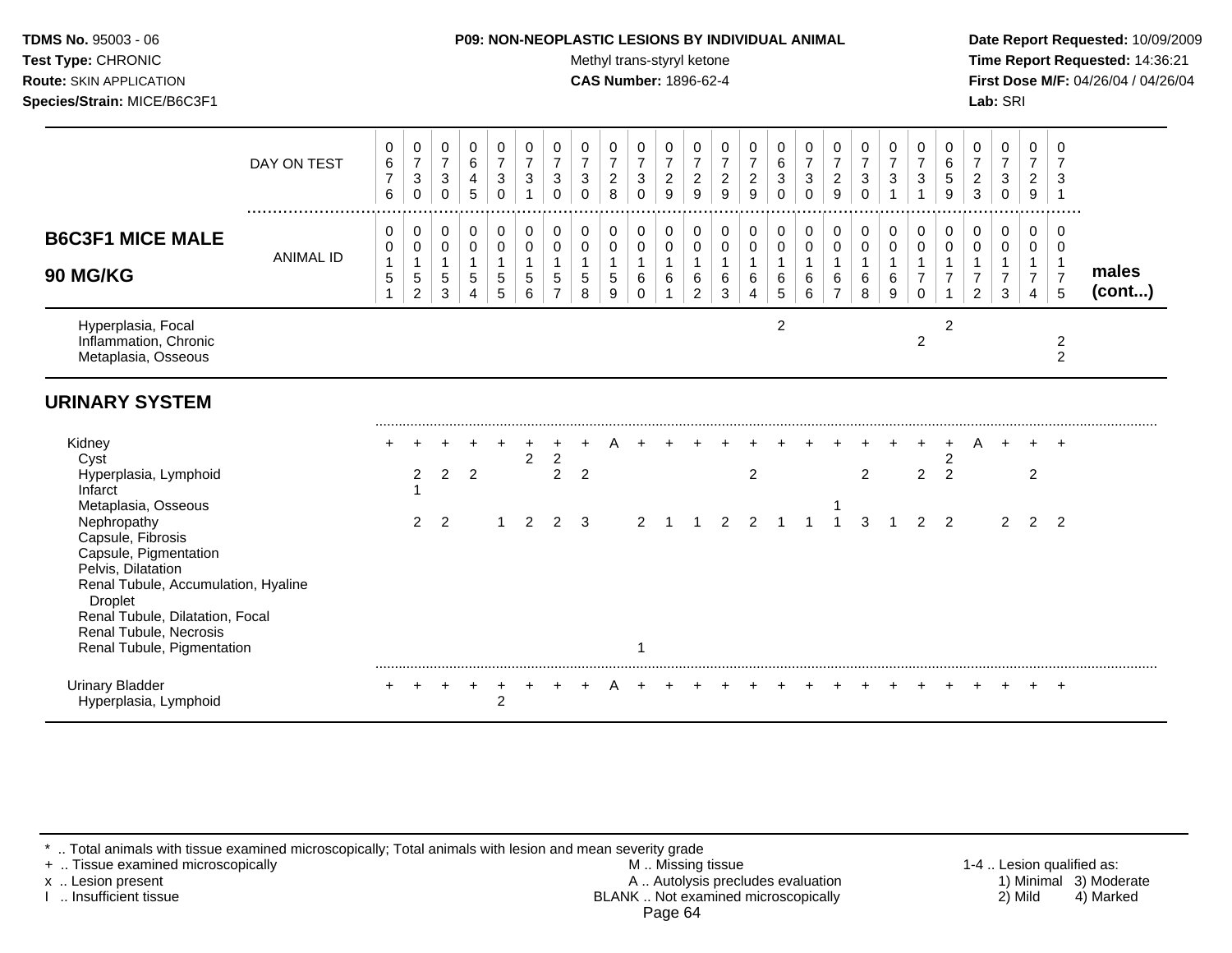**TDMS No.** 95003 - 06
**Test Type:** CHRONIC
**Route:** SKIN APPLICATION
**Species/Strain:** MICE/B6C3F1

**P09: NON-NEOPLASTIC LESIONS BY INDIVIDUAL ANIMAL**
Methyl trans-styryl ketone
**CAS Number:** 1896-62-4

**Date Report Requested:** 10/09/2009
**Time Report Requested:** 14:36:21
**First Dose M/F:** 04/26/04 / 04/26/04
**Lab:** SRI

## B6C3F1 MICE MALE 90 MG/KG — males (cont...)

| | 0151 | 0152 | 0153 | 0154 | 0155 | 0156 | 0157 | 0158 | 0159 | 0160 | 0161 | 0162 | 0163 | 0164 | 0165 | 0166 | 0167 | 0168 | 0169 | 0170 | 0171 | 0172 | 0173 | 0174 | 0175 |
|---|---|---|---|---|---|---|---|---|---|---|---|---|---|---|---|---|---|---|---|---|---|---|---|---|---|
| DAY ON TEST | 0676 | 0730 | 0730 | 0645 | 0730 | 0731 | 0730 | 0730 | 0728 | 0730 | 0729 | 0729 | 0729 | 0729 | 0630 | 0730 | 0729 | 0730 | 0731 | 0731 | 0659 | 0723 | 0730 | 0729 | 0731 |
| Hyperplasia, Focal | | | | | | | | | | | | | | | 2 | | | | | | 2 | | | | |
| Inflammation, Chronic | | | | | | | | | | | | | | | | | | | | 2 | | | | | 2 |
| Metaplasia, Osseous | | | | | | | | | | | | | | | | | | | | | | | | | 2 |
| **URINARY SYSTEM** | | | | | | | | | | | | | | | | | | | | | | | | | |
| Kidney | + | + | + | + | + | + | + | + | A | + | + | + | + | + | + | + | + | + | + | + | + | A | + | + | + |
| Cyst | | | | | | 2 | 2 | | | | | | | | | | | | | | 2 | | | | |
| Hyperplasia, Lymphoid | | 2 | 2 | 2 | | | 2 | 2 | | | | | | 2 | | | | 2 | | 2 | 2 | | | 2 | |
| Infarct | | 1 | | | | | | | | | | | | | | | | | | | | | | | |
| Metaplasia, Osseous | | | | | | | | | | | | | | | | | 1 | | | | | | | | |
| Nephropathy | | 2 | 2 | | 1 | 2 | 2 | 3 | | 2 | 1 | 1 | 2 | 2 | 1 | 1 | 1 | 3 | 1 | 2 | 2 | | 2 | 2 | 2 |
| Capsule, Fibrosis | | | | | | | | | | | | | | | | | | | | | | | | | |
| Capsule, Pigmentation | | | | | | | | | | | | | | | | | | | | | | | | | |
| Pelvis, Dilatation | | | | | | | | | | | | | | | | | | | | | | | | | |
| Renal Tubule, Accumulation, Hyaline Droplet | | | | | | | | | | | | | | | | | | | | | | | | | |
| Renal Tubule, Dilatation, Focal | | | | | | | | | | | | | | | | | | | | | | | | | |
| Renal Tubule, Necrosis | | | | | | | | | | | | | | | | | | | | | | | | | |
| Renal Tubule, Pigmentation | | | | | | | | | | 1 | | | | | | | | | | | | | | | |
| Urinary Bladder | + | + | + | + | + | + | + | + | A | + | + | + | + | + | + | + | + | + | + | + | + | + | + | + | + |
| Hyperplasia, Lymphoid | | | | | 2 | | | | | | | | | | | | | | | | | | | | |

* .. Total animals with tissue examined microscopically; Total animals with lesion and mean severity grade
+ .. Tissue examined microscopically
x .. Lesion present
I .. Insufficient tissue

M .. Missing tissue
A .. Autolysis precludes evaluation
BLANK .. Not examined microscopically

1-4 .. Lesion qualified as: 1) Minimal 2) Mild 3) Moderate 4) Marked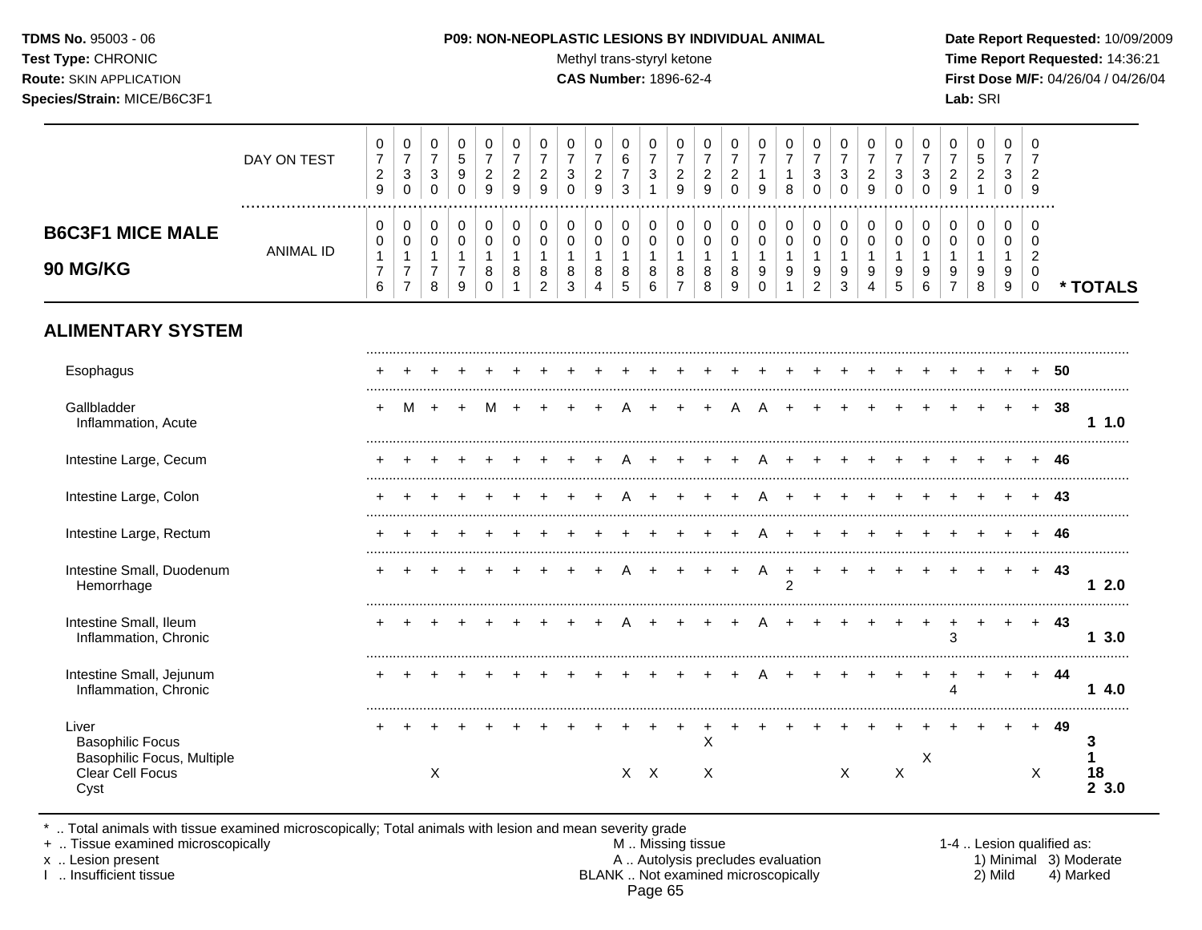## B6C3F1 MICE MALE 90 MG/KG

| | DAY ON TEST | 0729 | 0730 | 0730 | 0590 | 0729 | 0729 | 0729 | 0730 | 0729 | 0673 | 0731 | 0729 | 0729 | 0720 | 0719 | 0718 | 0730 | 0730 | 0729 | 0730 | 0730 | 0729 | 0521 | 0730 | 0729 | |
|---|---|---|---|---|---|---|---|---|---|---|---|---|---|---|---|---|---|---|---|---|---|---|---|---|---|---|---|
| | **ANIMAL ID** | 0176 | 0177 | 0178 | 0179 | 0180 | 0181 | 0182 | 0183 | 0184 | 0185 | 0186 | 0187 | 0188 | 0189 | 0190 | 0191 | 0192 | 0193 | 0194 | 0195 | 0196 | 0197 | 0198 | 0199 | 0200 | *** TOTALS** |
| **ALIMENTARY SYSTEM** | | | | | | | | | | | | | | | | | | | | | | | | | | | |
| Esophagus | | + | + | + | + | + | + | + | + | + | + | + | + | + | + | + | + | + | + | + | + | + | + | + | + | + | 50 |
| Gallbladder | | + | M | + | + | M | + | + | + | + | A | + | + | + | A | A | + | + | + | + | + | + | + | + | + | + | 38 |
| Inflammation, Acute | | | | | | | | | | | | | | | | | | | | | | | | | | | 1 1.0 |
| Intestine Large, Cecum | | + | + | + | + | + | + | + | + | + | A | + | + | + | + | A | + | + | + | + | + | + | + | + | + | + | 46 |
| Intestine Large, Colon | | + | + | + | + | + | + | + | + | + | A | + | + | + | + | A | + | + | + | + | + | + | + | + | + | + | 43 |
| Intestine Large, Rectum | | + | + | + | + | + | + | + | + | + | + | + | + | + | + | A | + | + | + | + | + | + | + | + | + | + | 46 |
| Intestine Small, Duodenum | | + | + | + | + | + | + | + | + | + | A | + | + | + | + | A | + | + | + | + | + | + | + | + | + | + | 43 |
| Hemorrhage | | | | | | | | | | | | | | | | | 2 | | | | | | | | | | 1 2.0 |
| Intestine Small, Ileum | | + | + | + | + | + | + | + | + | + | A | + | + | + | + | A | + | + | + | + | + | + | + | + | + | + | 43 |
| Inflammation, Chronic | | | | | | | | | | | | | | | | | | | | | | | 3 | | | | 1 3.0 |
| Intestine Small, Jejunum | | + | + | + | + | + | + | + | + | + | + | + | + | + | + | A | + | + | + | + | + | + | + | + | + | + | 44 |
| Inflammation, Chronic | | | | | | | | | | | | | | | | | | | | | | | 4 | | | | 1 4.0 |
| Liver | | + | + | + | + | + | + | + | + | + | + | + | + | + | + | + | + | + | + | + | + | + | + | + | + | + | 49 |
| Basophilic Focus | | | | | | | | | | | | | | X | | | | | | | | | | | | | 3 |
| Basophilic Focus, Multiple | | | | | | | | | | | | | | | | | | | | | | X | | | | | 1 |
| Clear Cell Focus | | | | X | | | | | | | X | X | | X | | | | | X | | X | | | | | X | 18 |
| Cyst | | | | | | | | | | | | | | | | | | | | | | | | | | | 2 3.0 |

\* .. Total animals with tissue examined microscopically; Total animals with lesion and mean severity grade
\+ .. Tissue examined microscopically
x .. Lesion present
I .. Insufficient tissue

M .. Missing tissue
A .. Autolysis precludes evaluation
BLANK .. Not examined microscopically

1-4 .. Lesion qualified as: 1) Minimal 2) Mild 3) Moderate 4) Marked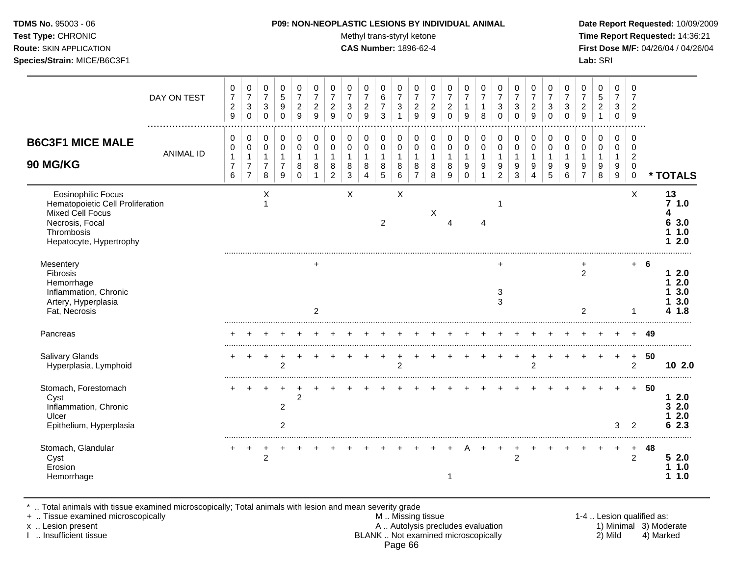**TDMS No.** 95003 - 06
**Test Type:** CHRONIC
**Route:** SKIN APPLICATION
**Species/Strain:** MICE/B6C3F1

**P09: NON-NEOPLASTIC LESIONS BY INDIVIDUAL ANIMAL**
Methyl trans-styryl ketone
**CAS Number:** 1896-62-4

**Date Report Requested:** 10/09/2009
**Time Report Requested:** 14:36:21
**First Dose M/F:** 04/26/04 / 04/26/04
**Lab:** SRI

## B6C3F1 MICE MALE 90 MG/KG

| | | | | | | | | | | | | | | | | | | | | | | | | | | |
|---|---|---|---|---|---|---|---|---|---|---|---|---|---|---|---|---|---|---|---|---|---|---|---|---|---|---|
| DAY ON TEST | 0729 | 0730 | 0730 | 0590 | 0729 | 0729 | 0729 | 0730 | 0729 | 0673 | 0731 | 0729 | 0729 | 0720 | 0719 | 0718 | 0730 | 0730 | 0729 | 0730 | 0730 | 0729 | 0521 | 0730 | 0729 | |
| ANIMAL ID | 00176 | 00177 | 00178 | 00179 | 00180 | 00181 | 00182 | 00183 | 00184 | 00185 | 00186 | 00187 | 00188 | 00189 | 00190 | 00191 | 00192 | 00193 | 00194 | 00195 | 00196 | 00197 | 00198 | 00199 | 00200 | * TOTALS |
| Eosinophilic Focus | | | X | | | | | X | | | X | | | | | | | | | | | | | | X | 13 |
| Hematopoietic Cell Proliferation | | | 1 | | | | | | | | | | | | | | 1 | | | | | | | | | 7 1.0 |
| Mixed Cell Focus | | | | | | | | | | | | | X | | | | | | | | | | | | | 4 |
| Necrosis, Focal | | | | | | | | | | 2 | | | | 4 | | 4 | | | | | | | | | | 6 3.0 |
| Thrombosis | | | | | | | | | | | | | | | | | | | | | | | | | | 1 1.0 |
| Hepatocyte, Hypertrophy | | | | | | | | | | | | | | | | | | | | | | | | | | 1 2.0 |
| Mesentery | | | | | | + | | | | | | | | | | | + | | | | | + | | | + | 6 |
| Fibrosis | | | | | | | | | | | | | | | | | | | | | | 2 | | | | 1 2.0 |
| Hemorrhage | | | | | | | | | | | | | | | | | | | | | | | | | | 1 2.0 |
| Inflammation, Chronic | | | | | | | | | | | | | | | | | 3 | | | | | | | | | 1 3.0 |
| Artery, Hyperplasia | | | | | | | | | | | | | | | | | 3 | | | | | | | | | 1 3.0 |
| Fat, Necrosis | | | | | | 2 | | | | | | | | | | | | | | | | 2 | | | 1 | 4 1.8 |
| Pancreas | + | + | + | + | + | + | + | + | + | + | + | + | + | + | + | + | + | + | + | + | + | + | + | + | + | 49 |
| Salivary Glands | + | + | + | + | + | + | + | + | + | + | + | + | + | + | + | + | + | + | + | + | + | + | + | + | + | 50 |
| Hyperplasia, Lymphoid | | | | 2 | | | | | | | 2 | | | | | | | | | 2 | | | | | 2 | 10 2.0 |
| Stomach, Forestomach | + | + | + | + | + | + | + | + | + | + | + | + | + | + | + | + | + | + | + | + | + | + | + | + | + | 50 |
| Cyst | | | | | 2 | | | | | | | | | | | | | | | | | | | | | 1 2.0 |
| Inflammation, Chronic | | | | 2 | | | | | | | | | | | | | | | | | | | | | | 3 2.0 |
| Ulcer | | | | | | | | | | | | | | | | | | | | | | | | | | 1 2.0 |
| Epithelium, Hyperplasia | | | | 2 | | | | | | | | | | | | | | | | | | | | 3 | 2 | 6 2.3 |
| Stomach, Glandular | + | + | + | + | + | + | + | + | + | + | + | + | + | + | A | + | + | + | + | + | + | + | + | + | + | 48 |
| Cyst | | | 2 | | | | | | | | | | | | | | | 2 | | | | | | | 2 | 5 2.0 |
| Erosion | | | | | | | | | | | | | | | | | | | | | | | | | | 1 1.0 |
| Hemorrhage | | | | | | | | | | | | | | 1 | | | | | | | | | | | | 1 1.0 |

\* .. Total animals with tissue examined microscopically; Total animals with lesion and mean severity grade
\+ .. Tissue examined microscopically
x .. Lesion present
I .. Insufficient tissue

M .. Missing tissue
A .. Autolysis precludes evaluation
BLANK .. Not examined microscopically

1-4 .. Lesion qualified as:
1) Minimal 3) Moderate
2) Mild 4) Marked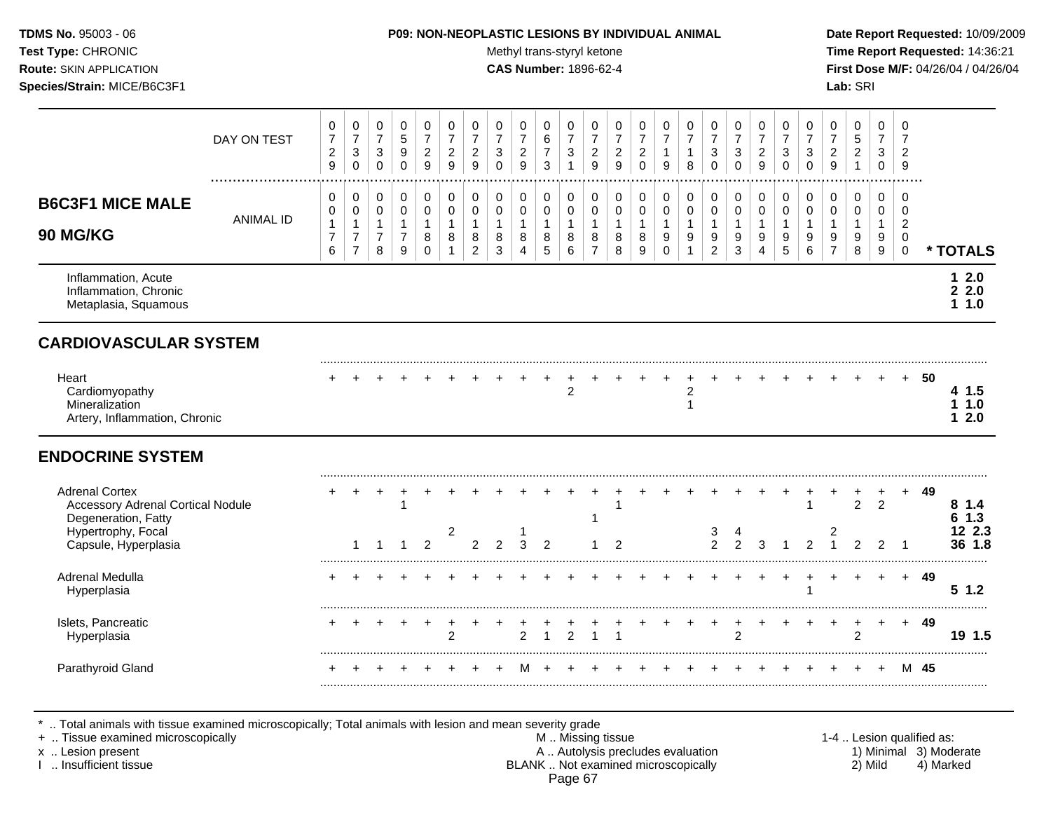**TDMS No.** 95003 - 06
**Test Type:** CHRONIC
**Route:** SKIN APPLICATION
**Species/Strain:** MICE/B6C3F1

**P09: NON-NEOPLASTIC LESIONS BY INDIVIDUAL ANIMAL**
Methyl trans-styryl ketone
**CAS Number:** 1896-62-4

**Date Report Requested:** 10/09/2009
**Time Report Requested:** 14:36:21
**First Dose M/F:** 04/26/04 / 04/26/04
**Lab:** SRI

## B6C3F1 MICE MALE 90 MG/KG

| | | | | | | | | | | | | | | | | | | | | | | | | | | | |
|---|---|---|---|---|---|---|---|---|---|---|---|---|---|---|---|---|---|---|---|---|---|---|---|---|---|---|---|
| DAY ON TEST | 0729 | 0730 | 0730 | 0590 | 0729 | 0729 | 0729 | 0730 | 0729 | 0673 | 0731 | 0729 | 0729 | 0720 | 0719 | 0718 | 0730 | 0730 | 0729 | 0730 | 0730 | 0729 | 0521 | 0730 | 0729 | | |
| ANIMAL ID | 0176 | 0177 | 0178 | 0179 | 0180 | 0181 | 0182 | 0183 | 0184 | 0185 | 0186 | 0187 | 0188 | 0189 | 0190 | 0191 | 0192 | 0193 | 0194 | 0195 | 0196 | 0197 | 0198 | 0199 | 0200 | | * TOTALS |
| Inflammation, Acute | | | | | | | | | | | | | | | | | | | | | | | | | | | 1 2.0 |
| Inflammation, Chronic | | | | | | | | | | | | | | | | | | | | | | | | | | | 2 2.0 |
| Metaplasia, Squamous | | | | | | | | | | | | | | | | | | | | | | | | | | | 1 1.0 |
| **CARDIOVASCULAR SYSTEM** | | | | | | | | | | | | | | | | | | | | | | | | | | | |
| Heart | + | + | + | + | + | + | + | + | + | + | + | + | + | + | + | + | + | + | + | + | + | + | + | + | + | 50 | |
| Cardiomyopathy | | | | | | | | | | | 2 | | | | | 2 | | | | | | | | | | | 4 1.5 |
| Mineralization | | | | | | | | | | | | | | | | 1 | | | | | | | | | | | 1 1.0 |
| Artery, Inflammation, Chronic | | | | | | | | | | | | | | | | | | | | | | | | | | | 1 2.0 |
| **ENDOCRINE SYSTEM** | | | | | | | | | | | | | | | | | | | | | | | | | | | |
| Adrenal Cortex | + | + | + | + | + | + | + | + | + | + | + | + | + | + | + | + | + | + | + | + | + | + | + | + | + | 49 | |
| Accessory Adrenal Cortical Nodule | | | | 1 | | | | | | | | | 1 | | | | | | | | 1 | | 2 | 2 | | | 8 1.4 |
| Degeneration, Fatty | | | | | | | | | | | | 1 | | | | | | | | | | | | | | | 6 1.3 |
| Hypertrophy, Focal | | | | | | 2 | | | 1 | | | | | | | | 3 | 4 | | | | 2 | | | | | 12 2.3 |
| Capsule, Hyperplasia | | 1 | 1 | 1 | 2 | | 2 | 2 | 3 | 2 | | 1 | 2 | | | | 2 | 2 | 3 | 1 | 2 | 1 | 2 | 2 | 1 | | 36 1.8 |
| Adrenal Medulla | + | + | + | + | + | + | + | + | + | + | + | + | + | + | + | + | + | + | + | + | + | + | + | + | + | 49 | |
| Hyperplasia | | | | | | | | | | | | | | | | | | | | | 1 | | | | | | 5 1.2 |
| Islets, Pancreatic | + | + | + | + | + | + | + | + | + | + | + | + | + | + | + | + | + | + | + | + | + | + | + | + | + | 49 | |
| Hyperplasia | | | | | | 2 | | | 2 | 1 | 2 | 1 | 1 | | | | | 2 | | | | | 2 | | | | 19 1.5 |
| Parathyroid Gland | + | + | + | + | + | + | + | + | M | + | + | + | + | + | + | + | + | + | + | + | + | + | + | + | M | 45 | |

\* .. Total animals with tissue examined microscopically; Total animals with lesion and mean severity grade
\+ .. Tissue examined microscopically
x .. Lesion present
I .. Insufficient tissue

M .. Missing tissue
A .. Autolysis precludes evaluation
BLANK .. Not examined microscopically

1-4 .. Lesion qualified as: 1) Minimal 2) Mild 3) Moderate 4) Marked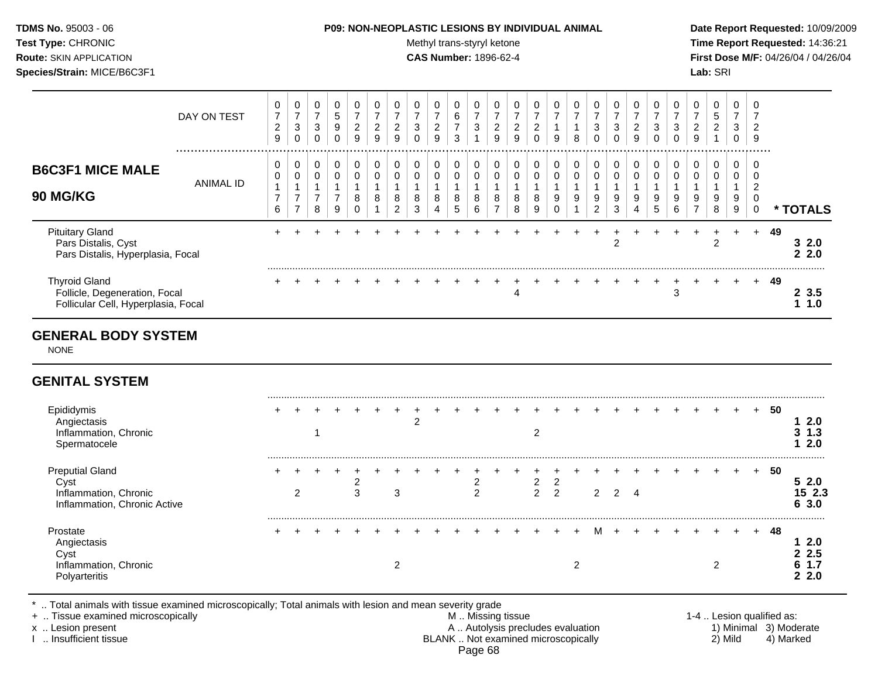**TDMS No.** 95003 - 06
**Test Type:** CHRONIC
**Route:** SKIN APPLICATION
**Species/Strain:** MICE/B6C3F1

**P09: NON-NEOPLASTIC LESIONS BY INDIVIDUAL ANIMAL**
Methyl trans-styryl ketone
**CAS Number:** 1896-62-4

**Date Report Requested:** 10/09/2009
**Time Report Requested:** 14:36:21
**First Dose M/F:** 04/26/04 / 04/26/04
**Lab:** SRI

## B6C3F1 MICE MALE 90 MG/KG

| DAY ON TEST | 0729 | 0730 | 0730 | 0590 | 0729 | 0729 | 0729 | 0730 | 0729 | 0673 | 0731 | 0729 | 0729 | 0720 | 0719 | 0718 | 0730 | 0730 | 0729 | 0730 | 0730 | 0729 | 0521 | 0730 | 0729 | |
|---|---|---|---|---|---|---|---|---|---|---|---|---|---|---|---|---|---|---|---|---|---|---|---|---|---|---|
| **ANIMAL ID** | 00176 | 00177 | 00178 | 00179 | 00180 | 00181 | 00182 | 00183 | 00184 | 00185 | 00186 | 00187 | 00188 | 00189 | 00190 | 00191 | 00192 | 00193 | 00194 | 00195 | 00196 | 00197 | 00198 | 00199 | 00200 | *** TOTALS** |
| Pituitary Gland | + | + | + | + | + | + | + | + | + | + | + | + | + | + | + | + | + | + | + | + | + | + | + | + | + | 49 |
| Pars Distalis, Cyst | | | | | | | | | | | | | | | | | | 2 | | | | | 2 | | | **3 2.0** |
| Pars Distalis, Hyperplasia, Focal | | | | | | | | | | | | | | | | | | | | | | | | | | **2 2.0** |
| Thyroid Gland | + | + | + | + | + | + | + | + | + | + | + | + | + | + | + | + | + | + | + | + | + | + | + | + | + | 49 |
| Follicle, Degeneration, Focal | | | | | | | | | | | | | 4 | | | | | | | | 3 | | | | | **2 3.5** |
| Follicular Cell, Hyperplasia, Focal | | | | | | | | | | | | | | | | | | | | | | | | | | **1 1.0** |

## GENERAL BODY SYSTEM

NONE

## GENITAL SYSTEM

| | 00176 | 00177 | 00178 | 00179 | 00180 | 00181 | 00182 | 00183 | 00184 | 00185 | 00186 | 00187 | 00188 | 00189 | 00190 | 00191 | 00192 | 00193 | 00194 | 00195 | 00196 | 00197 | 00198 | 00199 | 00200 | *** TOTALS** |
|---|---|---|---|---|---|---|---|---|---|---|---|---|---|---|---|---|---|---|---|---|---|---|---|---|---|---|
| Epididymis | + | + | + | + | + | + | + | + | + | + | + | + | + | + | + | + | + | + | + | + | + | + | + | + | + | 50 |
| Angiectasis | | | | | | | | 2 | | | | | | | | | | | | | | | | | | **1 2.0** |
| Inflammation, Chronic | | | 1 | | | | | | | | | | | 2 | | | | | | | | | | | | **3 1.3** |
| Spermatocele | | | | | | | | | | | | | | | | | | | | | | | | | | **1 2.0** |
| Preputial Gland | + | + | + | + | + | + | + | + | + | + | + | + | + | + | + | + | + | + | + | + | + | + | + | + | + | 50 |
| Cyst | | | | | 2 | | | | | | 2 | | | 2 | 2 | | | | | | | | | | | **5 2.0** |
| Inflammation, Chronic | | 2 | | | 3 | | 3 | | | | 2 | | | 2 | 2 | | 2 | 2 | 4 | | | | | | | **15 2.3** |
| Inflammation, Chronic Active | | | | | | | | | | | | | | | | | | | | | | | | | | **6 3.0** |
| Prostate | + | + | + | + | + | + | + | + | + | + | + | + | + | + | + | + | M | + | + | + | + | + | + | + | + | 48 |
| Angiectasis | | | | | | | | | | | | | | | | | | | | | | | | | | **1 2.0** |
| Cyst | | | | | | | | | | | | | | | | | | | | | | | | | | **2 2.5** |
| Inflammation, Chronic | | | | | | | 2 | | | | | | | | | 2 | | | | | | | 2 | | | **6 1.7** |
| Polyarteritis | | | | | | | | | | | | | | | | | | | | | | | | | | **2 2.0** |

\* .. Total animals with tissue examined microscopically; Total animals with lesion and mean severity grade
\+ .. Tissue examined microscopically
x .. Lesion present
I .. Insufficient tissue

M .. Missing tissue
A .. Autolysis precludes evaluation
BLANK .. Not examined microscopically

1-4 .. Lesion qualified as: 1) Minimal 2) Mild 3) Moderate 4) Marked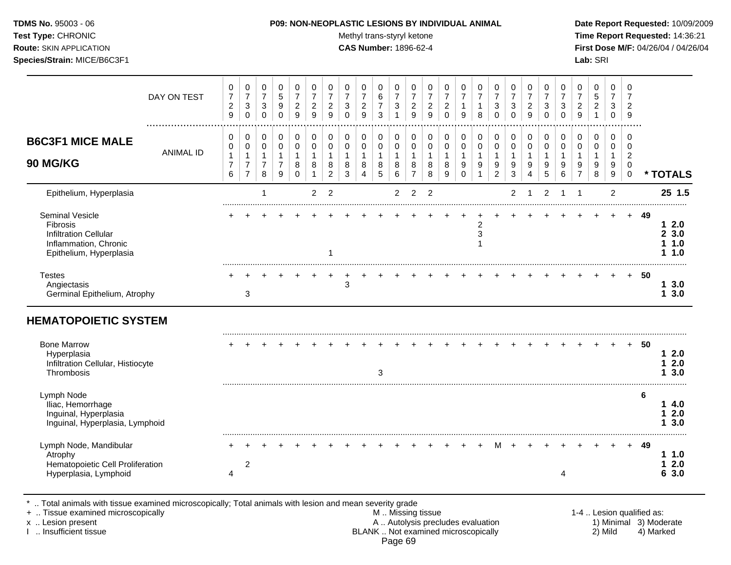**TDMS No.** 95003 - 06
**Test Type:** CHRONIC
**Route:** SKIN APPLICATION
**Species/Strain:** MICE/B6C3F1

**P09: NON-NEOPLASTIC LESIONS BY INDIVIDUAL ANIMAL**
Methyl trans-styryl ketone
**CAS Number:** 1896-62-4

**Date Report Requested:** 10/09/2009
**Time Report Requested:** 14:36:21
**First Dose M/F:** 04/26/04 / 04/26/04
**Lab:** SRI

## B6C3F1 MICE MALE 90 MG/KG

| | 1 | 2 | 3 | 4 | 5 | 6 | 7 | 8 | 9 | 10 | 11 | 12 | 13 | 14 | 15 | 16 | 17 | 18 | 19 | 20 | 21 | 22 | 23 | 24 | 25 | | * TOTALS |
|---|---|---|---|---|---|---|---|---|---|---|---|---|---|---|---|---|---|---|---|---|---|---|---|---|---|---|---|
| DAY ON TEST | 0729 | 0730 | 0730 | 0590 | 0729 | 0729 | 0729 | 0730 | 0729 | 0673 | 0731 | 0729 | 0729 | 0720 | 0719 | 0718 | 0730 | 0730 | 0729 | 0730 | 0730 | 0729 | 0521 | 0730 | 0729 | | |
| ANIMAL ID | 00176 | 00177 | 00178 | 00179 | 00180 | 00181 | 00182 | 00183 | 00184 | 00185 | 00186 | 00187 | 00188 | 00189 | 00190 | 00191 | 00192 | 00193 | 00194 | 00195 | 00196 | 00197 | 00198 | 00199 | 00200 | | |
| Epithelium, Hyperplasia | | | 1 | | | 2 | 2 | | | | 2 | 2 | 2 | | | | | 2 | 1 | 2 | 1 | 1 | | 2 | | | 25 1.5 |
| Seminal Vesicle | + | + | + | + | + | + | + | + | + | + | + | + | + | + | + | + | + | + | + | + | + | + | + | + | + | 49 | |
| Fibrosis | | | | | | | | | | | | | | | | 2 | | | | | | | | | | | 1 2.0 |
| Infiltration Cellular | | | | | | | | | | | | | | | | 3 | | | | | | | | | | | 2 3.0 |
| Inflammation, Chronic | | | | | | | | | | | | | | | | 1 | | | | | | | | | | | 1 1.0 |
| Epithelium, Hyperplasia | | | | | | | 1 | | | | | | | | | | | | | | | | | | | | 1 1.0 |
| Testes | + | + | + | + | + | + | + | + | + | + | + | + | + | + | + | + | + | + | + | + | + | + | + | + | + | 50 | |
| Angiectasis | | | | | | | | 3 | | | | | | | | | | | | | | | | | | | 1 3.0 |
| Germinal Epithelium, Atrophy | | 3 | | | | | | | | | | | | | | | | | | | | | | | | | 1 3.0 |

## HEMATOPOIETIC SYSTEM

| | 1 | 2 | 3 | 4 | 5 | 6 | 7 | 8 | 9 | 10 | 11 | 12 | 13 | 14 | 15 | 16 | 17 | 18 | 19 | 20 | 21 | 22 | 23 | 24 | 25 | | * TOTALS |
|---|---|---|---|---|---|---|---|---|---|---|---|---|---|---|---|---|---|---|---|---|---|---|---|---|---|---|---|
| Bone Marrow | + | + | + | + | + | + | + | + | + | + | + | + | + | + | + | + | + | + | + | + | + | + | + | + | + | 50 | |
| Hyperplasia | | | | | | | | | | | | | | | | | | | | | | | | | | | 1 2.0 |
| Infiltration Cellular, Histiocyte | | | | | | | | | | | | | | | | | | | | | | | | | | | 1 2.0 |
| Thrombosis | | | | | | | | | | 3 | | | | | | | | | | | | | | | | | 1 3.0 |
| Lymph Node | | | | | | | | | | | | | | | | | | | | | | | | | | 6 | |
| Iliac, Hemorrhage | | | | | | | | | | | | | | | | | | | | | | | | | | | 1 4.0 |
| Inguinal, Hyperplasia | | | | | | | | | | | | | | | | | | | | | | | | | | | 1 2.0 |
| Inguinal, Hyperplasia, Lymphoid | | | | | | | | | | | | | | | | | | | | | | | | | | | 1 3.0 |
| Lymph Node, Mandibular | + | + | + | + | + | + | + | + | + | + | + | + | + | + | + | + | M | + | + | + | + | + | + | + | + | 49 | |
| Atrophy | | | | | | | | | | | | | | | | | | | | | | | | | | | 1 1.0 |
| Hematopoietic Cell Proliferation | | 2 | | | | | | | | | | | | | | | | | | | | | | | | | 1 2.0 |
| Hyperplasia, Lymphoid | 4 | | | | | | | | | | | | | | | | | | | | 4 | | | | | | 6 3.0 |

\* .. Total animals with tissue examined microscopically; Total animals with lesion and mean severity grade
\+ .. Tissue examined microscopically
x .. Lesion present
I .. Insufficient tissue

M .. Missing tissue
A .. Autolysis precludes evaluation
BLANK .. Not examined microscopically

1-4 .. Lesion qualified as: 1) Minimal 2) Mild 3) Moderate 4) Marked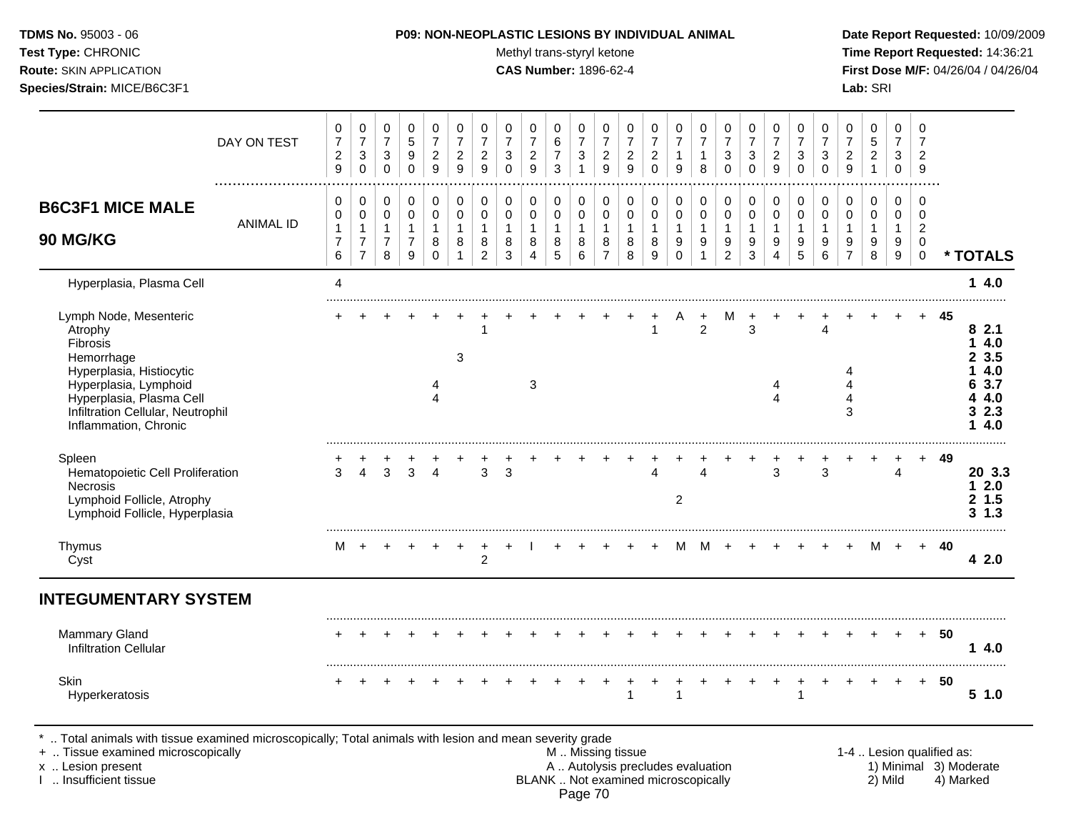**TDMS No.** 95003 - 06
**Test Type:** CHRONIC
**Route:** SKIN APPLICATION
**Species/Strain:** MICE/B6C3F1

**P09: NON-NEOPLASTIC LESIONS BY INDIVIDUAL ANIMAL**
Methyl trans-styryl ketone
**CAS Number:** 1896-62-4

**Date Report Requested:** 10/09/2009
**Time Report Requested:** 14:36:21
**First Dose M/F:** 04/26/04 / 04/26/04
**Lab:** SRI

## B6C3F1 MICE MALE 90 MG/KG

| DAY ON TEST | 0729 | 0730 | 0730 | 0590 | 0729 | 0729 | 0729 | 0730 | 0729 | 0673 | 0731 | 0729 | 0729 | 0720 | 0719 | 0718 | 0730 | 0730 | 0729 | 0730 | 0730 | 0729 | 0521 | 0730 | 0729 | | |
|---|---|---|---|---|---|---|---|---|---|---|---|---|---|---|---|---|---|---|---|---|---|---|---|---|---|---|---|
| **ANIMAL ID** | 00176 | 00177 | 00178 | 00179 | 00180 | 00181 | 00182 | 00183 | 00184 | 00185 | 00186 | 00187 | 00188 | 00189 | 00190 | 00191 | 00192 | 00193 | 00194 | 00195 | 00196 | 00197 | 00198 | 00199 | 00200 | | *** TOTALS** |
| Hyperplasia, Plasma Cell | 4 | | | | | | | | | | | | | | | | | | | | | | | | | | **1** 4.0 |
| Lymph Node, Mesenteric | + | + | + | + | + | + | + | + | + | + | + | + | + | + | A | + | M | + | + | + | + | + | + | + | + | 45 | |
| Atrophy | | | | | | | 1 | | | | | | | 1 | | 2 | | 3 | | | 4 | | | | | | **8** 2.1 |
| Fibrosis | | | | | | | | | | | | | | | | | | | | | | | | | | | **1** 4.0 |
| Hemorrhage | | | | | | 3 | | | | | | | | | | | | | | | | | | | | | **2** 3.5 |
| Hyperplasia, Histiocytic | | | | | | | | | | | | | | | | | | | | | | 4 | | | | | **1** 4.0 |
| Hyperplasia, Lymphoid | | | | | 4 | | | | 3 | | | | | | | | | | 4 | | | 4 | | | | | **6** 3.7 |
| Hyperplasia, Plasma Cell | | | | | 4 | | | | | | | | | | | | | | 4 | | | 4 | | | | | **4** 4.0 |
| Infiltration Cellular, Neutrophil | | | | | | | | | | | | | | | | | | | | | | 3 | | | | | **3** 2.3 |
| Inflammation, Chronic | | | | | | | | | | | | | | | | | | | | | | | | | | | **1** 4.0 |
| Spleen | + | + | + | + | + | + | + | + | + | + | + | + | + | + | + | + | + | + | + | + | + | + | + | + | + | 49 | |
| Hematopoietic Cell Proliferation | 3 | 4 | 3 | 3 | 4 | | 3 | 3 | | | | | | 4 | | 4 | | | 3 | | 3 | | | 4 | | | **20** 3.3 |
| Necrosis | | | | | | | | | | | | | | | | | | | | | | | | | | | **1** 2.0 |
| Lymphoid Follicle, Atrophy | | | | | | | | | | | | | | | 2 | | | | | | | | | | | | **2** 1.5 |
| Lymphoid Follicle, Hyperplasia | | | | | | | | | | | | | | | | | | | | | | | | | | | **3** 1.3 |
| Thymus | M | + | + | + | + | + | + | + | I | + | + | + | + | + | M | M | + | + | + | + | + | + | M | + | + | 40 | |
| Cyst | | | | | | | 2 | | | | | | | | | | | | | | | | | | | | **4** 2.0 |
| **INTEGUMENTARY SYSTEM** | | | | | | | | | | | | | | | | | | | | | | | | | | | |
| Mammary Gland | + | + | + | + | + | + | + | + | + | + | + | + | + | + | + | + | + | + | + | + | + | + | + | + | + | 50 | |
| Infiltration Cellular | | | | | | | | | | | | | | | | | | | | | | | | | | | **1** 4.0 |
| Skin | + | + | + | + | + | + | + | + | + | + | + | + | + | + | + | + | + | + | + | + | + | + | + | + | + | 50 | |
| Hyperkeratosis | | | | | | | | | | | | | 1 | | 1 | | | | | 1 | | | | | | | **5** 1.0 |

\* .. Total animals with tissue examined microscopically; Total animals with lesion and mean severity grade
\+ .. Tissue examined microscopically
x .. Lesion present
I .. Insufficient tissue

M .. Missing tissue
A .. Autolysis precludes evaluation
BLANK .. Not examined microscopically

1-4 .. Lesion qualified as:
1) Minimal 2) Mild 3) Moderate 4) Marked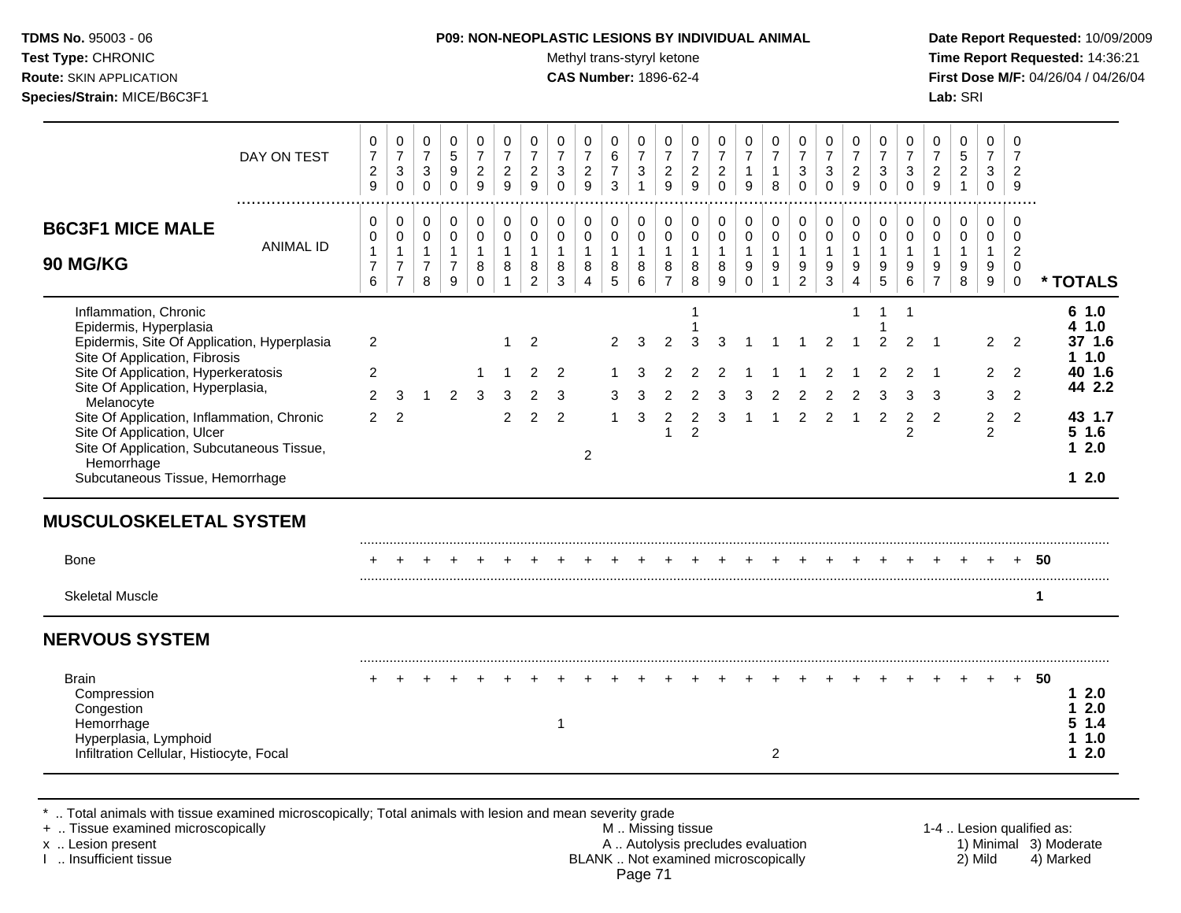**TDMS No.** 95003 - 06
**Test Type:** CHRONIC
**Route:** SKIN APPLICATION
**Species/Strain:** MICE/B6C3F1

**P09: NON-NEOPLASTIC LESIONS BY INDIVIDUAL ANIMAL**
Methyl trans-styryl ketone
**CAS Number:** 1896-62-4

**Date Report Requested:** 10/09/2009
**Time Report Requested:** 14:36:21
**First Dose M/F:** 04/26/04 / 04/26/04
**Lab:** SRI

## B6C3F1 MICE MALE 90 MG/KG

| DAY ON TEST | 0729 | 0730 | 0730 | 0590 | 0729 | 0729 | 0729 | 0730 | 0729 | 0673 | 0731 | 0729 | 0729 | 0720 | 0719 | 0718 | 0730 | 0730 | 0729 | 0730 | 0730 | 0729 | 0521 | 0730 | 0729 | |
|---|---|---|---|---|---|---|---|---|---|---|---|---|---|---|---|---|---|---|---|---|---|---|---|---|---|---|
| **ANIMAL ID** | 0176 | 0177 | 0178 | 0179 | 0180 | 0181 | 0182 | 0183 | 0184 | 0185 | 0186 | 0187 | 0188 | 0189 | 0190 | 0191 | 0192 | 0193 | 0194 | 0195 | 0196 | 0197 | 0198 | 0199 | 0200 | *** TOTALS** |
| Inflammation, Chronic | | | | | | | | | | | | | 1 | | | | | | 1 | 1 | 1 | | | | | **6 1.0** |
| Epidermis, Hyperplasia | | | | | | | | | | | | | 1 | | | | | | | 1 | | | | | | **4 1.0** |
| Epidermis, Site Of Application, Hyperplasia | 2 | | | | | 1 | 2 | | | 2 | 3 | 2 | 3 | 3 | 1 | 1 | 1 | 2 | 1 | 2 | 2 | 1 | | 2 | 2 | **37 1.6** |
| Site Of Application, Fibrosis | | | | | | | | | | | | | | | | | | | | | | | | | | **1 1.0** |
| Site Of Application, Hyperkeratosis | 2 | | | | 1 | 1 | 2 | 2 | | 1 | 3 | 2 | 2 | 2 | 1 | 1 | 1 | 2 | 1 | 2 | 2 | 1 | | 2 | 2 | **40 1.6** |
| Site Of Application, Hyperplasia, Melanocyte | 2 | 3 | 1 | 2 | 3 | 3 | 2 | 3 | | 3 | 3 | 2 | 2 | 3 | 3 | 2 | 2 | 2 | 2 | 3 | 3 | 3 | | 3 | 2 | **44 2.2** |
| Site Of Application, Inflammation, Chronic | 2 | 2 | | | | 2 | 2 | 2 | | 1 | 3 | 2 | 2 | 3 | 1 | 1 | 2 | 2 | 1 | 2 | 2 | 2 | | 2 | 2 | **43 1.7** |
| Site Of Application, Ulcer | | | | | | | | | | | | 1 | 2 | | | | | | | | 2 | | | 2 | | **5 1.6** |
| Site Of Application, Subcutaneous Tissue, Hemorrhage | | | | | | | | | 2 | | | | | | | | | | | | | | | | | **1 2.0** |
| Subcutaneous Tissue, Hemorrhage | | | | | | | | | | | | | | | | | | | | | | | | | | **1 2.0** |
| **MUSCULOSKELETAL SYSTEM** | | | | | | | | | | | | | | | | | | | | | | | | | | |
| Bone | + | + | + | + | + | + | + | + | + | + | + | + | + | + | + | + | + | + | + | + | + | + | + | + | + | **50** |
| Skeletal Muscle | | | | | | | | | | | | | | | | | | | | | | | | | | **1** |
| **NERVOUS SYSTEM** | | | | | | | | | | | | | | | | | | | | | | | | | | |
| Brain | + | + | + | + | + | + | + | + | + | + | + | + | + | + | + | + | + | + | + | + | + | + | + | + | + | **50** |
| Compression | | | | | | | | | | | | | | | | | | | | | | | | | | **1 2.0** |
| Congestion | | | | | | | | | | | | | | | | | | | | | | | | | | **1 2.0** |
| Hemorrhage | | | | | | | | 1 | | | | | | | | | | | | | | | | | | **5 1.4** |
| Hyperplasia, Lymphoid | | | | | | | | | | | | | | | | | | | | | | | | | | **1 1.0** |
| Infiltration Cellular, Histiocyte, Focal | | | | | | | | | | | | | | | | 2 | | | | | | | | | | **1 2.0** |

\* .. Total animals with tissue examined microscopically; Total animals with lesion and mean severity grade
\+ .. Tissue examined microscopically
x .. Lesion present
I .. Insufficient tissue

M .. Missing tissue
A .. Autolysis precludes evaluation
BLANK .. Not examined microscopically

1-4 .. Lesion qualified as:
1) Minimal 3) Moderate
2) Mild 4) Marked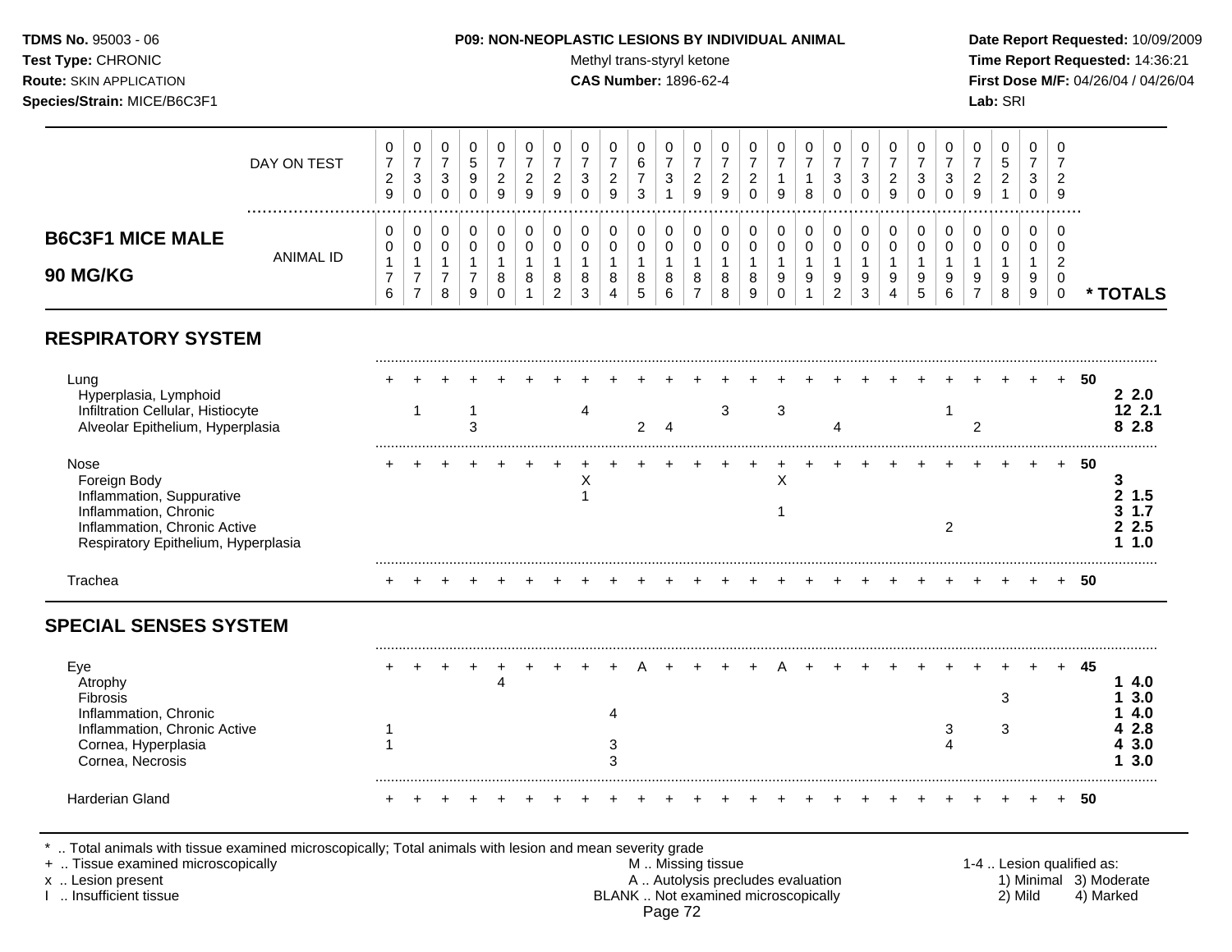**TDMS No.** 95003 - 06
**Test Type:** CHRONIC
**Route:** SKIN APPLICATION
**Species/Strain:** MICE/B6C3F1

**P09: NON-NEOPLASTIC LESIONS BY INDIVIDUAL ANIMAL**
Methyl trans-styryl ketone
**CAS Number:** 1896-62-4

**Date Report Requested:** 10/09/2009
**Time Report Requested:** 14:36:21
**First Dose M/F:** 04/26/04 / 04/26/04
**Lab:** SRI

## B6C3F1 MICE MALE 90 MG/KG

| | 1 | 2 | 3 | 4 | 5 | 6 | 7 | 8 | 9 | 10 | 11 | 12 | 13 | 14 | 15 | 16 | 17 | 18 | 19 | 20 | 21 | 22 | 23 | 24 | 25 | | * TOTALS |
|---|---|---|---|---|---|---|---|---|---|---|---|---|---|---|---|---|---|---|---|---|---|---|---|---|---|---|---|
| DAY ON TEST | 0729 | 0730 | 0730 | 0590 | 0729 | 0729 | 0729 | 0730 | 0729 | 0673 | 0731 | 0729 | 0729 | 0720 | 0719 | 0718 | 0730 | 0730 | 0729 | 0730 | 0730 | 0729 | 0521 | 0730 | 0729 | | |
| ANIMAL ID | 00176 | 00177 | 00178 | 00179 | 00180 | 00181 | 00182 | 00183 | 00184 | 00185 | 00186 | 00187 | 00188 | 00189 | 00190 | 00191 | 00192 | 00193 | 00194 | 00195 | 00196 | 00197 | 00198 | 00199 | 00200 | | |
| **RESPIRATORY SYSTEM** | | | | | | | | | | | | | | | | | | | | | | | | | | | |
| Lung | + | + | + | + | + | + | + | + | + | + | + | + | + | + | + | + | + | + | + | + | + | + | + | + | + | 50 | |
| Hyperplasia, Lymphoid | | | | | | | | | | | | | | | | | | | | | | | | | | | 2 2.0 |
| Infiltration Cellular, Histiocyte | | 1 | | 1 | | | | 4 | | | | | 3 | | 3 | | | | | | 1 | | | | | | 12 2.1 |
| Alveolar Epithelium, Hyperplasia | | | | 3 | | | | | | 2 | 4 | | | | | | 4 | | | | | 2 | | | | | 8 2.8 |
| Nose | + | + | + | + | + | + | + | + | + | + | + | + | + | + | + | + | + | + | + | + | + | + | + | + | + | 50 | |
| Foreign Body | | | | | | | | X | | | | | | | X | | | | | | | | | | | | 3 |
| Inflammation, Suppurative | | | | | | | | 1 | | | | | | | | | | | | | | | | | | | 2 1.5 |
| Inflammation, Chronic | | | | | | | | | | | | | | | 1 | | | | | | | | | | | | 3 1.7 |
| Inflammation, Chronic Active | | | | | | | | | | | | | | | | | | | | | 2 | | | | | | 2 2.5 |
| Respiratory Epithelium, Hyperplasia | | | | | | | | | | | | | | | | | | | | | | | | | | | 1 1.0 |
| Trachea | + | + | + | + | + | + | + | + | + | + | + | + | + | + | + | + | + | + | + | + | + | + | + | + | + | 50 | |
| **SPECIAL SENSES SYSTEM** | | | | | | | | | | | | | | | | | | | | | | | | | | | |
| Eye | + | + | + | + | + | + | + | + | + | A | + | + | + | + | A | + | + | + | + | + | + | + | + | + | + | 45 | |
| Atrophy | | | | | 4 | | | | | | | | | | | | | | | | | | | | | | 1 4.0 |
| Fibrosis | | | | | | | | | | | | | | | | | | | | | | | 3 | | | | 1 3.0 |
| Inflammation, Chronic | | | | | | | | | 4 | | | | | | | | | | | | | | | | | | 1 4.0 |
| Inflammation, Chronic Active | 1 | | | | | | | | | | | | | | | | | | | | 3 | | 3 | | | | 4 2.8 |
| Cornea, Hyperplasia | 1 | | | | | | | | 3 | | | | | | | | | | | | 4 | | | | | | 4 3.0 |
| Cornea, Necrosis | | | | | | | | | 3 | | | | | | | | | | | | | | | | | | 1 3.0 |
| Harderian Gland | + | + | + | + | + | + | + | + | + | + | + | + | + | + | + | + | + | + | + | + | + | + | + | + | + | 50 | |

\* .. Total animals with tissue examined microscopically; Total animals with lesion and mean severity grade
\+ .. Tissue examined microscopically
x .. Lesion present
I .. Insufficient tissue

M .. Missing tissue
A .. Autolysis precludes evaluation
BLANK .. Not examined microscopically

1-4 .. Lesion qualified as: 1) Minimal 2) Mild 3) Moderate 4) Marked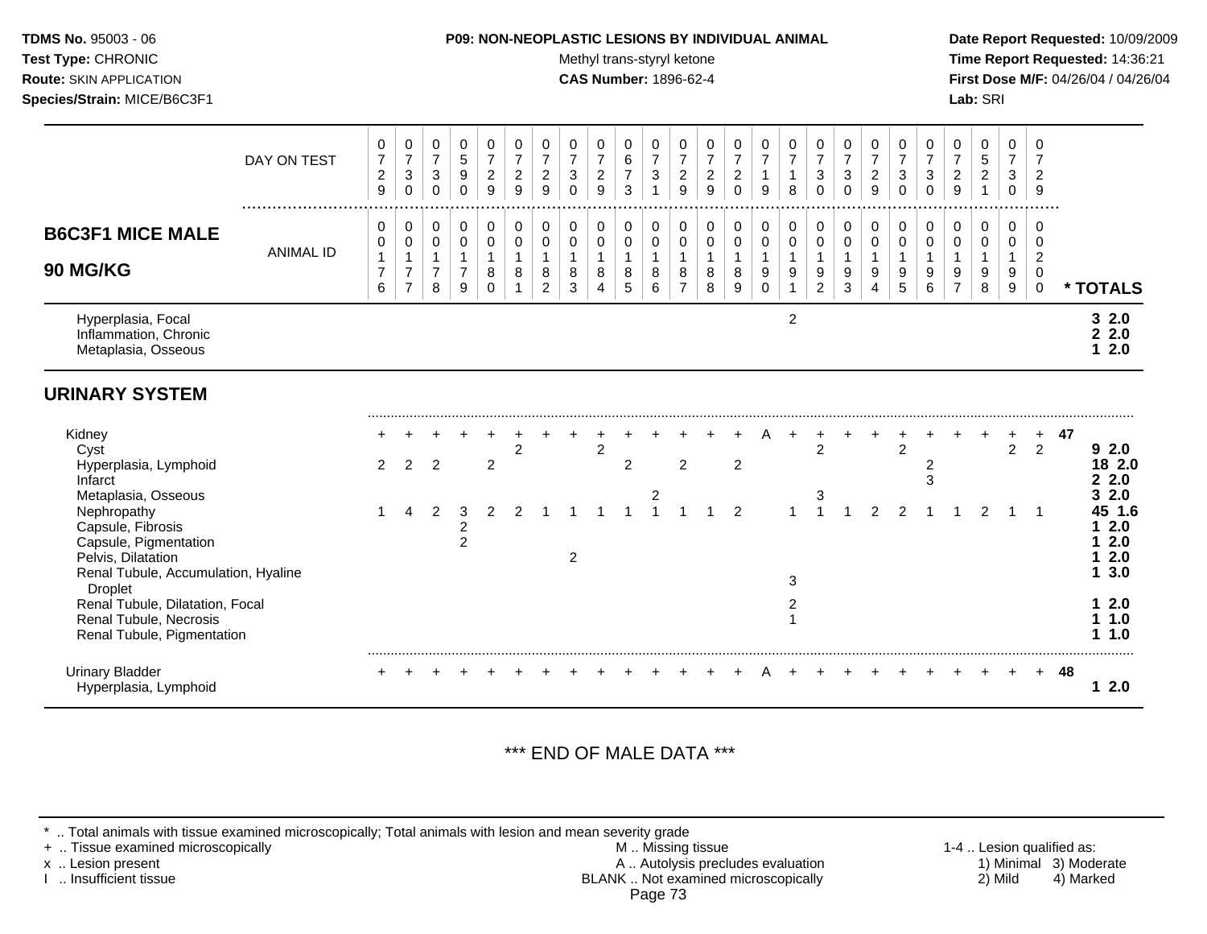**TDMS No.** 95003 - 06
**Test Type:** CHRONIC
**Route:** SKIN APPLICATION
**Species/Strain:** MICE/B6C3F1

**P09: NON-NEOPLASTIC LESIONS BY INDIVIDUAL ANIMAL**
Methyl trans-styryl ketone
**CAS Number:** 1896-62-4

**Date Report Requested:** 10/09/2009
**Time Report Requested:** 14:36:21
**First Dose M/F:** 04/26/04 / 04/26/04
**Lab:** SRI

## B6C3F1 MICE MALE 90 MG/KG

| DAY ON TEST | 0729 | 0730 | 0730 | 0590 | 0729 | 0729 | 0729 | 0730 | 0729 | 0673 | 0731 | 0729 | 0729 | 0720 | 0719 | 0718 | 0730 | 0730 | 0729 | 0730 | 0730 | 0729 | 0521 | 0730 | 0729 | |
|---|---|---|---|---|---|---|---|---|---|---|---|---|---|---|---|---|---|---|---|---|---|---|---|---|---|---|
| **ANIMAL ID** | 0011 76 | 0011 77 | 0011 78 | 0011 79 | 0011 80 | 0011 81 | 0011 82 | 0011 83 | 0011 84 | 0011 85 | 0011 86 | 0011 87 | 0011 88 | 0011 89 | 0011 90 | 0011 91 | 0011 92 | 0011 93 | 0011 94 | 0011 95 | 0011 96 | 0011 97 | 0011 98 | 0011 99 | 0012 00 | *** TOTALS** |
| Hyperplasia, Focal | | | | | | | | | | | | | | | | 2 | | | | | | | | | | 3 2.0 |
| Inflammation, Chronic | | | | | | | | | | | | | | | | | | | | | | | | | | 2 2.0 |
| Metaplasia, Osseous | | | | | | | | | | | | | | | | | | | | | | | | | | 1 2.0 |
| **URINARY SYSTEM** | | | | | | | | | | | | | | | | | | | | | | | | | | |
| Kidney | + | + | + | + | + | + | + | + | + | + | + | + | + | + | A | + | + | + | + | + | + | + | + | + | + | 47 |
| Cyst | | | | | | 2 | | | 2 | | | | | | | | 2 | | | 2 | | | | 2 | 2 | 9 2.0 |
| Hyperplasia, Lymphoid | 2 | 2 | 2 | | 2 | | | | | 2 | | 2 | | 2 | | | | | | | 2 | | | | | 18 2.0 |
| Infarct | | | | | | | | | | | | | | | | | | | | | 3 | | | | | 2 2.0 |
| Metaplasia, Osseous | | | | | | | | | | | 2 | | | | | | 3 | | | | | | | | | 3 2.0 |
| Nephropathy | 1 | 4 | 2 | 3 | 2 | 2 | 1 | 1 | 1 | 1 | 1 | 1 | 1 | 2 | | 1 | 1 | 1 | 2 | 2 | 1 | 1 | 2 | 1 | 1 | 45 1.6 |
| Capsule, Fibrosis | | | | 2 | | | | | | | | | | | | | | | | | | | | | | 1 2.0 |
| Capsule, Pigmentation | | | | 2 | | | | | | | | | | | | | | | | | | | | | | 1 2.0 |
| Pelvis, Dilatation | | | | | | | | 2 | | | | | | | | | | | | | | | | | | 1 2.0 |
| Renal Tubule, Accumulation, Hyaline Droplet | | | | | | | | | | | | | | | | 3 | | | | | | | | | | 1 3.0 |
| Renal Tubule, Dilatation, Focal | | | | | | | | | | | | | | | | 2 | | | | | | | | | | 1 2.0 |
| Renal Tubule, Necrosis | | | | | | | | | | | | | | | | 1 | | | | | | | | | | 1 1.0 |
| Renal Tubule, Pigmentation | | | | | | | | | | | | | | | | | | | | | | | | | | 1 1.0 |
| Urinary Bladder | + | + | + | + | + | + | + | + | + | + | + | + | + | + | A | + | + | + | + | + | + | + | + | + | + | 48 |
| Hyperplasia, Lymphoid | | | | | | | | | | | | | | | | | | | | | | | | | | 1 2.0 |

*** END OF MALE DATA ***

\* .. Total animals with tissue examined microscopically; Total animals with lesion and mean severity grade
\+ .. Tissue examined microscopically
x .. Lesion present
I .. Insufficient tissue

M .. Missing tissue
A .. Autolysis precludes evaluation
BLANK .. Not examined microscopically

1-4 .. Lesion qualified as: 1) Minimal 2) Mild 3) Moderate 4) Marked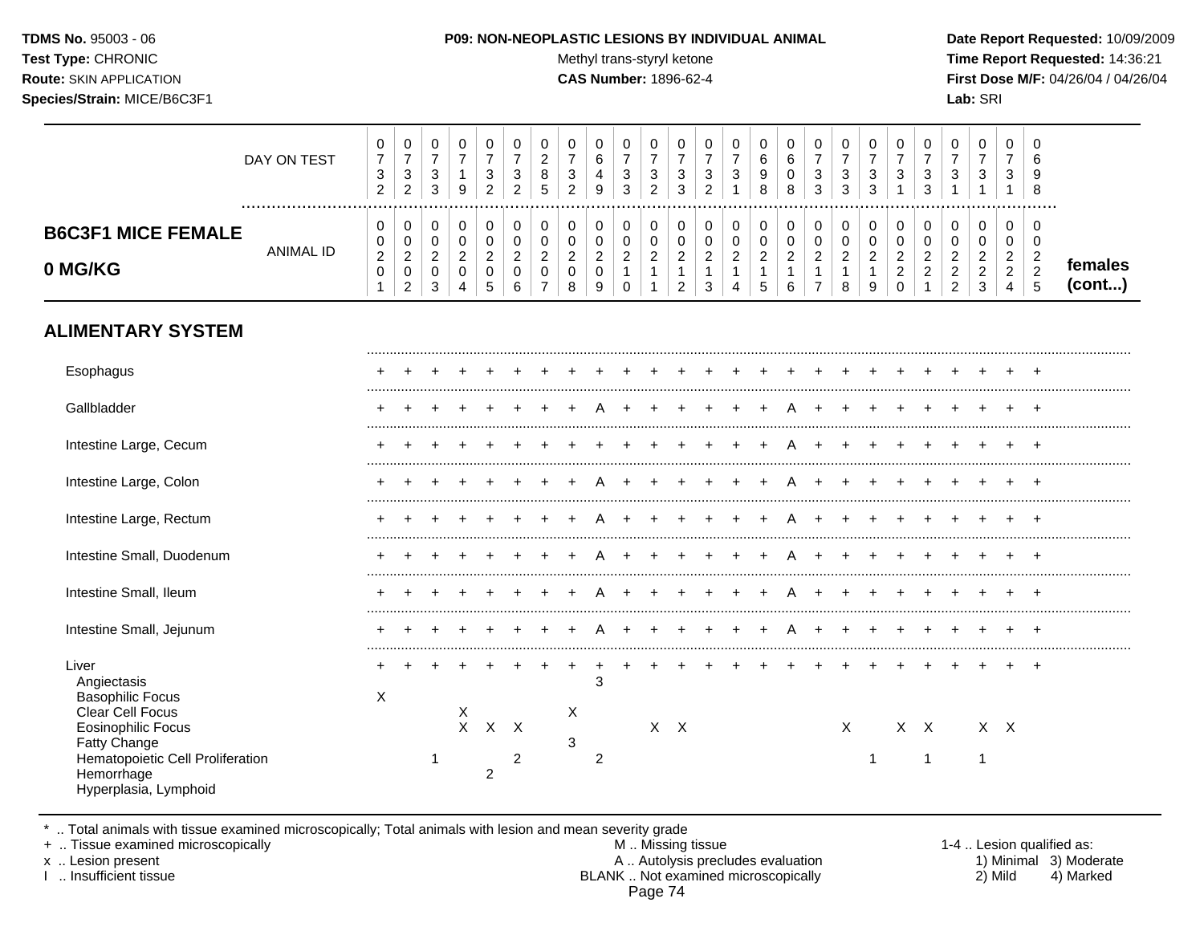**TDMS No.** 95003 - 06
**Test Type:** CHRONIC
**Route:** SKIN APPLICATION
**Species/Strain:** MICE/B6C3F1

**P09: NON-NEOPLASTIC LESIONS BY INDIVIDUAL ANIMAL**
Methyl trans-styryl ketone
**CAS Number:** 1896-62-4

**Date Report Requested:** 10/09/2009
**Time Report Requested:** 14:36:21
**First Dose M/F:** 04/26/04 / 04/26/04
**Lab:** SRI

## B6C3F1 MICE FEMALE 0 MG/KG — females (cont...)

| DAY ON TEST | 0732 | 0732 | 0733 | 0719 | 0732 | 0732 | 0285 | 0732 | 0649 | 0733 | 0732 | 0733 | 0732 | 0731 | 0698 | 0608 | 0733 | 0733 | 0733 | 0731 | 0733 | 0731 | 0731 | 0731 | 0698 |
|---|---|---|---|---|---|---|---|---|---|---|---|---|---|---|---|---|---|---|---|---|---|---|---|---|---|
| **ANIMAL ID** | 0201 | 0202 | 0203 | 0204 | 0205 | 0206 | 0207 | 0208 | 0209 | 0210 | 0211 | 0212 | 0213 | 0214 | 0215 | 0216 | 0217 | 0218 | 0219 | 0220 | 0221 | 0222 | 0223 | 0224 | 0225 |
| **ALIMENTARY SYSTEM** | | | | | | | | | | | | | | | | | | | | | | | | | |
| Esophagus | + | + | + | + | + | + | + | + | + | + | + | + | + | + | + | + | + | + | + | + | + | + | + | + | + |
| Gallbladder | + | + | + | + | + | + | + | + | A | + | + | + | + | + | + | A | + | + | + | + | + | + | + | + | + |
| Intestine Large, Cecum | + | + | + | + | + | + | + | + | + | + | + | + | + | + | + | A | + | + | + | + | + | + | + | + | + |
| Intestine Large, Colon | + | + | + | + | + | + | + | + | A | + | + | + | + | + | + | A | + | + | + | + | + | + | + | + | + |
| Intestine Large, Rectum | + | + | + | + | + | + | + | + | A | + | + | + | + | + | + | A | + | + | + | + | + | + | + | + | + |
| Intestine Small, Duodenum | + | + | + | + | + | + | + | + | A | + | + | + | + | + | + | A | + | + | + | + | + | + | + | + | + |
| Intestine Small, Ileum | + | + | + | + | + | + | + | + | A | + | + | + | + | + | + | A | + | + | + | + | + | + | + | + | + |
| Intestine Small, Jejunum | + | + | + | + | + | + | + | + | A | + | + | + | + | + | + | A | + | + | + | + | + | + | + | + | + |
| Liver | + | + | + | + | + | + | + | + | + | + | + | + | + | + | + | + | + | + | + | + | + | + | + | + | + |
| Angiectasis | | | | | | | | | 3 | | | | | | | | | | | | | | | | |
| Basophilic Focus | X | | | | | | | | | | | | | | | | | | | | | | | | |
| Clear Cell Focus | | | | X | | | | X | | | | | | | | | | | | | | | | | |
| Eosinophilic Focus | | | | X | X | X | | | | | X | X | | | | | | X | | X | X | | X | X | |
| Fatty Change | | | | | | | | 3 | | | | | | | | | | | | | | | | | |
| Hematopoietic Cell Proliferation | | | 1 | | | 2 | | | 2 | | | | | | | | | | 1 | | 1 | | 1 | | |
| Hemorrhage | | | | | 2 | | | | | | | | | | | | | | | | | | | | |
| Hyperplasia, Lymphoid | | | | | | | | | | | | | | | | | | | | | | | | | |

\* .. Total animals with tissue examined microscopically; Total animals with lesion and mean severity grade
\+ .. Tissue examined microscopically
x .. Lesion present
I .. Insufficient tissue

M .. Missing tissue
A .. Autolysis precludes evaluation
BLANK .. Not examined microscopically

1-4 .. Lesion qualified as:
1) Minimal 2) Mild 3) Moderate 4) Marked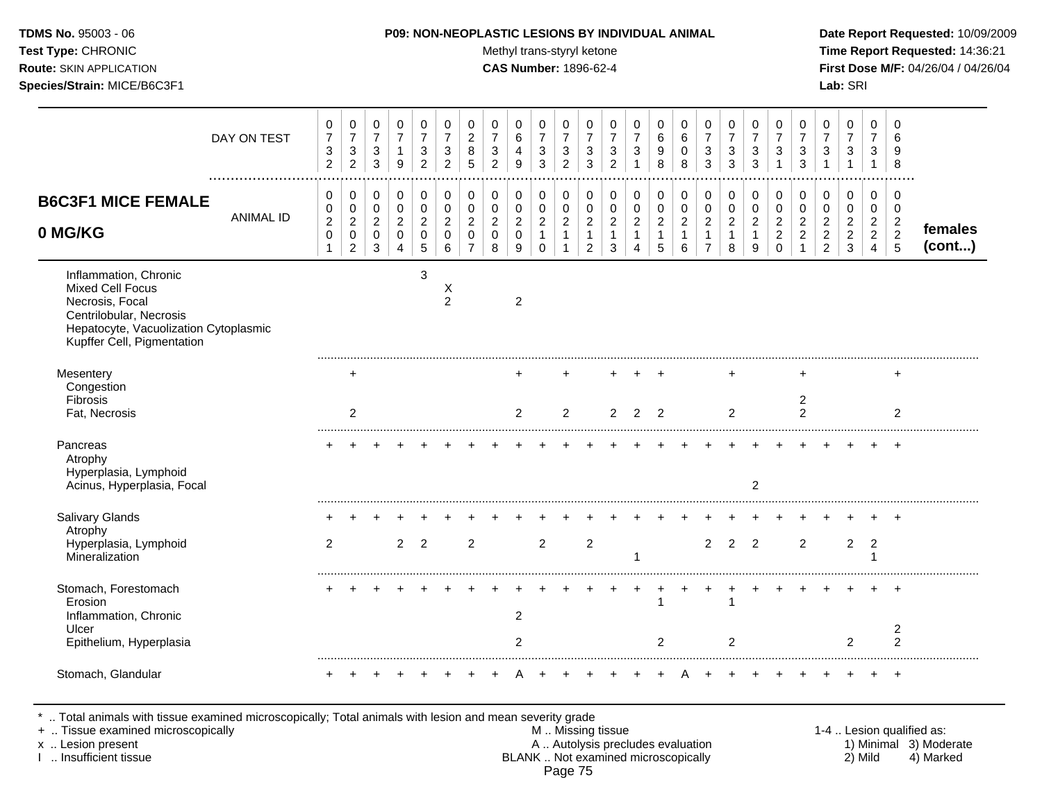**TDMS No.** 95003 - 06
**Test Type:** CHRONIC
**Route:** SKIN APPLICATION
**Species/Strain:** MICE/B6C3F1

**P09: NON-NEOPLASTIC LESIONS BY INDIVIDUAL ANIMAL**
Methyl trans-styryl ketone
**CAS Number:** 1896-62-4

**Date Report Requested:** 10/09/2009
**Time Report Requested:** 14:36:21
**First Dose M/F:** 04/26/04 / 04/26/04
**Lab:** SRI

| DAY ON TEST | 0732 | 0732 | 0733 | 0719 | 0732 | 0732 | 0285 | 0732 | 0649 | 0733 | 0732 | 0733 | 0732 | 0731 | 0698 | 0608 | 0733 | 0733 | 0733 | 0731 | 0733 | 0731 | 0731 | 0731 | 0698 | |
|---|---|---|---|---|---|---|---|---|---|---|---|---|---|---|---|---|---|---|---|---|---|---|---|---|---|---|
| **B6C3F1 MICE FEMALE 0 MG/KG** — ANIMAL ID | 00201 | 00202 | 00203 | 00204 | 00205 | 00206 | 00207 | 00208 | 00209 | 00210 | 00211 | 00212 | 00213 | 00214 | 00215 | 00216 | 00217 | 00218 | 00219 | 00220 | 00221 | 00222 | 00223 | 00224 | 00225 | **females (cont...)** |
| Inflammation, Chronic | | | | | 3 | | | | | | | | | | | | | | | | | | | | | |
| Mixed Cell Focus | | | | | | X | | | | | | | | | | | | | | | | | | | | |
| Necrosis, Focal | | | | | | 2 | | | 2 | | | | | | | | | | | | | | | | | |
| Centrilobular, Necrosis | | | | | | | | | | | | | | | | | | | | | | | | | | |
| Hepatocyte, Vacuolization Cytoplasmic | | | | | | | | | | | | | | | | | | | | | | | | | | |
| Kupffer Cell, Pigmentation | | | | | | | | | | | | | | | | | | | | | | | | | | |
| Mesentery | | + | | | | | | | + | | + | | + | + | + | | | + | | | + | | | | + | |
| Congestion | | | | | | | | | | | | | | | | | | | | | | | | | | |
| Fibrosis | | | | | | | | | | | | | | | | | | | | | 2 | | | | | |
| Fat, Necrosis | | 2 | | | | | | | 2 | | 2 | | 2 | 2 | 2 | | | 2 | | | 2 | | | | 2 | |
| Pancreas | + | + | + | + | + | + | + | + | + | + | + | + | + | + | + | + | + | + | + | + | + | + | + | + | + | |
| Atrophy | | | | | | | | | | | | | | | | | | | | | | | | | | |
| Hyperplasia, Lymphoid | | | | | | | | | | | | | | | | | | | | | | | | | | |
| Acinus, Hyperplasia, Focal | | | | | | | | | | | | | | | | | | | 2 | | | | | | | |
| Salivary Glands | + | + | + | + | + | + | + | + | + | + | + | + | + | + | + | + | + | + | + | + | + | + | + | + | + | |
| Atrophy | | | | | | | | | | | | | | | | | | | | | | | | | | |
| Hyperplasia, Lymphoid | 2 | | | 2 | 2 | | 2 | | | 2 | | 2 | | | | | 2 | 2 | 2 | | 2 | | 2 | 2 | | |
| Mineralization | | | | | | | | | | | | | | 1 | | | | | | | | | | 1 | | |
| Stomach, Forestomach | + | + | + | + | + | + | + | + | + | + | + | + | + | + | + | + | + | + | + | + | + | + | + | + | + | |
| Erosion | | | | | | | | | | | | | | | 1 | | | 1 | | | | | | | | |
| Inflammation, Chronic | | | | | | | | | 2 | | | | | | | | | | | | | | | | | |
| Ulcer | | | | | | | | | | | | | | | | | | | | | | | | | 2 | |
| Epithelium, Hyperplasia | | | | | | | | | 2 | | | | | | 2 | | | 2 | | | | | 2 | | 2 | |
| Stomach, Glandular | + | + | + | + | + | + | + | + | A | + | + | + | + | + | + | A | + | + | + | + | + | + | + | + | + | |

\* .. Total animals with tissue examined microscopically; Total animals with lesion and mean severity grade
\+ .. Tissue examined microscopically
x .. Lesion present
I .. Insufficient tissue

M .. Missing tissue
A .. Autolysis precludes evaluation
BLANK .. Not examined microscopically

1-4 .. Lesion qualified as: 1) Minimal 2) Mild 3) Moderate 4) Marked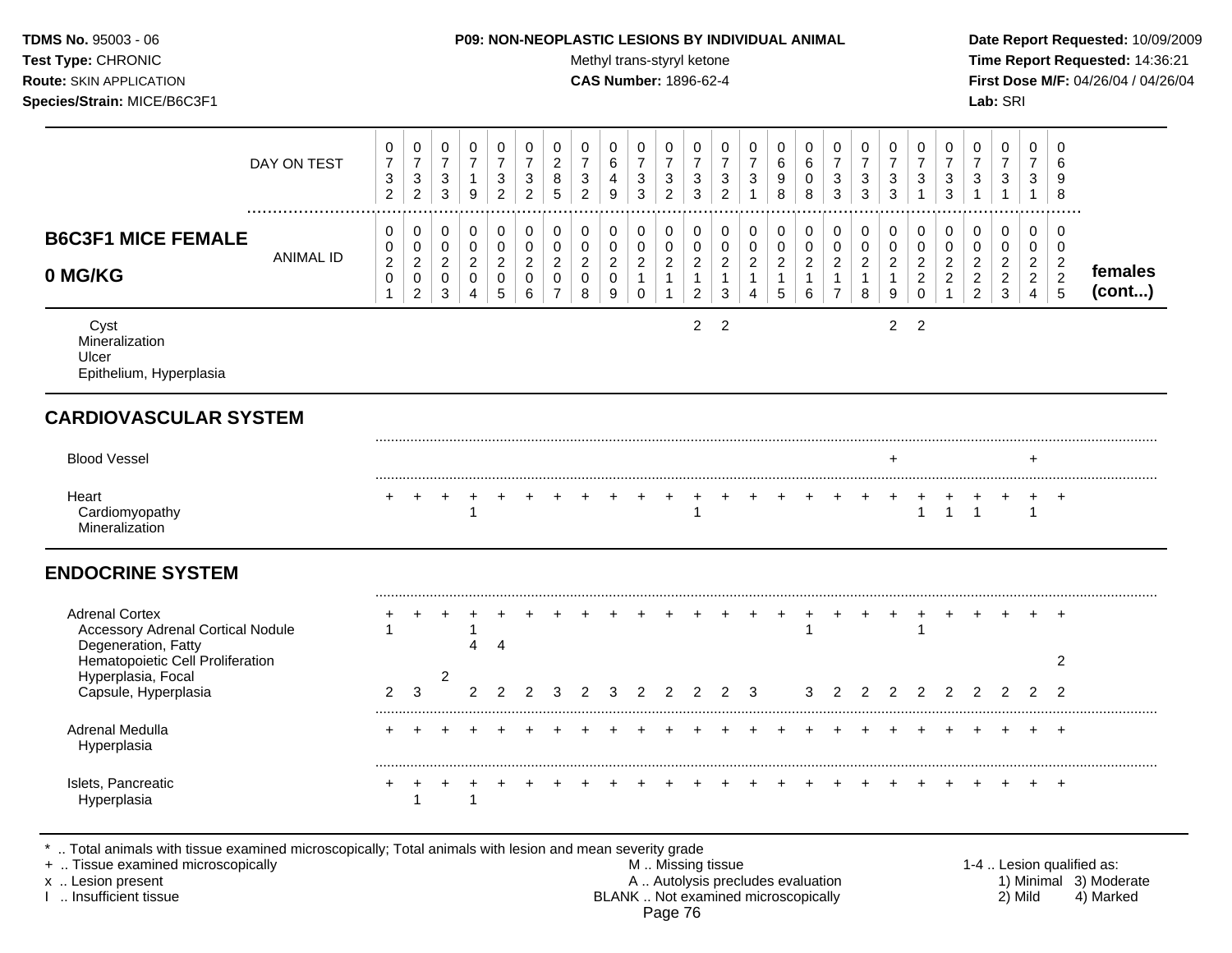**TDMS No.** 95003 - 06
**Test Type:** CHRONIC
**Route:** SKIN APPLICATION
**Species/Strain:** MICE/B6C3F1

**P09: NON-NEOPLASTIC LESIONS BY INDIVIDUAL ANIMAL**
Methyl trans-styryl ketone
**CAS Number:** 1896-62-4

**Date Report Requested:** 10/09/2009
**Time Report Requested:** 14:36:21
**First Dose M/F:** 04/26/04 / 04/26/04
**Lab:** SRI

## B6C3F1 MICE FEMALE 0 MG/KG — females (cont...)

| DAY ON TEST | 0732 | 0732 | 0733 | 0719 | 0732 | 0732 | 0285 | 0732 | 0649 | 0733 | 0732 | 0733 | 0732 | 0731 | 0698 | 0608 | 0733 | 0733 | 0733 | 0731 | 0733 | 0731 | 0731 | 0731 | 0698 |
|---|---|---|---|---|---|---|---|---|---|---|---|---|---|---|---|---|---|---|---|---|---|---|---|---|---|
| **ANIMAL ID** | 00201 | 00202 | 00203 | 00204 | 00205 | 00206 | 00207 | 00208 | 00209 | 00210 | 00211 | 00212 | 00213 | 00214 | 00215 | 00216 | 00217 | 00218 | 00219 | 00220 | 00221 | 00222 | 00223 | 00224 | 00225 |
| Cyst | | | | | | | | | | | | 2 | 2 | | | | | | 2 | 2 | | | | | |
| Mineralization | | | | | | | | | | | | | | | | | | | | | | | | | |
| Ulcer | | | | | | | | | | | | | | | | | | | | | | | | | |
| Epithelium, Hyperplasia | | | | | | | | | | | | | | | | | | | | | | | | | |
| **CARDIOVASCULAR SYSTEM** | | | | | | | | | | | | | | | | | | | | | | | | | |
| Blood Vessel | | | | | | | | | | | | | | | | | | | + | | | | | + | |
| Heart | + | + | + | + | + | + | + | + | + | + | + | + | + | + | + | + | + | + | + | + | + | + | + | + | + |
| Cardiomyopathy | | | | 1 | | | | | | | | 1 | | | | | | | | 1 | 1 | 1 | | 1 | |
| Mineralization | | | | | | | | | | | | | | | | | | | | | | | | | |
| **ENDOCRINE SYSTEM** | | | | | | | | | | | | | | | | | | | | | | | | | |
| Adrenal Cortex | + | + | + | + | + | + | + | + | + | + | + | + | + | + | + | + | + | + | + | + | + | + | + | + | + |
| Accessory Adrenal Cortical Nodule | 1 | | | 1 | | | | | | | | | | | | 1 | | | | 1 | | | | | |
| Degeneration, Fatty | | | | 4 | 4 | | | | | | | | | | | | | | | | | | | | |
| Hematopoietic Cell Proliferation | | | | | | | | | | | | | | | | | | | | | | | | | 2 |
| Hyperplasia, Focal | | | 2 | | | | | | | | | | | | | | | | | | | | | | |
| Capsule, Hyperplasia | 2 | 3 | | 2 | 2 | 2 | 3 | 2 | 3 | 2 | 2 | 2 | 2 | 3 | | 3 | 2 | 2 | 2 | 2 | 2 | 2 | 2 | 2 | 2 |
| Adrenal Medulla | + | + | + | + | + | + | + | + | + | + | + | + | + | + | + | + | + | + | + | + | + | + | + | + | + |
| Hyperplasia | | | | | | | | | | | | | | | | | | | | | | | | | |
| Islets, Pancreatic | + | + | + | + | + | + | + | + | + | + | + | + | + | + | + | + | + | + | + | + | + | + | + | + | + |
| Hyperplasia | | 1 | | 1 | | | | | | | | | | | | | | | | | | | | | |

\* .. Total animals with tissue examined microscopically; Total animals with lesion and mean severity grade
\+ .. Tissue examined microscopically
x .. Lesion present
I .. Insufficient tissue

M .. Missing tissue
A .. Autolysis precludes evaluation
BLANK .. Not examined microscopically

1-4 .. Lesion qualified as:
1) Minimal 3) Moderate
2) Mild 4) Marked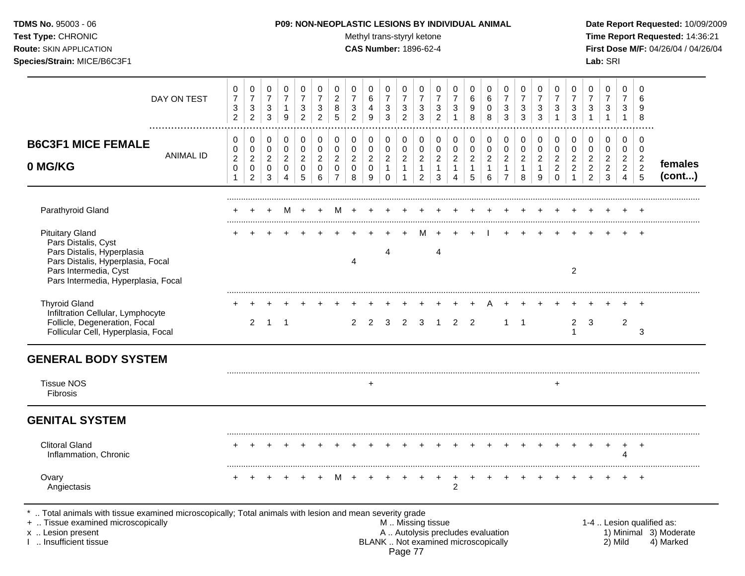**TDMS No.** 95003 - 06
**Test Type:** CHRONIC
**Route:** SKIN APPLICATION
**Species/Strain:** MICE/B6C3F1

**P09: NON-NEOPLASTIC LESIONS BY INDIVIDUAL ANIMAL**
Methyl trans-styryl ketone
**CAS Number:** 1896-62-4

**Date Report Requested:** 10/09/2009
**Time Report Requested:** 14:36:21
**First Dose M/F:** 04/26/04 / 04/26/04
**Lab:** SRI

## B6C3F1 MICE FEMALE 0 MG/KG

| DAY ON TEST | 0732 | 0732 | 0733 | 0719 | 0732 | 0732 | 0285 | 0732 | 0649 | 0733 | 0732 | 0733 | 0732 | 0731 | 0698 | 0608 | 0733 | 0733 | 0733 | 0731 | 0733 | 0731 | 0731 | 0731 | 0698 | |
|---|---|---|---|---|---|---|---|---|---|---|---|---|---|---|---|---|---|---|---|---|---|---|---|---|---|---|
| **ANIMAL ID** | 0201 | 0202 | 0203 | 0204 | 0205 | 0206 | 0207 | 0208 | 0209 | 0210 | 0211 | 0212 | 0213 | 0214 | 0215 | 0216 | 0217 | 0218 | 0219 | 0220 | 0221 | 0222 | 0223 | 0224 | 0225 | **females (cont...)** |
| Parathyroid Gland | + | + | + | M | + | + | M | + | + | + | + | + | + | + | + | + | + | + | + | + | + | + | + | + | + | |
| Pituitary Gland | + | + | + | + | + | + | + | + | + | + | + | M | + | + | + | I | + | + | + | + | + | + | + | + | + | |
| Pars Distalis, Cyst | | | | | | | | | | | | | | | | | | | | | | | | | | |
| Pars Distalis, Hyperplasia | | | | | | | | | | 4 | | | 4 | | | | | | | | | | | | | |
| Pars Distalis, Hyperplasia, Focal | | | | | | | | 4 | | | | | | | | | | | | | | | | | | |
| Pars Intermedia, Cyst | | | | | | | | | | | | | | | | | | | | | 2 | | | | | |
| Pars Intermedia, Hyperplasia, Focal | | | | | | | | | | | | | | | | | | | | | | | | | | |
| Thyroid Gland | + | + | + | + | + | + | + | + | + | + | + | + | + | + | + | A | + | + | + | + | + | + | + | + | + | |
| Infiltration Cellular, Lymphocyte | | | | | | | | | | | | | | | | | | | | | | | | | | |
| Follicle, Degeneration, Focal | | 2 | 1 | 1 | | | | 2 | 2 | 3 | 2 | 3 | 1 | 2 | 2 | | 1 | 1 | | | 2 | 3 | | 2 | | |
| Follicular Cell, Hyperplasia, Focal | | | | | | | | | | | | | | | | | | | | | 1 | | | | 3 | |
| **GENERAL BODY SYSTEM** | | | | | | | | | | | | | | | | | | | | | | | | | | |
| Tissue NOS | | | | | | | | | + | | | | | | | | | | | + | | | | | | |
| Fibrosis | | | | | | | | | | | | | | | | | | | | | | | | | | |
| **GENITAL SYSTEM** | | | | | | | | | | | | | | | | | | | | | | | | | | |
| Clitoral Gland | + | + | + | + | + | + | + | + | + | + | + | + | + | + | + | + | + | + | + | + | + | + | + | + | + | |
| Inflammation, Chronic | | | | | | | | | | | | | | | | | | | | | | | | 4 | | |
| Ovary | + | + | + | + | + | + | M | + | + | + | + | + | + | + | + | + | + | + | + | + | + | + | + | + | + | |
| Angiectasis | | | | | | | | | | | | | | 2 | | | | | | | | | | | | |

\* .. Total animals with tissue examined microscopically; Total animals with lesion and mean severity grade
+ .. Tissue examined microscopically
x .. Lesion present
I .. Insufficient tissue

M .. Missing tissue
A .. Autolysis precludes evaluation
BLANK .. Not examined microscopically

1-4 .. Lesion qualified as: 1) Minimal 2) Mild 3) Moderate 4) Marked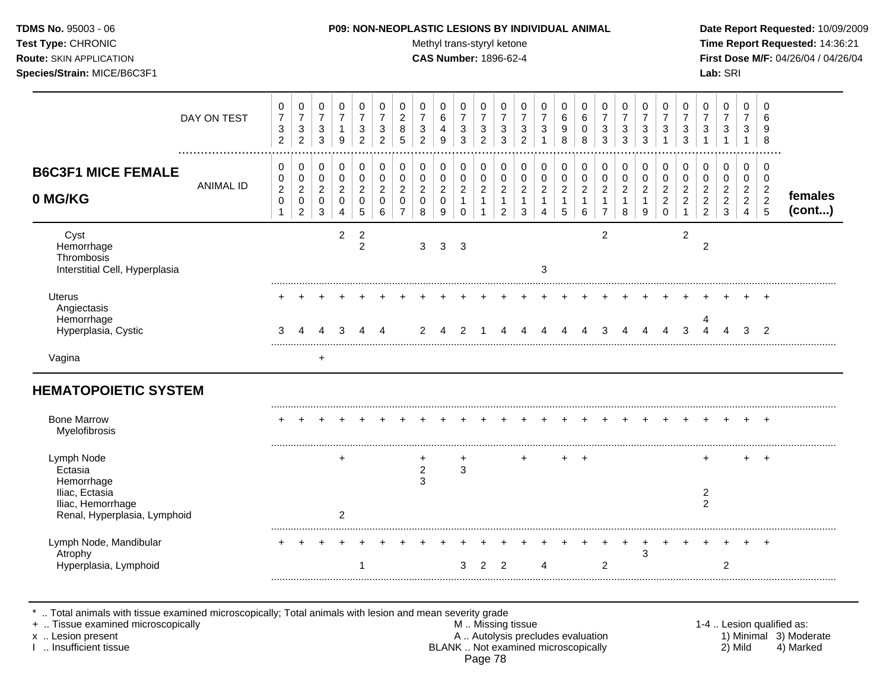**TDMS No.** 95003 - 06
**Test Type:** CHRONIC
**Route:** SKIN APPLICATION
**Species/Strain:** MICE/B6C3F1

**P09: NON-NEOPLASTIC LESIONS BY INDIVIDUAL ANIMAL**
Methyl trans-styryl ketone
**CAS Number:** 1896-62-4

**Date Report Requested:** 10/09/2009
**Time Report Requested:** 14:36:21
**First Dose M/F:** 04/26/04 / 04/26/04
**Lab:** SRI

## B6C3F1 MICE FEMALE 0 MG/KG

| | | | | | | | | | | | | | | | | | | | | | | | | | | |
|---|---|---|---|---|---|---|---|---|---|---|---|---|---|---|---|---|---|---|---|---|---|---|---|---|---|---|
| DAY ON TEST | 0732 | 0732 | 0733 | 0719 | 0732 | 0732 | 0285 | 0732 | 0649 | 0733 | 0732 | 0733 | 0732 | 0731 | 0698 | 0608 | 0733 | 0733 | 0733 | 0731 | 0733 | 0731 | 0731 | 0731 | 0698 | |
| ANIMAL ID | 0201 | 0202 | 0203 | 0204 | 0205 | 0206 | 0207 | 0208 | 0209 | 0210 | 0211 | 0212 | 0213 | 0214 | 0215 | 0216 | 0217 | 0218 | 0219 | 0220 | 0221 | 0222 | 0223 | 0224 | 0225 | **females (cont...)** |
| Cyst | | | | 2 | 2 | | | | | | | | | | | | 2 | | | | 2 | | | | | |
| Hemorrhage | | | | | 2 | | | 3 | 3 | 3 | | | | | | | | | | | | 2 | | | | |
| Thrombosis | | | | | | | | | | | | | | | | | | | | | | | | | | |
| Interstitial Cell, Hyperplasia | | | | | | | | | | | | | | 3 | | | | | | | | | | | | |
| Uterus | + | + | + | + | + | + | + | + | + | + | + | + | + | + | + | + | + | + | + | + | + | + | + | + | + | |
| Angiectasis | | | | | | | | | | | | | | | | | | | | | | | | | | |
| Hemorrhage | | | | | | | | | | | | | | | | | | | | | | 4 | | | | |
| Hyperplasia, Cystic | 3 | 4 | 4 | 3 | 4 | 4 | | 2 | 4 | 2 | 1 | 4 | 4 | 4 | 4 | 4 | 3 | 4 | 4 | 4 | 3 | 4 | 4 | 3 | 2 | |
| Vagina | | | + | | | | | | | | | | | | | | | | | | | | | | | |
| **HEMATOPOIETIC SYSTEM** | | | | | | | | | | | | | | | | | | | | | | | | | | |
| Bone Marrow | + | + | + | + | + | + | + | + | + | + | + | + | + | + | + | + | + | + | + | + | + | + | + | + | + | |
| Myelofibrosis | | | | | | | | | | | | | | | | | | | | | | | | | | |
| Lymph Node | | | | + | | | | + | | + | | | + | | + | + | | | | | | + | | + | + | |
| Ectasia | | | | | | | | 2 | | 3 | | | | | | | | | | | | | | | | |
| Hemorrhage | | | | | | | | 3 | | | | | | | | | | | | | | | | | | |
| Iliac, Ectasia | | | | | | | | | | | | | | | | | | | | | | 2 | | | | |
| Iliac, Hemorrhage | | | | | | | | | | | | | | | | | | | | | | 2 | | | | |
| Renal, Hyperplasia, Lymphoid | | | | 2 | | | | | | | | | | | | | | | | | | | | | | |
| Lymph Node, Mandibular | + | + | + | + | + | + | + | + | + | + | + | + | + | + | + | + | + | + | + | + | + | + | + | + | + | |
| Atrophy | | | | | | | | | | | | | | | | | | | 3 | | | | | | | |
| Hyperplasia, Lymphoid | | | | | 1 | | | | | 3 | 2 | 2 | | 4 | | | 2 | | | | | | 2 | | | |

* .. Total animals with tissue examined microscopically; Total animals with lesion and mean severity grade
+ .. Tissue examined microscopically
x .. Lesion present
I .. Insufficient tissue

M .. Missing tissue
A .. Autolysis precludes evaluation
BLANK .. Not examined microscopically

1-4 .. Lesion qualified as:
1) Minimal 3) Moderate
2) Mild 4) Marked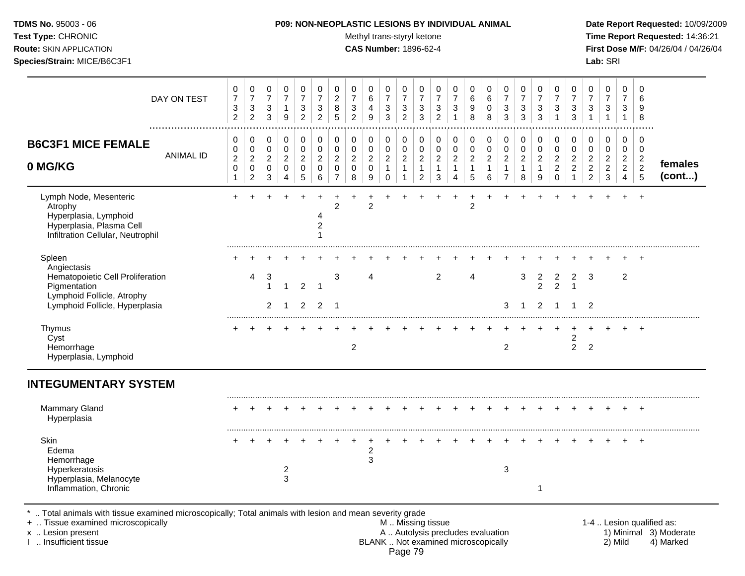**TDMS No.** 95003 - 06
**Test Type:** CHRONIC
**Route:** SKIN APPLICATION
**Species/Strain:** MICE/B6C3F1

**P09: NON-NEOPLASTIC LESIONS BY INDIVIDUAL ANIMAL**
Methyl trans-styryl ketone
**CAS Number:** 1896-62-4

**Date Report Requested:** 10/09/2009
**Time Report Requested:** 14:36:21
**First Dose M/F:** 04/26/04 / 04/26/04
**Lab:** SRI

## B6C3F1 MICE FEMALE 0 MG/KG — females (cont...)

| DAY ON TEST | 0732 | 0732 | 0733 | 0719 | 0732 | 0732 | 0285 | 0732 | 0649 | 0733 | 0732 | 0733 | 0732 | 0731 | 0698 | 0608 | 0733 | 0733 | 0733 | 0731 | 0733 | 0731 | 0731 | 0731 | 0698 |
|---|---|---|---|---|---|---|---|---|---|---|---|---|---|---|---|---|---|---|---|---|---|---|---|---|---|
| **ANIMAL ID** | 00201 | 00202 | 00203 | 00204 | 00205 | 00206 | 00207 | 00208 | 00209 | 00210 | 00211 | 00212 | 00213 | 00214 | 00215 | 00216 | 00217 | 00218 | 00219 | 00220 | 00221 | 00222 | 00223 | 00224 | 00225 |
| Lymph Node, Mesenteric | + | + | + | + | + | + | + | + | + | + | + | + | + | + | + | + | + | + | + | + | + | + | + | + | + |
| Atrophy | | | | | | | 2 | | 2 | | | | | | 2 | | | | | | | | | | |
| Hyperplasia, Lymphoid | | | | | | 4 | | | | | | | | | | | | | | | | | | | |
| Hyperplasia, Plasma Cell | | | | | | 2 | | | | | | | | | | | | | | | | | | | |
| Infiltration Cellular, Neutrophil | | | | | | 1 | | | | | | | | | | | | | | | | | | | |
| Spleen | + | + | + | + | + | + | + | + | + | + | + | + | + | + | + | + | + | + | + | + | + | + | + | + | + |
| Angiectasis | | | | | | | | | | | | | | | | | | | | | | | | | |
| Hematopoietic Cell Proliferation | | 4 | 3 | | | | 3 | | 4 | | | | 2 | | 4 | | | 3 | 2 | 2 | 2 | 3 | | 2 | |
| Pigmentation | | | 1 | 1 | 2 | 1 | | | | | | | | | | | | | 2 | 2 | 1 | | | | |
| Lymphoid Follicle, Atrophy | | | | | | | | | | | | | | | | | | | | | | | | | |
| Lymphoid Follicle, Hyperplasia | | | 2 | 1 | 2 | 2 | 1 | | | | | | | | | | 3 | 1 | 2 | 1 | 1 | 2 | | | |
| Thymus | + | + | + | + | + | + | + | + | + | + | + | + | + | + | + | + | + | + | + | + | + | + | + | + | + |
| Cyst | | | | | | | | | | | | | | | | | | | | | 2 | | | | |
| Hemorrhage | | | | | | | | 2 | | | | | | | | | 2 | | | | 2 | 2 | | | |
| Hyperplasia, Lymphoid | | | | | | | | | | | | | | | | | | | | | | | | | |
| **INTEGUMENTARY SYSTEM** | | | | | | | | | | | | | | | | | | | | | | | | | |
| Mammary Gland | + | + | + | + | + | + | + | + | + | + | + | + | + | + | + | + | + | + | + | + | + | + | + | + | + |
| Hyperplasia | | | | | | | | | | | | | | | | | | | | | | | | | |
| Skin | + | + | + | + | + | + | + | + | + | + | + | + | + | + | + | + | + | + | + | + | + | + | + | + | + |
| Edema | | | | | | | | | 2 | | | | | | | | | | | | | | | | |
| Hemorrhage | | | | | | | | | 3 | | | | | | | | | | | | | | | | |
| Hyperkeratosis | | | | 2 | | | | | | | | | | | | | 3 | | | | | | | | |
| Hyperplasia, Melanocyte | | | | 3 | | | | | | | | | | | | | | | | | | | | | |
| Inflammation, Chronic | | | | | | | | | | | | | | | | | | | 1 | | | | | | |

\* .. Total animals with tissue examined microscopically; Total animals with lesion and mean severity grade
\+ .. Tissue examined microscopically
x .. Lesion present
I .. Insufficient tissue

M .. Missing tissue
A .. Autolysis precludes evaluation
BLANK .. Not examined microscopically

1-4 .. Lesion qualified as:
1) Minimal 2) Mild 3) Moderate 4) Marked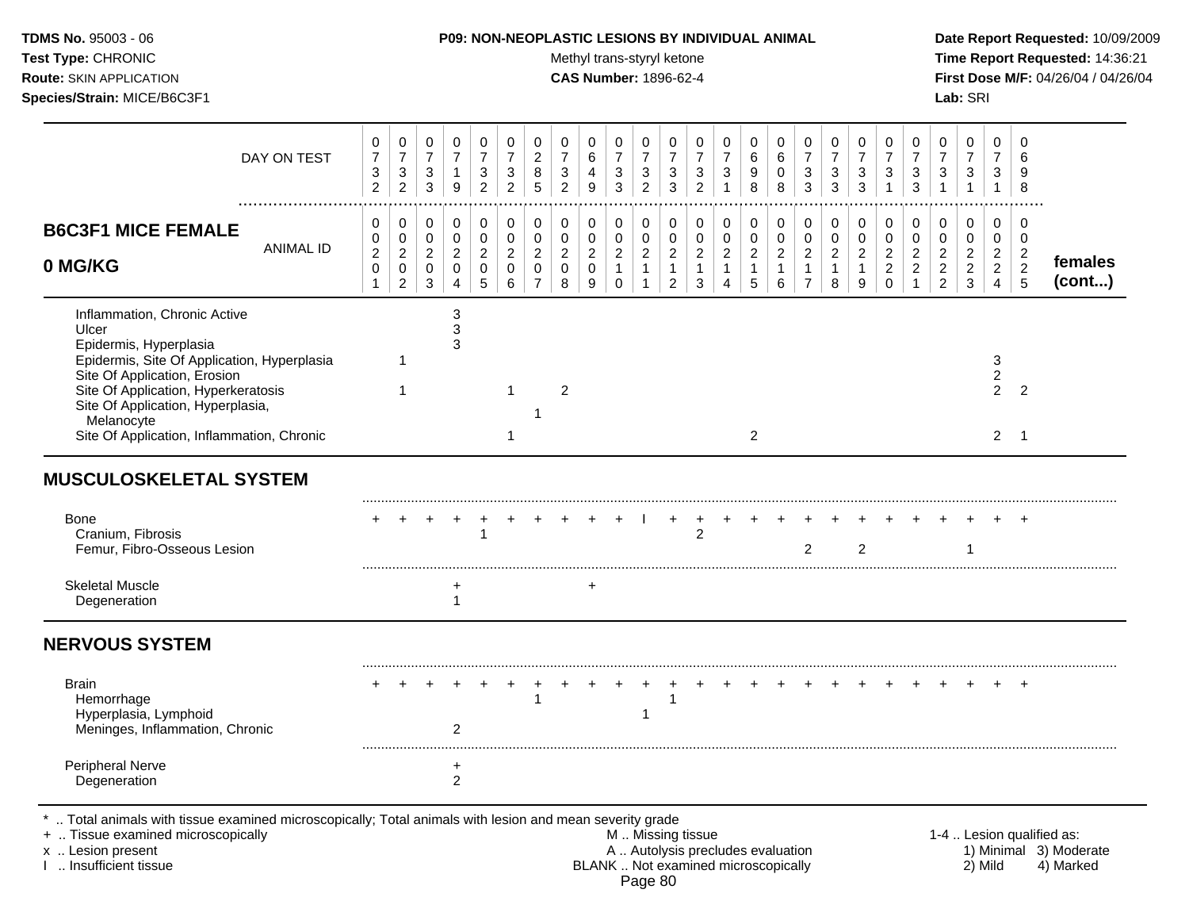**TDMS No.** 95003 - 06
**Test Type:** CHRONIC
**Route:** SKIN APPLICATION
**Species/Strain:** MICE/B6C3F1

**P09: NON-NEOPLASTIC LESIONS BY INDIVIDUAL ANIMAL**
Methyl trans-styryl ketone
**CAS Number:** 1896-62-4

**Date Report Requested:** 10/09/2009
**Time Report Requested:** 14:36:21
**First Dose M/F:** 04/26/04 / 04/26/04
**Lab:** SRI

## B6C3F1 MICE FEMALE 0 MG/KG — females (cont...)

| DAY ON TEST | 0732 | 0732 | 0733 | 0719 | 0732 | 0732 | 0285 | 0732 | 0649 | 0733 | 0732 | 0733 | 0732 | 0731 | 0698 | 0608 | 0733 | 0733 | 0733 | 0731 | 0733 | 0731 | 0731 | 0731 | 0698 |
|---|---|---|---|---|---|---|---|---|---|---|---|---|---|---|---|---|---|---|---|---|---|---|---|---|---|
| ANIMAL ID | 00201 | 00202 | 00203 | 00204 | 00205 | 00206 | 00207 | 00208 | 00209 | 00210 | 00211 | 00212 | 00213 | 00214 | 00215 | 00216 | 00217 | 00218 | 00219 | 00220 | 00221 | 00222 | 00223 | 00224 | 00225 |
| Inflammation, Chronic Active | | | | 3 | | | | | | | | | | | | | | | | | | | | | |
| Ulcer | | | | 3 | | | | | | | | | | | | | | | | | | | | | |
| Epidermis, Hyperplasia | | | | 3 | | | | | | | | | | | | | | | | | | | | | |
| Epidermis, Site Of Application, Hyperplasia | | 1 | | | | | | | | | | | | | | | | | | | | | | 3 | |
| Site Of Application, Erosion | | | | | | | | | | | | | | | | | | | | | | | | 2 | |
| Site Of Application, Hyperkeratosis | | 1 | | | | 1 | | 2 | | | | | | | | | | | | | | | | 2 | 2 |
| Site Of Application, Hyperplasia, Melanocyte | | | | | | | 1 | | | | | | | | | | | | | | | | | | |
| Site Of Application, Inflammation, Chronic | | | | | | 1 | | | | | | | | | 2 | | | | | | | | | 2 | 1 |
| **MUSCULOSKELETAL SYSTEM** | | | | | | | | | | | | | | | | | | | | | | | | | |
| Bone | + | + | + | + | + | + | + | + | + | + | I | + | + | + | + | + | + | + | + | + | + | + | + | + | + |
| Cranium, Fibrosis | | | | | 1 | | | | | | | | 2 | | | | | | | | | | | | |
| Femur, Fibro-Osseous Lesion | | | | | | | | | | | | | | | | | 2 | | 2 | | | | 1 | | |
| Skeletal Muscle | | | | + | | | | | + | | | | | | | | | | | | | | | | |
| Degeneration | | | | 1 | | | | | | | | | | | | | | | | | | | | | |
| **NERVOUS SYSTEM** | | | | | | | | | | | | | | | | | | | | | | | | | |
| Brain | + | + | + | + | + | + | + | + | + | + | + | + | + | + | + | + | + | + | + | + | + | + | + | + | + |
| Hemorrhage | | | | | | | 1 | | | | | 1 | | | | | | | | | | | | | |
| Hyperplasia, Lymphoid | | | | | | | | | | | 1 | | | | | | | | | | | | | | |
| Meninges, Inflammation, Chronic | | | | 2 | | | | | | | | | | | | | | | | | | | | | |
| Peripheral Nerve | | | | + | | | | | | | | | | | | | | | | | | | | | |
| Degeneration | | | | 2 | | | | | | | | | | | | | | | | | | | | | |

\* .. Total animals with tissue examined microscopically; Total animals with lesion and mean severity grade
+ .. Tissue examined microscopically
x .. Lesion present
I .. Insufficient tissue

M .. Missing tissue
A .. Autolysis precludes evaluation
BLANK .. Not examined microscopically

1-4 .. Lesion qualified as:
1) Minimal 2) Mild 3) Moderate 4) Marked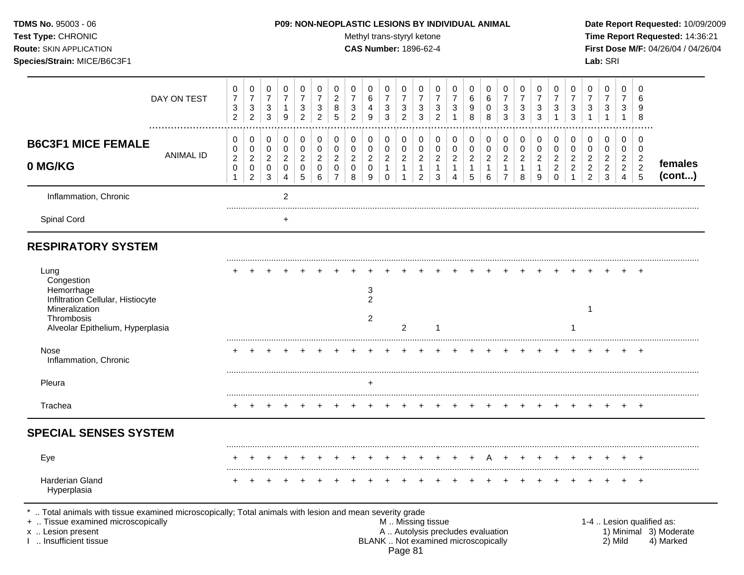**TDMS No.** 95003 - 06
**Test Type:** CHRONIC
**Route:** SKIN APPLICATION
**Species/Strain:** MICE/B6C3F1

**P09: NON-NEOPLASTIC LESIONS BY INDIVIDUAL ANIMAL**
Methyl trans-styryl ketone
**CAS Number:** 1896-62-4

**Date Report Requested:** 10/09/2009
**Time Report Requested:** 14:36:21
**First Dose M/F:** 04/26/04 / 04/26/04
**Lab:** SRI

| B6C3F1 MICE FEMALE 0 MG/KG | | | | | | | | | | | | | | | | | | | | | | | | | | |
|---|---|---|---|---|---|---|---|---|---|---|---|---|---|---|---|---|---|---|---|---|---|---|---|---|---|---|
| DAY ON TEST | 0732 | 0732 | 0733 | 0719 | 0732 | 0732 | 0285 | 0732 | 0649 | 0733 | 0732 | 0733 | 0732 | 0731 | 0698 | 0608 | 0733 | 0733 | 0733 | 0731 | 0733 | 0731 | 0731 | 0731 | 0698 | |
| ANIMAL ID | 00201 | 00202 | 00203 | 00204 | 00205 | 00206 | 00207 | 00208 | 00209 | 00210 | 00211 | 00212 | 00213 | 00214 | 00215 | 00216 | 00217 | 00218 | 00219 | 00220 | 00221 | 00222 | 00223 | 00224 | 00225 | females (cont...) |
| Inflammation, Chronic | | | | 2 | | | | | | | | | | | | | | | | | | | | | | |
| Spinal Cord | | | | + | | | | | | | | | | | | | | | | | | | | | | |
| **RESPIRATORY SYSTEM** | | | | | | | | | | | | | | | | | | | | | | | | | | |
| Lung | + | + | + | + | + | + | + | + | + | + | + | + | + | + | + | + | + | + | + | + | + | + | + | + | + | |
| Congestion | | | | | | | | | | | | | | | | | | | | | | | | | | |
| Hemorrhage | | | | | | | | | 3 | | | | | | | | | | | | | | | | | |
| Infiltration Cellular, Histiocyte | | | | | | | | | 2 | | | | | | | | | | | | | | | | | |
| Mineralization | | | | | | | | | | | | | | | | | | | | | | 1 | | | | |
| Thrombosis | | | | | | | | | 2 | | | | | | | | | | | | | | | | | |
| Alveolar Epithelium, Hyperplasia | | | | | | | | | | | 2 | | 1 | | | | | | | | 1 | | | | | |
| Nose | + | + | + | + | + | + | + | + | + | + | + | + | + | + | + | + | + | + | + | + | + | + | + | + | + | |
| Inflammation, Chronic | | | | | | | | | | | | | | | | | | | | | | | | | | |
| Pleura | | | | | | | | | + | | | | | | | | | | | | | | | | | |
| Trachea | + | + | + | + | + | + | + | + | + | + | + | + | + | + | + | + | + | + | + | + | + | + | + | + | + | |
| **SPECIAL SENSES SYSTEM** | | | | | | | | | | | | | | | | | | | | | | | | | | |
| Eye | + | + | + | + | + | + | + | + | + | + | + | + | + | + | + | A | + | + | + | + | + | + | + | + | + | |
| Harderian Gland | + | + | + | + | + | + | + | + | + | + | + | + | + | + | + | + | + | + | + | + | + | + | + | + | + | |
| Hyperplasia | | | | | | | | | | | | | | | | | | | | | | | | | | |

\* .. Total animals with tissue examined microscopically; Total animals with lesion and mean severity grade
\+ .. Tissue examined microscopically
x .. Lesion present
I .. Insufficient tissue

M .. Missing tissue
A .. Autolysis precludes evaluation
BLANK .. Not examined microscopically

1-4 .. Lesion qualified as: 1) Minimal 2) Mild 3) Moderate 4) Marked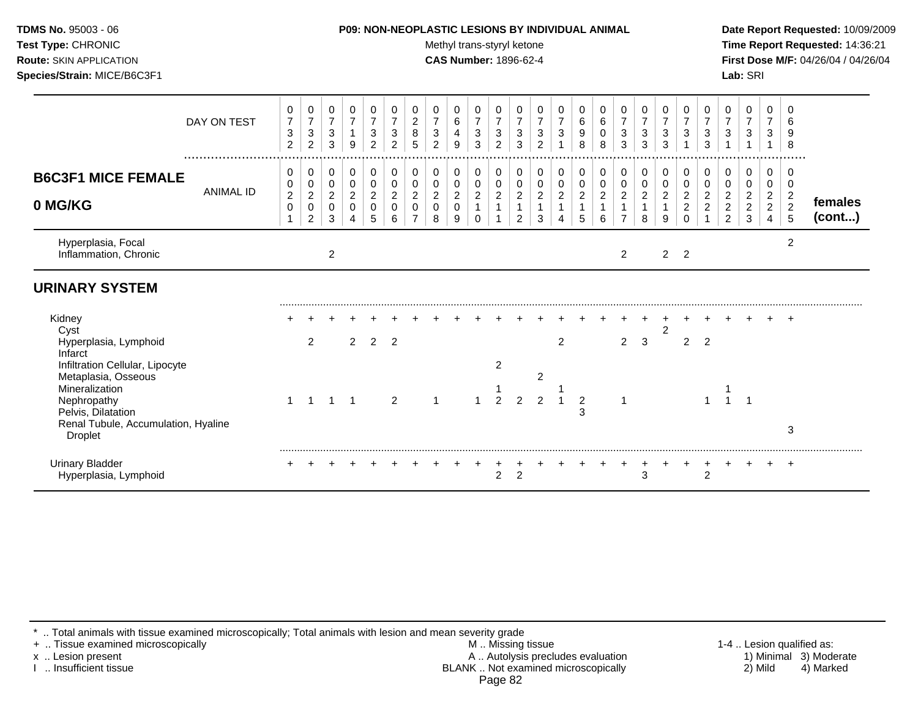**TDMS No.** 95003 - 06
**Test Type:** CHRONIC
**Route:** SKIN APPLICATION
**Species/Strain:** MICE/B6C3F1

**P09: NON-NEOPLASTIC LESIONS BY INDIVIDUAL ANIMAL**
Methyl trans-styryl ketone
**CAS Number:** 1896-62-4

**Date Report Requested:** 10/09/2009
**Time Report Requested:** 14:36:21
**First Dose M/F:** 04/26/04 / 04/26/04
**Lab:** SRI

**B6C3F1 MICE FEMALE 0 MG/KG** — females (cont...)

| DAY ON TEST | 0732 | 0732 | 0733 | 0719 | 0732 | 0732 | 0285 | 0732 | 0649 | 0733 | 0732 | 0733 | 0732 | 0731 | 0698 | 0608 | 0733 | 0733 | 0733 | 0731 | 0733 | 0731 | 0731 | 0731 | 0698 |
|---|---|---|---|---|---|---|---|---|---|---|---|---|---|---|---|---|---|---|---|---|---|---|---|---|---|
| **ANIMAL ID** | 00201 | 00202 | 00203 | 00204 | 00205 | 00206 | 00207 | 00208 | 00209 | 00210 | 00211 | 00212 | 00213 | 00214 | 00215 | 00216 | 00217 | 00218 | 00219 | 00220 | 00221 | 00222 | 00223 | 00224 | 00225 |
| Hyperplasia, Focal | | | | | | | | | | | | | | | | | | | | | | | | | 2 |
| Inflammation, Chronic | | | 2 | | | | | | | | | | | | | | 2 | | 2 | 2 | | | | | |
| **URINARY SYSTEM** | | | | | | | | | | | | | | | | | | | | | | | | | |
| Kidney | + | + | + | + | + | + | + | + | + | + | + | + | + | + | + | + | + | + | + | + | + | + | + | + | + |
| Cyst | | | | | | | | | | | | | | | | | | | 2 | | | | | | |
| Hyperplasia, Lymphoid | | 2 | | 2 | 2 | 2 | | | | | | | | 2 | | | 2 | 3 | | 2 | 2 | | | | |
| Infarct | | | | | | | | | | | | | | | | | | | | | | | | | |
| Infiltration Cellular, Lipocyte | | | | | | | | | | | 2 | | | | | | | | | | | | | | |
| Metaplasia, Osseous | | | | | | | | | | | | | 2 | | | | | | | | | | | | |
| Mineralization | | | | | | | | | | | 1 | | | 1 | | | | | | | | 1 | | | |
| Nephropathy | 1 | 1 | 1 | 1 | | 2 | | 1 | | 1 | 2 | 2 | 2 | 1 | 2 | | 1 | | | | 1 | 1 | 1 | | |
| Pelvis, Dilatation | | | | | | | | | | | | | | | 3 | | | | | | | | | | |
| Renal Tubule, Accumulation, Hyaline Droplet | | | | | | | | | | | | | | | | | | | | | | | | | 3 |
| Urinary Bladder | + | + | + | + | + | + | + | + | + | + | + | + | + | + | + | + | + | + | + | + | + | + | + | + | + |
| Hyperplasia, Lymphoid | | | | | | | | | | | 2 | 2 | | | | | | 3 | | | 2 | | | | |

\* .. Total animals with tissue examined microscopically; Total animals with lesion and mean severity grade
\+ .. Tissue examined microscopically
x .. Lesion present
I .. Insufficient tissue

M .. Missing tissue
A .. Autolysis precludes evaluation
BLANK .. Not examined microscopically

1-4 .. Lesion qualified as: 1) Minimal 2) Mild 3) Moderate 4) Marked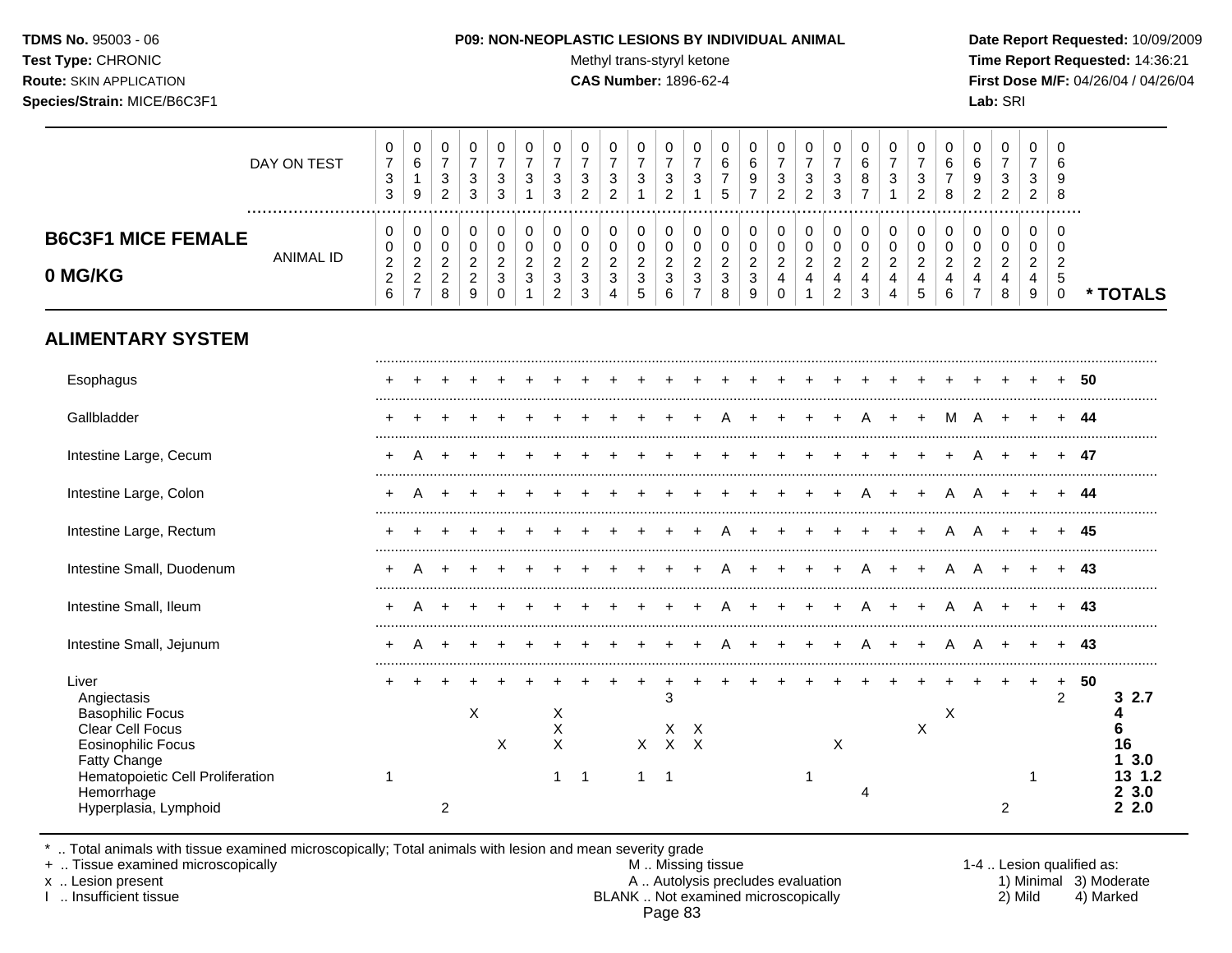**TDMS No.** 95003 - 06
**Test Type:** CHRONIC
**Route:** SKIN APPLICATION
**Species/Strain:** MICE/B6C3F1

**P09: NON-NEOPLASTIC LESIONS BY INDIVIDUAL ANIMAL**
Methyl trans-styryl ketone
**CAS Number:** 1896-62-4

**Date Report Requested:** 10/09/2009
**Time Report Requested:** 14:36:21
**First Dose M/F:** 04/26/04 / 04/26/04
**Lab:** SRI

## B6C3F1 MICE FEMALE 0 MG/KG

| | | | | | | | | | | | | | | | | | | | | | | | | | | |
|---|---|---|---|---|---|---|---|---|---|---|---|---|---|---|---|---|---|---|---|---|---|---|---|---|---|---|
| DAY ON TEST | 0733 | 0619 | 0732 | 0733 | 0733 | 0731 | 0733 | 0732 | 0732 | 0731 | 0732 | 0731 | 0675 | 0697 | 0732 | 0732 | 0733 | 0687 | 0731 | 0732 | 0678 | 0692 | 0732 | 0732 | 0698 | |
| ANIMAL ID | 0226 | 0227 | 0228 | 0229 | 0230 | 0231 | 0232 | 0233 | 0234 | 0235 | 0236 | 0237 | 0238 | 0239 | 0240 | 0241 | 0242 | 0243 | 0244 | 0245 | 0246 | 0247 | 0248 | 0249 | 0250 | * TOTALS |
| **ALIMENTARY SYSTEM** | | | | | | | | | | | | | | | | | | | | | | | | | | |
| Esophagus | + | + | + | + | + | + | + | + | + | + | + | + | + | + | + | + | + | + | + | + | + | + | + | + | + | 50 |
| Gallbladder | + | + | + | + | + | + | + | + | + | + | + | + | A | + | + | + | + | A | + | + | M | A | + | + | + | 44 |
| Intestine Large, Cecum | + | A | + | + | + | + | + | + | + | + | + | + | + | + | + | + | + | + | + | + | + | A | + | + | + | 47 |
| Intestine Large, Colon | + | A | + | + | + | + | + | + | + | + | + | + | + | + | + | + | + | A | + | + | A | A | + | + | + | 44 |
| Intestine Large, Rectum | + | + | + | + | + | + | + | + | + | + | + | + | A | + | + | + | + | + | + | + | A | A | + | + | + | 45 |
| Intestine Small, Duodenum | + | A | + | + | + | + | + | + | + | + | + | + | A | + | + | + | + | A | + | + | A | A | + | + | + | 43 |
| Intestine Small, Ileum | + | A | + | + | + | + | + | + | + | + | + | + | A | + | + | + | + | A | + | + | A | A | + | + | + | 43 |
| Intestine Small, Jejunum | + | A | + | + | + | + | + | + | + | + | + | + | A | + | + | + | + | A | + | + | A | A | + | + | + | 43 |
| Liver | + | + | + | + | + | + | + | + | + | + | + | + | + | + | + | + | + | + | + | + | + | + | + | + | + | 50 |
| Angiectasis | | | | | | | | | | | 3 | | | | | | | | | | | | | | 2 | 3 2.7 |
| Basophilic Focus | | | | X | | | X | | | | | | | | | | | | | | X | | | | | 4 |
| Clear Cell Focus | | | | | | | X | | | | X | X | | | | | | | | X | | | | | | 6 |
| Eosinophilic Focus | | | | | X | | X | | | X | X | X | | | | | X | | | | | | | | | 16 |
| Fatty Change | | | | | | | | | | | | | | | | | | | | | | | | | | 1 3.0 |
| Hematopoietic Cell Proliferation | 1 | | | | | | 1 | 1 | | 1 | 1 | | | | | 1 | | | | | | | | 1 | | 13 1.2 |
| Hemorrhage | | | | | | | | | | | | | | | | | | 4 | | | | | | | | 2 3.0 |
| Hyperplasia, Lymphoid | | | 2 | | | | | | | | | | | | | | | | | | | | 2 | | | 2 2.0 |

* .. Total animals with tissue examined microscopically; Total animals with lesion and mean severity grade
+ .. Tissue examined microscopically
x .. Lesion present
I .. Insufficient tissue

M .. Missing tissue
A .. Autolysis precludes evaluation
BLANK .. Not examined microscopically

1-4 .. Lesion qualified as:
1) Minimal 3) Moderate
2) Mild 4) Marked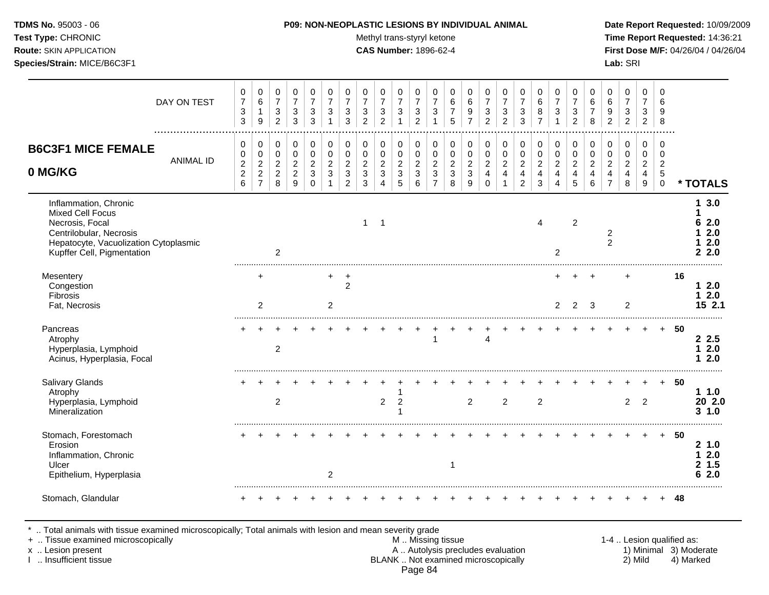**TDMS No.** 95003 - 06
**Test Type:** CHRONIC
**Route:** SKIN APPLICATION
**Species/Strain:** MICE/B6C3F1

**P09: NON-NEOPLASTIC LESIONS BY INDIVIDUAL ANIMAL**
Methyl trans-styryl ketone
**CAS Number:** 1896-62-4

**Date Report Requested:** 10/09/2009
**Time Report Requested:** 14:36:21
**First Dose M/F:** 04/26/04 / 04/26/04
**Lab:** SRI

## B6C3F1 MICE FEMALE 0 MG/KG

| | | | | | | | | | | | | | | | | | | | | | | | | | | |
|---|---|---|---|---|---|---|---|---|---|---|---|---|---|---|---|---|---|---|---|---|---|---|---|---|---|---|
| DAY ON TEST | 0733 | 0619 | 0732 | 0733 | 0733 | 0731 | 0733 | 0732 | 0732 | 0731 | 0732 | 0731 | 0675 | 0697 | 0732 | 0732 | 0733 | 0687 | 0731 | 0732 | 0678 | 0692 | 0732 | 0732 | 0698 | |
| ANIMAL ID | 0226 | 0227 | 0228 | 0229 | 0230 | 0231 | 0232 | 0233 | 0234 | 0235 | 0236 | 0237 | 0238 | 0239 | 0240 | 0241 | 0242 | 0243 | 0244 | 0245 | 0246 | 0247 | 0248 | 0249 | 0250 | * TOTALS |
| Inflammation, Chronic | | | | | | | | | | | | | | | | | | | | | | | | | | 1 3.0 |
| Mixed Cell Focus | | | | | | | | | | | | | | | | | | | | | | | | | | 1 |
| Necrosis, Focal | | | | | | | | 1 | 1 | | | | | | | | | 4 | | 2 | | | | | | 6 2.0 |
| Centrilobular, Necrosis | | | | | | | | | | | | | | | | | | | | | | 2 | | | | 1 2.0 |
| Hepatocyte, Vacuolization Cytoplasmic | | | | | | | | | | | | | | | | | | | | | | 2 | | | | 1 2.0 |
| Kupffer Cell, Pigmentation | | | 2 | | | | | | | | | | | | | | | | 2 | | | | | | | 2 2.0 |
| Mesentery | | + | | | | + | + | | | | | | | | | | | | + | + | + | | + | | | 16 |
| Congestion | | | | | | | 2 | | | | | | | | | | | | | | | | | | | 1 2.0 |
| Fibrosis | | | | | | | | | | | | | | | | | | | | | | | | | | 1 2.0 |
| Fat, Necrosis | | 2 | | | | 2 | | | | | | | | | | | | | 2 | 2 | 3 | | 2 | | | 15 2.1 |
| Pancreas | + | + | + | + | + | + | + | + | + | + | + | + | + | + | + | + | + | + | + | + | + | + | + | + | + | 50 |
| Atrophy | | | | | | | | | | | | 1 | | | 4 | | | | | | | | | | | 2 2.5 |
| Hyperplasia, Lymphoid | | | 2 | | | | | | | | | | | | | | | | | | | | | | | 1 2.0 |
| Acinus, Hyperplasia, Focal | | | | | | | | | | | | | | | | | | | | | | | | | | 1 2.0 |
| Salivary Glands | + | + | + | + | + | + | + | + | + | + | + | + | + | + | + | + | + | + | + | + | + | + | + | + | + | 50 |
| Atrophy | | | | | | | | | | 1 | | | | | | | | | | | | | | | | 1 1.0 |
| Hyperplasia, Lymphoid | | | 2 | | | | | | 2 | 2 | | | | 2 | | 2 | | 2 | | | | | 2 | 2 | | 20 2.0 |
| Mineralization | | | | | | | | | | 1 | | | | | | | | | | | | | | | | 3 1.0 |
| Stomach, Forestomach | + | + | + | + | + | + | + | + | + | + | + | + | + | + | + | + | + | + | + | + | + | + | + | + | + | 50 |
| Erosion | | | | | | | | | | | | | | | | | | | | | | | | | | 2 1.0 |
| Inflammation, Chronic | | | | | | | | | | | | | | | | | | | | | | | | | | 1 2.0 |
| Ulcer | | | | | | | | | | | | | 1 | | | | | | | | | | | | | 2 1.5 |
| Epithelium, Hyperplasia | | | | | | 2 | | | | | | | | | | | | | | | | | | | | 6 2.0 |
| Stomach, Glandular | + | + | + | + | + | + | + | + | + | + | + | + | + | + | + | + | + | + | + | + | + | + | + | + | + | 48 |

\* .. Total animals with tissue examined microscopically; Total animals with lesion and mean severity grade
\+ .. Tissue examined microscopically
x .. Lesion present
I .. Insufficient tissue

M .. Missing tissue
A .. Autolysis precludes evaluation
BLANK .. Not examined microscopically

1-4 .. Lesion qualified as: 1) Minimal 2) Mild 3) Moderate 4) Marked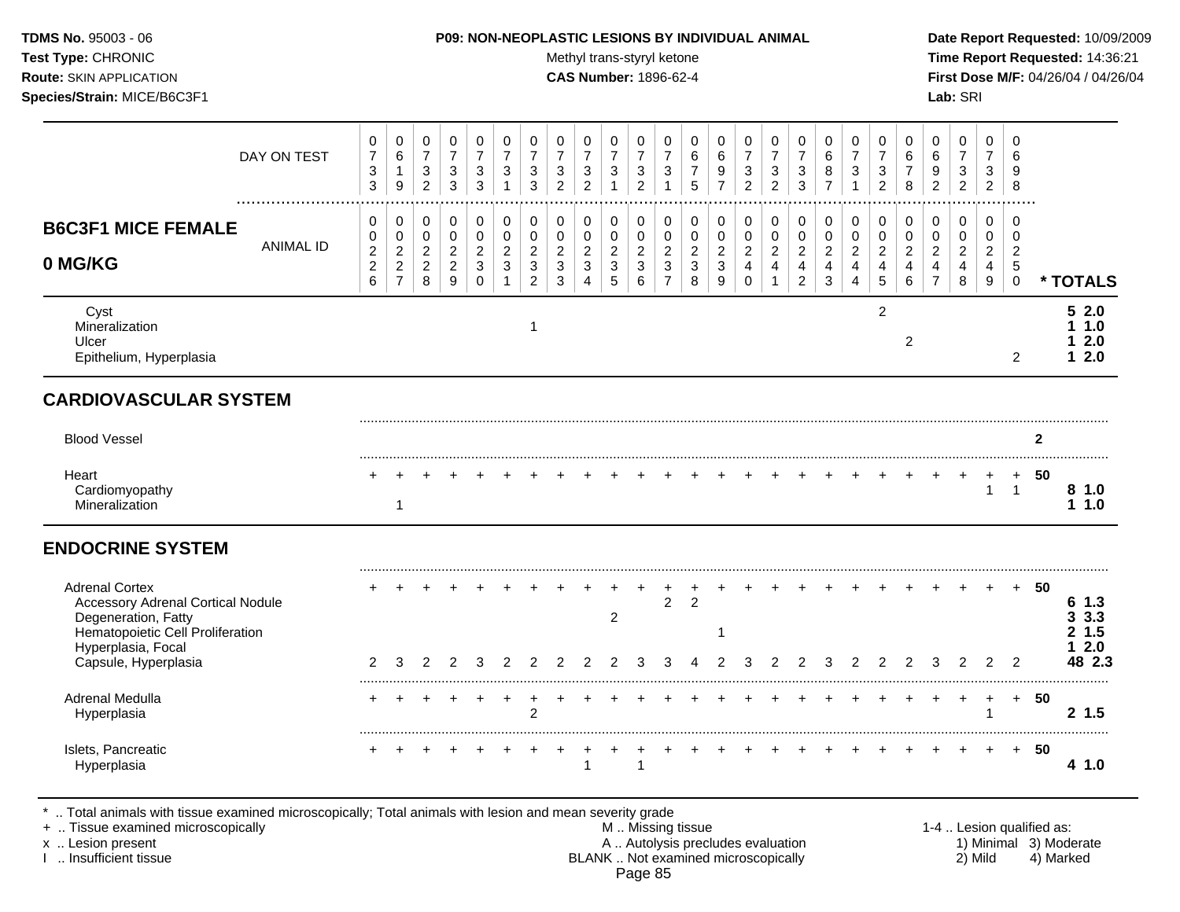**TDMS No.** 95003 - 06
**Test Type:** CHRONIC
**Route:** SKIN APPLICATION
**Species/Strain:** MICE/B6C3F1

**P09: NON-NEOPLASTIC LESIONS BY INDIVIDUAL ANIMAL**
Methyl trans-styryl ketone
**CAS Number:** 1896-62-4

**Date Report Requested:** 10/09/2009
**Time Report Requested:** 14:36:21
**First Dose M/F:** 04/26/04 / 04/26/04
**Lab:** SRI

| B6C3F1 MICE FEMALE 0 MG/KG | | | | | | | | | | | | | | | | | | | | | | | | | | |
|---|---|---|---|---|---|---|---|---|---|---|---|---|---|---|---|---|---|---|---|---|---|---|---|---|---|---|
| DAY ON TEST | 0733 | 0619 | 0732 | 0733 | 0733 | 0731 | 0733 | 0732 | 0732 | 0731 | 0732 | 0731 | 0675 | 0697 | 0732 | 0732 | 0733 | 0687 | 0731 | 0732 | 0678 | 0692 | 0732 | 0732 | 0698 | |
| ANIMAL ID | 00226 | 00227 | 00228 | 00229 | 00230 | 00231 | 00232 | 00233 | 00234 | 00235 | 00236 | 00237 | 00238 | 00239 | 00240 | 00241 | 00242 | 00243 | 00244 | 00245 | 00246 | 00247 | 00248 | 00249 | 00250 | * TOTALS |
| Cyst | | | | | | | | | | | | | | | | | | | | 2 | | | | | | 5 2.0 |
| Mineralization | | | | | | | 1 | | | | | | | | | | | | | | | | | | | 1 1.0 |
| Ulcer | | | | | | | | | | | | | | | | | | | | | 2 | | | | | 1 2.0 |
| Epithelium, Hyperplasia | | | | | | | | | | | | | | | | | | | | | | | | | 2 | 1 2.0 |
| **CARDIOVASCULAR SYSTEM** | | | | | | | | | | | | | | | | | | | | | | | | | | |
| Blood Vessel | | | | | | | | | | | | | | | | | | | | | | | | | | 2 |
| Heart | + | + | + | + | + | + | + | + | + | + | + | + | + | + | + | + | + | + | + | + | + | + | + | + | + | 50 |
| Cardiomyopathy | | | | | | | | | | | | | | | | | | | | | | | | 1 | 1 | 8 1.0 |
| Mineralization | | 1 | | | | | | | | | | | | | | | | | | | | | | | | 1 1.0 |
| **ENDOCRINE SYSTEM** | | | | | | | | | | | | | | | | | | | | | | | | | | |
| Adrenal Cortex | + | + | + | + | + | + | + | + | + | + | + | + | + | + | + | + | + | + | + | + | + | + | + | + | + | 50 |
| Accessory Adrenal Cortical Nodule | | | | | | | | | | | | 2 | 2 | | | | | | | | | | | | | 6 1.3 |
| Degeneration, Fatty | | | | | | | | | | 2 | | | | | | | | | | | | | | | | 3 3.3 |
| Hematopoietic Cell Proliferation | | | | | | | | | | | | | | 1 | | | | | | | | | | | | 2 1.5 |
| Hyperplasia, Focal | | | | | | | | | | | | | | | | | | | | | | | | | | 1 2.0 |
| Capsule, Hyperplasia | 2 | 3 | 2 | 2 | 3 | 2 | 2 | 2 | 2 | 2 | 3 | 3 | 4 | 2 | 3 | 2 | 2 | 3 | 2 | 2 | 2 | 3 | 2 | 2 | 2 | 48 2.3 |
| Adrenal Medulla | + | + | + | + | + | + | + | + | + | + | + | + | + | + | + | + | + | + | + | + | + | + | + | + | + | 50 |
| Hyperplasia | | | | | | | 2 | | | | | | | | | | | | | | | | | 1 | | 2 1.5 |
| Islets, Pancreatic | + | + | + | + | + | + | + | + | + | + | + | + | + | + | + | + | + | + | + | + | + | + | + | + | + | 50 |
| Hyperplasia | | | | | | | | | 1 | | 1 | | | | | | | | | | | | | | | 4 1.0 |

\* .. Total animals with tissue examined microscopically; Total animals with lesion and mean severity grade
\+ .. Tissue examined microscopically
x .. Lesion present
I .. Insufficient tissue

M .. Missing tissue
A .. Autolysis precludes evaluation
BLANK .. Not examined microscopically

1-4 .. Lesion qualified as:
1) Minimal 2) Mild 3) Moderate 4) Marked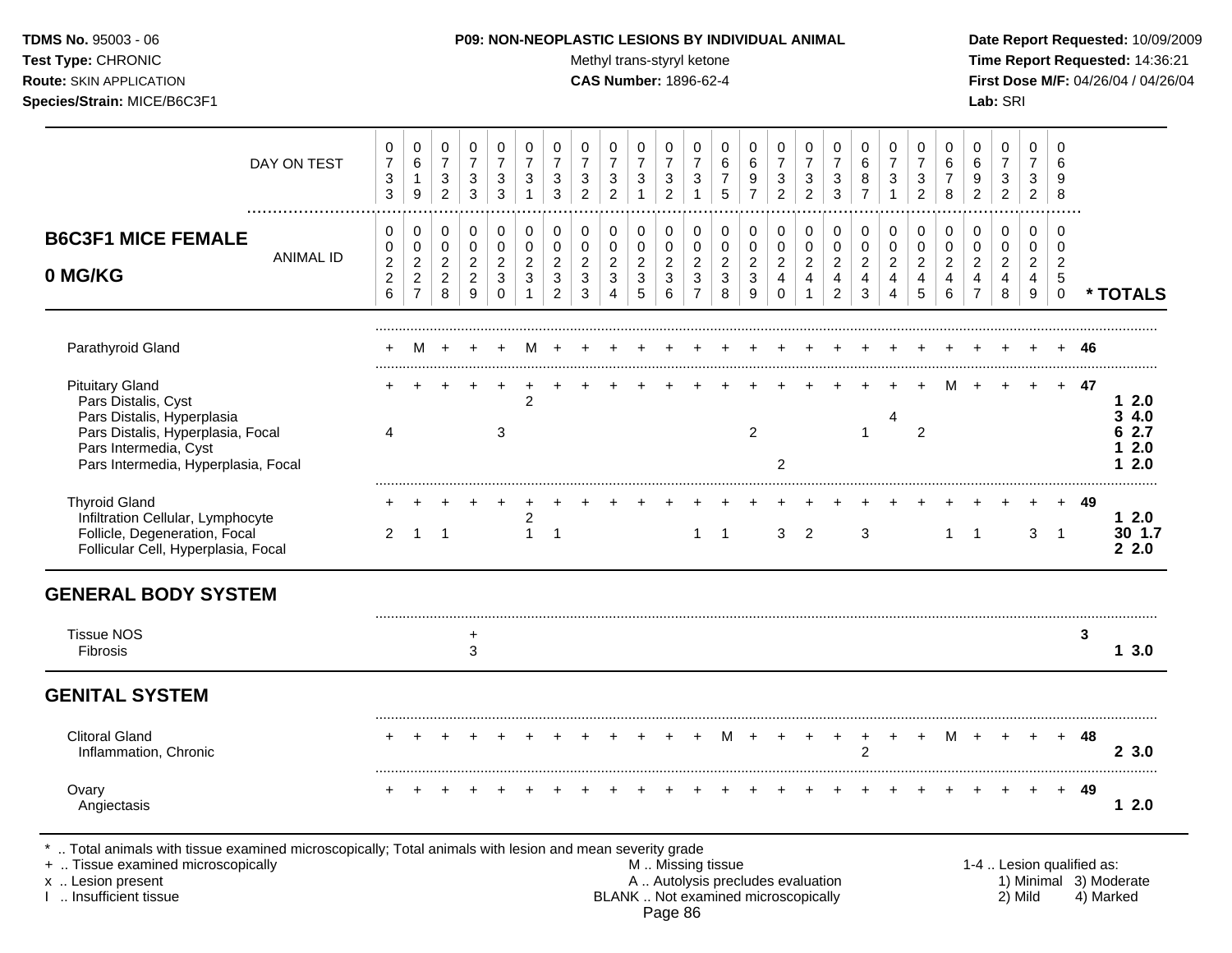**TDMS No.** 95003 - 06
**Test Type:** CHRONIC
**Route:** SKIN APPLICATION
**Species/Strain:** MICE/B6C3F1

**P09: NON-NEOPLASTIC LESIONS BY INDIVIDUAL ANIMAL**
Methyl trans-styryl ketone
**CAS Number:** 1896-62-4

**Date Report Requested:** 10/09/2009
**Time Report Requested:** 14:36:21
**First Dose M/F:** 04/26/04 / 04/26/04
**Lab:** SRI

## B6C3F1 MICE FEMALE 0 MG/KG

| DAY ON TEST | 0733 | 0619 | 0732 | 0733 | 0733 | 0731 | 0733 | 0732 | 0732 | 0731 | 0732 | 0731 | 0675 | 0697 | 0732 | 0732 | 0733 | 0687 | 0731 | 0732 | 0678 | 0692 | 0732 | 0732 | 0698 | |
|---|---|---|---|---|---|---|---|---|---|---|---|---|---|---|---|---|---|---|---|---|---|---|---|---|---|---|
| **ANIMAL ID** | 0226 | 0227 | 0228 | 0229 | 0230 | 0231 | 0232 | 0233 | 0234 | 0235 | 0236 | 0237 | 0238 | 0239 | 0240 | 0241 | 0242 | 0243 | 0244 | 0245 | 0246 | 0247 | 0248 | 0249 | 0250 | *** TOTALS** |
| Parathyroid Gland | + | M | + | + | + | M | + | + | + | + | + | + | + | + | + | + | + | + | + | + | + | + | + | + | + | 46 |
| Pituitary Gland | + | + | + | + | + | + | + | + | + | + | + | + | + | + | + | + | + | + | + | + | M | + | + | + | + | 47 |
| Pars Distalis, Cyst | | | | | | 2 | | | | | | | | | | | | | | | | | | | | 1 2.0 |
| Pars Distalis, Hyperplasia | | | | | | | | | | | | | | | | | | | 4 | | | | | | | 3 4.0 |
| Pars Distalis, Hyperplasia, Focal | 4 | | | | 3 | | | | | | | | | 2 | | | | 1 | | 2 | | | | | | 6 2.7 |
| Pars Intermedia, Cyst | | | | | | | | | | | | | | | | | | | | | | | | | | 1 2.0 |
| Pars Intermedia, Hyperplasia, Focal | | | | | | | | | | | | | | | 2 | | | | | | | | | | | 1 2.0 |
| Thyroid Gland | + | + | + | + | + | + | + | + | + | + | + | + | + | + | + | + | + | + | + | + | + | + | + | + | + | 49 |
| Infiltration Cellular, Lymphocyte | | | | | | 2 | | | | | | | | | | | | | | | | | | | | 1 2.0 |
| Follicle, Degeneration, Focal | 2 | 1 | 1 | | | 1 | 1 | | | | | 1 | 1 | | 3 | 2 | | 3 | | | 1 | 1 | | 3 | 1 | 30 1.7 |
| Follicular Cell, Hyperplasia, Focal | | | | | | | | | | | | | | | | | | | | | | | | | | 2 2.0 |
| **GENERAL BODY SYSTEM** | | | | | | | | | | | | | | | | | | | | | | | | | | |
| Tissue NOS | | | | + | | | | | | | | | | | | | | | | | | | | | | 3 |
| Fibrosis | | | | 3 | | | | | | | | | | | | | | | | | | | | | | 1 3.0 |
| **GENITAL SYSTEM** | | | | | | | | | | | | | | | | | | | | | | | | | | |
| Clitoral Gland | + | + | + | + | + | + | + | + | + | + | + | + | M | + | + | + | + | + | + | + | M | + | + | + | + | 48 |
| Inflammation, Chronic | | | | | | | | | | | | | | | | | | 2 | | | | | | | | 2 3.0 |
| Ovary | + | + | + | + | + | + | + | + | + | + | + | + | + | + | + | + | + | + | + | + | + | + | + | + | + | 49 |
| Angiectasis | | | | | | | | | | | | | | | | | | | | | | | | | | 1 2.0 |

\* .. Total animals with tissue examined microscopically; Total animals with lesion and mean severity grade
+ .. Tissue examined microscopically
x .. Lesion present
I .. Insufficient tissue

M .. Missing tissue
A .. Autolysis precludes evaluation
BLANK .. Not examined microscopically

1-4 .. Lesion qualified as: 1) Minimal 2) Mild 3) Moderate 4) Marked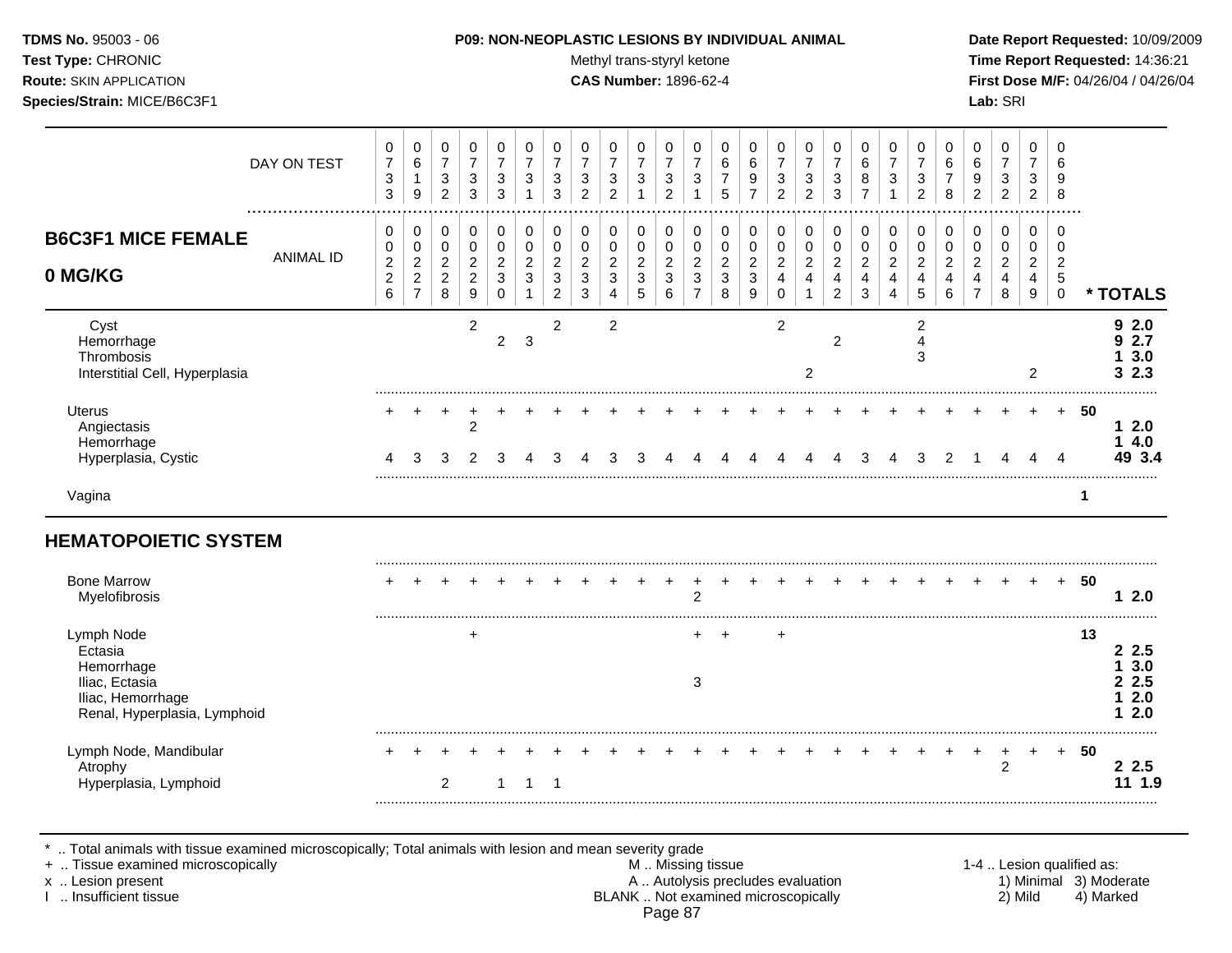**TDMS No.** 95003 - 06
**Test Type:** CHRONIC
**Route:** SKIN APPLICATION
**Species/Strain:** MICE/B6C3F1

**P09: NON-NEOPLASTIC LESIONS BY INDIVIDUAL ANIMAL**
Methyl trans-styryl ketone
**CAS Number:** 1896-62-4

**Date Report Requested:** 10/09/2009
**Time Report Requested:** 14:36:21
**First Dose M/F:** 04/26/04 / 04/26/04
**Lab:** SRI

## B6C3F1 MICE FEMALE 0 MG/KG

| DAY ON TEST | 0733 | 0619 | 0732 | 0733 | 0733 | 0731 | 0733 | 0732 | 0732 | 0731 | 0732 | 0731 | 0675 | 0697 | 0732 | 0732 | 0733 | 0687 | 0731 | 0732 | 0678 | 0692 | 0732 | 0732 | 0698 | |
|---|---|---|---|---|---|---|---|---|---|---|---|---|---|---|---|---|---|---|---|---|---|---|---|---|---|---|
| **ANIMAL ID** | 0226 | 0227 | 0228 | 0229 | 0230 | 0231 | 0232 | 0233 | 0234 | 0235 | 0236 | 0237 | 0238 | 0239 | 0240 | 0241 | 0242 | 0243 | 0244 | 0245 | 0246 | 0247 | 0248 | 0249 | 0250 | *** TOTALS** |
| Cyst | | | | 2 | | | 2 | | 2 | | | | | | 2 | | | | | 2 | | | | | | **9 2.0** |
| Hemorrhage | | | | | 2 | 3 | | | | | | | | | | | 2 | | | 4 | | | | | | **9 2.7** |
| Thrombosis | | | | | | | | | | | | | | | | | | | | 3 | | | | | | **1 3.0** |
| Interstitial Cell, Hyperplasia | | | | | | | | | | | | | | | | 2 | | | | | | | | 2 | | **3 2.3** |
| Uterus | + | + | + | + | + | + | + | + | + | + | + | + | + | + | + | + | + | + | + | + | + | + | + | + | + | 50 |
| Angiectasis | | | | 2 | | | | | | | | | | | | | | | | | | | | | | **1 2.0** |
| Hemorrhage | | | | | | | | | | | | | | | | | | | | | | | | | | **1 4.0** |
| Hyperplasia, Cystic | 4 | 3 | 3 | 2 | 3 | 4 | 3 | 4 | 3 | 3 | 4 | 4 | 4 | 4 | 4 | 4 | 4 | 3 | 4 | 3 | 2 | 1 | 4 | 4 | 4 | **49 3.4** |
| Vagina | | | | | | | | | | | | | | | | | | | | | | | | | | 1 |

### HEMATOPOIETIC SYSTEM

| | 0226 | 0227 | 0228 | 0229 | 0230 | 0231 | 0232 | 0233 | 0234 | 0235 | 0236 | 0237 | 0238 | 0239 | 0240 | 0241 | 0242 | 0243 | 0244 | 0245 | 0246 | 0247 | 0248 | 0249 | 0250 | *** TOTALS** |
|---|---|---|---|---|---|---|---|---|---|---|---|---|---|---|---|---|---|---|---|---|---|---|---|---|---|---|
| Bone Marrow | + | + | + | + | + | + | + | + | + | + | + | + | + | + | + | + | + | + | + | + | + | + | + | + | + | 50 |
| Myelofibrosis | | | | | | | | | | | | 2 | | | | | | | | | | | | | | **1 2.0** |
| Lymph Node | | | | + | | | | | | | | + | + | | + | | | | | | | | | | | 13 |
| Ectasia | | | | | | | | | | | | | | | | | | | | | | | | | | **2 2.5** |
| Hemorrhage | | | | | | | | | | | | | | | | | | | | | | | | | | **1 3.0** |
| Iliac, Ectasia | | | | | | | | | | | | 3 | | | | | | | | | | | | | | **2 2.5** |
| Iliac, Hemorrhage | | | | | | | | | | | | | | | | | | | | | | | | | | **1 2.0** |
| Renal, Hyperplasia, Lymphoid | | | | | | | | | | | | | | | | | | | | | | | | | | **1 2.0** |
| Lymph Node, Mandibular | + | + | + | + | + | + | + | + | + | + | + | + | + | + | + | + | + | + | + | + | + | + | + | + | + | 50 |
| Atrophy | | | | | | | | | | | | | | | | | | | | | | | 2 | | | **2 2.5** |
| Hyperplasia, Lymphoid | | | 2 | | 1 | 1 | 1 | | | | | | | | | | | | | | | | | | | **11 1.9** |

\* .. Total animals with tissue examined microscopically; Total animals with lesion and mean severity grade
\+ .. Tissue examined microscopically
x .. Lesion present
I .. Insufficient tissue

M .. Missing tissue
A .. Autolysis precludes evaluation
BLANK .. Not examined microscopically

1-4 .. Lesion qualified as:
1) Minimal 2) Mild 3) Moderate 4) Marked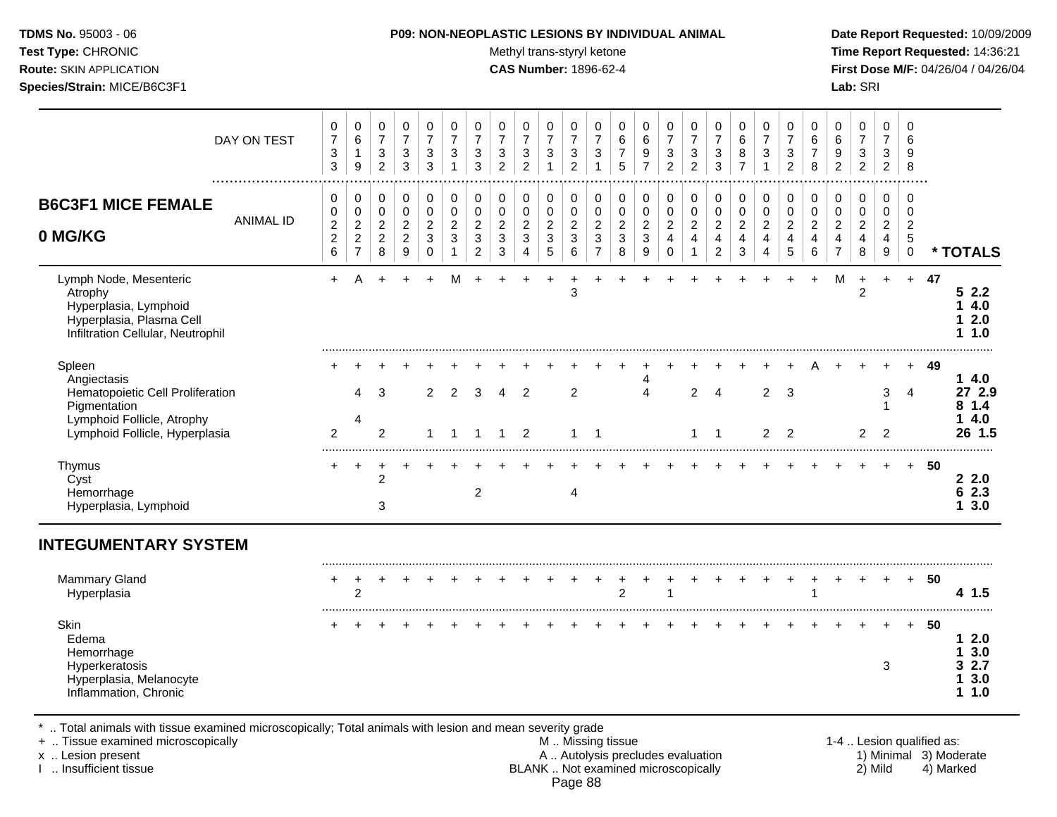**TDMS No.** 95003 - 06
**Test Type:** CHRONIC
**Route:** SKIN APPLICATION
**Species/Strain:** MICE/B6C3F1

**P09: NON-NEOPLASTIC LESIONS BY INDIVIDUAL ANIMAL**
Methyl trans-styryl ketone
**CAS Number:** 1896-62-4

**Date Report Requested:** 10/09/2009
**Time Report Requested:** 14:36:21
**First Dose M/F:** 04/26/04 / 04/26/04
**Lab:** SRI

## B6C3F1 MICE FEMALE 0 MG/KG

| ANIMAL ID | 0226 | 0227 | 0228 | 0229 | 0230 | 0231 | 0232 | 0233 | 0234 | 0235 | 0236 | 0237 | 0238 | 0239 | 0240 | 0241 | 0242 | 0243 | 0244 | 0245 | 0246 | 0247 | 0248 | 0249 | 0250 | * TOTALS | |
|---|---|---|---|---|---|---|---|---|---|---|---|---|---|---|---|---|---|---|---|---|---|---|---|---|---|---|---|
| DAY ON TEST | 0733 | 0619 | 0732 | 0733 | 0733 | 0731 | 0733 | 0732 | 0732 | 0731 | 0732 | 0731 | 0675 | 0697 | 0732 | 0732 | 0733 | 0687 | 0731 | 0732 | 0678 | 0692 | 0732 | 0732 | 0698 | | |
| Lymph Node, Mesenteric | + | A | + | + | + | M | + | + | + | + | + | + | + | + | + | + | + | + | + | + | + | M | + | + | + | 47 | |
| Atrophy | | | | | | | | | | | 3 | | | | | | | | | | | | 2 | | | | 5 2.2 |
| Hyperplasia, Lymphoid | | | | | | | | | | | | | | | | | | | | | | | | | | | 1 4.0 |
| Hyperplasia, Plasma Cell | | | | | | | | | | | | | | | | | | | | | | | | | | | 1 2.0 |
| Infiltration Cellular, Neutrophil | | | | | | | | | | | | | | | | | | | | | | | | | | | 1 1.0 |
| Spleen | + | + | + | + | + | + | + | + | + | + | + | + | + | + | + | + | + | + | + | + | A | + | + | + | + | 49 | |
| Angiectasis | | | | | | | | | | | | | | 4 | | | | | | | | | | | | | 1 4.0 |
| Hematopoietic Cell Proliferation | | 4 | 3 | | 2 | 2 | 3 | 4 | 2 | | 2 | | | 4 | | 2 | 4 | | 2 | 3 | | | | 3 | 4 | | 27 2.9 |
| Pigmentation | | | | | | | | | | | | | | | | | | | | | | | | 1 | | | 8 1.4 |
| Lymphoid Follicle, Atrophy | | 4 | | | | | | | | | | | | | | | | | | | | | | | | | 1 4.0 |
| Lymphoid Follicle, Hyperplasia | 2 | | 2 | | 1 | 1 | 1 | 1 | 2 | | 1 | 1 | | | | 1 | 1 | | 2 | 2 | | | 2 | 2 | | | 26 1.5 |
| Thymus | + | + | + | + | + | + | + | + | + | + | + | + | + | + | + | + | + | + | + | + | + | + | + | + | + | 50 | |
| Cyst | | | 2 | | | | | | | | | | | | | | | | | | | | | | | | 2 2.0 |
| Hemorrhage | | | | | | | 2 | | | | 4 | | | | | | | | | | | | | | | | 6 2.3 |
| Hyperplasia, Lymphoid | | | 3 | | | | | | | | | | | | | | | | | | | | | | | | 1 3.0 |

## INTEGUMENTARY SYSTEM

| ANIMAL ID | 0226 | 0227 | 0228 | 0229 | 0230 | 0231 | 0232 | 0233 | 0234 | 0235 | 0236 | 0237 | 0238 | 0239 | 0240 | 0241 | 0242 | 0243 | 0244 | 0245 | 0246 | 0247 | 0248 | 0249 | 0250 | * TOTALS | |
|---|---|---|---|---|---|---|---|---|---|---|---|---|---|---|---|---|---|---|---|---|---|---|---|---|---|---|---|
| Mammary Gland | + | + | + | + | + | + | + | + | + | + | + | + | + | + | + | + | + | + | + | + | + | + | + | + | + | 50 | |
| Hyperplasia | | 2 | | | | | | | | | | | 2 | | 1 | | | | | | 1 | | | | | | 4 1.5 |
| Skin | + | + | + | + | + | + | + | + | + | + | + | + | + | + | + | + | + | + | + | + | + | + | + | + | + | 50 | |
| Edema | | | | | | | | | | | | | | | | | | | | | | | | | | | 1 2.0 |
| Hemorrhage | | | | | | | | | | | | | | | | | | | | | | | | | | | 1 3.0 |
| Hyperkeratosis | | | | | | | | | | | | | | | | | | | | | | | | 3 | | | 3 2.7 |
| Hyperplasia, Melanocyte | | | | | | | | | | | | | | | | | | | | | | | | | | | 1 3.0 |
| Inflammation, Chronic | | | | | | | | | | | | | | | | | | | | | | | | | | | 1 1.0 |

* .. Total animals with tissue examined microscopically; Total animals with lesion and mean severity grade
+ .. Tissue examined microscopically
x .. Lesion present
I .. Insufficient tissue

M .. Missing tissue
A .. Autolysis precludes evaluation
BLANK .. Not examined microscopically

1-4 .. Lesion qualified as: 1) Minimal 2) Mild 3) Moderate 4) Marked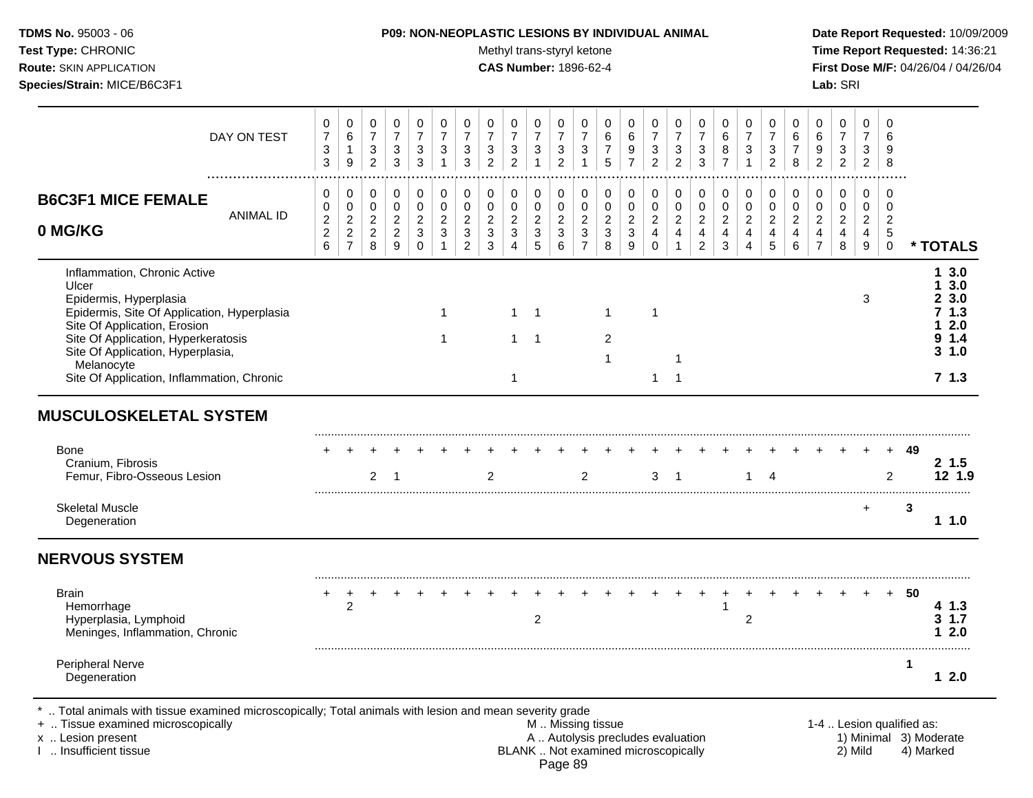**P09: NON-NEOPLASTIC LESIONS BY INDIVIDUAL ANIMAL**

Methyl trans-styryl ketone — CAS Number: 1896-62-4

Test Type: CHRONIC — Route: SKIN APPLICATION — Species/Strain: MICE/B6C3F1 — Lab: SRI

**B6C3F1 MICE FEMALE 0 MG/KG**

| DAY ON TEST | 0733 | 0619 | 0732 | 0733 | 0733 | 0731 | 0733 | 0732 | 0732 | 0731 | 0732 | 0731 | 0675 | 0697 | 0732 | 0732 | 0733 | 0687 | 0731 | 0732 | 0678 | 0692 | 0732 | 0732 | 0698 | |
|---|---|---|---|---|---|---|---|---|---|---|---|---|---|---|---|---|---|---|---|---|---|---|---|---|---|---|
| **ANIMAL ID** | 0226 | 0227 | 0228 | 0229 | 0230 | 0231 | 0232 | 0233 | 0234 | 0235 | 0236 | 0237 | 0238 | 0239 | 0240 | 0241 | 0242 | 0243 | 0244 | 0245 | 0246 | 0247 | 0248 | 0249 | 0250 | *** TOTALS** |
| Inflammation, Chronic Active | | | | | | | | | | | | | | | | | | | | | | | | | | **1 3.0** |
| Ulcer | | | | | | | | | | | | | | | | | | | | | | | | | | **1 3.0** |
| Epidermis, Hyperplasia | | | | | | | | | | | | | | | | | | | | | | | | 3 | | **2 3.0** |
| Epidermis, Site Of Application, Hyperplasia | | | | | | 1 | | | 1 | 1 | | | 1 | | 1 | | | | | | | | | | | **7 1.3** |
| Site Of Application, Erosion | | | | | | | | | | | | | | | | | | | | | | | | | | **1 2.0** |
| Site Of Application, Hyperkeratosis | | | | | | 1 | | | 1 | 1 | | | 2 | | | | | | | | | | | | | **9 1.4** |
| Site Of Application, Hyperplasia, Melanocyte | | | | | | | | | | | | | 1 | | | 1 | | | | | | | | | | **3 1.0** |
| Site Of Application, Inflammation, Chronic | | | | | | | | | 1 | | | | | | 1 | 1 | | | | | | | | | | **7 1.3** |
| **MUSCULOSKELETAL SYSTEM** | | | | | | | | | | | | | | | | | | | | | | | | | | |
| Bone | + | + | + | + | + | + | + | + | + | + | + | + | + | + | + | + | + | + | + | + | + | + | + | + | + | **49** |
| Cranium, Fibrosis | | | | | | | | | | | | | | | | | | | | | | | | | | **2 1.5** |
| Femur, Fibro-Osseous Lesion | | | 2 | 1 | | | | 2 | | | | 2 | | | 3 | 1 | | | 1 | 4 | | | | | 2 | **12 1.9** |
| Skeletal Muscle | | | | | | | | | | | | | | | | | | | | | | | | + | | **3** |
| Degeneration | | | | | | | | | | | | | | | | | | | | | | | | | | **1 1.0** |
| **NERVOUS SYSTEM** | | | | | | | | | | | | | | | | | | | | | | | | | | |
| Brain | + | + | + | + | + | + | + | + | + | + | + | + | + | + | + | + | + | + | + | + | + | + | + | + | + | **50** |
| Hemorrhage | | 2 | | | | | | | | | | | | | | | | 1 | 2 | | | | | | | **4 1.3** |
| Hyperplasia, Lymphoid | | | | | | | | | | 2 | | | | | | | | | | | | | | | | **3 1.7** |
| Meninges, Inflammation, Chronic | | | | | | | | | | | | | | | | | | | | | | | | | | **1 2.0** |
| Peripheral Nerve | | | | | | | | | | | | | | | | | | | | | | | | | | **1** |
| Degeneration | | | | | | | | | | | | | | | | | | | | | | | | | | **1 2.0** |

\* .. Total animals with tissue examined microscopically; Total animals with lesion and mean severity grade
\+ .. Tissue examined microscopically
x .. Lesion present
I .. Insufficient tissue

M .. Missing tissue
A .. Autolysis precludes evaluation
BLANK .. Not examined microscopically

1-4 .. Lesion qualified as: 1) Minimal 2) Mild 3) Moderate 4) Marked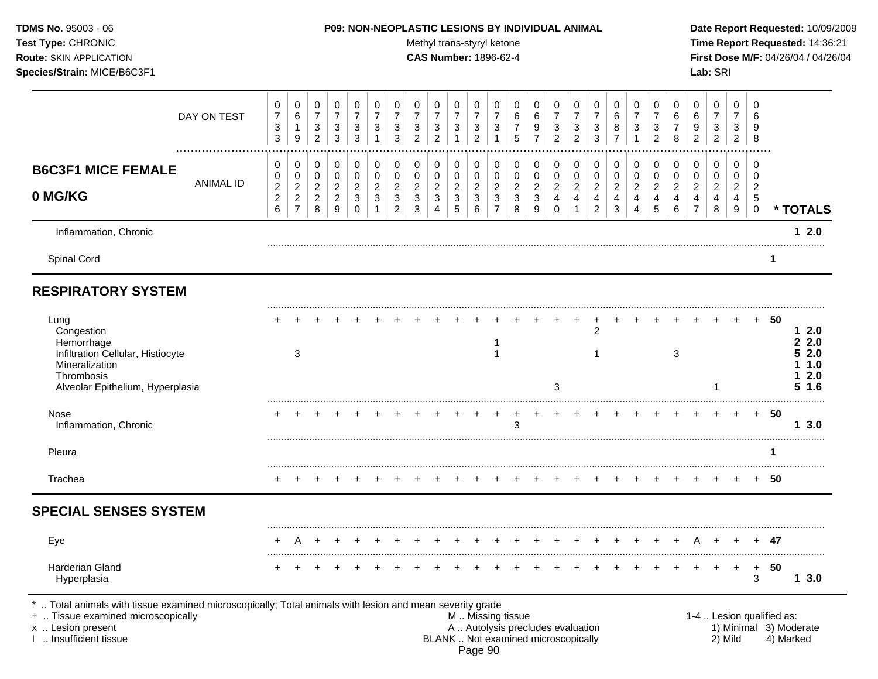**TDMS No.** 95003 - 06
**Test Type:** CHRONIC
**Route:** SKIN APPLICATION
**Species/Strain:** MICE/B6C3F1

**P09: NON-NEOPLASTIC LESIONS BY INDIVIDUAL ANIMAL**
Methyl trans-styryl ketone
**CAS Number:** 1896-62-4

**Date Report Requested:** 10/09/2009
**Time Report Requested:** 14:36:21
**First Dose M/F:** 04/26/04 / 04/26/04
**Lab:** SRI

## B6C3F1 MICE FEMALE 0 MG/KG

| DAY ON TEST | 0733 | 0619 | 0732 | 0733 | 0733 | 0731 | 0733 | 0732 | 0732 | 0731 | 0732 | 0731 | 0675 | 0697 | 0732 | 0732 | 0733 | 0687 | 0731 | 0732 | 0678 | 0692 | 0732 | 0732 | 0698 | |
|---|---|---|---|---|---|---|---|---|---|---|---|---|---|---|---|---|---|---|---|---|---|---|---|---|---|---|
| **ANIMAL ID** | 0226 | 0227 | 0228 | 0229 | 0230 | 0231 | 0232 | 0233 | 0234 | 0235 | 0236 | 0237 | 0238 | 0239 | 0240 | 0241 | 0242 | 0243 | 0244 | 0245 | 0246 | 0247 | 0248 | 0249 | 0250 | *** TOTALS** |
| Inflammation, Chronic | | | | | | | | | | | | | | | | | | | | | | | | | | **1 2.0** |
| Spinal Cord | | | | | | | | | | | | | | | | | | | | | | | | | | **1** |
| **RESPIRATORY SYSTEM** | | | | | | | | | | | | | | | | | | | | | | | | | | |
| Lung | + | + | + | + | + | + | + | + | + | + | + | + | + | + | + | + | + | + | + | + | + | + | + | + | + | **50** |
| Congestion | | | | | | | | | | | | | | | | | 2 | | | | | | | | | **1 2.0** |
| Hemorrhage | | | | | | | | | | | | 1 | | | | | | | | | | | | | | **2 2.0** |
| Infiltration Cellular, Histiocyte | | 3 | | | | | | | | | | 1 | | | | | 1 | | | | 3 | | | | | **5 2.0** |
| Mineralization | | | | | | | | | | | | | | | | | | | | | | | | | | **1 1.0** |
| Thrombosis | | | | | | | | | | | | | | | | | | | | | | | | | | **1 2.0** |
| Alveolar Epithelium, Hyperplasia | | | | | | | | | | | | | | | 3 | | | | | | | | 1 | | | **5 1.6** |
| Nose | + | + | + | + | + | + | + | + | + | + | + | + | + | + | + | + | + | + | + | + | + | + | + | + | + | **50** |
| Inflammation, Chronic | | | | | | | | | | | | | 3 | | | | | | | | | | | | | **1 3.0** |
| Pleura | | | | | | | | | | | | | | | | | | | | | | | | | | **1** |
| Trachea | + | + | + | + | + | + | + | + | + | + | + | + | + | + | + | + | + | + | + | + | + | + | + | + | + | **50** |
| **SPECIAL SENSES SYSTEM** | | | | | | | | | | | | | | | | | | | | | | | | | | |
| Eye | + | A | + | + | + | + | + | + | + | + | + | + | + | + | + | + | + | + | + | + | + | A | + | + | + | **47** |
| Harderian Gland | + | + | + | + | + | + | + | + | + | + | + | + | + | + | + | + | + | + | + | + | + | + | + | + | + | **50** |
| Hyperplasia | | | | | | | | | | | | | | | | | | | | | | | | | 3 | **1 3.0** |

\* .. Total animals with tissue examined microscopically; Total animals with lesion and mean severity grade
\+ .. Tissue examined microscopically
x .. Lesion present
I .. Insufficient tissue

M .. Missing tissue
A .. Autolysis precludes evaluation
BLANK .. Not examined microscopically

1-4 .. Lesion qualified as: 1) Minimal 2) Mild 3) Moderate 4) Marked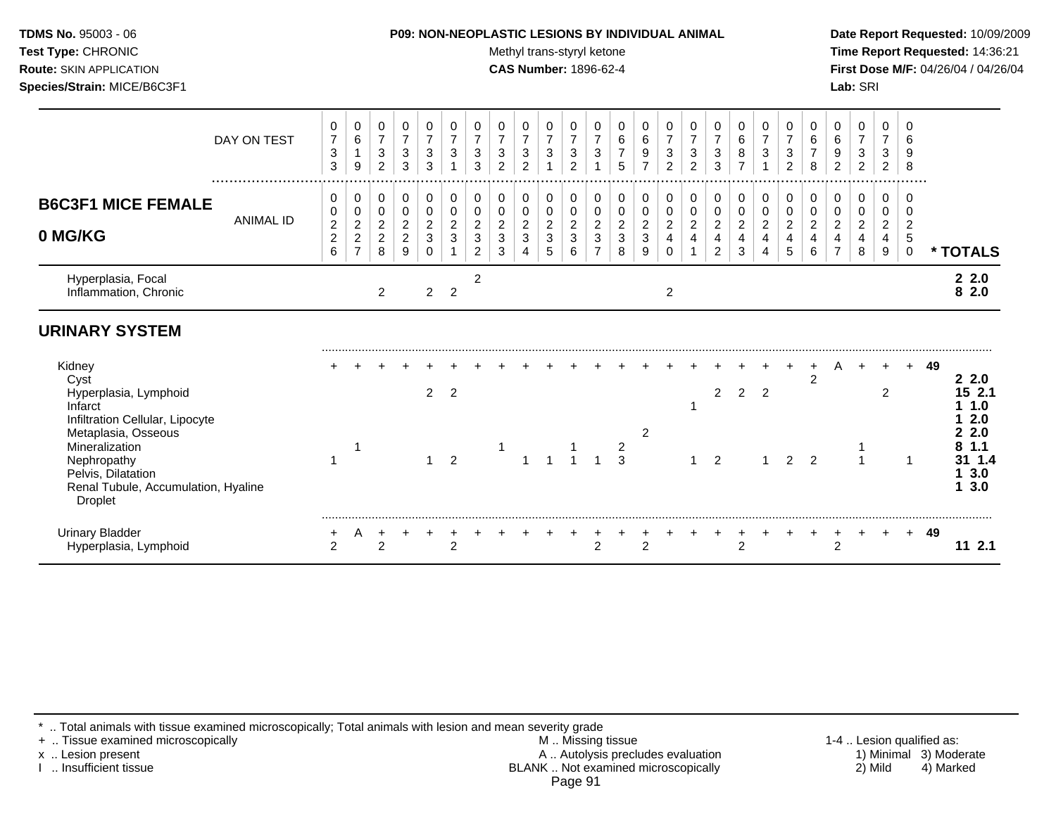**TDMS No.** 95003 - 06
**Test Type:** CHRONIC
**Route:** SKIN APPLICATION
**Species/Strain:** MICE/B6C3F1

**P09: NON-NEOPLASTIC LESIONS BY INDIVIDUAL ANIMAL**
Methyl trans-styryl ketone
**CAS Number:** 1896-62-4

**Date Report Requested:** 10/09/2009
**Time Report Requested:** 14:36:21
**First Dose M/F:** 04/26/04 / 04/26/04
**Lab:** SRI

## B6C3F1 MICE FEMALE 0 MG/KG

| DAY ON TEST | 0733 | 0619 | 0732 | 0733 | 0733 | 0731 | 0733 | 0732 | 0732 | 0731 | 0732 | 0731 | 0675 | 0697 | 0732 | 0732 | 0733 | 0687 | 0731 | 0732 | 0678 | 0692 | 0732 | 0732 | 0698 | |
|---|---|---|---|---|---|---|---|---|---|---|---|---|---|---|---|---|---|---|---|---|---|---|---|---|---|---|
| **ANIMAL ID** | 0226 | 0227 | 0228 | 0229 | 0230 | 0231 | 0232 | 0233 | 0234 | 0235 | 0236 | 0237 | 0238 | 0239 | 0240 | 0241 | 0242 | 0243 | 0244 | 0245 | 0246 | 0247 | 0248 | 0249 | 0250 | *** TOTALS** |
| Hyperplasia, Focal | | | | | | | 2 | | | | | | | | | | | | | | | | | | | **2 2.0** |
| Inflammation, Chronic | | | 2 | | 2 | 2 | | | | | | | | | 2 | | | | | | | | | | | **8 2.0** |
| **URINARY SYSTEM** | | | | | | | | | | | | | | | | | | | | | | | | | | |
| Kidney | + | + | + | + | + | + | + | + | + | + | + | + | + | + | + | + | + | + | + | + | + | A | + | + | + | **49** |
| Cyst | | | | | | | | | | | | | | | | | | | | | 2 | | | | | **2 2.0** |
| Hyperplasia, Lymphoid | | | | | 2 | 2 | | | | | | | | | | | 2 | 2 | 2 | | | | | 2 | | **15 2.1** |
| Infarct | | | | | | | | | | | | | | | | 1 | | | | | | | | | | **1 1.0** |
| Infiltration Cellular, Lipocyte | | | | | | | | | | | | | | | | | | | | | | | | | | **1 2.0** |
| Metaplasia, Osseous | | | | | | | | | | | | | | 2 | | | | | | | | | | | | **2 2.0** |
| Mineralization | | 1 | | | | | | 1 | | | 1 | | 2 | | | | | | | | | | 1 | | | **8 1.1** |
| Nephropathy | 1 | | | | 1 | 2 | | | 1 | 1 | 1 | 1 | 3 | | | 1 | 2 | | 1 | 2 | 2 | | 1 | | 1 | **31 1.4** |
| Pelvis, Dilatation | | | | | | | | | | | | | | | | | | | | | | | | | | **1 3.0** |
| Renal Tubule, Accumulation, Hyaline Droplet | | | | | | | | | | | | | | | | | | | | | | | | | | **1 3.0** |
| Urinary Bladder | + | A | + | + | + | + | + | + | + | + | + | + | + | + | + | + | + | + | + | + | + | + | + | + | + | **49** |
| Hyperplasia, Lymphoid | 2 | | 2 | | | 2 | | | | | | 2 | | 2 | | | | 2 | | | | 2 | | | | **11 2.1** |

\* .. Total animals with tissue examined microscopically; Total animals with lesion and mean severity grade
\+ .. Tissue examined microscopically
x .. Lesion present
I .. Insufficient tissue

M .. Missing tissue
A .. Autolysis precludes evaluation
BLANK .. Not examined microscopically

1-4 .. Lesion qualified as:
1) Minimal 2) Mild 3) Moderate 4) Marked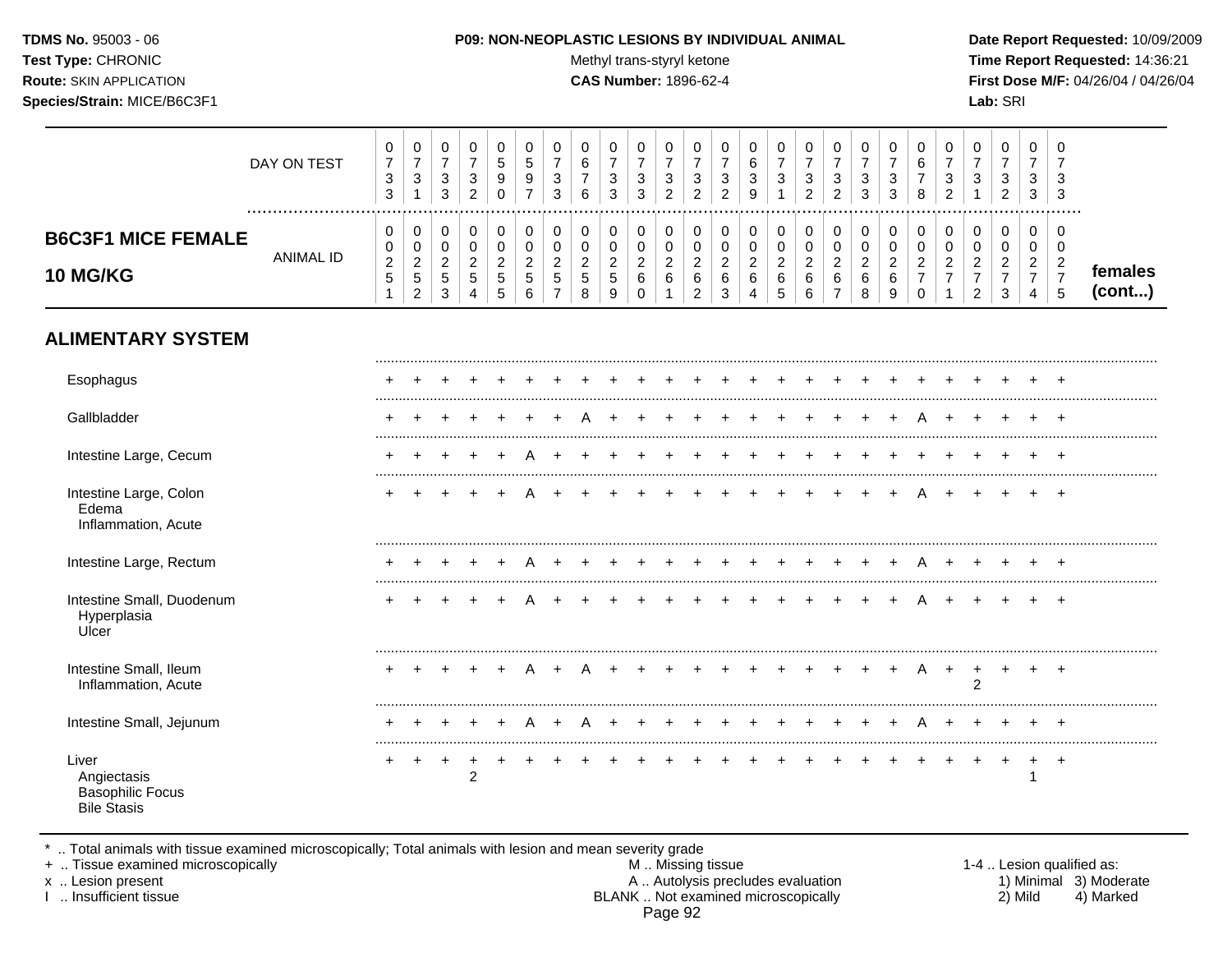**TDMS No.** 95003 - 06
**Test Type:** CHRONIC
**Route:** SKIN APPLICATION
**Species/Strain:** MICE/B6C3F1

**P09: NON-NEOPLASTIC LESIONS BY INDIVIDUAL ANIMAL**
Methyl trans-styryl ketone
**CAS Number:** 1896-62-4

**Date Report Requested:** 10/09/2009
**Time Report Requested:** 14:36:21
**First Dose M/F:** 04/26/04 / 04/26/04
**Lab:** SRI

| **B6C3F1 MICE FEMALE 10 MG/KG** | 0251 | 0252 | 0253 | 0254 | 0255 | 0256 | 0257 | 0258 | 0259 | 0260 | 0261 | 0262 | 0263 | 0264 | 0265 | 0266 | 0267 | 0268 | 0269 | 0270 | 0271 | 0272 | 0273 | 0274 | 0275 | **females (cont...)** |
|---|---|---|---|---|---|---|---|---|---|---|---|---|---|---|---|---|---|---|---|---|---|---|---|---|---|---|
| DAY ON TEST | 0733 | 0731 | 0733 | 0732 | 0590 | 0597 | 0733 | 0676 | 0733 | 0733 | 0732 | 0732 | 0732 | 0639 | 0731 | 0732 | 0732 | 0733 | 0733 | 0678 | 0732 | 0731 | 0732 | 0733 | 0733 | |
| **ALIMENTARY SYSTEM** | | | | | | | | | | | | | | | | | | | | | | | | | | |
| Esophagus | + | + | + | + | + | + | + | + | + | + | + | + | + | + | + | + | + | + | + | + | + | + | + | + | + | |
| Gallbladder | + | + | + | + | + | + | + | A | + | + | + | + | + | + | + | + | + | + | + | A | + | + | + | + | + | |
| Intestine Large, Cecum | + | + | + | + | + | A | + | + | + | + | + | + | + | + | + | + | + | + | + | + | + | + | + | + | + | |
| Intestine Large, Colon | + | + | + | + | + | A | + | + | + | + | + | + | + | + | + | + | + | + | + | A | + | + | + | + | + | |
| Edema | | | | | | | | | | | | | | | | | | | | | | | | | | |
| Inflammation, Acute | | | | | | | | | | | | | | | | | | | | | | | | | | |
| Intestine Large, Rectum | + | + | + | + | + | A | + | + | + | + | + | + | + | + | + | + | + | + | + | A | + | + | + | + | + | |
| Intestine Small, Duodenum | + | + | + | + | + | A | + | + | + | + | + | + | + | + | + | + | + | + | + | A | + | + | + | + | + | |
| Hyperplasia | | | | | | | | | | | | | | | | | | | | | | | | | | |
| Ulcer | | | | | | | | | | | | | | | | | | | | | | | | | | |
| Intestine Small, Ileum | + | + | + | + | + | A | + | A | + | + | + | + | + | + | + | + | + | + | + | A | + | + | + | + | + | |
| Inflammation, Acute | | | | | | | | | | | | | | | | | | | | | | 2 | | | | |
| Intestine Small, Jejunum | + | + | + | + | + | A | + | A | + | + | + | + | + | + | + | + | + | + | + | A | + | + | + | + | + | |
| Liver | + | + | + | + | + | + | + | + | + | + | + | + | + | + | + | + | + | + | + | + | + | + | + | + | + | |
| Angiectasis | | | | 2 | | | | | | | | | | | | | | | | | | | | 1 | | |
| Basophilic Focus | | | | | | | | | | | | | | | | | | | | | | | | | | |
| Bile Stasis | | | | | | | | | | | | | | | | | | | | | | | | | | |

\* .. Total animals with tissue examined microscopically; Total animals with lesion and mean severity grade
\+ .. Tissue examined microscopically
x .. Lesion present
I .. Insufficient tissue

M .. Missing tissue
A .. Autolysis precludes evaluation
BLANK .. Not examined microscopically

1-4 .. Lesion qualified as:
1) Minimal 2) Mild 3) Moderate 4) Marked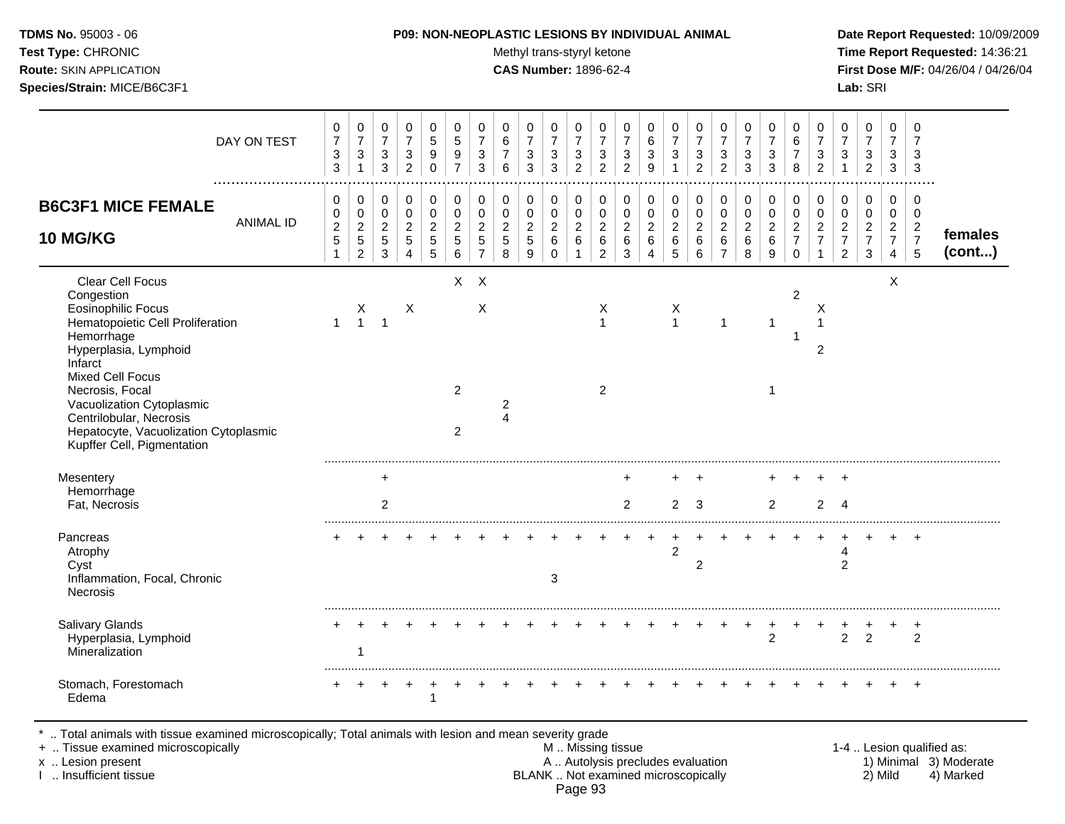**TDMS No.** 95003 - 06
**Test Type:** CHRONIC
**Route:** SKIN APPLICATION
**Species/Strain:** MICE/B6C3F1

**P09: NON-NEOPLASTIC LESIONS BY INDIVIDUAL ANIMAL**
Methyl trans-styryl ketone
**CAS Number:** 1896-62-4

**Date Report Requested:** 10/09/2009
**Time Report Requested:** 14:36:21
**First Dose M/F:** 04/26/04 / 04/26/04
**Lab:** SRI

## B6C3F1 MICE FEMALE 10 MG/KG

| DAY ON TEST | 0733 | 0731 | 0733 | 0732 | 0590 | 0597 | 0733 | 0676 | 0733 | 0733 | 0732 | 0732 | 0732 | 0639 | 0731 | 0732 | 0732 | 0733 | 0733 | 0678 | 0732 | 0731 | 0732 | 0733 | 0733 | |
|---|---|---|---|---|---|---|---|---|---|---|---|---|---|---|---|---|---|---|---|---|---|---|---|---|---|---|
| **ANIMAL ID** | 00251 | 00252 | 00253 | 00254 | 00255 | 00256 | 00257 | 00258 | 00259 | 00260 | 00261 | 00262 | 00263 | 00264 | 00265 | 00266 | 00267 | 00268 | 00269 | 00270 | 00271 | 00272 | 00273 | 00274 | 00275 | **females (cont...)** |
| Clear Cell Focus | | | | | | X | X | | | | | | | | | | | | | | | | | X | | |
| Congestion | | | | | | | | | | | | | | | | | | | | 2 | | | | | | |
| Eosinophilic Focus | | X | | X | | | X | | | | | X | | | X | | | | | | X | | | | | |
| Hematopoietic Cell Proliferation | 1 | 1 | 1 | | | | | | | | | 1 | | | 1 | | 1 | | 1 | | 1 | | | | | |
| Hemorrhage | | | | | | | | | | | | | | | | | | | | 1 | | | | | | |
| Hyperplasia, Lymphoid | | | | | | | | | | | | | | | | | | | | | 2 | | | | | |
| Infarct | | | | | | | | | | | | | | | | | | | | | | | | | | |
| Mixed Cell Focus | | | | | | | | | | | | | | | | | | | | | | | | | | |
| Necrosis, Focal | | | | | | 2 | | | | | | 2 | | | | | | | 1 | | | | | | | |
| Vacuolization Cytoplasmic | | | | | | | | 2 | | | | | | | | | | | | | | | | | | |
| Centrilobular, Necrosis | | | | | | | | 4 | | | | | | | | | | | | | | | | | | |
| Hepatocyte, Vacuolization Cytoplasmic | | | | | | 2 | | | | | | | | | | | | | | | | | | | | |
| Kupffer Cell, Pigmentation | | | | | | | | | | | | | | | | | | | | | | | | | | |
| Mesentery | | | + | | | | | | | | | | + | | + | + | | | + | + | + | + | | | | |
| Hemorrhage | | | | | | | | | | | | | | | | | | | | | | | | | | |
| Fat, Necrosis | | | 2 | | | | | | | | | | 2 | | 2 | 3 | | | 2 | | 2 | 4 | | | | |
| Pancreas | + | + | + | + | + | + | + | + | + | + | + | + | + | + | + | + | + | + | + | + | + | + | + | + | + | |
| Atrophy | | | | | | | | | | | | | | | 2 | | | | | | | 4 | | | | |
| Cyst | | | | | | | | | | | | | | | | 2 | | | | | | 2 | | | | |
| Inflammation, Focal, Chronic | | | | | | | | | | 3 | | | | | | | | | | | | | | | | |
| Necrosis | | | | | | | | | | | | | | | | | | | | | | | | | | |
| Salivary Glands | + | + | + | + | + | + | + | + | + | + | + | + | + | + | + | + | + | + | + | + | + | + | + | + | + | |
| Hyperplasia, Lymphoid | | | | | | | | | | | | | | | | | | | 2 | | | 2 | 2 | | 2 | |
| Mineralization | | 1 | | | | | | | | | | | | | | | | | | | | | | | | |
| Stomach, Forestomach | + | + | + | + | + | + | + | + | + | + | + | + | + | + | + | + | + | + | + | + | + | + | + | + | + | |
| Edema | | | | | 1 | | | | | | | | | | | | | | | | | | | | | |

\* .. Total animals with tissue examined microscopically; Total animals with lesion and mean severity grade
\+ .. Tissue examined microscopically
x .. Lesion present
I .. Insufficient tissue

M .. Missing tissue
A .. Autolysis precludes evaluation
BLANK .. Not examined microscopically

1-4 .. Lesion qualified as: 1) Minimal 2) Mild 3) Moderate 4) Marked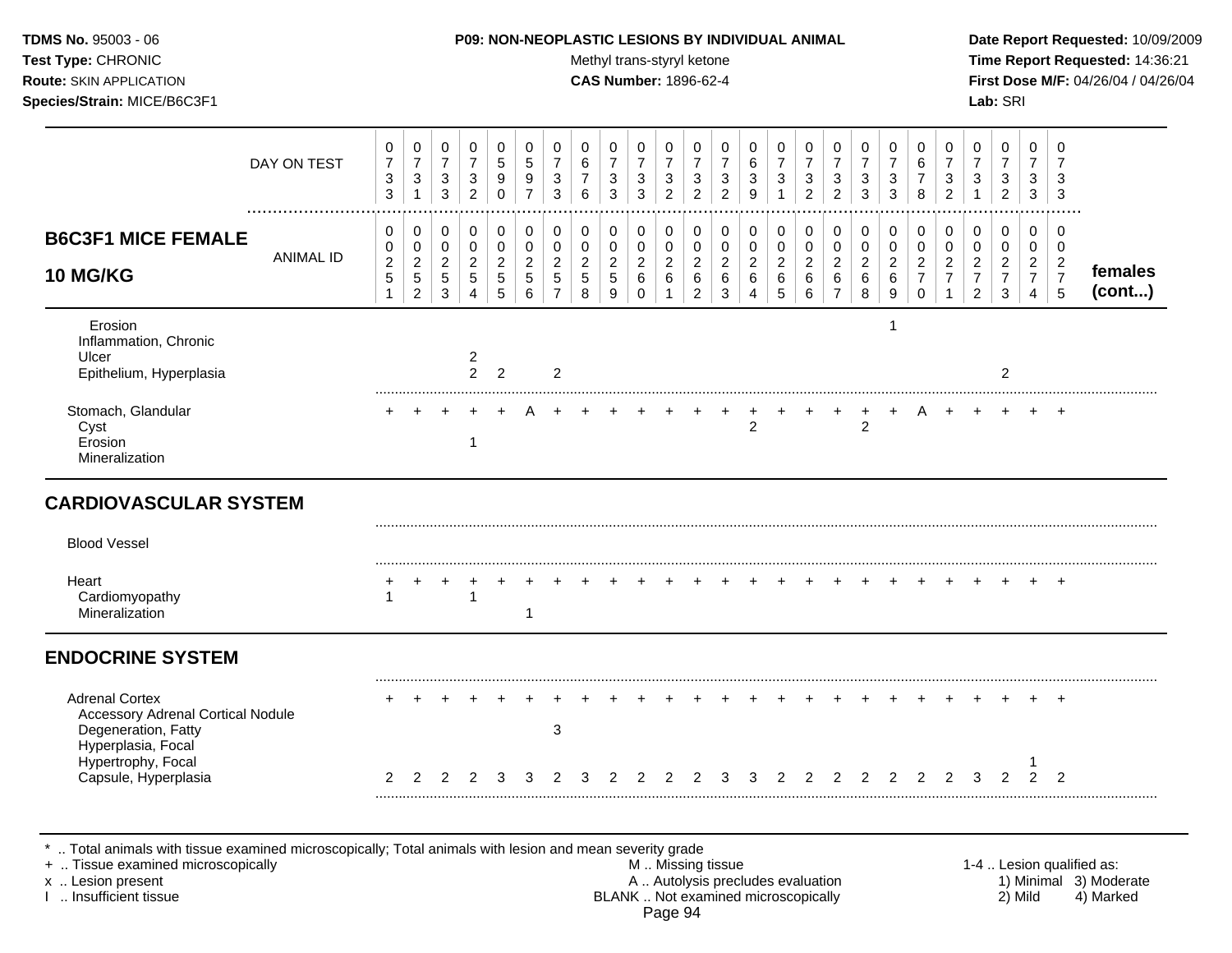**TDMS No.** 95003 - 06
**Test Type:** CHRONIC
**Route:** SKIN APPLICATION
**Species/Strain:** MICE/B6C3F1

**P09: NON-NEOPLASTIC LESIONS BY INDIVIDUAL ANIMAL**
Methyl trans-styryl ketone
**CAS Number:** 1896-62-4

**Date Report Requested:** 10/09/2009
**Time Report Requested:** 14:36:21
**First Dose M/F:** 04/26/04 / 04/26/04
**Lab:** SRI

## B6C3F1 MICE FEMALE 10 MG/KG

| DAY ON TEST | 0733 | 0731 | 0733 | 0732 | 0590 | 0597 | 0733 | 0676 | 0733 | 0733 | 0732 | 0732 | 0732 | 0639 | 0731 | 0732 | 0732 | 0733 | 0733 | 0678 | 0732 | 0731 | 0732 | 0733 | 0733 | |
|---|---|---|---|---|---|---|---|---|---|---|---|---|---|---|---|---|---|---|---|---|---|---|---|---|---|---|
| **ANIMAL ID** | 0251 | 0252 | 0253 | 0254 | 0255 | 0256 | 0257 | 0258 | 0259 | 0260 | 0261 | 0262 | 0263 | 0264 | 0265 | 0266 | 0267 | 0268 | 0269 | 0270 | 0271 | 0272 | 0273 | 0274 | 0275 | **females (cont...)** |
| Erosion | | | | | | | | | | | | | | | | | | | 1 | | | | | | | |
| Inflammation, Chronic | | | | | | | | | | | | | | | | | | | | | | | | | | |
| Ulcer | | | | 2 | | | | | | | | | | | | | | | | | | | | | | |
| Epithelium, Hyperplasia | | | | 2 | 2 | | 2 | | | | | | | | | | | | | | | | 2 | | | |
| Stomach, Glandular | + | + | + | + | + | A | + | + | + | + | + | + | + | + | + | + | + | + | + | A | + | + | + | + | + | |
| Cyst | | | | | | | | | | | | | | 2 | | | | 2 | | | | | | | | |
| Erosion | | | | 1 | | | | | | | | | | | | | | | | | | | | | | |
| Mineralization | | | | | | | | | | | | | | | | | | | | | | | | | | |
| **CARDIOVASCULAR SYSTEM** | | | | | | | | | | | | | | | | | | | | | | | | | | |
| Blood Vessel | | | | | | | | | | | | | | | | | | | | | | | | | | |
| Heart | + | + | + | + | + | + | + | + | + | + | + | + | + | + | + | + | + | + | + | + | + | + | + | + | + | |
| Cardiomyopathy | 1 | | | 1 | | | | | | | | | | | | | | | | | | | | | | |
| Mineralization | | | | | | 1 | | | | | | | | | | | | | | | | | | | | |
| **ENDOCRINE SYSTEM** | | | | | | | | | | | | | | | | | | | | | | | | | | |
| Adrenal Cortex | + | + | + | + | + | + | + | + | + | + | + | + | + | + | + | + | + | + | + | + | + | + | + | + | + | |
| Accessory Adrenal Cortical Nodule | | | | | | | | | | | | | | | | | | | | | | | | | | |
| Degeneration, Fatty | | | | | | | 3 | | | | | | | | | | | | | | | | | | | |
| Hyperplasia, Focal | | | | | | | | | | | | | | | | | | | | | | | | | | |
| Hypertrophy, Focal | | | | | | | | | | | | | | | | | | | | | | | | 1 | | |
| Capsule, Hyperplasia | 2 | 2 | 2 | 2 | 3 | 3 | 2 | 3 | 2 | 2 | 2 | 2 | 3 | 3 | 2 | 2 | 2 | 2 | 2 | 2 | 2 | 3 | 2 | 2 | 2 | |

\* .. Total animals with tissue examined microscopically; Total animals with lesion and mean severity grade
\+ .. Tissue examined microscopically
x .. Lesion present
I .. Insufficient tissue

M .. Missing tissue
A .. Autolysis precludes evaluation
BLANK .. Not examined microscopically

1-4 .. Lesion qualified as: 1) Minimal 2) Mild 3) Moderate 4) Marked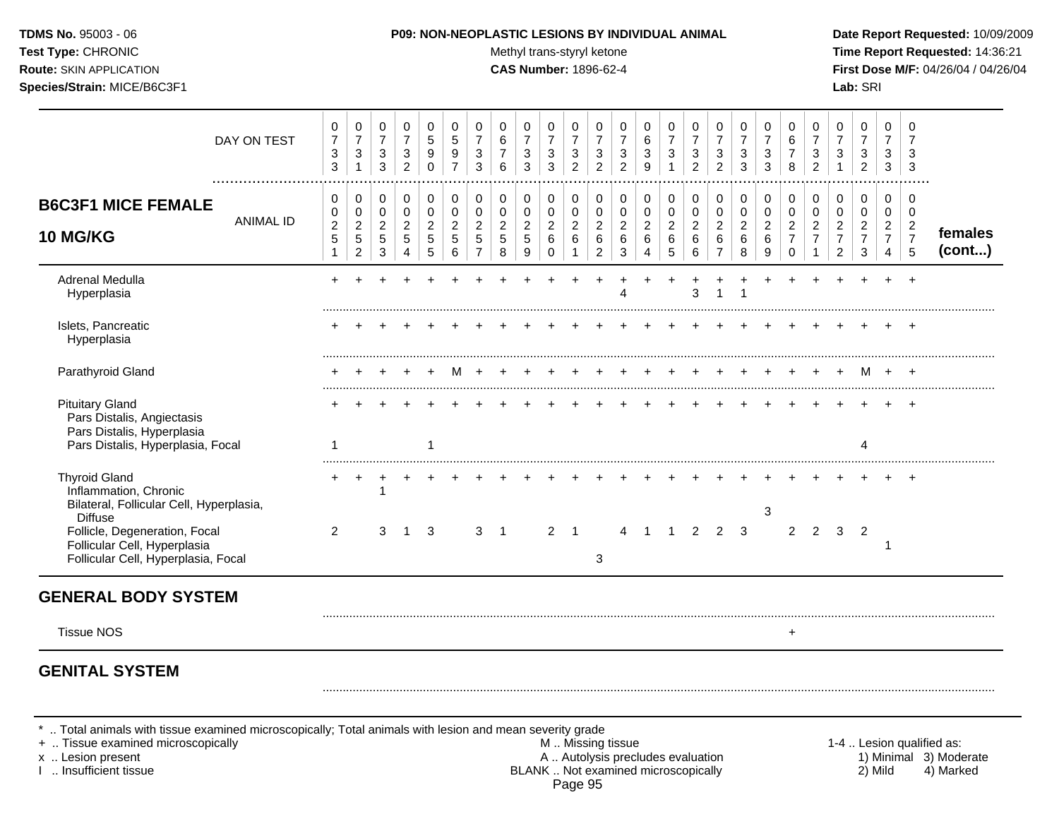**TDMS No.** 95003 - 06
**Test Type:** CHRONIC
**Route:** SKIN APPLICATION
**Species/Strain:** MICE/B6C3F1

**P09: NON-NEOPLASTIC LESIONS BY INDIVIDUAL ANIMAL**
Methyl trans-styryl ketone
**CAS Number:** 1896-62-4

**Date Report Requested:** 10/09/2009
**Time Report Requested:** 14:36:21
**First Dose M/F:** 04/26/04 / 04/26/04
**Lab:** SRI

## B6C3F1 MICE FEMALE 10 MG/KG

| DAY ON TEST | 0733 | 0731 | 0733 | 0732 | 0590 | 0597 | 0733 | 0676 | 0733 | 0733 | 0732 | 0732 | 0732 | 0639 | 0731 | 0732 | 0732 | 0733 | 0733 | 0678 | 0732 | 0731 | 0732 | 0733 | 0733 | |
|---|---|---|---|---|---|---|---|---|---|---|---|---|---|---|---|---|---|---|---|---|---|---|---|---|---|---|
| **ANIMAL ID** | 00251 | 00252 | 00253 | 00254 | 00255 | 00256 | 00257 | 00258 | 00259 | 00260 | 00261 | 00262 | 00263 | 00264 | 00265 | 00266 | 00267 | 00268 | 00269 | 00270 | 00271 | 00272 | 00273 | 00274 | 00275 | **females (cont...)** |
| Adrenal Medulla | + | + | + | + | + | + | + | + | + | + | + | + | + | + | + | + | + | + | + | + | + | + | + | + | + | |
| Hyperplasia | | | | | | | | | | | | | 4 | | | 3 | 1 | 1 | | | | | | | | |
| Islets, Pancreatic | + | + | + | + | + | + | + | + | + | + | + | + | + | + | + | + | + | + | + | + | + | + | + | + | + | |
| Hyperplasia | | | | | | | | | | | | | | | | | | | | | | | | | | |
| Parathyroid Gland | + | + | + | + | + | M | + | + | + | + | + | + | + | + | + | + | + | + | + | + | + | + | M | + | + | |
| Pituitary Gland | + | + | + | + | + | + | + | + | + | + | + | + | + | + | + | + | + | + | + | + | + | + | + | + | + | |
| Pars Distalis, Angiectasis | | | | | | | | | | | | | | | | | | | | | | | | | | |
| Pars Distalis, Hyperplasia | | | | | | | | | | | | | | | | | | | | | | | | | | |
| Pars Distalis, Hyperplasia, Focal | 1 | | | | 1 | | | | | | | | | | | | | | | | | | 4 | | | |
| Thyroid Gland | + | + | + | + | + | + | + | + | + | + | + | + | + | + | + | + | + | + | + | + | + | + | + | + | + | |
| Inflammation, Chronic | | | 1 | | | | | | | | | | | | | | | | | | | | | | | |
| Bilateral, Follicular Cell, Hyperplasia, Diffuse | | | | | | | | | | | | | | | | | | | 3 | | | | | | | |
| Follicle, Degeneration, Focal | 2 | | 3 | 1 | 3 | | 3 | 1 | | 2 | 1 | | 4 | 1 | 1 | 2 | 2 | 3 | | 2 | 2 | 3 | 2 | | | |
| Follicular Cell, Hyperplasia | | | | | | | | | | | | | | | | | | | | | | | | 1 | | |
| Follicular Cell, Hyperplasia, Focal | | | | | | | | | | | | 3 | | | | | | | | | | | | | | |

## GENERAL BODY SYSTEM

| | 00251 | 00252 | 00253 | 00254 | 00255 | 00256 | 00257 | 00258 | 00259 | 00260 | 00261 | 00262 | 00263 | 00264 | 00265 | 00266 | 00267 | 00268 | 00269 | 00270 | 00271 | 00272 | 00273 | 00274 | 00275 |
|---|---|---|---|---|---|---|---|---|---|---|---|---|---|---|---|---|---|---|---|---|---|---|---|---|---|
| Tissue NOS | | | | | | | | | | | | | | | | | | | | + | | | | | |

## GENITAL SYSTEM

\* .. Total animals with tissue examined microscopically; Total animals with lesion and mean severity grade
\+ .. Tissue examined microscopically
x .. Lesion present
I .. Insufficient tissue

M .. Missing tissue
A .. Autolysis precludes evaluation
BLANK .. Not examined microscopically

1-4 .. Lesion qualified as:
1) Minimal 3) Moderate
2) Mild 4) Marked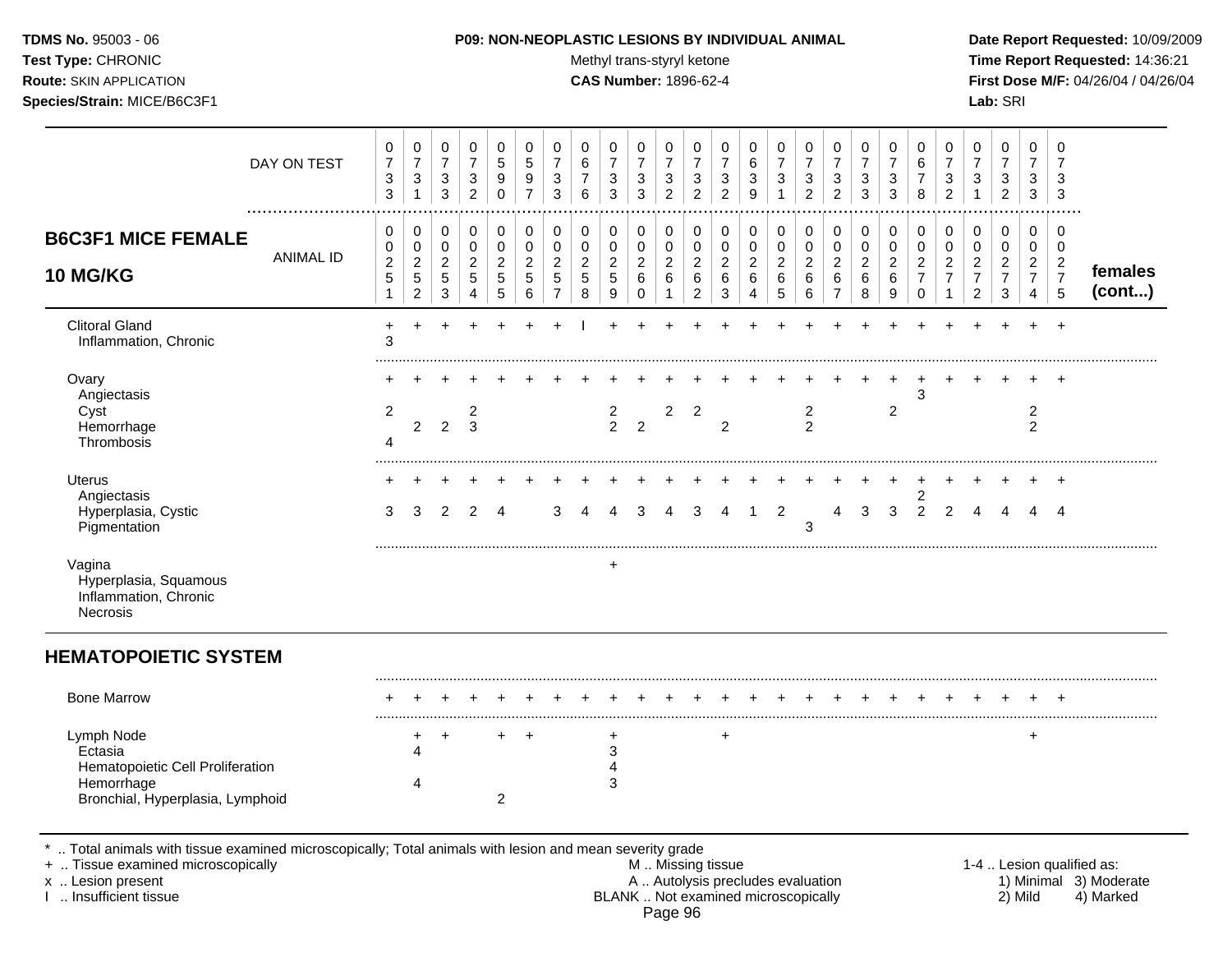**TDMS No.** 95003 - 06
**Test Type:** CHRONIC
**Route:** SKIN APPLICATION
**Species/Strain:** MICE/B6C3F1

**P09: NON-NEOPLASTIC LESIONS BY INDIVIDUAL ANIMAL**
Methyl trans-styryl ketone
**CAS Number:** 1896-62-4

**Date Report Requested:** 10/09/2009
**Time Report Requested:** 14:36:21
**First Dose M/F:** 04/26/04 / 04/26/04
**Lab:** SRI

## B6C3F1 MICE FEMALE 10 MG/KG

| | | | | | | | | | | | | | | | | | | | | | | | | | | |
|---|---|---|---|---|---|---|---|---|---|---|---|---|---|---|---|---|---|---|---|---|---|---|---|---|---|---|
| DAY ON TEST | 0733 | 0731 | 0733 | 0732 | 0590 | 0597 | 0733 | 0676 | 0733 | 0733 | 0732 | 0732 | 0732 | 0639 | 0731 | 0732 | 0732 | 0733 | 0733 | 0678 | 0732 | 0731 | 0732 | 0733 | 0733 | |
| ANIMAL ID | 00251 | 00252 | 00253 | 00254 | 00255 | 00256 | 00257 | 00258 | 00259 | 00260 | 00261 | 00262 | 00263 | 00264 | 00265 | 00266 | 00267 | 00268 | 00269 | 00270 | 00271 | 00272 | 00273 | 00274 | 00275 | **females (cont...)** |
| Clitoral Gland | + | + | + | + | + | + | + | I | + | + | + | + | + | + | + | + | + | + | + | + | + | + | + | + | + | |
| Inflammation, Chronic | 3 | | | | | | | | | | | | | | | | | | | | | | | | | |
| Ovary | + | + | + | + | + | + | + | + | + | + | + | + | + | + | + | + | + | + | + | + | + | + | + | + | + | |
| Angiectasis | | | | | | | | | | | | | | | | | | | | 3 | | | | | | |
| Cyst | 2 | | | 2 | | | | | 2 | | 2 | 2 | | | | 2 | | | 2 | | | | | 2 | | |
| Hemorrhage | | 2 | 2 | 3 | | | | | 2 | 2 | | | 2 | | | 2 | | | | | | | | 2 | | |
| Thrombosis | 4 | | | | | | | | | | | | | | | | | | | | | | | | | |
| Uterus | + | + | + | + | + | + | + | + | + | + | + | + | + | + | + | + | + | + | + | + | + | + | + | + | + | |
| Angiectasis | | | | | | | | | | | | | | | | | | | | 2 | | | | | | |
| Hyperplasia, Cystic | 3 | 3 | 2 | 2 | 4 | | 3 | 4 | 4 | 3 | 4 | 3 | 4 | 1 | 2 | | 4 | 3 | 3 | 2 | 2 | 4 | 4 | 4 | 4 | |
| Pigmentation | | | | | | | | | | | | | | | | 3 | | | | | | | | | | |
| Vagina | | | | | | | | | + | | | | | | | | | | | | | | | | | |
| Hyperplasia, Squamous | | | | | | | | | | | | | | | | | | | | | | | | | | |
| Inflammation, Chronic | | | | | | | | | | | | | | | | | | | | | | | | | | |
| Necrosis | | | | | | | | | | | | | | | | | | | | | | | | | | |

## HEMATOPOIETIC SYSTEM

| | | | | | | | | | | | | | | | | | | | | | | | | | | |
|---|---|---|---|---|---|---|---|---|---|---|---|---|---|---|---|---|---|---|---|---|---|---|---|---|---|---|
| Bone Marrow | + | + | + | + | + | + | + | + | + | + | + | + | + | + | + | + | + | + | + | + | + | + | + | + | + | |
| Lymph Node | | + | + | | + | + | | | + | | | | + | | | | | | | | | | | + | | |
| Ectasia | | 4 | | | | | | | 3 | | | | | | | | | | | | | | | | | |
| Hematopoietic Cell Proliferation | | | | | | | | | 4 | | | | | | | | | | | | | | | | | |
| Hemorrhage | | 4 | | | | | | | 3 | | | | | | | | | | | | | | | | | |
| Bronchial, Hyperplasia, Lymphoid | | | | | 2 | | | | | | | | | | | | | | | | | | | | | |

\* .. Total animals with tissue examined microscopically; Total animals with lesion and mean severity grade
\+ .. Tissue examined microscopically
x .. Lesion present
I .. Insufficient tissue

M .. Missing tissue
A .. Autolysis precludes evaluation
BLANK .. Not examined microscopically

1-4 .. Lesion qualified as:
1) Minimal 2) Mild 3) Moderate 4) Marked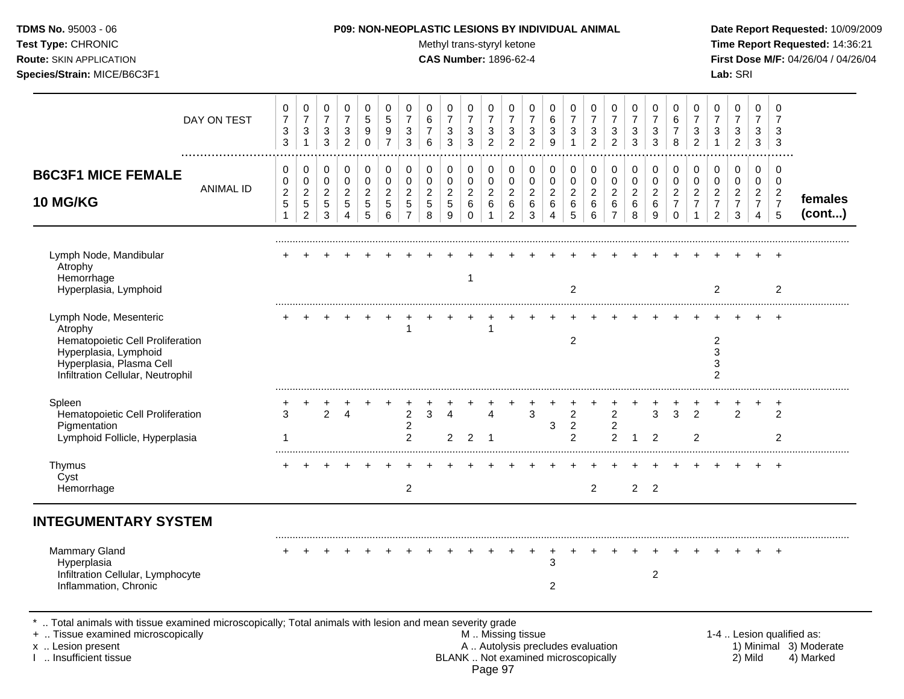**TDMS No.** 95003 - 06
**Test Type:** CHRONIC
**Route:** SKIN APPLICATION
**Species/Strain:** MICE/B6C3F1

**P09: NON-NEOPLASTIC LESIONS BY INDIVIDUAL ANIMAL**
Methyl trans-styryl ketone
**CAS Number:** 1896-62-4

**Date Report Requested:** 10/09/2009
**Time Report Requested:** 14:36:21
**First Dose M/F:** 04/26/04 / 04/26/04
**Lab:** SRI

## B6C3F1 MICE FEMALE 10 MG/KG

| | | | | | | | | | | | | | | | | | | | | | | | | | |
|---|---|---|---|---|---|---|---|---|---|---|---|---|---|---|---|---|---|---|---|---|---|---|---|---|---|
| DAY ON TEST | 0733 | 0731 | 0733 | 0732 | 0590 | 0597 | 0733 | 0676 | 0733 | 0733 | 0732 | 0732 | 0732 | 0639 | 0731 | 0732 | 0732 | 0733 | 0733 | 0678 | 0732 | 0731 | 0732 | 0733 | 0733 |
| ANIMAL ID | 0251 | 0252 | 0253 | 0254 | 0255 | 0256 | 0257 | 0258 | 0259 | 0260 | 0261 | 0262 | 0263 | 0264 | 0265 | 0266 | 0267 | 0268 | 0269 | 0270 | 0271 | 0272 | 0273 | 0274 | 0275 |
| Lymph Node, Mandibular | + | + | + | + | + | + | + | + | + | + | + | + | + | + | + | + | + | + | + | + | + | + | + | + | + |
| Atrophy | | | | | | | | | | | | | | | | | | | | | | | | | |
| Hemorrhage | | | | | | | | | | 1 | | | | | | | | | | | | | | | |
| Hyperplasia, Lymphoid | | | | | | | | | | | | | | | 2 | | | | | | | 2 | | | 2 |
| Lymph Node, Mesenteric | + | + | + | + | + | + | + | + | + | + | + | + | + | + | + | + | + | + | + | + | + | + | + | + | + |
| Atrophy | | | | | | | 1 | | | | 1 | | | | | | | | | | | | | | |
| Hematopoietic Cell Proliferation | | | | | | | | | | | | | | | 2 | | | | | | | 2 | | | |
| Hyperplasia, Lymphoid | | | | | | | | | | | | | | | | | | | | | | 3 | | | |
| Hyperplasia, Plasma Cell | | | | | | | | | | | | | | | | | | | | | | 3 | | | |
| Infiltration Cellular, Neutrophil | | | | | | | | | | | | | | | | | | | | | | 2 | | | |
| Spleen | + | + | + | + | + | + | + | + | + | + | + | + | + | + | + | + | + | + | + | + | + | + | + | + | + |
| Hematopoietic Cell Proliferation | 3 | | 2 | 4 | | | 2 | 3 | 4 | | 4 | | 3 | | 2 | | 2 | | 3 | 3 | 2 | | 2 | | 2 |
| Pigmentation | | | | | | | 2 | | | | | | | 3 | 2 | | 2 | | | | | | | | |
| Lymphoid Follicle, Hyperplasia | 1 | | | | | | 2 | | 2 | 2 | 1 | | | | 2 | | 2 | 1 | 2 | | 2 | | | | 2 |
| Thymus | + | + | + | + | + | + | + | + | + | + | + | + | + | + | + | + | + | + | + | + | + | + | + | + | + |
| Cyst | | | | | | | | | | | | | | | | | | | | | | | | | |
| Hemorrhage | | | | | | | 2 | | | | | | | | | 2 | | 2 | 2 | | | | | | |
| **INTEGUMENTARY SYSTEM** | | | | | | | | | | | | | | | | | | | | | | | | | |
| Mammary Gland | + | + | + | + | + | + | + | + | + | + | + | + | + | + | + | + | + | + | + | + | + | + | + | + | + |
| Hyperplasia | | | | | | | | | | | | | | 3 | | | | | | | | | | | |
| Infiltration Cellular, Lymphocyte | | | | | | | | | | | | | | | | | | | 2 | | | | | | |
| Inflammation, Chronic | | | | | | | | | | | | | | 2 | | | | | | | | | | | |

females (cont...)

\* .. Total animals with tissue examined microscopically; Total animals with lesion and mean severity grade
\+ .. Tissue examined microscopically
x .. Lesion present
I .. Insufficient tissue

M .. Missing tissue
A .. Autolysis precludes evaluation
BLANK .. Not examined microscopically

1-4 .. Lesion qualified as: 1) Minimal 2) Mild 3) Moderate 4) Marked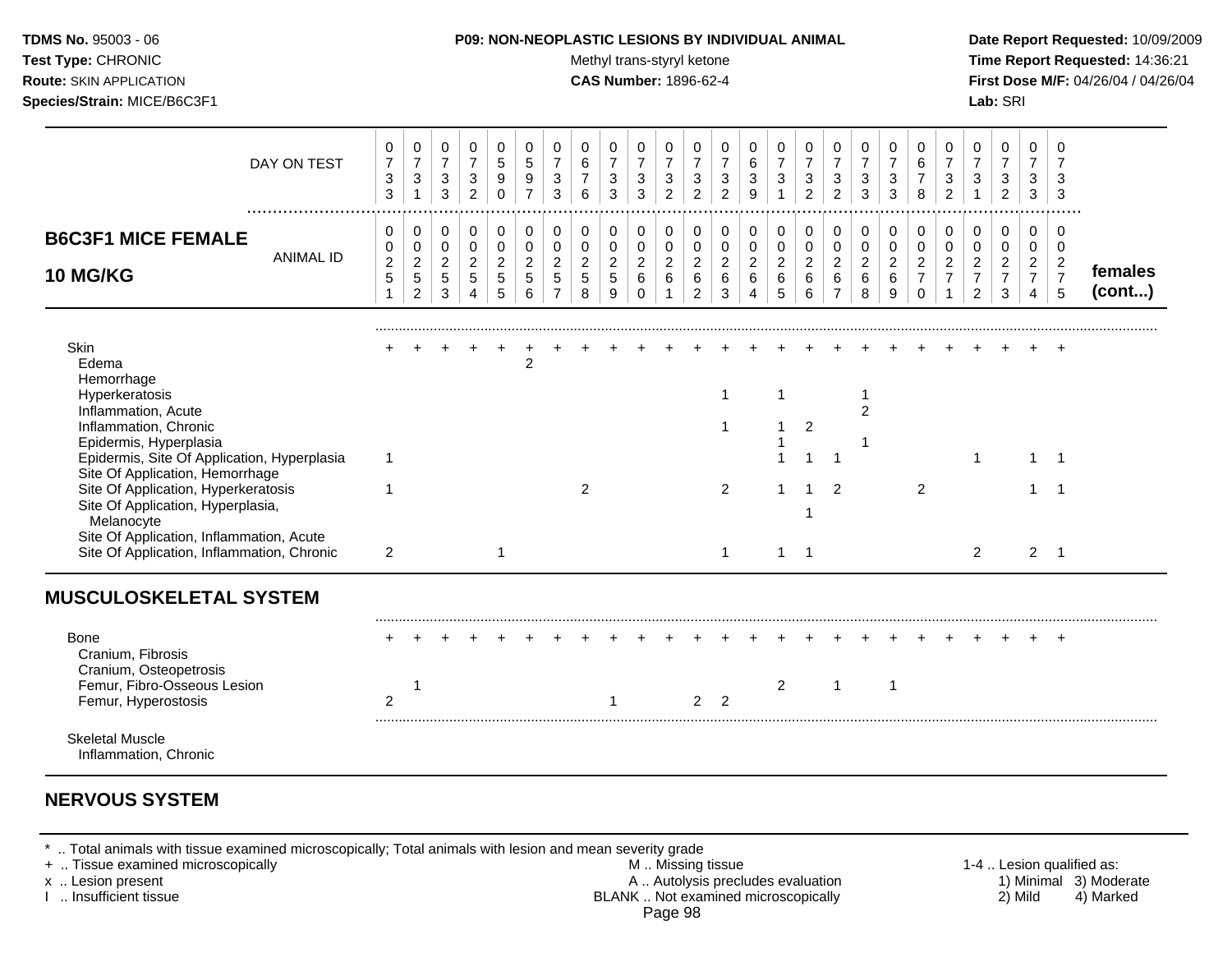**TDMS No.** 95003 - 06
**Test Type:** CHRONIC
**Route:** SKIN APPLICATION
**Species/Strain:** MICE/B6C3F1

**P09: NON-NEOPLASTIC LESIONS BY INDIVIDUAL ANIMAL**
Methyl trans-styryl ketone
**CAS Number:** 1896-62-4

**Date Report Requested:** 10/09/2009
**Time Report Requested:** 14:36:21
**First Dose M/F:** 04/26/04 / 04/26/04
**Lab:** SRI

## B6C3F1 MICE FEMALE 10 MG/KG

| | | | | | | | | | | | | | | | | | | | | | | | | | | |
|---|---|---|---|---|---|---|---|---|---|---|---|---|---|---|---|---|---|---|---|---|---|---|---|---|---|---|
| DAY ON TEST | 0733 | 0731 | 0733 | 0732 | 0590 | 0597 | 0733 | 0676 | 0733 | 0733 | 0732 | 0732 | 0732 | 0639 | 0731 | 0732 | 0732 | 0733 | 0733 | 0678 | 0732 | 0731 | 0732 | 0733 | 0733 | |
| ANIMAL ID | 0025 1 | 0025 2 | 0025 3 | 0025 4 | 0025 5 | 0025 6 | 0025 7 | 0025 8 | 0025 9 | 0026 0 | 0026 1 | 0026 2 | 0026 3 | 0026 4 | 0026 5 | 0026 6 | 0026 7 | 0026 8 | 0026 9 | 0027 0 | 0027 1 | 0027 2 | 0027 3 | 0027 4 | 0027 5 | **females (cont...)** |
| Skin | + | + | + | + | + | + | + | + | + | + | + | + | + | + | + | + | + | + | + | + | + | + | + | + | + | |
| Edema | | | | | | 2 | | | | | | | | | | | | | | | | | | | | |
| Hemorrhage | | | | | | | | | | | | | | | | | | | | | | | | | | |
| Hyperkeratosis | | | | | | | | | | | | | 1 | | 1 | | | 1 | | | | | | | | |
| Inflammation, Acute | | | | | | | | | | | | | | | | | | 2 | | | | | | | | |
| Inflammation, Chronic | | | | | | | | | | | | | 1 | | 1 | 2 | | | | | | | | | | |
| Epidermis, Hyperplasia | | | | | | | | | | | | | | | 1 | | | 1 | | | | | | | | |
| Epidermis, Site Of Application, Hyperplasia | 1 | | | | | | | | | | | | | | 1 | 1 | 1 | | | | | 1 | | 1 | 1 | |
| Site Of Application, Hemorrhage | | | | | | | | | | | | | | | | | | | | | | | | | | |
| Site Of Application, Hyperkeratosis | 1 | | | | | | | 2 | | | | | 2 | | 1 | 1 | 2 | | | 2 | | | | 1 | 1 | |
| Site Of Application, Hyperplasia, Melanocyte | | | | | | | | | | | | | | | | 1 | | | | | | | | | | |
| Site Of Application, Inflammation, Acute | | | | | | | | | | | | | | | | | | | | | | | | | | |
| Site Of Application, Inflammation, Chronic | 2 | | | | 1 | | | | | | | | 1 | | 1 | 1 | | | | | | 2 | | 2 | 1 | |

## MUSCULOSKELETAL SYSTEM

| | | | | | | | | | | | | | | | | | | | | | | | | | | |
|---|---|---|---|---|---|---|---|---|---|---|---|---|---|---|---|---|---|---|---|---|---|---|---|---|---|---|
| Bone | + | + | + | + | + | + | + | + | + | + | + | + | + | + | + | + | + | + | + | + | + | + | + | + | + | |
| Cranium, Fibrosis | | | | | | | | | | | | | | | | | | | | | | | | | | |
| Cranium, Osteopetrosis | | | | | | | | | | | | | | | | | | | | | | | | | | |
| Femur, Fibro-Osseous Lesion | | 1 | | | | | | | | | | | | | 2 | | 1 | | 1 | | | | | | | |
| Femur, Hyperostosis | 2 | | | | | | | | 1 | | | 2 | 2 | | | | | | | | | | | | | |
| Skeletal Muscle | | | | | | | | | | | | | | | | | | | | | | | | | | |
| Inflammation, Chronic | | | | | | | | | | | | | | | | | | | | | | | | | | |

## NERVOUS SYSTEM

\* .. Total animals with tissue examined microscopically; Total animals with lesion and mean severity grade
\+ .. Tissue examined microscopically
x .. Lesion present
I .. Insufficient tissue

M .. Missing tissue
A .. Autolysis precludes evaluation
BLANK .. Not examined microscopically

1-4 .. Lesion qualified as:
1) Minimal 3) Moderate
2) Mild 4) Marked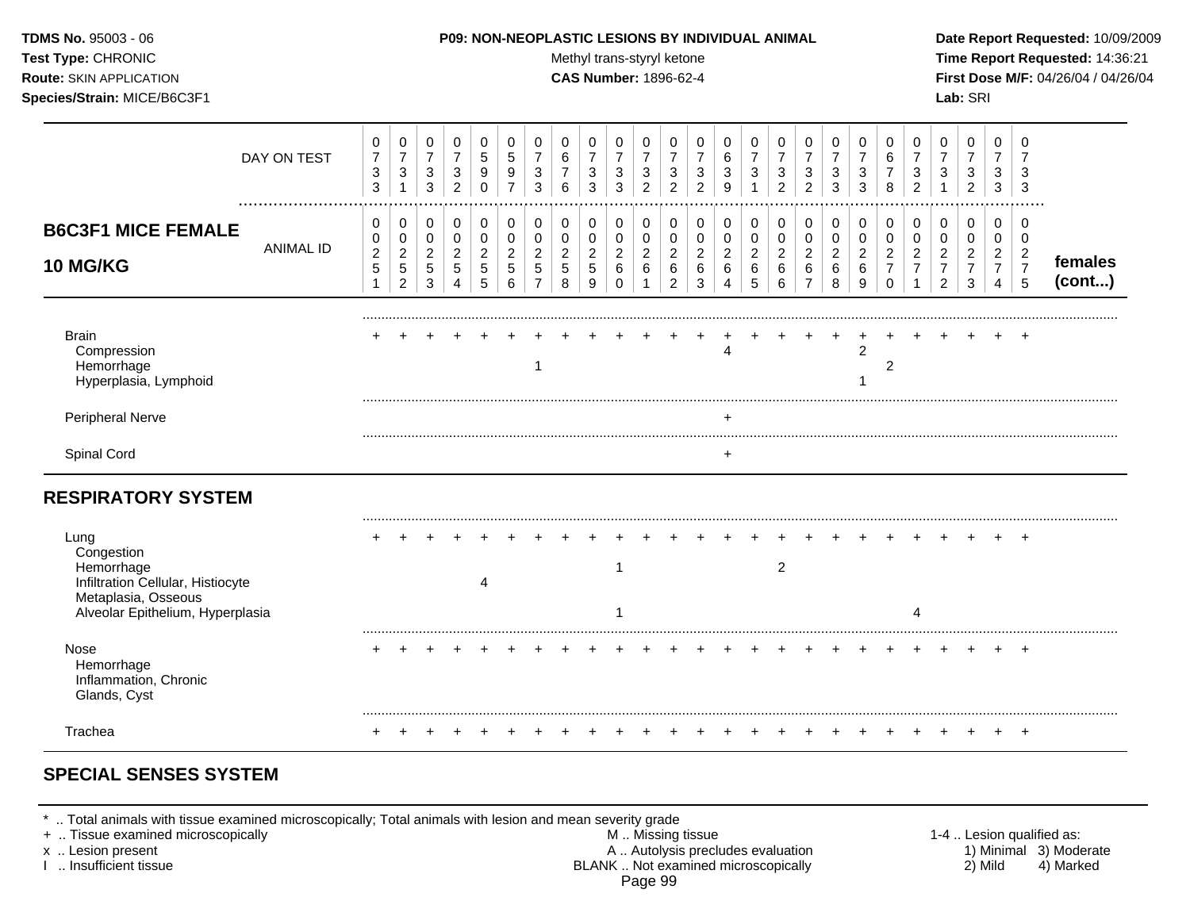**TDMS No.** 95003 - 06
**Test Type:** CHRONIC
**Route:** SKIN APPLICATION
**Species/Strain:** MICE/B6C3F1

**P09: NON-NEOPLASTIC LESIONS BY INDIVIDUAL ANIMAL**
Methyl trans-styryl ketone
**CAS Number:** 1896-62-4

**Date Report Requested:** 10/09/2009
**Time Report Requested:** 14:36:21
**First Dose M/F:** 04/26/04 / 04/26/04
**Lab:** SRI

## B6C3F1 MICE FEMALE 10 MG/KG

| DAY ON TEST | 0733 | 0731 | 0733 | 0732 | 0590 | 0597 | 0733 | 0676 | 0733 | 0733 | 0732 | 0732 | 0732 | 0639 | 0731 | 0732 | 0732 | 0733 | 0733 | 0678 | 0732 | 0731 | 0732 | 0733 | 0733 | |
|---|---|---|---|---|---|---|---|---|---|---|---|---|---|---|---|---|---|---|---|---|---|---|---|---|---|---|
| **ANIMAL ID** | 0251 | 0252 | 0253 | 0254 | 0255 | 0256 | 0257 | 0258 | 0259 | 0260 | 0261 | 0262 | 0263 | 0264 | 0265 | 0266 | 0267 | 0268 | 0269 | 0270 | 0271 | 0272 | 0273 | 0274 | 0275 | **females (cont...)** |
| Brain | + | + | + | + | + | + | + | + | + | + | + | + | + | + | + | + | + | + | + | + | + | + | + | + | + | |
| Compression | | | | | | | | | | | | | | 4 | | | | | 2 | | | | | | | |
| Hemorrhage | | | | | | | 1 | | | | | | | | | | | | | 2 | | | | | | |
| Hyperplasia, Lymphoid | | | | | | | | | | | | | | | | | | | 1 | | | | | | | |
| Peripheral Nerve | | | | | | | | | | | | | | + | | | | | | | | | | | | |
| Spinal Cord | | | | | | | | | | | | | | + | | | | | | | | | | | | |
| **RESPIRATORY SYSTEM** | | | | | | | | | | | | | | | | | | | | | | | | | | |
| Lung | + | + | + | + | + | + | + | + | + | + | + | + | + | + | + | + | + | + | + | + | + | + | + | + | + | |
| Congestion | | | | | | | | | | | | | | | | | | | | | | | | | | |
| Hemorrhage | | | | | | | | | | 1 | | | | | | 2 | | | | | | | | | | |
| Infiltration Cellular, Histiocyte | | | | | 4 | | | | | | | | | | | | | | | | | | | | | |
| Metaplasia, Osseous | | | | | | | | | | | | | | | | | | | | | | | | | | |
| Alveolar Epithelium, Hyperplasia | | | | | | | | | | 1 | | | | | | | | | | | 4 | | | | | |
| Nose | + | + | + | + | + | + | + | + | + | + | + | + | + | + | + | + | + | + | + | + | + | + | + | + | + | |
| Hemorrhage | | | | | | | | | | | | | | | | | | | | | | | | | | |
| Inflammation, Chronic | | | | | | | | | | | | | | | | | | | | | | | | | | |
| Glands, Cyst | | | | | | | | | | | | | | | | | | | | | | | | | | |
| Trachea | + | + | + | + | + | + | + | + | + | + | + | + | + | + | + | + | + | + | + | + | + | + | + | + | + | |

## SPECIAL SENSES SYSTEM

\* .. Total animals with tissue examined microscopically; Total animals with lesion and mean severity grade
\+ .. Tissue examined microscopically
x .. Lesion present
I .. Insufficient tissue

M .. Missing tissue
A .. Autolysis precludes evaluation
BLANK .. Not examined microscopically

1-4 .. Lesion qualified as:
1) Minimal 2) Mild 3) Moderate 4) Marked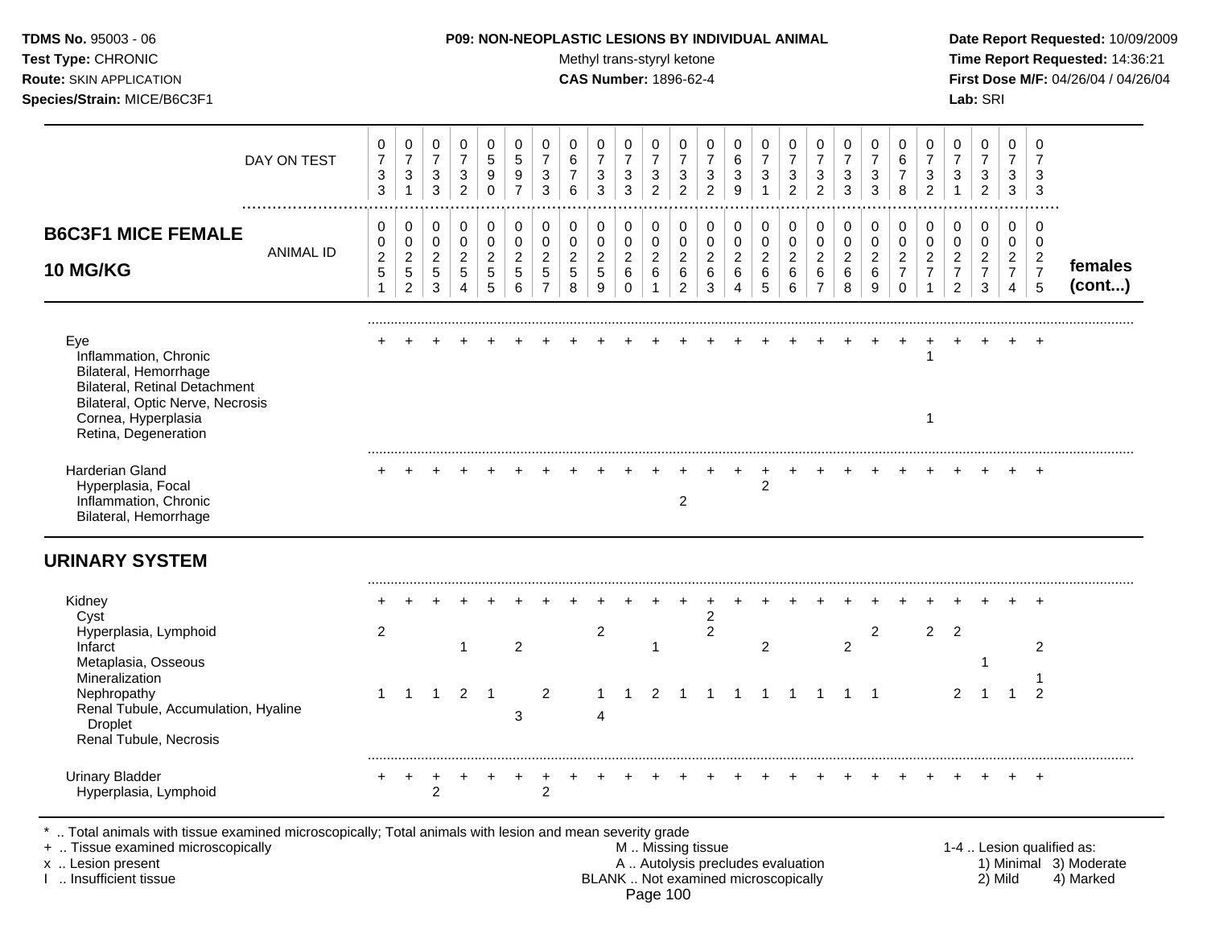**TDMS No.** 95003 - 06
**Test Type:** CHRONIC
**Route:** SKIN APPLICATION
**Species/Strain:** MICE/B6C3F1

**P09: NON-NEOPLASTIC LESIONS BY INDIVIDUAL ANIMAL**
Methyl trans-styryl ketone
**CAS Number:** 1896-62-4

**Date Report Requested:** 10/09/2009
**Time Report Requested:** 14:36:21
**First Dose M/F:** 04/26/04 / 04/26/04
**Lab:** SRI

| **B6C3F1 MICE FEMALE 10 MG/KG** | | | | | | | | | | | | | | | | | | | | | | | | | | |
|---|---|---|---|---|---|---|---|---|---|---|---|---|---|---|---|---|---|---|---|---|---|---|---|---|---|---|
| DAY ON TEST | 0733 | 0731 | 0733 | 0732 | 0590 | 0597 | 0733 | 0676 | 0733 | 0733 | 0732 | 0732 | 0732 | 0639 | 0731 | 0732 | 0732 | 0733 | 0733 | 0678 | 0732 | 0731 | 0732 | 0733 | 0733 | |
| ANIMAL ID | 00251 | 00252 | 00253 | 00254 | 00255 | 00256 | 00257 | 00258 | 00259 | 00260 | 00261 | 00262 | 00263 | 00264 | 00265 | 00266 | 00267 | 00268 | 00269 | 00270 | 00271 | 00272 | 00273 | 00274 | 00275 | **females (cont...)** |
| Eye | + | + | + | + | + | + | + | + | + | + | + | + | + | + | + | + | + | + | + | + | + | + | + | + | + | |
| Inflammation, Chronic | | | | | | | | | | | | | | | | | | | | | 1 | | | | | |
| Bilateral, Hemorrhage | | | | | | | | | | | | | | | | | | | | | | | | | | |
| Bilateral, Retinal Detachment | | | | | | | | | | | | | | | | | | | | | | | | | | |
| Bilateral, Optic Nerve, Necrosis | | | | | | | | | | | | | | | | | | | | | | | | | | |
| Cornea, Hyperplasia | | | | | | | | | | | | | | | | | | | | | 1 | | | | | |
| Retina, Degeneration | | | | | | | | | | | | | | | | | | | | | | | | | | |
| Harderian Gland | + | + | + | + | + | + | + | + | + | + | + | + | + | + | + | + | + | + | + | + | + | + | + | + | + | |
| Hyperplasia, Focal | | | | | | | | | | | | | | | 2 | | | | | | | | | | | |
| Inflammation, Chronic | | | | | | | | | | | | 2 | | | | | | | | | | | | | | |
| Bilateral, Hemorrhage | | | | | | | | | | | | | | | | | | | | | | | | | | |
| **URINARY SYSTEM** | | | | | | | | | | | | | | | | | | | | | | | | | | |
| Kidney | + | + | + | + | + | + | + | + | + | + | + | + | + | + | + | + | + | + | + | + | + | + | + | + | + | |
| Cyst | | | | | | | | | | | | | 2 | | | | | | | | | | | | | |
| Hyperplasia, Lymphoid | 2 | | | | | | | | 2 | | | | 2 | | | | | | 2 | | 2 | 2 | | | | |
| Infarct | | | | 1 | | 2 | | | | | 1 | | | | 2 | | | 2 | | | | | | | 2 | |
| Metaplasia, Osseous | | | | | | | | | | | | | | | | | | | | | | | 1 | | | |
| Mineralization | | | | | | | | | | | | | | | | | | | | | | | | | 1 | |
| Nephropathy | 1 | 1 | 1 | 2 | 1 | | 2 | | 1 | 1 | 2 | 1 | 1 | 1 | 1 | 1 | 1 | 1 | 1 | | | 2 | 1 | 1 | 2 | |
| Renal Tubule, Accumulation, Hyaline Droplet | | | | | | 3 | | | 4 | | | | | | | | | | | | | | | | | |
| Renal Tubule, Necrosis | | | | | | | | | | | | | | | | | | | | | | | | | | |
| Urinary Bladder | + | + | + | + | + | + | + | + | + | + | + | + | + | + | + | + | + | + | + | + | + | + | + | + | + | |
| Hyperplasia, Lymphoid | | | 2 | | | | 2 | | | | | | | | | | | | | | | | | | | |

\* .. Total animals with tissue examined microscopically; Total animals with lesion and mean severity grade
\+ .. Tissue examined microscopically
x .. Lesion present
I .. Insufficient tissue

M .. Missing tissue
A .. Autolysis precludes evaluation
BLANK .. Not examined microscopically

1-4 .. Lesion qualified as:
1) Minimal 2) Mild 3) Moderate 4) Marked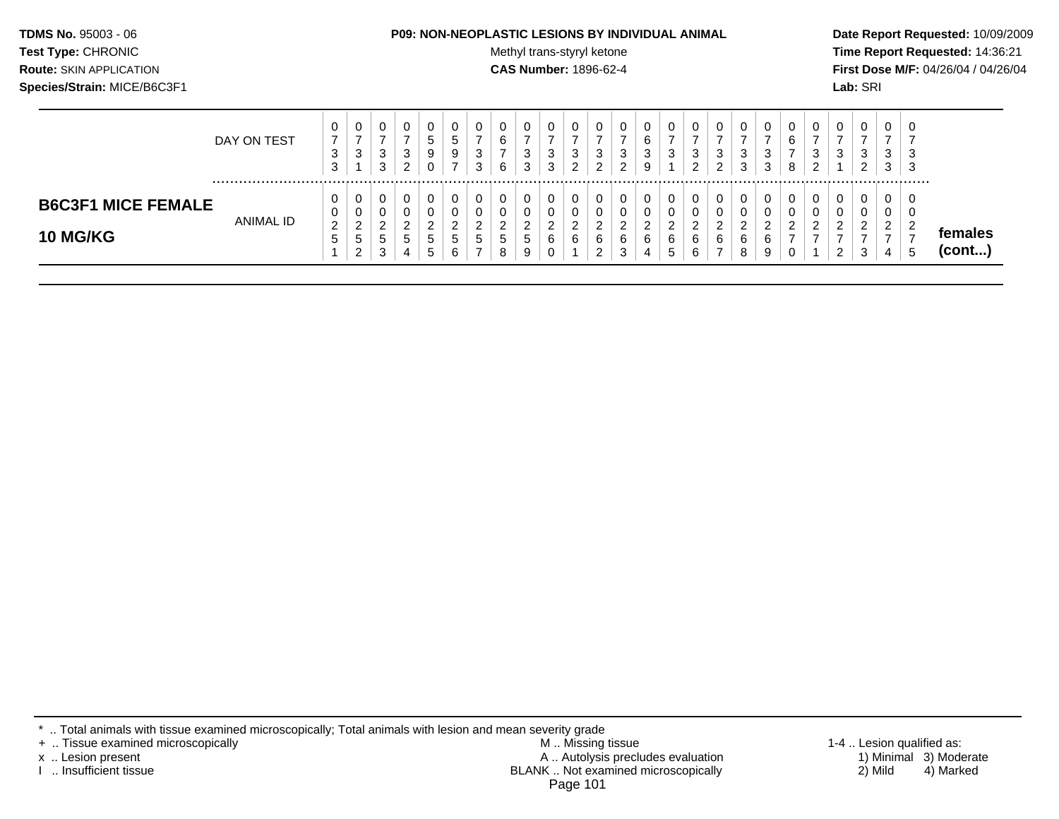**TDMS No.** 95003 - 06
**Test Type:** CHRONIC
**Route:** SKIN APPLICATION
**Species/Strain:** MICE/B6C3F1

**P09: NON-NEOPLASTIC LESIONS BY INDIVIDUAL ANIMAL**
Methyl trans-styryl ketone
**CAS Number:** 1896-62-4

**Date Report Requested:** 10/09/2009
**Time Report Requested:** 14:36:21
**First Dose M/F:** 04/26/04 / 04/26/04
**Lab:** SRI

| | DAY ON TEST | 0733 | 0731 | 0733 | 0732 | 0590 | 0597 | 0733 | 0676 | 0733 | 0733 | 0732 | 0732 | 0732 | 0639 | 0731 | 0732 | 0732 | 0733 | 0733 | 0678 | 0732 | 0731 | 0732 | 0733 | 0733 | |
|---|---|---|---|---|---|---|---|---|---|---|---|---|---|---|---|---|---|---|---|---|---|---|---|---|---|---|---|
| **B6C3F1 MICE FEMALE 10 MG/KG** | ANIMAL ID | 00251 | 00252 | 00253 | 00254 | 00255 | 00256 | 00257 | 00258 | 00259 | 00260 | 00261 | 00262 | 00263 | 00264 | 00265 | 00266 | 00267 | 00268 | 00269 | 00270 | 00271 | 00272 | 00273 | 00274 | 00275 | **females (cont...)** |

* .. Total animals with tissue examined microscopically; Total animals with lesion and mean severity grade
+ .. Tissue examined microscopically
x .. Lesion present
I .. Insufficient tissue

M .. Missing tissue
A .. Autolysis precludes evaluation
BLANK .. Not examined microscopically

1-4 .. Lesion qualified as:
1) Minimal 3) Moderate
2) Mild 4) Marked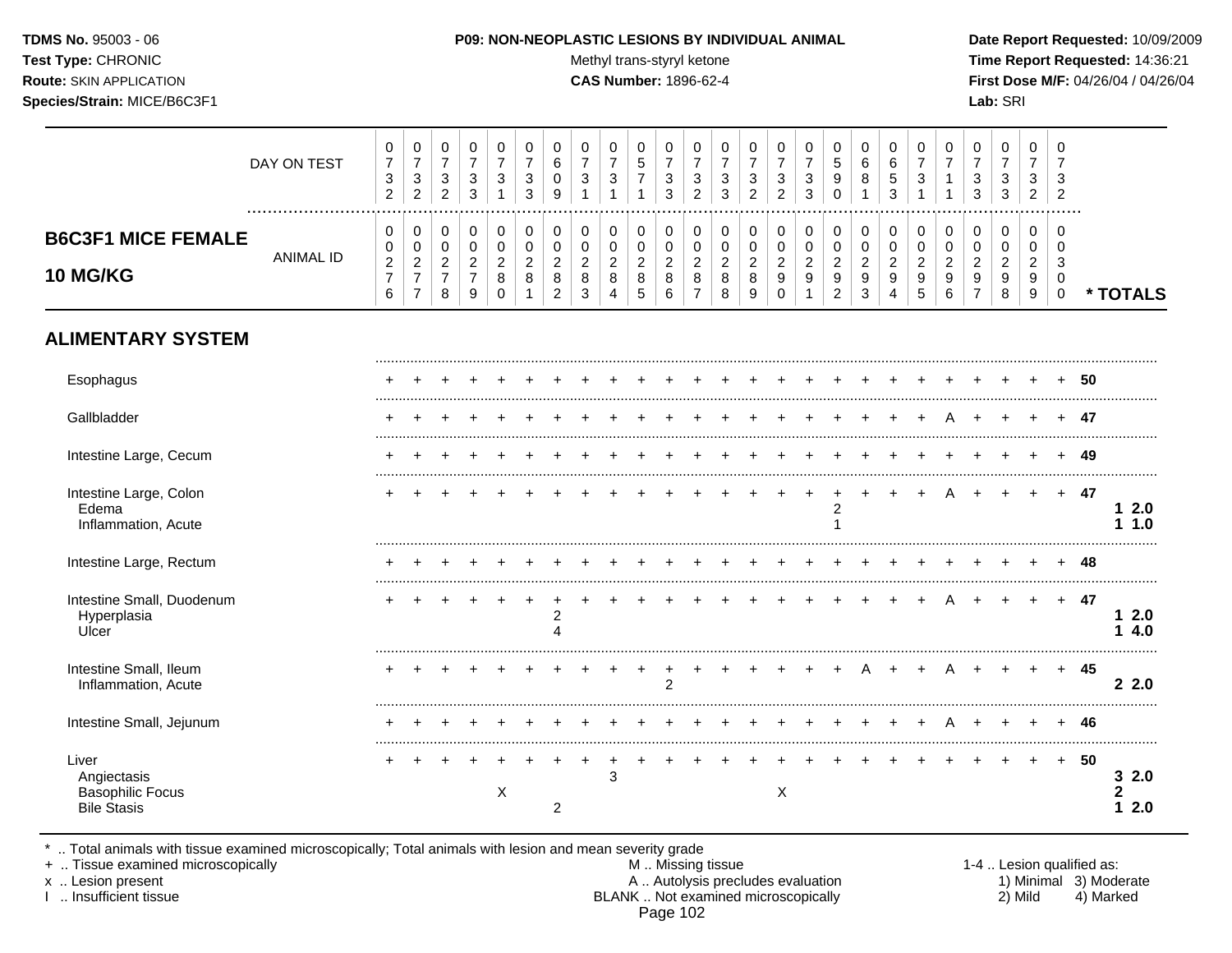**TDMS No.** 95003 - 06
**Test Type:** CHRONIC
**Route:** SKIN APPLICATION
**Species/Strain:** MICE/B6C3F1

**P09: NON-NEOPLASTIC LESIONS BY INDIVIDUAL ANIMAL**
Methyl trans-styryl ketone
**CAS Number:** 1896-62-4

**Date Report Requested:** 10/09/2009
**Time Report Requested:** 14:36:21
**First Dose M/F:** 04/26/04 / 04/26/04
**Lab:** SRI

## B6C3F1 MICE FEMALE 10 MG/KG

| | 0732 | 0732 | 0732 | 0733 | 0731 | 0733 | 0609 | 0731 | 0731 | 0571 | 0733 | 0732 | 0733 | 0732 | 0732 | 0733 | 0590 | 0681 | 0653 | 0731 | 0711 | 0733 | 0733 | 0732 | 0732 | |
|---|---|---|---|---|---|---|---|---|---|---|---|---|---|---|---|---|---|---|---|---|---|---|---|---|---|---|
| **DAY ON TEST / ANIMAL ID** | 0027 6 | 0027 7 | 0027 8 | 0027 9 | 0028 0 | 0028 1 | 0028 2 | 0028 3 | 0028 4 | 0028 5 | 0028 6 | 0028 7 | 0028 8 | 0028 9 | 0029 0 | 0029 1 | 0029 2 | 0029 3 | 0029 4 | 0029 5 | 0029 6 | 0029 7 | 0029 8 | 0029 9 | 0030 0 | *** TOTALS** |
| **ALIMENTARY SYSTEM** | | | | | | | | | | | | | | | | | | | | | | | | | | |
| Esophagus | + | + | + | + | + | + | + | + | + | + | + | + | + | + | + | + | + | + | + | + | + | + | + | + | + | 50 |
| Gallbladder | + | + | + | + | + | + | + | + | + | + | + | + | + | + | + | + | + | + | + | + | A | + | + | + | + | 47 |
| Intestine Large, Cecum | + | + | + | + | + | + | + | + | + | + | + | + | + | + | + | + | + | + | + | + | + | + | + | + | + | 49 |
| Intestine Large, Colon | + | + | + | + | + | + | + | + | + | + | + | + | + | + | + | + | + | + | + | + | A | + | + | + | + | 47 |
| Edema | | | | | | | | | | | | | | | | | 2 | | | | | | | | | 1 2.0 |
| Inflammation, Acute | | | | | | | | | | | | | | | | | 1 | | | | | | | | | 1 1.0 |
| Intestine Large, Rectum | + | + | + | + | + | + | + | + | + | + | + | + | + | + | + | + | + | + | + | + | + | + | + | + | + | 48 |
| Intestine Small, Duodenum | + | + | + | + | + | + | + | + | + | + | + | + | + | + | + | + | + | + | + | + | A | + | + | + | + | 47 |
| Hyperplasia | | | | | | | 2 | | | | | | | | | | | | | | | | | | | 1 2.0 |
| Ulcer | | | | | | | 4 | | | | | | | | | | | | | | | | | | | 1 4.0 |
| Intestine Small, Ileum | + | + | + | + | + | + | + | + | + | + | + | + | + | + | + | + | + | A | + | + | A | + | + | + | + | 45 |
| Inflammation, Acute | | | | | | | | | | | 2 | | | | | | | | | | | | | | | 2 2.0 |
| Intestine Small, Jejunum | + | + | + | + | + | + | + | + | + | + | + | + | + | + | + | + | + | + | + | + | A | + | + | + | + | 46 |
| Liver | + | + | + | + | + | + | + | + | + | + | + | + | + | + | + | + | + | + | + | + | + | + | + | + | + | 50 |
| Angiectasis | | | | | | | | | 3 | | | | | | | | | | | | | | | | | 3 2.0 |
| Basophilic Focus | | | | | X | | | | | | | | | | X | | | | | | | | | | | 2 |
| Bile Stasis | | | | | | | 2 | | | | | | | | | | | | | | | | | | | 1 2.0 |

\* .. Total animals with tissue examined microscopically; Total animals with lesion and mean severity grade
\+ .. Tissue examined microscopically
x .. Lesion present
I .. Insufficient tissue

M .. Missing tissue
A .. Autolysis precludes evaluation
BLANK .. Not examined microscopically

1-4 .. Lesion qualified as: 1) Minimal 2) Mild 3) Moderate 4) Marked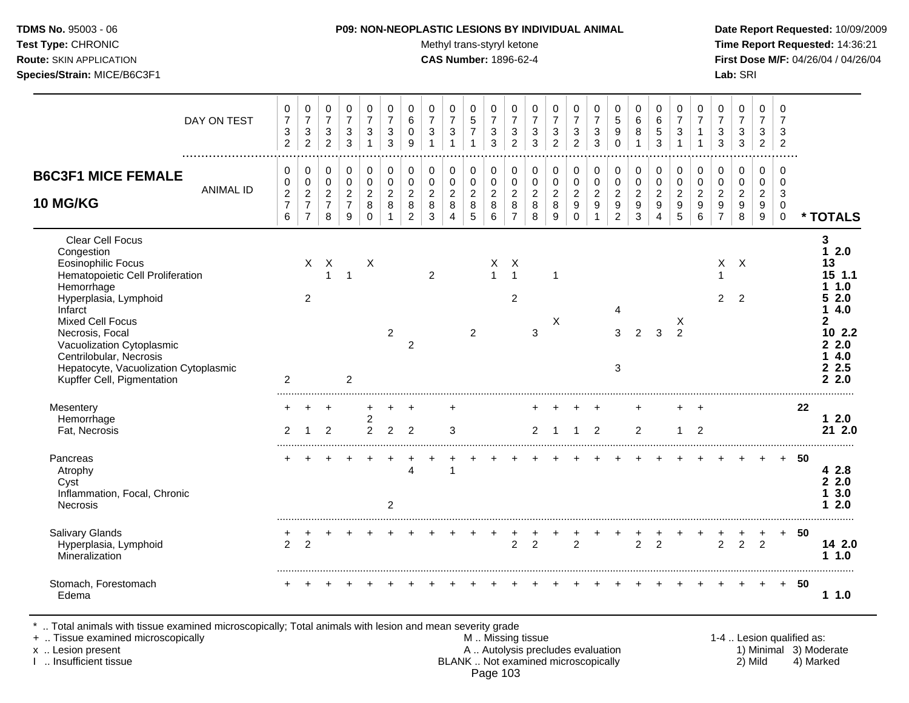**TDMS No.** 95003 - 06
**Test Type:** CHRONIC
**Route:** SKIN APPLICATION
**Species/Strain:** MICE/B6C3F1

**P09: NON-NEOPLASTIC LESIONS BY INDIVIDUAL ANIMAL**
Methyl trans-styryl ketone
**CAS Number:** 1896-62-4

**Date Report Requested:** 10/09/2009
**Time Report Requested:** 14:36:21
**First Dose M/F:** 04/26/04 / 04/26/04
**Lab:** SRI

**B6C3F1 MICE FEMALE**
**10 MG/KG**

| DAY ON TEST | 0732 | 0732 | 0732 | 0733 | 0731 | 0733 | 0609 | 0731 | 0731 | 0571 | 0733 | 0732 | 0733 | 0732 | 0732 | 0733 | 0590 | 0681 | 0653 | 0731 | 0711 | 0733 | 0733 | 0732 | 0732 | |
|---|---|---|---|---|---|---|---|---|---|---|---|---|---|---|---|---|---|---|---|---|---|---|---|---|---|---|
| **ANIMAL ID** | 00276 | 00277 | 00278 | 00279 | 00280 | 00281 | 00282 | 00283 | 00284 | 00285 | 00286 | 00287 | 00288 | 00289 | 00290 | 00291 | 00292 | 00293 | 00294 | 00295 | 00296 | 00297 | 00298 | 00299 | 00300 | *** TOTALS** |
| Clear Cell Focus | | | | | | | | | | | | | | | | | | | | | | | | | | **3** |
| Congestion | | | | | | | | | | | | | | | | | | | | | | | | | | **1 2.0** |
| Eosinophilic Focus | | X | X | | X | | | | | | X | X | | | | | | | | | | X | X | | | **13** |
| Hematopoietic Cell Proliferation | | | 1 | 1 | | | | 2 | | | 1 | 1 | | 1 | | | | | | | | 1 | | | | **15 1.1** |
| Hemorrhage | | | | | | | | | | | | | | | | | | | | | | | | | | **1 1.0** |
| Hyperplasia, Lymphoid | | 2 | | | | | | | | | | 2 | | | | | | | | | | 2 | 2 | | | **5 2.0** |
| Infarct | | | | | | | | | | | | | | | | | 4 | | | | | | | | | **1 4.0** |
| Mixed Cell Focus | | | | | | | | | | | | | | X | | | | | | X | | | | | | **2** |
| Necrosis, Focal | | | | | | 2 | | | | 2 | | | 3 | | | | 3 | 2 | 3 | 2 | | | | | | **10 2.2** |
| Vacuolization Cytoplasmic | | | | | | | 2 | | | | | | | | | | | | | | | | | | | **2 2.0** |
| Centrilobular, Necrosis | | | | | | | | | | | | | | | | | | | | | | | | | | **1 4.0** |
| Hepatocyte, Vacuolization Cytoplasmic | | | | | | | | | | | | | | | | | 3 | | | | | | | | | **2 2.5** |
| Kupffer Cell, Pigmentation | 2 | | | 2 | | | | | | | | | | | | | | | | | | | | | | **2 2.0** |
| Mesentery | + | + | + | | + | + | + | | + | | | | + | + | + | + | | + | | + | + | | | | | **22** |
| Hemorrhage | | | | | 2 | | | | | | | | | | | | | | | | | | | | | **1 2.0** |
| Fat, Necrosis | 2 | 1 | 2 | | 2 | 2 | 2 | | 3 | | | | 2 | 1 | 1 | 2 | | 2 | | 1 | 2 | | | | | **21 2.0** |
| Pancreas | + | + | + | + | + | + | + | + | + | + | + | + | + | + | + | + | + | + | + | + | + | + | + | + | + | **50** |
| Atrophy | | | | | | | 4 | | 1 | | | | | | | | | | | | | | | | | **4 2.8** |
| Cyst | | | | | | | | | | | | | | | | | | | | | | | | | | **2 2.0** |
| Inflammation, Focal, Chronic | | | | | | | | | | | | | | | | | | | | | | | | | | **1 3.0** |
| Necrosis | | | | | | 2 | | | | | | | | | | | | | | | | | | | | **1 2.0** |
| Salivary Glands | + | + | + | + | + | + | + | + | + | + | + | + | + | + | + | + | + | + | + | + | + | + | + | + | + | **50** |
| Hyperplasia, Lymphoid | 2 | 2 | | | | | | | | | | 2 | 2 | | 2 | | | 2 | 2 | | | 2 | 2 | 2 | | **14 2.0** |
| Mineralization | | | | | | | | | | | | | | | | | | | | | | | | | | **1 1.0** |
| Stomach, Forestomach | + | + | + | + | + | + | + | + | + | + | + | + | + | + | + | + | + | + | + | + | + | + | + | + | + | **50** |
| Edema | | | | | | | | | | | | | | | | | | | | | | | | | | **1 1.0** |

\* .. Total animals with tissue examined microscopically; Total animals with lesion and mean severity grade
\+ .. Tissue examined microscopically
x .. Lesion present
I .. Insufficient tissue

M .. Missing tissue
A .. Autolysis precludes evaluation
BLANK .. Not examined microscopically

1-4 .. Lesion qualified as:
1) Minimal 3) Moderate
2) Mild 4) Marked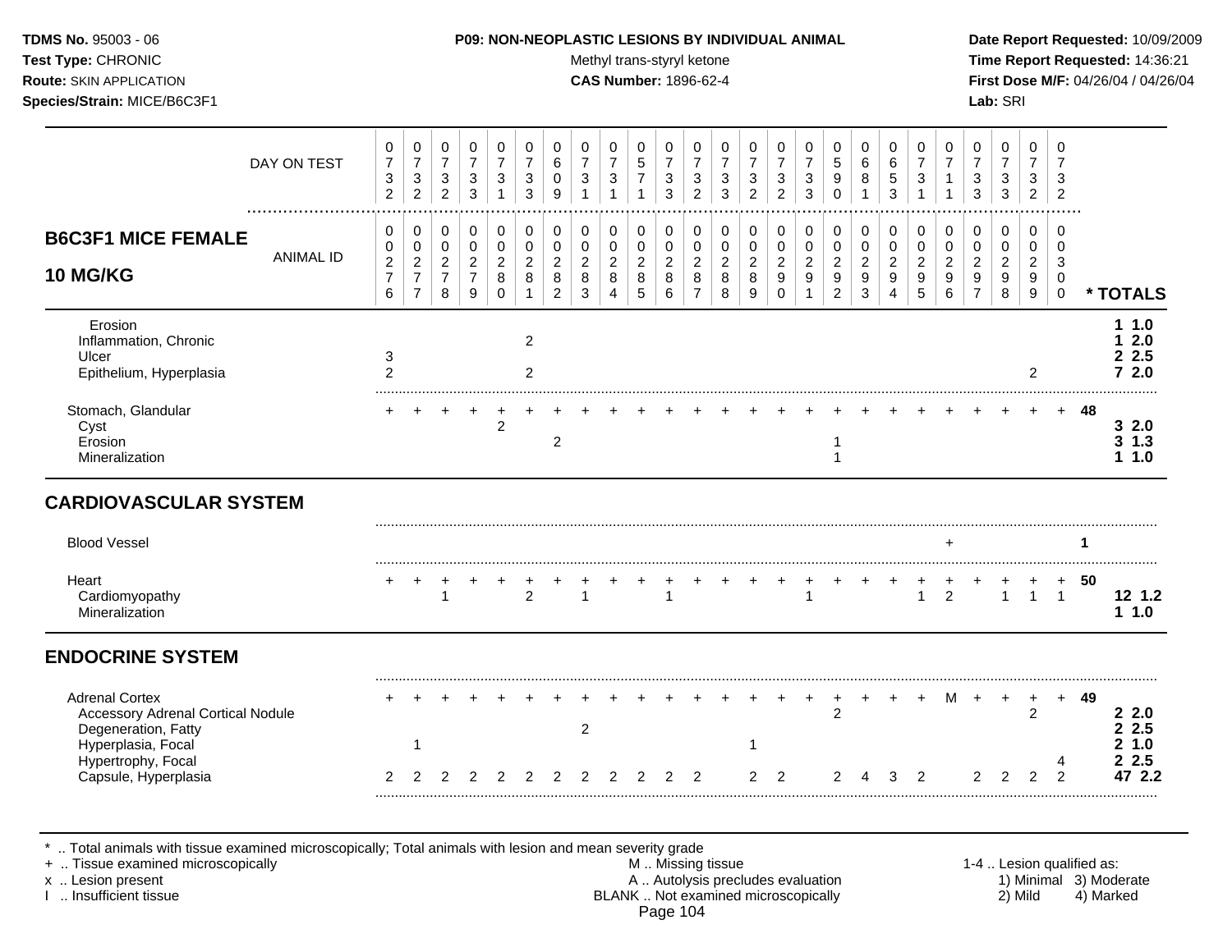**TDMS No.** 95003 - 06
**Test Type:** CHRONIC
**Route:** SKIN APPLICATION
**Species/Strain:** MICE/B6C3F1

**P09: NON-NEOPLASTIC LESIONS BY INDIVIDUAL ANIMAL**
Methyl trans-styryl ketone
**CAS Number:** 1896-62-4

**Date Report Requested:** 10/09/2009
**Time Report Requested:** 14:36:21
**First Dose M/F:** 04/26/04 / 04/26/04
**Lab:** SRI

**B6C3F1 MICE FEMALE — 10 MG/KG**

| DAY ON TEST | 0732 | 0732 | 0732 | 0733 | 0731 | 0733 | 0609 | 0731 | 0731 | 0571 | 0733 | 0732 | 0733 | 0732 | 0732 | 0733 | 0590 | 0681 | 0653 | 0731 | 0711 | 0733 | 0733 | 0732 | 0732 | |
|---|---|---|---|---|---|---|---|---|---|---|---|---|---|---|---|---|---|---|---|---|---|---|---|---|---|---|
| **ANIMAL ID** | 00276 | 00277 | 00278 | 00279 | 00280 | 00281 | 00282 | 00283 | 00284 | 00285 | 00286 | 00287 | 00288 | 00289 | 00290 | 00291 | 00292 | 00293 | 00294 | 00295 | 00296 | 00297 | 00298 | 00299 | 00300 | *** TOTALS** |
| Erosion | | | | | | | | | | | | | | | | | | | | | | | | | | **1 1.0** |
| Inflammation, Chronic | | | | | | 2 | | | | | | | | | | | | | | | | | | | | **1 2.0** |
| Ulcer | 3 | | | | | | | | | | | | | | | | | | | | | | | | | **2 2.5** |
| Epithelium, Hyperplasia | 2 | | | | | 2 | | | | | | | | | | | | | | | | | | 2 | | **7 2.0** |
| Stomach, Glandular | + | + | + | + | + | + | + | + | + | + | + | + | + | + | + | + | + | + | + | + | + | + | + | + | + | **48** |
| Cyst | | | | | 2 | | | | | | | | | | | | | | | | | | | | | **3 2.0** |
| Erosion | | | | | | | 2 | | | | | | | | | | 1 | | | | | | | | | **3 1.3** |
| Mineralization | | | | | | | | | | | | | | | | | 1 | | | | | | | | | **1 1.0** |
| **CARDIOVASCULAR SYSTEM** | | | | | | | | | | | | | | | | | | | | | | | | | | |
| Blood Vessel | | | | | | | | | | | | | | | | | | | | | + | | | | | **1** |
| Heart | + | + | + | + | + | + | + | + | + | + | + | + | + | + | + | + | + | + | + | + | + | + | + | + | + | **50** |
| Cardiomyopathy | | | 1 | | | 2 | | 1 | | | 1 | | | | | 1 | | | | 1 | 2 | | 1 | 1 | 1 | **12 1.2** |
| Mineralization | | | | | | | | | | | | | | | | | | | | | | | | | | **1 1.0** |
| **ENDOCRINE SYSTEM** | | | | | | | | | | | | | | | | | | | | | | | | | | |
| Adrenal Cortex | + | + | + | + | + | + | + | + | + | + | + | + | + | + | + | + | + | + | + | + | M | + | + | + | + | **49** |
| Accessory Adrenal Cortical Nodule | | | | | | | | | | | | | | | | | 2 | | | | | | | 2 | | **2 2.0** |
| Degeneration, Fatty | | | | | | | | 2 | | | | | | | | | | | | | | | | | | **2 2.5** |
| Hyperplasia, Focal | | 1 | | | | | | | | | | | | 1 | | | | | | | | | | | | **2 1.0** |
| Hypertrophy, Focal | | | | | | | | | | | | | | | | | | | | | | | | | 4 | **2 2.5** |
| Capsule, Hyperplasia | 2 | 2 | 2 | 2 | 2 | 2 | 2 | 2 | 2 | 2 | 2 | 2 | | 2 | 2 | | 2 | 4 | 3 | 2 | | 2 | 2 | 2 | 2 | **47 2.2** |

\* .. Total animals with tissue examined microscopically; Total animals with lesion and mean severity grade
\+ .. Tissue examined microscopically
x .. Lesion present
I .. Insufficient tissue

M .. Missing tissue
A .. Autolysis precludes evaluation
BLANK .. Not examined microscopically

1-4 .. Lesion qualified as:
1) Minimal 2) Mild 3) Moderate 4) Marked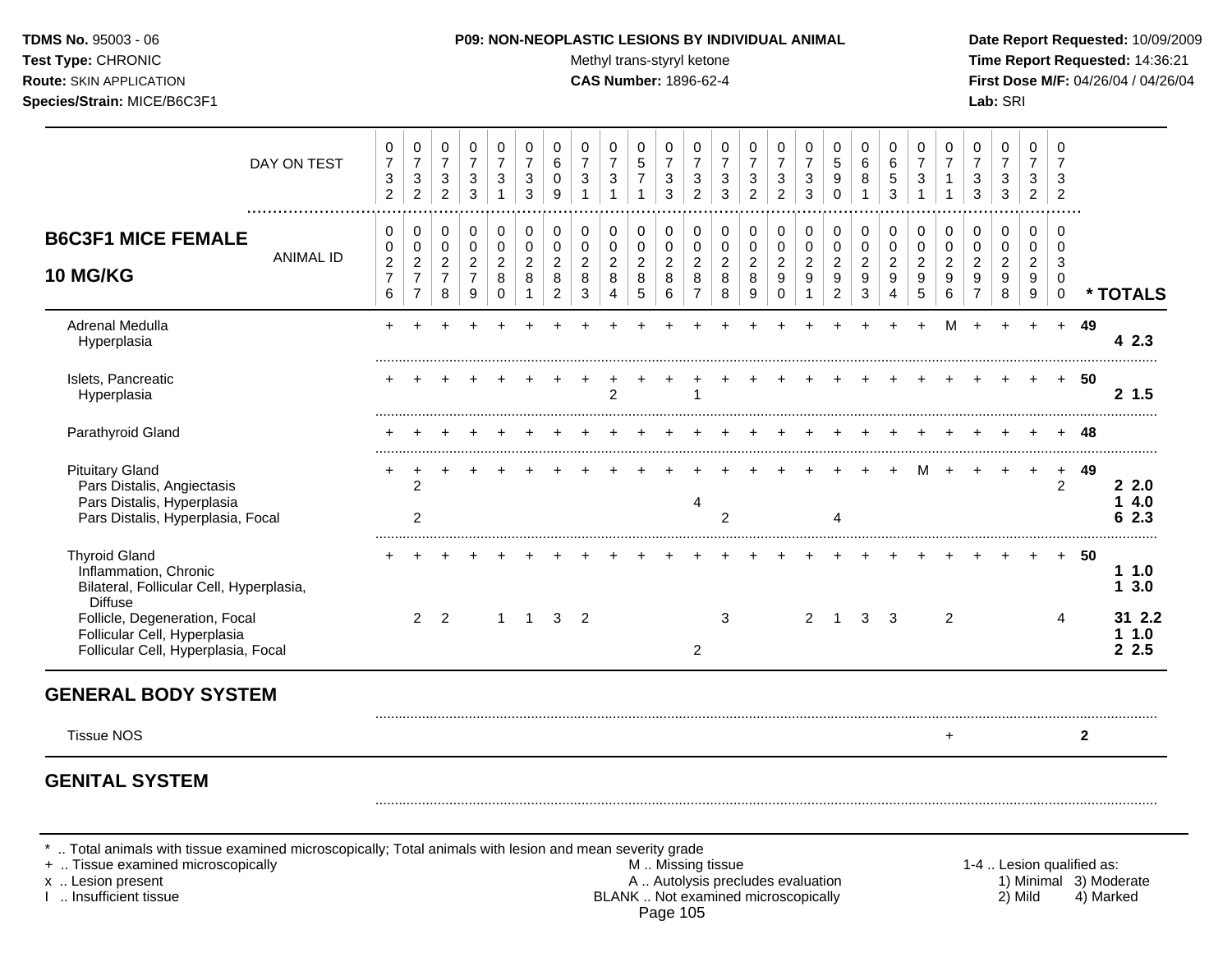**TDMS No.** 95003 - 06
**Test Type:** CHRONIC
**Route:** SKIN APPLICATION
**Species/Strain:** MICE/B6C3F1

**P09: NON-NEOPLASTIC LESIONS BY INDIVIDUAL ANIMAL**
Methyl trans-styryl ketone
**CAS Number:** 1896-62-4

**Date Report Requested:** 10/09/2009
**Time Report Requested:** 14:36:21
**First Dose M/F:** 04/26/04 / 04/26/04
**Lab:** SRI

## B6C3F1 MICE FEMALE 10 MG/KG

| | | | | | | | | | | | | | | | | | | | | | | | | | | |
|---|---|---|---|---|---|---|---|---|---|---|---|---|---|---|---|---|---|---|---|---|---|---|---|---|---|---|
| DAY ON TEST | 0732 | 0732 | 0732 | 0733 | 0731 | 0733 | 0609 | 0731 | 0731 | 0571 | 0733 | 0732 | 0733 | 0732 | 0732 | 0733 | 0590 | 0681 | 0653 | 0731 | 0711 | 0733 | 0733 | 0732 | 0732 | |
| ANIMAL ID | 0276 | 0277 | 0278 | 0279 | 0280 | 0281 | 0282 | 0283 | 0284 | 0285 | 0286 | 0287 | 0288 | 0289 | 0290 | 0291 | 0292 | 0293 | 0294 | 0295 | 0296 | 0297 | 0298 | 0299 | 0300 | * TOTALS |
| Adrenal Medulla | + | + | + | + | + | + | + | + | + | + | + | + | + | + | + | + | + | + | + | + | M | + | + | + | + | 49 |
| Hyperplasia | | | | | | | | | | | | | | | | | | | | | | | | | | 4 2.3 |
| Islets, Pancreatic | + | + | + | + | + | + | + | + | + | + | + | + | + | + | + | + | + | + | + | + | + | + | + | + | + | 50 |
| Hyperplasia | | | | | | | | | 2 | | | 1 | | | | | | | | | | | | | | 2 1.5 |
| Parathyroid Gland | + | + | + | + | + | + | + | + | + | + | + | + | + | + | + | + | + | + | + | + | + | + | + | + | + | 48 |
| Pituitary Gland | + | + | + | + | + | + | + | + | + | + | + | + | + | + | + | + | + | + | + | M | + | + | + | + | + | 49 |
| Pars Distalis, Angiectasis | | 2 | | | | | | | | | | | | | | | | | | | | | | | 2 | 2 2.0 |
| Pars Distalis, Hyperplasia | | | | | | | | | | | | 4 | | | | | | | | | | | | | | 1 4.0 |
| Pars Distalis, Hyperplasia, Focal | | 2 | | | | | | | | | | | 2 | | | | 4 | | | | | | | | | 6 2.3 |
| Thyroid Gland | + | + | + | + | + | + | + | + | + | + | + | + | + | + | + | + | + | + | + | + | + | + | + | + | + | 50 |
| Inflammation, Chronic | | | | | | | | | | | | | | | | | | | | | | | | | | 1 1.0 |
| Bilateral, Follicular Cell, Hyperplasia, Diffuse | | | | | | | | | | | | | | | | | | | | | | | | | | 1 3.0 |
| Follicle, Degeneration, Focal | | 2 | 2 | | 1 | 1 | 3 | 2 | | | | | 3 | | | 2 | 1 | 3 | 3 | | 2 | | | | 4 | 31 2.2 |
| Follicular Cell, Hyperplasia | | | | | | | | | | | | | | | | | | | | | | | | | | 1 1.0 |
| Follicular Cell, Hyperplasia, Focal | | | | | | | | | | | | 2 | | | | | | | | | | | | | | 2 2.5 |

## GENERAL BODY SYSTEM

| | | | | | | | | | | | | | | | | | | | | | | | | | | |
|---|---|---|---|---|---|---|---|---|---|---|---|---|---|---|---|---|---|---|---|---|---|---|---|---|---|---|
| Tissue NOS | | | | | | | | | | | | | | | | | | | | | + | | | | | 2 |

## GENITAL SYSTEM

\* .. Total animals with tissue examined microscopically; Total animals with lesion and mean severity grade
\+ .. Tissue examined microscopically
x .. Lesion present
I .. Insufficient tissue

M .. Missing tissue
A .. Autolysis precludes evaluation
BLANK .. Not examined microscopically

1-4 .. Lesion qualified as: 1) Minimal 2) Mild 3) Moderate 4) Marked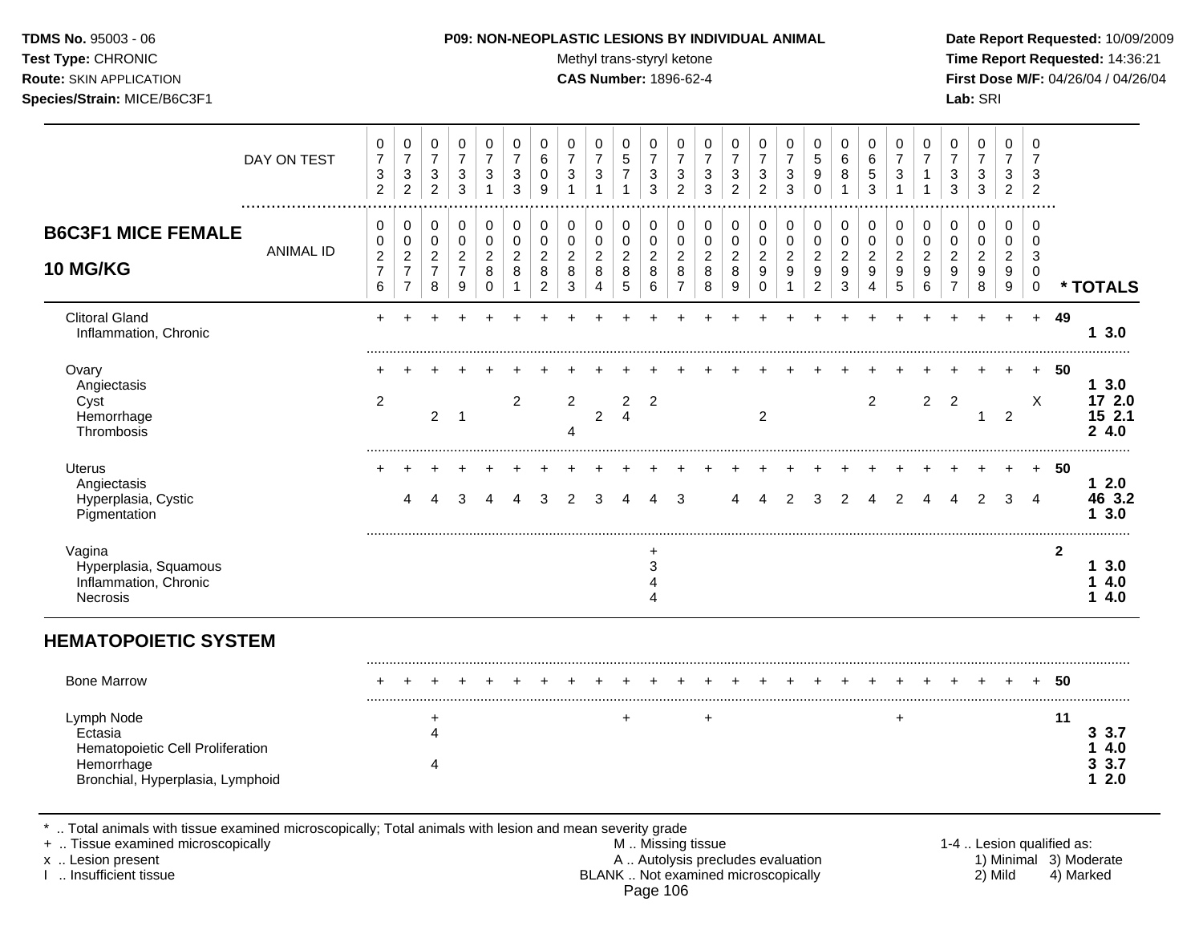**TDMS No.** 95003 - 06
**Test Type:** CHRONIC
**Route:** SKIN APPLICATION
**Species/Strain:** MICE/B6C3F1

**P09: NON-NEOPLASTIC LESIONS BY INDIVIDUAL ANIMAL**
Methyl trans-styryl ketone
**CAS Number:** 1896-62-4

**Date Report Requested:** 10/09/2009
**Time Report Requested:** 14:36:21
**First Dose M/F:** 04/26/04 / 04/26/04
**Lab:** SRI

## B6C3F1 MICE FEMALE 10 MG/KG

| DAY ON TEST | 0732 | 0732 | 0732 | 0733 | 0731 | 0733 | 0609 | 0731 | 0731 | 0571 | 0733 | 0732 | 0733 | 0732 | 0732 | 0733 | 0590 | 0681 | 0653 | 0731 | 0711 | 0733 | 0733 | 0732 | 0732 | |
|---|---|---|---|---|---|---|---|---|---|---|---|---|---|---|---|---|---|---|---|---|---|---|---|---|---|---|
| **ANIMAL ID** | 00276 | 00277 | 00278 | 00279 | 00280 | 00281 | 00282 | 00283 | 00284 | 00285 | 00286 | 00287 | 00288 | 00289 | 00290 | 00291 | 00292 | 00293 | 00294 | 00295 | 00296 | 00297 | 00298 | 00299 | 00300 | *** TOTALS** |
| Clitoral Gland | + | + | + | + | + | + | + | + | + | + | + | + | + | + | + | + | + | + | + | + | + | + | + | + | + | 49 |
| Inflammation, Chronic | | | | | | | | | | | | | | | | | | | | | | | | | | 1 3.0 |
| Ovary | + | + | + | + | + | + | + | + | + | + | + | + | + | + | + | + | + | + | + | + | + | + | + | + | + | 50 |
| Angiectasis | | | | | | | | | | | | | | | | | | | | | | | | | | 1 3.0 |
| Cyst | 2 | | | | | 2 | | 2 | | 2 | 2 | | | | | | | | 2 | | 2 | 2 | | | X | 17 2.0 |
| Hemorrhage | | | 2 | 1 | | | | | 2 | 4 | | | | | 2 | | | | | | | | 1 | 2 | | 15 2.1 |
| Thrombosis | | | | | | | | 4 | | | | | | | | | | | | | | | | | | 2 4.0 |
| Uterus | + | + | + | + | + | + | + | + | + | + | + | + | + | + | + | + | + | + | + | + | + | + | + | + | + | 50 |
| Angiectasis | | | | | | | | | | | | | | | | | | | | | | | | | | 1 2.0 |
| Hyperplasia, Cystic | | 4 | 4 | 3 | 4 | 4 | 3 | 2 | 3 | 4 | 4 | 3 | | 4 | 4 | 2 | 3 | 2 | 4 | 2 | 4 | 4 | 2 | 3 | 4 | 46 3.2 |
| Pigmentation | | | | | | | | | | | | | | | | | | | | | | | | | | 1 3.0 |
| Vagina | | | | | | | | | | | + | | | | | | | | | | | | | | | 2 |
| Hyperplasia, Squamous | | | | | | | | | | | 3 | | | | | | | | | | | | | | | 1 3.0 |
| Inflammation, Chronic | | | | | | | | | | | 4 | | | | | | | | | | | | | | | 1 4.0 |
| Necrosis | | | | | | | | | | | 4 | | | | | | | | | | | | | | | 1 4.0 |
| **HEMATOPOIETIC SYSTEM** | | | | | | | | | | | | | | | | | | | | | | | | | | |
| Bone Marrow | + | + | + | + | + | + | + | + | + | + | + | + | + | + | + | + | + | + | + | + | + | + | + | + | + | 50 |
| Lymph Node | | | + | | | | | | | + | | | + | | | | | | | + | | | | | | 11 |
| Ectasia | | | 4 | | | | | | | | | | | | | | | | | | | | | | | 3 3.7 |
| Hematopoietic Cell Proliferation | | | | | | | | | | | | | | | | | | | | | | | | | | 1 4.0 |
| Hemorrhage | | | 4 | | | | | | | | | | | | | | | | | | | | | | | 3 3.7 |
| Bronchial, Hyperplasia, Lymphoid | | | | | | | | | | | | | | | | | | | | | | | | | | 1 2.0 |

\* .. Total animals with tissue examined microscopically; Total animals with lesion and mean severity grade
\+ .. Tissue examined microscopically
x .. Lesion present
I .. Insufficient tissue

M .. Missing tissue
A .. Autolysis precludes evaluation
BLANK .. Not examined microscopically

1-4 .. Lesion qualified as: 1) Minimal 2) Mild 3) Moderate 4) Marked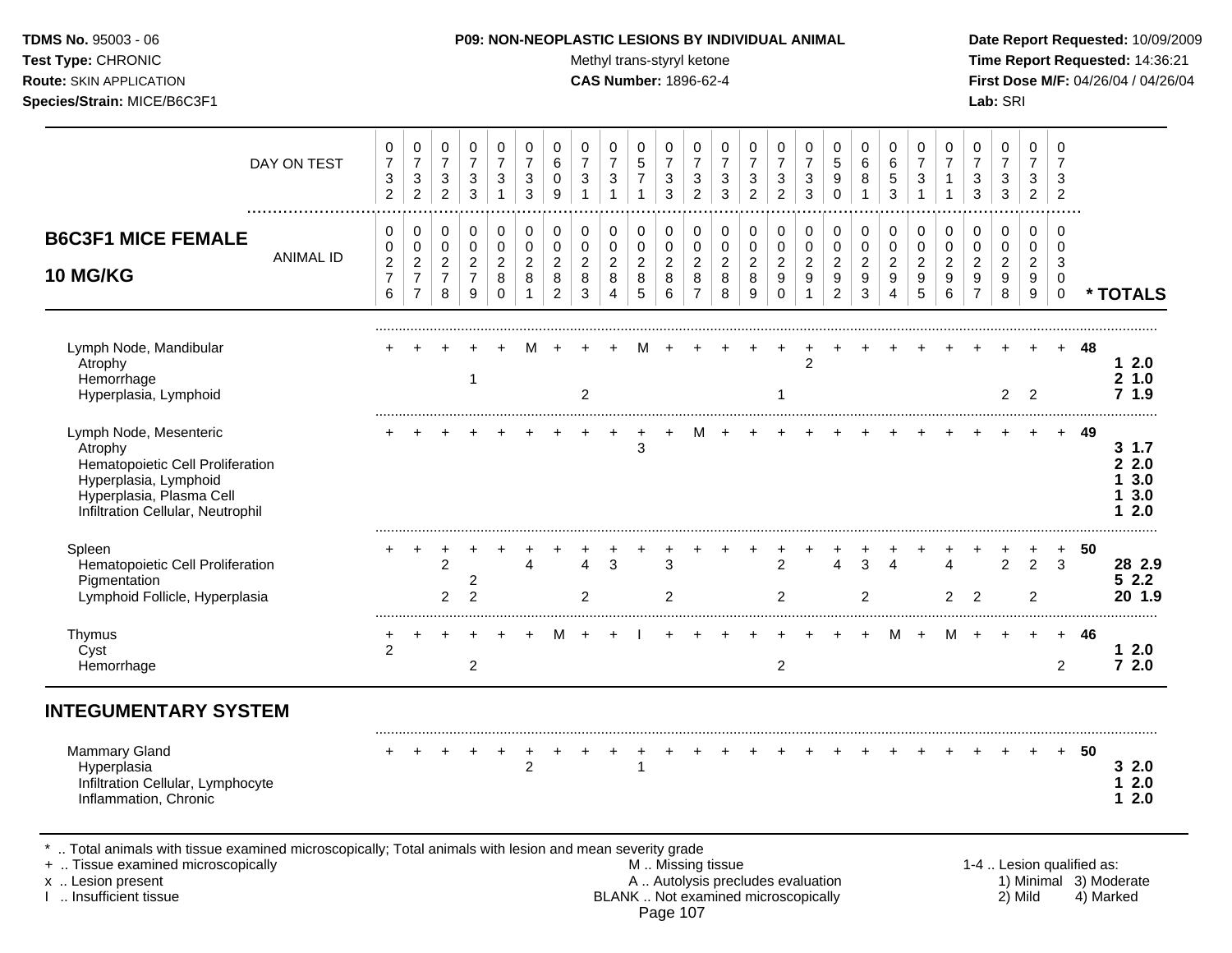**TDMS No.** 95003 - 06
**Test Type:** CHRONIC
**Route:** SKIN APPLICATION
**Species/Strain:** MICE/B6C3F1

**P09: NON-NEOPLASTIC LESIONS BY INDIVIDUAL ANIMAL**
Methyl trans-styryl ketone
**CAS Number:** 1896-62-4

**Date Report Requested:** 10/09/2009
**Time Report Requested:** 14:36:21
**First Dose M/F:** 04/26/04 / 04/26/04
**Lab:** SRI

## B6C3F1 MICE FEMALE 10 MG/KG

| | | | | | | | | | | | | | | | | | | | | | | | | | | |
|---|---|---|---|---|---|---|---|---|---|---|---|---|---|---|---|---|---|---|---|---|---|---|---|---|---|---|
| DAY ON TEST | 0732 | 0732 | 0732 | 0733 | 0731 | 0733 | 0609 | 0731 | 0731 | 0571 | 0733 | 0732 | 0733 | 0732 | 0732 | 0733 | 0590 | 0681 | 0653 | 0731 | 0711 | 0733 | 0733 | 0732 | 0732 | |
| ANIMAL ID | 0276 | 0277 | 0278 | 0279 | 0280 | 0281 | 0282 | 0283 | 0284 | 0285 | 0286 | 0287 | 0288 | 0289 | 0290 | 0291 | 0292 | 0293 | 0294 | 0295 | 0296 | 0297 | 0298 | 0299 | 0300 | * TOTALS |
| Lymph Node, Mandibular | + | + | + | + | + | M | + | + | + | M | + | + | + | + | + | + | + | + | + | + | + | + | + | + | + | 48 |
| Atrophy | | | | | | | | | | | | | | | | 2 | | | | | | | | | | 1 2.0 |
| Hemorrhage | | | | 1 | | | | | | | | | | | | | | | | | | | | | | 2 1.0 |
| Hyperplasia, Lymphoid | | | | | | | | 2 | | | | | | | 1 | | | | | | | | 2 | 2 | | 7 1.9 |
| Lymph Node, Mesenteric | + | + | + | + | + | + | + | + | + | + | + | M | + | + | + | + | + | + | + | + | + | + | + | + | + | 49 |
| Atrophy | | | | | | | | | | 3 | | | | | | | | | | | | | | | | 3 1.7 |
| Hematopoietic Cell Proliferation | | | | | | | | | | | | | | | | | | | | | | | | | | 2 2.0 |
| Hyperplasia, Lymphoid | | | | | | | | | | | | | | | | | | | | | | | | | | 1 3.0 |
| Hyperplasia, Plasma Cell | | | | | | | | | | | | | | | | | | | | | | | | | | 1 3.0 |
| Infiltration Cellular, Neutrophil | | | | | | | | | | | | | | | | | | | | | | | | | | 1 2.0 |
| Spleen | + | + | + | + | + | + | + | + | + | + | + | + | + | + | + | + | + | + | + | + | + | + | + | + | + | 50 |
| Hematopoietic Cell Proliferation | | | 2 | | | 4 | | 4 | 3 | | 3 | | | | 2 | | 4 | 3 | 4 | | 4 | | 2 | 2 | 3 | 28 2.9 |
| Pigmentation | | | | 2 | | | | | | | | | | | | | | | | | | | | | | 5 2.2 |
| Lymphoid Follicle, Hyperplasia | | | 2 | 2 | | | | 2 | | | 2 | | | | 2 | | | 2 | | | 2 | 2 | | 2 | | 20 1.9 |
| Thymus | + | + | + | + | + | + | M | + | + | I | + | + | + | + | + | + | + | + | M | + | M | + | + | + | + | 46 |
| Cyst | 2 | | | | | | | | | | | | | | | | | | | | | | | | | 1 2.0 |
| Hemorrhage | | | | 2 | | | | | | | | | | | 2 | | | | | | | | | | 2 | 7 2.0 |

## INTEGUMENTARY SYSTEM

| | | | | | | | | | | | | | | | | | | | | | | | | | | |
|---|---|---|---|---|---|---|---|---|---|---|---|---|---|---|---|---|---|---|---|---|---|---|---|---|---|---|
| Mammary Gland | + | + | + | + | + | + | + | + | + | + | + | + | + | + | + | + | + | + | + | + | + | + | + | + | + | 50 |
| Hyperplasia | | | | | | 2 | | | | 1 | | | | | | | | | | | | | | | | 3 2.0 |
| Infiltration Cellular, Lymphocyte | | | | | | | | | | | | | | | | | | | | | | | | | | 1 2.0 |
| Inflammation, Chronic | | | | | | | | | | | | | | | | | | | | | | | | | | 1 2.0 |

\* .. Total animals with tissue examined microscopically; Total animals with lesion and mean severity grade
\+ .. Tissue examined microscopically
x .. Lesion present
I .. Insufficient tissue

M .. Missing tissue
A .. Autolysis precludes evaluation
BLANK .. Not examined microscopically

1-4 .. Lesion qualified as: 1) Minimal 2) Mild 3) Moderate 4) Marked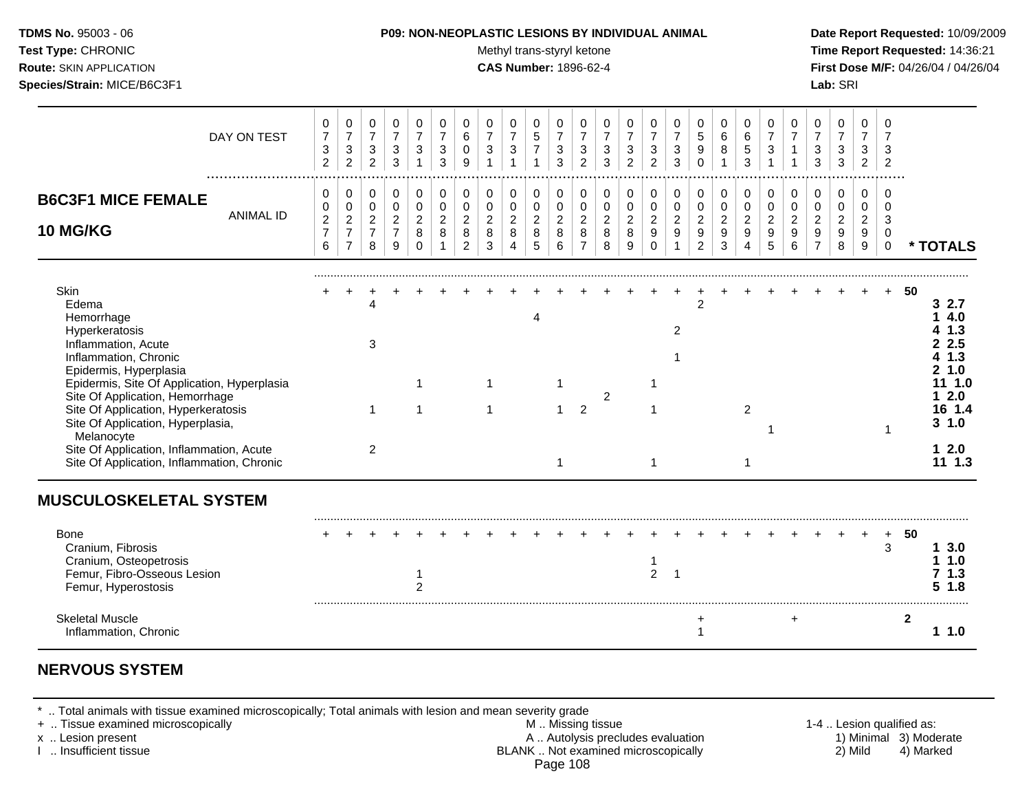**TDMS No.** 95003 - 06
**Test Type:** CHRONIC
**Route:** SKIN APPLICATION
**Species/Strain:** MICE/B6C3F1

**P09: NON-NEOPLASTIC LESIONS BY INDIVIDUAL ANIMAL**
Methyl trans-styryl ketone
**CAS Number:** 1896-62-4

**Date Report Requested:** 10/09/2009
**Time Report Requested:** 14:36:21
**First Dose M/F:** 04/26/04 / 04/26/04
**Lab:** SRI

## B6C3F1 MICE FEMALE 10 MG/KG

| DAY ON TEST | 732 | 732 | 732 | 733 | 731 | 733 | 609 | 731 | 731 | 571 | 733 | 732 | 733 | 732 | 732 | 733 | 590 | 681 | 653 | 731 | 711 | 733 | 733 | 732 | 732 | |
|---|---|---|---|---|---|---|---|---|---|---|---|---|---|---|---|---|---|---|---|---|---|---|---|---|---|---|
| **ANIMAL ID** | 0276 | 0277 | 0278 | 0279 | 0280 | 0281 | 0282 | 0283 | 0284 | 0285 | 0286 | 0287 | 0288 | 0289 | 0290 | 0291 | 0292 | 0293 | 0294 | 0295 | 0296 | 0297 | 0298 | 0299 | 0300 | *** TOTALS** |
| Skin | + | + | + | + | + | + | + | + | + | + | + | + | + | + | + | + | + | + | + | + | + | + | + | + | + | 50 |
| Edema | | | 4 | | | | | | | | | | | | | | 2 | | | | | | | | | 3 2.7 |
| Hemorrhage | | | | | | | | | | 4 | | | | | | | | | | | | | | | | 1 4.0 |
| Hyperkeratosis | | | | | | | | | | | | | | | | 2 | | | | | | | | | | 4 1.3 |
| Inflammation, Acute | | | 3 | | | | | | | | | | | | | | | | | | | | | | | 2 2.5 |
| Inflammation, Chronic | | | | | | | | | | | | | | | | 1 | | | | | | | | | | 4 1.3 |
| Epidermis, Hyperplasia | | | | | | | | | | | | | | | | | | | | | | | | | | 2 1.0 |
| Epidermis, Site Of Application, Hyperplasia | | | | | 1 | | | 1 | | | 1 | | | | 1 | | | | | | | | | | | 11 1.0 |
| Site Of Application, Hemorrhage | | | | | | | | | | | | | 2 | | | | | | | | | | | | | 1 2.0 |
| Site Of Application, Hyperkeratosis | | | 1 | | 1 | | | 1 | | | 1 | 2 | | | 1 | | | | 2 | | | | | | | 16 1.4 |
| Site Of Application, Hyperplasia, Melanocyte | | | | | | | | | | | | | | | | | | | | 1 | | | | | 1 | 3 1.0 |
| Site Of Application, Inflammation, Acute | | | 2 | | | | | | | | | | | | | | | | | | | | | | | 1 2.0 |
| Site Of Application, Inflammation, Chronic | | | | | | | | | | | 1 | | | | 1 | | | | 1 | | | | | | | 11 1.3 |

## MUSCULOSKELETAL SYSTEM

| | 0276 | 0277 | 0278 | 0279 | 0280 | 0281 | 0282 | 0283 | 0284 | 0285 | 0286 | 0287 | 0288 | 0289 | 0290 | 0291 | 0292 | 0293 | 0294 | 0295 | 0296 | 0297 | 0298 | 0299 | 0300 | *** TOTALS** |
|---|---|---|---|---|---|---|---|---|---|---|---|---|---|---|---|---|---|---|---|---|---|---|---|---|---|---|
| Bone | + | + | + | + | + | + | + | + | + | + | + | + | + | + | + | + | + | + | + | + | + | + | + | + | + | 50 |
| Cranium, Fibrosis | | | | | | | | | | | | | | | | | | | | | | | | | 3 | 1 3.0 |
| Cranium, Osteopetrosis | | | | | | | | | | | | | | | 1 | | | | | | | | | | | 1 1.0 |
| Femur, Fibro-Osseous Lesion | | | | | 1 | | | | | | | | | | 2 | 1 | | | | | | | | | | 7 1.3 |
| Femur, Hyperostosis | | | | | 2 | | | | | | | | | | | | | | | | | | | | | 5 1.8 |
| Skeletal Muscle | | | | | | | | | | | | | | | | | + | | | | + | | | | | 2 |
| Inflammation, Chronic | | | | | | | | | | | | | | | | | 1 | | | | | | | | | 1 1.0 |

## NERVOUS SYSTEM

\* .. Total animals with tissue examined microscopically; Total animals with lesion and mean severity grade
\+ .. Tissue examined microscopically
x .. Lesion present
I .. Insufficient tissue

M .. Missing tissue
A .. Autolysis precludes evaluation
BLANK .. Not examined microscopically

1-4 .. Lesion qualified as:
1) Minimal 2) Mild 3) Moderate 4) Marked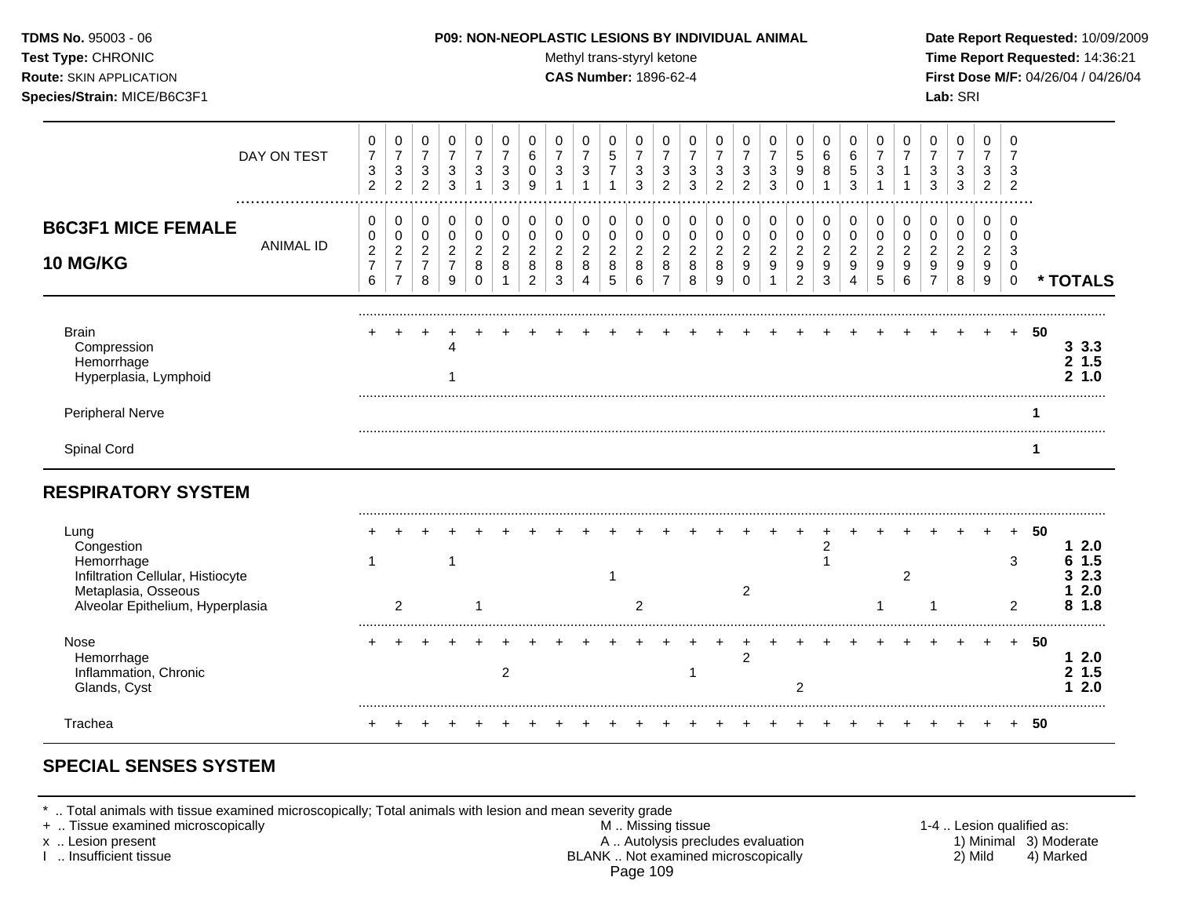**TDMS No.** 95003 - 06
**Test Type:** CHRONIC
**Route:** SKIN APPLICATION
**Species/Strain:** MICE/B6C3F1

**P09: NON-NEOPLASTIC LESIONS BY INDIVIDUAL ANIMAL**
Methyl trans-styryl ketone
**CAS Number:** 1896-62-4

**Date Report Requested:** 10/09/2009
**Time Report Requested:** 14:36:21
**First Dose M/F:** 04/26/04 / 04/26/04
**Lab:** SRI

## B6C3F1 MICE FEMALE 10 MG/KG

| DAY ON TEST | 0732 | 0732 | 0732 | 0733 | 0731 | 0733 | 0609 | 0731 | 0731 | 0571 | 0733 | 0732 | 0733 | 0732 | 0732 | 0733 | 0590 | 0681 | 0653 | 0731 | 0711 | 0733 | 0733 | 0732 | 0732 | |
|---|---|---|---|---|---|---|---|---|---|---|---|---|---|---|---|---|---|---|---|---|---|---|---|---|---|---|
| **ANIMAL ID** | 00276 | 00277 | 00278 | 00279 | 00280 | 00281 | 00282 | 00283 | 00284 | 00285 | 00286 | 00287 | 00288 | 00289 | 00290 | 00291 | 00292 | 00293 | 00294 | 00295 | 00296 | 00297 | 00298 | 00299 | 00300 | *** TOTALS** |
| Brain | + | + | + | + | + | + | + | + | + | + | + | + | + | + | + | + | + | + | + | + | + | + | + | + | + | **50** |
| Compression | | | | 4 | | | | | | | | | | | | | | | | | | | | | | **3 3.3** |
| Hemorrhage | | | | | | | | | | | | | | | | | | | | | | | | | | **2 1.5** |
| Hyperplasia, Lymphoid | | | | 1 | | | | | | | | | | | | | | | | | | | | | | **2 1.0** |
| Peripheral Nerve | | | | | | | | | | | | | | | | | | | | | | | | | | **1** |
| Spinal Cord | | | | | | | | | | | | | | | | | | | | | | | | | | **1** |
| **RESPIRATORY SYSTEM** | | | | | | | | | | | | | | | | | | | | | | | | | | |
| Lung | + | + | + | + | + | + | + | + | + | + | + | + | + | + | + | + | + | + | + | + | + | + | + | + | + | **50** |
| Congestion | | | | | | | | | | | | | | | | | | 2 | | | | | | | | **1 2.0** |
| Hemorrhage | 1 | | | 1 | | | | | | | | | | | | | | 1 | | | | | | | 3 | **6 1.5** |
| Infiltration Cellular, Histiocyte | | | | | | | | | | 1 | | | | | | | | | | | 2 | | | | | **3 2.3** |
| Metaplasia, Osseous | | | | | | | | | | | | | | | 2 | | | | | | | | | | | **1 2.0** |
| Alveolar Epithelium, Hyperplasia | | 2 | | | 1 | | | | | | 2 | | | | | | | | | 1 | | 1 | | | 2 | **8 1.8** |
| Nose | + | + | + | + | + | + | + | + | + | + | + | + | + | + | + | + | + | + | + | + | + | + | + | + | + | **50** |
| Hemorrhage | | | | | | | | | | | | | | | 2 | | | | | | | | | | | **1 2.0** |
| Inflammation, Chronic | | | | | | 2 | | | | | | | 1 | | | | | | | | | | | | | **2 1.5** |
| Glands, Cyst | | | | | | | | | | | | | | | | | 2 | | | | | | | | | **1 2.0** |
| Trachea | + | + | + | + | + | + | + | + | + | + | + | + | + | + | + | + | + | + | + | + | + | + | + | + | + | **50** |

## SPECIAL SENSES SYSTEM

\* .. Total animals with tissue examined microscopically; Total animals with lesion and mean severity grade
\+ .. Tissue examined microscopically
x .. Lesion present
I .. Insufficient tissue

M .. Missing tissue
A .. Autolysis precludes evaluation
BLANK .. Not examined microscopically

1-4 .. Lesion qualified as:
1) Minimal 2) Mild 3) Moderate 4) Marked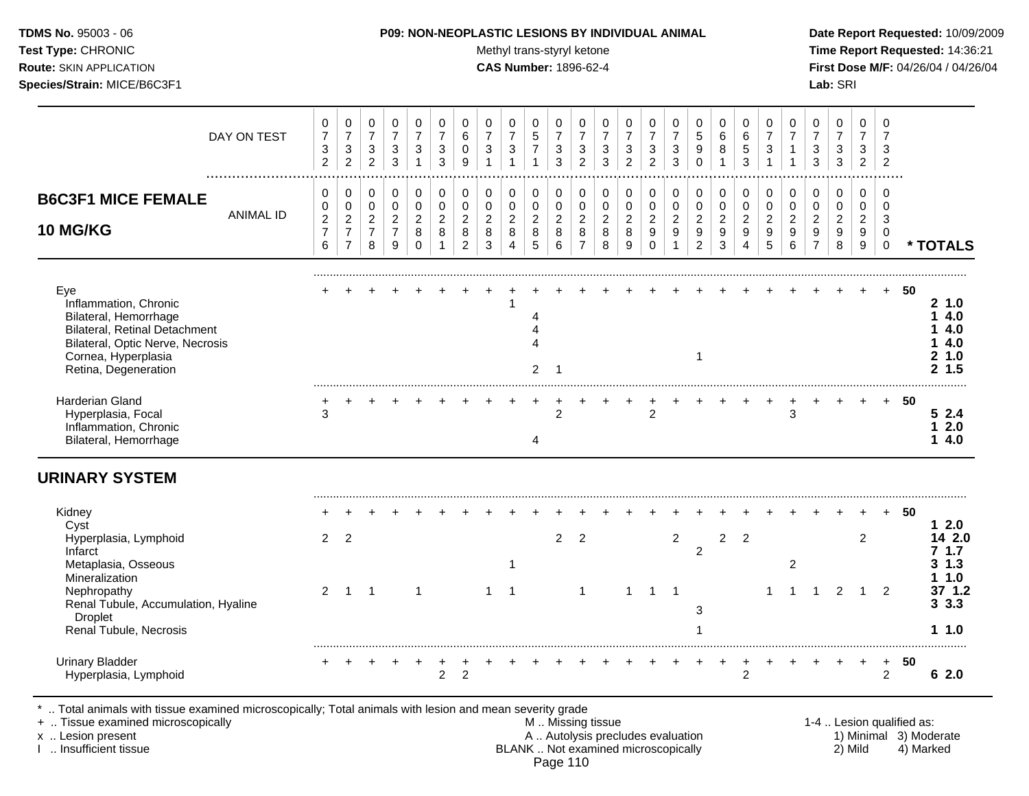**TDMS No.** 95003 - 06
**Test Type:** CHRONIC
**Route:** SKIN APPLICATION
**Species/Strain:** MICE/B6C3F1

**P09: NON-NEOPLASTIC LESIONS BY INDIVIDUAL ANIMAL**
Methyl trans-styryl ketone
**CAS Number:** 1896-62-4

**Date Report Requested:** 10/09/2009
**Time Report Requested:** 14:36:21
**First Dose M/F:** 04/26/04 / 04/26/04
**Lab:** SRI

## B6C3F1 MICE FEMALE 10 MG/KG

| | | | | | | | | | | | | | | | | | | | | | | | | | | |
|---|---|---|---|---|---|---|---|---|---|---|---|---|---|---|---|---|---|---|---|---|---|---|---|---|---|---|
| DAY ON TEST | 0732 | 0732 | 0732 | 0733 | 0731 | 0733 | 0609 | 0731 | 0731 | 0571 | 0733 | 0732 | 0733 | 0732 | 0732 | 0733 | 0590 | 0681 | 0653 | 0731 | 0711 | 0733 | 0733 | 0732 | 0732 | |
| ANIMAL ID | 00276 | 00277 | 00278 | 00279 | 00280 | 00281 | 00282 | 00283 | 00284 | 00285 | 00286 | 00287 | 00288 | 00289 | 00290 | 00291 | 00292 | 00293 | 00294 | 00295 | 00296 | 00297 | 00298 | 00299 | 00300 | * TOTALS |
| Eye | + | + | + | + | + | + | + | + | + | + | + | + | + | + | + | + | + | + | + | + | + | + | + | + | + | 50 |
| Inflammation, Chronic | | | | | | | | | 1 | | | | | | | | | | | | | | | | | 2 1.0 |
| Bilateral, Hemorrhage | | | | | | | | | | 4 | | | | | | | | | | | | | | | | 1 4.0 |
| Bilateral, Retinal Detachment | | | | | | | | | | 4 | | | | | | | | | | | | | | | | 1 4.0 |
| Bilateral, Optic Nerve, Necrosis | | | | | | | | | | 4 | | | | | | | | | | | | | | | | 1 4.0 |
| Cornea, Hyperplasia | | | | | | | | | | | | | | | | | 1 | | | | | | | | | 2 1.0 |
| Retina, Degeneration | | | | | | | | | | 2 | 1 | | | | | | | | | | | | | | | 2 1.5 |
| Harderian Gland | + | + | + | + | + | + | + | + | + | + | + | + | + | + | + | + | + | + | + | + | + | + | + | + | + | 50 |
| Hyperplasia, Focal | 3 | | | | | | | | | | 2 | | | | 2 | | | | | | 3 | | | | | 5 2.4 |
| Inflammation, Chronic | | | | | | | | | | | | | | | | | | | | | | | | | | 1 2.0 |
| Bilateral, Hemorrhage | | | | | | | | | | 4 | | | | | | | | | | | | | | | | 1 4.0 |
| **URINARY SYSTEM** | | | | | | | | | | | | | | | | | | | | | | | | | | |
| Kidney | + | + | + | + | + | + | + | + | + | + | + | + | + | + | + | + | + | + | + | + | + | + | + | + | + | 50 |
| Cyst | | | | | | | | | | | | | | | | | | | | | | | | | | 1 2.0 |
| Hyperplasia, Lymphoid | 2 | 2 | | | | | | | | | 2 | 2 | | | | 2 | | 2 | 2 | | | | | 2 | | 14 2.0 |
| Infarct | | | | | | | | | | | | | | | | | 2 | | | | | | | | | 7 1.7 |
| Metaplasia, Osseous | | | | | | | | | 1 | | | | | | | | | | | | 2 | | | | | 3 1.3 |
| Mineralization | | | | | | | | | | | | | | | | | | | | | | | | | | 1 1.0 |
| Nephropathy | 2 | 1 | 1 | | 1 | | | 1 | 1 | | | 1 | | 1 | 1 | 1 | | | | 1 | 1 | 1 | 2 | 1 | 2 | 37 1.2 |
| Renal Tubule, Accumulation, Hyaline Droplet | | | | | | | | | | | | | | | | | 3 | | | | | | | | | 3 3.3 |
| Renal Tubule, Necrosis | | | | | | | | | | | | | | | | | 1 | | | | | | | | | 1 1.0 |
| Urinary Bladder | + | + | + | + | + | + | + | + | + | + | + | + | + | + | + | + | + | + | + | + | + | + | + | + | + | 50 |
| Hyperplasia, Lymphoid | | | | | | 2 | 2 | | | | | | | | | | | | 2 | | | | | | 2 | 6 2.0 |

\* .. Total animals with tissue examined microscopically; Total animals with lesion and mean severity grade
\+ .. Tissue examined microscopically
x .. Lesion present
I .. Insufficient tissue

M .. Missing tissue
A .. Autolysis precludes evaluation
BLANK .. Not examined microscopically

1-4 .. Lesion qualified as:
1) Minimal 2) Mild 3) Moderate 4) Marked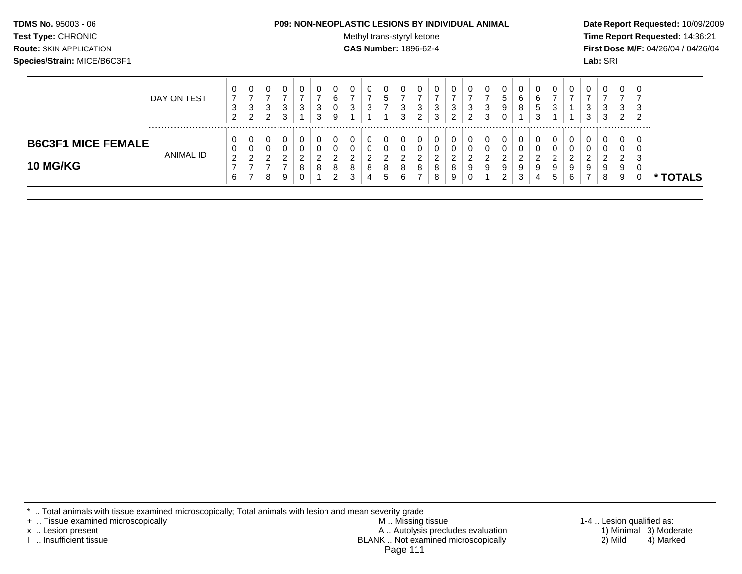**TDMS No.** 95003 - 06
**Test Type:** CHRONIC
**Route:** SKIN APPLICATION
**Species/Strain:** MICE/B6C3F1

**P09: NON-NEOPLASTIC LESIONS BY INDIVIDUAL ANIMAL**
Methyl trans-styryl ketone
**CAS Number:** 1896-62-4

**Date Report Requested:** 10/09/2009
**Time Report Requested:** 14:36:21
**First Dose M/F:** 04/26/04 / 04/26/04
**Lab:** SRI

| | DAY ON TEST | 0732 | 0732 | 0732 | 0733 | 0731 | 0733 | 0609 | 0731 | 0731 | 0571 | 0733 | 0732 | 0733 | 0732 | 0732 | 0733 | 0590 | 0681 | 0653 | 0731 | 0711 | 0733 | 0733 | 0732 | 0732 | |
|---|---|---|---|---|---|---|---|---|---|---|---|---|---|---|---|---|---|---|---|---|---|---|---|---|---|---|---|
| **B6C3F1 MICE FEMALE 10 MG/KG** | ANIMAL ID | 00276 | 00277 | 00278 | 00279 | 00280 | 00281 | 00282 | 00283 | 00284 | 00285 | 00286 | 00287 | 00288 | 00289 | 00290 | 00291 | 00292 | 00293 | 00294 | 00295 | 00296 | 00297 | 00298 | 00299 | 00300 | * TOTALS |

* .. Total animals with tissue examined microscopically; Total animals with lesion and mean severity grade
+ .. Tissue examined microscopically
x .. Lesion present
I .. Insufficient tissue

M .. Missing tissue
A .. Autolysis precludes evaluation
BLANK .. Not examined microscopically

1-4 .. Lesion qualified as:
1) Minimal 3) Moderate
2) Mild 4) Marked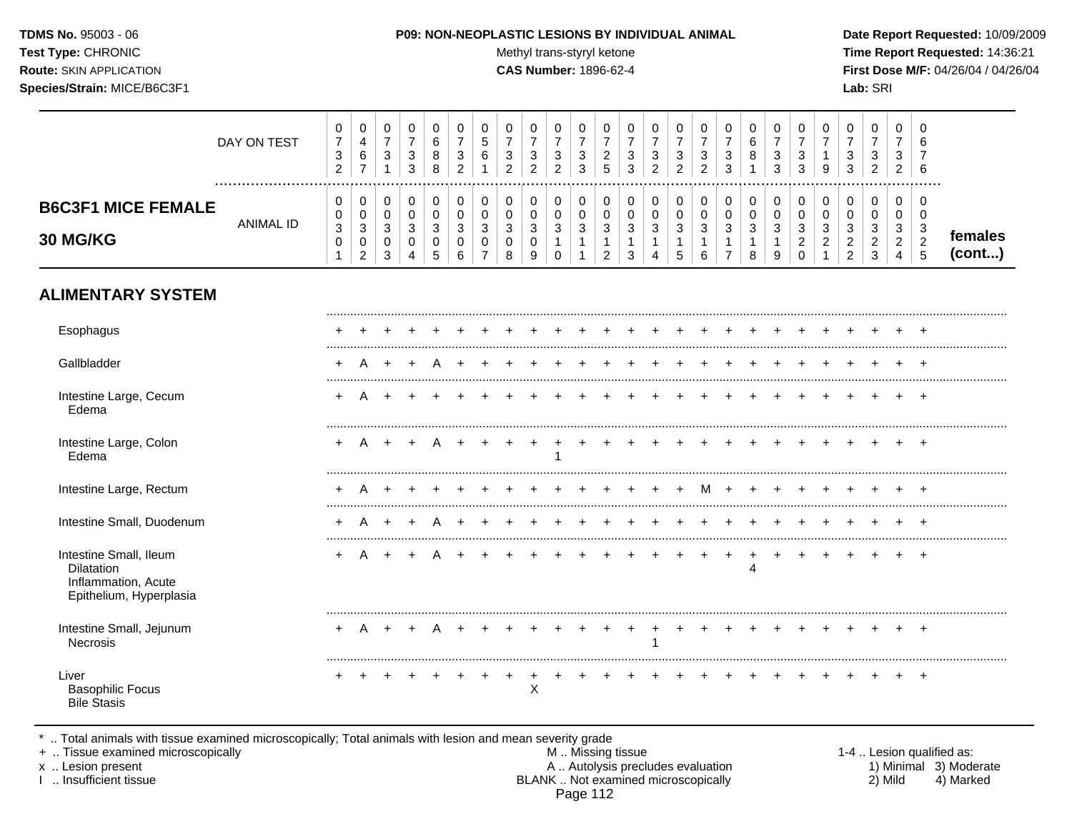**TDMS No.** 95003 - 06
**Test Type:** CHRONIC
**Route:** SKIN APPLICATION
**Species/Strain:** MICE/B6C3F1

**P09: NON-NEOPLASTIC LESIONS BY INDIVIDUAL ANIMAL**
Methyl trans-styryl ketone
**CAS Number:** 1896-62-4

**Date Report Requested:** 10/09/2009
**Time Report Requested:** 14:36:21
**First Dose M/F:** 04/26/04 / 04/26/04
**Lab:** SRI

| | 1 | 2 | 3 | 4 | 5 | 6 | 7 | 8 | 9 | 10 | 11 | 12 | 13 | 14 | 15 | 16 | 17 | 18 | 19 | 20 | 21 | 22 | 23 | 24 | 25 |
|---|---|---|---|---|---|---|---|---|---|---|---|---|---|---|---|---|---|---|---|---|---|---|---|---|---|
| DAY ON TEST | 0732 | 0467 | 0731 | 0733 | 0688 | 0732 | 0561 | 0732 | 0732 | 0732 | 0733 | 0725 | 0733 | 0732 | 0732 | 0732 | 0733 | 0681 | 0733 | 0733 | 0719 | 0733 | 0732 | 0732 | 0676 |
| **B6C3F1 MICE FEMALE 30 MG/KG** ANIMAL ID | 00301 | 00302 | 00303 | 00304 | 00305 | 00306 | 00307 | 00308 | 00309 | 00310 | 00311 | 00312 | 00313 | 00314 | 00315 | 00316 | 00317 | 00318 | 00319 | 00320 | 00321 | 00322 | 00323 | 00324 | 00325 |
| **ALIMENTARY SYSTEM** | | | | | | | | | | | | | | | | | | | | | | | | | |
| Esophagus | + | + | + | + | + | + | + | + | + | + | + | + | + | + | + | + | + | + | + | + | + | + | + | + | + |
| Gallbladder | + | A | + | + | A | + | + | + | + | + | + | + | + | + | + | + | + | + | + | + | + | + | + | + | + |
| Intestine Large, Cecum | + | A | + | + | + | + | + | + | + | + | + | + | + | + | + | + | + | + | + | + | + | + | + | + | + |
| Edema | | | | | | | | | | | | | | | | | | | | | | | | | |
| Intestine Large, Colon | + | A | + | + | A | + | + | + | + | + | + | + | + | + | + | + | + | + | + | + | + | + | + | + | + |
| Edema | | | | | | | | | | 1 | | | | | | | | | | | | | | | |
| Intestine Large, Rectum | + | A | + | + | + | + | + | + | + | + | + | + | + | + | + | M | + | + | + | + | + | + | + | + | + |
| Intestine Small, Duodenum | + | A | + | + | A | + | + | + | + | + | + | + | + | + | + | + | + | + | + | + | + | + | + | + | + |
| Intestine Small, Ileum | + | A | + | + | A | + | + | + | + | + | + | + | + | + | + | + | + | + | + | + | + | + | + | + | + |
| Dilatation | | | | | | | | | | | | | | | | | | 4 | | | | | | | |
| Inflammation, Acute | | | | | | | | | | | | | | | | | | | | | | | | | |
| Epithelium, Hyperplasia | | | | | | | | | | | | | | | | | | | | | | | | | |
| Intestine Small, Jejunum | + | A | + | + | A | + | + | + | + | + | + | + | + | + | + | + | + | + | + | + | + | + | + | + | + |
| Necrosis | | | | | | | | | | | | | | 1 | | | | | | | | | | | |
| Liver | + | + | + | + | + | + | + | + | + | + | + | + | + | + | + | + | + | + | + | + | + | + | + | + | + |
| Basophilic Focus | | | | | | | | | X | | | | | | | | | | | | | | | | |
| Bile Stasis | | | | | | | | | | | | | | | | | | | | | | | | | |

females (cont...)

\* .. Total animals with tissue examined microscopically; Total animals with lesion and mean severity grade
\+ .. Tissue examined microscopically
x .. Lesion present
I .. Insufficient tissue

M .. Missing tissue
A .. Autolysis precludes evaluation
BLANK .. Not examined microscopically

1-4 .. Lesion qualified as:
1) Minimal 2) Mild 3) Moderate 4) Marked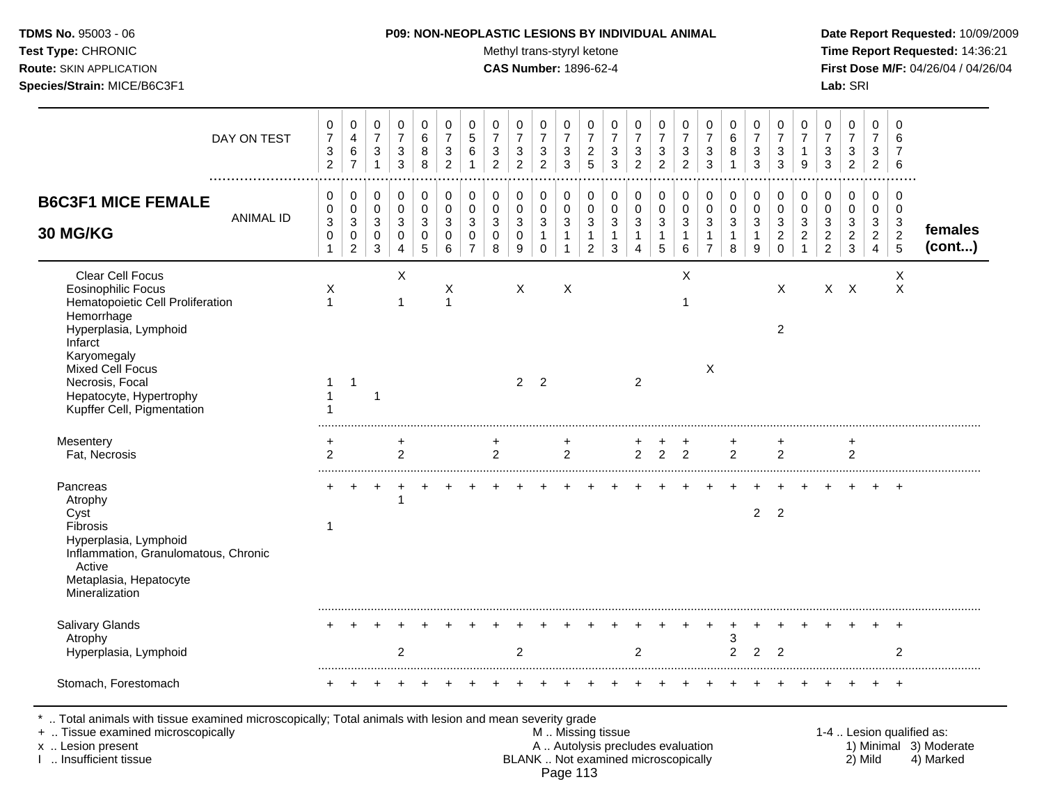**TDMS No.** 95003 - 06
**Test Type:** CHRONIC
**Route:** SKIN APPLICATION
**Species/Strain:** MICE/B6C3F1

**P09: NON-NEOPLASTIC LESIONS BY INDIVIDUAL ANIMAL**
Methyl trans-styryl ketone
**CAS Number:** 1896-62-4

**Date Report Requested:** 10/09/2009
**Time Report Requested:** 14:36:21
**First Dose M/F:** 04/26/04 / 04/26/04
**Lab:** SRI

| DAY ON TEST | 0732 | 0467 | 0731 | 0733 | 0688 | 0732 | 0561 | 0732 | 0732 | 0732 | 0733 | 0725 | 0733 | 0732 | 0732 | 0732 | 0733 | 0681 | 0733 | 0733 | 0719 | 0733 | 0732 | 0732 | 0676 | |
|---|---|---|---|---|---|---|---|---|---|---|---|---|---|---|---|---|---|---|---|---|---|---|---|---|---|---|
| **B6C3F1 MICE FEMALE 30 MG/KG** — ANIMAL ID | 00301 | 00302 | 00303 | 00304 | 00305 | 00306 | 00307 | 00308 | 00309 | 00310 | 00311 | 00312 | 00313 | 00314 | 00315 | 00316 | 00317 | 00318 | 00319 | 00320 | 00321 | 00322 | 00323 | 00324 | 00325 | **females (cont...)** |
| Clear Cell Focus | | | | X | | | | | | | | | | | | X | | | | | | | | | X | |
| Eosinophilic Focus | X | | | | | X | | | X | | X | | | | | | | | | X | | X | X | | X | |
| Hematopoietic Cell Proliferation | 1 | | | 1 | | 1 | | | | | | | | | | 1 | | | | | | | | | | |
| Hemorrhage | | | | | | | | | | | | | | | | | | | | | | | | | | |
| Hyperplasia, Lymphoid | | | | | | | | | | | | | | | | | | | | 2 | | | | | | |
| Infarct | | | | | | | | | | | | | | | | | | | | | | | | | | |
| Karyomegaly | | | | | | | | | | | | | | | | | | | | | | | | | | |
| Mixed Cell Focus | | | | | | | | | | | | | | | | | X | | | | | | | | | |
| Necrosis, Focal | 1 | 1 | | | | | | | 2 | 2 | | | | 2 | | | | | | | | | | | | |
| Hepatocyte, Hypertrophy | 1 | | 1 | | | | | | | | | | | | | | | | | | | | | | | |
| Kupffer Cell, Pigmentation | 1 | | | | | | | | | | | | | | | | | | | | | | | | | |
| Mesentery | + | | | + | | | | + | | | + | | | + | + | + | | + | | + | | | + | | | |
| Fat, Necrosis | 2 | | | 2 | | | | 2 | | | 2 | | | 2 | 2 | 2 | | 2 | | 2 | | | 2 | | | |
| Pancreas | + | + | + | + | + | + | + | + | + | + | + | + | + | + | + | + | + | + | + | + | + | + | + | + | + | |
| Atrophy | | | | 1 | | | | | | | | | | | | | | | | | | | | | | |
| Cyst | | | | | | | | | | | | | | | | | | | 2 | 2 | | | | | | |
| Fibrosis | 1 | | | | | | | | | | | | | | | | | | | | | | | | | |
| Hyperplasia, Lymphoid | | | | | | | | | | | | | | | | | | | | | | | | | | |
| Inflammation, Granulomatous, Chronic Active | | | | | | | | | | | | | | | | | | | | | | | | | | |
| Metaplasia, Hepatocyte | | | | | | | | | | | | | | | | | | | | | | | | | | |
| Mineralization | | | | | | | | | | | | | | | | | | | | | | | | | | |
| Salivary Glands | + | + | + | + | + | + | + | + | + | + | + | + | + | + | + | + | + | + | + | + | + | + | + | + | + | |
| Atrophy | | | | | | | | | | | | | | | | | | 3 | | | | | | | | |
| Hyperplasia, Lymphoid | | | | 2 | | | | | 2 | | | | | 2 | | | | 2 | 2 | 2 | | | | | 2 | |
| Stomach, Forestomach | + | + | + | + | + | + | + | + | + | + | + | + | + | + | + | + | + | + | + | + | + | + | + | + | + | |

\* .. Total animals with tissue examined microscopically; Total animals with lesion and mean severity grade
\+ .. Tissue examined microscopically
x .. Lesion present
I .. Insufficient tissue

M .. Missing tissue
A .. Autolysis precludes evaluation
BLANK .. Not examined microscopically

1-4 .. Lesion qualified as:
1) Minimal 2) Mild 3) Moderate 4) Marked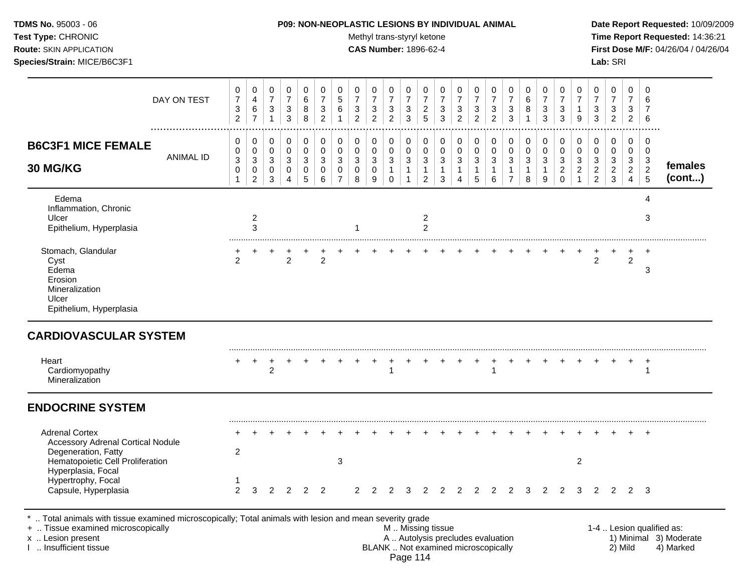**TDMS No.** 95003 - 06
**Test Type:** CHRONIC
**Route:** SKIN APPLICATION
**Species/Strain:** MICE/B6C3F1

**P09: NON-NEOPLASTIC LESIONS BY INDIVIDUAL ANIMAL**
Methyl trans-styryl ketone
**CAS Number:** 1896-62-4

**Date Report Requested:** 10/09/2009
**Time Report Requested:** 14:36:21
**First Dose M/F:** 04/26/04 / 04/26/04
**Lab:** SRI

| DAY ON TEST | 0732 | 0467 | 0731 | 0733 | 0688 | 0732 | 0561 | 0732 | 0732 | 0732 | 0733 | 0725 | 0733 | 0732 | 0732 | 0732 | 0733 | 0681 | 0733 | 0733 | 0719 | 0733 | 0732 | 0732 | 0676 | |
|---|---|---|---|---|---|---|---|---|---|---|---|---|---|---|---|---|---|---|---|---|---|---|---|---|---|---|
| **B6C3F1 MICE FEMALE 30 MG/KG** ANIMAL ID | 00301 | 00302 | 00303 | 00304 | 00305 | 00306 | 00307 | 00308 | 00309 | 00310 | 00311 | 00312 | 00313 | 00314 | 00315 | 00316 | 00317 | 00318 | 00319 | 00320 | 00321 | 00322 | 00323 | 00324 | 00325 | **females (cont...)** |
| Edema | | | | | | | | | | | | | | | | | | | | | | | | | 4 | |
| Inflammation, Chronic | | | | | | | | | | | | | | | | | | | | | | | | | | |
| Ulcer | | 2 | | | | | | | | | | 2 | | | | | | | | | | | | | 3 | |
| Epithelium, Hyperplasia | | 3 | | | | | | 1 | | | | 2 | | | | | | | | | | | | | | |
| Stomach, Glandular | + | + | + | + | + | + | + | + | + | + | + | + | + | + | + | + | + | + | + | + | + | + | + | + | + | |
| Cyst | 2 | | | 2 | | 2 | | | | | | | | | | | | | | | | 2 | | 2 | | |
| Edema | | | | | | | | | | | | | | | | | | | | | | | | | 3 | |
| Erosion | | | | | | | | | | | | | | | | | | | | | | | | | | |
| Mineralization | | | | | | | | | | | | | | | | | | | | | | | | | | |
| Ulcer | | | | | | | | | | | | | | | | | | | | | | | | | | |
| Epithelium, Hyperplasia | | | | | | | | | | | | | | | | | | | | | | | | | | |
| **CARDIOVASCULAR SYSTEM** | | | | | | | | | | | | | | | | | | | | | | | | | | |
| Heart | + | + | + | + | + | + | + | + | + | + | + | + | + | + | + | + | + | + | + | + | + | + | + | + | + | |
| Cardiomyopathy | | | 2 | | | | | | | 1 | | | | | | 1 | | | | | | | | | 1 | |
| Mineralization | | | | | | | | | | | | | | | | | | | | | | | | | | |
| **ENDOCRINE SYSTEM** | | | | | | | | | | | | | | | | | | | | | | | | | | |
| Adrenal Cortex | + | + | + | + | + | + | + | + | + | + | + | + | + | + | + | + | + | + | + | + | + | + | + | + | + | |
| Accessory Adrenal Cortical Nodule | | | | | | | | | | | | | | | | | | | | | | | | | | |
| Degeneration, Fatty | 2 | | | | | | | | | | | | | | | | | | | | | | | | | |
| Hematopoietic Cell Proliferation | | | | | | | 3 | | | | | | | | | | | | | | 2 | | | | | |
| Hyperplasia, Focal | | | | | | | | | | | | | | | | | | | | | | | | | | |
| Hypertrophy, Focal | 1 | | | | | | | | | | | | | | | | | | | | | | | | | |
| Capsule, Hyperplasia | 2 | 3 | 2 | 2 | 2 | 2 | | 2 | 2 | 2 | 3 | 2 | 2 | 2 | 2 | 2 | 2 | 3 | 2 | 2 | 3 | 2 | 2 | 2 | 3 | |

\* .. Total animals with tissue examined microscopically; Total animals with lesion and mean severity grade
\+ .. Tissue examined microscopically
x .. Lesion present
I .. Insufficient tissue

M .. Missing tissue
A .. Autolysis precludes evaluation
BLANK .. Not examined microscopically

1-4 .. Lesion qualified as:
1) Minimal 3) Moderate
2) Mild 4) Marked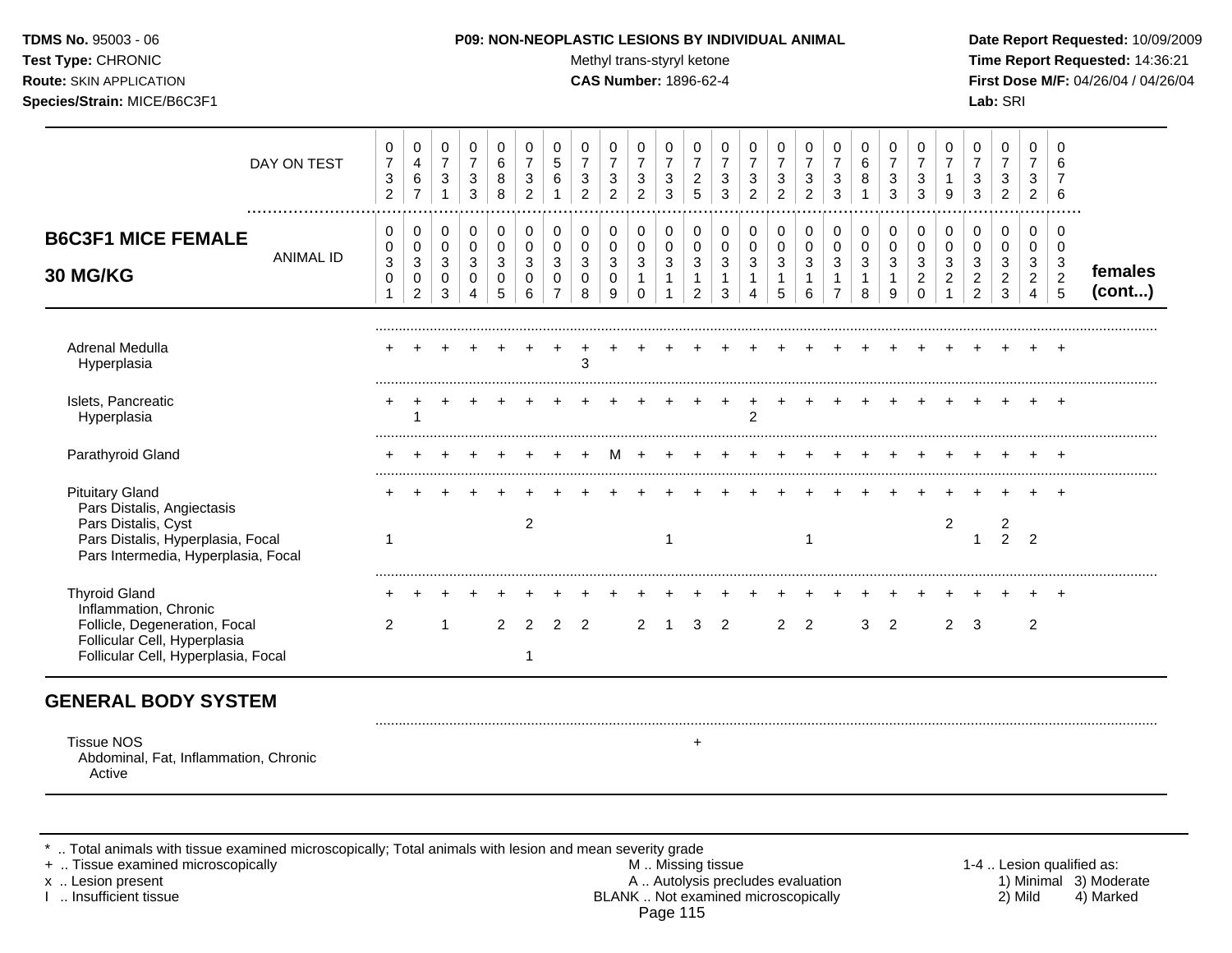**TDMS No.** 95003 - 06
**Test Type:** CHRONIC
**Route:** SKIN APPLICATION
**Species/Strain:** MICE/B6C3F1

**P09: NON-NEOPLASTIC LESIONS BY INDIVIDUAL ANIMAL**
Methyl trans-styryl ketone
**CAS Number:** 1896-62-4

**Date Report Requested:** 10/09/2009
**Time Report Requested:** 14:36:21
**First Dose M/F:** 04/26/04 / 04/26/04
**Lab:** SRI

## B6C3F1 MICE FEMALE 30 MG/KG

| | | | | | | | | | | | | | | | | | | | | | | | | | | |
|---|---|---|---|---|---|---|---|---|---|---|---|---|---|---|---|---|---|---|---|---|---|---|---|---|---|---|
| **DAY ON TEST** | 0732 | 0467 | 0731 | 0733 | 0688 | 0732 | 0561 | 0732 | 0732 | 0732 | 0733 | 0725 | 0733 | 0732 | 0732 | 0732 | 0733 | 0681 | 0733 | 0733 | 0719 | 0733 | 0732 | 0732 | 0676 | |
| **ANIMAL ID** | 00301 | 00302 | 00303 | 00304 | 00305 | 00306 | 00307 | 00308 | 00309 | 00310 | 00311 | 00312 | 00313 | 00314 | 00315 | 00316 | 00317 | 00318 | 00319 | 00320 | 00321 | 00322 | 00323 | 00324 | 00325 | **females (cont...)** |
| Adrenal Medulla | + | + | + | + | + | + | + | + | + | + | + | + | + | + | + | + | + | + | + | + | + | + | + | + | + | |
| Hyperplasia | | | | | | | | 3 | | | | | | | | | | | | | | | | | | |
| Islets, Pancreatic | + | + | + | + | + | + | + | + | + | + | + | + | + | + | + | + | + | + | + | + | + | + | + | + | + | |
| Hyperplasia | | 1 | | | | | | | | | | | | 2 | | | | | | | | | | | | |
| Parathyroid Gland | + | + | + | + | + | + | + | + | M | + | + | + | + | + | + | + | + | + | + | + | + | + | + | + | + | |
| Pituitary Gland | + | + | + | + | + | + | + | + | + | + | + | + | + | + | + | + | + | + | + | + | + | + | + | + | + | |
| Pars Distalis, Angiectasis | | | | | | | | | | | | | | | | | | | | | | | | | | |
| Pars Distalis, Cyst | | | | | | 2 | | | | | | | | | | | | | | | 2 | | 2 | | | |
| Pars Distalis, Hyperplasia, Focal | 1 | | | | | | | | | | 1 | | | | | 1 | | | | | | 1 | 2 | 2 | | |
| Pars Intermedia, Hyperplasia, Focal | | | | | | | | | | | | | | | | | | | | | | | | | | |
| Thyroid Gland | + | + | + | + | + | + | + | + | + | + | + | + | + | + | + | + | + | + | + | + | + | + | + | + | + | |
| Inflammation, Chronic | | | | | | | | | | | | | | | | | | | | | | | | | | |
| Follicle, Degeneration, Focal | 2 | | 1 | | 2 | 2 | 2 | 2 | | 2 | 1 | 3 | 2 | | 2 | 2 | | 3 | 2 | | 2 | 3 | | 2 | | |
| Follicular Cell, Hyperplasia | | | | | | | | | | | | | | | | | | | | | | | | | | |
| Follicular Cell, Hyperplasia, Focal | | | | | | 1 | | | | | | | | | | | | | | | | | | | | |

## GENERAL BODY SYSTEM

| | | | | | | | | | | | | | | | | | | | | | | | | | |
|---|---|---|---|---|---|---|---|---|---|---|---|---|---|---|---|---|---|---|---|---|---|---|---|---|---|
| Tissue NOS | | | | | | | | | | | | + | | | | | | | | | | | | | |
| Abdominal, Fat, Inflammation, Chronic Active | | | | | | | | | | | | | | | | | | | | | | | | | |

\* .. Total animals with tissue examined microscopically; Total animals with lesion and mean severity grade
+ .. Tissue examined microscopically
x .. Lesion present
I .. Insufficient tissue

M .. Missing tissue
A .. Autolysis precludes evaluation
BLANK .. Not examined microscopically

1-4 .. Lesion qualified as:
1) Minimal 3) Moderate
2) Mild 4) Marked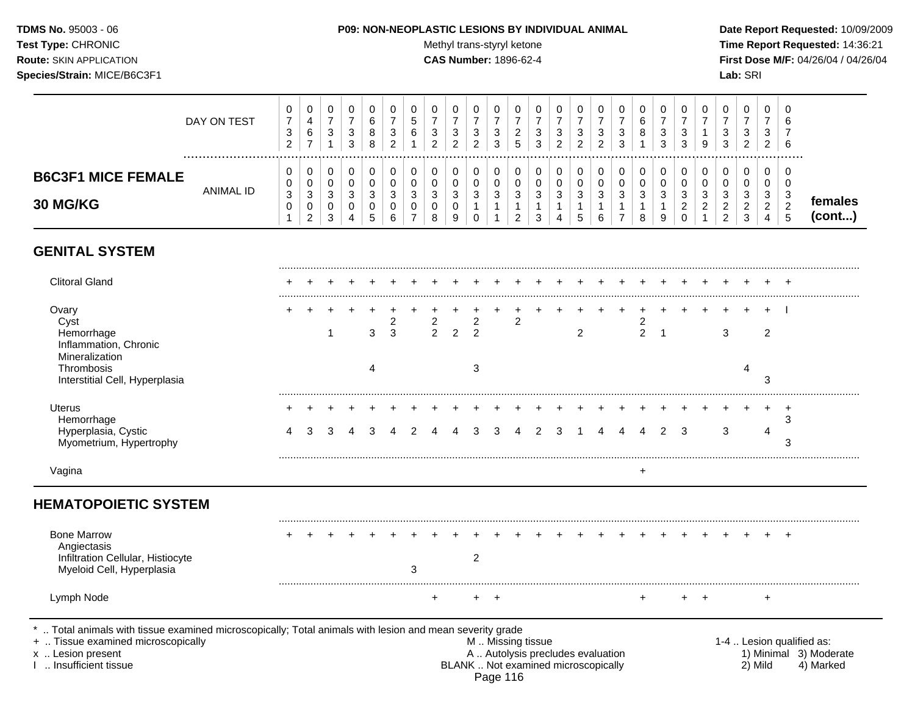**TDMS No.** 95003 - 06
**Test Type:** CHRONIC
**Route:** SKIN APPLICATION
**Species/Strain:** MICE/B6C3F1

**P09: NON-NEOPLASTIC LESIONS BY INDIVIDUAL ANIMAL**
Methyl trans-styryl ketone
**CAS Number:** 1896-62-4

**Date Report Requested:** 10/09/2009
**Time Report Requested:** 14:36:21
**First Dose M/F:** 04/26/04 / 04/26/04
**Lab:** SRI

## B6C3F1 MICE FEMALE 30 MG/KG — females (cont...)

| DAY ON TEST | 0732 | 0467 | 0731 | 0733 | 0688 | 0732 | 0561 | 0732 | 0732 | 0732 | 0733 | 0725 | 0733 | 0732 | 0732 | 0732 | 0733 | 0681 | 0733 | 0733 | 0719 | 0733 | 0732 | 0732 | 0676 |
|---|---|---|---|---|---|---|---|---|---|---|---|---|---|---|---|---|---|---|---|---|---|---|---|---|---|
| **ANIMAL ID** | 0301 | 0302 | 0303 | 0304 | 0305 | 0306 | 0307 | 0308 | 0309 | 0310 | 0311 | 0312 | 0313 | 0314 | 0315 | 0316 | 0317 | 0318 | 0319 | 0320 | 0321 | 0322 | 0323 | 0324 | 0325 |
| **GENITAL SYSTEM** | | | | | | | | | | | | | | | | | | | | | | | | | |
| Clitoral Gland | + | + | + | + | + | + | + | + | + | + | + | + | + | + | + | + | + | + | + | + | + | + | + | + | + |
| Ovary | + | + | + | + | + | + | + | + | + | + | + | + | + | + | + | + | + | + | + | + | + | + | + | + | I |
| Cyst | | | | | | 2 | | 2 | | 2 | | 2 | | | | | | 2 | | | | | | | |
| Hemorrhage | | | 1 | | 3 | 3 | | 2 | 2 | 2 | | | | | 2 | | | 2 | 1 | | | 3 | | 2 | |
| Inflammation, Chronic | | | | | | | | | | | | | | | | | | | | | | | | | |
| Mineralization | | | | | | | | | | | | | | | | | | | | | | | | | |
| Thrombosis | | | | | 4 | | | | | 3 | | | | | | | | | | | | | 4 | | |
| Interstitial Cell, Hyperplasia | | | | | | | | | | | | | | | | | | | | | | | | 3 | |
| Uterus | + | + | + | + | + | + | + | + | + | + | + | + | + | + | + | + | + | + | + | + | + | + | + | + | + |
| Hemorrhage | | | | | | | | | | | | | | | | | | | | | | | | | 3 |
| Hyperplasia, Cystic | 4 | 3 | 3 | 4 | 3 | 4 | 2 | 4 | 4 | 3 | 3 | 4 | 2 | 3 | 1 | 4 | 4 | 4 | 2 | 3 | | 3 | | 4 | |
| Myometrium, Hypertrophy | | | | | | | | | | | | | | | | | | | | | | | | | 3 |
| Vagina | | | | | | | | | | | | | | | | | | + | | | | | | | |
| **HEMATOPOIETIC SYSTEM** | | | | | | | | | | | | | | | | | | | | | | | | | |
| Bone Marrow | + | + | + | + | + | + | + | + | + | + | + | + | + | + | + | + | + | + | + | + | + | + | + | + | + |
| Angiectasis | | | | | | | | | | | | | | | | | | | | | | | | | |
| Infiltration Cellular, Histiocyte | | | | | | | | | | 2 | | | | | | | | | | | | | | | |
| Myeloid Cell, Hyperplasia | | | | | | | 3 | | | | | | | | | | | | | | | | | | |
| Lymph Node | | | | | | | | + | | + | + | | | | | | | + | | + | + | | | + | |

\* .. Total animals with tissue examined microscopically; Total animals with lesion and mean severity grade
+ .. Tissue examined microscopically
x .. Lesion present
I .. Insufficient tissue

M .. Missing tissue
A .. Autolysis precludes evaluation
BLANK .. Not examined microscopically

1-4 .. Lesion qualified as:
1) Minimal 2) Mild 3) Moderate 4) Marked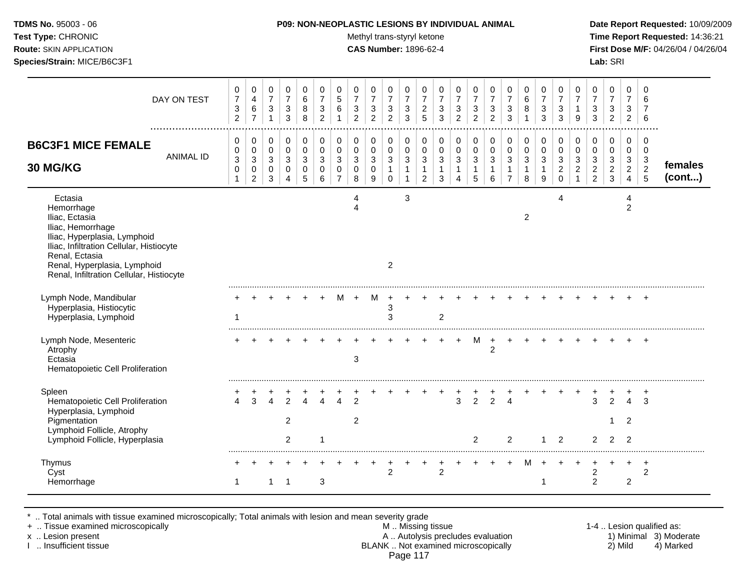**TDMS No.** 95003 - 06
**Test Type:** CHRONIC
**Route:** SKIN APPLICATION
**Species/Strain:** MICE/B6C3F1

**P09: NON-NEOPLASTIC LESIONS BY INDIVIDUAL ANIMAL**
Methyl trans-styryl ketone
**CAS Number:** 1896-62-4

**Date Report Requested:** 10/09/2009
**Time Report Requested:** 14:36:21
**First Dose M/F:** 04/26/04 / 04/26/04
**Lab:** SRI

| DAY ON TEST | 0732 | 0467 | 0731 | 0733 | 0688 | 0732 | 0561 | 0732 | 0732 | 0732 | 0733 | 0725 | 0733 | 0732 | 0732 | 0732 | 0733 | 0681 | 0733 | 0733 | 0719 | 0733 | 0732 | 0732 | 0676 | |
|---|---|---|---|---|---|---|---|---|---|---|---|---|---|---|---|---|---|---|---|---|---|---|---|---|---|---|
| **B6C3F1 MICE FEMALE 30 MG/KG** — ANIMAL ID | 0301 | 0302 | 0303 | 0304 | 0305 | 0306 | 0307 | 0308 | 0309 | 0310 | 0311 | 0312 | 0313 | 0314 | 0315 | 0316 | 0317 | 0318 | 0319 | 0320 | 0321 | 0322 | 0323 | 0324 | 0325 | **females (cont...)** |
| Ectasia | | | | | | | | 4 | | | 3 | | | | | | | | | 4 | | | | 4 | | |
| Hemorrhage | | | | | | | | 4 | | | | | | | | | | | | | | | | 2 | | |
| Iliac, Ectasia | | | | | | | | | | | | | | | | | | 2 | | | | | | | | |
| Iliac, Hemorrhage | | | | | | | | | | | | | | | | | | | | | | | | | | |
| Iliac, Hyperplasia, Lymphoid | | | | | | | | | | | | | | | | | | | | | | | | | | |
| Iliac, Infiltration Cellular, Histiocyte | | | | | | | | | | | | | | | | | | | | | | | | | | |
| Renal, Ectasia | | | | | | | | | | | | | | | | | | | | | | | | | | |
| Renal, Hyperplasia, Lymphoid | | | | | | | | | | 2 | | | | | | | | | | | | | | | | |
| Renal, Infiltration Cellular, Histiocyte | | | | | | | | | | | | | | | | | | | | | | | | | | |
| Lymph Node, Mandibular | + | + | + | + | + | + | M | + | M | + | + | + | + | + | + | + | + | + | + | + | + | + | + | + | + | |
| Hyperplasia, Histiocytic | | | | | | | | | | 3 | | | | | | | | | | | | | | | | |
| Hyperplasia, Lymphoid | 1 | | | | | | | | | 3 | | | 2 | | | | | | | | | | | | | |
| Lymph Node, Mesenteric | + | + | + | + | + | + | + | + | + | + | + | + | + | + | M | + | + | + | + | + | + | + | + | + | + | |
| Atrophy | | | | | | | | | | | | | | | | 2 | | | | | | | | | | |
| Ectasia | | | | | | | | 3 | | | | | | | | | | | | | | | | | | |
| Hematopoietic Cell Proliferation | | | | | | | | | | | | | | | | | | | | | | | | | | |
| Spleen | + | + | + | + | + | + | + | + | + | + | + | + | + | + | + | + | + | + | + | + | + | + | + | + | + | |
| Hematopoietic Cell Proliferation | 4 | 3 | 4 | 2 | 4 | 4 | 4 | 2 | | | | | | 3 | 2 | 2 | 4 | | | | | 3 | 2 | 4 | 3 | |
| Hyperplasia, Lymphoid | | | | | | | | | | | | | | | | | | | | | | | | | | |
| Pigmentation | | | | 2 | | | | 2 | | | | | | | | | | | | | | | 1 | 2 | | |
| Lymphoid Follicle, Atrophy | | | | | | | | | | | | | | | | | | | | | | | | | | |
| Lymphoid Follicle, Hyperplasia | | | | 2 | | 1 | | | | | | | | | 2 | | 2 | | 1 | 2 | | 2 | 2 | 2 | | |
| Thymus | + | + | + | + | + | + | + | + | + | + | + | + | + | + | + | + | + | M | + | + | + | + | + | + | + | |
| Cyst | | | | | | | | | | 2 | | | 2 | | | | | | | | | 2 | | | 2 | |
| Hemorrhage | 1 | | 1 | 1 | | 3 | | | | | | | | | | | | | 1 | | | 2 | | 2 | | |

\* .. Total animals with tissue examined microscopically; Total animals with lesion and mean severity grade
\+ .. Tissue examined microscopically
x .. Lesion present
I .. Insufficient tissue

M .. Missing tissue
A .. Autolysis precludes evaluation
BLANK .. Not examined microscopically

1-4 .. Lesion qualified as:
1) Minimal 3) Moderate
2) Mild 4) Marked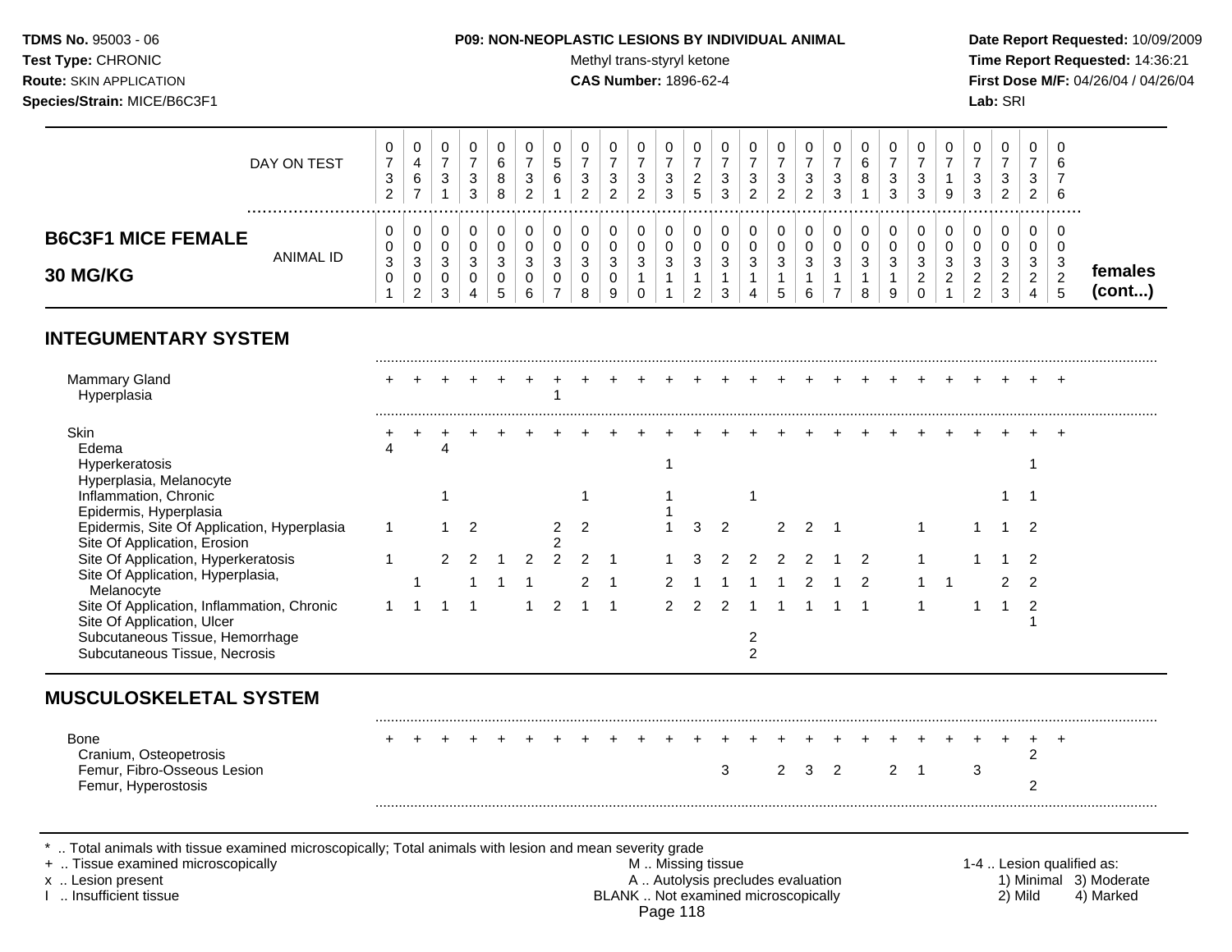**TDMS No.** 95003 - 06
**Test Type:** CHRONIC
**Route:** SKIN APPLICATION
**Species/Strain:** MICE/B6C3F1

**P09: NON-NEOPLASTIC LESIONS BY INDIVIDUAL ANIMAL**
Methyl trans-styryl ketone
**CAS Number:** 1896-62-4

**Date Report Requested:** 10/09/2009
**Time Report Requested:** 14:36:21
**First Dose M/F:** 04/26/04 / 04/26/04
**Lab:** SRI

## B6C3F1 MICE FEMALE 30 MG/KG — females (cont...)

| | 1 | 2 | 3 | 4 | 5 | 6 | 7 | 8 | 9 | 10 | 11 | 12 | 13 | 14 | 15 | 16 | 17 | 18 | 19 | 20 | 21 | 22 | 23 | 24 | 25 |
|---|---|---|---|---|---|---|---|---|---|---|---|---|---|---|---|---|---|---|---|---|---|---|---|---|---|
| DAY ON TEST | 0732 | 0467 | 0731 | 0733 | 0688 | 0732 | 0561 | 0732 | 0732 | 0732 | 0733 | 0725 | 0733 | 0732 | 0732 | 0732 | 0733 | 0681 | 0733 | 0733 | 0719 | 0733 | 0732 | 0732 | 0676 |
| ANIMAL ID | 0030 1 | 0030 2 | 0030 3 | 0030 4 | 0030 5 | 0030 6 | 0030 7 | 0030 8 | 0030 9 | 0031 0 | 0031 1 | 0031 2 | 0031 3 | 0031 4 | 0031 5 | 0031 6 | 0031 7 | 0031 8 | 0031 9 | 0032 0 | 0032 1 | 0032 2 | 0032 3 | 0032 4 | 0032 5 |
| **INTEGUMENTARY SYSTEM** | | | | | | | | | | | | | | | | | | | | | | | | | |
| Mammary Gland | + | + | + | + | + | + | + | + | + | + | + | + | + | + | + | + | + | + | + | + | + | + | + | + | + |
| Hyperplasia | | | | | | | 1 | | | | | | | | | | | | | | | | | | |
| Skin | + | + | + | + | + | + | + | + | + | + | + | + | + | + | + | + | + | + | + | + | + | + | + | + | + |
| Edema | 4 | | 4 | | | | | | | | | | | | | | | | | | | | | | |
| Hyperkeratosis | | | | | | | | | | | 1 | | | | | | | | | | | | | 1 | |
| Hyperplasia, Melanocyte | | | | | | | | | | | | | | | | | | | | | | | | | |
| Inflammation, Chronic | | | 1 | | | | | 1 | | | 1 | | | 1 | | | | | | | | | 1 | 1 | |
| Epidermis, Hyperplasia | | | | | | | | | | | 1 | | | | | | | | | | | | | | |
| Epidermis, Site Of Application, Hyperplasia | 1 | | 1 | 2 | | | 2 | 2 | | | 1 | 3 | 2 | | 2 | 2 | 1 | | | 1 | | 1 | 1 | 2 | |
| Site Of Application, Erosion | | | | | | | 2 | | | | | | | | | | | | | | | | | | |
| Site Of Application, Hyperkeratosis | 1 | | 2 | 2 | 1 | 2 | 2 | 2 | 1 | | 1 | 3 | 2 | 2 | 2 | 2 | 1 | 2 | | 1 | | 1 | 1 | 2 | |
| Site Of Application, Hyperplasia, Melanocyte | | 1 | | 1 | 1 | 1 | | 2 | 1 | | 2 | 1 | 1 | 1 | 1 | 2 | 1 | 2 | | 1 | 1 | | 2 | 2 | |
| Site Of Application, Inflammation, Chronic | 1 | 1 | 1 | 1 | | 1 | 2 | 1 | 1 | | 2 | 2 | 2 | 1 | 1 | 1 | 1 | 1 | | 1 | | 1 | 1 | 2 | |
| Site Of Application, Ulcer | | | | | | | | | | | | | | | | | | | | | | | | 1 | |
| Subcutaneous Tissue, Hemorrhage | | | | | | | | | | | | | | 2 | | | | | | | | | | | |
| Subcutaneous Tissue, Necrosis | | | | | | | | | | | | | | 2 | | | | | | | | | | | |
| **MUSCULOSKELETAL SYSTEM** | | | | | | | | | | | | | | | | | | | | | | | | | |
| Bone | + | + | + | + | + | + | + | + | + | + | + | + | + | + | + | + | + | + | + | + | + | + | + | + | + |
| Cranium, Osteopetrosis | | | | | | | | | | | | | | | | | | | | | | | | 2 | |
| Femur, Fibro-Osseous Lesion | | | | | | | | | | | | | 3 | | 2 | 3 | 2 | | 2 | 1 | | 3 | | | |
| Femur, Hyperostosis | | | | | | | | | | | | | | | | | | | | | | | | 2 | |

\* .. Total animals with tissue examined microscopically; Total animals with lesion and mean severity grade
+ .. Tissue examined microscopically
x .. Lesion present
I .. Insufficient tissue

M .. Missing tissue
A .. Autolysis precludes evaluation
BLANK .. Not examined microscopically

1-4 .. Lesion qualified as:
1) Minimal 2) Mild 3) Moderate 4) Marked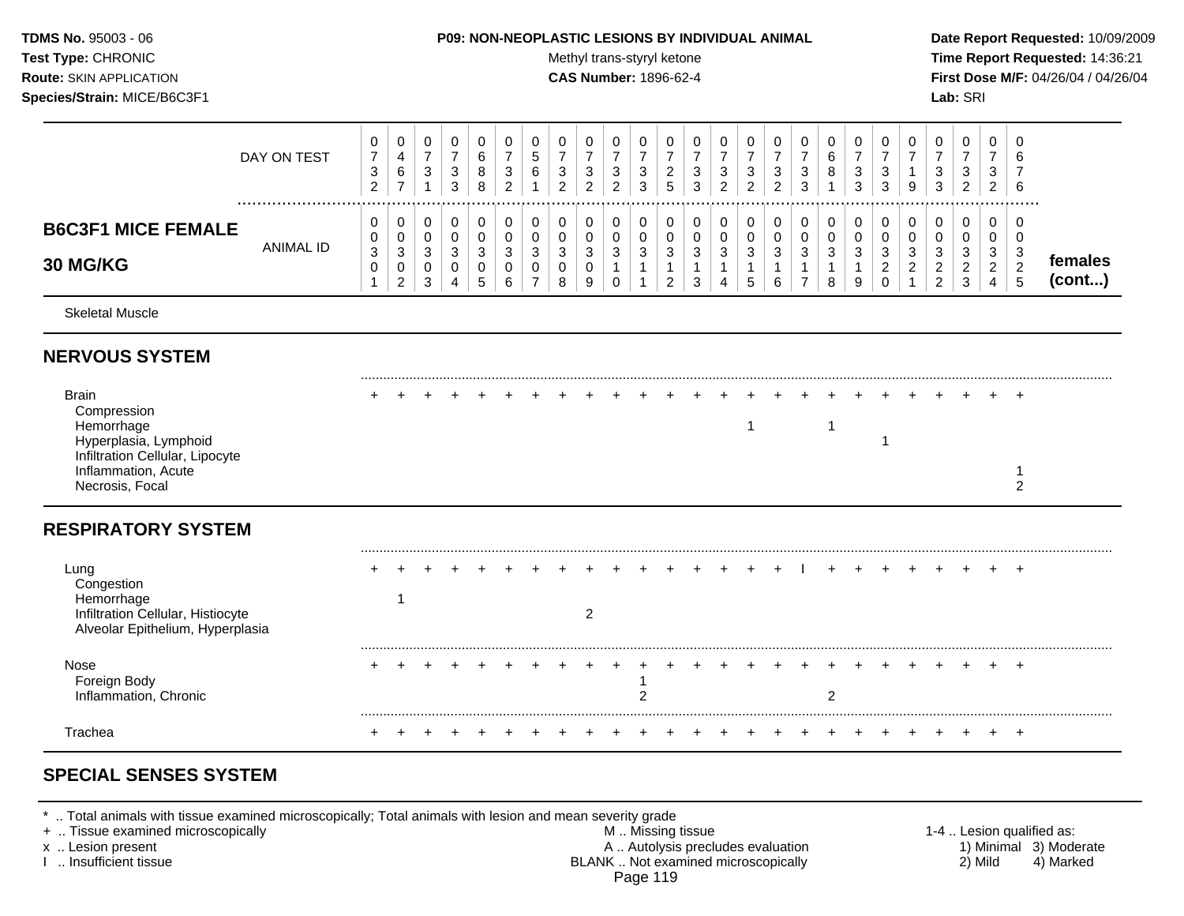**TDMS No.** 95003 - 06
**Test Type:** CHRONIC
**Route:** SKIN APPLICATION
**Species/Strain:** MICE/B6C3F1

**P09: NON-NEOPLASTIC LESIONS BY INDIVIDUAL ANIMAL**
Methyl trans-styryl ketone
**CAS Number:** 1896-62-4

**Date Report Requested:** 10/09/2009
**Time Report Requested:** 14:36:21
**First Dose M/F:** 04/26/04 / 04/26/04
**Lab:** SRI

## B6C3F1 MICE FEMALE 30 MG/KG

| DAY ON TEST | 0732 | 0467 | 0731 | 0733 | 0688 | 0732 | 0561 | 0732 | 0732 | 0732 | 0733 | 0725 | 0733 | 0732 | 0732 | 0732 | 0733 | 0681 | 0733 | 0733 | 0719 | 0733 | 0732 | 0732 | 0676 | |
|---|---|---|---|---|---|---|---|---|---|---|---|---|---|---|---|---|---|---|---|---|---|---|---|---|---|---|
| **ANIMAL ID** | 0301 | 0302 | 0303 | 0304 | 0305 | 0306 | 0307 | 0308 | 0309 | 0310 | 0311 | 0312 | 0313 | 0314 | 0315 | 0316 | 0317 | 0318 | 0319 | 0320 | 0321 | 0322 | 0323 | 0324 | 0325 | **females (cont...)** |
| Skeletal Muscle | | | | | | | | | | | | | | | | | | | | | | | | | | |
| **NERVOUS SYSTEM** | | | | | | | | | | | | | | | | | | | | | | | | | | |
| Brain | + | + | + | + | + | + | + | + | + | + | + | + | + | + | + | + | + | + | + | + | + | + | + | + | + | |
| Compression | | | | | | | | | | | | | | | | | | | | | | | | | | |
| Hemorrhage | | | | | | | | | | | | | | | 1 | | | 1 | | | | | | | | |
| Hyperplasia, Lymphoid | | | | | | | | | | | | | | | | | | | | 1 | | | | | | |
| Infiltration Cellular, Lipocyte | | | | | | | | | | | | | | | | | | | | | | | | | | |
| Inflammation, Acute | | | | | | | | | | | | | | | | | | | | | | | | | 1 | |
| Necrosis, Focal | | | | | | | | | | | | | | | | | | | | | | | | | 2 | |
| **RESPIRATORY SYSTEM** | | | | | | | | | | | | | | | | | | | | | | | | | | |
| Lung | + | + | + | + | + | + | + | + | + | + | + | + | + | + | + | + | I | + | + | + | + | + | + | + | + | |
| Congestion | | | | | | | | | | | | | | | | | | | | | | | | | | |
| Hemorrhage | | 1 | | | | | | | | | | | | | | | | | | | | | | | | |
| Infiltration Cellular, Histiocyte | | | | | | | | | 2 | | | | | | | | | | | | | | | | | |
| Alveolar Epithelium, Hyperplasia | | | | | | | | | | | | | | | | | | | | | | | | | | |
| Nose | + | + | + | + | + | + | + | + | + | + | + | + | + | + | + | + | + | + | + | + | + | + | + | + | + | |
| Foreign Body | | | | | | | | | | | 1 | | | | | | | | | | | | | | | |
| Inflammation, Chronic | | | | | | | | | | | 2 | | | | | | | 2 | | | | | | | | |
| Trachea | + | + | + | + | + | + | + | + | + | + | + | + | + | + | + | + | + | + | + | + | + | + | + | + | + | |
| **SPECIAL SENSES SYSTEM** | | | | | | | | | | | | | | | | | | | | | | | | | | |

* .. Total animals with tissue examined microscopically; Total animals with lesion and mean severity grade
+ .. Tissue examined microscopically
x .. Lesion present
I .. Insufficient tissue

M .. Missing tissue
A .. Autolysis precludes evaluation
BLANK .. Not examined microscopically

1-4 .. Lesion qualified as:
1) Minimal 2) Mild 3) Moderate 4) Marked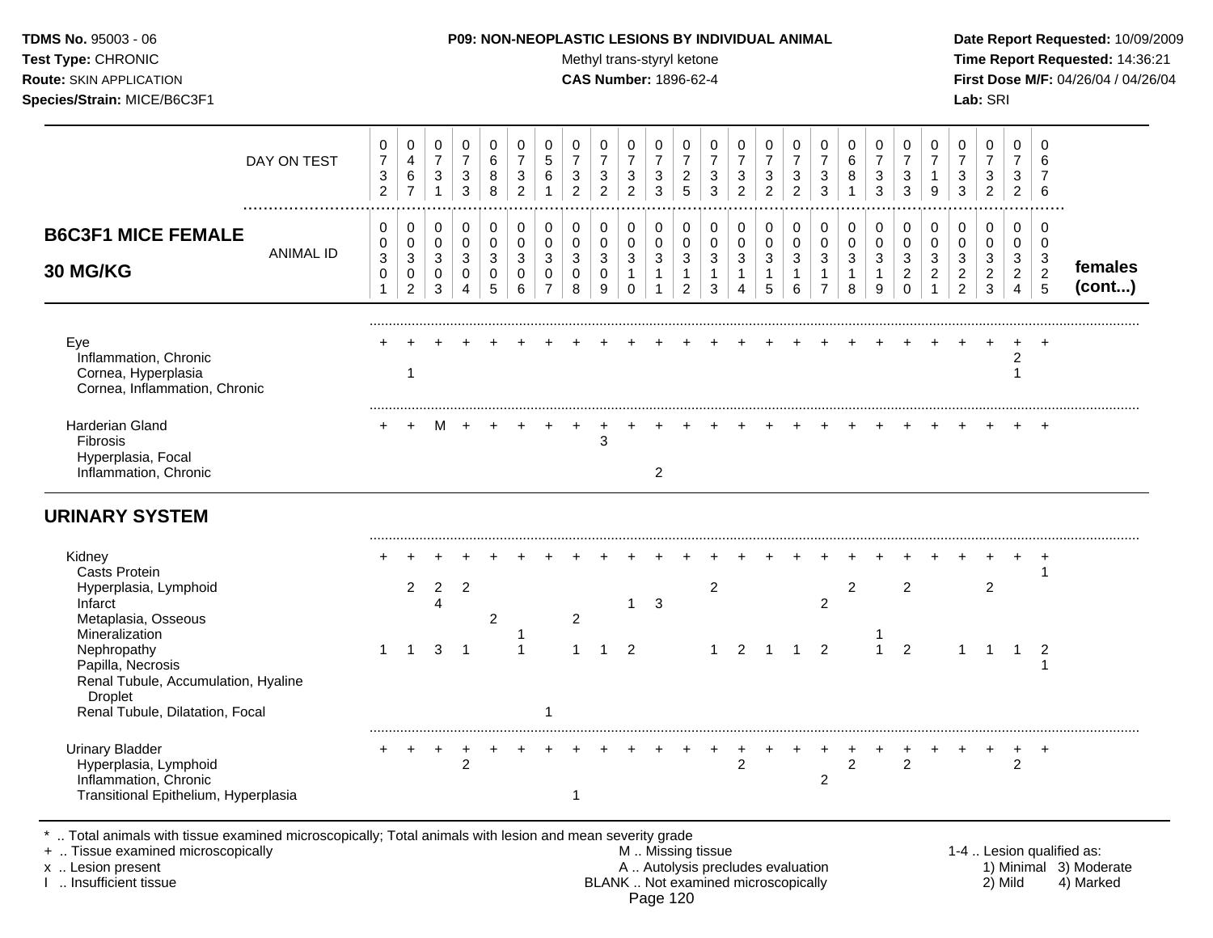**TDMS No.** 95003 - 06
**Test Type:** CHRONIC
**Route:** SKIN APPLICATION
**Species/Strain:** MICE/B6C3F1

**P09: NON-NEOPLASTIC LESIONS BY INDIVIDUAL ANIMAL**
Methyl trans-styryl ketone
**CAS Number:** 1896-62-4

**Date Report Requested:** 10/09/2009
**Time Report Requested:** 14:36:21
**First Dose M/F:** 04/26/04 / 04/26/04
**Lab:** SRI

## B6C3F1 MICE FEMALE 30 MG/KG — females (cont...)

| DAY ON TEST | 0732 | 0467 | 0731 | 0733 | 0688 | 0732 | 0561 | 0732 | 0732 | 0732 | 0733 | 0725 | 0733 | 0732 | 0732 | 0732 | 0733 | 0681 | 0733 | 0733 | 0719 | 0733 | 0732 | 0732 | 0676 |
|---|---|---|---|---|---|---|---|---|---|---|---|---|---|---|---|---|---|---|---|---|---|---|---|---|---|
| **ANIMAL ID** | 0301 | 0302 | 0303 | 0304 | 0305 | 0306 | 0307 | 0308 | 0309 | 0310 | 0311 | 0312 | 0313 | 0314 | 0315 | 0316 | 0317 | 0318 | 0319 | 0320 | 0321 | 0322 | 0323 | 0324 | 0325 |
| Eye | + | + | + | + | + | + | + | + | + | + | + | + | + | + | + | + | + | + | + | + | + | + | + | + | + |
| Inflammation, Chronic | | | | | | | | | | | | | | | | | | | | | | | | 2 | |
| Cornea, Hyperplasia | | 1 | | | | | | | | | | | | | | | | | | | | | | 1 | |
| Cornea, Inflammation, Chronic | | | | | | | | | | | | | | | | | | | | | | | | | |
| Harderian Gland | + | + | M | + | + | + | + | + | + | + | + | + | + | + | + | + | + | + | + | + | + | + | + | + | + |
| Fibrosis | | | | | | | | | 3 | | | | | | | | | | | | | | | | |
| Hyperplasia, Focal | | | | | | | | | | | | | | | | | | | | | | | | | |
| Inflammation, Chronic | | | | | | | | | | | 2 | | | | | | | | | | | | | | |
| **URINARY SYSTEM** | | | | | | | | | | | | | | | | | | | | | | | | | |
| Kidney | + | + | + | + | + | + | + | + | + | + | + | + | + | + | + | + | + | + | + | + | + | + | + | + | + |
| Casts Protein | | | | | | | | | | | | | | | | | | | | | | | | | 1 |
| Hyperplasia, Lymphoid | | 2 | 2 | 2 | | | | | | | | | 2 | | | | | 2 | | 2 | | | 2 | | |
| Infarct | | | 4 | | | | | | | 1 | 3 | | | | | | 2 | | | | | | | | |
| Metaplasia, Osseous | | | | | 2 | | | 2 | | | | | | | | | | | | | | | | | |
| Mineralization | | | | | | 1 | | | | | | | | | | | | | 1 | | | | | | |
| Nephropathy | 1 | 1 | 3 | 1 | | 1 | | 1 | 1 | 2 | | | 1 | 2 | 1 | 1 | 2 | | 1 | 2 | | 1 | 1 | 1 | 2 |
| Papilla, Necrosis | | | | | | | | | | | | | | | | | | | | | | | | | 1 |
| Renal Tubule, Accumulation, Hyaline Droplet | | | | | | | | | | | | | | | | | | | | | | | | | |
| Renal Tubule, Dilatation, Focal | | | | | | | 1 | | | | | | | | | | | | | | | | | | |
| Urinary Bladder | + | + | + | + | + | + | + | + | + | + | + | + | + | + | + | + | + | + | + | + | + | + | + | + | + |
| Hyperplasia, Lymphoid | | | | 2 | | | | | | | | | | 2 | | | | 2 | | 2 | | | | 2 | |
| Inflammation, Chronic | | | | | | | | | | | | | | | | | 2 | | | | | | | | |
| Transitional Epithelium, Hyperplasia | | | | | | | | 1 | | | | | | | | | | | | | | | | | |

\* .. Total animals with tissue examined microscopically; Total animals with lesion and mean severity grade
\+ .. Tissue examined microscopically
x .. Lesion present
I .. Insufficient tissue

M .. Missing tissue
A .. Autolysis precludes evaluation
BLANK .. Not examined microscopically

1-4 .. Lesion qualified as: 1) Minimal 2) Mild 3) Moderate 4) Marked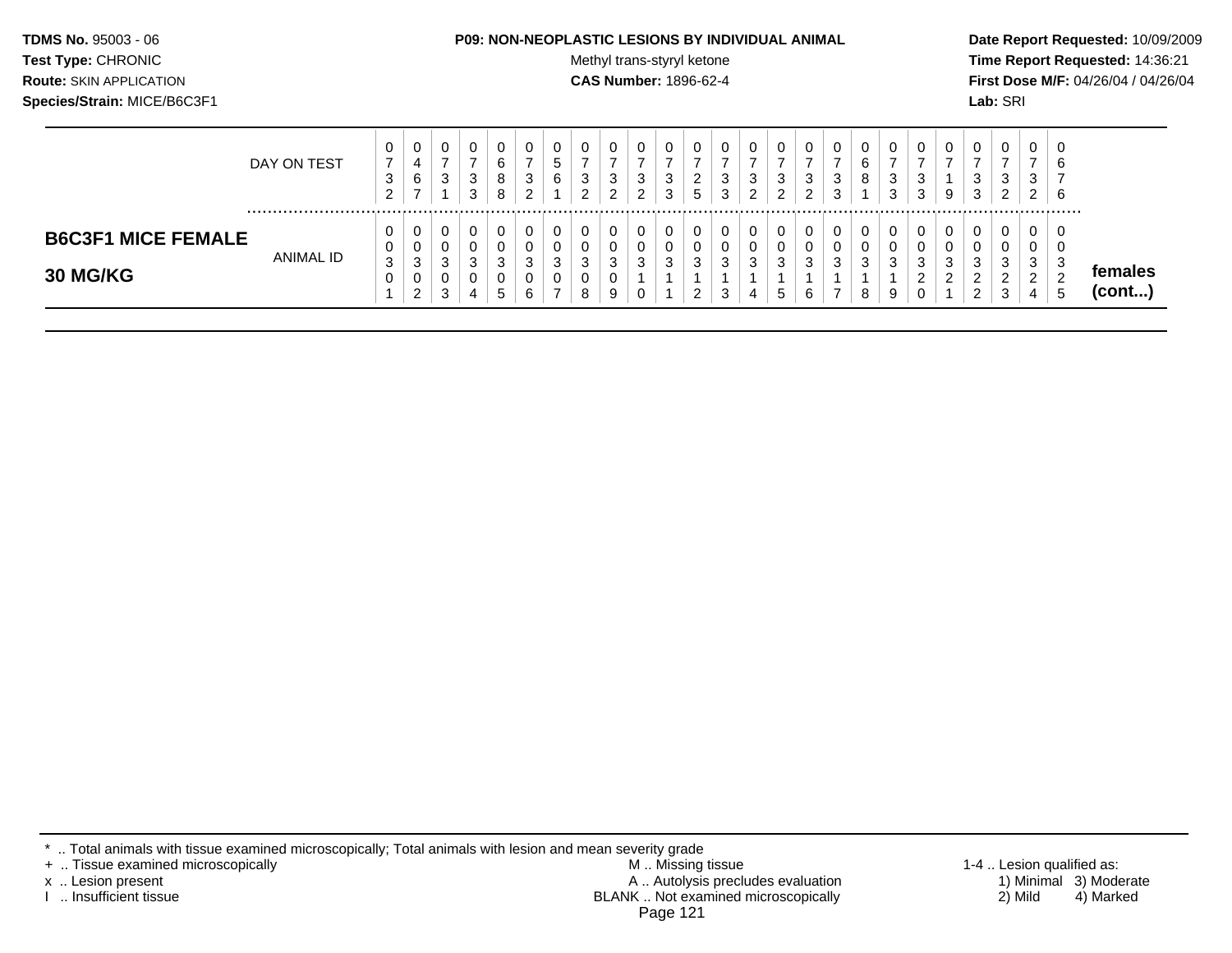**TDMS No.** 95003 - 06
**Test Type:** CHRONIC
**Route:** SKIN APPLICATION
**Species/Strain:** MICE/B6C3F1

**P09: NON-NEOPLASTIC LESIONS BY INDIVIDUAL ANIMAL**
Methyl trans-styryl ketone
**CAS Number:** 1896-62-4

**Date Report Requested:** 10/09/2009
**Time Report Requested:** 14:36:21
**First Dose M/F:** 04/26/04 / 04/26/04
**Lab:** SRI

| | DAY ON TEST | 0732 | 0467 | 0731 | 0733 | 0688 | 0732 | 0561 | 0732 | 0732 | 0732 | 0733 | 0725 | 0733 | 0732 | 0732 | 0732 | 0733 | 0681 | 0733 | 0733 | 0719 | 0733 | 0732 | 0732 | 0676 | |
|---|---|---|---|---|---|---|---|---|---|---|---|---|---|---|---|---|---|---|---|---|---|---|---|---|---|---|---|
| **B6C3F1 MICE FEMALE 30 MG/KG** | ANIMAL ID | 00301 | 00302 | 00303 | 00304 | 00305 | 00306 | 00307 | 00308 | 00309 | 00310 | 00311 | 00312 | 00313 | 00314 | 00315 | 00316 | 00317 | 00318 | 00319 | 00320 | 00321 | 00322 | 00323 | 00324 | 00325 | **females (cont...)** |

\* .. Total animals with tissue examined microscopically; Total animals with lesion and mean severity grade
+ .. Tissue examined microscopically
x .. Lesion present
I .. Insufficient tissue

M .. Missing tissue
A .. Autolysis precludes evaluation
BLANK .. Not examined microscopically

1-4 .. Lesion qualified as:
1) Minimal 3) Moderate
2) Mild 4) Marked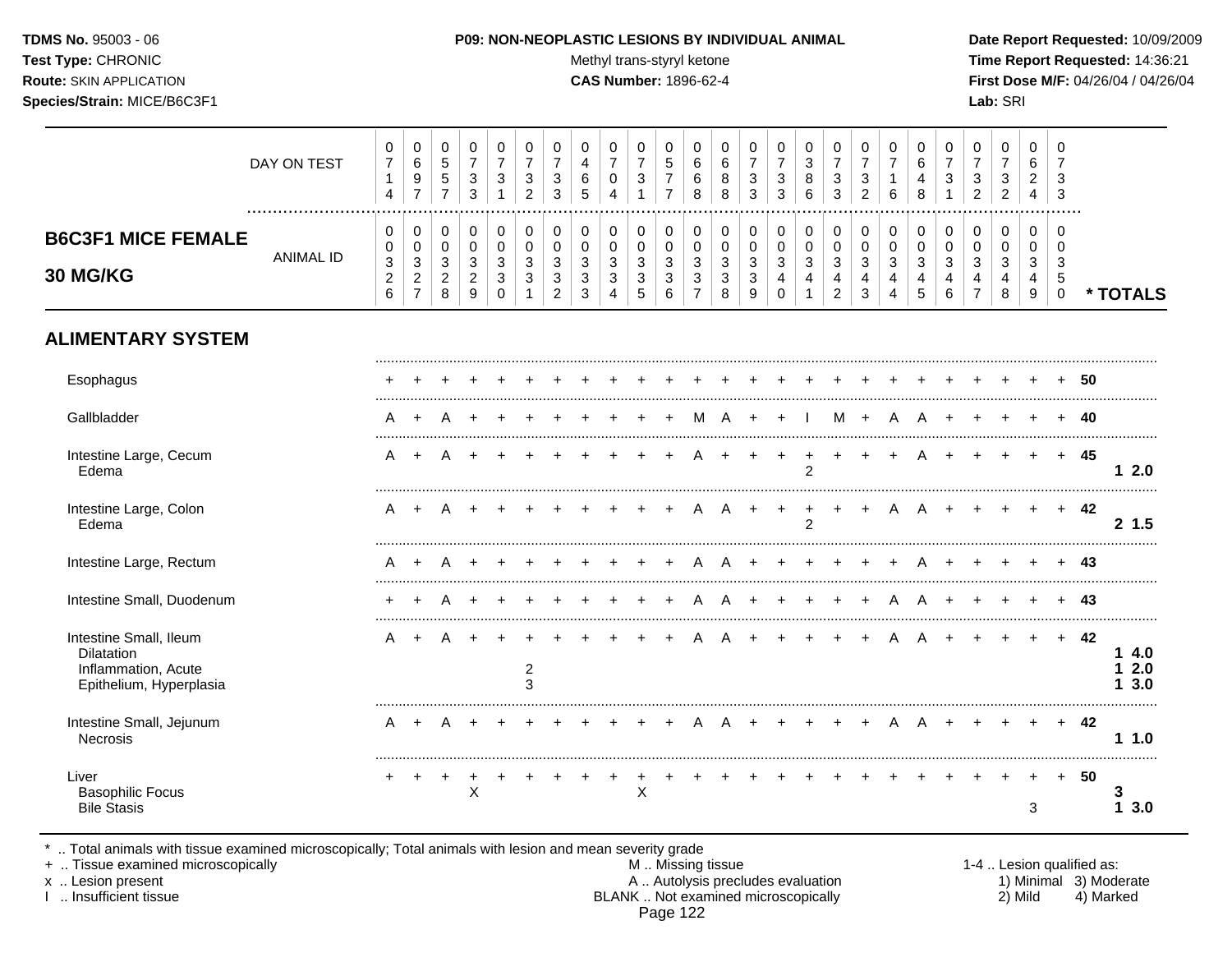**TDMS No.** 95003 - 06
**Test Type:** CHRONIC
**Route:** SKIN APPLICATION
**Species/Strain:** MICE/B6C3F1

**P09: NON-NEOPLASTIC LESIONS BY INDIVIDUAL ANIMAL**
Methyl trans-styryl ketone
**CAS Number:** 1896-62-4

**Date Report Requested:** 10/09/2009
**Time Report Requested:** 14:36:21
**First Dose M/F:** 04/26/04 / 04/26/04
**Lab:** SRI

## B6C3F1 MICE FEMALE 30 MG/KG

| DAY ON TEST | 0714 | 0697 | 0557 | 0733 | 0731 | 0732 | 0733 | 0465 | 0704 | 0731 | 0577 | 0668 | 0688 | 0733 | 0733 | 0386 | 0733 | 0732 | 0716 | 0648 | 0731 | 0732 | 0732 | 0624 | 0733 | |
|---|---|---|---|---|---|---|---|---|---|---|---|---|---|---|---|---|---|---|---|---|---|---|---|---|---|---|
| **ANIMAL ID** | 0003 26 | 0003 27 | 0003 28 | 0003 29 | 0003 30 | 0003 31 | 0003 32 | 0003 33 | 0003 34 | 0003 35 | 0003 36 | 0003 37 | 0003 38 | 0003 39 | 0003 40 | 0003 41 | 0003 42 | 0003 43 | 0003 44 | 0003 45 | 0003 46 | 0003 47 | 0003 48 | 0003 49 | 0003 50 | *** TOTALS** |
| **ALIMENTARY SYSTEM** | | | | | | | | | | | | | | | | | | | | | | | | | | |
| Esophagus | + | + | + | + | + | + | + | + | + | + | + | + | + | + | + | + | + | + | + | + | + | + | + | + | + | 50 |
| Gallbladder | A | + | A | + | + | + | + | + | + | + | + | M | A | + | + | I | M | + | A | A | + | + | + | + | + | 40 |
| Intestine Large, Cecum | A | + | A | + | + | + | + | + | + | + | + | A | + | + | + | + | + | + | + | A | + | + | + | + | + | 45 |
| Edema | | | | | | | | | | | | | | | | 2 | | | | | | | | | | 1 2.0 |
| Intestine Large, Colon | A | + | A | + | + | + | + | + | + | + | + | A | A | + | + | + | + | + | A | A | + | + | + | + | + | 42 |
| Edema | | | | | | | | | | | | | | | | 2 | | | | | | | | | | 2 1.5 |
| Intestine Large, Rectum | A | + | A | + | + | + | + | + | + | + | + | A | A | + | + | + | + | + | + | A | + | + | + | + | + | 43 |
| Intestine Small, Duodenum | + | + | A | + | + | + | + | + | + | + | + | A | A | + | + | + | + | + | A | A | + | + | + | + | + | 43 |
| Intestine Small, Ileum | A | + | A | + | + | + | + | + | + | + | + | A | A | + | + | + | + | + | A | A | + | + | + | + | + | 42 |
| Dilatation | | | | | | | | | | | | | | | | | | | | | | | | | | 1 4.0 |
| Inflammation, Acute | | | | | | 2 | | | | | | | | | | | | | | | | | | | | 1 2.0 |
| Epithelium, Hyperplasia | | | | | | 3 | | | | | | | | | | | | | | | | | | | | 1 3.0 |
| Intestine Small, Jejunum | A | + | A | + | + | + | + | + | + | + | + | A | A | + | + | + | + | + | A | A | + | + | + | + | + | 42 |
| Necrosis | | | | | | | | | | | | | | | | | | | | | | | | | | 1 1.0 |
| Liver | + | + | + | + | + | + | + | + | + | + | + | + | + | + | + | + | + | + | + | + | + | + | + | + | + | 50 |
| Basophilic Focus | | | | X | | | | | | X | | | | | | | | | | | | | | | | 3 |
| Bile Stasis | | | | | | | | | | | | | | | | | | | | | | | | 3 | | 1 3.0 |

\* .. Total animals with tissue examined microscopically; Total animals with lesion and mean severity grade
\+ .. Tissue examined microscopically
x .. Lesion present
I .. Insufficient tissue

M .. Missing tissue
A .. Autolysis precludes evaluation
BLANK .. Not examined microscopically

1-4 .. Lesion qualified as:
1) Minimal 3) Moderate
2) Mild 4) Marked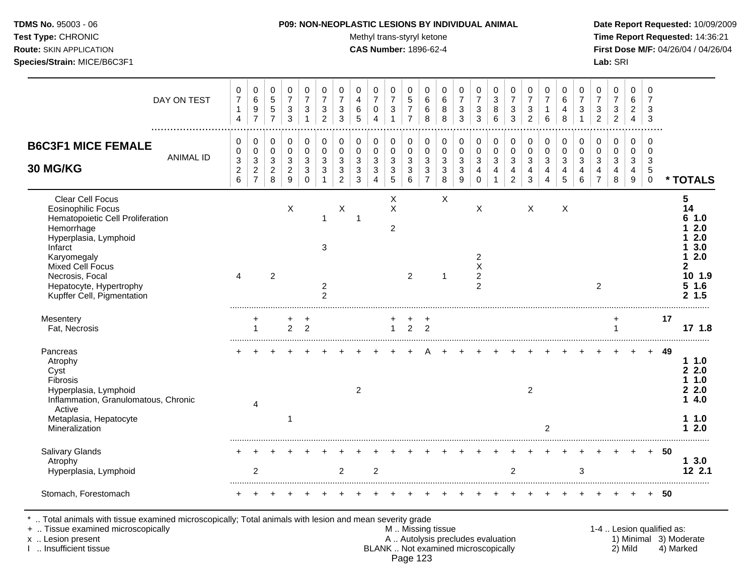**TDMS No.** 95003 - 06
**Test Type:** CHRONIC
**Route:** SKIN APPLICATION
**Species/Strain:** MICE/B6C3F1

**P09: NON-NEOPLASTIC LESIONS BY INDIVIDUAL ANIMAL**
Methyl trans-styryl ketone
**CAS Number:** 1896-62-4

**Date Report Requested:** 10/09/2009
**Time Report Requested:** 14:36:21
**First Dose M/F:** 04/26/04 / 04/26/04
**Lab:** SRI

## B6C3F1 MICE FEMALE 30 MG/KG

| DAY ON TEST | 0714 | 0697 | 0557 | 0733 | 0731 | 0732 | 0733 | 0465 | 0704 | 0731 | 0577 | 0668 | 0688 | 0733 | 0733 | 0386 | 0733 | 0732 | 0716 | 0648 | 0731 | 0732 | 0732 | 0624 | 0733 | |
|---|---|---|---|---|---|---|---|---|---|---|---|---|---|---|---|---|---|---|---|---|---|---|---|---|---|---|
| **ANIMAL ID** | 000326 | 000327 | 000328 | 000329 | 000330 | 000331 | 000332 | 000333 | 000334 | 000335 | 000336 | 000337 | 000338 | 000339 | 000340 | 000341 | 000342 | 000343 | 000344 | 000345 | 000346 | 000347 | 000348 | 000349 | 000350 | *** TOTALS** |
| Clear Cell Focus | | | | | | | | | | X | | | X | | | | | | | | | | | | | 5 |
| Eosinophilic Focus | | | | X | | | X | | | X | | | | | X | | | X | | X | | | | | | 14 |
| Hematopoietic Cell Proliferation | | | | | | 1 | | 1 | | | | | | | | | | | | | | | | | | 6 1.0 |
| Hemorrhage | | | | | | | | | | 2 | | | | | | | | | | | | | | | | 1 2.0 |
| Hyperplasia, Lymphoid | | | | | | | | | | | | | | | | | | | | | | | | | | 1 2.0 |
| Infarct | | | | | | 3 | | | | | | | | | | | | | | | | | | | | 1 3.0 |
| Karyomegaly | | | | | | | | | | | | | | | 2 | | | | | | | | | | | 1 2.0 |
| Mixed Cell Focus | | | | | | | | | | | | | | | X | | | | | | | | | | | 2 |
| Necrosis, Focal | 4 | | 2 | | | | | | | | 2 | | 1 | | 2 | | | | | | | | | | | 10 1.9 |
| Hepatocyte, Hypertrophy | | | | | | 2 | | | | | | | | | 2 | | | | | | | 2 | | | | 5 1.6 |
| Kupffer Cell, Pigmentation | | | | | | 2 | | | | | | | | | | | | | | | | | | | | 2 1.5 |
| Mesentery | | + | | + | + | | | | | + | + | + | | | | | | | | | | | + | | | 17 |
| Fat, Necrosis | | 1 | | 2 | 2 | | | | | 1 | 2 | 2 | | | | | | | | | | | 1 | | | 17 1.8 |
| Pancreas | + | + | + | + | + | + | + | + | + | + | + | A | + | + | + | + | + | + | + | + | + | + | + | + | + | 49 |
| Atrophy | | | | | | | | | | | | | | | | | | | | | | | | | | 1 1.0 |
| Cyst | | | | | | | | | | | | | | | | | | | | | | | | | | 2 2.0 |
| Fibrosis | | | | | | | | | | | | | | | | | | | | | | | | | | 1 1.0 |
| Hyperplasia, Lymphoid | | | | | | | | 2 | | | | | | | | | | 2 | | | | | | | | 2 2.0 |
| Inflammation, Granulomatous, Chronic Active | | 4 | | | | | | | | | | | | | | | | | | | | | | | | 1 4.0 |
| Metaplasia, Hepatocyte | | | | 1 | | | | | | | | | | | | | | | | | | | | | | 1 1.0 |
| Mineralization | | | | | | | | | | | | | | | | | | | 2 | | | | | | | 1 2.0 |
| Salivary Glands | + | + | + | + | + | + | + | + | + | + | + | + | + | + | + | + | + | + | + | + | + | + | + | + | + | 50 |
| Atrophy | | | | | | | | | | | | | | | | | | | | | | | | | | 1 3.0 |
| Hyperplasia, Lymphoid | | 2 | | | | | 2 | | 2 | | | | | | | | 2 | | | | 3 | | | | | 12 2.1 |
| Stomach, Forestomach | + | + | + | + | + | + | + | + | + | + | + | + | + | + | + | + | + | + | + | + | + | + | + | + | + | 50 |

\* .. Total animals with tissue examined microscopically; Total animals with lesion and mean severity grade
\+ .. Tissue examined microscopically
x .. Lesion present
I .. Insufficient tissue

M .. Missing tissue
A .. Autolysis precludes evaluation
BLANK .. Not examined microscopically

1-4 .. Lesion qualified as:
1) Minimal 2) Mild 3) Moderate 4) Marked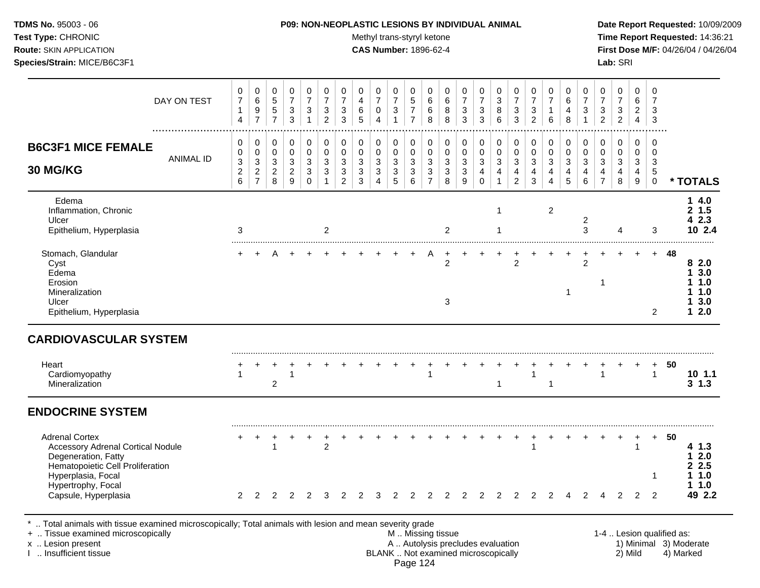**TDMS No.** 95003 - 06
**Test Type:** CHRONIC
**Route:** SKIN APPLICATION
**Species/Strain:** MICE/B6C3F1

**P09: NON-NEOPLASTIC LESIONS BY INDIVIDUAL ANIMAL**
Methyl trans-styryl ketone
**CAS Number:** 1896-62-4

**Date Report Requested:** 10/09/2009
**Time Report Requested:** 14:36:21
**First Dose M/F:** 04/26/04 / 04/26/04
**Lab:** SRI

## B6C3F1 MICE FEMALE 30 MG/KG

| DAY ON TEST | 0714 | 0697 | 0557 | 0733 | 0731 | 0732 | 0733 | 0465 | 0704 | 0731 | 0577 | 0668 | 0688 | 0733 | 0733 | 0386 | 0733 | 0732 | 0716 | 0648 | 0731 | 0732 | 0732 | 0624 | 0733 | |
|---|---|---|---|---|---|---|---|---|---|---|---|---|---|---|---|---|---|---|---|---|---|---|---|---|---|---|
| ANIMAL ID | 00326 | 00327 | 00328 | 00329 | 00330 | 00331 | 00332 | 00333 | 00334 | 00335 | 00336 | 00337 | 00338 | 00339 | 00340 | 00341 | 00342 | 00343 | 00344 | 00345 | 00346 | 00347 | 00348 | 00349 | 00350 | * TOTALS |
| Edema | | | | | | | | | | | | | | | | | | | | | | | | | | 1 4.0 |
| Inflammation, Chronic | | | | | | | | | | | | | | | | 1 | | | 2 | | | | | | | 2 1.5 |
| Ulcer | | | | | | | | | | | | | | | | | | | | | 2 | | | | | 4 2.3 |
| Epithelium, Hyperplasia | 3 | | | | | 2 | | | | | | | 2 | | | 1 | | | | | 3 | | 4 | | 3 | 10 2.4 |
| Stomach, Glandular | + | + | A | + | + | + | + | + | + | + | + | A | + | + | + | + | + | + | + | + | + | + | + | + | + | 48 |
| Cyst | | | | | | | | | | | | | 2 | | | | 2 | | | | 2 | | | | | 8 2.0 |
| Edema | | | | | | | | | | | | | | | | | | | | | | | | | | 1 3.0 |
| Erosion | | | | | | | | | | | | | | | | | | | | | | 1 | | | | 1 1.0 |
| Mineralization | | | | | | | | | | | | | | | | | | | | 1 | | | | | | 1 1.0 |
| Ulcer | | | | | | | | | | | | | 3 | | | | | | | | | | | | | 1 3.0 |
| Epithelium, Hyperplasia | | | | | | | | | | | | | | | | | | | | | | | | | 2 | 1 2.0 |

## CARDIOVASCULAR SYSTEM

| | 00326 | 00327 | 00328 | 00329 | 00330 | 00331 | 00332 | 00333 | 00334 | 00335 | 00336 | 00337 | 00338 | 00339 | 00340 | 00341 | 00342 | 00343 | 00344 | 00345 | 00346 | 00347 | 00348 | 00349 | 00350 | * TOTALS |
|---|---|---|---|---|---|---|---|---|---|---|---|---|---|---|---|---|---|---|---|---|---|---|---|---|---|---|
| Heart | + | + | + | + | + | + | + | + | + | + | + | + | + | + | + | + | + | + | + | + | + | + | + | + | + | 50 |
| Cardiomyopathy | 1 | | | 1 | | | | | | | | 1 | | | | | | 1 | | | | 1 | | | 1 | 10 1.1 |
| Mineralization | | | 2 | | | | | | | | | | | | | 1 | | | 1 | | | | | | | 3 1.3 |

## ENDOCRINE SYSTEM

| | 00326 | 00327 | 00328 | 00329 | 00330 | 00331 | 00332 | 00333 | 00334 | 00335 | 00336 | 00337 | 00338 | 00339 | 00340 | 00341 | 00342 | 00343 | 00344 | 00345 | 00346 | 00347 | 00348 | 00349 | 00350 | * TOTALS |
|---|---|---|---|---|---|---|---|---|---|---|---|---|---|---|---|---|---|---|---|---|---|---|---|---|---|---|
| Adrenal Cortex | + | + | + | + | + | + | + | + | + | + | + | + | + | + | + | + | + | + | + | + | + | + | + | + | + | 50 |
| Accessory Adrenal Cortical Nodule | | | 1 | | | 2 | | | | | | | | | | | | 1 | | | | | | 1 | | 4 1.3 |
| Degeneration, Fatty | | | | | | | | | | | | | | | | | | | | | | | | | | 1 2.0 |
| Hematopoietic Cell Proliferation | | | | | | | | | | | | | | | | | | | | | | | | | | 2 2.5 |
| Hyperplasia, Focal | | | | | | | | | | | | | | | | | | | | | | | | | 1 | 1 1.0 |
| Hypertrophy, Focal | | | | | | | | | | | | | | | | | | | | | | | | | | 1 1.0 |
| Capsule, Hyperplasia | 2 | 2 | 2 | 2 | 2 | 3 | 2 | 2 | 3 | 2 | 2 | 2 | 2 | 2 | 2 | 2 | 2 | 2 | 2 | 4 | 2 | 4 | 2 | 2 | 2 | 49 2.2 |

\* .. Total animals with tissue examined microscopically; Total animals with lesion and mean severity grade
\+ .. Tissue examined microscopically
x .. Lesion present
I .. Insufficient tissue

M .. Missing tissue
A .. Autolysis precludes evaluation
BLANK .. Not examined microscopically

1-4 .. Lesion qualified as:
1) Minimal 2) Mild 3) Moderate 4) Marked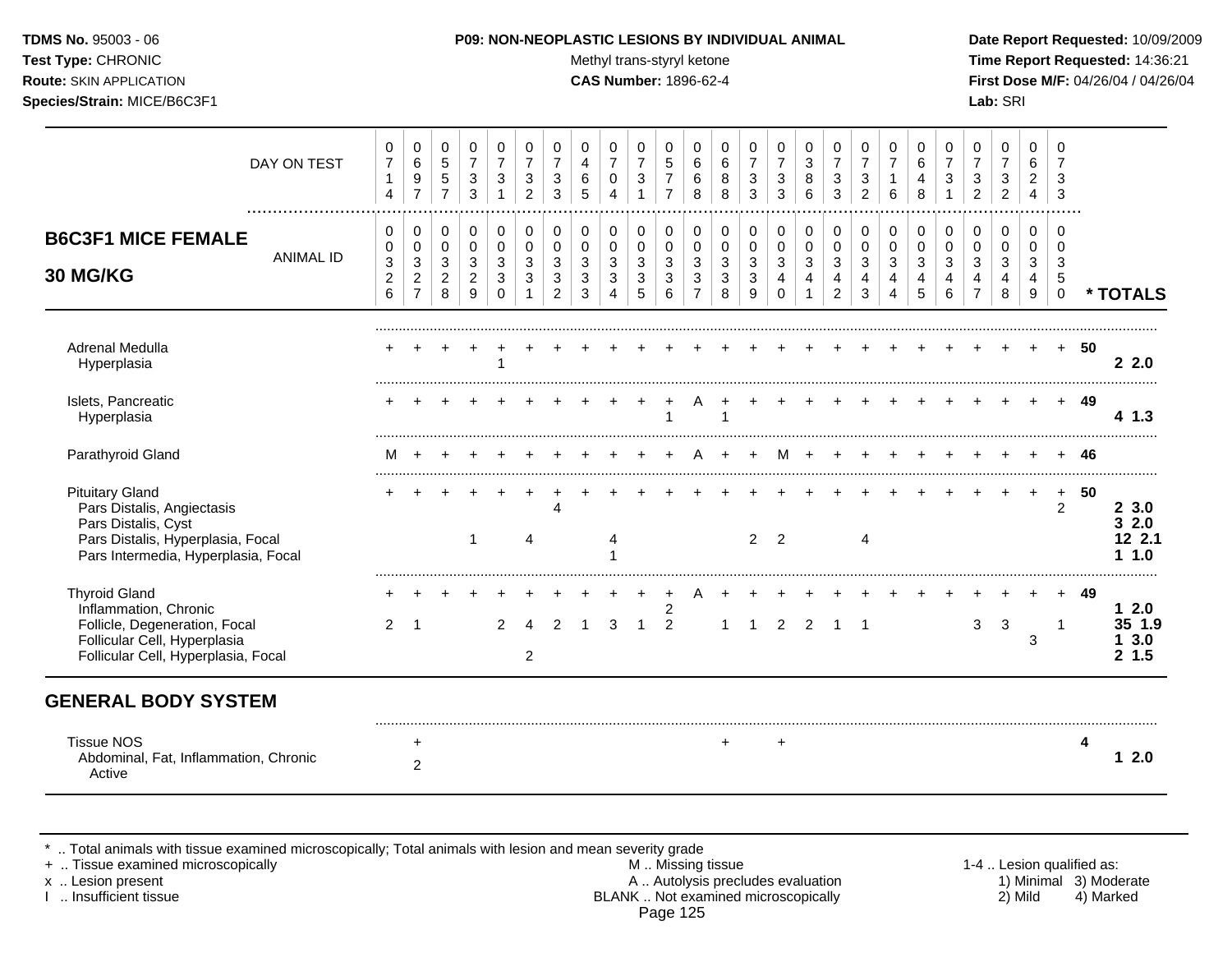**TDMS No.** 95003 - 06
**Test Type:** CHRONIC
**Route:** SKIN APPLICATION
**Species/Strain:** MICE/B6C3F1

**P09: NON-NEOPLASTIC LESIONS BY INDIVIDUAL ANIMAL**
Methyl trans-styryl ketone
**CAS Number:** 1896-62-4

**Date Report Requested:** 10/09/2009
**Time Report Requested:** 14:36:21
**First Dose M/F:** 04/26/04 / 04/26/04
**Lab:** SRI

## B6C3F1 MICE FEMALE 30 MG/KG

| DAY ON TEST | 0714 | 0697 | 0557 | 0733 | 0731 | 0732 | 0733 | 0465 | 0704 | 0731 | 0577 | 0668 | 0688 | 0733 | 0733 | 0386 | 0733 | 0732 | 0716 | 0648 | 0731 | 0732 | 0732 | 0624 | 0733 | |
|---|---|---|---|---|---|---|---|---|---|---|---|---|---|---|---|---|---|---|---|---|---|---|---|---|---|---|
| **ANIMAL ID** | 0326 | 0327 | 0328 | 0329 | 0330 | 0331 | 0332 | 0333 | 0334 | 0335 | 0336 | 0337 | 0338 | 0339 | 0340 | 0341 | 0342 | 0343 | 0344 | 0345 | 0346 | 0347 | 0348 | 0349 | 0350 | *** TOTALS** |
| Adrenal Medulla | + | + | + | + | + | + | + | + | + | + | + | + | + | + | + | + | + | + | + | + | + | + | + | + | + | 50 |
| Hyperplasia | | | | | 1 | | | | | | | | | | | | | | | | | | | | | 2 2.0 |
| Islets, Pancreatic | + | + | + | + | + | + | + | + | + | + | + | A | + | + | + | + | + | + | + | + | + | + | + | + | + | 49 |
| Hyperplasia | | | | | | | | | | | 1 | | 1 | | | | | | | | | | | | | 4 1.3 |
| Parathyroid Gland | M | + | + | + | + | + | + | + | + | + | + | A | + | + | M | + | + | + | + | + | + | + | + | + | + | 46 |
| Pituitary Gland | + | + | + | + | + | + | + | + | + | + | + | + | + | + | + | + | + | + | + | + | + | + | + | + | + | 50 |
| Pars Distalis, Angiectasis | | | | | | | 4 | | | | | | | | | | | | | | | | | | 2 | 2 3.0 |
| Pars Distalis, Cyst | | | | | | | | | | | | | | | | | | | | | | | | | | 3 2.0 |
| Pars Distalis, Hyperplasia, Focal | | | | 1 | | 4 | | | 4 | | | | | 2 | 2 | | | 4 | | | | | | | | 12 2.1 |
| Pars Intermedia, Hyperplasia, Focal | | | | | | | | | 1 | | | | | | | | | | | | | | | | | 1 1.0 |
| Thyroid Gland | + | + | + | + | + | + | + | + | + | + | + | A | + | + | + | + | + | + | + | + | + | + | + | + | + | 49 |
| Inflammation, Chronic | | | | | | | | | | | 2 | | | | | | | | | | | | | | | 1 2.0 |
| Follicle, Degeneration, Focal | 2 | 1 | | | 2 | 4 | 2 | 1 | 3 | 1 | 2 | | 1 | 1 | 2 | 2 | 1 | 1 | | | | 3 | 3 | | 1 | 35 1.9 |
| Follicular Cell, Hyperplasia | | | | | | | | | | | | | | | | | | | | | | | | 3 | | 1 3.0 |
| Follicular Cell, Hyperplasia, Focal | | | | | | 2 | | | | | | | | | | | | | | | | | | | | 2 1.5 |

## GENERAL BODY SYSTEM

| | 0326 | 0327 | 0328 | 0329 | 0330 | 0331 | 0332 | 0333 | 0334 | 0335 | 0336 | 0337 | 0338 | 0339 | 0340 | 0341 | 0342 | 0343 | 0344 | 0345 | 0346 | 0347 | 0348 | 0349 | 0350 | *** TOTALS** |
|---|---|---|---|---|---|---|---|---|---|---|---|---|---|---|---|---|---|---|---|---|---|---|---|---|---|---|
| Tissue NOS | | + | | | | | | | | | | | + | | + | | | | | | | | | | | 4 |
| Abdominal, Fat, Inflammation, Chronic Active | | 2 | | | | | | | | | | | | | | | | | | | | | | | | 1 2.0 |

* .. Total animals with tissue examined microscopically; Total animals with lesion and mean severity grade
+ .. Tissue examined microscopically
x .. Lesion present
I .. Insufficient tissue

M .. Missing tissue
A .. Autolysis precludes evaluation
BLANK .. Not examined microscopically

1-4 .. Lesion qualified as:
1) Minimal 2) Mild 3) Moderate 4) Marked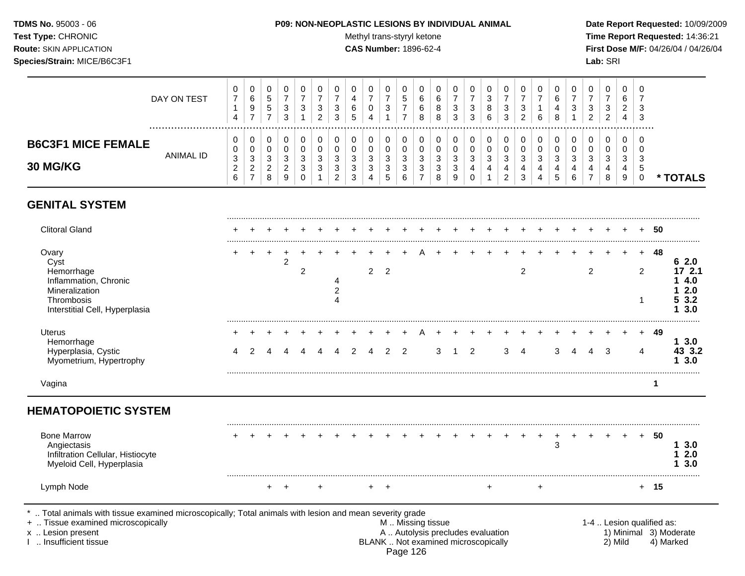**TDMS No.** 95003 - 06
**Test Type:** CHRONIC
**Route:** SKIN APPLICATION
**Species/Strain:** MICE/B6C3F1

**P09: NON-NEOPLASTIC LESIONS BY INDIVIDUAL ANIMAL**
Methyl trans-styryl ketone
**CAS Number:** 1896-62-4

**Date Report Requested:** 10/09/2009
**Time Report Requested:** 14:36:21
**First Dose M/F:** 04/26/04 / 04/26/04
**Lab:** SRI

## B6C3F1 MICE FEMALE 30 MG/KG

| | | | | | | | | | | | | | | | | | | | | | | | | | | |
|---|---|---|---|---|---|---|---|---|---|---|---|---|---|---|---|---|---|---|---|---|---|---|---|---|---|---|
| DAY ON TEST | 0714 | 0697 | 0557 | 0733 | 0731 | 0732 | 0733 | 0465 | 0704 | 0731 | 0577 | 0668 | 0688 | 0733 | 0733 | 0386 | 0733 | 0732 | 0716 | 0648 | 0731 | 0732 | 0732 | 0624 | 0733 | |
| ANIMAL ID | 0326 | 0327 | 0328 | 0329 | 0330 | 0331 | 0332 | 0333 | 0334 | 0335 | 0336 | 0337 | 0338 | 0339 | 0340 | 0341 | 0342 | 0343 | 0344 | 0345 | 0346 | 0347 | 0348 | 0349 | 0350 | * TOTALS |
| **GENITAL SYSTEM** | | | | | | | | | | | | | | | | | | | | | | | | | | |
| Clitoral Gland | + | + | + | + | + | + | + | + | + | + | + | + | + | + | + | + | + | + | + | + | + | + | + | + | + | **50** |
| Ovary | + | + | + | + | + | + | + | + | + | + | + | A | + | + | + | + | + | + | + | + | + | + | + | + | + | **48** |
| Cyst | | | | 2 | | | | | | | | | | | | | | | | | | | | | | **6 2.0** |
| Hemorrhage | | | | | 2 | | | | 2 | 2 | | | | | | | | 2 | | | | 2 | | | 2 | **17 2.1** |
| Inflammation, Chronic | | | | | | | 4 | | | | | | | | | | | | | | | | | | | **1 4.0** |
| Mineralization | | | | | | | 2 | | | | | | | | | | | | | | | | | | | **1 2.0** |
| Thrombosis | | | | | | | 4 | | | | | | | | | | | | | | | | | | 1 | **5 3.2** |
| Interstitial Cell, Hyperplasia | | | | | | | | | | | | | | | | | | | | | | | | | | **1 3.0** |
| Uterus | + | + | + | + | + | + | + | + | + | + | + | A | + | + | + | + | + | + | + | + | + | + | + | + | + | **49** |
| Hemorrhage | | | | | | | | | | | | | | | | | | | | | | | | | | **1 3.0** |
| Hyperplasia, Cystic | 4 | 2 | 4 | 4 | 4 | 4 | 4 | 2 | 4 | 2 | 2 | | 3 | 1 | 2 | | 3 | 4 | | 3 | 4 | 4 | 3 | | 4 | **43 3.2** |
| Myometrium, Hypertrophy | | | | | | | | | | | | | | | | | | | | | | | | | | **1 3.0** |
| Vagina | | | | | | | | | | | | | | | | | | | | | | | | | | **1** |
| **HEMATOPOIETIC SYSTEM** | | | | | | | | | | | | | | | | | | | | | | | | | | |
| Bone Marrow | + | + | + | + | + | + | + | + | + | + | + | + | + | + | + | + | + | + | + | + | + | + | + | + | + | **50** |
| Angiectasis | | | | | | | | | | | | | | | | | | | | 3 | | | | | | **1 3.0** |
| Infiltration Cellular, Histiocyte | | | | | | | | | | | | | | | | | | | | | | | | | | **1 2.0** |
| Myeloid Cell, Hyperplasia | | | | | | | | | | | | | | | | | | | | | | | | | | **1 3.0** |
| Lymph Node | | | + | + | | + | | | + | + | | | | | | + | | | + | | | | | | + | **15** |

* .. Total animals with tissue examined microscopically; Total animals with lesion and mean severity grade
+ .. Tissue examined microscopically
x .. Lesion present
I .. Insufficient tissue

M .. Missing tissue
A .. Autolysis precludes evaluation
BLANK .. Not examined microscopically

1-4 .. Lesion qualified as: 1) Minimal 2) Mild 3) Moderate 4) Marked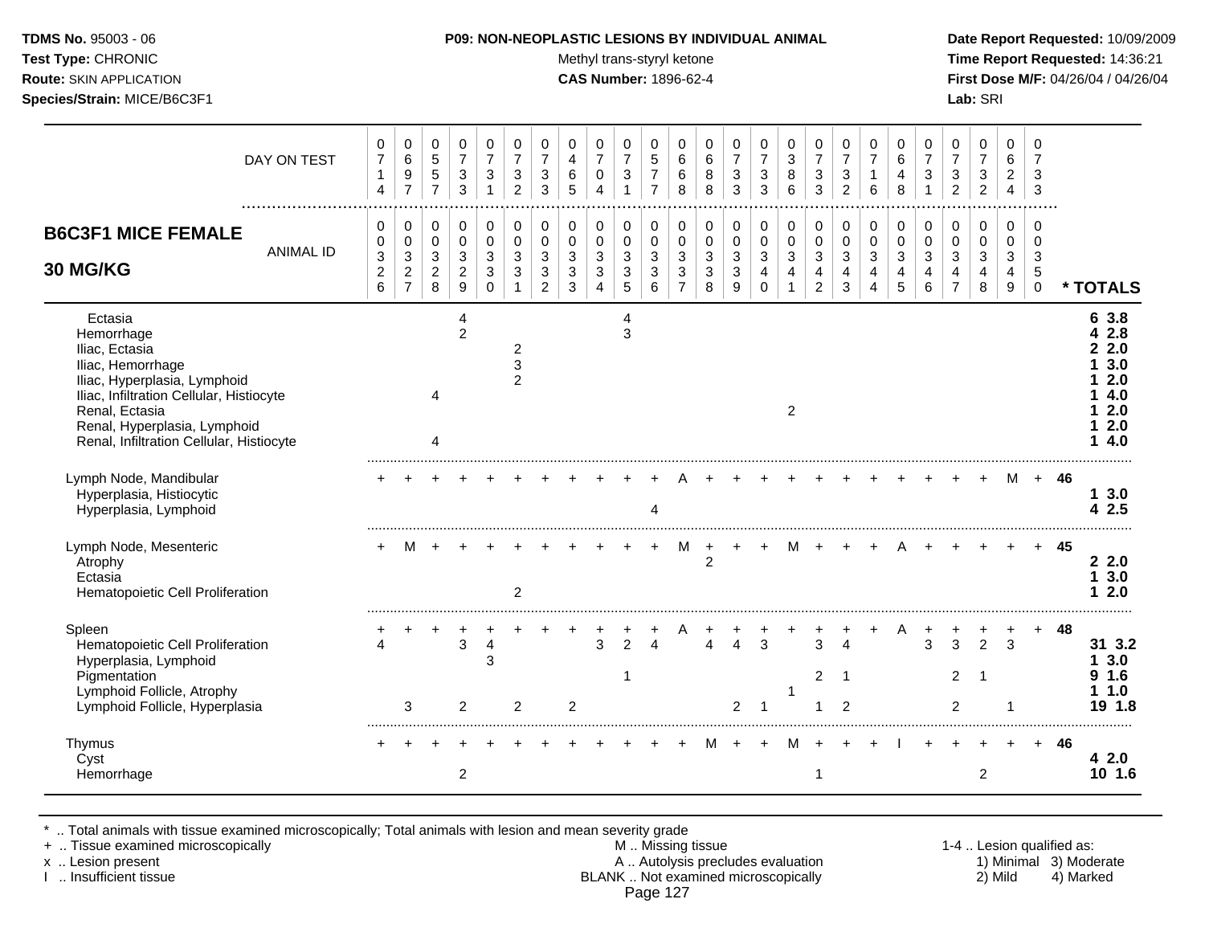**TDMS No.** 95003 - 06
**Test Type:** CHRONIC
**Route:** SKIN APPLICATION
**Species/Strain:** MICE/B6C3F1

**P09: NON-NEOPLASTIC LESIONS BY INDIVIDUAL ANIMAL**
Methyl trans-styryl ketone
**CAS Number:** 1896-62-4

**Date Report Requested:** 10/09/2009
**Time Report Requested:** 14:36:21
**First Dose M/F:** 04/26/04 / 04/26/04
**Lab:** SRI

## B6C3F1 MICE FEMALE 30 MG/KG

| DAY ON TEST | 0714 | 0697 | 0557 | 0733 | 0731 | 0732 | 0733 | 0465 | 0704 | 0731 | 0577 | 0668 | 0688 | 0733 | 0733 | 0386 | 0733 | 0732 | 0716 | 0648 | 0731 | 0732 | 0732 | 0624 | 0733 | |
|---|---|---|---|---|---|---|---|---|---|---|---|---|---|---|---|---|---|---|---|---|---|---|---|---|---|---|
| **ANIMAL ID** | 0326 | 0327 | 0328 | 0329 | 0330 | 0331 | 0332 | 0333 | 0334 | 0335 | 0336 | 0337 | 0338 | 0339 | 0340 | 0341 | 0342 | 0343 | 0344 | 0345 | 0346 | 0347 | 0348 | 0349 | 0350 | *** TOTALS** |
| Ectasia | | | | 4 | | | | | | 4 | | | | | | | | | | | | | | | | **6 3.8** |
| Hemorrhage | | | | 2 | | | | | | 3 | | | | | | | | | | | | | | | | **4 2.8** |
| Iliac, Ectasia | | | | | | 2 | | | | | | | | | | | | | | | | | | | | **2 2.0** |
| Iliac, Hemorrhage | | | | | | 3 | | | | | | | | | | | | | | | | | | | | **1 3.0** |
| Iliac, Hyperplasia, Lymphoid | | | | | | 2 | | | | | | | | | | | | | | | | | | | | **1 2.0** |
| Iliac, Infiltration Cellular, Histiocyte | | | 4 | | | | | | | | | | | | | | | | | | | | | | | **1 4.0** |
| Renal, Ectasia | | | | | | | | | | | | | | | | 2 | | | | | | | | | | **1 2.0** |
| Renal, Hyperplasia, Lymphoid | | | | | | | | | | | | | | | | | | | | | | | | | | **1 2.0** |
| Renal, Infiltration Cellular, Histiocyte | | | 4 | | | | | | | | | | | | | | | | | | | | | | | **1 4.0** |
| Lymph Node, Mandibular | + | + | + | + | + | + | + | + | + | + | + | A | + | + | + | + | + | + | + | + | + | + | + | M | + | **46** |
| Hyperplasia, Histiocytic | | | | | | | | | | | | | | | | | | | | | | | | | | **1 3.0** |
| Hyperplasia, Lymphoid | | | | | | | | | | | 4 | | | | | | | | | | | | | | | **4 2.5** |
| Lymph Node, Mesenteric | + | M | + | + | + | + | + | + | + | + | + | M | + | + | + | M | + | + | + | A | + | + | + | + | + | **45** |
| Atrophy | | | | | | | | | | | | | 2 | | | | | | | | | | | | | **2 2.0** |
| Ectasia | | | | | | | | | | | | | | | | | | | | | | | | | | **1 3.0** |
| Hematopoietic Cell Proliferation | | | | | | 2 | | | | | | | | | | | | | | | | | | | | **1 2.0** |
| Spleen | + | + | + | + | + | + | + | + | + | + | + | A | + | + | + | + | + | + | + | A | + | + | + | + | + | **48** |
| Hematopoietic Cell Proliferation | 4 | | | 3 | 4 | | | | 3 | 2 | 4 | | 4 | 4 | 3 | | 3 | 4 | | | 3 | 3 | 2 | 3 | | **31 3.2** |
| Hyperplasia, Lymphoid | | | | | 3 | | | | | | | | | | | | | | | | | | | | | **1 3.0** |
| Pigmentation | | | | | | | | | | 1 | | | | | | | 2 | 1 | | | | 2 | 1 | | | **9 1.6** |
| Lymphoid Follicle, Atrophy | | | | | | | | | | | | | | | | 1 | | | | | | | | | | **1 1.0** |
| Lymphoid Follicle, Hyperplasia | | 3 | | 2 | | 2 | | 2 | | | | | | 2 | 1 | | 1 | 2 | | | | 2 | | 1 | | **19 1.8** |
| Thymus | + | + | + | + | + | + | + | + | + | + | + | + | M | + | + | M | + | + | + | I | + | + | + | + | + | **46** |
| Cyst | | | | | | | | | | | | | | | | | | | | | | | | | | **4 2.0** |
| Hemorrhage | | | | 2 | | | | | | | | | | | | | 1 | | | | | | 2 | | | **10 1.6** |

\* .. Total animals with tissue examined microscopically; Total animals with lesion and mean severity grade
\+ .. Tissue examined microscopically
x .. Lesion present
I .. Insufficient tissue

M .. Missing tissue
A .. Autolysis precludes evaluation
BLANK .. Not examined microscopically

1-4 .. Lesion qualified as: 1) Minimal 2) Mild 3) Moderate 4) Marked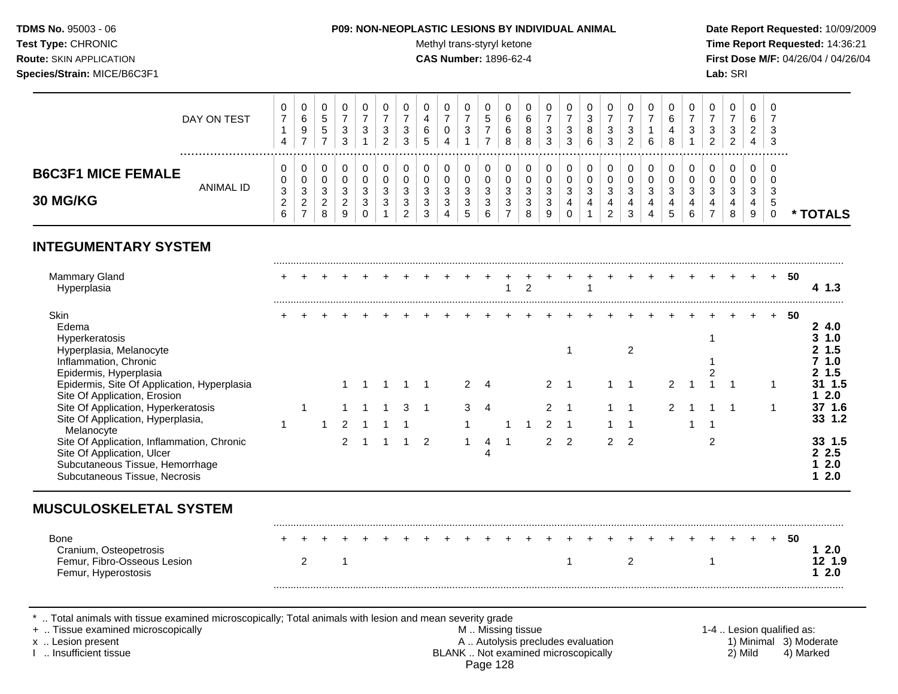**TDMS No.** 95003 - 06
**Test Type:** CHRONIC
**Route:** SKIN APPLICATION
**Species/Strain:** MICE/B6C3F1

**P09: NON-NEOPLASTIC LESIONS BY INDIVIDUAL ANIMAL**
Methyl trans-styryl ketone
**CAS Number:** 1896-62-4

**Date Report Requested:** 10/09/2009
**Time Report Requested:** 14:36:21
**First Dose M/F:** 04/26/04 / 04/26/04
**Lab:** SRI

## B6C3F1 MICE FEMALE 30 MG/KG

| DAY ON TEST | 0714 | 0697 | 0557 | 0733 | 0731 | 0732 | 0733 | 0465 | 0704 | 0731 | 0577 | 0668 | 0688 | 0733 | 0733 | 0386 | 0733 | 0732 | 0716 | 0648 | 0731 | 0732 | 0732 | 0624 | 0733 | |
|---|---|---|---|---|---|---|---|---|---|---|---|---|---|---|---|---|---|---|---|---|---|---|---|---|---|---|
| **ANIMAL ID** | 0326 | 0327 | 0328 | 0329 | 0330 | 0331 | 0332 | 0333 | 0334 | 0335 | 0336 | 0337 | 0338 | 0339 | 0340 | 0341 | 0342 | 0343 | 0344 | 0345 | 0346 | 0347 | 0348 | 0349 | 0350 | *** TOTALS** |
| **INTEGUMENTARY SYSTEM** | | | | | | | | | | | | | | | | | | | | | | | | | | |
| Mammary Gland | + | + | + | + | + | + | + | + | + | + | + | + | + | + | + | + | + | + | + | + | + | + | + | + | + | 50 |
| Hyperplasia | | | | | | | | | | | | 1 | 2 | | | 1 | | | | | | | | | | 4 1.3 |
| Skin | + | + | + | + | + | + | + | + | + | + | + | + | + | + | + | + | + | + | + | + | + | + | + | + | + | 50 |
| Edema | | | | | | | | | | | | | | | | | | | | | | | | | | 2 4.0 |
| Hyperkeratosis | | | | | | | | | | | | | | | | | | | | | | 1 | | | | 3 1.0 |
| Hyperplasia, Melanocyte | | | | | | | | | | | | | | | 1 | | | 2 | | | | | | | | 2 1.5 |
| Inflammation, Chronic | | | | | | | | | | | | | | | | | | | | | | 1 | | | | 7 1.0 |
| Epidermis, Hyperplasia | | | | | | | | | | | | | | | | | | | | | | 2 | | | | 2 1.5 |
| Epidermis, Site Of Application, Hyperplasia | | | | 1 | 1 | 1 | 1 | 1 | | 2 | 4 | | | 2 | 1 | | 1 | 1 | | 2 | 1 | 1 | 1 | | 1 | 31 1.5 |
| Site Of Application, Erosion | | | | | | | | | | | | | | | | | | | | | | | | | | 1 2.0 |
| Site Of Application, Hyperkeratosis | | 1 | | 1 | 1 | 1 | 3 | 1 | | 3 | 4 | | | 2 | 1 | | 1 | 1 | | 2 | 1 | 1 | 1 | | 1 | 37 1.6 |
| Site Of Application, Hyperplasia, Melanocyte | 1 | | 1 | 2 | 1 | 1 | 1 | | | 1 | | 1 | 1 | 2 | 1 | | 1 | 1 | | | 1 | 1 | | | | 33 1.2 |
| Site Of Application, Inflammation, Chronic | | | | 2 | 1 | 1 | 1 | 2 | | 1 | 4 | 1 | | 2 | 2 | | 2 | 2 | | | | 2 | | | | 33 1.5 |
| Site Of Application, Ulcer | | | | | | | | | | | 4 | | | | | | | | | | | | | | | 2 2.5 |
| Subcutaneous Tissue, Hemorrhage | | | | | | | | | | | | | | | | | | | | | | | | | | 1 2.0 |
| Subcutaneous Tissue, Necrosis | | | | | | | | | | | | | | | | | | | | | | | | | | 1 2.0 |
| **MUSCULOSKELETAL SYSTEM** | | | | | | | | | | | | | | | | | | | | | | | | | | |
| Bone | + | + | + | + | + | + | + | + | + | + | + | + | + | + | + | + | + | + | + | + | + | + | + | + | + | 50 |
| Cranium, Osteopetrosis | | | | | | | | | | | | | | | | | | | | | | | | | | 1 2.0 |
| Femur, Fibro-Osseous Lesion | | 2 | | 1 | | | | | | | | | | | 1 | | | 2 | | | | 1 | | | | 12 1.9 |
| Femur, Hyperostosis | | | | | | | | | | | | | | | | | | | | | | | | | | 1 2.0 |

\* .. Total animals with tissue examined microscopically; Total animals with lesion and mean severity grade
\+ .. Tissue examined microscopically
x .. Lesion present
I .. Insufficient tissue

M .. Missing tissue
A .. Autolysis precludes evaluation
BLANK .. Not examined microscopically

1-4 .. Lesion qualified as:
1) Minimal 2) Mild 3) Moderate 4) Marked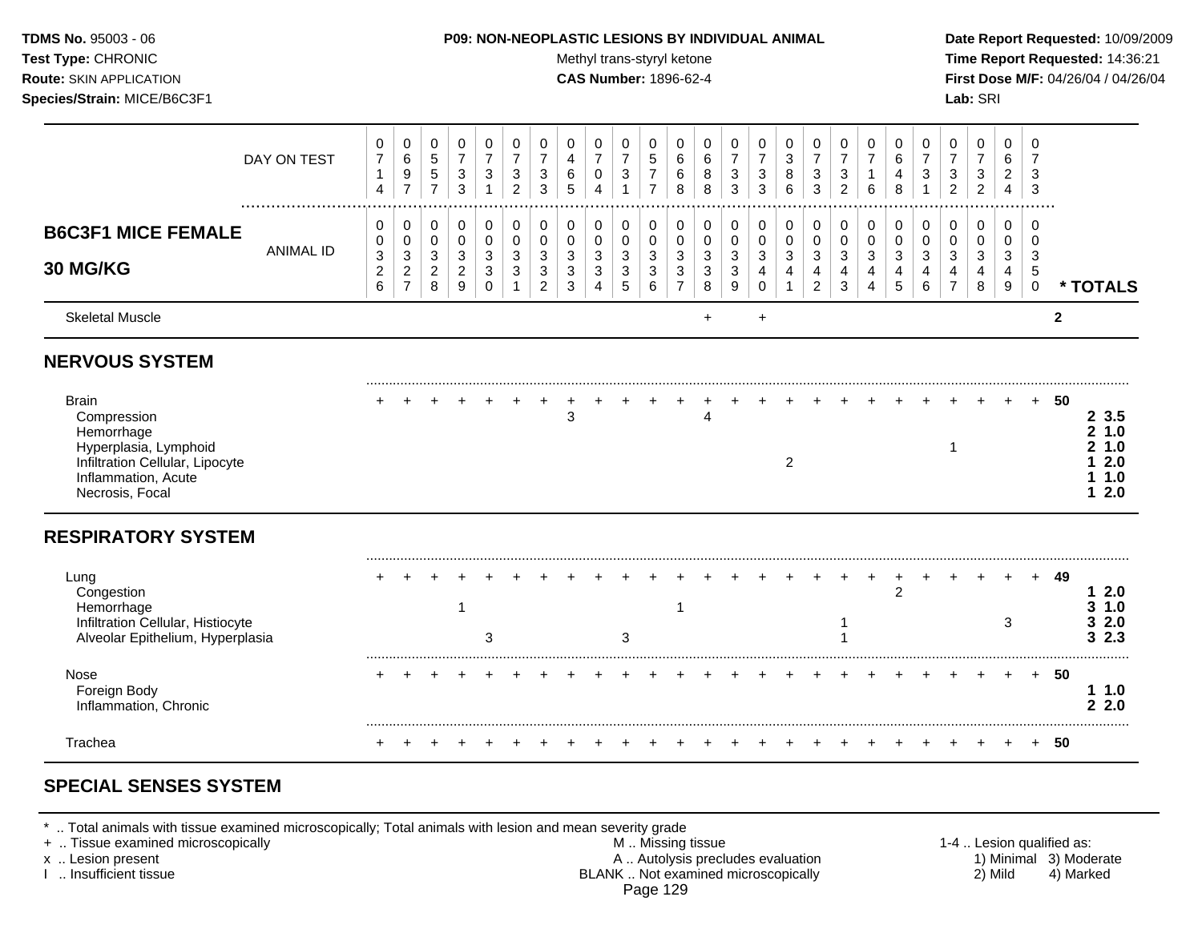**TDMS No.** 95003 - 06
**Test Type:** CHRONIC
**Route:** SKIN APPLICATION
**Species/Strain:** MICE/B6C3F1

**P09: NON-NEOPLASTIC LESIONS BY INDIVIDUAL ANIMAL**
Methyl trans-styryl ketone
**CAS Number:** 1896-62-4

**Date Report Requested:** 10/09/2009
**Time Report Requested:** 14:36:21
**First Dose M/F:** 04/26/04 / 04/26/04
**Lab:** SRI

## B6C3F1 MICE FEMALE 30 MG/KG

| | 1 | 2 | 3 | 4 | 5 | 6 | 7 | 8 | 9 | 10 | 11 | 12 | 13 | 14 | 15 | 16 | 17 | 18 | 19 | 20 | 21 | 22 | 23 | 24 | 25 | * TOTALS |
|---|---|---|---|---|---|---|---|---|---|---|---|---|---|---|---|---|---|---|---|---|---|---|---|---|---|---|
| DAY ON TEST | 0714 | 0697 | 0557 | 0733 | 0731 | 0732 | 0733 | 0465 | 0704 | 0731 | 0577 | 0668 | 0688 | 0733 | 0733 | 0386 | 0733 | 0732 | 0716 | 0648 | 0731 | 0732 | 0732 | 0624 | 0733 | |
| ANIMAL ID | 00326 | 00327 | 00328 | 00329 | 00330 | 00331 | 00332 | 00333 | 00334 | 00335 | 00336 | 00337 | 00338 | 00339 | 00340 | 00341 | 00342 | 00343 | 00344 | 00345 | 00346 | 00347 | 00348 | 00349 | 00350 | |
| Skeletal Muscle | | | | | | | | | | | | | + | | + | | | | | | | | | | | 2 |
| **NERVOUS SYSTEM** | | | | | | | | | | | | | | | | | | | | | | | | | | |
| Brain | + | + | + | + | + | + | + | + | + | + | + | + | + | + | + | + | + | + | + | + | + | + | + | + | + | 50 |
| Compression | | | | | | | | 3 | | | | | 4 | | | | | | | | | | | | | 2 3.5 |
| Hemorrhage | | | | | | | | | | | | | | | | | | | | | | | | | | 2 1.0 |
| Hyperplasia, Lymphoid | | | | | | | | | | | | | | | | | | | | | | 1 | | | | 2 1.0 |
| Infiltration Cellular, Lipocyte | | | | | | | | | | | | | | | | 2 | | | | | | | | | | 1 2.0 |
| Inflammation, Acute | | | | | | | | | | | | | | | | | | | | | | | | | | 1 1.0 |
| Necrosis, Focal | | | | | | | | | | | | | | | | | | | | | | | | | | 1 2.0 |
| **RESPIRATORY SYSTEM** | | | | | | | | | | | | | | | | | | | | | | | | | | |
| Lung | + | + | + | + | + | + | + | + | + | + | + | + | + | + | + | + | + | + | + | + | + | + | + | + | + | 49 |
| Congestion | | | | | | | | | | | | | | | | | | | | 2 | | | | | | 1 2.0 |
| Hemorrhage | | | | 1 | | | | | | | | 1 | | | | | | | | | | | | | | 3 1.0 |
| Infiltration Cellular, Histiocyte | | | | | | | | | | | | | | | | | | 1 | | | | | | 3 | | 3 2.0 |
| Alveolar Epithelium, Hyperplasia | | | | | 3 | | | | | 3 | | | | | | | | 1 | | | | | | | | 3 2.3 |
| Nose | + | + | + | + | + | + | + | + | + | + | + | + | + | + | + | + | + | + | + | + | + | + | + | + | + | 50 |
| Foreign Body | | | | | | | | | | | | | | | | | | | | | | | | | | 1 1.0 |
| Inflammation, Chronic | | | | | | | | | | | | | | | | | | | | | | | | | | 2 2.0 |
| Trachea | + | + | + | + | + | + | + | + | + | + | + | + | + | + | + | + | + | + | + | + | + | + | + | + | + | 50 |

## SPECIAL SENSES SYSTEM

\* .. Total animals with tissue examined microscopically; Total animals with lesion and mean severity grade
\+ .. Tissue examined microscopically
x .. Lesion present
I .. Insufficient tissue

M .. Missing tissue
A .. Autolysis precludes evaluation
BLANK .. Not examined microscopically

1-4 .. Lesion qualified as:
1) Minimal 2) Mild 3) Moderate 4) Marked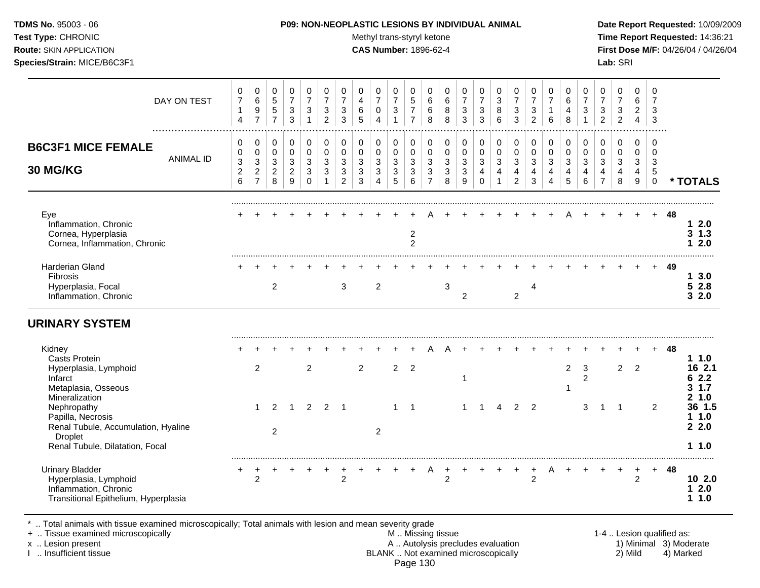**TDMS No.** 95003 - 06
**Test Type:** CHRONIC
**Route:** SKIN APPLICATION
**Species/Strain:** MICE/B6C3F1

**P09: NON-NEOPLASTIC LESIONS BY INDIVIDUAL ANIMAL**
Methyl trans-styryl ketone
**CAS Number:** 1896-62-4

**Date Report Requested:** 10/09/2009
**Time Report Requested:** 14:36:21
**First Dose M/F:** 04/26/04 / 04/26/04
**Lab:** SRI

## B6C3F1 MICE FEMALE 30 MG/KG

| DAY ON TEST | 0714 | 0697 | 0557 | 0733 | 0731 | 0732 | 0733 | 0465 | 0704 | 0731 | 0577 | 0668 | 0688 | 0733 | 0733 | 0386 | 0733 | 0732 | 0716 | 0648 | 0731 | 0732 | 0732 | 0624 | 0733 | |
|---|---|---|---|---|---|---|---|---|---|---|---|---|---|---|---|---|---|---|---|---|---|---|---|---|---|---|
| **ANIMAL ID** | 0326 | 0327 | 0328 | 0329 | 0330 | 0331 | 0332 | 0333 | 0334 | 0335 | 0336 | 0337 | 0338 | 0339 | 0340 | 0341 | 0342 | 0343 | 0344 | 0345 | 0346 | 0347 | 0348 | 0349 | 0350 | *** TOTALS** |
| Eye | + | + | + | + | + | + | + | + | + | + | + | A | + | + | + | + | + | + | + | A | + | + | + | + | + | 48 |
| Inflammation, Chronic | | | | | | | | | | | | | | | | | | | | | | | | | | 1 2.0 |
| Cornea, Hyperplasia | | | | | | | | | | | 2 | | | | | | | | | | | | | | | 3 1.3 |
| Cornea, Inflammation, Chronic | | | | | | | | | | | 2 | | | | | | | | | | | | | | | 1 2.0 |
| Harderian Gland | + | + | + | + | + | + | + | + | + | + | + | + | + | + | + | + | + | + | + | + | + | + | + | + | + | 49 |
| Fibrosis | | | | | | | | | | | | | | | | | | | | | | | | | | 1 3.0 |
| Hyperplasia, Focal | | | 2 | | | | 3 | | 2 | | | | 3 | | | | | 4 | | | | | | | | 5 2.8 |
| Inflammation, Chronic | | | | | | | | | | | | | | 2 | | | 2 | | | | | | | | | 3 2.0 |
| **URINARY SYSTEM** | | | | | | | | | | | | | | | | | | | | | | | | | | |
| Kidney | + | + | + | + | + | + | + | + | + | + | + | A | A | + | + | + | + | + | + | + | + | + | + | + | + | 48 |
| Casts Protein | | | | | | | | | | | | | | | | | | | | | | | | | | 1 1.0 |
| Hyperplasia, Lymphoid | | 2 | | | 2 | | | 2 | | 2 | 2 | | | | | | | | | 2 | 3 | | 2 | 2 | | 16 2.1 |
| Infarct | | | | | | | | | | | | | | 1 | | | | | | | 2 | | | | | 6 2.2 |
| Metaplasia, Osseous | | | | | | | | | | | | | | | | | | | | 1 | | | | | | 3 1.7 |
| Mineralization | | | | | | | | | | | | | | | | | | | | | | | | | | 2 1.0 |
| Nephropathy | | 1 | 2 | 1 | 2 | 2 | 1 | | | 1 | 1 | | | 1 | 1 | 4 | 2 | 2 | | | 3 | 1 | 1 | | 2 | 36 1.5 |
| Papilla, Necrosis | | | | | | | | | | | | | | | | | | | | | | | | | | 1 1.0 |
| Renal Tubule, Accumulation, Hyaline Droplet | | | 2 | | | | | | 2 | | | | | | | | | | | | | | | | | 2 2.0 |
| Renal Tubule, Dilatation, Focal | | | | | | | | | | | | | | | | | | | | | | | | | | 1 1.0 |
| Urinary Bladder | + | + | + | + | + | + | + | + | + | + | + | A | + | + | + | + | + | + | A | + | + | + | + | + | + | 48 |
| Hyperplasia, Lymphoid | | 2 | | | | | 2 | | | | | | 2 | | | | | 2 | | | | | | 2 | | 10 2.0 |
| Inflammation, Chronic | | | | | | | | | | | | | | | | | | | | | | | | | | 1 2.0 |
| Transitional Epithelium, Hyperplasia | | | | | | | | | | | | | | | | | | | | | | | | | | 1 1.0 |

\* .. Total animals with tissue examined microscopically; Total animals with lesion and mean severity grade
\+ .. Tissue examined microscopically
x .. Lesion present
I .. Insufficient tissue
M .. Missing tissue
A .. Autolysis precludes evaluation
BLANK .. Not examined microscopically
1-4 .. Lesion qualified as: 1) Minimal 2) Mild 3) Moderate 4) Marked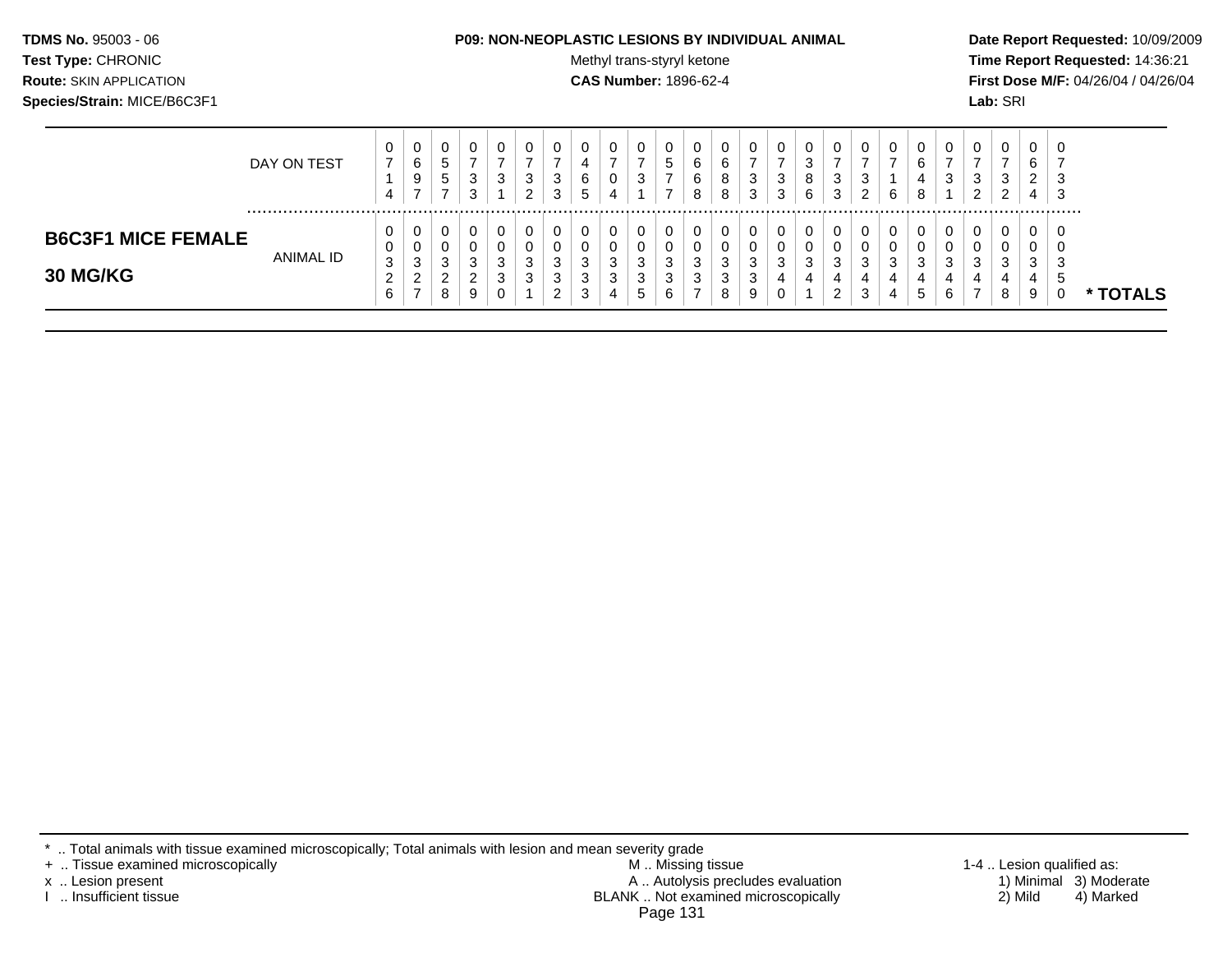**TDMS No.** 95003 - 06
**Test Type:** CHRONIC
**Route:** SKIN APPLICATION
**Species/Strain:** MICE/B6C3F1

**P09: NON-NEOPLASTIC LESIONS BY INDIVIDUAL ANIMAL**
Methyl trans-styryl ketone
**CAS Number:** 1896-62-4

**Date Report Requested:** 10/09/2009
**Time Report Requested:** 14:36:21
**First Dose M/F:** 04/26/04 / 04/26/04
**Lab:** SRI

| | DAY ON TEST | 0714 | 0697 | 0557 | 0733 | 0731 | 0732 | 0733 | 0465 | 0704 | 0731 | 0577 | 0668 | 0688 | 0733 | 0733 | 0386 | 0733 | 0732 | 0716 | 0648 | 0731 | 0732 | 0732 | 0624 | 0733 | |
|---|---|---|---|---|---|---|---|---|---|---|---|---|---|---|---|---|---|---|---|---|---|---|---|---|---|---|---|
| **B6C3F1 MICE FEMALE 30 MG/KG** | ANIMAL ID | 00326 | 00327 | 00328 | 00329 | 00330 | 00331 | 00332 | 00333 | 00334 | 00335 | 00336 | 00337 | 00338 | 00339 | 00340 | 00341 | 00342 | 00343 | 00344 | 00345 | 00346 | 00347 | 00348 | 00349 | 00350 | * TOTALS |

\* .. Total animals with tissue examined microscopically; Total animals with lesion and mean severity grade
\+ .. Tissue examined microscopically
x .. Lesion present
I .. Insufficient tissue

M .. Missing tissue
A .. Autolysis precludes evaluation
BLANK .. Not examined microscopically

1-4 .. Lesion qualified as:
1) Minimal 3) Moderate
2) Mild 4) Marked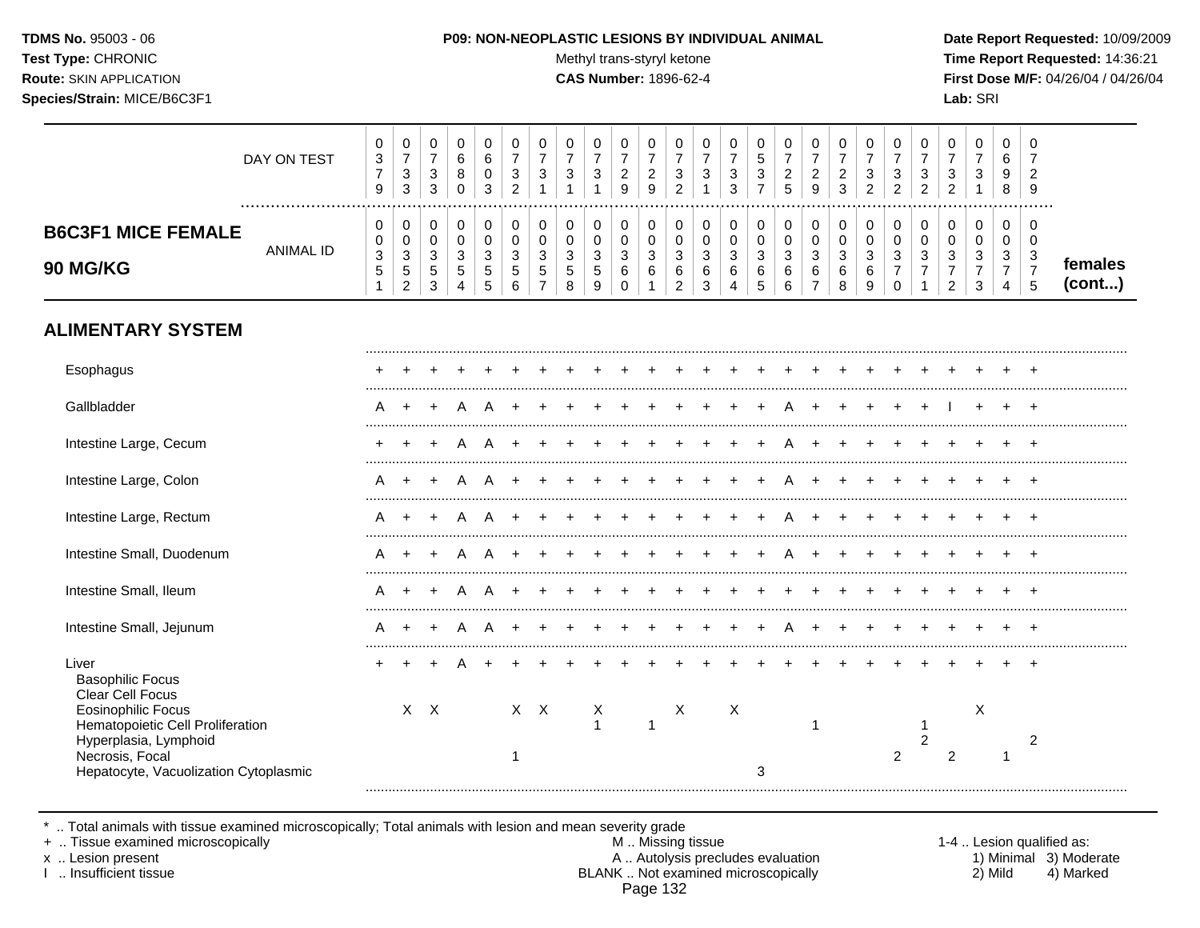**TDMS No.** 95003 - 06
**Test Type:** CHRONIC
**Route:** SKIN APPLICATION
**Species/Strain:** MICE/B6C3F1

**P09: NON-NEOPLASTIC LESIONS BY INDIVIDUAL ANIMAL**
Methyl trans-styryl ketone
**CAS Number:** 1896-62-4

**Date Report Requested:** 10/09/2009
**Time Report Requested:** 14:36:21
**First Dose M/F:** 04/26/04 / 04/26/04
**Lab:** SRI

## B6C3F1 MICE FEMALE 90 MG/KG

| DAY ON TEST | 0379 | 0733 | 0733 | 0680 | 0603 | 0732 | 0731 | 0731 | 0731 | 0729 | 0729 | 0732 | 0731 | 0733 | 0537 | 0725 | 0729 | 0723 | 0732 | 0732 | 0732 | 0732 | 0731 | 0698 | 0729 | |
|---|---|---|---|---|---|---|---|---|---|---|---|---|---|---|---|---|---|---|---|---|---|---|---|---|---|---|
| **ANIMAL ID** | 0351 | 0352 | 0353 | 0354 | 0355 | 0356 | 0357 | 0358 | 0359 | 0360 | 0361 | 0362 | 0363 | 0364 | 0365 | 0366 | 0367 | 0368 | 0369 | 0370 | 0371 | 0372 | 0373 | 0374 | 0375 | **females (cont...)** |
| **ALIMENTARY SYSTEM** | | | | | | | | | | | | | | | | | | | | | | | | | | |
| Esophagus | + | + | + | + | + | + | + | + | + | + | + | + | + | + | + | + | + | + | + | + | + | + | + | + | + | |
| Gallbladder | A | + | + | A | A | + | + | + | + | + | + | + | + | + | + | A | + | + | + | + | + | I | + | + | + | |
| Intestine Large, Cecum | + | + | + | A | A | + | + | + | + | + | + | + | + | + | + | A | + | + | + | + | + | + | + | + | + | |
| Intestine Large, Colon | A | + | + | A | A | + | + | + | + | + | + | + | + | + | + | A | + | + | + | + | + | + | + | + | + | |
| Intestine Large, Rectum | A | + | + | A | A | + | + | + | + | + | + | + | + | + | + | A | + | + | + | + | + | + | + | + | + | |
| Intestine Small, Duodenum | A | + | + | A | A | + | + | + | + | + | + | + | + | + | + | A | + | + | + | + | + | + | + | + | + | |
| Intestine Small, Ileum | A | + | + | A | A | + | + | + | + | + | + | + | + | + | + | + | + | + | + | + | + | + | + | + | + | |
| Intestine Small, Jejunum | A | + | + | A | A | + | + | + | + | + | + | + | + | + | + | A | + | + | + | + | + | + | + | + | + | |
| Liver | + | + | + | A | + | + | + | + | + | + | + | + | + | + | + | + | + | + | + | + | + | + | + | + | + | |
| Basophilic Focus | | | | | | | | | | | | | | | | | | | | | | | | | | |
| Clear Cell Focus | | | | | | | | | | | | | | | | | | | | | | | | | | |
| Eosinophilic Focus | | X | X | | | X | X | | X | | | X | | X | | | | | | | | | X | | | |
| Hematopoietic Cell Proliferation | | | | | | | | | 1 | | 1 | | | | | | 1 | | | | 1 | | | | | |
| Hyperplasia, Lymphoid | | | | | | | | | | | | | | | | | | | | | 2 | | | | 2 | |
| Necrosis, Focal | | | | | | 1 | | | | | | | | | | | | | | 2 | | 2 | | 1 | | |
| Hepatocyte, Vacuolization Cytoplasmic | | | | | | | | | | | | | | | 3 | | | | | | | | | | | |

\* .. Total animals with tissue examined microscopically; Total animals with lesion and mean severity grade
\+ .. Tissue examined microscopically
x .. Lesion present
I .. Insufficient tissue

M .. Missing tissue
A .. Autolysis precludes evaluation
BLANK .. Not examined microscopically

1-4 .. Lesion qualified as:
1) Minimal 2) Mild 3) Moderate 4) Marked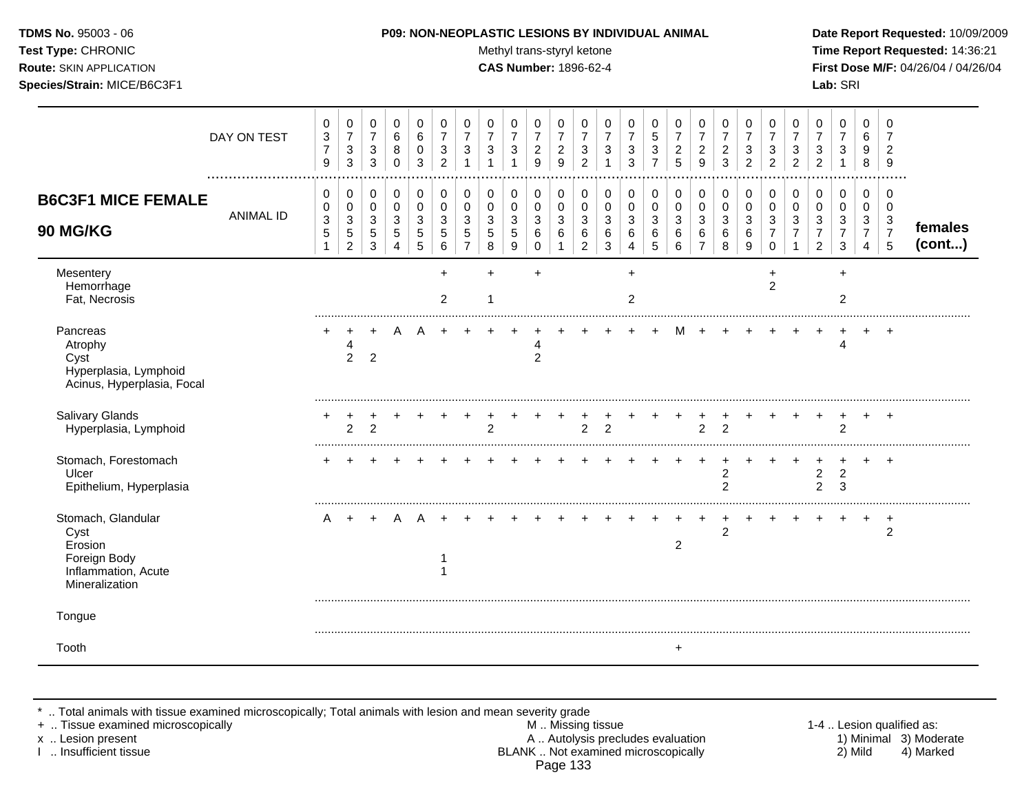**TDMS No.** 95003 - 06
**Test Type:** CHRONIC
**Route:** SKIN APPLICATION
**Species/Strain:** MICE/B6C3F1

**P09: NON-NEOPLASTIC LESIONS BY INDIVIDUAL ANIMAL**
Methyl trans-styryl ketone
**CAS Number:** 1896-62-4

**Date Report Requested:** 10/09/2009
**Time Report Requested:** 14:36:21
**First Dose M/F:** 04/26/04 / 04/26/04
**Lab:** SRI

## B6C3F1 MICE FEMALE 90 MG/KG

| DAY ON TEST | 0379 | 0733 | 0733 | 0680 | 0603 | 0732 | 0731 | 0731 | 0731 | 0729 | 0729 | 0732 | 0731 | 0733 | 0537 | 0725 | 0729 | 0723 | 0732 | 0732 | 0732 | 0732 | 0731 | 0698 | 0729 | |
|---|---|---|---|---|---|---|---|---|---|---|---|---|---|---|---|---|---|---|---|---|---|---|---|---|---|---|
| ANIMAL ID | 0003 51 | 0003 52 | 0003 53 | 0003 54 | 0003 55 | 0003 56 | 0003 57 | 0003 58 | 0003 59 | 0003 60 | 0003 61 | 0003 62 | 0003 63 | 0003 64 | 0003 65 | 0003 66 | 0003 67 | 0003 68 | 0003 69 | 0003 70 | 0003 71 | 0003 72 | 0003 73 | 0003 74 | 0003 75 | **females (cont...)** |
| Mesentery | | | | | | + | | + | | + | | | | + | | | | | | + | | | + | | | |
| Hemorrhage | | | | | | | | | | | | | | | | | | | | 2 | | | | | | |
| Fat, Necrosis | | | | | | 2 | | 1 | | | | | | 2 | | | | | | | | | 2 | | | |
| Pancreas | + | + | + | A | A | + | + | + | + | + | + | + | + | + | + | M | + | + | + | + | + | + | + | + | + | |
| Atrophy | | 4 | | | | | | | | 4 | | | | | | | | | | | | | 4 | | | |
| Cyst | | 2 | 2 | | | | | | | 2 | | | | | | | | | | | | | | | | |
| Hyperplasia, Lymphoid | | | | | | | | | | | | | | | | | | | | | | | | | | |
| Acinus, Hyperplasia, Focal | | | | | | | | | | | | | | | | | | | | | | | | | | |
| Salivary Glands | + | + | + | + | + | + | + | + | + | + | + | + | + | + | + | + | + | + | + | + | + | + | + | + | + | |
| Hyperplasia, Lymphoid | | 2 | 2 | | | | | 2 | | | | 2 | 2 | | | | 2 | 2 | | | | | 2 | | | |
| Stomach, Forestomach | + | + | + | + | + | + | + | + | + | + | + | + | + | + | + | + | + | + | + | + | + | + | + | + | + | |
| Ulcer | | | | | | | | | | | | | | | | | | 2 | | | | 2 | 2 | | | |
| Epithelium, Hyperplasia | | | | | | | | | | | | | | | | | | 2 | | | | 2 | 3 | | | |
| Stomach, Glandular | A | + | + | A | A | + | + | + | + | + | + | + | + | + | + | + | + | + | + | + | + | + | + | + | + | |
| Cyst | | | | | | | | | | | | | | | | | | 2 | | | | | | | 2 | |
| Erosion | | | | | | | | | | | | | | | | 2 | | | | | | | | | | |
| Foreign Body | | | | | | 1 | | | | | | | | | | | | | | | | | | | | |
| Inflammation, Acute | | | | | | 1 | | | | | | | | | | | | | | | | | | | | |
| Mineralization | | | | | | | | | | | | | | | | | | | | | | | | | | |
| Tongue | | | | | | | | | | | | | | | | | | | | | | | | | | |
| Tooth | | | | | | | | | | | | | | | | + | | | | | | | | | | |

\* .. Total animals with tissue examined microscopically; Total animals with lesion and mean severity grade
\+ .. Tissue examined microscopically
x .. Lesion present
I .. Insufficient tissue

M .. Missing tissue
A .. Autolysis precludes evaluation
BLANK .. Not examined microscopically

1-4 .. Lesion qualified as:
1) Minimal 3) Moderate
2) Mild 4) Marked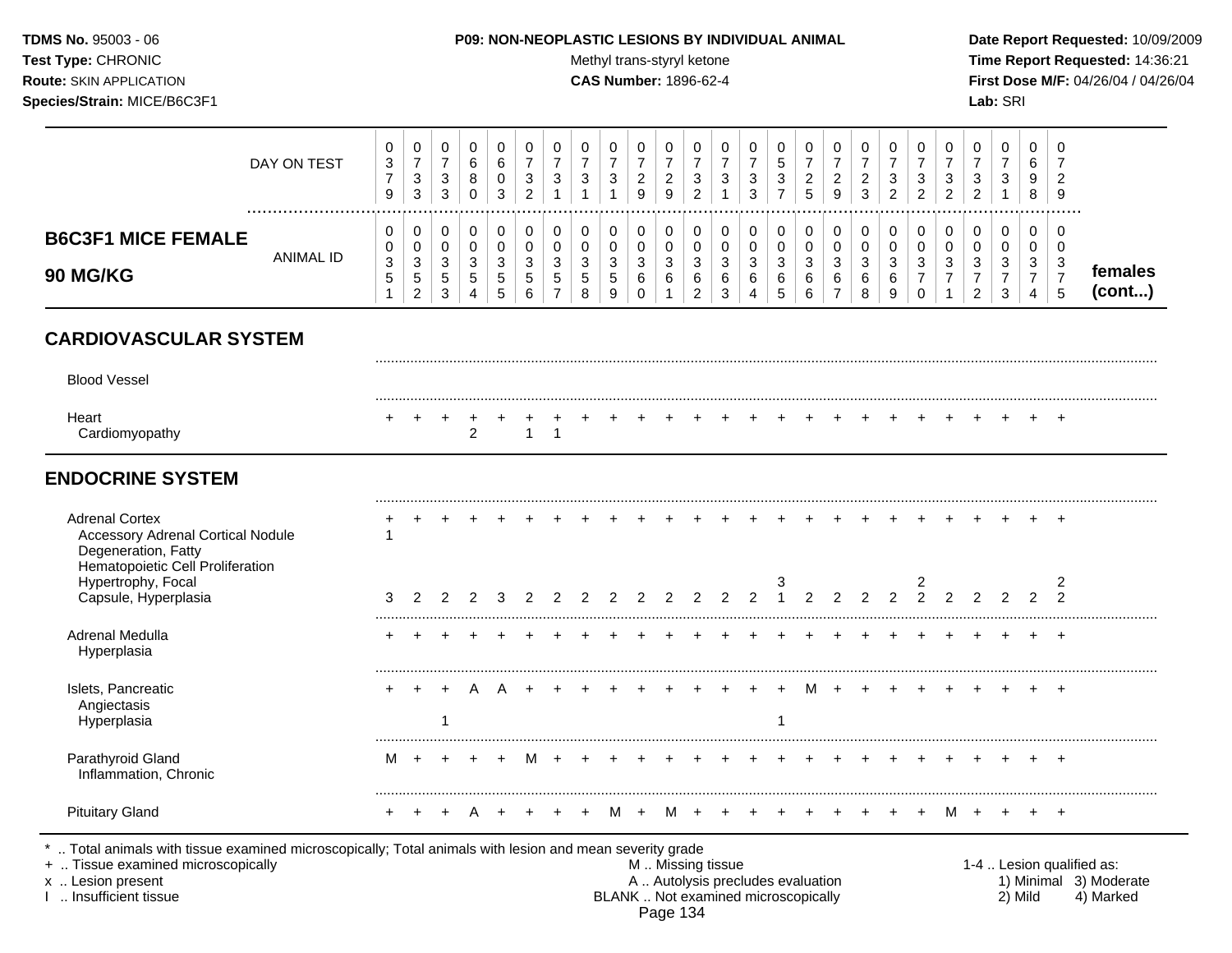**TDMS No.** 95003 - 06
**Test Type:** CHRONIC
**Route:** SKIN APPLICATION
**Species/Strain:** MICE/B6C3F1

**P09: NON-NEOPLASTIC LESIONS BY INDIVIDUAL ANIMAL**
Methyl trans-styryl ketone
**CAS Number:** 1896-62-4

**Date Report Requested:** 10/09/2009
**Time Report Requested:** 14:36:21
**First Dose M/F:** 04/26/04 / 04/26/04
**Lab:** SRI

## B6C3F1 MICE FEMALE 90 MG/KG

| DAY ON TEST | 0379 | 0733 | 0733 | 0680 | 0603 | 0732 | 0731 | 0731 | 0731 | 0729 | 0729 | 0732 | 0731 | 0733 | 0537 | 0725 | 0729 | 0723 | 0732 | 0732 | 0732 | 0732 | 0731 | 0698 | 0729 | |
|---|---|---|---|---|---|---|---|---|---|---|---|---|---|---|---|---|---|---|---|---|---|---|---|---|---|---|
| **ANIMAL ID** | 00351 | 00352 | 00353 | 00354 | 00355 | 00356 | 00357 | 00358 | 00359 | 00360 | 00361 | 00362 | 00363 | 00364 | 00365 | 00366 | 00367 | 00368 | 00369 | 00370 | 00371 | 00372 | 00373 | 00374 | 00375 | **females (cont...)** |
| **CARDIOVASCULAR SYSTEM** | | | | | | | | | | | | | | | | | | | | | | | | | | |
| Blood Vessel | | | | | | | | | | | | | | | | | | | | | | | | | | |
| Heart | + | + | + | + | + | + | + | + | + | + | + | + | + | + | + | + | + | + | + | + | + | + | + | + | + | |
| Cardiomyopathy | | | | 2 | | 1 | 1 | | | | | | | | | | | | | | | | | | | |
| **ENDOCRINE SYSTEM** | | | | | | | | | | | | | | | | | | | | | | | | | | |
| Adrenal Cortex | + | + | + | + | + | + | + | + | + | + | + | + | + | + | + | + | + | + | + | + | + | + | + | + | + | |
| Accessory Adrenal Cortical Nodule | 1 | | | | | | | | | | | | | | | | | | | | | | | | | |
| Degeneration, Fatty | | | | | | | | | | | | | | | | | | | | | | | | | | |
| Hematopoietic Cell Proliferation | | | | | | | | | | | | | | | | | | | | | | | | | | |
| Hypertrophy, Focal | | | | | | | | | | | | | | | 3 | | | | | 2 | | | | | 2 | |
| Capsule, Hyperplasia | 3 | 2 | 2 | 2 | 3 | 2 | 2 | 2 | 2 | 2 | 2 | 2 | 2 | 2 | 1 | 2 | 2 | 2 | 2 | 2 | 2 | 2 | 2 | 2 | 2 | |
| Adrenal Medulla | + | + | + | + | + | + | + | + | + | + | + | + | + | + | + | + | + | + | + | + | + | + | + | + | + | |
| Hyperplasia | | | | | | | | | | | | | | | | | | | | | | | | | | |
| Islets, Pancreatic | + | + | + | A | A | + | + | + | + | + | + | + | + | + | + | M | + | + | + | + | + | + | + | + | + | |
| Angiectasis | | | | | | | | | | | | | | | | | | | | | | | | | | |
| Hyperplasia | | | 1 | | | | | | | | | | | | 1 | | | | | | | | | | | |
| Parathyroid Gland | M | + | + | + | + | M | + | + | + | + | + | + | + | + | + | + | + | + | + | + | + | + | + | + | + | |
| Inflammation, Chronic | | | | | | | | | | | | | | | | | | | | | | | | | | |
| Pituitary Gland | + | + | + | A | + | + | + | + | M | + | M | + | + | + | + | + | + | + | + | + | M | + | + | + | + | |

\* .. Total animals with tissue examined microscopically; Total animals with lesion and mean severity grade
\+ .. Tissue examined microscopically
x .. Lesion present
I .. Insufficient tissue

M .. Missing tissue
A .. Autolysis precludes evaluation
BLANK .. Not examined microscopically

1-4 .. Lesion qualified as:
1) Minimal 2) Mild 3) Moderate 4) Marked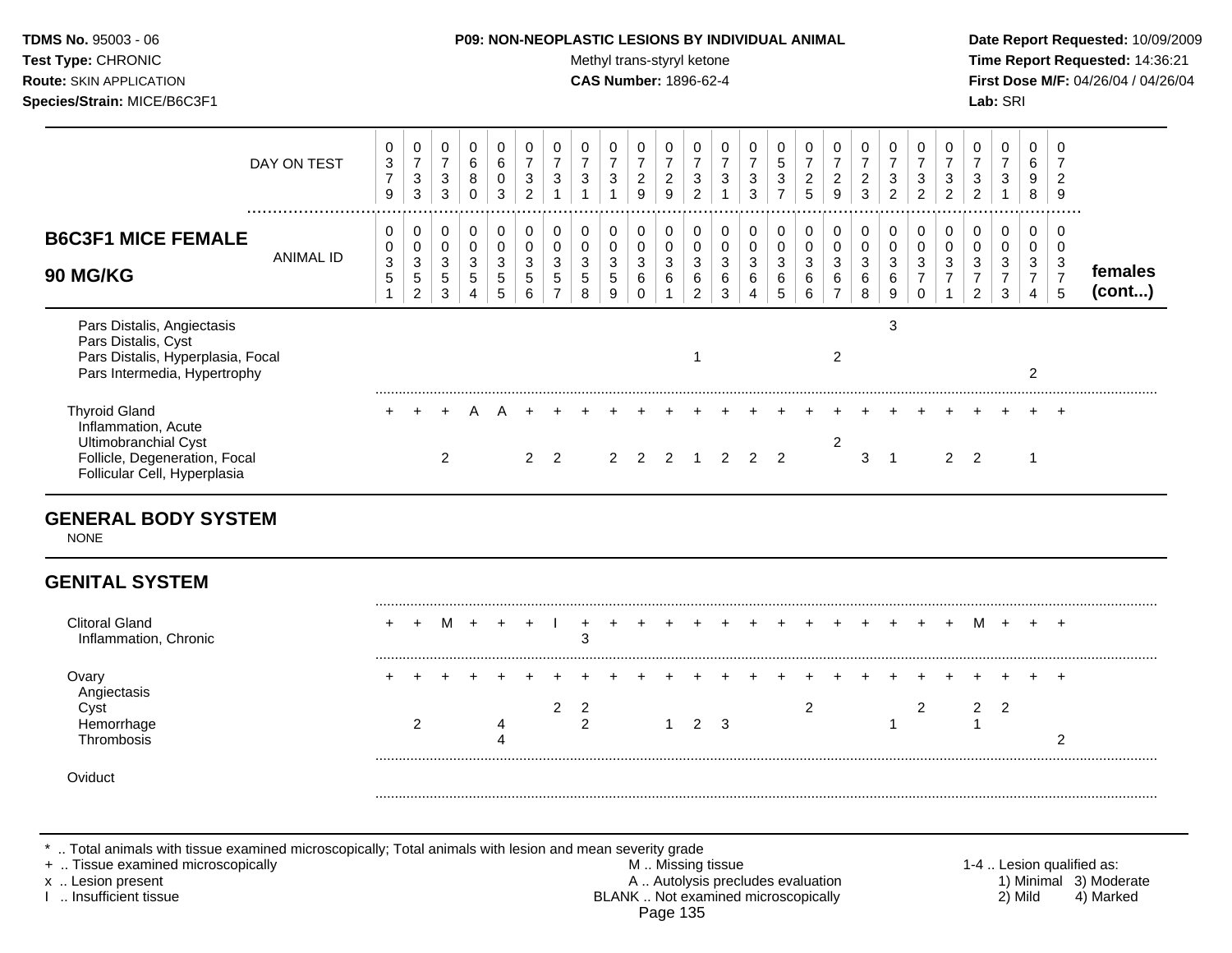**TDMS No.** 95003 - 06
**Test Type:** CHRONIC
**Route:** SKIN APPLICATION
**Species/Strain:** MICE/B6C3F1

**P09: NON-NEOPLASTIC LESIONS BY INDIVIDUAL ANIMAL**
Methyl trans-styryl ketone
**CAS Number:** 1896-62-4

**Date Report Requested:** 10/09/2009
**Time Report Requested:** 14:36:21
**First Dose M/F:** 04/26/04 / 04/26/04
**Lab:** SRI

## B6C3F1 MICE FEMALE 90 MG/KG — females (cont...)

| DAY ON TEST | 0379 | 0733 | 0733 | 0680 | 0603 | 0732 | 0731 | 0731 | 0731 | 0729 | 0729 | 0732 | 0731 | 0733 | 0537 | 0725 | 0729 | 0723 | 0732 | 0732 | 0732 | 0732 | 0731 | 0698 | 0729 |
|---|---|---|---|---|---|---|---|---|---|---|---|---|---|---|---|---|---|---|---|---|---|---|---|---|---|
| **ANIMAL ID** | 0351 | 0352 | 0353 | 0354 | 0355 | 0356 | 0357 | 0358 | 0359 | 0360 | 0361 | 0362 | 0363 | 0364 | 0365 | 0366 | 0367 | 0368 | 0369 | 0370 | 0371 | 0372 | 0373 | 0374 | 0375 |
| Pars Distalis, Angiectasis | | | | | | | | | | | | | | | | | | | 3 | | | | | | |
| Pars Distalis, Cyst | | | | | | | | | | | | | | | | | | | | | | | | | |
| Pars Distalis, Hyperplasia, Focal | | | | | | | | | | | | 1 | | | | | 2 | | | | | | | | |
| Pars Intermedia, Hypertrophy | | | | | | | | | | | | | | | | | | | | | | | | 2 | |
| Thyroid Gland | + | + | + | A | A | + | + | + | + | + | + | + | + | + | + | + | + | + | + | + | + | + | + | + | + |
| Inflammation, Acute | | | | | | | | | | | | | | | | | | | | | | | | | |
| Ultimobranchial Cyst | | | | | | | | | | | | | | | | | 2 | | | | | | | | |
| Follicle, Degeneration, Focal | | | 2 | | | 2 | 2 | | 2 | 2 | 2 | 1 | 2 | 2 | 2 | | | 3 | 1 | | 2 | 2 | | 1 | |
| Follicular Cell, Hyperplasia | | | | | | | | | | | | | | | | | | | | | | | | | |

## GENERAL BODY SYSTEM

NONE

## GENITAL SYSTEM

| | 0351 | 0352 | 0353 | 0354 | 0355 | 0356 | 0357 | 0358 | 0359 | 0360 | 0361 | 0362 | 0363 | 0364 | 0365 | 0366 | 0367 | 0368 | 0369 | 0370 | 0371 | 0372 | 0373 | 0374 | 0375 |
|---|---|---|---|---|---|---|---|---|---|---|---|---|---|---|---|---|---|---|---|---|---|---|---|---|---|
| Clitoral Gland | + | + | M | + | + | + | I | + | + | + | + | + | + | + | + | + | + | + | + | + | + | M | + | + | + |
| Inflammation, Chronic | | | | | | | | 3 | | | | | | | | | | | | | | | | | |
| Ovary | + | + | + | + | + | + | + | + | + | + | + | + | + | + | + | + | + | + | + | + | + | + | + | + | + |
| Angiectasis | | | | | | | | | | | | | | | | | | | | | | | | | |
| Cyst | | | | | | | 2 | 2 | | | | | | | | 2 | | | | 2 | | 2 | 2 | | |
| Hemorrhage | | 2 | | | 4 | | | 2 | | | 1 | 2 | 3 | | | | | | 1 | | | 1 | | | |
| Thrombosis | | | | | 4 | | | | | | | | | | | | | | | | | | | | 2 |
| Oviduct | | | | | | | | | | | | | | | | | | | | | | | | | |

\* .. Total animals with tissue examined microscopically; Total animals with lesion and mean severity grade
+ .. Tissue examined microscopically
x .. Lesion present
I .. Insufficient tissue

M .. Missing tissue
A .. Autolysis precludes evaluation
BLANK .. Not examined microscopically

1-4 .. Lesion qualified as:
1) Minimal 2) Mild 3) Moderate 4) Marked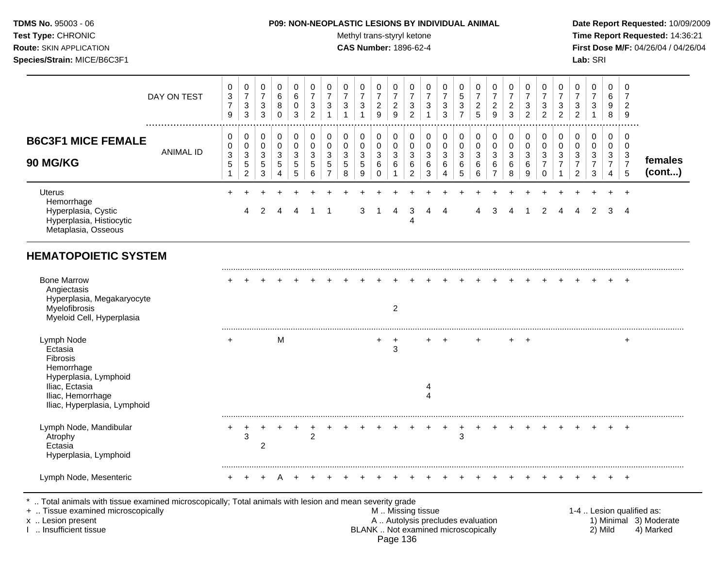**TDMS No.** 95003 - 06
**Test Type:** CHRONIC
**Route:** SKIN APPLICATION
**Species/Strain:** MICE/B6C3F1

**P09: NON-NEOPLASTIC LESIONS BY INDIVIDUAL ANIMAL**
Methyl trans-styryl ketone
**CAS Number:** 1896-62-4

**Date Report Requested:** 10/09/2009
**Time Report Requested:** 14:36:21
**First Dose M/F:** 04/26/04 / 04/26/04
**Lab:** SRI

## B6C3F1 MICE FEMALE 90 MG/KG

| DAY ON TEST | 0379 | 0733 | 0733 | 0680 | 0603 | 0732 | 0731 | 0731 | 0731 | 0729 | 0729 | 0732 | 0731 | 0733 | 0537 | 0725 | 0729 | 0723 | 0732 | 0732 | 0732 | 0732 | 0731 | 0698 | 0729 | |
|---|---|---|---|---|---|---|---|---|---|---|---|---|---|---|---|---|---|---|---|---|---|---|---|---|---|---|
| ANIMAL ID | 00351 | 00352 | 00353 | 00354 | 00355 | 00356 | 00357 | 00358 | 00359 | 00360 | 00361 | 00362 | 00363 | 00364 | 00365 | 00366 | 00367 | 00368 | 00369 | 00370 | 00371 | 00372 | 00373 | 00374 | 00375 | **females (cont...)** |
| Uterus | + | + | + | + | + | + | + | + | + | + | + | + | + | + | + | + | + | + | + | + | + | + | + | + | + | |
| Hemorrhage | | | | | | | | | | | | | | | | | | | | | | | | | | |
| Hyperplasia, Cystic | | 4 | 2 | 4 | 4 | 1 | 1 | | 3 | 1 | 4 | 3 | 4 | 4 | | 4 | 3 | 4 | 1 | 2 | 4 | 4 | 2 | 3 | 4 | |
| Hyperplasia, Histiocytic | | | | | | | | | | | | 4 | | | | | | | | | | | | | | |
| Metaplasia, Osseous | | | | | | | | | | | | | | | | | | | | | | | | | | |
| **HEMATOPOIETIC SYSTEM** | | | | | | | | | | | | | | | | | | | | | | | | | | |
| Bone Marrow | + | + | + | + | + | + | + | + | + | + | + | + | + | + | + | + | + | + | + | + | + | + | + | + | + | |
| Angiectasis | | | | | | | | | | | | | | | | | | | | | | | | | | |
| Hyperplasia, Megakaryocyte | | | | | | | | | | | | | | | | | | | | | | | | | | |
| Myelofibrosis | | | | | | | | | | | 2 | | | | | | | | | | | | | | | |
| Myeloid Cell, Hyperplasia | | | | | | | | | | | | | | | | | | | | | | | | | | |
| Lymph Node | + | | | M | | | | | | + | + | | + | + | | + | | + | + | | | | | | + | |
| Ectasia | | | | | | | | | | | 3 | | | | | | | | | | | | | | | |
| Fibrosis | | | | | | | | | | | | | | | | | | | | | | | | | | |
| Hemorrhage | | | | | | | | | | | | | | | | | | | | | | | | | | |
| Hyperplasia, Lymphoid | | | | | | | | | | | | | | | | | | | | | | | | | | |
| Iliac, Ectasia | | | | | | | | | | | | | 4 | | | | | | | | | | | | | |
| Iliac, Hemorrhage | | | | | | | | | | | | | 4 | | | | | | | | | | | | | |
| Iliac, Hyperplasia, Lymphoid | | | | | | | | | | | | | | | | | | | | | | | | | | |
| Lymph Node, Mandibular | + | + | + | + | + | + | + | + | + | + | + | + | + | + | + | + | + | + | + | + | + | + | + | + | + | |
| Atrophy | | 3 | | | | 2 | | | | | | | | | 3 | | | | | | | | | | | |
| Ectasia | | | 2 | | | | | | | | | | | | | | | | | | | | | | | |
| Hyperplasia, Lymphoid | | | | | | | | | | | | | | | | | | | | | | | | | | |
| Lymph Node, Mesenteric | + | + | + | A | + | + | + | + | + | + | + | + | + | + | + | + | + | + | + | + | + | + | + | + | + | |

* .. Total animals with tissue examined microscopically; Total animals with lesion and mean severity grade
+ .. Tissue examined microscopically
x .. Lesion present
I .. Insufficient tissue

M .. Missing tissue
A .. Autolysis precludes evaluation
BLANK .. Not examined microscopically

1-4 .. Lesion qualified as:
1) Minimal 3) Moderate
2) Mild 4) Marked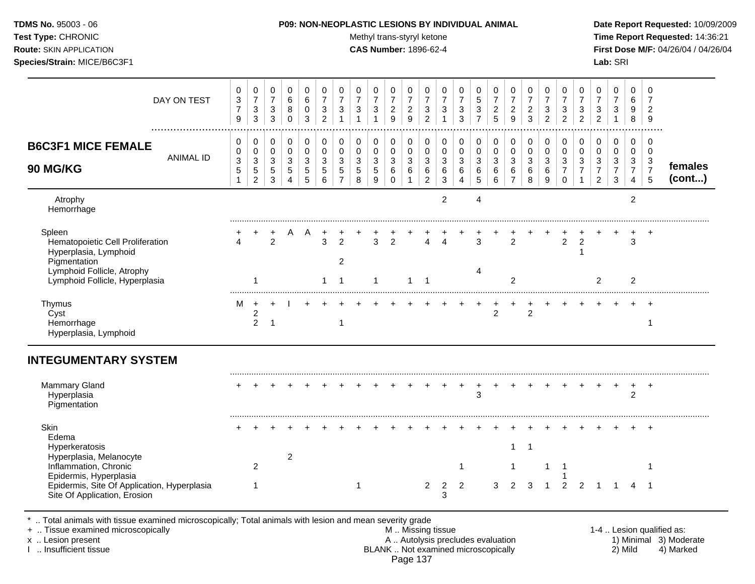**TDMS No.** 95003 - 06
**Test Type:** CHRONIC
**Route:** SKIN APPLICATION
**Species/Strain:** MICE/B6C3F1

**P09: NON-NEOPLASTIC LESIONS BY INDIVIDUAL ANIMAL**
Methyl trans-styryl ketone
**CAS Number:** 1896-62-4

**Date Report Requested:** 10/09/2009
**Time Report Requested:** 14:36:21
**First Dose M/F:** 04/26/04 / 04/26/04
**Lab:** SRI

| DAY ON TEST | 0379 | 0733 | 0733 | 0680 | 0603 | 0732 | 0731 | 0731 | 0731 | 0729 | 0729 | 0732 | 0731 | 0733 | 0537 | 0725 | 0729 | 0723 | 0732 | 0732 | 0732 | 0732 | 0731 | 0698 | 0729 | |
|---|---|---|---|---|---|---|---|---|---|---|---|---|---|---|---|---|---|---|---|---|---|---|---|---|---|---|
| **B6C3F1 MICE FEMALE 90 MG/KG** — ANIMAL ID | 00351 | 00352 | 00353 | 00354 | 00355 | 00356 | 00357 | 00358 | 00359 | 00360 | 00361 | 00362 | 00363 | 00364 | 00365 | 00366 | 00367 | 00368 | 00369 | 00370 | 00371 | 00372 | 00373 | 00374 | 00375 | **females (cont...)** |
| Atrophy | | | | | | | | | | | | | 2 | | 4 | | | | | | | | | 2 | | |
| Hemorrhage | | | | | | | | | | | | | | | | | | | | | | | | | | |
| Spleen | + | + | + | A | A | + | + | + | + | + | + | + | + | + | + | + | + | + | + | + | + | + | + | + | + | |
| Hematopoietic Cell Proliferation | 4 | | 2 | | | 3 | 2 | | 3 | 2 | | 4 | 4 | | 3 | | 2 | | | 2 | 2 | | | 3 | | |
| Hyperplasia, Lymphoid | | | | | | | | | | | | | | | | | | | | | 1 | | | | | |
| Pigmentation | | | | | | | 2 | | | | | | | | | | | | | | | | | | | |
| Lymphoid Follicle, Atrophy | | | | | | | | | | | | | | | 4 | | | | | | | | | | | |
| Lymphoid Follicle, Hyperplasia | | 1 | | | | 1 | 1 | | 1 | | 1 | 1 | | | | | 2 | | | | | 2 | | 2 | | |
| Thymus | M | + | + | I | + | + | + | + | + | + | + | + | + | + | + | + | + | + | + | + | + | + | + | + | + | |
| Cyst | | 2 | | | | | | | | | | | | | | 2 | | 2 | | | | | | | | |
| Hemorrhage | | 2 | 1 | | | | 1 | | | | | | | | | | | | | | | | | | 1 | |
| Hyperplasia, Lymphoid | | | | | | | | | | | | | | | | | | | | | | | | | | |
| **INTEGUMENTARY SYSTEM** | | | | | | | | | | | | | | | | | | | | | | | | | | |
| Mammary Gland | + | + | + | + | + | + | + | + | + | + | + | + | + | + | + | + | + | + | + | + | + | + | + | + | + | |
| Hyperplasia | | | | | | | | | | | | | | | 3 | | | | | | | | | 2 | | |
| Pigmentation | | | | | | | | | | | | | | | | | | | | | | | | | | |
| Skin | + | + | + | + | + | + | + | + | + | + | + | + | + | + | + | + | + | + | + | + | + | + | + | + | + | |
| Edema | | | | | | | | | | | | | | | | | | | | | | | | | | |
| Hyperkeratosis | | | | | | | | | | | | | | | | | 1 | 1 | | | | | | | | |
| Hyperplasia, Melanocyte | | | | 2 | | | | | | | | | | | | | | | | | | | | | | |
| Inflammation, Chronic | | 2 | | | | | | | | | | | | 1 | | | 1 | | 1 | 1 | | | | | 1 | |
| Epidermis, Hyperplasia | | | | | | | | | | | | | | | | | | | | 1 | | | | | | |
| Epidermis, Site Of Application, Hyperplasia | | 1 | | | | | | 1 | | | | 2 | 2 | 2 | | 3 | 2 | 3 | 1 | 2 | 2 | 1 | 1 | 4 | 1 | |
| Site Of Application, Erosion | | | | | | | | | | | | | 3 | | | | | | | | | | | | | |

\* .. Total animals with tissue examined microscopically; Total animals with lesion and mean severity grade
+ .. Tissue examined microscopically
x .. Lesion present
I .. Insufficient tissue

M .. Missing tissue
A .. Autolysis precludes evaluation
BLANK .. Not examined microscopically

1-4 .. Lesion qualified as:
1) Minimal 2) Mild 3) Moderate 4) Marked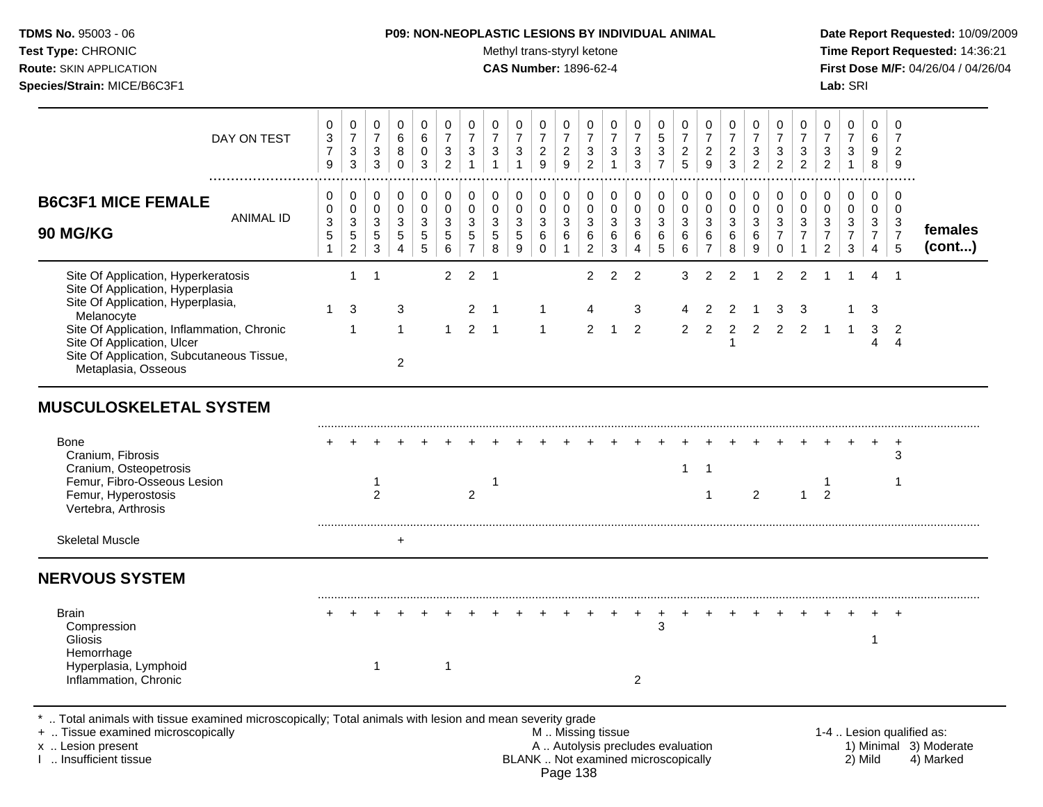**TDMS No.** 95003 - 06
**Test Type:** CHRONIC
**Route:** SKIN APPLICATION
**Species/Strain:** MICE/B6C3F1

**P09: NON-NEOPLASTIC LESIONS BY INDIVIDUAL ANIMAL**
Methyl trans-styryl ketone
**CAS Number:** 1896-62-4

**Date Report Requested:** 10/09/2009
**Time Report Requested:** 14:36:21
**First Dose M/F:** 04/26/04 / 04/26/04
**Lab:** SRI

## B6C3F1 MICE FEMALE 90 MG/KG — females (cont...)

| DAY ON TEST | 0379 | 0733 | 0733 | 0680 | 0603 | 0732 | 0731 | 0731 | 0731 | 0729 | 0729 | 0732 | 0731 | 0733 | 0537 | 0725 | 0729 | 0723 | 0732 | 0732 | 0732 | 0732 | 0731 | 0698 | 0729 |
|---|---|---|---|---|---|---|---|---|---|---|---|---|---|---|---|---|---|---|---|---|---|---|---|---|---|
| **ANIMAL ID** | 00351 | 00352 | 00353 | 00354 | 00355 | 00356 | 00357 | 00358 | 00359 | 00360 | 00361 | 00362 | 00363 | 00364 | 00365 | 00366 | 00367 | 00368 | 00369 | 00370 | 00371 | 00372 | 00373 | 00374 | 00375 |
| Site Of Application, Hyperkeratosis | | 1 | 1 | | | 2 | 2 | 1 | | | | 2 | 2 | 2 | | 3 | 2 | 2 | 1 | 2 | 2 | 1 | 1 | 4 | 1 |
| Site Of Application, Hyperplasia | | | | | | | | | | | | | | | | | | | | | | | | | |
| Site Of Application, Hyperplasia, Melanocyte | 1 | 3 | | 3 | | | 2 | 1 | | 1 | | 4 | | 3 | | 4 | 2 | 2 | 1 | 3 | 3 | | 1 | 3 | |
| Site Of Application, Inflammation, Chronic | | 1 | | 1 | | 1 | 2 | 1 | | 1 | | 2 | 1 | 2 | | 2 | 2 | 2 | 2 | 2 | 2 | 1 | 1 | 3 | 2 |
| Site Of Application, Ulcer | | | | | | | | | | | | | | | | | | 1 | | | | | | 4 | 4 |
| Site Of Application, Subcutaneous Tissue, Metaplasia, Osseous | | | | 2 | | | | | | | | | | | | | | | | | | | | | |
| **MUSCULOSKELETAL SYSTEM** | | | | | | | | | | | | | | | | | | | | | | | | | |
| Bone | + | + | + | + | + | + | + | + | + | + | + | + | + | + | + | + | + | + | + | + | + | + | + | + | + |
| Cranium, Fibrosis | | | | | | | | | | | | | | | | | | | | | | | | | 3 |
| Cranium, Osteopetrosis | | | | | | | | | | | | | | | | 1 | 1 | | | | | | | | |
| Femur, Fibro-Osseous Lesion | | | 1 | | | | | 1 | | | | | | | | | | | | | | 1 | | | 1 |
| Femur, Hyperostosis | | | 2 | | | | 2 | | | | | | | | | | 1 | | 2 | | 1 | 2 | | | |
| Vertebra, Arthrosis | | | | | | | | | | | | | | | | | | | | | | | | | |
| Skeletal Muscle | | | | + | | | | | | | | | | | | | | | | | | | | | |
| **NERVOUS SYSTEM** | | | | | | | | | | | | | | | | | | | | | | | | | |
| Brain | + | + | + | + | + | + | + | + | + | + | + | + | + | + | + | + | + | + | + | + | + | + | + | + | + |
| Compression | | | | | | | | | | | | | | | 3 | | | | | | | | | | |
| Gliosis | | | | | | | | | | | | | | | | | | | | | | | | 1 | |
| Hemorrhage | | | | | | | | | | | | | | | | | | | | | | | | | |
| Hyperplasia, Lymphoid | | | 1 | | | 1 | | | | | | | | | | | | | | | | | | | |
| Inflammation, Chronic | | | | | | | | | | | | | | 2 | | | | | | | | | | | |

\* .. Total animals with tissue examined microscopically; Total animals with lesion and mean severity grade
\+ .. Tissue examined microscopically
x .. Lesion present
I .. Insufficient tissue

M .. Missing tissue
A .. Autolysis precludes evaluation
BLANK .. Not examined microscopically

1-4 .. Lesion qualified as: 1) Minimal 2) Mild 3) Moderate 4) Marked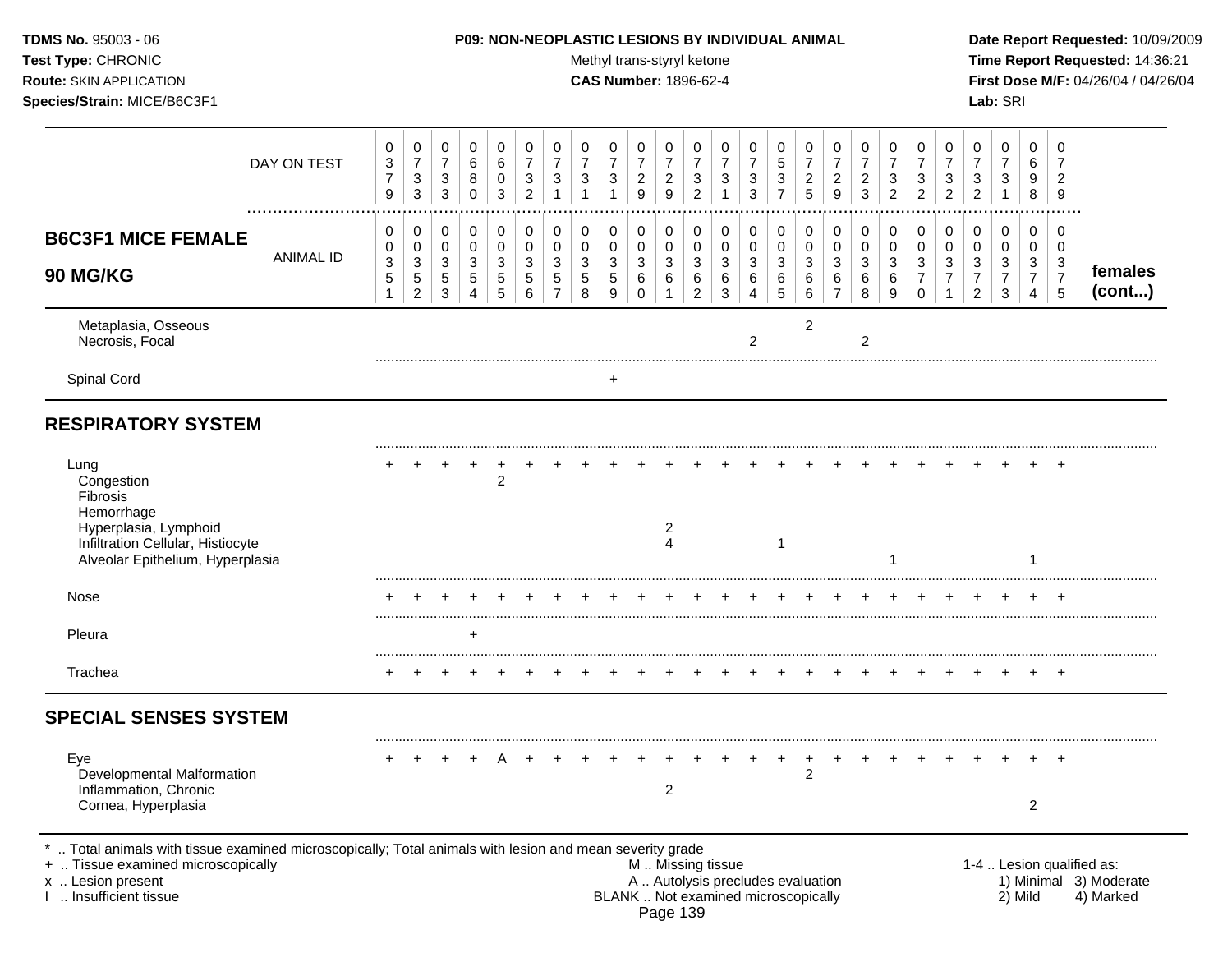**TDMS No.** 95003 - 06
**Test Type:** CHRONIC
**Route:** SKIN APPLICATION
**Species/Strain:** MICE/B6C3F1

**P09: NON-NEOPLASTIC LESIONS BY INDIVIDUAL ANIMAL**
Methyl trans-styryl ketone
**CAS Number:** 1896-62-4

**Date Report Requested:** 10/09/2009
**Time Report Requested:** 14:36:21
**First Dose M/F:** 04/26/04 / 04/26/04
**Lab:** SRI

| B6C3F1 MICE FEMALE 90 MG/KG | 0351 | 0352 | 0353 | 0354 | 0355 | 0356 | 0357 | 0358 | 0359 | 0360 | 0361 | 0362 | 0363 | 0364 | 0365 | 0366 | 0367 | 0368 | 0369 | 0370 | 0371 | 0372 | 0373 | 0374 | 0375 | females (cont...) |
|---|---|---|---|---|---|---|---|---|---|---|---|---|---|---|---|---|---|---|---|---|---|---|---|---|---|---|
| DAY ON TEST | 0379 | 0733 | 0733 | 0680 | 0603 | 0732 | 0731 | 0731 | 0731 | 0729 | 0729 | 0732 | 0731 | 0733 | 0537 | 0725 | 0729 | 0723 | 0732 | 0732 | 0732 | 0732 | 0731 | 0698 | 0729 | |
| Metaplasia, Osseous | | | | | | | | | | | | | | | | 2 | | | | | | | | | | |
| Necrosis, Focal | | | | | | | | | | | | | | 2 | | | | 2 | | | | | | | | |
| Spinal Cord | | | | | | | | | + | | | | | | | | | | | | | | | | | |
| **RESPIRATORY SYSTEM** | | | | | | | | | | | | | | | | | | | | | | | | | | |
| Lung | + | + | + | + | + | + | + | + | + | + | + | + | + | + | + | + | + | + | + | + | + | + | + | + | + | |
| Congestion | | | | | 2 | | | | | | | | | | | | | | | | | | | | | |
| Fibrosis | | | | | | | | | | | | | | | | | | | | | | | | | | |
| Hemorrhage | | | | | | | | | | | | | | | | | | | | | | | | | | |
| Hyperplasia, Lymphoid | | | | | | | | | | | 2 | | | | | | | | | | | | | | | |
| Infiltration Cellular, Histiocyte | | | | | | | | | | | 4 | | | | 1 | | | | | | | | | | | |
| Alveolar Epithelium, Hyperplasia | | | | | | | | | | | | | | | | | | | 1 | | | | | 1 | | |
| Nose | + | + | + | + | + | + | + | + | + | + | + | + | + | + | + | + | + | + | + | + | + | + | + | + | + | |
| Pleura | | | | + | | | | | | | | | | | | | | | | | | | | | | |
| Trachea | + | + | + | + | + | + | + | + | + | + | + | + | + | + | + | + | + | + | + | + | + | + | + | + | + | |
| **SPECIAL SENSES SYSTEM** | | | | | | | | | | | | | | | | | | | | | | | | | | |
| Eye | + | + | + | + | A | + | + | + | + | + | + | + | + | + | + | + | + | + | + | + | + | + | + | + | + | |
| Developmental Malformation | | | | | | | | | | | | | | | | 2 | | | | | | | | | | |
| Inflammation, Chronic | | | | | | | | | | | 2 | | | | | | | | | | | | | | | |
| Cornea, Hyperplasia | | | | | | | | | | | | | | | | | | | | | | | | 2 | | |

\* .. Total animals with tissue examined microscopically; Total animals with lesion and mean severity grade
\+ .. Tissue examined microscopically
x .. Lesion present
I .. Insufficient tissue

M .. Missing tissue
A .. Autolysis precludes evaluation
BLANK .. Not examined microscopically

1-4 .. Lesion qualified as: 1) Minimal 2) Mild 3) Moderate 4) Marked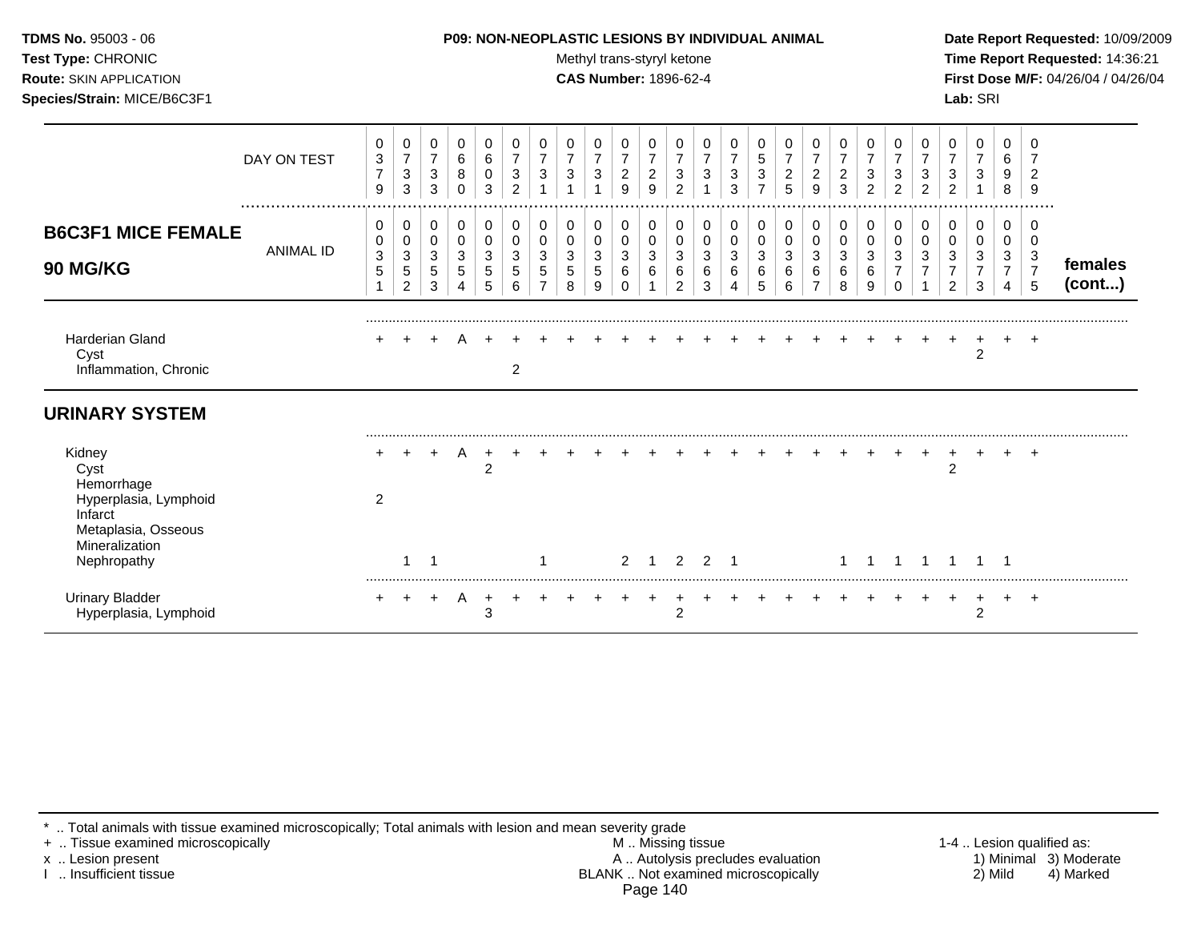## B6C3F1 MICE FEMALE 90 MG/KG

| | 1 | 2 | 3 | 4 | 5 | 6 | 7 | 8 | 9 | 10 | 11 | 12 | 13 | 14 | 15 | 16 | 17 | 18 | 19 | 20 | 21 | 22 | 23 | 24 | 25 |
|---|---|---|---|---|---|---|---|---|---|---|---|---|---|---|---|---|---|---|---|---|---|---|---|---|---|
| DAY ON TEST | 0379 | 0733 | 0733 | 0680 | 0603 | 0732 | 0731 | 0731 | 0731 | 0729 | 0729 | 0732 | 0731 | 0733 | 0537 | 0725 | 0729 | 0723 | 0732 | 0732 | 0732 | 0732 | 0731 | 0698 | 0729 |
| ANIMAL ID | 0351 | 0352 | 0353 | 0354 | 0355 | 0356 | 0357 | 0358 | 0359 | 0360 | 0361 | 0362 | 0363 | 0364 | 0365 | 0366 | 0367 | 0368 | 0369 | 0370 | 0371 | 0372 | 0373 | 0374 | 0375 |
| Harderian Gland | + | + | + | A | + | + | + | + | + | + | + | + | + | + | + | + | + | + | + | + | + | + | + | + | + |
| Cyst | | | | | | | | | | | | | | | | | | | | | | | 2 | | |
| Inflammation, Chronic | | | | | | 2 | | | | | | | | | | | | | | | | | | | |
| **URINARY SYSTEM** | | | | | | | | | | | | | | | | | | | | | | | | | |
| Kidney | + | + | + | A | + | + | + | + | + | + | + | + | + | + | + | + | + | + | + | + | + | + | + | + | + |
| Cyst | | | | | 2 | | | | | | | | | | | | | | | | | 2 | | | |
| Hemorrhage | | | | | | | | | | | | | | | | | | | | | | | | | |
| Hyperplasia, Lymphoid | 2 | | | | | | | | | | | | | | | | | | | | | | | | |
| Infarct | | | | | | | | | | | | | | | | | | | | | | | | | |
| Metaplasia, Osseous | | | | | | | | | | | | | | | | | | | | | | | | | |
| Mineralization | | | | | | | | | | | | | | | | | | | | | | | | | |
| Nephropathy | | 1 | 1 | | | | 1 | | | 2 | 1 | 2 | 2 | 1 | | | | 1 | 1 | 1 | 1 | 1 | 1 | 1 | |
| Urinary Bladder | + | + | + | A | + | + | + | + | + | + | + | + | + | + | + | + | + | + | + | + | + | + | + | + | + |
| Hyperplasia, Lymphoid | | | | | 3 | | | | | | | 2 | | | | | | | | | | | 2 | | |

* .. Total animals with tissue examined microscopically; Total animals with lesion and mean severity grade
+ .. Tissue examined microscopically
x .. Lesion present
I .. Insufficient tissue
M .. Missing tissue
A .. Autolysis precludes evaluation
BLANK .. Not examined microscopically
1-4 .. Lesion qualified as: 1) Minimal 2) Mild 3) Moderate 4) Marked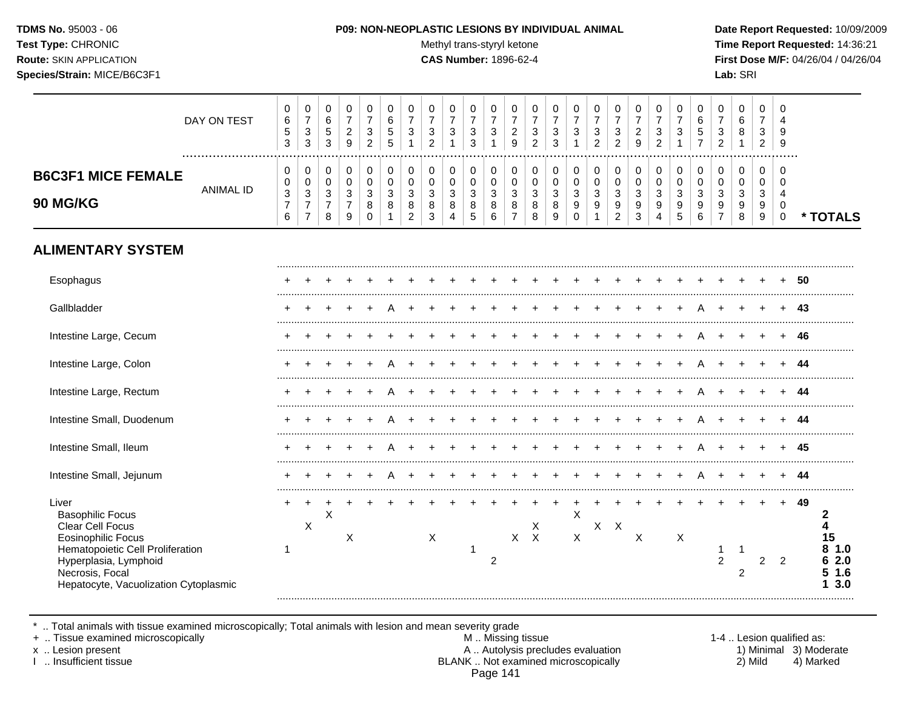**TDMS No.** 95003 - 06
**Test Type:** CHRONIC
**Route:** SKIN APPLICATION
**Species/Strain:** MICE/B6C3F1

**P09: NON-NEOPLASTIC LESIONS BY INDIVIDUAL ANIMAL**
Methyl trans-styryl ketone
**CAS Number:** 1896-62-4

**Date Report Requested:** 10/09/2009
**Time Report Requested:** 14:36:21
**First Dose M/F:** 04/26/04 / 04/26/04
**Lab:** SRI

## B6C3F1 MICE FEMALE 90 MG/KG

| DAY ON TEST | 0653 | 0733 | 0653 | 0729 | 0732 | 0655 | 0731 | 0732 | 0731 | 0733 | 0731 | 0729 | 0732 | 0733 | 0731 | 0732 | 0732 | 0729 | 0732 | 0731 | 0657 | 0732 | 0681 | 0732 | 0499 | |
|---|---|---|---|---|---|---|---|---|---|---|---|---|---|---|---|---|---|---|---|---|---|---|---|---|---|---|
| **ANIMAL ID** | 0376 | 0377 | 0378 | 0379 | 0380 | 0381 | 0382 | 0383 | 0384 | 0385 | 0386 | 0387 | 0388 | 0389 | 0390 | 0391 | 0392 | 0393 | 0394 | 0395 | 0396 | 0397 | 0398 | 0399 | 0400 | *** TOTALS** |
| **ALIMENTARY SYSTEM** | | | | | | | | | | | | | | | | | | | | | | | | | | |
| Esophagus | + | + | + | + | + | + | + | + | + | + | + | + | + | + | + | + | + | + | + | + | + | + | + | + | + | 50 |
| Gallbladder | + | + | + | + | + | A | + | + | + | + | + | + | + | + | + | + | + | + | + | + | A | + | + | + | + | 43 |
| Intestine Large, Cecum | + | + | + | + | + | + | + | + | + | + | + | + | + | + | + | + | + | + | + | + | A | + | + | + | + | 46 |
| Intestine Large, Colon | + | + | + | + | + | A | + | + | + | + | + | + | + | + | + | + | + | + | + | + | A | + | + | + | + | 44 |
| Intestine Large, Rectum | + | + | + | + | + | A | + | + | + | + | + | + | + | + | + | + | + | + | + | + | A | + | + | + | + | 44 |
| Intestine Small, Duodenum | + | + | + | + | + | A | + | + | + | + | + | + | + | + | + | + | + | + | + | + | A | + | + | + | + | 44 |
| Intestine Small, Ileum | + | + | + | + | + | A | + | + | + | + | + | + | + | + | + | + | + | + | + | + | A | + | + | + | + | 45 |
| Intestine Small, Jejunum | + | + | + | + | + | A | + | + | + | + | + | + | + | + | + | + | + | + | + | + | A | + | + | + | + | 44 |
| Liver | + | + | + | + | + | + | + | + | + | + | + | + | + | + | + | + | + | + | + | + | + | + | + | + | + | 49 |
| Basophilic Focus | | | X | | | | | | | | | | | | X | | | | | | | | | | | 2 |
| Clear Cell Focus | | X | | | | | | | | | | | X | | | X | X | | | | | | | | | 4 |
| Eosinophilic Focus | | | | X | | | | X | | | | X | X | | X | | | X | | X | | | | | | 15 |
| Hematopoietic Cell Proliferation | 1 | | | | | | | | | 1 | | | | | | | | | | | | 1 | 1 | | | 8 1.0 |
| Hyperplasia, Lymphoid | | | | | | | | | | | 2 | | | | | | | | | | | 2 | | 2 | 2 | 6 2.0 |
| Necrosis, Focal | | | | | | | | | | | | | | | | | | | | | | | 2 | | | 5 1.6 |
| Hepatocyte, Vacuolization Cytoplasmic | | | | | | | | | | | | | | | | | | | | | | | | | | 1 3.0 |

\* .. Total animals with tissue examined microscopically; Total animals with lesion and mean severity grade
+ .. Tissue examined microscopically
x .. Lesion present
I .. Insufficient tissue

M .. Missing tissue
A .. Autolysis precludes evaluation
BLANK .. Not examined microscopically

1-4 .. Lesion qualified as:
1) Minimal 3) Moderate
2) Mild 4) Marked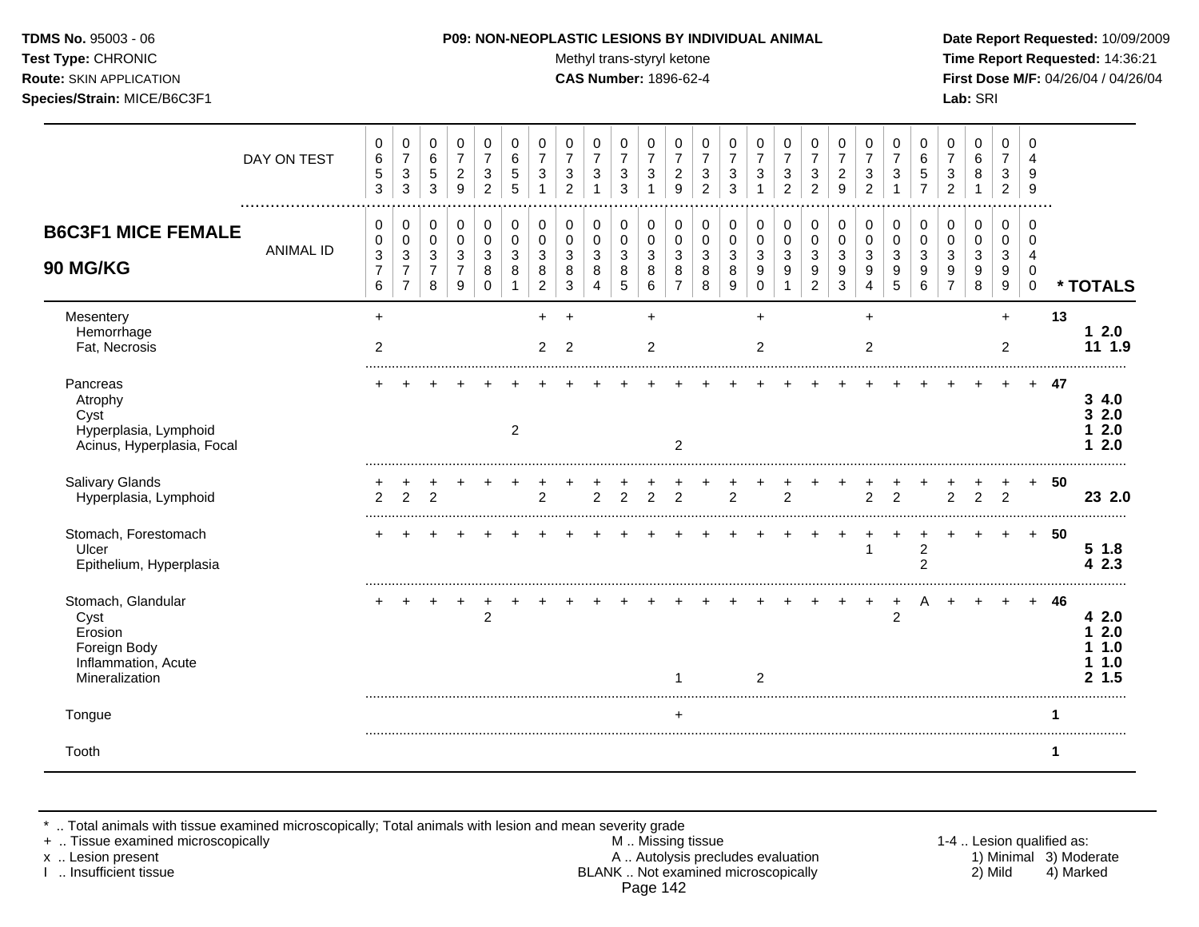**TDMS No.** 95003 - 06
**Test Type:** CHRONIC
**Route:** SKIN APPLICATION
**Species/Strain:** MICE/B6C3F1

**P09: NON-NEOPLASTIC LESIONS BY INDIVIDUAL ANIMAL**
Methyl trans-styryl ketone
**CAS Number:** 1896-62-4

**Date Report Requested:** 10/09/2009
**Time Report Requested:** 14:36:21
**First Dose M/F:** 04/26/04 / 04/26/04
**Lab:** SRI

## B6C3F1 MICE FEMALE 90 MG/KG

| DAY ON TEST | 0653 | 0733 | 0653 | 0729 | 0732 | 0655 | 0731 | 0732 | 0731 | 0733 | 0731 | 0729 | 0732 | 0733 | 0731 | 0732 | 0732 | 0729 | 0732 | 0731 | 0657 | 0732 | 0681 | 0732 | 0499 | |
|---|---|---|---|---|---|---|---|---|---|---|---|---|---|---|---|---|---|---|---|---|---|---|---|---|---|---|
| **ANIMAL ID** | 00376 | 00377 | 00378 | 00379 | 00380 | 00381 | 00382 | 00383 | 00384 | 00385 | 00386 | 00387 | 00388 | 00389 | 00390 | 00391 | 00392 | 00393 | 00394 | 00395 | 00396 | 00397 | 00398 | 00399 | 00400 | *** TOTALS** |
| Mesentery | + | | | | | | + | + | | | + | | | | + | | | | + | | | | | + | | 13 |
| Hemorrhage | | | | | | | | | | | | | | | | | | | | | | | | | | 1 2.0 |
| Fat, Necrosis | 2 | | | | | | 2 | 2 | | | 2 | | | | 2 | | | | 2 | | | | | 2 | | 11 1.9 |
| Pancreas | + | + | + | + | + | + | + | + | + | + | + | + | + | + | + | + | + | + | + | + | + | + | + | + | + | 47 |
| Atrophy | | | | | | | | | | | | | | | | | | | | | | | | | | 3 4.0 |
| Cyst | | | | | | | | | | | | | | | | | | | | | | | | | | 3 2.0 |
| Hyperplasia, Lymphoid | | | | | | 2 | | | | | | | | | | | | | | | | | | | | 1 2.0 |
| Acinus, Hyperplasia, Focal | | | | | | | | | | | | 2 | | | | | | | | | | | | | | 1 2.0 |
| Salivary Glands | + | + | + | + | + | + | + | + | + | + | + | + | + | + | + | + | + | + | + | + | + | + | + | + | + | 50 |
| Hyperplasia, Lymphoid | 2 | 2 | 2 | | | | 2 | | 2 | 2 | 2 | 2 | | 2 | | 2 | | | 2 | 2 | | 2 | 2 | 2 | | 23 2.0 |
| Stomach, Forestomach | + | + | + | + | + | + | + | + | + | + | + | + | + | + | + | + | + | + | + | + | + | + | + | + | + | 50 |
| Ulcer | | | | | | | | | | | | | | | | | | | 1 | | 2 | | | | | 5 1.8 |
| Epithelium, Hyperplasia | | | | | | | | | | | | | | | | | | | | | 2 | | | | | 4 2.3 |
| Stomach, Glandular | + | + | + | + | + | + | + | + | + | + | + | + | + | + | + | + | + | + | + | + | A | + | + | + | + | 46 |
| Cyst | | | | | 2 | | | | | | | | | | | | | | | 2 | | | | | | 4 2.0 |
| Erosion | | | | | | | | | | | | | | | | | | | | | | | | | | 1 2.0 |
| Foreign Body | | | | | | | | | | | | | | | | | | | | | | | | | | 1 1.0 |
| Inflammation, Acute | | | | | | | | | | | | | | | | | | | | | | | | | | 1 1.0 |
| Mineralization | | | | | | | | | | | | 1 | | | 2 | | | | | | | | | | | 2 1.5 |
| Tongue | | | | | | | | | | | | + | | | | | | | | | | | | | | 1 |
| Tooth | | | | | | | | | | | | | | | | | | | | | | | | | | 1 |

\* .. Total animals with tissue examined microscopically; Total animals with lesion and mean severity grade
\+ .. Tissue examined microscopically
x .. Lesion present
I .. Insufficient tissue

M .. Missing tissue
A .. Autolysis precludes evaluation
BLANK .. Not examined microscopically

1-4 .. Lesion qualified as:
1) Minimal 2) Mild 3) Moderate 4) Marked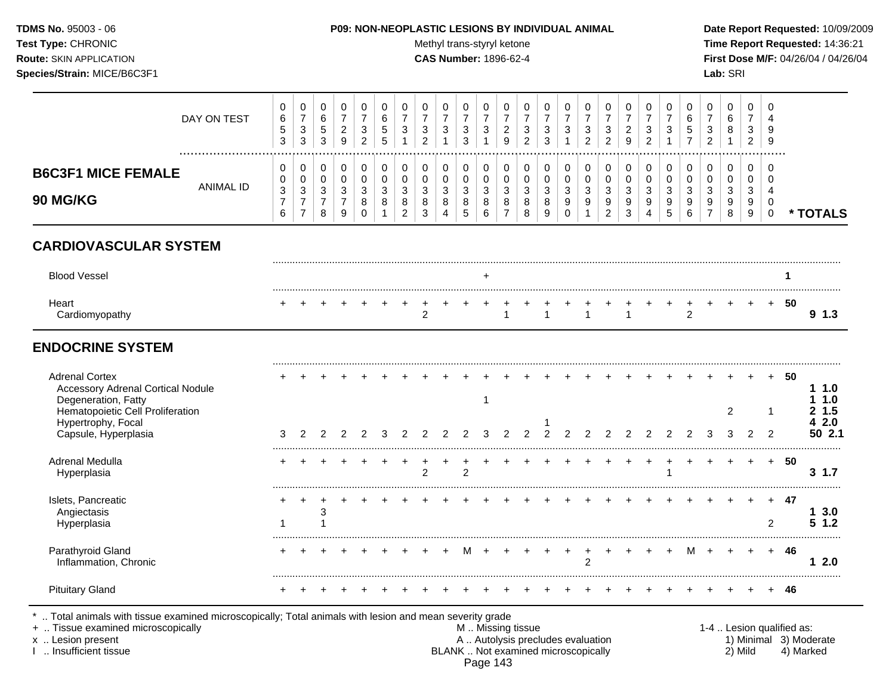**TDMS No.** 95003 - 06
**Test Type:** CHRONIC
**Route:** SKIN APPLICATION
**Species/Strain:** MICE/B6C3F1

**P09: NON-NEOPLASTIC LESIONS BY INDIVIDUAL ANIMAL**
Methyl trans-styryl ketone
**CAS Number:** 1896-62-4

**Date Report Requested:** 10/09/2009
**Time Report Requested:** 14:36:21
**First Dose M/F:** 04/26/04 / 04/26/04
**Lab:** SRI

## B6C3F1 MICE FEMALE 90 MG/KG

| | | | | | | | | | | | | | | | | | | | | | | | | | | |
|---|---|---|---|---|---|---|---|---|---|---|---|---|---|---|---|---|---|---|---|---|---|---|---|---|---|---|
| DAY ON TEST | 0653 | 0733 | 0653 | 0729 | 0732 | 0655 | 0731 | 0732 | 0731 | 0733 | 0731 | 0729 | 0732 | 0733 | 0731 | 0732 | 0732 | 0729 | 0732 | 0731 | 0657 | 0732 | 0681 | 0732 | 0499 | |
| ANIMAL ID | 0376 | 0377 | 0378 | 0379 | 0380 | 0381 | 0382 | 0383 | 0384 | 0385 | 0386 | 0387 | 0388 | 0389 | 0390 | 0391 | 0392 | 0393 | 0394 | 0395 | 0396 | 0397 | 0398 | 0399 | 0400 | * TOTALS |
| **CARDIOVASCULAR SYSTEM** | | | | | | | | | | | | | | | | | | | | | | | | | | |
| Blood Vessel | | | | | | | | | | | + | | | | | | | | | | | | | | | 1 |
| Heart | + | + | + | + | + | + | + | + | + | + | + | + | + | + | + | + | + | + | + | + | + | + | + | + | + | 50 |
| Cardiomyopathy | | | | | | | | 2 | | | | 1 | | 1 | | 1 | | 1 | | | 2 | | | | | 9 1.3 |
| **ENDOCRINE SYSTEM** | | | | | | | | | | | | | | | | | | | | | | | | | | |
| Adrenal Cortex | + | + | + | + | + | + | + | + | + | + | + | + | + | + | + | + | + | + | + | + | + | + | + | + | + | 50 |
| Accessory Adrenal Cortical Nodule | | | | | | | | | | | | | | | | | | | | | | | | | | 1 1.0 |
| Degeneration, Fatty | | | | | | | | | | | 1 | | | | | | | | | | | | | | | 1 1.0 |
| Hematopoietic Cell Proliferation | | | | | | | | | | | | | | | | | | | | | | | | 2 | 1 | 2 1.5 |
| Hypertrophy, Focal | | | | | | | | | | | | | | 1 | | | | | | | | | | | | 4 2.0 |
| Capsule, Hyperplasia | 3 | 2 | 2 | 2 | 2 | 3 | 2 | 2 | 2 | 2 | 3 | 2 | 2 | 2 | 2 | 2 | 2 | 2 | 2 | 2 | 2 | 3 | 3 | 2 | 2 | 50 2.1 |
| Adrenal Medulla | + | + | + | + | + | + | + | + | + | + | + | + | + | + | + | + | + | + | + | + | + | + | + | + | + | 50 |
| Hyperplasia | | | | | | | | 2 | | 2 | | | | | | | | | | 1 | | | | | | 3 1.7 |
| Islets, Pancreatic | + | + | + | + | + | + | + | + | + | + | + | + | + | + | + | + | + | + | + | + | + | + | + | + | + | 47 |
| Angiectasis | | | 3 | | | | | | | | | | | | | | | | | | | | | | | 1 3.0 |
| Hyperplasia | 1 | | 1 | | | | | | | | | | | | | | | | | | | | | | 2 | 5 1.2 |
| Parathyroid Gland | + | + | + | + | + | + | + | + | + | M | + | + | + | + | + | + | + | + | + | + | M | + | + | + | + | 46 |
| Inflammation, Chronic | | | | | | | | | | | | | | | | 2 | | | | | | | | | | 1 2.0 |
| Pituitary Gland | + | + | + | + | + | + | + | + | + | + | + | + | + | + | + | + | + | + | + | + | + | + | + | + | + | 46 |

\* .. Total animals with tissue examined microscopically; Total animals with lesion and mean severity grade
\+ .. Tissue examined microscopically
x .. Lesion present
I .. Insufficient tissue

M .. Missing tissue
A .. Autolysis precludes evaluation
BLANK .. Not examined microscopically

1-4 .. Lesion qualified as:
1) Minimal 3) Moderate
2) Mild 4) Marked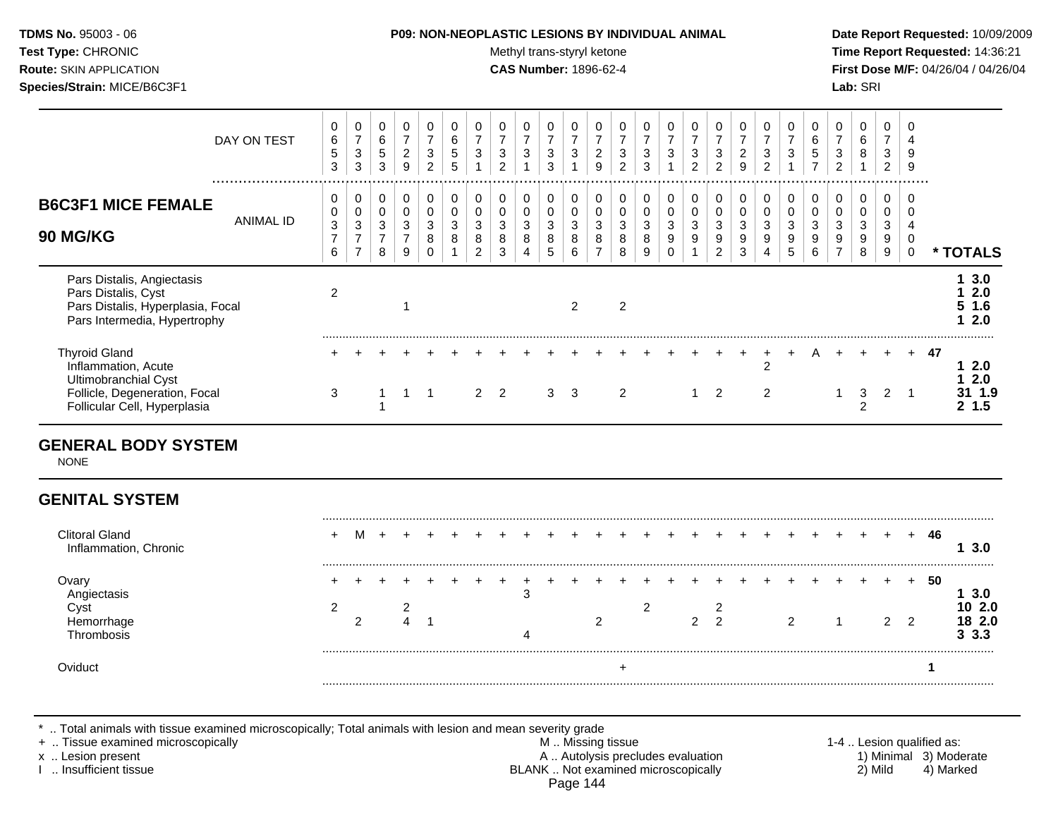**TDMS No.** 95003 - 06
**Test Type:** CHRONIC
**Route:** SKIN APPLICATION
**Species/Strain:** MICE/B6C3F1

**P09: NON-NEOPLASTIC LESIONS BY INDIVIDUAL ANIMAL**
Methyl trans-styryl ketone
**CAS Number:** 1896-62-4

**Date Report Requested:** 10/09/2009
**Time Report Requested:** 14:36:21
**First Dose M/F:** 04/26/04 / 04/26/04
**Lab:** SRI

## B6C3F1 MICE FEMALE 90 MG/KG

| DAY ON TEST | 0653 | 0733 | 0653 | 0729 | 0732 | 0655 | 0731 | 0732 | 0731 | 0733 | 0731 | 0729 | 0732 | 0733 | 0731 | 0732 | 0732 | 0729 | 0732 | 0731 | 0657 | 0732 | 0681 | 0732 | 0499 | |
|---|---|---|---|---|---|---|---|---|---|---|---|---|---|---|---|---|---|---|---|---|---|---|---|---|---|---|
| **ANIMAL ID** | 00376 | 00377 | 00378 | 00379 | 00380 | 00381 | 00382 | 00383 | 00384 | 00385 | 00386 | 00387 | 00388 | 00389 | 00390 | 00391 | 00392 | 00393 | 00394 | 00395 | 00396 | 00397 | 00398 | 00399 | 00400 | *** TOTALS** |
| Pars Distalis, Angiectasis | | | | | | | | | | | | | | | | | | | | | | | | | | **1 3.0** |
| Pars Distalis, Cyst | 2 | | | | | | | | | | | | | | | | | | | | | | | | | **1 2.0** |
| Pars Distalis, Hyperplasia, Focal | | | | 1 | | | | | | | 2 | | 2 | | | | | | | | | | | | | **5 1.6** |
| Pars Intermedia, Hypertrophy | | | | | | | | | | | | | | | | | | | | | | | | | | **1 2.0** |
| Thyroid Gland | + | + | + | + | + | + | + | + | + | + | + | + | + | + | + | + | + | + | + | + | A | + | + | + | + | **47** |
| Inflammation, Acute | | | | | | | | | | | | | | | | | | | 2 | | | | | | | **1 2.0** |
| Ultimobranchial Cyst | | | | | | | | | | | | | | | | | | | | | | | | | | **1 2.0** |
| Follicle, Degeneration, Focal | 3 | | 1 | 1 | 1 | | 2 | 2 | | 3 | 3 | | 2 | | | 1 | 2 | | 2 | | | 1 | 3 | 2 | 1 | **31 1.9** |
| Follicular Cell, Hyperplasia | | | 1 | | | | | | | | | | | | | | | | | | | | 2 | | | **2 1.5** |

## GENERAL BODY SYSTEM

NONE

## GENITAL SYSTEM

| | 00376 | 00377 | 00378 | 00379 | 00380 | 00381 | 00382 | 00383 | 00384 | 00385 | 00386 | 00387 | 00388 | 00389 | 00390 | 00391 | 00392 | 00393 | 00394 | 00395 | 00396 | 00397 | 00398 | 00399 | 00400 | *** TOTALS** |
|---|---|---|---|---|---|---|---|---|---|---|---|---|---|---|---|---|---|---|---|---|---|---|---|---|---|---|
| Clitoral Gland | + | M | + | + | + | + | + | + | + | + | + | + | + | + | + | + | + | + | + | + | + | + | + | + | + | **46** |
| Inflammation, Chronic | | | | | | | | | | | | | | | | | | | | | | | | | | **1 3.0** |
| Ovary | + | + | + | + | + | + | + | + | + | + | + | + | + | + | + | + | + | + | + | + | + | + | + | + | + | **50** |
| Angiectasis | | | | | | | | | 3 | | | | | | | | | | | | | | | | | **1 3.0** |
| Cyst | 2 | | | 2 | | | | | | | | | | 2 | | | 2 | | | | | | | | | **10 2.0** |
| Hemorrhage | | 2 | | 4 | 1 | | | | | | | 2 | | | | 2 | 2 | | | 2 | | 1 | | 2 | 2 | **18 2.0** |
| Thrombosis | | | | | | | | | 4 | | | | | | | | | | | | | | | | | **3 3.3** |
| Oviduct | | | | | | | | | | | | | + | | | | | | | | | | | | | **1** |

\* .. Total animals with tissue examined microscopically; Total animals with lesion and mean severity grade
\+ .. Tissue examined microscopically
x .. Lesion present
I .. Insufficient tissue

M .. Missing tissue
A .. Autolysis precludes evaluation
BLANK .. Not examined microscopically

1-4 .. Lesion qualified as: 1) Minimal 2) Mild 3) Moderate 4) Marked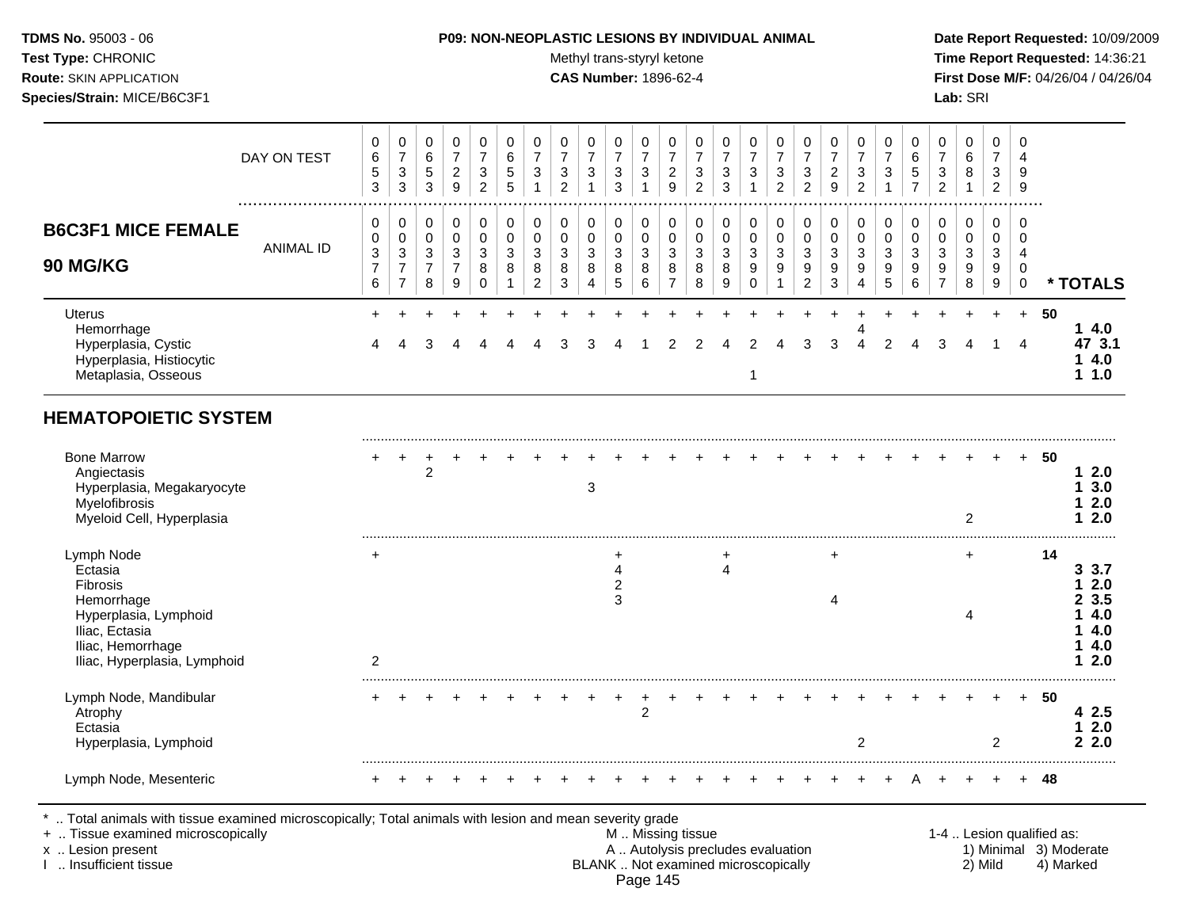**TDMS No.** 95003 - 06
**Test Type:** CHRONIC
**Route:** SKIN APPLICATION
**Species/Strain:** MICE/B6C3F1

**P09: NON-NEOPLASTIC LESIONS BY INDIVIDUAL ANIMAL**
Methyl trans-styryl ketone
**CAS Number:** 1896-62-4

**Date Report Requested:** 10/09/2009
**Time Report Requested:** 14:36:21
**First Dose M/F:** 04/26/04 / 04/26/04
**Lab:** SRI

## B6C3F1 MICE FEMALE 90 MG/KG

| DAY ON TEST | 0653 | 0733 | 0653 | 0729 | 0732 | 0655 | 0731 | 0732 | 0731 | 0733 | 0731 | 0729 | 0732 | 0733 | 0731 | 0732 | 0732 | 0729 | 0732 | 0731 | 0657 | 0732 | 0681 | 0732 | 0499 | |
|---|---|---|---|---|---|---|---|---|---|---|---|---|---|---|---|---|---|---|---|---|---|---|---|---|---|---|
| **ANIMAL ID** | 0376 | 0377 | 0378 | 0379 | 0380 | 0381 | 0382 | 0383 | 0384 | 0385 | 0386 | 0387 | 0388 | 0389 | 0390 | 0391 | 0392 | 0393 | 0394 | 0395 | 0396 | 0397 | 0398 | 0399 | 0400 | **\* TOTALS** |
| Uterus | + | + | + | + | + | + | + | + | + | + | + | + | + | + | + | + | + | + | + | + | + | + | + | + | + | 50 |
| Hemorrhage | | | | | | | | | | | | | | | | | | | 4 | | | | | | | 1 4.0 |
| Hyperplasia, Cystic | 4 | 4 | 3 | 4 | 4 | 4 | 4 | 3 | 3 | 4 | 1 | 2 | 2 | 4 | 2 | 4 | 3 | 3 | 4 | 2 | 4 | 3 | 4 | 1 | 4 | 47 3.1 |
| Hyperplasia, Histiocytic | | | | | | | | | | | | | | | | | | | | | | | | | | 1 4.0 |
| Metaplasia, Osseous | | | | | | | | | | | | | | | 1 | | | | | | | | | | | 1 1.0 |

## HEMATOPOIETIC SYSTEM

| ANIMAL ID | 0376 | 0377 | 0378 | 0379 | 0380 | 0381 | 0382 | 0383 | 0384 | 0385 | 0386 | 0387 | 0388 | 0389 | 0390 | 0391 | 0392 | 0393 | 0394 | 0395 | 0396 | 0397 | 0398 | 0399 | 0400 | **\* TOTALS** |
|---|---|---|---|---|---|---|---|---|---|---|---|---|---|---|---|---|---|---|---|---|---|---|---|---|---|---|
| Bone Marrow | + | + | + | + | + | + | + | + | + | + | + | + | + | + | + | + | + | + | + | + | + | + | + | + | + | 50 |
| Angiectasis | | | 2 | | | | | | | | | | | | | | | | | | | | | | | 1 2.0 |
| Hyperplasia, Megakaryocyte | | | | | | | | | 3 | | | | | | | | | | | | | | | | | 1 3.0 |
| Myelofibrosis | | | | | | | | | | | | | | | | | | | | | | | | | | 1 2.0 |
| Myeloid Cell, Hyperplasia | | | | | | | | | | | | | | | | | | | | | | | 2 | | | 1 2.0 |
| Lymph Node | + | | | | | | | | | + | | | | + | | | | + | | | | | + | | | 14 |
| Ectasia | | | | | | | | | | 4 | | | | 4 | | | | | | | | | | | | 3 3.7 |
| Fibrosis | | | | | | | | | | 2 | | | | | | | | | | | | | | | | 1 2.0 |
| Hemorrhage | | | | | | | | | | 3 | | | | | | | | 4 | | | | | | | | 2 3.5 |
| Hyperplasia, Lymphoid | | | | | | | | | | | | | | | | | | | | | | | 4 | | | 1 4.0 |
| Iliac, Ectasia | | | | | | | | | | | | | | | | | | | | | | | | | | 1 4.0 |
| Iliac, Hemorrhage | | | | | | | | | | | | | | | | | | | | | | | | | | 1 4.0 |
| Iliac, Hyperplasia, Lymphoid | 2 | | | | | | | | | | | | | | | | | | | | | | | | | 1 2.0 |
| Lymph Node, Mandibular | + | + | + | + | + | + | + | + | + | + | + | + | + | + | + | + | + | + | + | + | + | + | + | + | + | 50 |
| Atrophy | | | | | | | | | | | 2 | | | | | | | | | | | | | | | 4 2.5 |
| Ectasia | | | | | | | | | | | | | | | | | | | | | | | | | | 1 2.0 |
| Hyperplasia, Lymphoid | | | | | | | | | | | | | | | | | | | 2 | | | | | 2 | | 2 2.0 |
| Lymph Node, Mesenteric | + | + | + | + | + | + | + | + | + | + | + | + | + | + | + | + | + | + | + | + | A | + | + | + | + | 48 |

\* .. Total animals with tissue examined microscopically; Total animals with lesion and mean severity grade
\+ .. Tissue examined microscopically
x .. Lesion present
I .. Insufficient tissue

M .. Missing tissue
A .. Autolysis precludes evaluation
BLANK .. Not examined microscopically

1-4 .. Lesion qualified as:
1) Minimal 2) Mild 3) Moderate 4) Marked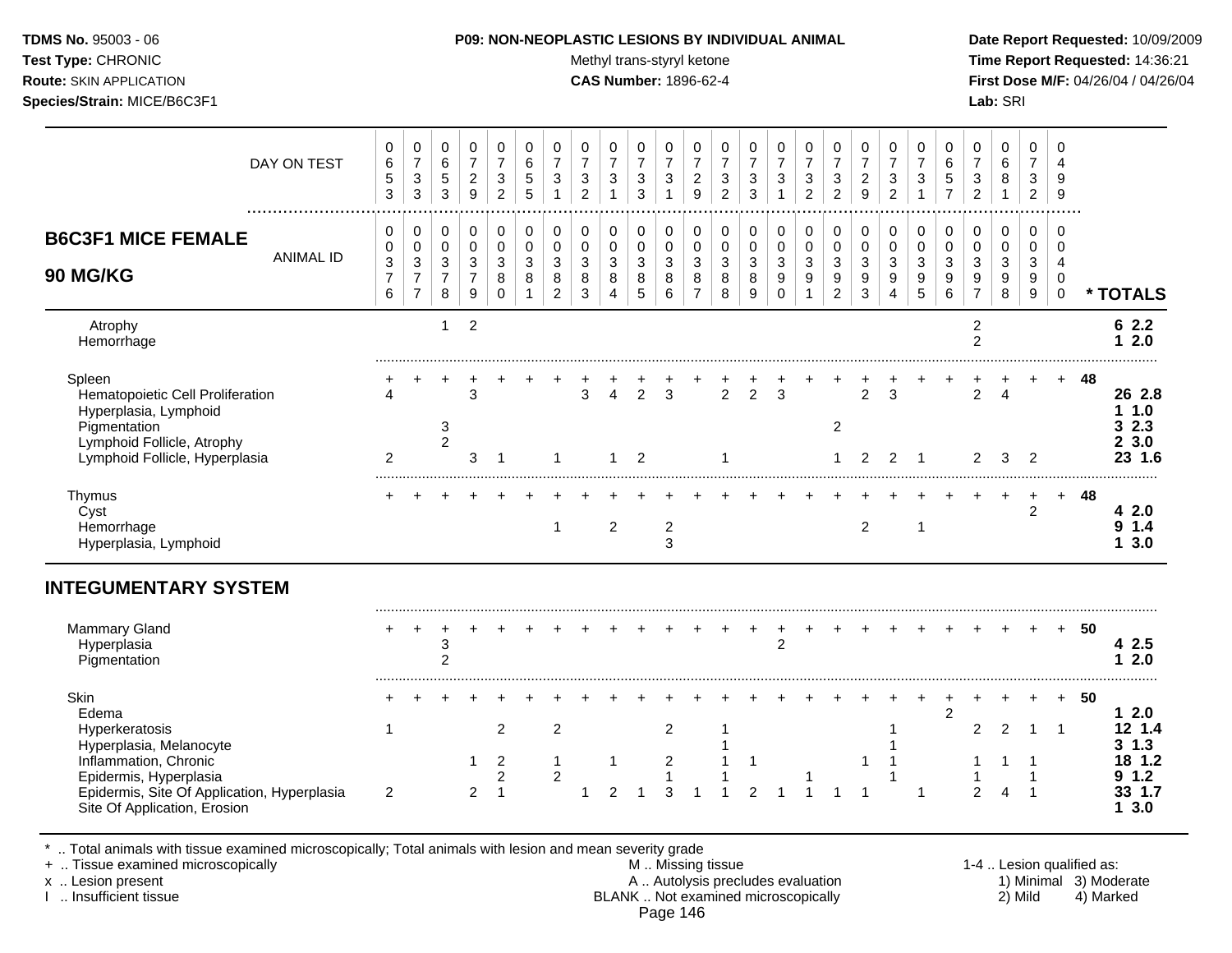**TDMS No.** 95003 - 06
**Test Type:** CHRONIC
**Route:** SKIN APPLICATION
**Species/Strain:** MICE/B6C3F1

**P09: NON-NEOPLASTIC LESIONS BY INDIVIDUAL ANIMAL**
Methyl trans-styryl ketone
**CAS Number:** 1896-62-4

**Date Report Requested:** 10/09/2009
**Time Report Requested:** 14:36:21
**First Dose M/F:** 04/26/04 / 04/26/04
**Lab:** SRI

## B6C3F1 MICE FEMALE 90 MG/KG

| | | | | | | | | | | | | | | | | | | | | | | | | | | |
|---|---|---|---|---|---|---|---|---|---|---|---|---|---|---|---|---|---|---|---|---|---|---|---|---|---|---|
| DAY ON TEST | 0653 | 0733 | 0653 | 0729 | 0732 | 0655 | 0731 | 0732 | 0731 | 0733 | 0731 | 0729 | 0732 | 0733 | 0731 | 0732 | 0732 | 0729 | 0732 | 0731 | 0657 | 0732 | 0681 | 0732 | 0499 | |
| ANIMAL ID | 0376 | 0377 | 0378 | 0379 | 0380 | 0381 | 0382 | 0383 | 0384 | 0385 | 0386 | 0387 | 0388 | 0389 | 0390 | 0391 | 0392 | 0393 | 0394 | 0395 | 0396 | 0397 | 0398 | 0399 | 0400 | * TOTALS |
| Atrophy | | | 1 | 2 | | | | | | | | | | | | | | | | | | 2 | | | | 6 2.2 |
| Hemorrhage | | | | | | | | | | | | | | | | | | | | | | 2 | | | | 1 2.0 |
| Spleen | + | + | + | + | + | + | + | + | + | + | + | + | + | + | + | + | + | + | + | + | + | + | + | + | + | 48 |
| Hematopoietic Cell Proliferation | 4 | | | 3 | | | | 3 | 4 | 2 | 3 | | 2 | 2 | 3 | | | 2 | 3 | | | 2 | 4 | | | 26 2.8 |
| Hyperplasia, Lymphoid | | | | | | | | | | | | | | | | | | | | | | | | | | 1 1.0 |
| Pigmentation | | | 3 | | | | | | | | | | | | | | 2 | | | | | | | | | 3 2.3 |
| Lymphoid Follicle, Atrophy | | | 2 | | | | | | | | | | | | | | | | | | | | | | | 2 3.0 |
| Lymphoid Follicle, Hyperplasia | 2 | | | 3 | 1 | | 1 | | 1 | 2 | | | 1 | | | | 1 | 2 | 2 | 1 | | 2 | 3 | 2 | | 23 1.6 |
| Thymus | + | + | + | + | + | + | + | + | + | + | + | + | + | + | + | + | + | + | + | + | + | + | + | + | + | 48 |
| Cyst | | | | | | | | | | | | | | | | | | | | | | | | 2 | | 4 2.0 |
| Hemorrhage | | | | | | | 1 | | 2 | | 2 | | | | | | | 2 | | 1 | | | | | | 9 1.4 |
| Hyperplasia, Lymphoid | | | | | | | | | | | 3 | | | | | | | | | | | | | | | 1 3.0 |
| **INTEGUMENTARY SYSTEM** | | | | | | | | | | | | | | | | | | | | | | | | | | |
| Mammary Gland | + | + | + | + | + | + | + | + | + | + | + | + | + | + | + | + | + | + | + | + | + | + | + | + | + | 50 |
| Hyperplasia | | | 3 | | | | | | | | | | | | 2 | | | | | | | | | | | 4 2.5 |
| Pigmentation | | | 2 | | | | | | | | | | | | | | | | | | | | | | | 1 2.0 |
| Skin | + | + | + | + | + | + | + | + | + | + | + | + | + | + | + | + | + | + | + | + | + | + | + | + | + | 50 |
| Edema | | | | | | | | | | | | | | | | | | | | | 2 | | | | | 1 2.0 |
| Hyperkeratosis | 1 | | | | 2 | | 2 | | | | 2 | | 1 | | | | | | 1 | | | 2 | 2 | 1 | 1 | 12 1.4 |
| Hyperplasia, Melanocyte | | | | | | | | | | | | | 1 | | | | | | 1 | | | | | | | 3 1.3 |
| Inflammation, Chronic | | | | 1 | 2 | | 1 | | 1 | | 2 | | 1 | 1 | | | | 1 | 1 | | | 1 | 1 | 1 | | 18 1.2 |
| Epidermis, Hyperplasia | | | | | 2 | | 2 | | | | 1 | | 1 | | | 1 | | | 1 | | | 1 | | 1 | | 9 1.2 |
| Epidermis, Site Of Application, Hyperplasia | 2 | | | 2 | 1 | | | 1 | 2 | 1 | 3 | 1 | 1 | 2 | 1 | 1 | 1 | 1 | | 1 | | 2 | 4 | 1 | | 33 1.7 |
| Site Of Application, Erosion | | | | | | | | | | | | | | | | | | | | | | | | | | 1 3.0 |

\* .. Total animals with tissue examined microscopically; Total animals with lesion and mean severity grade
\+ .. Tissue examined microscopically
x .. Lesion present
I .. Insufficient tissue

M .. Missing tissue
A .. Autolysis precludes evaluation
BLANK .. Not examined microscopically

1-4 .. Lesion qualified as: 1) Minimal 2) Mild 3) Moderate 4) Marked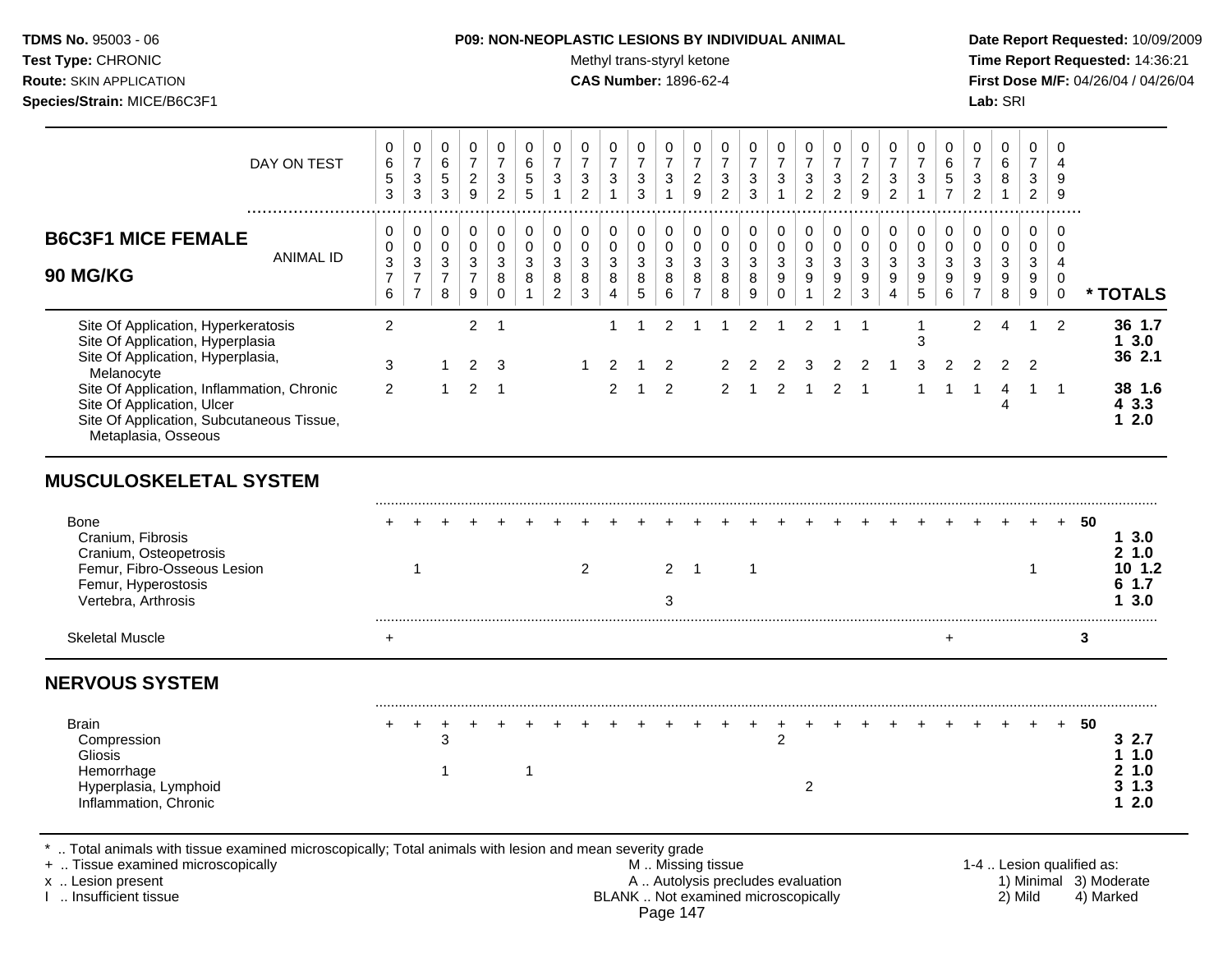**TDMS No.** 95003 - 06
**Test Type:** CHRONIC
**Route:** SKIN APPLICATION
**Species/Strain:** MICE/B6C3F1

**P09: NON-NEOPLASTIC LESIONS BY INDIVIDUAL ANIMAL**
Methyl trans-styryl ketone
**CAS Number:** 1896-62-4

**Date Report Requested:** 10/09/2009
**Time Report Requested:** 14:36:21
**First Dose M/F:** 04/26/04 / 04/26/04
**Lab:** SRI

## B6C3F1 MICE FEMALE 90 MG/KG

| DAY ON TEST | 0653 | 0733 | 0653 | 0729 | 0732 | 0655 | 0731 | 0732 | 0731 | 0733 | 0731 | 0729 | 0732 | 0733 | 0731 | 0732 | 0732 | 0729 | 0732 | 0731 | 0657 | 0732 | 0681 | 0732 | 0499 | |
|---|---|---|---|---|---|---|---|---|---|---|---|---|---|---|---|---|---|---|---|---|---|---|---|---|---|---|
| ANIMAL ID | 0003376 | 0003377 | 0003378 | 0003379 | 0003380 | 0003381 | 0003382 | 0003383 | 0003384 | 0003385 | 0003386 | 0003387 | 0003388 | 0003389 | 0003390 | 0003391 | 0003392 | 0003393 | 0003394 | 0003395 | 0003396 | 0003397 | 0003398 | 0003399 | 0004000 | * TOTALS |
| Site Of Application, Hyperkeratosis | 2 | | | 2 | 1 | | | | 1 | 1 | 2 | 1 | 1 | 2 | 1 | 2 | 1 | 1 | | 1 | | 2 | 4 | 1 | 2 | **36 1.7** |
| Site Of Application, Hyperplasia | | | | | | | | | | | | | | | | | | | | 3 | | | | | | **1 3.0** |
| Site Of Application, Hyperplasia, Melanocyte | 3 | | 1 | 2 | 3 | | | 1 | 2 | 1 | 2 | | 2 | 2 | 2 | 3 | 2 | 2 | 1 | 3 | 2 | 2 | 2 | 2 | | **36 2.1** |
| Site Of Application, Inflammation, Chronic | 2 | | 1 | 2 | 1 | | | | 2 | 1 | 2 | | 2 | 1 | 2 | 1 | 2 | 1 | | 1 | 1 | 1 | 4 | 1 | 1 | **38 1.6** |
| Site Of Application, Ulcer | | | | | | | | | | | | | | | | | | | | | | | 4 | | | **4 3.3** |
| Site Of Application, Subcutaneous Tissue, Metaplasia, Osseous | | | | | | | | | | | | | | | | | | | | | | | | | | **1 2.0** |
| **MUSCULOSKELETAL SYSTEM** | | | | | | | | | | | | | | | | | | | | | | | | | | |
| Bone | + | + | + | + | + | + | + | + | + | + | + | + | + | + | + | + | + | + | + | + | + | + | + | + | + | **50** |
| Cranium, Fibrosis | | | | | | | | | | | | | | | | | | | | | | | | | | **1 3.0** |
| Cranium, Osteopetrosis | | | | | | | | | | | | | | | | | | | | | | | | | | **2 1.0** |
| Femur, Fibro-Osseous Lesion | | 1 | | | | | | 2 | | | 2 | 1 | | 1 | | | | | | | | | | 1 | | **10 1.2** |
| Femur, Hyperostosis | | | | | | | | | | | | | | | | | | | | | | | | | | **6 1.7** |
| Vertebra, Arthrosis | | | | | | | | | | | 3 | | | | | | | | | | | | | | | **1 3.0** |
| Skeletal Muscle | + | | | | | | | | | | | | | | | | | | | | + | | | | | **3** |
| **NERVOUS SYSTEM** | | | | | | | | | | | | | | | | | | | | | | | | | | |
| Brain | + | + | + | + | + | + | + | + | + | + | + | + | + | + | + | + | + | + | + | + | + | + | + | + | + | **50** |
| Compression | | | 3 | | | | | | | | | | | | 2 | | | | | | | | | | | **3 2.7** |
| Gliosis | | | | | | | | | | | | | | | | | | | | | | | | | | **1 1.0** |
| Hemorrhage | | | 1 | | | 1 | | | | | | | | | | | | | | | | | | | | **2 1.0** |
| Hyperplasia, Lymphoid | | | | | | | | | | | | | | | | 2 | | | | | | | | | | **3 1.3** |
| Inflammation, Chronic | | | | | | | | | | | | | | | | | | | | | | | | | | **1 2.0** |

\* .. Total animals with tissue examined microscopically; Total animals with lesion and mean severity grade
\+ .. Tissue examined microscopically
x .. Lesion present
I .. Insufficient tissue

M .. Missing tissue
A .. Autolysis precludes evaluation
BLANK .. Not examined microscopically

1-4 .. Lesion qualified as:
1) Minimal 2) Mild 3) Moderate 4) Marked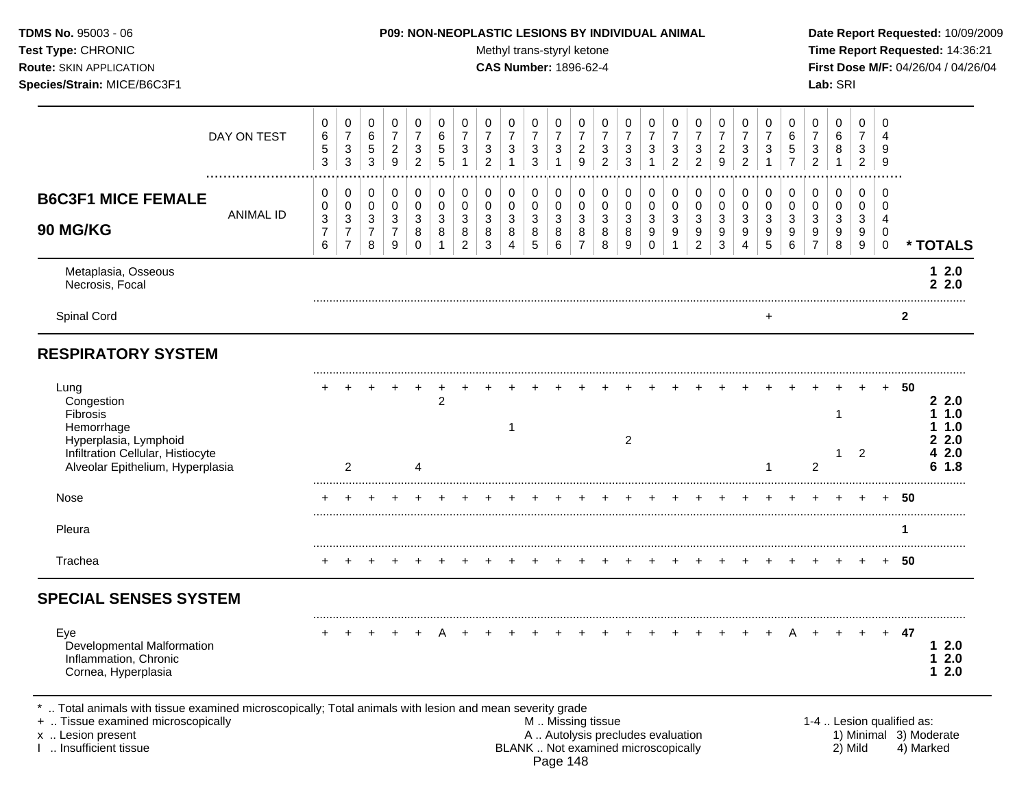**TDMS No.** 95003 - 06
**Test Type:** CHRONIC
**Route:** SKIN APPLICATION
**Species/Strain:** MICE/B6C3F1

**P09: NON-NEOPLASTIC LESIONS BY INDIVIDUAL ANIMAL**
Methyl trans-styryl ketone
**CAS Number:** 1896-62-4

**Date Report Requested:** 10/09/2009
**Time Report Requested:** 14:36:21
**First Dose M/F:** 04/26/04 / 04/26/04
**Lab:** SRI

## B6C3F1 MICE FEMALE 90 MG/KG

| | | | | | | | | | | | | | | | | | | | | | | | | | | |
|---|---|---|---|---|---|---|---|---|---|---|---|---|---|---|---|---|---|---|---|---|---|---|---|---|---|---|
| DAY ON TEST | 0653 | 0733 | 0653 | 0729 | 0732 | 0655 | 0731 | 0732 | 0731 | 0733 | 0731 | 0729 | 0732 | 0733 | 0731 | 0732 | 0732 | 0729 | 0732 | 0731 | 0657 | 0732 | 0681 | 0732 | 0499 | |
| ANIMAL ID | 0376 | 0377 | 0378 | 0379 | 0380 | 0381 | 0382 | 0383 | 0384 | 0385 | 0386 | 0387 | 0388 | 0389 | 0390 | 0391 | 0392 | 0393 | 0394 | 0395 | 0396 | 0397 | 0398 | 0399 | 0400 | * TOTALS |
| Metaplasia, Osseous | | | | | | | | | | | | | | | | | | | | | | | | | | 1 2.0 |
| Necrosis, Focal | | | | | | | | | | | | | | | | | | | | | | | | | | 2 2.0 |
| Spinal Cord | | | | | | | | | | | | | | | | | | | | + | | | | | | 2 |
| **RESPIRATORY SYSTEM** | | | | | | | | | | | | | | | | | | | | | | | | | | |
| Lung | + | + | + | + | + | + | + | + | + | + | + | + | + | + | + | + | + | + | + | + | + | + | + | + | + | 50 |
| Congestion | | | | | | 2 | | | | | | | | | | | | | | | | | | | | 2 2.0 |
| Fibrosis | | | | | | | | | | | | | | | | | | | | | | | 1 | | | 1 1.0 |
| Hemorrhage | | | | | | | | | 1 | | | | | | | | | | | | | | | | | 1 1.0 |
| Hyperplasia, Lymphoid | | | | | | | | | | | | | | 2 | | | | | | | | | | | | 2 2.0 |
| Infiltration Cellular, Histiocyte | | | | | | | | | | | | | | | | | | | | | | | 1 | 2 | | 4 2.0 |
| Alveolar Epithelium, Hyperplasia | | 2 | | | 4 | | | | | | | | | | | | | | | 1 | | 2 | | | | 6 1.8 |
| Nose | + | + | + | + | + | + | + | + | + | + | + | + | + | + | + | + | + | + | + | + | + | + | + | + | + | 50 |
| Pleura | | | | | | | | | | | | | | | | | | | | | | | | | | 1 |
| Trachea | + | + | + | + | + | + | + | + | + | + | + | + | + | + | + | + | + | + | + | + | + | + | + | + | + | 50 |
| **SPECIAL SENSES SYSTEM** | | | | | | | | | | | | | | | | | | | | | | | | | | |
| Eye | + | + | + | + | + | A | + | + | + | + | + | + | + | + | + | + | + | + | + | + | A | + | + | + | + | 47 |
| Developmental Malformation | | | | | | | | | | | | | | | | | | | | | | | | | | 1 2.0 |
| Inflammation, Chronic | | | | | | | | | | | | | | | | | | | | | | | | | | 1 2.0 |
| Cornea, Hyperplasia | | | | | | | | | | | | | | | | | | | | | | | | | | 1 2.0 |

\* .. Total animals with tissue examined microscopically; Total animals with lesion and mean severity grade
\+ .. Tissue examined microscopically
x .. Lesion present
I .. Insufficient tissue

M .. Missing tissue
A .. Autolysis precludes evaluation
BLANK .. Not examined microscopically

1-4 .. Lesion qualified as:
1) Minimal 2) Mild 3) Moderate 4) Marked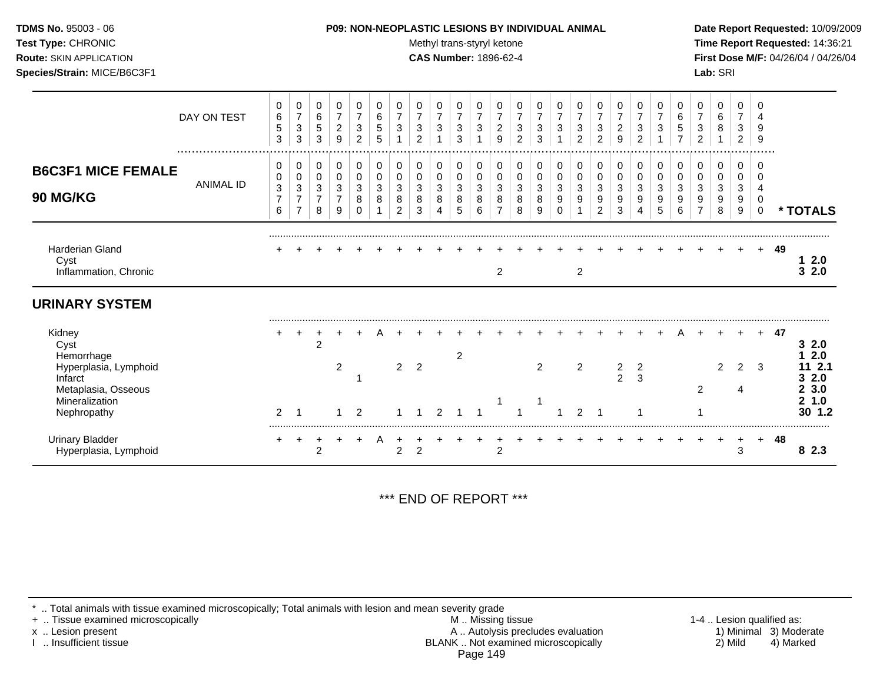**P09: NON-NEOPLASTIC LESIONS BY INDIVIDUAL ANIMAL**

Methyl trans-styryl ketone
**CAS Number:** 1896-62-4

**TDMS No.** 95003 - 06
**Test Type:** CHRONIC
**Route:** SKIN APPLICATION
**Species/Strain:** MICE/B6C3F1

**Date Report Requested:** 10/09/2009
**Time Report Requested:** 14:36:21
**First Dose M/F:** 04/26/04 / 04/26/04
**Lab:** SRI

## B6C3F1 MICE FEMALE 90 MG/KG

| DAY ON TEST | 0653 | 0733 | 0653 | 0729 | 0732 | 0655 | 0731 | 0732 | 0731 | 0733 | 0731 | 0729 | 0732 | 0733 | 0731 | 0732 | 0732 | 0729 | 0732 | 0731 | 0657 | 0732 | 0681 | 0732 | 0499 | |
|---|---|---|---|---|---|---|---|---|---|---|---|---|---|---|---|---|---|---|---|---|---|---|---|---|---|---|
| **ANIMAL ID** | 0376 | 0377 | 0378 | 0379 | 0380 | 0381 | 0382 | 0383 | 0384 | 0385 | 0386 | 0387 | 0388 | 0389 | 0390 | 0391 | 0392 | 0393 | 0394 | 0395 | 0396 | 0397 | 0398 | 0399 | 0400 | *** TOTALS** |
| Harderian Gland | + | + | + | + | + | + | + | + | + | + | + | + | + | + | + | + | + | + | + | + | + | + | + | + | + | **49** |
| Cyst | | | | | | | | | | | | | | | | | | | | | | | | | | **1 2.0** |
| Inflammation, Chronic | | | | | | | | | | | | 2 | | | | 2 | | | | | | | | | | **3 2.0** |

## URINARY SYSTEM

| DAY ON TEST | 0653 | 0733 | 0653 | 0729 | 0732 | 0655 | 0731 | 0732 | 0731 | 0733 | 0731 | 0729 | 0732 | 0733 | 0731 | 0732 | 0732 | 0729 | 0732 | 0731 | 0657 | 0732 | 0681 | 0732 | 0499 | |
|---|---|---|---|---|---|---|---|---|---|---|---|---|---|---|---|---|---|---|---|---|---|---|---|---|---|---|
| **ANIMAL ID** | 0376 | 0377 | 0378 | 0379 | 0380 | 0381 | 0382 | 0383 | 0384 | 0385 | 0386 | 0387 | 0388 | 0389 | 0390 | 0391 | 0392 | 0393 | 0394 | 0395 | 0396 | 0397 | 0398 | 0399 | 0400 | *** TOTALS** |
| Kidney | + | + | + | + | + | A | + | + | + | + | + | + | + | + | + | + | + | + | + | + | A | + | + | + | + | **47** |
| Cyst | | | 2 | | | | | | | | | | | | | | | | | | | | | | | **3 2.0** |
| Hemorrhage | | | | | | | | | | 2 | | | | | | | | | | | | | | | | **1 2.0** |
| Hyperplasia, Lymphoid | | | | 2 | | | 2 | 2 | | | | | | 2 | | 2 | | 2 | 2 | | | | 2 | 2 | 3 | **11 2.1** |
| Infarct | | | | | 1 | | | | | | | | | | | | | 2 | 3 | | | | | | | **3 2.0** |
| Metaplasia, Osseous | | | | | | | | | | | | | | | | | | | | | | 2 | | 4 | | **2 3.0** |
| Mineralization | | | | | | | | | | | | 1 | | 1 | | | | | | | | | | | | **2 1.0** |
| Nephropathy | 2 | 1 | | 1 | 2 | | 1 | 1 | 2 | 1 | 1 | | 1 | | 1 | 2 | 1 | | 1 | | | 1 | | | | **30 1.2** |
| Urinary Bladder | + | + | + | + | + | A | + | + | + | + | + | + | + | + | + | + | + | + | + | + | + | + | + | + | + | **48** |
| Hyperplasia, Lymphoid | | | 2 | | | | 2 | 2 | | | | 2 | | | | | | | | | | | | 3 | | **8 2.3** |

*** END OF REPORT ***

* .. Total animals with tissue examined microscopically; Total animals with lesion and mean severity grade
+ .. Tissue examined microscopically
x .. Lesion present
I .. Insufficient tissue

M .. Missing tissue
A .. Autolysis precludes evaluation
BLANK .. Not examined microscopically

1-4 .. Lesion qualified as:
1) Minimal 2) Mild 3) Moderate 4) Marked